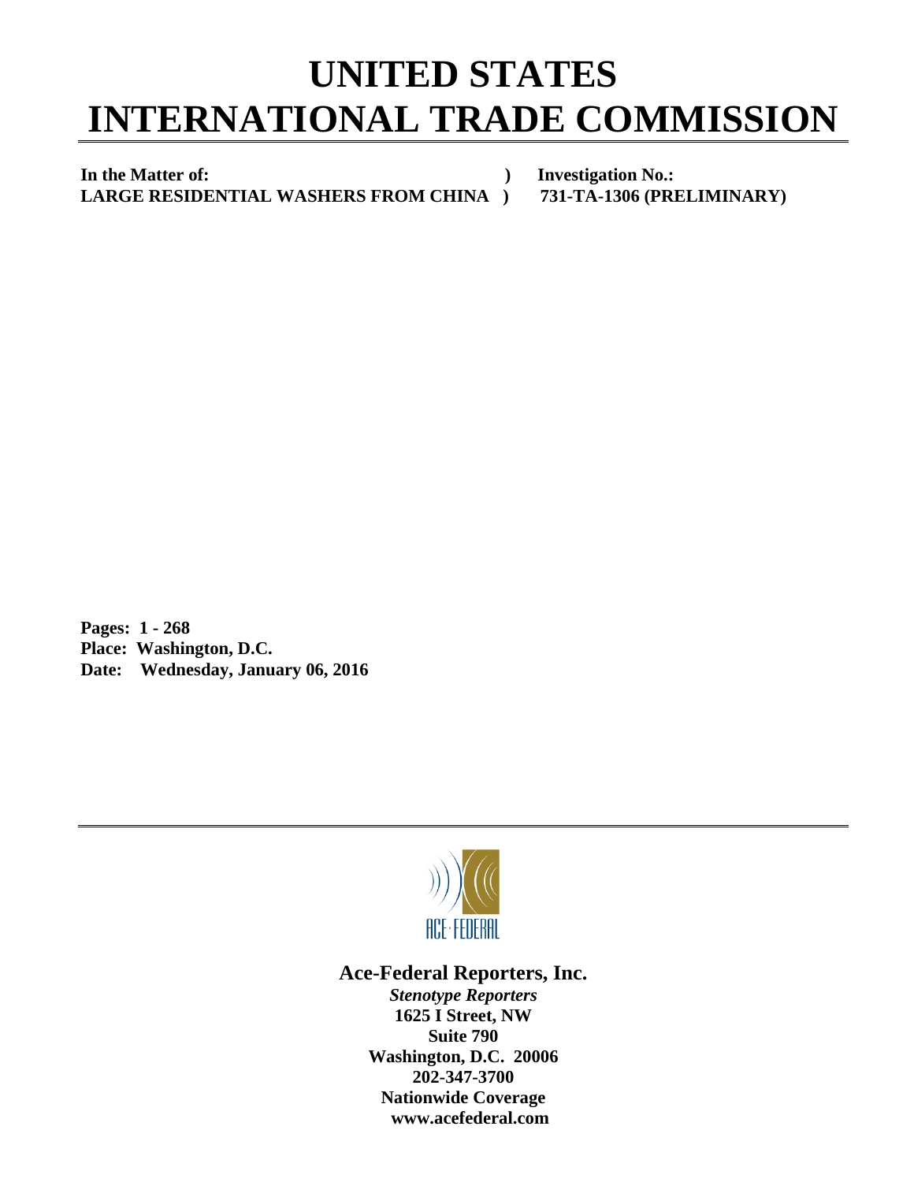# UNITED STATES
# INTERNATIONAL TRADE COMMISSION

| | | |
|---|---|---|
| **In the Matter of:** | **)** | **Investigation No.:** |
| **LARGE RESIDENTIAL WASHERS FROM CHINA** | **)** | **731-TA-1306 (PRELIMINARY)** |

**Pages: 1 - 268**
**Place: Washington, D.C.**
**Date: Wednesday, January 06, 2016**

ACE·FEDERAL

**Ace-Federal Reporters, Inc.**

***Stenotype Reporters***
**1625 I Street, NW**
**Suite 790**
**Washington, D.C. 20006**
**202-347-3700**
**Nationwide Coverage**
**www.acefederal.com**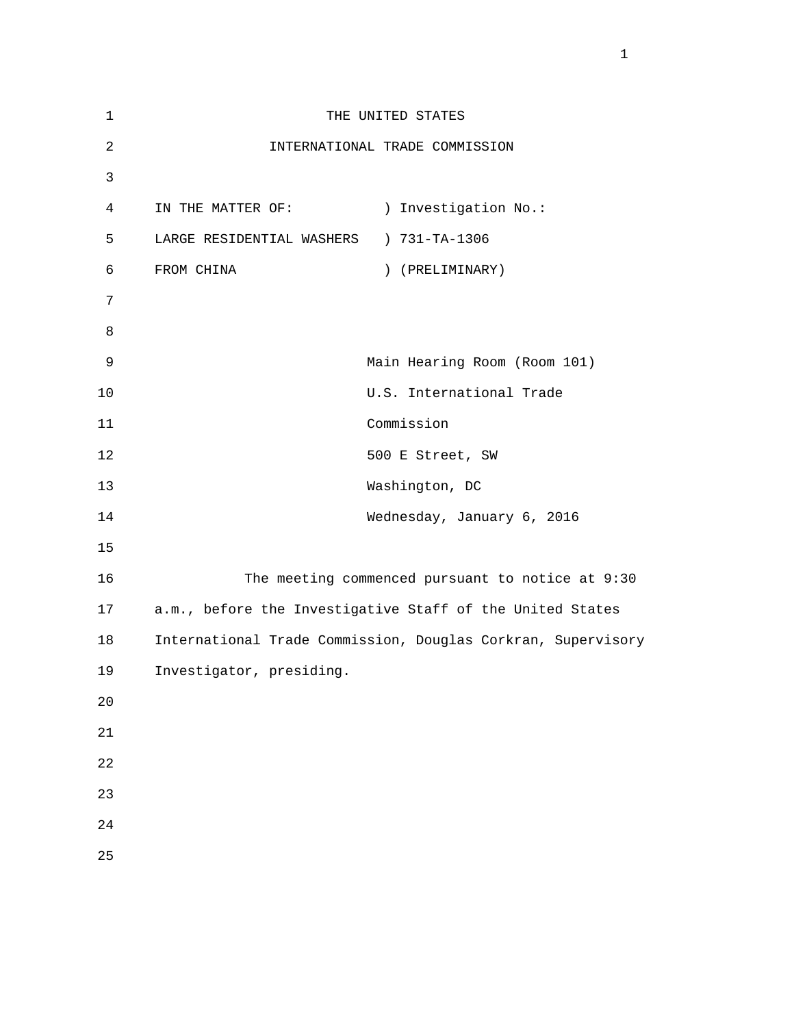THE UNITED STATES

INTERNATIONAL TRADE COMMISSION

IN THE MATTER OF: ) Investigation No.:
LARGE RESIDENTIAL WASHERS ) 731-TA-1306
FROM CHINA ) (PRELIMINARY)

Main Hearing Room (Room 101)
U.S. International Trade
Commission
500 E Street, SW
Washington, DC
Wednesday, January 6, 2016

The meeting commenced pursuant to notice at 9:30 a.m., before the Investigative Staff of the United States International Trade Commission, Douglas Corkran, Supervisory Investigator, presiding.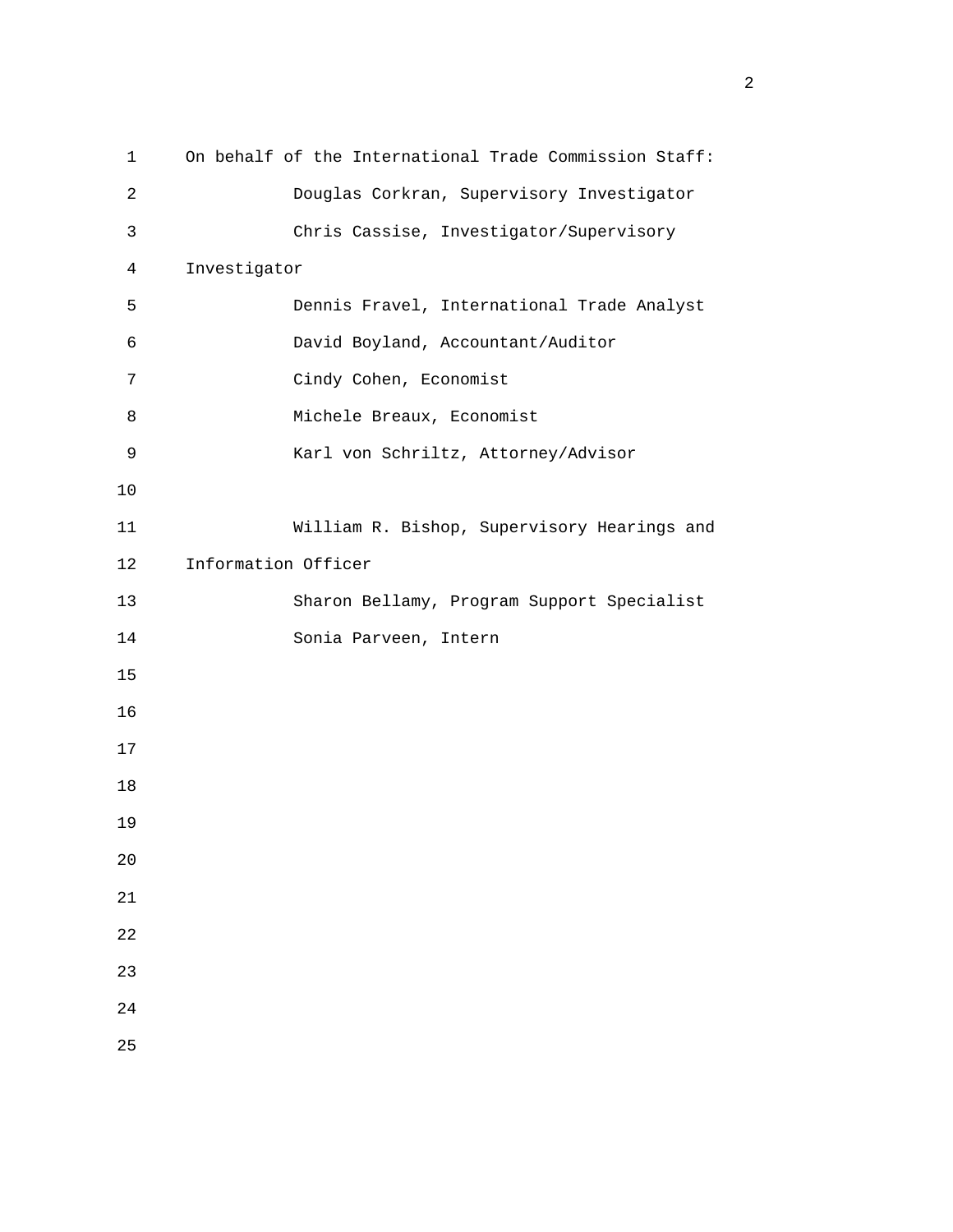On behalf of the International Trade Commission Staff:

Douglas Corkran, Supervisory Investigator

Chris Cassise, Investigator/Supervisory Investigator

Dennis Fravel, International Trade Analyst

David Boyland, Accountant/Auditor

Cindy Cohen, Economist

Michele Breaux, Economist

Karl von Schriltz, Attorney/Advisor

William R. Bishop, Supervisory Hearings and Information Officer

Sharon Bellamy, Program Support Specialist

Sonia Parveen, Intern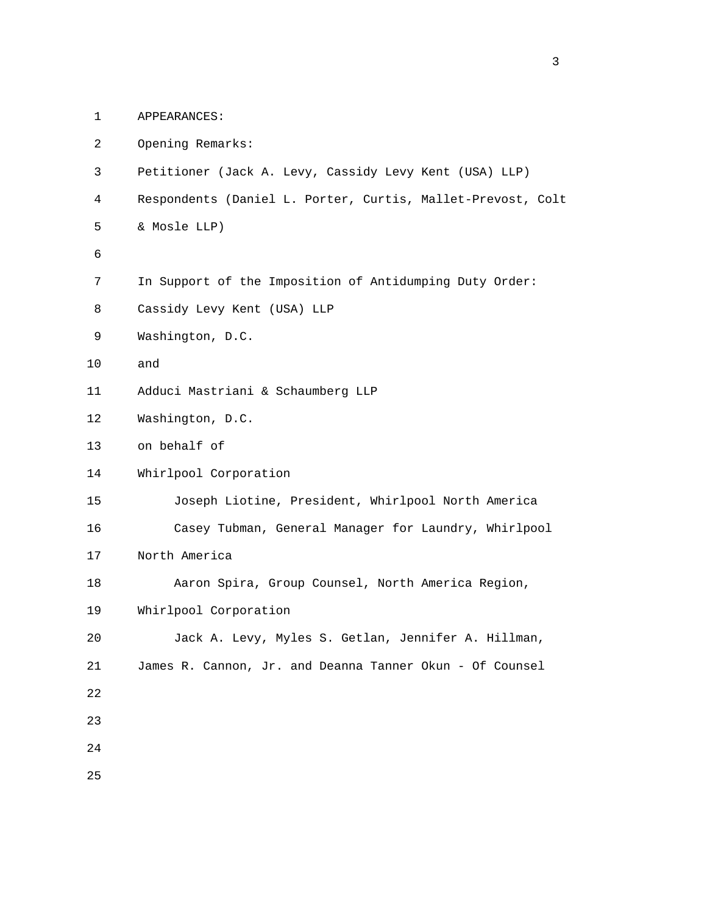APPEARANCES:

Opening Remarks:

Petitioner (Jack A. Levy, Cassidy Levy Kent (USA) LLP)

Respondents (Daniel L. Porter, Curtis, Mallet-Prevost, Colt & Mosle LLP)

In Support of the Imposition of Antidumping Duty Order:

Cassidy Levy Kent (USA) LLP

Washington, D.C.

and

Adduci Mastriani & Schaumberg LLP

Washington, D.C.

on behalf of

Whirlpool Corporation

Joseph Liotine, President, Whirlpool North America

Casey Tubman, General Manager for Laundry, Whirlpool North America

Aaron Spira, Group Counsel, North America Region, Whirlpool Corporation

Jack A. Levy, Myles S. Getlan, Jennifer A. Hillman, James R. Cannon, Jr. and Deanna Tanner Okun - Of Counsel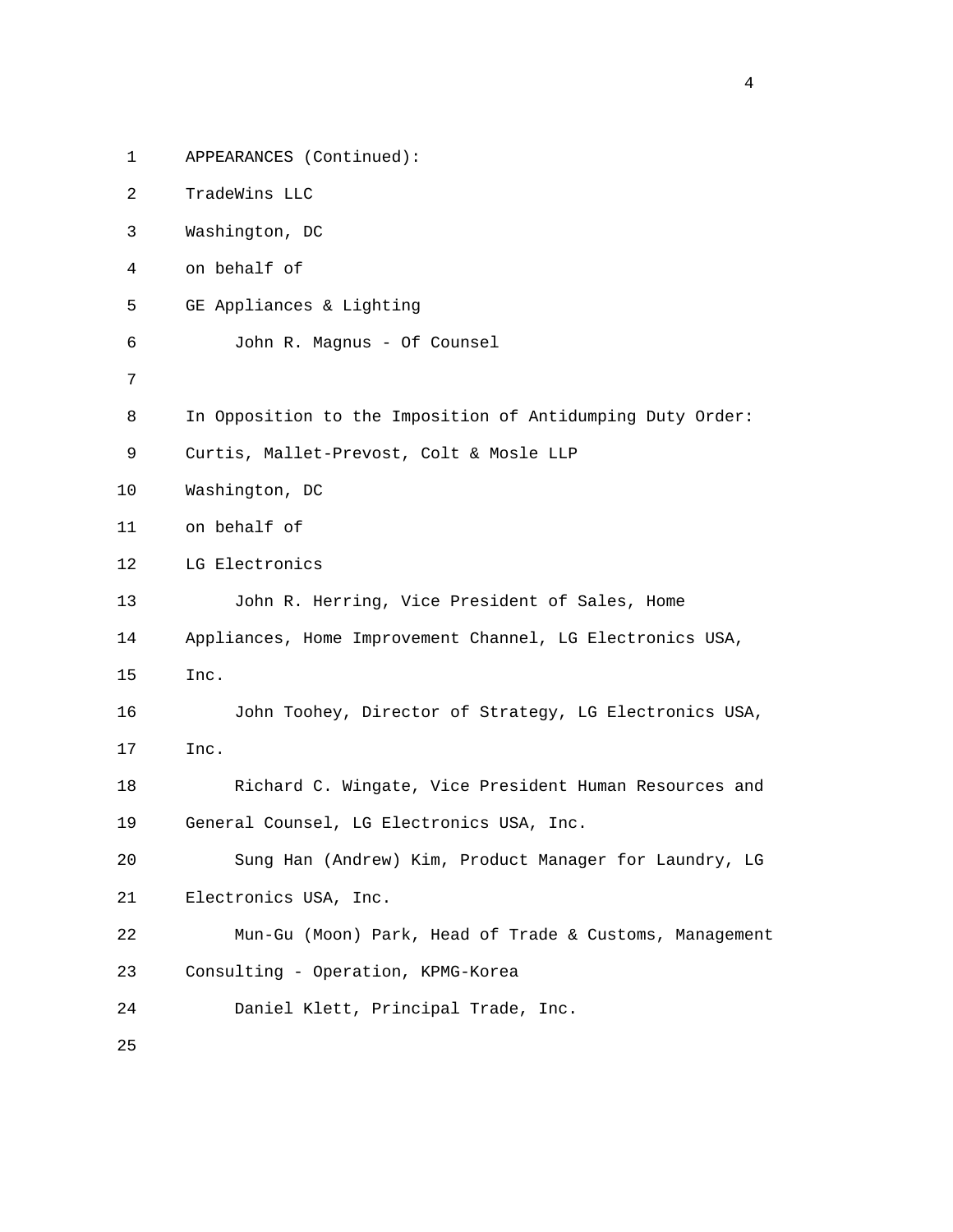APPEARANCES (Continued):

TradeWins LLC
Washington, DC
on behalf of
GE Appliances & Lighting

John R. Magnus - Of Counsel

In Opposition to the Imposition of Antidumping Duty Order:

Curtis, Mallet-Prevost, Colt & Mosle LLP
Washington, DC
on behalf of
LG Electronics

John R. Herring, Vice President of Sales, Home Appliances, Home Improvement Channel, LG Electronics USA, Inc.

John Toohey, Director of Strategy, LG Electronics USA, Inc.

Richard C. Wingate, Vice President Human Resources and General Counsel, LG Electronics USA, Inc.

Sung Han (Andrew) Kim, Product Manager for Laundry, LG Electronics USA, Inc.

Mun-Gu (Moon) Park, Head of Trade & Customs, Management Consulting - Operation, KPMG-Korea

Daniel Klett, Principal Trade, Inc.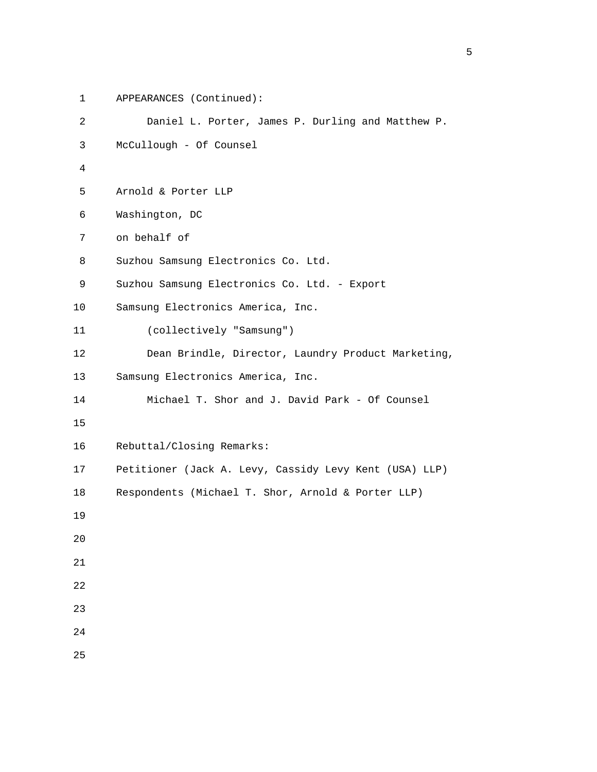APPEARANCES (Continued):

Daniel L. Porter, James P. Durling and Matthew P. McCullough - Of Counsel

Arnold & Porter LLP
Washington, DC
on behalf of
Suzhou Samsung Electronics Co. Ltd.
Suzhou Samsung Electronics Co. Ltd. - Export
Samsung Electronics America, Inc.

(collectively "Samsung")

Dean Brindle, Director, Laundry Product Marketing, Samsung Electronics America, Inc.

Michael T. Shor and J. David Park - Of Counsel

Rebuttal/Closing Remarks:
Petitioner (Jack A. Levy, Cassidy Levy Kent (USA) LLP)
Respondents (Michael T. Shor, Arnold & Porter LLP)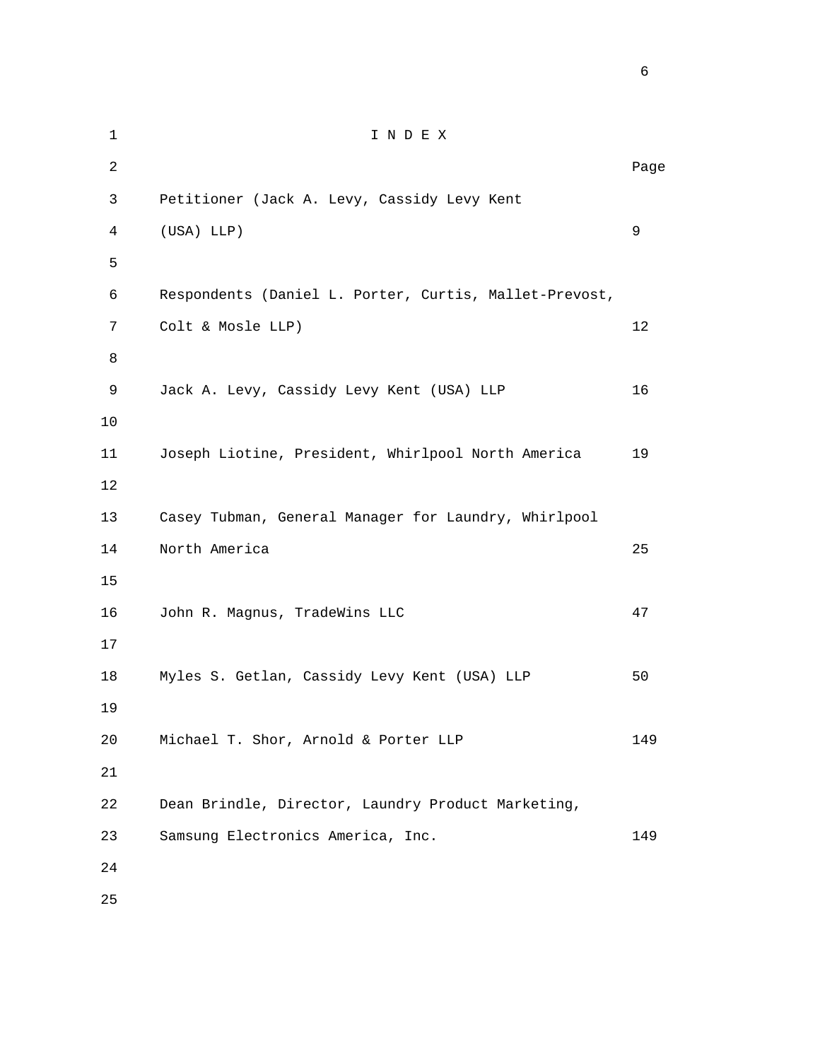# I N D E X

| | Page |
|---|---|
| Petitioner (Jack A. Levy, Cassidy Levy Kent (USA) LLP) | 9 |
| Respondents (Daniel L. Porter, Curtis, Mallet-Prevost, Colt & Mosle LLP) | 12 |
| Jack A. Levy, Cassidy Levy Kent (USA) LLP | 16 |
| Joseph Liotine, President, Whirlpool North America | 19 |
| Casey Tubman, General Manager for Laundry, Whirlpool North America | 25 |
| John R. Magnus, TradeWins LLC | 47 |
| Myles S. Getlan, Cassidy Levy Kent (USA) LLP | 50 |
| Michael T. Shor, Arnold & Porter LLP | 149 |
| Dean Brindle, Director, Laundry Product Marketing, Samsung Electronics America, Inc. | 149 |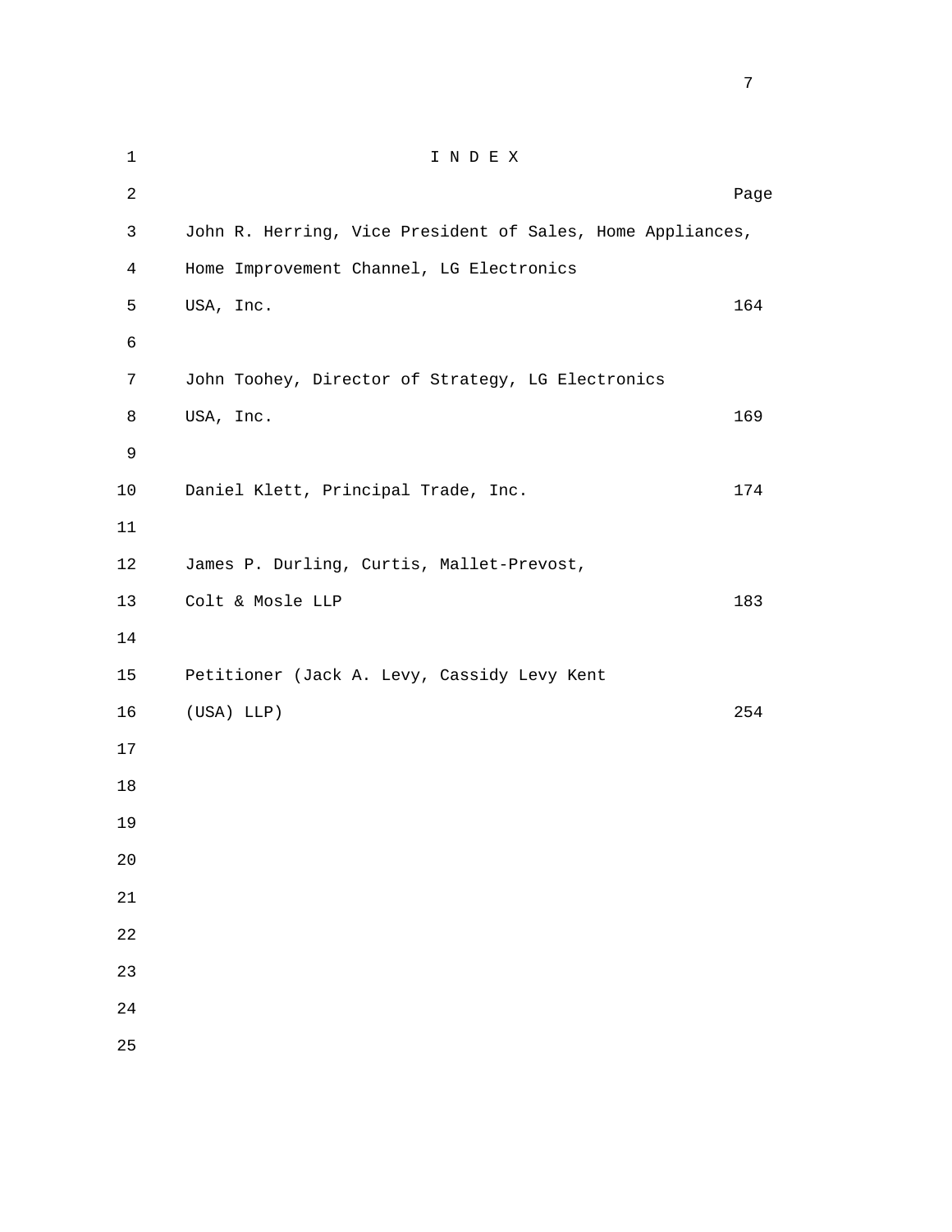# I N D E X

| | Page |
|---|---|
| John R. Herring, Vice President of Sales, Home Appliances, Home Improvement Channel, LG Electronics USA, Inc. | 164 |
| John Toohey, Director of Strategy, LG Electronics USA, Inc. | 169 |
| Daniel Klett, Principal Trade, Inc. | 174 |
| James P. Durling, Curtis, Mallet-Prevost, Colt & Mosle LLP | 183 |
| Petitioner (Jack A. Levy, Cassidy Levy Kent (USA) LLP) | 254 |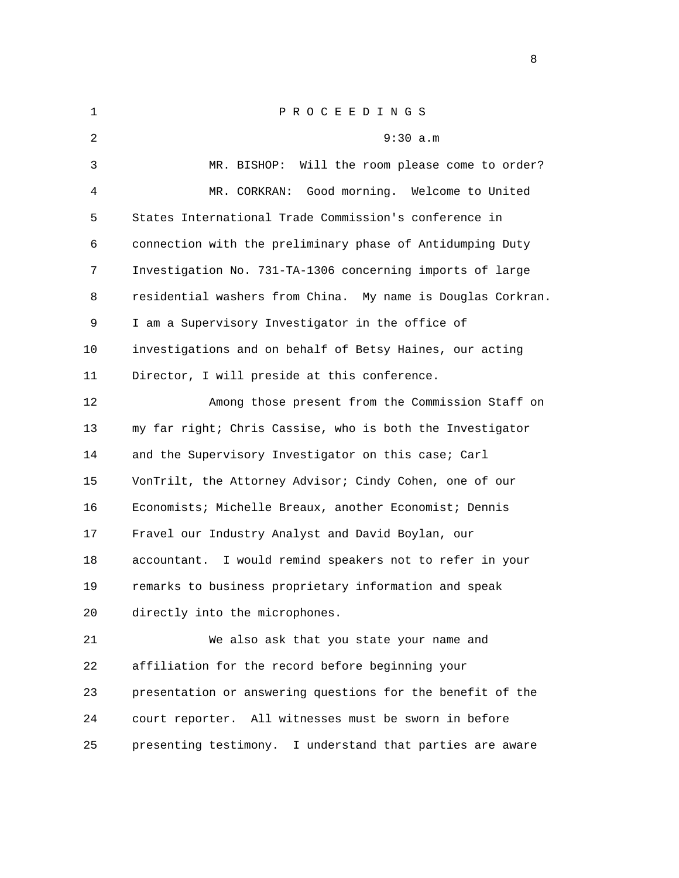P R O C E E D I N G S

9:30 a.m

MR. BISHOP: Will the room please come to order?

MR. CORKRAN: Good morning. Welcome to United States International Trade Commission's conference in connection with the preliminary phase of Antidumping Duty Investigation No. 731-TA-1306 concerning imports of large residential washers from China. My name is Douglas Corkran. I am a Supervisory Investigator in the office of investigations and on behalf of Betsy Haines, our acting Director, I will preside at this conference.

Among those present from the Commission Staff on my far right; Chris Cassise, who is both the Investigator and the Supervisory Investigator on this case; Carl VonTrilt, the Attorney Advisor; Cindy Cohen, one of our Economists; Michelle Breaux, another Economist; Dennis Fravel our Industry Analyst and David Boylan, our accountant. I would remind speakers not to refer in your remarks to business proprietary information and speak directly into the microphones.

We also ask that you state your name and affiliation for the record before beginning your presentation or answering questions for the benefit of the court reporter. All witnesses must be sworn in before presenting testimony. I understand that parties are aware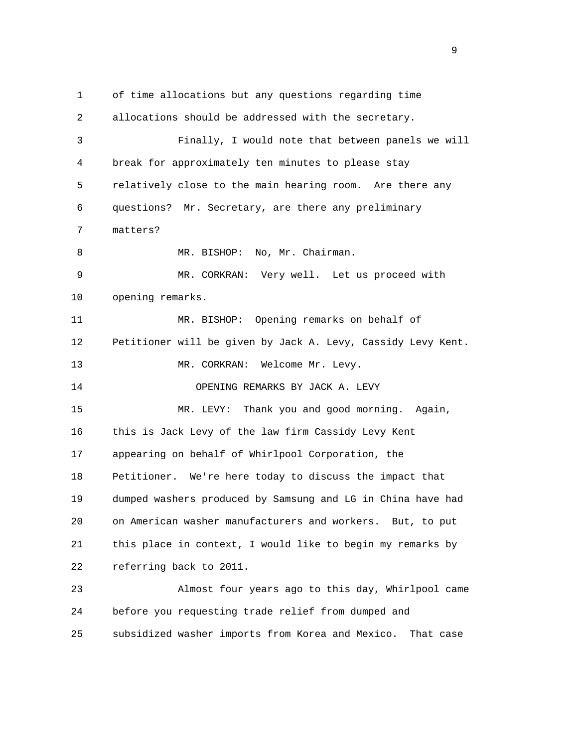of time allocations but any questions regarding time allocations should be addressed with the secretary.

Finally, I would note that between panels we will break for approximately ten minutes to please stay relatively close to the main hearing room. Are there any questions? Mr. Secretary, are there any preliminary matters?

MR. BISHOP: No, Mr. Chairman.

MR. CORKRAN: Very well. Let us proceed with opening remarks.

MR. BISHOP: Opening remarks on behalf of Petitioner will be given by Jack A. Levy, Cassidy Levy Kent.

MR. CORKRAN: Welcome Mr. Levy.

OPENING REMARKS BY JACK A. LEVY

MR. LEVY: Thank you and good morning. Again, this is Jack Levy of the law firm Cassidy Levy Kent appearing on behalf of Whirlpool Corporation, the Petitioner. We're here today to discuss the impact that dumped washers produced by Samsung and LG in China have had on American washer manufacturers and workers. But, to put this place in context, I would like to begin my remarks by referring back to 2011.

Almost four years ago to this day, Whirlpool came before you requesting trade relief from dumped and subsidized washer imports from Korea and Mexico. That case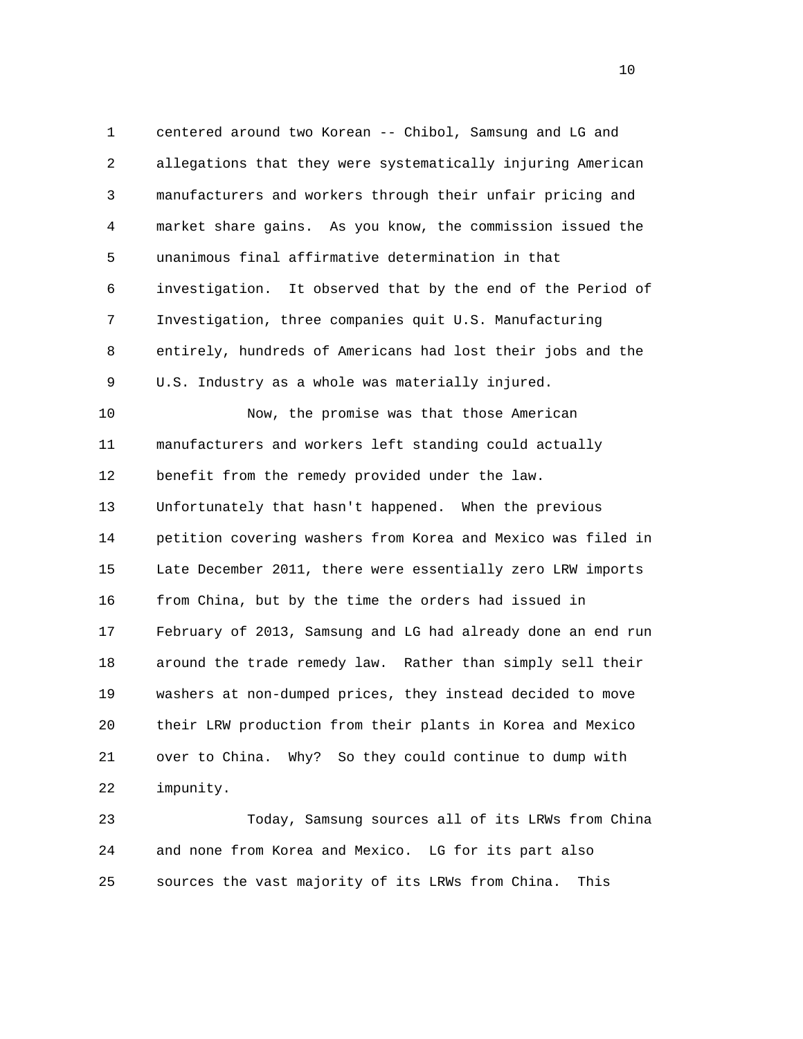centered around two Korean -- Chibol, Samsung and LG and allegations that they were systematically injuring American manufacturers and workers through their unfair pricing and market share gains. As you know, the commission issued the unanimous final affirmative determination in that investigation. It observed that by the end of the Period of Investigation, three companies quit U.S. Manufacturing entirely, hundreds of Americans had lost their jobs and the U.S. Industry as a whole was materially injured.

Now, the promise was that those American manufacturers and workers left standing could actually benefit from the remedy provided under the law. Unfortunately that hasn't happened. When the previous petition covering washers from Korea and Mexico was filed in Late December 2011, there were essentially zero LRW imports from China, but by the time the orders had issued in February of 2013, Samsung and LG had already done an end run around the trade remedy law. Rather than simply sell their washers at non-dumped prices, they instead decided to move their LRW production from their plants in Korea and Mexico over to China. Why? So they could continue to dump with impunity.

Today, Samsung sources all of its LRWs from China and none from Korea and Mexico. LG for its part also sources the vast majority of its LRWs from China. This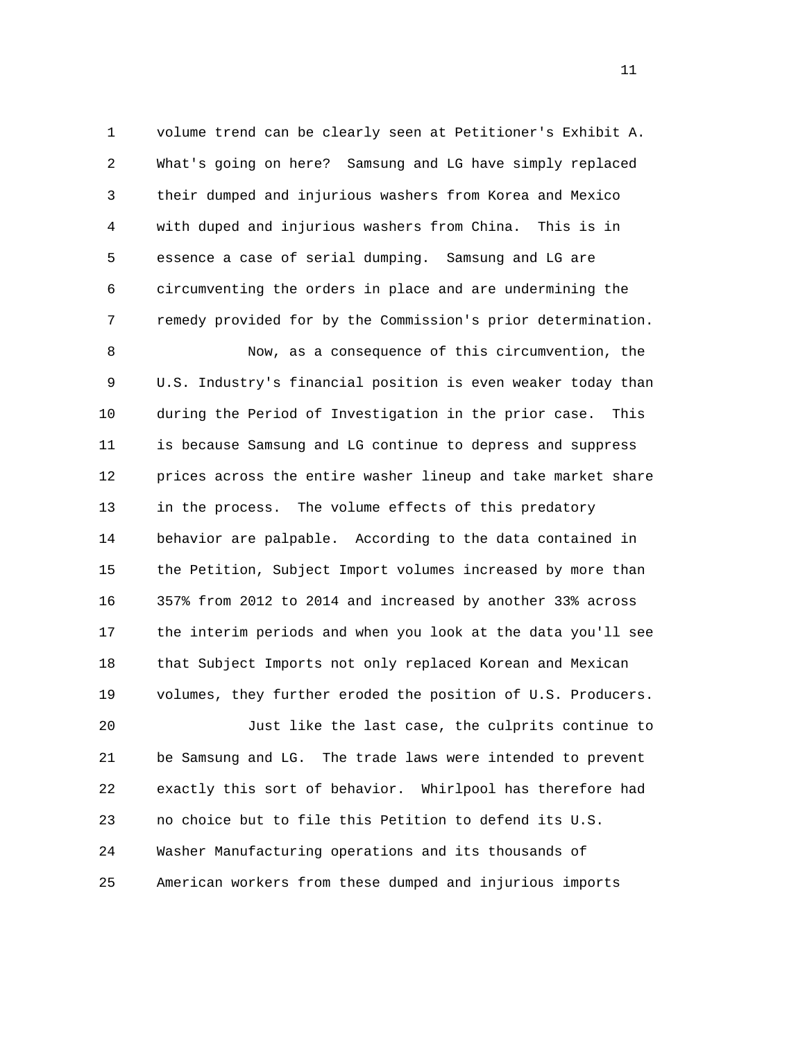volume trend can be clearly seen at Petitioner's Exhibit A. What's going on here? Samsung and LG have simply replaced their dumped and injurious washers from Korea and Mexico with duped and injurious washers from China. This is in essence a case of serial dumping. Samsung and LG are circumventing the orders in place and are undermining the remedy provided for by the Commission's prior determination.

Now, as a consequence of this circumvention, the U.S. Industry's financial position is even weaker today than during the Period of Investigation in the prior case. This is because Samsung and LG continue to depress and suppress prices across the entire washer lineup and take market share in the process. The volume effects of this predatory behavior are palpable. According to the data contained in the Petition, Subject Import volumes increased by more than 357% from 2012 to 2014 and increased by another 33% across the interim periods and when you look at the data you'll see that Subject Imports not only replaced Korean and Mexican volumes, they further eroded the position of U.S. Producers.

Just like the last case, the culprits continue to be Samsung and LG. The trade laws were intended to prevent exactly this sort of behavior. Whirlpool has therefore had no choice but to file this Petition to defend its U.S. Washer Manufacturing operations and its thousands of American workers from these dumped and injurious imports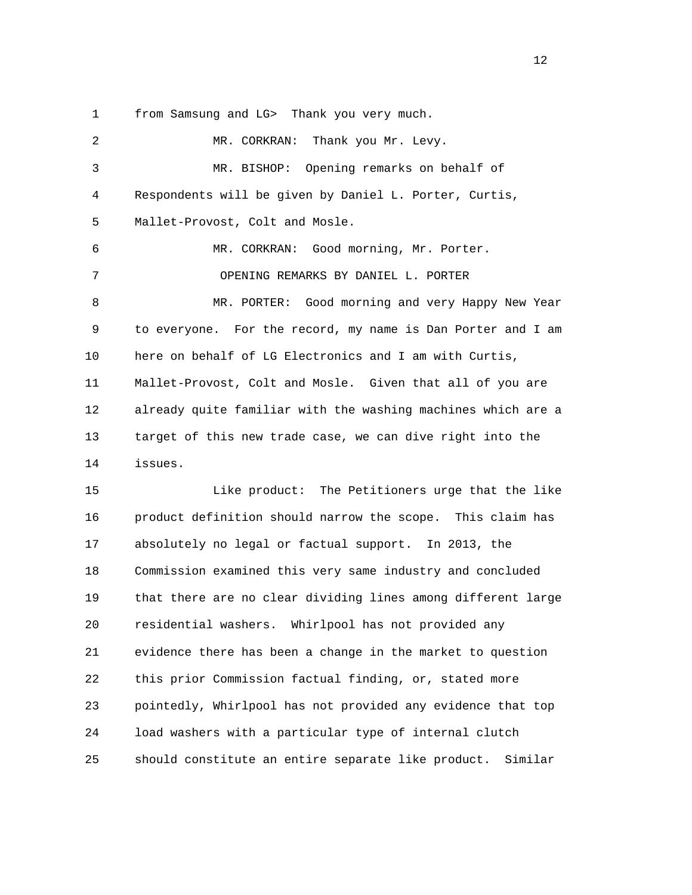from Samsung and LG> Thank you very much.

MR. CORKRAN: Thank you Mr. Levy.

MR. BISHOP: Opening remarks on behalf of Respondents will be given by Daniel L. Porter, Curtis, Mallet-Provost, Colt and Mosle.

MR. CORKRAN: Good morning, Mr. Porter.

OPENING REMARKS BY DANIEL L. PORTER

MR. PORTER: Good morning and very Happy New Year to everyone. For the record, my name is Dan Porter and I am here on behalf of LG Electronics and I am with Curtis, Mallet-Provost, Colt and Mosle. Given that all of you are already quite familiar with the washing machines which are a target of this new trade case, we can dive right into the issues.

Like product: The Petitioners urge that the like product definition should narrow the scope. This claim has absolutely no legal or factual support. In 2013, the Commission examined this very same industry and concluded that there are no clear dividing lines among different large residential washers. Whirlpool has not provided any evidence there has been a change in the market to question this prior Commission factual finding, or, stated more pointedly, Whirlpool has not provided any evidence that top load washers with a particular type of internal clutch should constitute an entire separate like product. Similar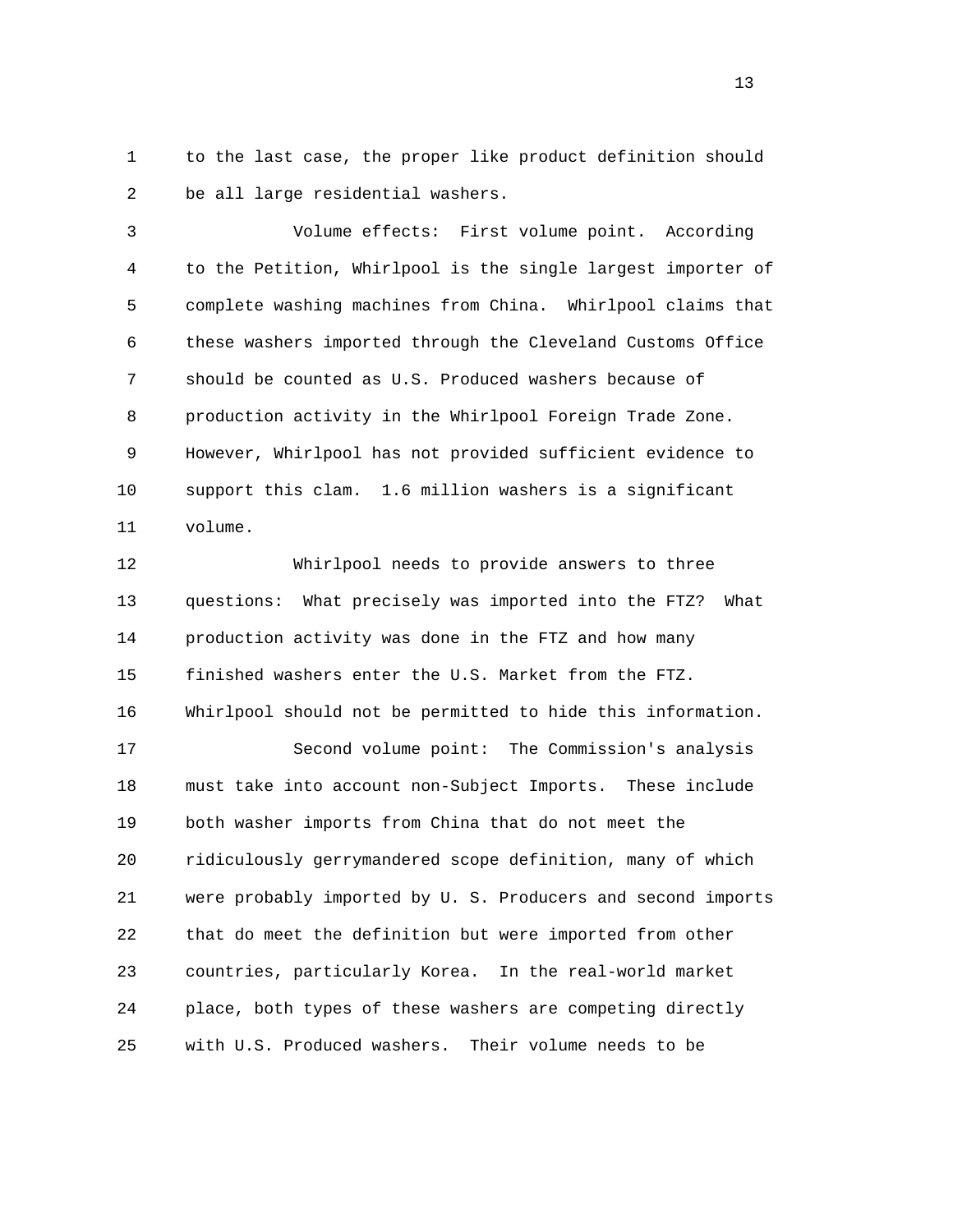to the last case, the proper like product definition should be all large residential washers.

Volume effects: First volume point. According to the Petition, Whirlpool is the single largest importer of complete washing machines from China. Whirlpool claims that these washers imported through the Cleveland Customs Office should be counted as U.S. Produced washers because of production activity in the Whirlpool Foreign Trade Zone. However, Whirlpool has not provided sufficient evidence to support this clam. 1.6 million washers is a significant volume.

Whirlpool needs to provide answers to three questions: What precisely was imported into the FTZ? What production activity was done in the FTZ and how many finished washers enter the U.S. Market from the FTZ. Whirlpool should not be permitted to hide this information.

Second volume point: The Commission's analysis must take into account non-Subject Imports. These include both washer imports from China that do not meet the ridiculously gerrymandered scope definition, many of which were probably imported by U. S. Producers and second imports that do meet the definition but were imported from other countries, particularly Korea. In the real-world market place, both types of these washers are competing directly with U.S. Produced washers. Their volume needs to be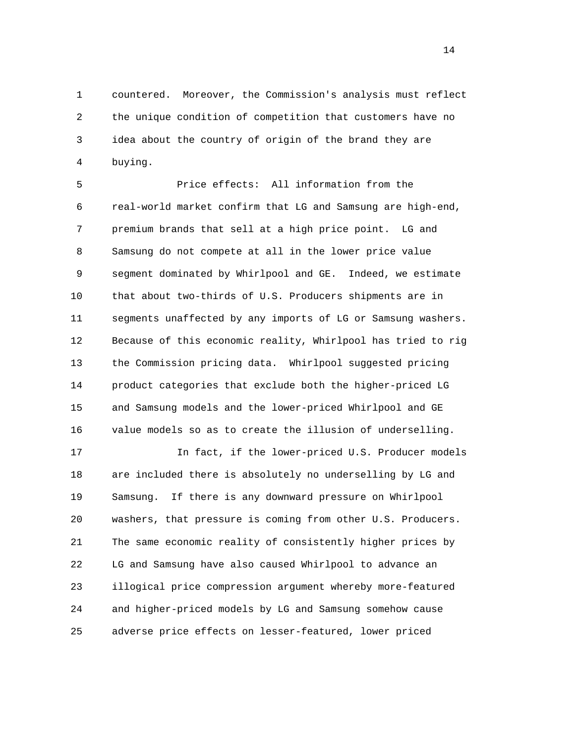countered. Moreover, the Commission's analysis must reflect the unique condition of competition that customers have no idea about the country of origin of the brand they are buying.

Price effects: All information from the real-world market confirm that LG and Samsung are high-end, premium brands that sell at a high price point. LG and Samsung do not compete at all in the lower price value segment dominated by Whirlpool and GE. Indeed, we estimate that about two-thirds of U.S. Producers shipments are in segments unaffected by any imports of LG or Samsung washers. Because of this economic reality, Whirlpool has tried to rig the Commission pricing data. Whirlpool suggested pricing product categories that exclude both the higher-priced LG and Samsung models and the lower-priced Whirlpool and GE value models so as to create the illusion of underselling.

In fact, if the lower-priced U.S. Producer models are included there is absolutely no underselling by LG and Samsung. If there is any downward pressure on Whirlpool washers, that pressure is coming from other U.S. Producers. The same economic reality of consistently higher prices by LG and Samsung have also caused Whirlpool to advance an illogical price compression argument whereby more-featured and higher-priced models by LG and Samsung somehow cause adverse price effects on lesser-featured, lower priced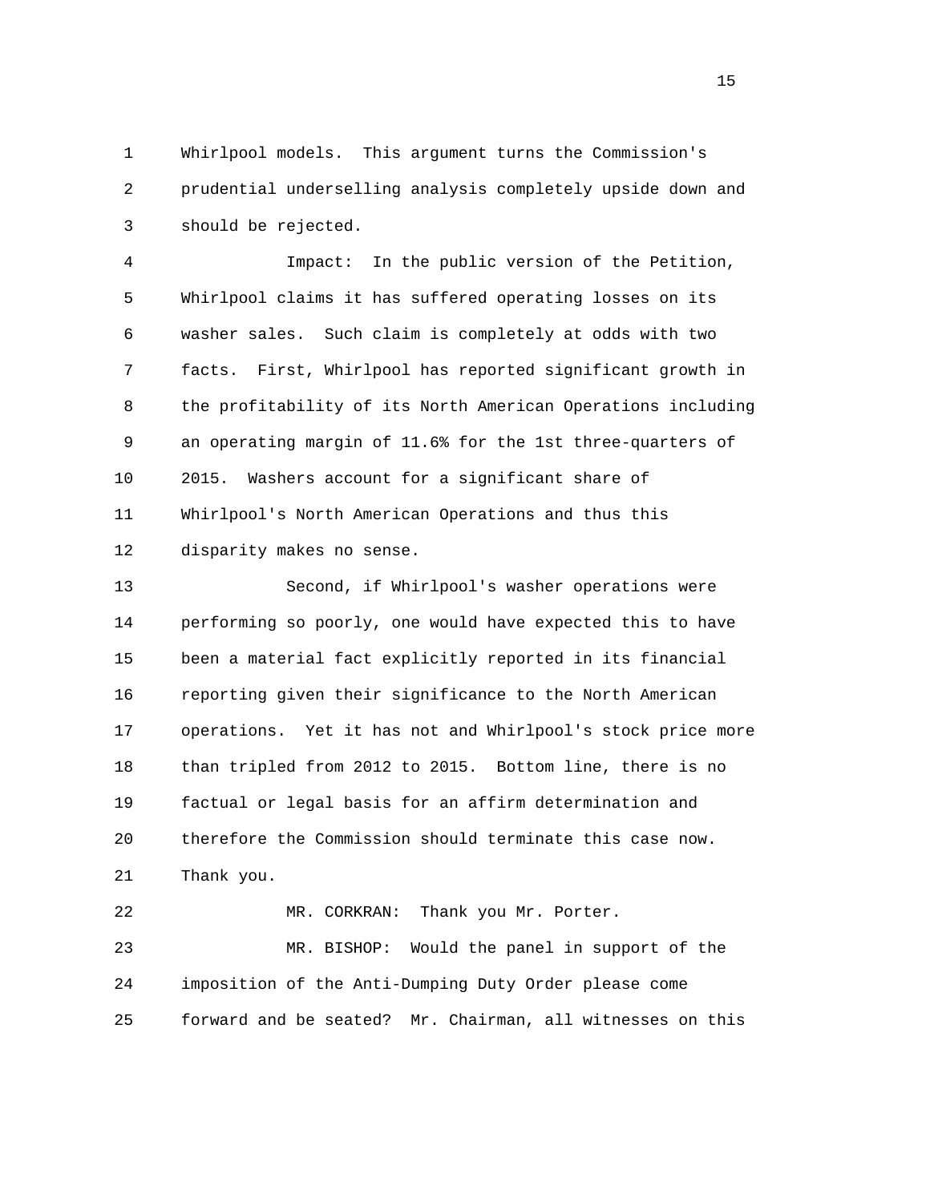Whirlpool models. This argument turns the Commission's prudential underselling analysis completely upside down and should be rejected.

Impact: In the public version of the Petition, Whirlpool claims it has suffered operating losses on its washer sales. Such claim is completely at odds with two facts. First, Whirlpool has reported significant growth in the profitability of its North American Operations including an operating margin of 11.6% for the 1st three-quarters of 2015. Washers account for a significant share of Whirlpool's North American Operations and thus this disparity makes no sense.

Second, if Whirlpool's washer operations were performing so poorly, one would have expected this to have been a material fact explicitly reported in its financial reporting given their significance to the North American operations. Yet it has not and Whirlpool's stock price more than tripled from 2012 to 2015. Bottom line, there is no factual or legal basis for an affirm determination and therefore the Commission should terminate this case now. Thank you.

MR. CORKRAN: Thank you Mr. Porter.

MR. BISHOP: Would the panel in support of the imposition of the Anti-Dumping Duty Order please come forward and be seated? Mr. Chairman, all witnesses on this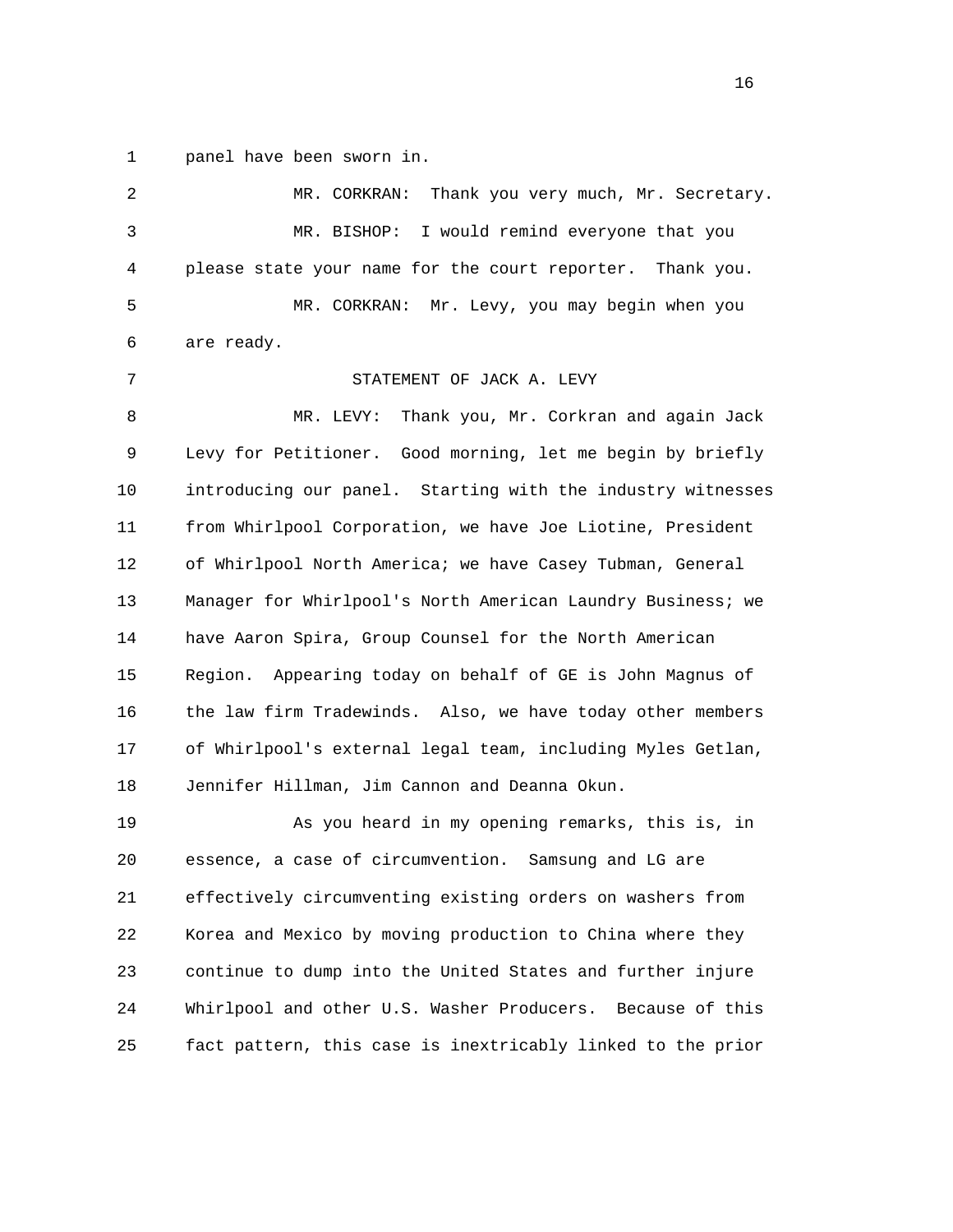panel have been sworn in.

MR. CORKRAN: Thank you very much, Mr. Secretary.

MR. BISHOP: I would remind everyone that you please state your name for the court reporter. Thank you.

MR. CORKRAN: Mr. Levy, you may begin when you are ready.

STATEMENT OF JACK A. LEVY

MR. LEVY: Thank you, Mr. Corkran and again Jack Levy for Petitioner. Good morning, let me begin by briefly introducing our panel. Starting with the industry witnesses from Whirlpool Corporation, we have Joe Liotine, President of Whirlpool North America; we have Casey Tubman, General Manager for Whirlpool's North American Laundry Business; we have Aaron Spira, Group Counsel for the North American Region. Appearing today on behalf of GE is John Magnus of the law firm Tradewinds. Also, we have today other members of Whirlpool's external legal team, including Myles Getlan, Jennifer Hillman, Jim Cannon and Deanna Okun.

As you heard in my opening remarks, this is, in essence, a case of circumvention. Samsung and LG are effectively circumventing existing orders on washers from Korea and Mexico by moving production to China where they continue to dump into the United States and further injure Whirlpool and other U.S. Washer Producers. Because of this fact pattern, this case is inextricably linked to the prior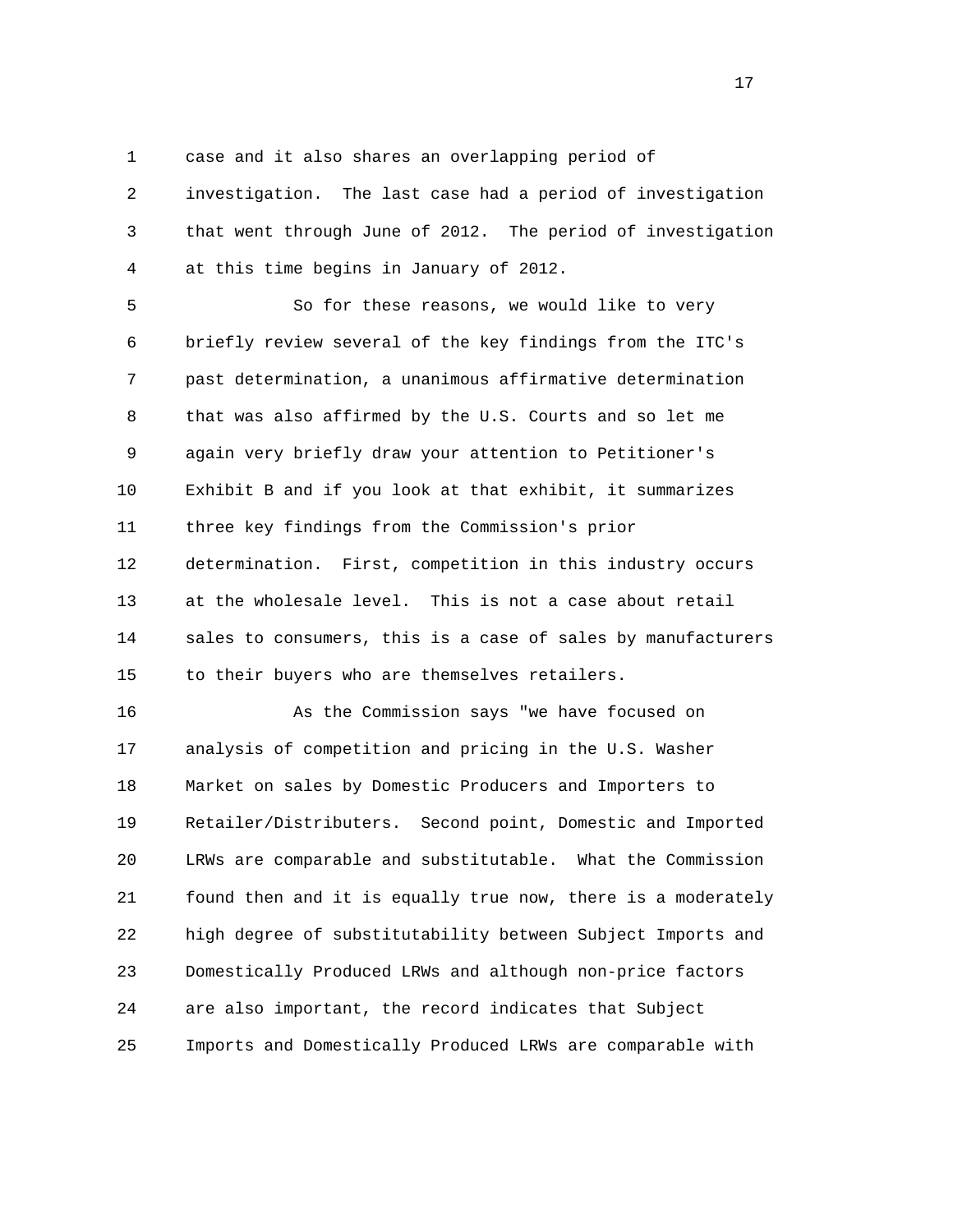case and it also shares an overlapping period of investigation. The last case had a period of investigation that went through June of 2012. The period of investigation at this time begins in January of 2012.

So for these reasons, we would like to very briefly review several of the key findings from the ITC's past determination, a unanimous affirmative determination that was also affirmed by the U.S. Courts and so let me again very briefly draw your attention to Petitioner's Exhibit B and if you look at that exhibit, it summarizes three key findings from the Commission's prior determination. First, competition in this industry occurs at the wholesale level. This is not a case about retail sales to consumers, this is a case of sales by manufacturers to their buyers who are themselves retailers.

As the Commission says "we have focused on analysis of competition and pricing in the U.S. Washer Market on sales by Domestic Producers and Importers to Retailer/Distributers. Second point, Domestic and Imported LRWs are comparable and substitutable. What the Commission found then and it is equally true now, there is a moderately high degree of substitutability between Subject Imports and Domestically Produced LRWs and although non-price factors are also important, the record indicates that Subject Imports and Domestically Produced LRWs are comparable with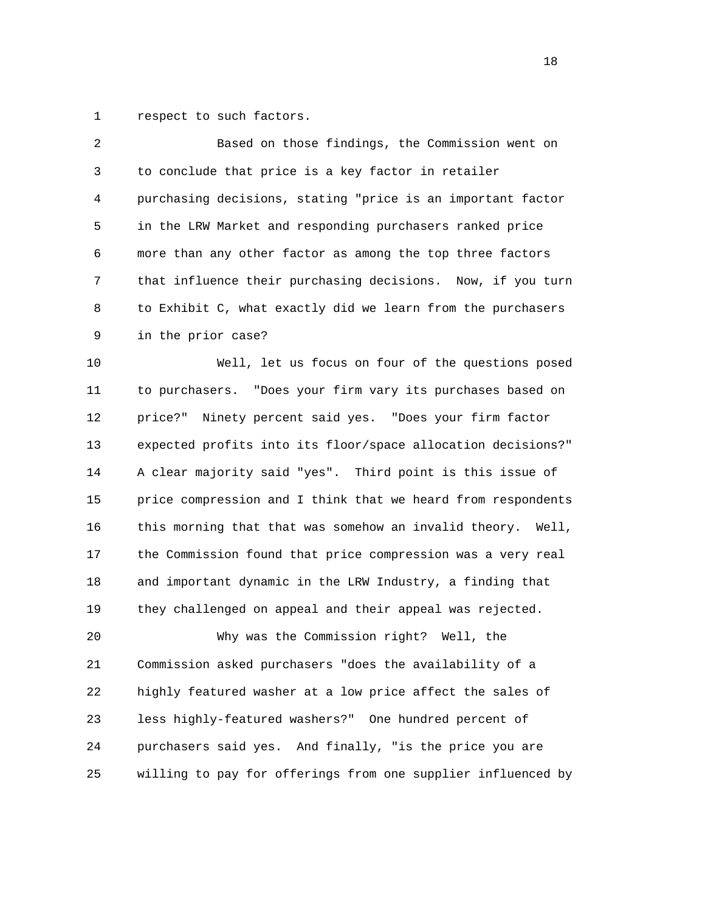respect to such factors.

Based on those findings, the Commission went on to conclude that price is a key factor in retailer purchasing decisions, stating "price is an important factor in the LRW Market and responding purchasers ranked price more than any other factor as among the top three factors that influence their purchasing decisions. Now, if you turn to Exhibit C, what exactly did we learn from the purchasers in the prior case?

Well, let us focus on four of the questions posed to purchasers. "Does your firm vary its purchases based on price?" Ninety percent said yes. "Does your firm factor expected profits into its floor/space allocation decisions?" A clear majority said "yes". Third point is this issue of price compression and I think that we heard from respondents this morning that that was somehow an invalid theory. Well, the Commission found that price compression was a very real and important dynamic in the LRW Industry, a finding that they challenged on appeal and their appeal was rejected.

Why was the Commission right? Well, the Commission asked purchasers "does the availability of a highly featured washer at a low price affect the sales of less highly-featured washers?" One hundred percent of purchasers said yes. And finally, "is the price you are willing to pay for offerings from one supplier influenced by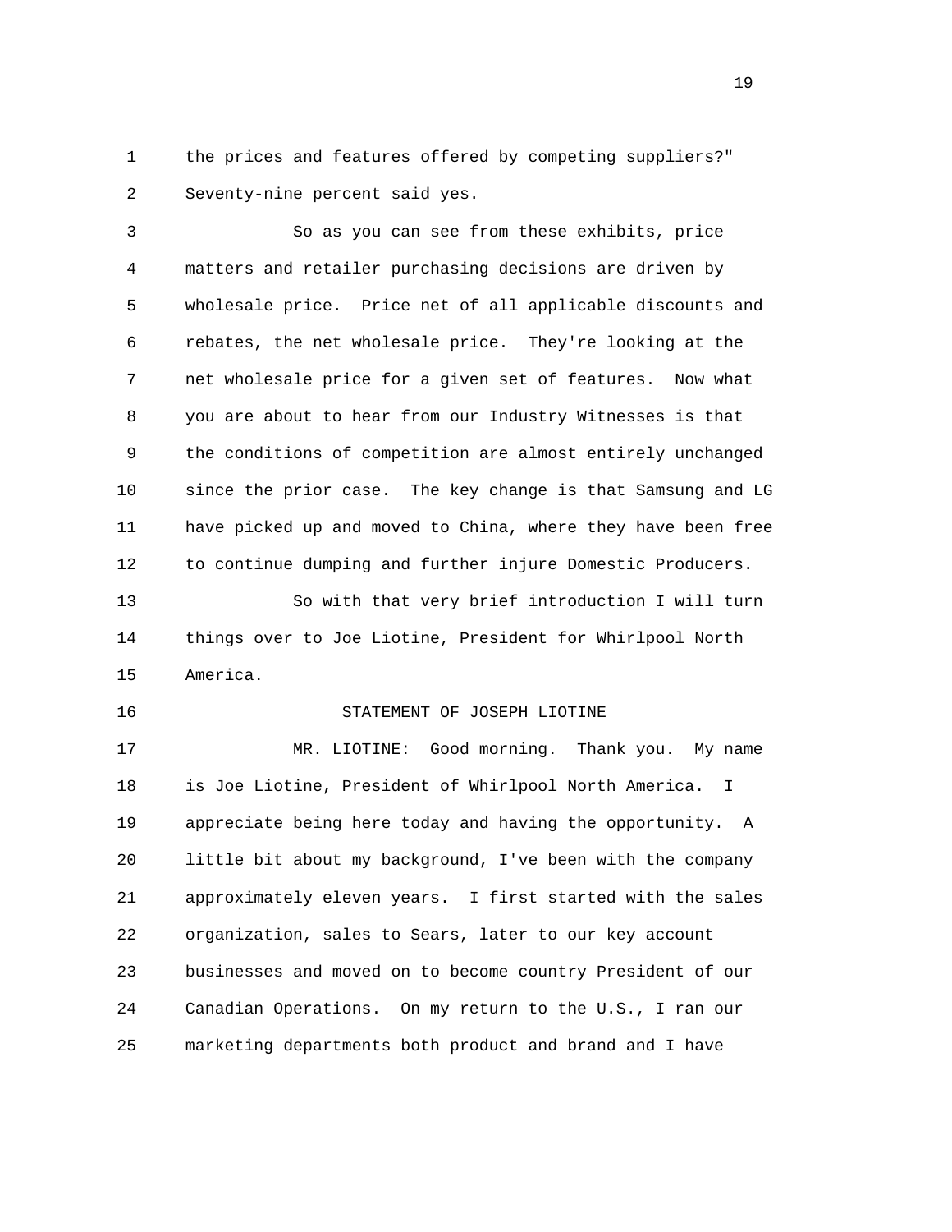the prices and features offered by competing suppliers?" Seventy-nine percent said yes.

So as you can see from these exhibits, price matters and retailer purchasing decisions are driven by wholesale price. Price net of all applicable discounts and rebates, the net wholesale price. They're looking at the net wholesale price for a given set of features. Now what you are about to hear from our Industry Witnesses is that the conditions of competition are almost entirely unchanged since the prior case. The key change is that Samsung and LG have picked up and moved to China, where they have been free to continue dumping and further injure Domestic Producers.

So with that very brief introduction I will turn things over to Joe Liotine, President for Whirlpool North America.

## STATEMENT OF JOSEPH LIOTINE

MR. LIOTINE: Good morning. Thank you. My name is Joe Liotine, President of Whirlpool North America. I appreciate being here today and having the opportunity. A little bit about my background, I've been with the company approximately eleven years. I first started with the sales organization, sales to Sears, later to our key account businesses and moved on to become country President of our Canadian Operations. On my return to the U.S., I ran our marketing departments both product and brand and I have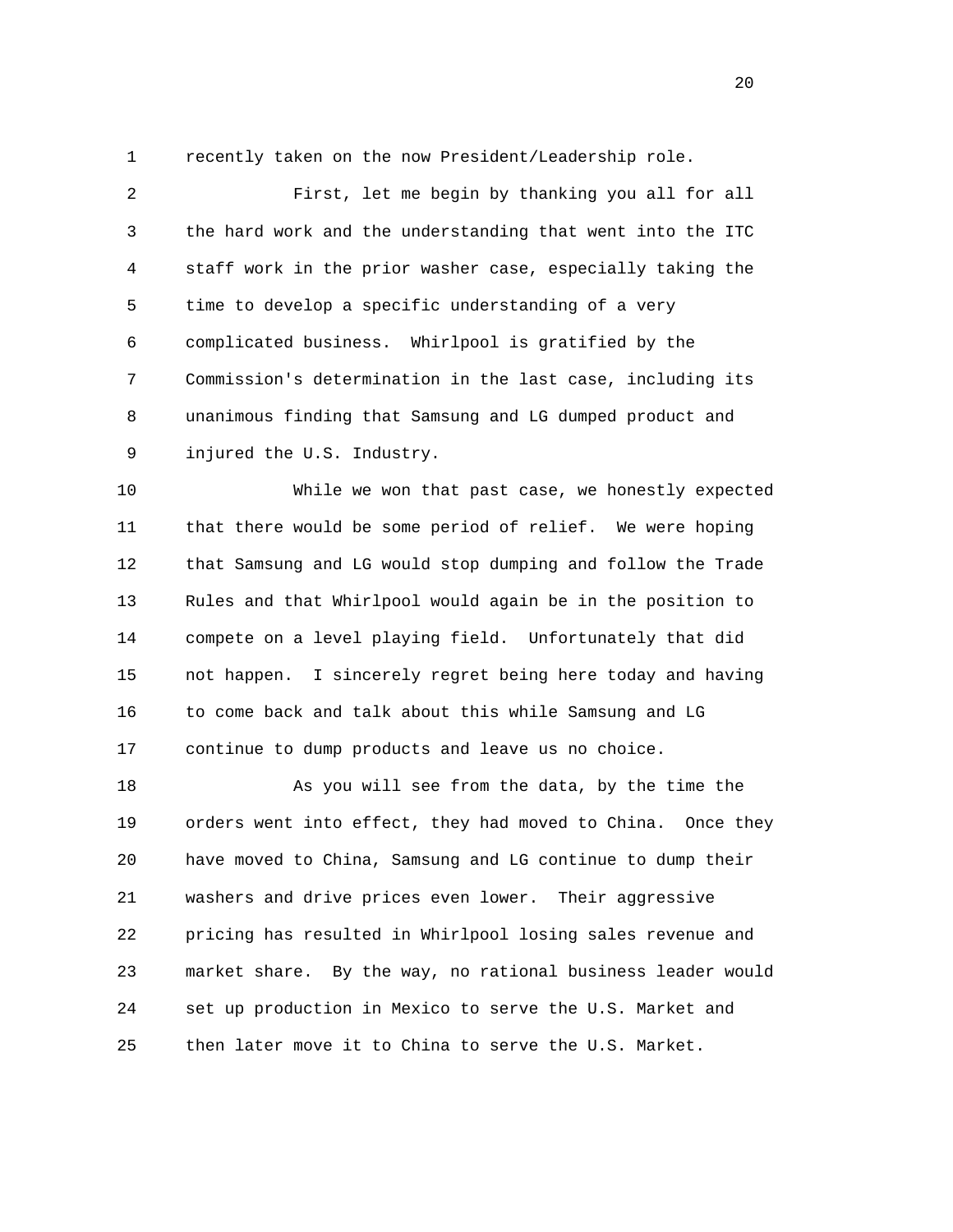recently taken on the now President/Leadership role.

First, let me begin by thanking you all for all the hard work and the understanding that went into the ITC staff work in the prior washer case, especially taking the time to develop a specific understanding of a very complicated business. Whirlpool is gratified by the Commission's determination in the last case, including its unanimous finding that Samsung and LG dumped product and injured the U.S. Industry.

While we won that past case, we honestly expected that there would be some period of relief. We were hoping that Samsung and LG would stop dumping and follow the Trade Rules and that Whirlpool would again be in the position to compete on a level playing field. Unfortunately that did not happen. I sincerely regret being here today and having to come back and talk about this while Samsung and LG continue to dump products and leave us no choice.

As you will see from the data, by the time the orders went into effect, they had moved to China. Once they have moved to China, Samsung and LG continue to dump their washers and drive prices even lower. Their aggressive pricing has resulted in Whirlpool losing sales revenue and market share. By the way, no rational business leader would set up production in Mexico to serve the U.S. Market and then later move it to China to serve the U.S. Market.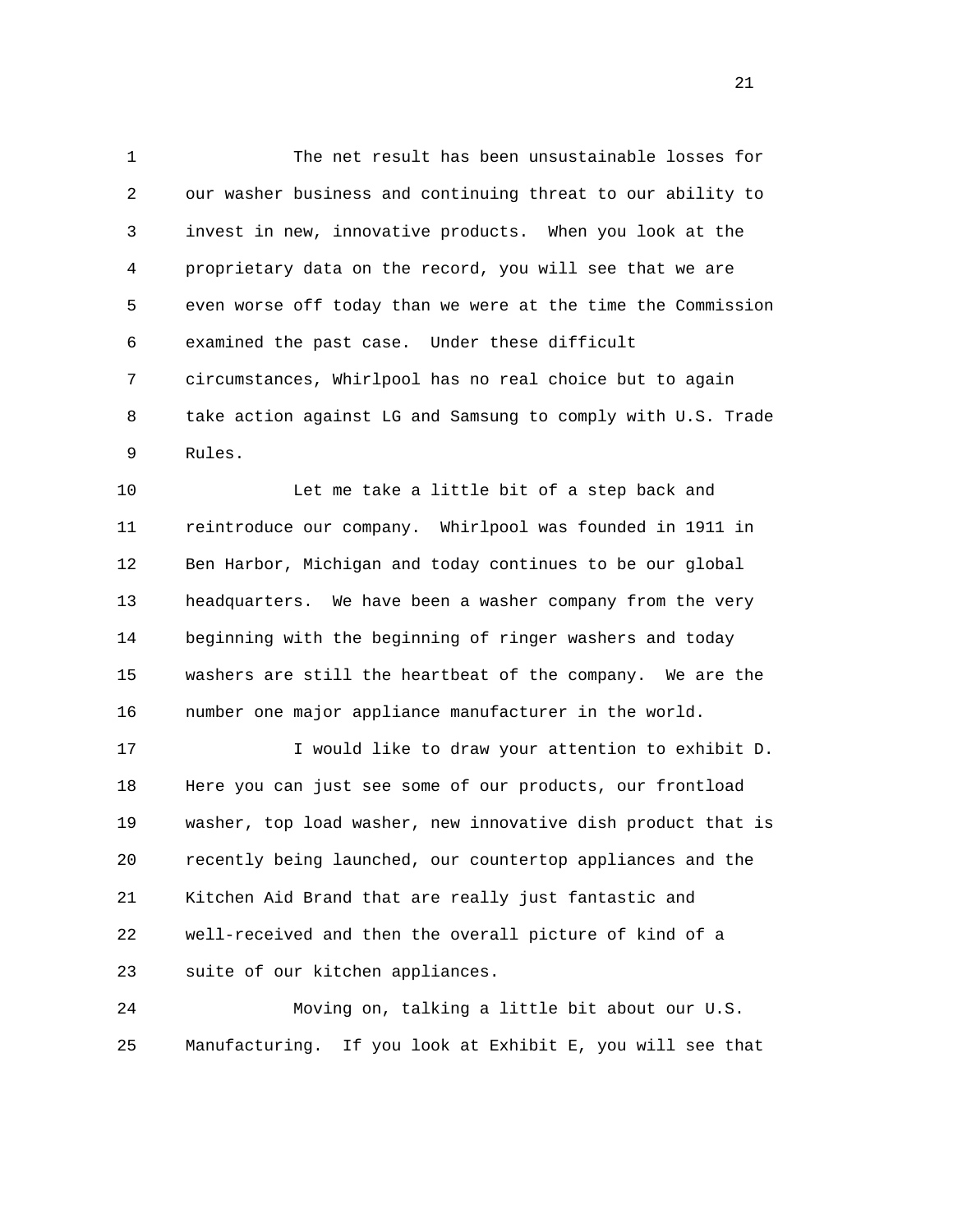The net result has been unsustainable losses for our washer business and continuing threat to our ability to invest in new, innovative products. When you look at the proprietary data on the record, you will see that we are even worse off today than we were at the time the Commission examined the past case. Under these difficult circumstances, Whirlpool has no real choice but to again take action against LG and Samsung to comply with U.S. Trade Rules.

Let me take a little bit of a step back and reintroduce our company. Whirlpool was founded in 1911 in Ben Harbor, Michigan and today continues to be our global headquarters. We have been a washer company from the very beginning with the beginning of ringer washers and today washers are still the heartbeat of the company. We are the number one major appliance manufacturer in the world.

I would like to draw your attention to exhibit D. Here you can just see some of our products, our frontload washer, top load washer, new innovative dish product that is recently being launched, our countertop appliances and the Kitchen Aid Brand that are really just fantastic and well-received and then the overall picture of kind of a suite of our kitchen appliances.

Moving on, talking a little bit about our U.S. Manufacturing. If you look at Exhibit E, you will see that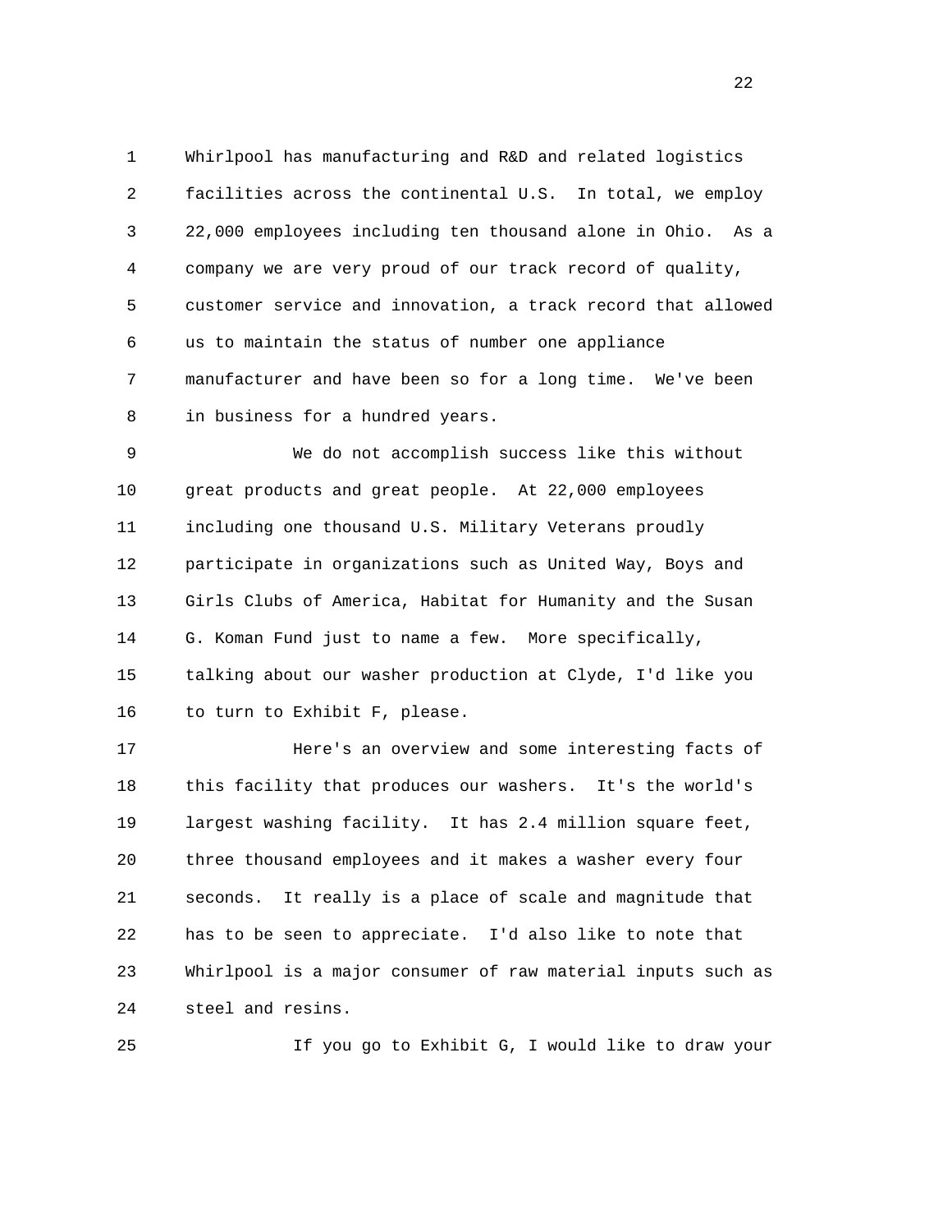Whirlpool has manufacturing and R&D and related logistics facilities across the continental U.S. In total, we employ 22,000 employees including ten thousand alone in Ohio. As a company we are very proud of our track record of quality, customer service and innovation, a track record that allowed us to maintain the status of number one appliance manufacturer and have been so for a long time. We've been in business for a hundred years.

We do not accomplish success like this without great products and great people. At 22,000 employees including one thousand U.S. Military Veterans proudly participate in organizations such as United Way, Boys and Girls Clubs of America, Habitat for Humanity and the Susan G. Koman Fund just to name a few. More specifically, talking about our washer production at Clyde, I'd like you to turn to Exhibit F, please.

Here's an overview and some interesting facts of this facility that produces our washers. It's the world's largest washing facility. It has 2.4 million square feet, three thousand employees and it makes a washer every four seconds. It really is a place of scale and magnitude that has to be seen to appreciate. I'd also like to note that Whirlpool is a major consumer of raw material inputs such as steel and resins.

If you go to Exhibit G, I would like to draw your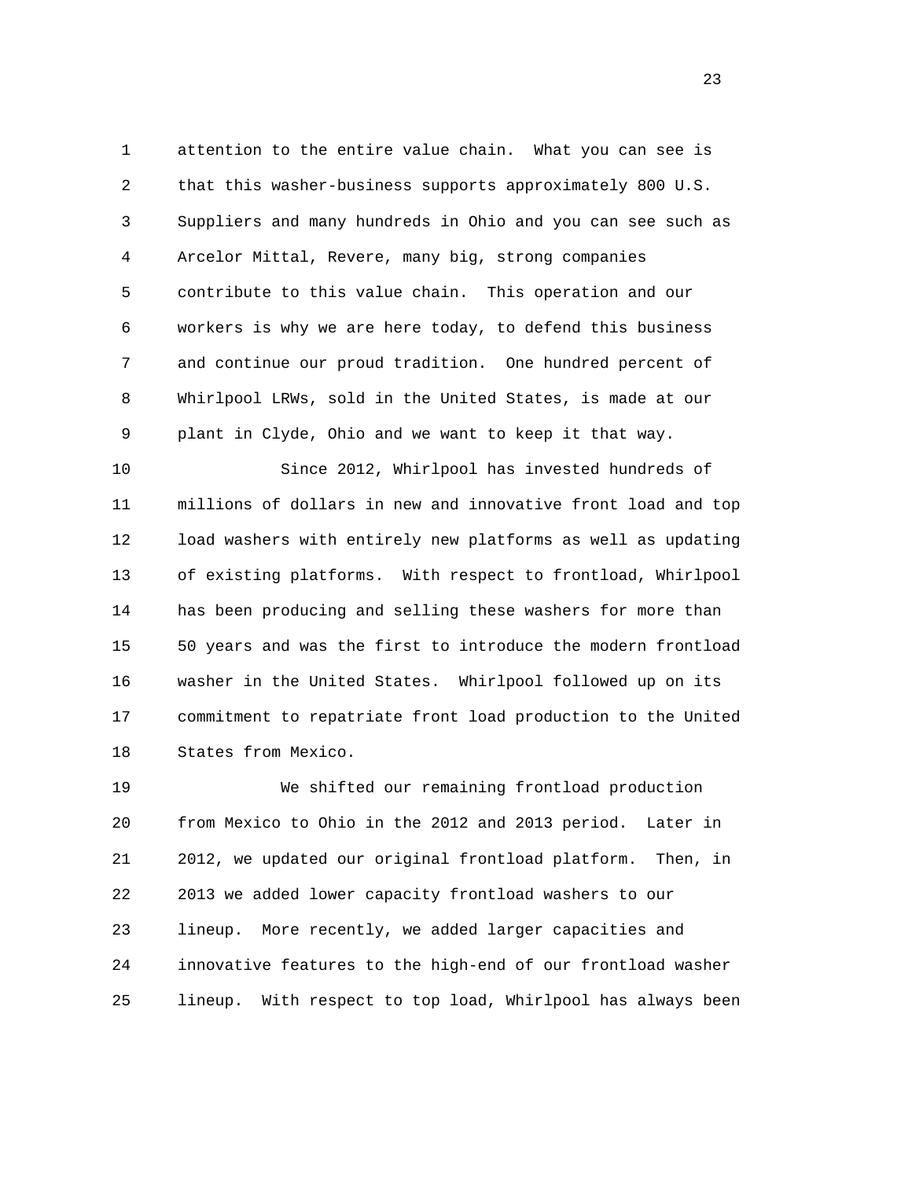attention to the entire value chain. What you can see is that this washer-business supports approximately 800 U.S. Suppliers and many hundreds in Ohio and you can see such as Arcelor Mittal, Revere, many big, strong companies contribute to this value chain. This operation and our workers is why we are here today, to defend this business and continue our proud tradition. One hundred percent of Whirlpool LRWs, sold in the United States, is made at our plant in Clyde, Ohio and we want to keep it that way.

Since 2012, Whirlpool has invested hundreds of millions of dollars in new and innovative front load and top load washers with entirely new platforms as well as updating of existing platforms. With respect to frontload, Whirlpool has been producing and selling these washers for more than 50 years and was the first to introduce the modern frontload washer in the United States. Whirlpool followed up on its commitment to repatriate front load production to the United States from Mexico.

We shifted our remaining frontload production from Mexico to Ohio in the 2012 and 2013 period. Later in 2012, we updated our original frontload platform. Then, in 2013 we added lower capacity frontload washers to our lineup. More recently, we added larger capacities and innovative features to the high-end of our frontload washer lineup. With respect to top load, Whirlpool has always been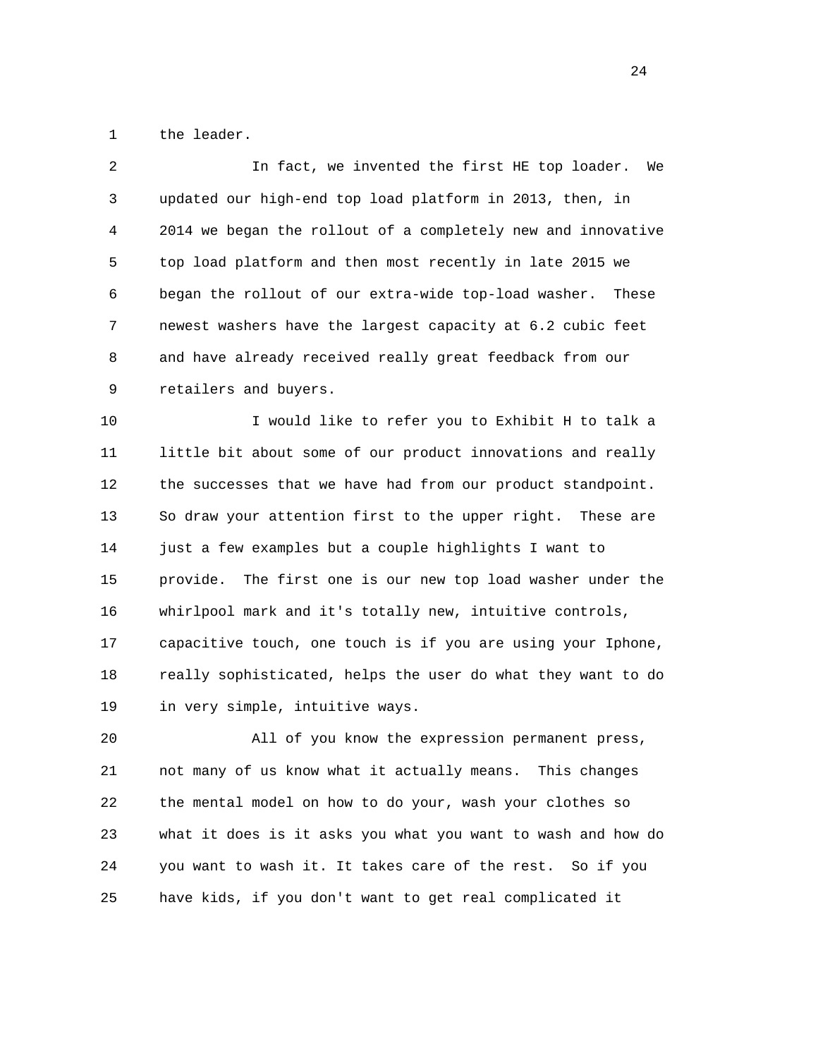the leader.

In fact, we invented the first HE top loader. We updated our high-end top load platform in 2013, then, in 2014 we began the rollout of a completely new and innovative top load platform and then most recently in late 2015 we began the rollout of our extra-wide top-load washer. These newest washers have the largest capacity at 6.2 cubic feet and have already received really great feedback from our retailers and buyers.

I would like to refer you to Exhibit H to talk a little bit about some of our product innovations and really the successes that we have had from our product standpoint. So draw your attention first to the upper right. These are just a few examples but a couple highlights I want to provide. The first one is our new top load washer under the whirlpool mark and it's totally new, intuitive controls, capacitive touch, one touch is if you are using your Iphone, really sophisticated, helps the user do what they want to do in very simple, intuitive ways.

All of you know the expression permanent press, not many of us know what it actually means. This changes the mental model on how to do your, wash your clothes so what it does is it asks you what you want to wash and how do you want to wash it. It takes care of the rest. So if you have kids, if you don't want to get real complicated it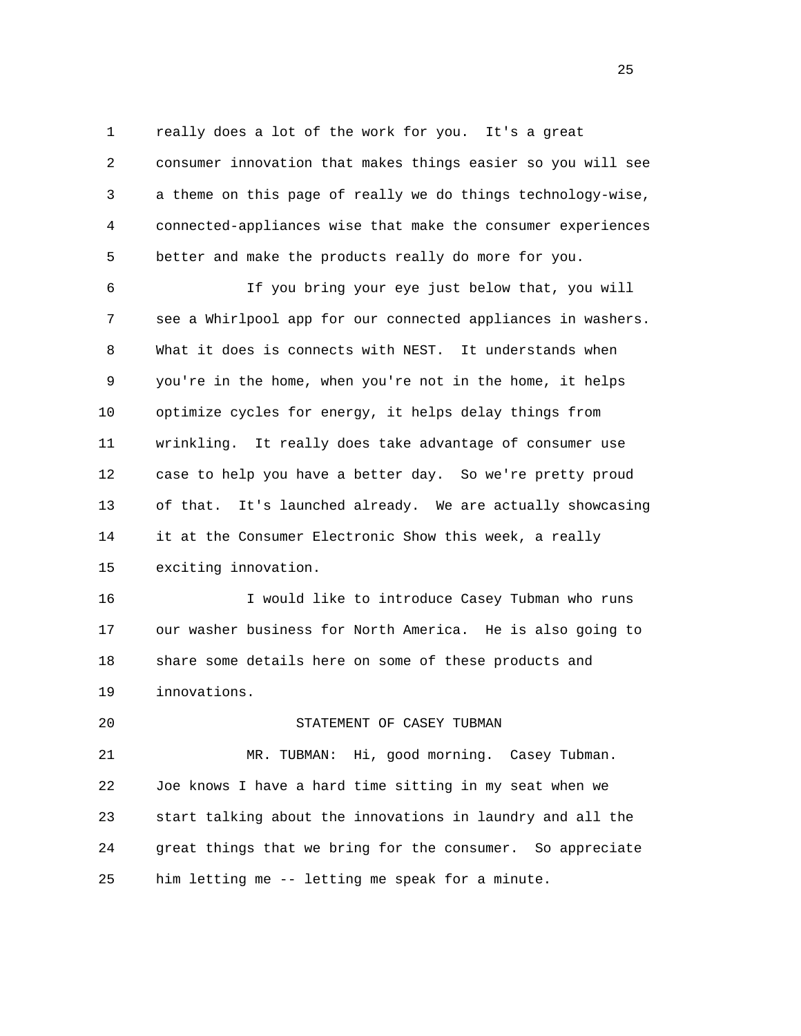really does a lot of the work for you. It's a great consumer innovation that makes things easier so you will see a theme on this page of really we do things technology-wise, connected-appliances wise that make the consumer experiences better and make the products really do more for you.

If you bring your eye just below that, you will see a Whirlpool app for our connected appliances in washers. What it does is connects with NEST. It understands when you're in the home, when you're not in the home, it helps optimize cycles for energy, it helps delay things from wrinkling. It really does take advantage of consumer use case to help you have a better day. So we're pretty proud of that. It's launched already. We are actually showcasing it at the Consumer Electronic Show this week, a really exciting innovation.

I would like to introduce Casey Tubman who runs our washer business for North America. He is also going to share some details here on some of these products and innovations.

STATEMENT OF CASEY TUBMAN

MR. TUBMAN: Hi, good morning. Casey Tubman. Joe knows I have a hard time sitting in my seat when we start talking about the innovations in laundry and all the great things that we bring for the consumer. So appreciate him letting me -- letting me speak for a minute.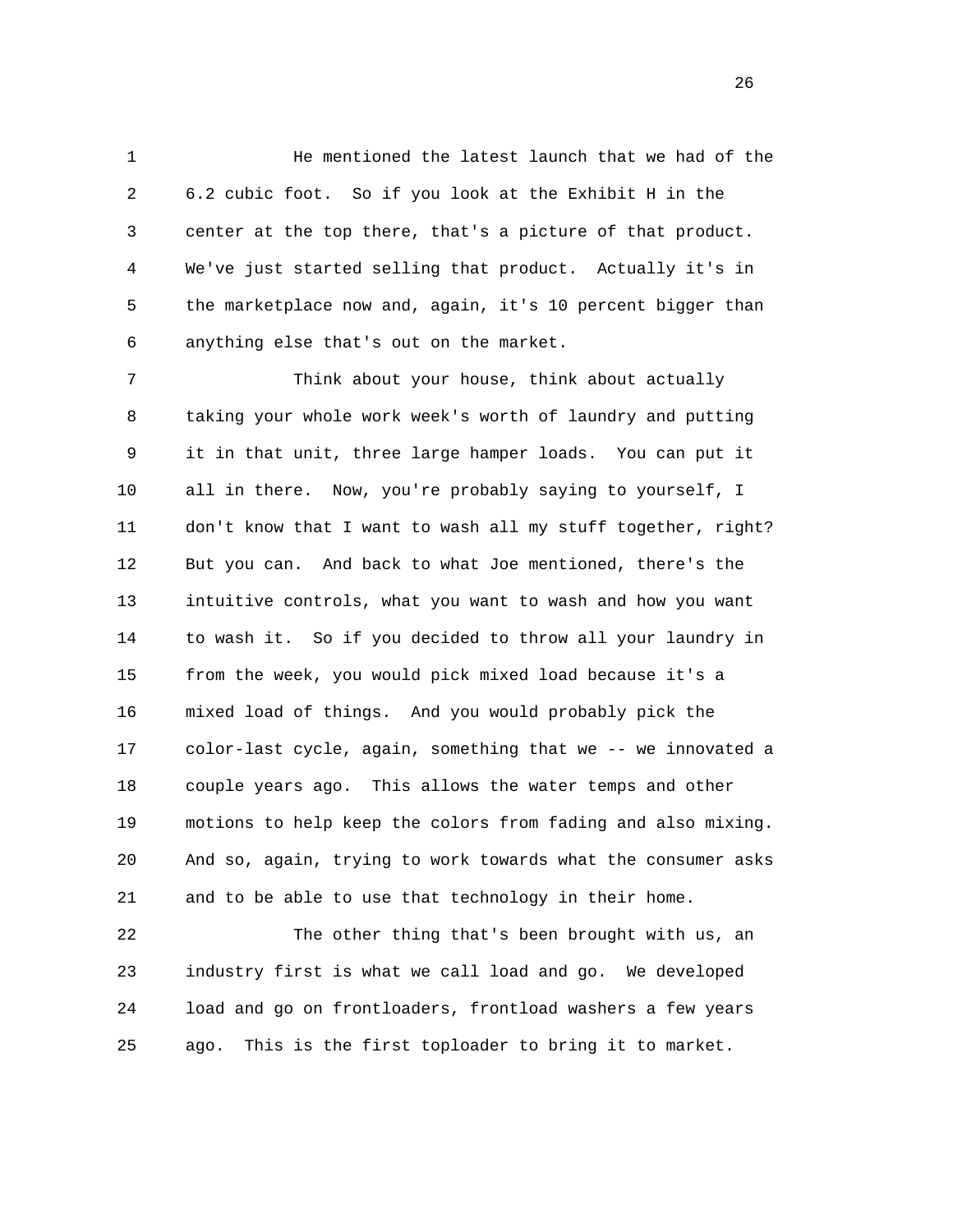He mentioned the latest launch that we had of the 6.2 cubic foot. So if you look at the Exhibit H in the center at the top there, that's a picture of that product. We've just started selling that product. Actually it's in the marketplace now and, again, it's 10 percent bigger than anything else that's out on the market.

Think about your house, think about actually taking your whole work week's worth of laundry and putting it in that unit, three large hamper loads. You can put it all in there. Now, you're probably saying to yourself, I don't know that I want to wash all my stuff together, right? But you can. And back to what Joe mentioned, there's the intuitive controls, what you want to wash and how you want to wash it. So if you decided to throw all your laundry in from the week, you would pick mixed load because it's a mixed load of things. And you would probably pick the color-last cycle, again, something that we -- we innovated a couple years ago. This allows the water temps and other motions to help keep the colors from fading and also mixing. And so, again, trying to work towards what the consumer asks and to be able to use that technology in their home.

The other thing that's been brought with us, an industry first is what we call load and go. We developed load and go on frontloaders, frontload washers a few years ago. This is the first toploader to bring it to market.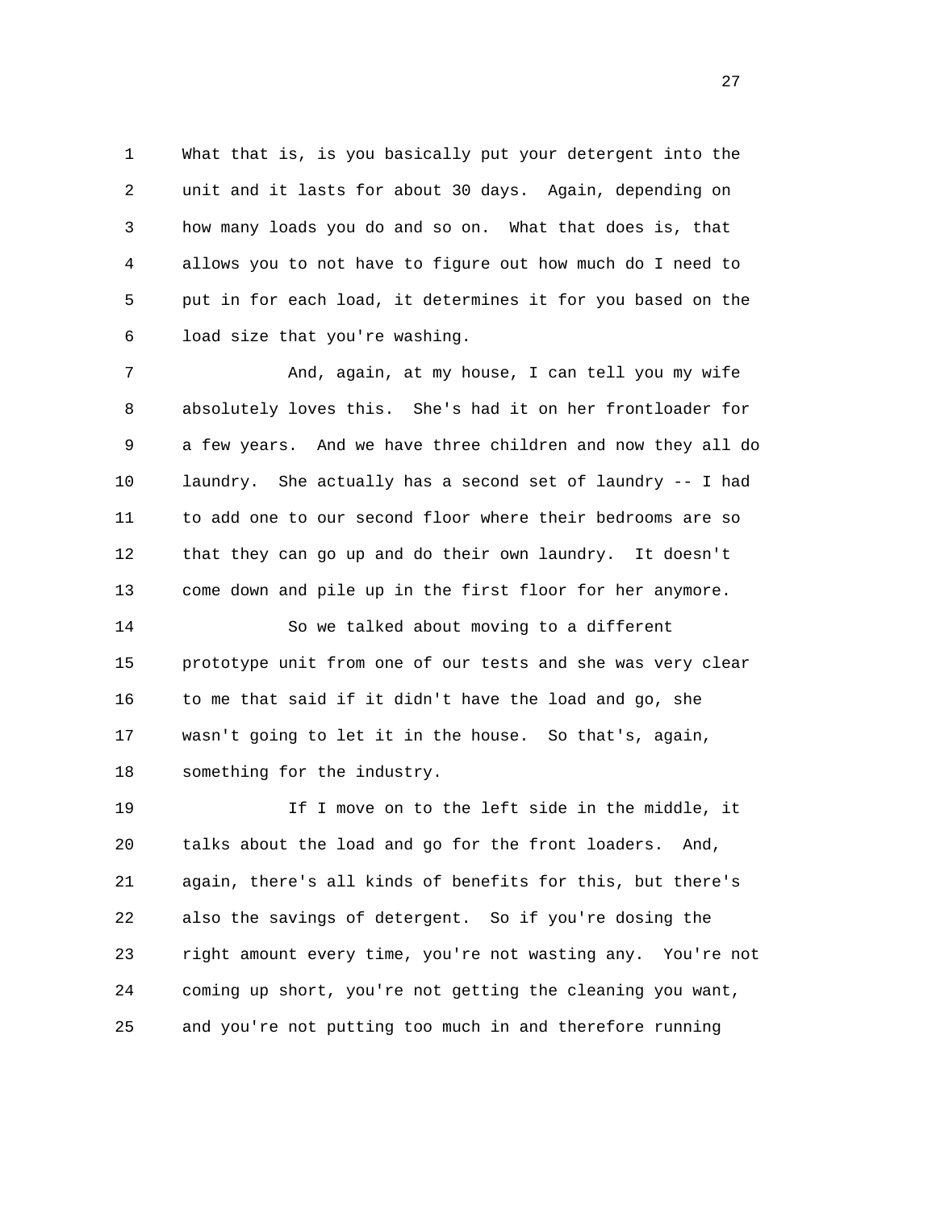What that is, is you basically put your detergent into the unit and it lasts for about 30 days. Again, depending on how many loads you do and so on. What that does is, that allows you to not have to figure out how much do I need to put in for each load, it determines it for you based on the load size that you're washing.

And, again, at my house, I can tell you my wife absolutely loves this. She's had it on her frontloader for a few years. And we have three children and now they all do laundry. She actually has a second set of laundry -- I had to add one to our second floor where their bedrooms are so that they can go up and do their own laundry. It doesn't come down and pile up in the first floor for her anymore.

So we talked about moving to a different prototype unit from one of our tests and she was very clear to me that said if it didn't have the load and go, she wasn't going to let it in the house. So that's, again, something for the industry.

If I move on to the left side in the middle, it talks about the load and go for the front loaders. And, again, there's all kinds of benefits for this, but there's also the savings of detergent. So if you're dosing the right amount every time, you're not wasting any. You're not coming up short, you're not getting the cleaning you want, and you're not putting too much in and therefore running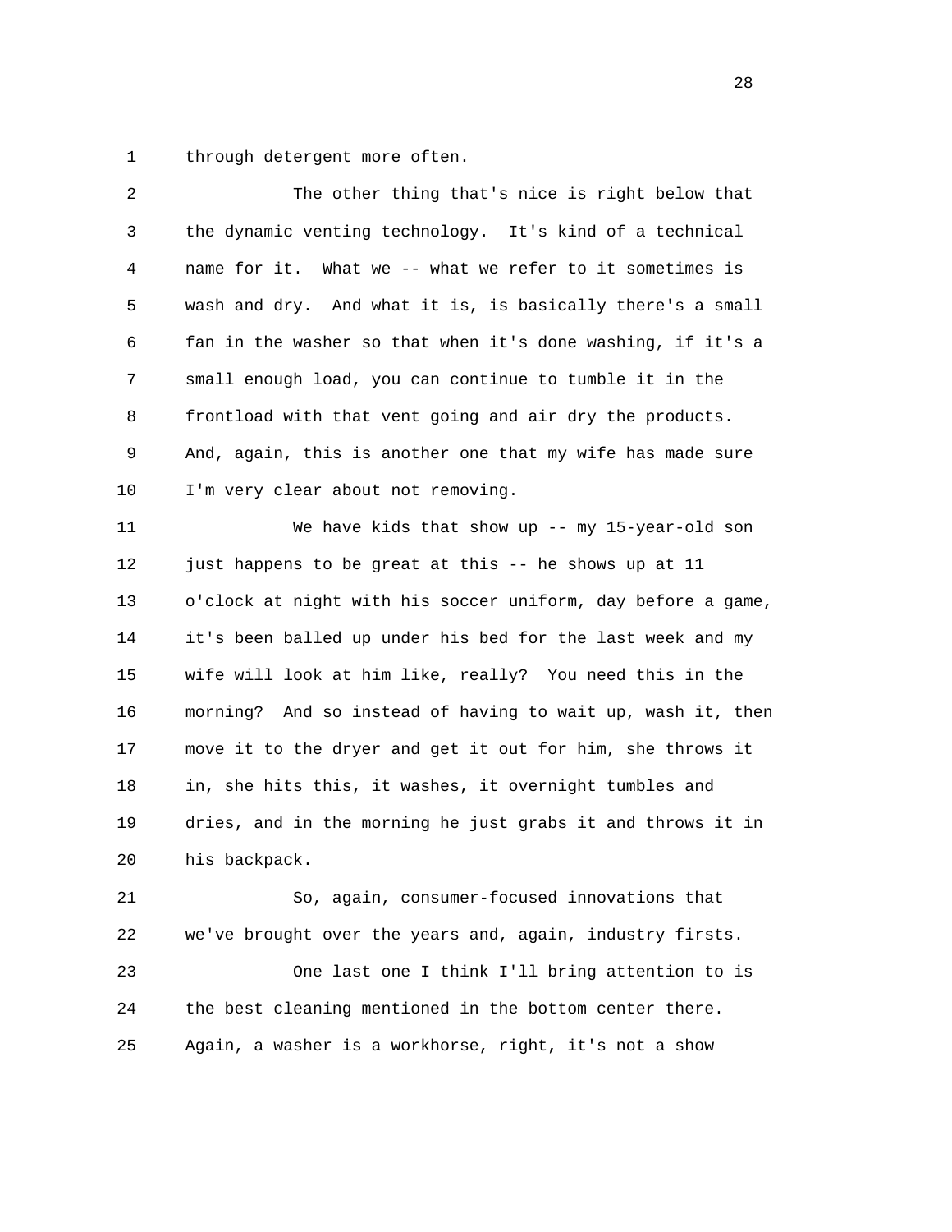through detergent more often.

The other thing that's nice is right below that the dynamic venting technology. It's kind of a technical name for it. What we -- what we refer to it sometimes is wash and dry. And what it is, is basically there's a small fan in the washer so that when it's done washing, if it's a small enough load, you can continue to tumble it in the frontload with that vent going and air dry the products. And, again, this is another one that my wife has made sure I'm very clear about not removing.

We have kids that show up -- my 15-year-old son just happens to be great at this -- he shows up at 11 o'clock at night with his soccer uniform, day before a game, it's been balled up under his bed for the last week and my wife will look at him like, really? You need this in the morning? And so instead of having to wait up, wash it, then move it to the dryer and get it out for him, she throws it in, she hits this, it washes, it overnight tumbles and dries, and in the morning he just grabs it and throws it in his backpack.

So, again, consumer-focused innovations that we've brought over the years and, again, industry firsts.

One last one I think I'll bring attention to is the best cleaning mentioned in the bottom center there. Again, a washer is a workhorse, right, it's not a show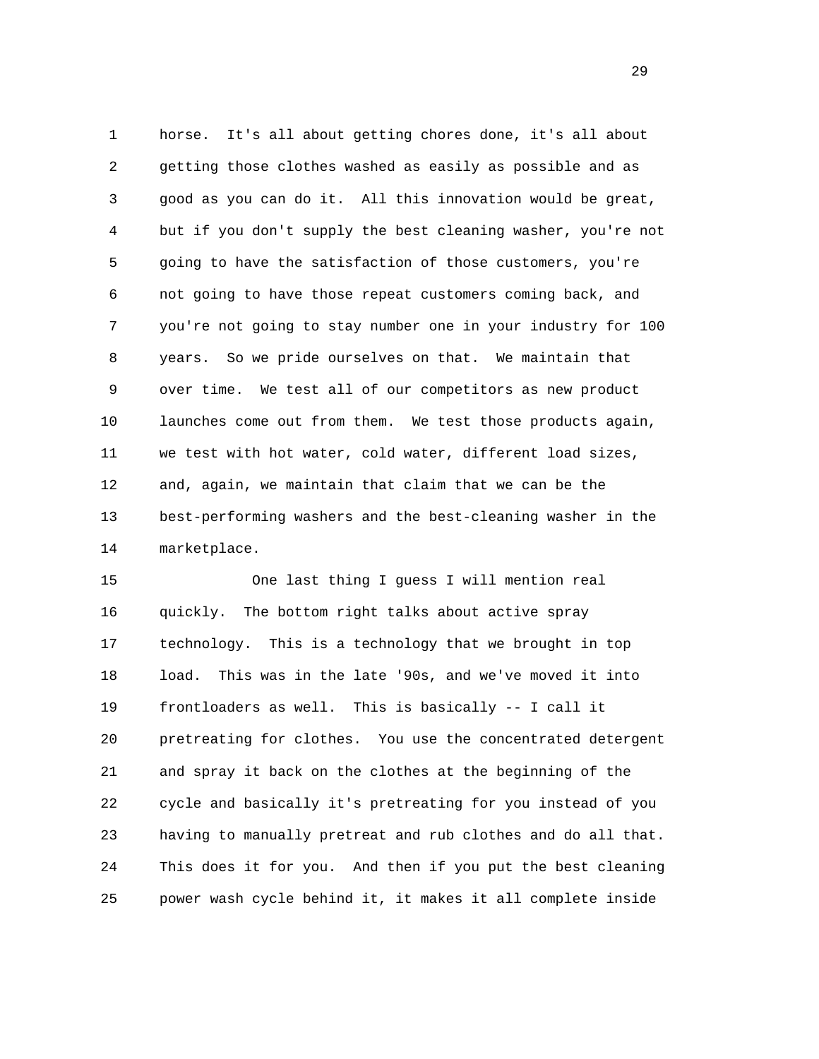horse. It's all about getting chores done, it's all about getting those clothes washed as easily as possible and as good as you can do it. All this innovation would be great, but if you don't supply the best cleaning washer, you're not going to have the satisfaction of those customers, you're not going to have those repeat customers coming back, and you're not going to stay number one in your industry for 100 years. So we pride ourselves on that. We maintain that over time. We test all of our competitors as new product launches come out from them. We test those products again, we test with hot water, cold water, different load sizes, and, again, we maintain that claim that we can be the best-performing washers and the best-cleaning washer in the marketplace.

One last thing I guess I will mention real quickly. The bottom right talks about active spray technology. This is a technology that we brought in top load. This was in the late '90s, and we've moved it into frontloaders as well. This is basically -- I call it pretreating for clothes. You use the concentrated detergent and spray it back on the clothes at the beginning of the cycle and basically it's pretreating for you instead of you having to manually pretreat and rub clothes and do all that. This does it for you. And then if you put the best cleaning power wash cycle behind it, it makes it all complete inside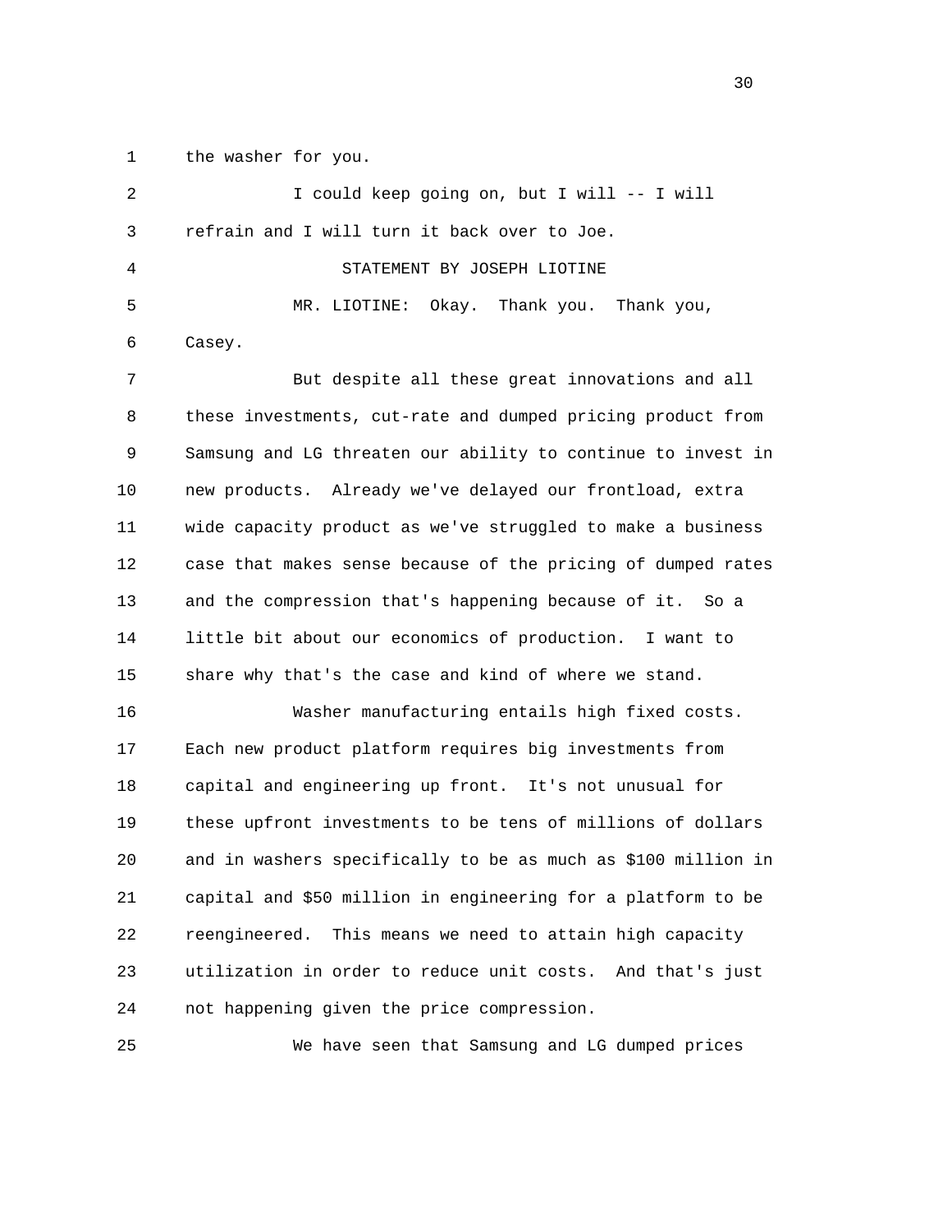the washer for you.

I could keep going on, but I will -- I will refrain and I will turn it back over to Joe.

STATEMENT BY JOSEPH LIOTINE

MR. LIOTINE: Okay. Thank you. Thank you, Casey.

But despite all these great innovations and all these investments, cut-rate and dumped pricing product from Samsung and LG threaten our ability to continue to invest in new products. Already we've delayed our frontload, extra wide capacity product as we've struggled to make a business case that makes sense because of the pricing of dumped rates and the compression that's happening because of it. So a little bit about our economics of production. I want to share why that's the case and kind of where we stand.

Washer manufacturing entails high fixed costs. Each new product platform requires big investments from capital and engineering up front. It's not unusual for these upfront investments to be tens of millions of dollars and in washers specifically to be as much as $100 million in capital and $50 million in engineering for a platform to be reengineered. This means we need to attain high capacity utilization in order to reduce unit costs. And that's just not happening given the price compression.

We have seen that Samsung and LG dumped prices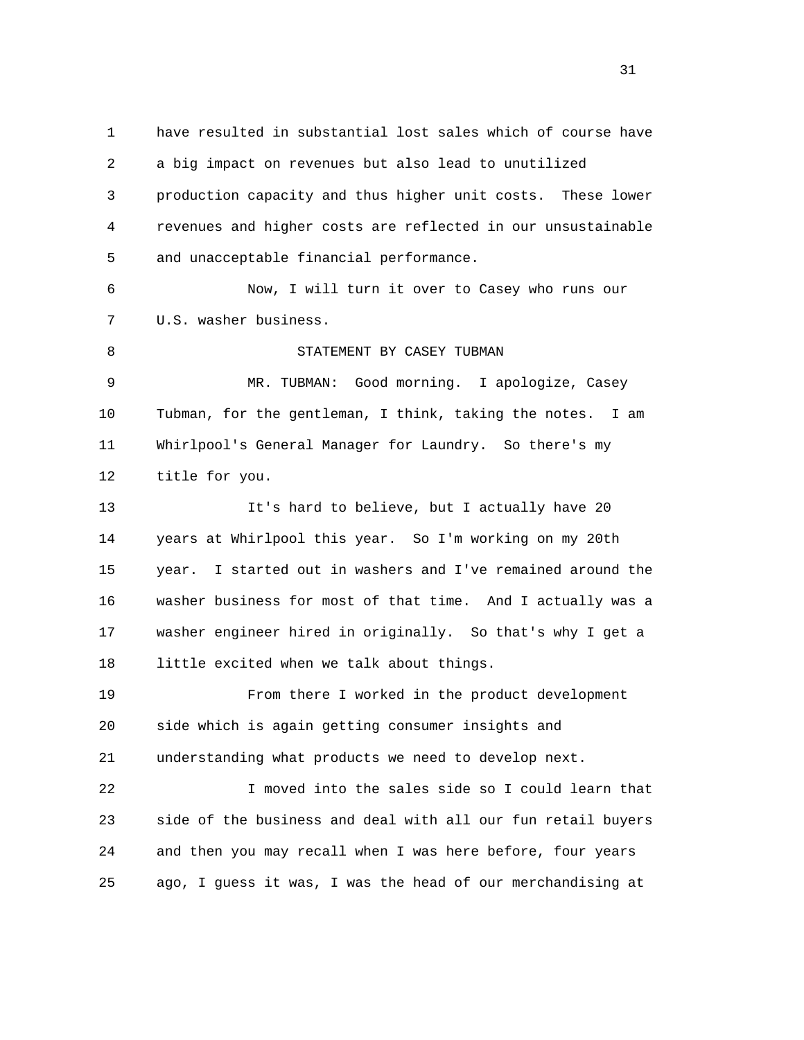have resulted in substantial lost sales which of course have a big impact on revenues but also lead to unutilized production capacity and thus higher unit costs. These lower revenues and higher costs are reflected in our unsustainable and unacceptable financial performance.

Now, I will turn it over to Casey who runs our U.S. washer business.

STATEMENT BY CASEY TUBMAN

MR. TUBMAN: Good morning. I apologize, Casey Tubman, for the gentleman, I think, taking the notes. I am Whirlpool's General Manager for Laundry. So there's my title for you.

It's hard to believe, but I actually have 20 years at Whirlpool this year. So I'm working on my 20th year. I started out in washers and I've remained around the washer business for most of that time. And I actually was a washer engineer hired in originally. So that's why I get a little excited when we talk about things.

From there I worked in the product development side which is again getting consumer insights and understanding what products we need to develop next.

I moved into the sales side so I could learn that side of the business and deal with all our fun retail buyers and then you may recall when I was here before, four years ago, I guess it was, I was the head of our merchandising at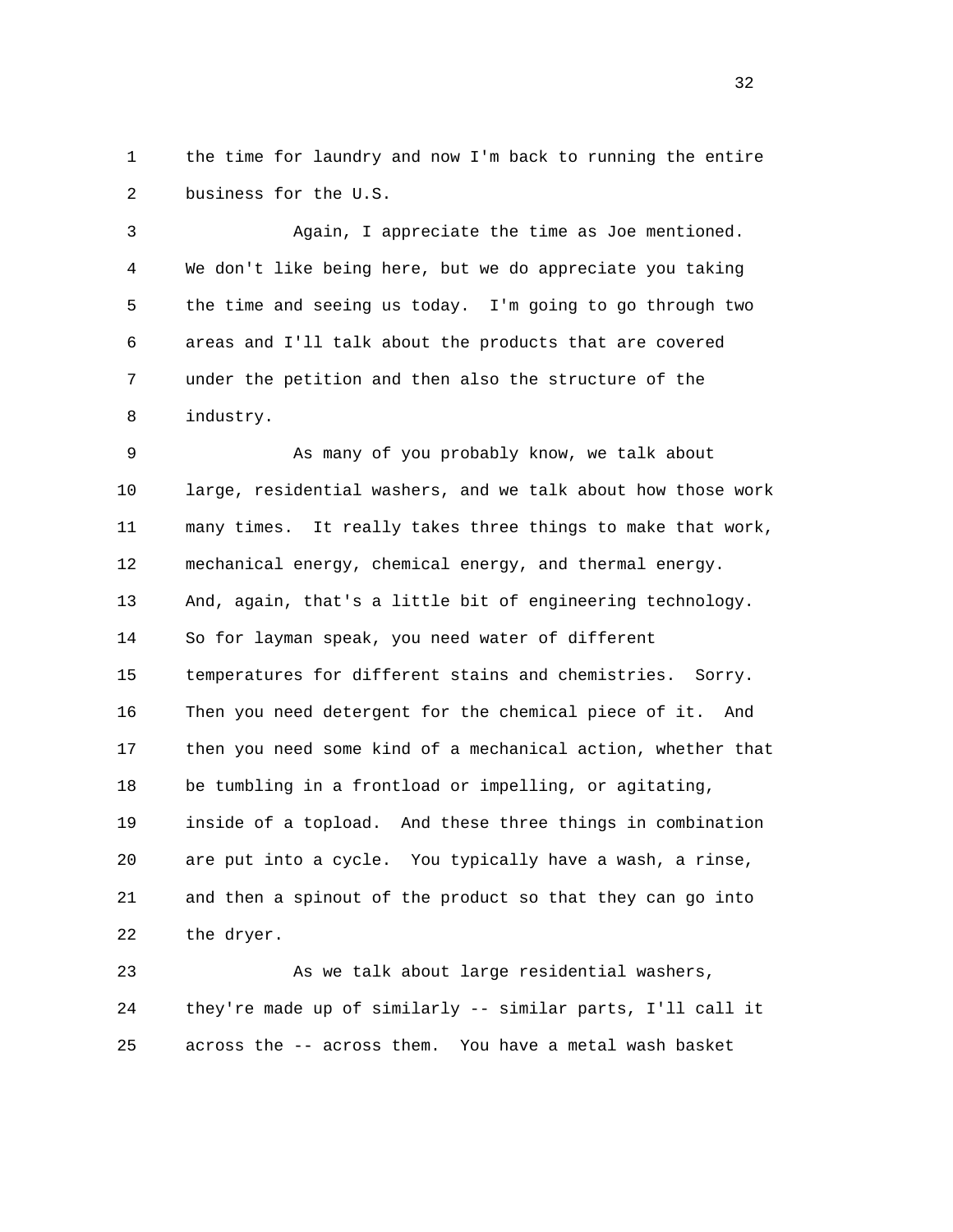1 the time for laundry and now I'm back to running the entire
2 business for the U.S.

3 Again, I appreciate the time as Joe mentioned.
4 We don't like being here, but we do appreciate you taking
5 the time and seeing us today. I'm going to go through two
6 areas and I'll talk about the products that are covered
7 under the petition and then also the structure of the
8 industry.

9 As many of you probably know, we talk about
10 large, residential washers, and we talk about how those work
11 many times. It really takes three things to make that work,
12 mechanical energy, chemical energy, and thermal energy.
13 And, again, that's a little bit of engineering technology.
14 So for layman speak, you need water of different
15 temperatures for different stains and chemistries. Sorry.
16 Then you need detergent for the chemical piece of it. And
17 then you need some kind of a mechanical action, whether that
18 be tumbling in a frontload or impelling, or agitating,
19 inside of a topload. And these three things in combination
20 are put into a cycle. You typically have a wash, a rinse,
21 and then a spinout of the product so that they can go into
22 the dryer.

23 As we talk about large residential washers,
24 they're made up of similarly -- similar parts, I'll call it
25 across the -- across them. You have a metal wash basket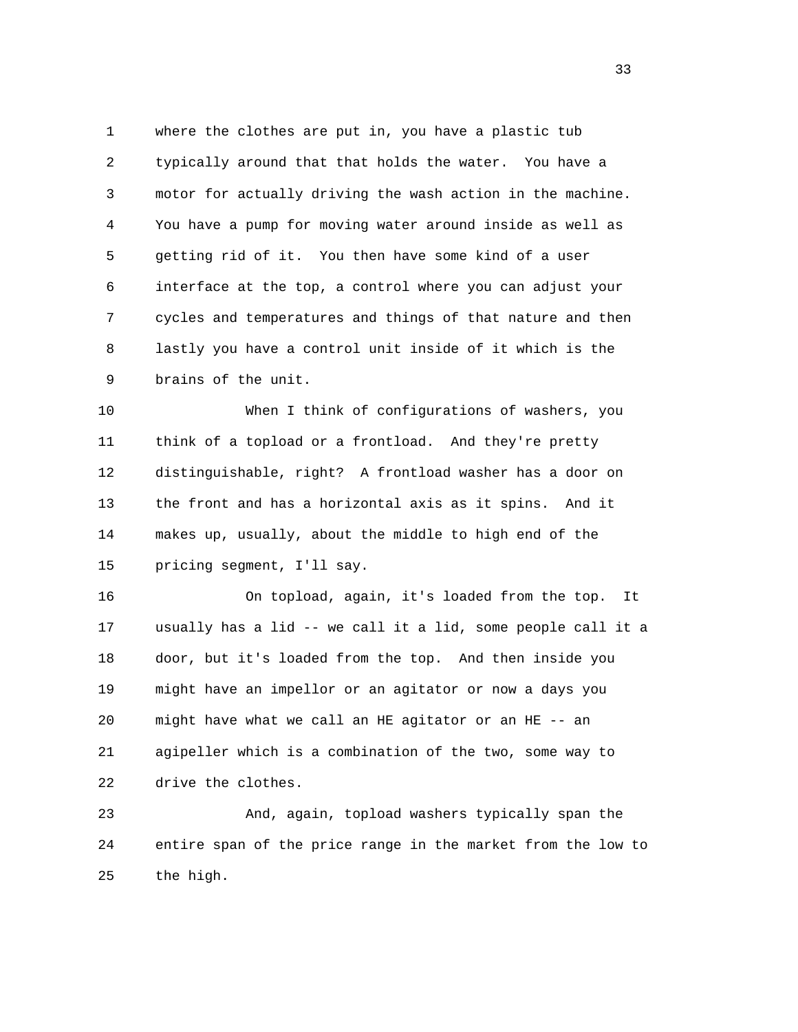where the clothes are put in, you have a plastic tub typically around that that holds the water. You have a motor for actually driving the wash action in the machine. You have a pump for moving water around inside as well as getting rid of it. You then have some kind of a user interface at the top, a control where you can adjust your cycles and temperatures and things of that nature and then lastly you have a control unit inside of it which is the brains of the unit.

When I think of configurations of washers, you think of a topload or a frontload. And they're pretty distinguishable, right? A frontload washer has a door on the front and has a horizontal axis as it spins. And it makes up, usually, about the middle to high end of the pricing segment, I'll say.

On topload, again, it's loaded from the top. It usually has a lid -- we call it a lid, some people call it a door, but it's loaded from the top. And then inside you might have an impellor or an agitator or now a days you might have what we call an HE agitator or an HE -- an agipeller which is a combination of the two, some way to drive the clothes.

And, again, topload washers typically span the entire span of the price range in the market from the low to the high.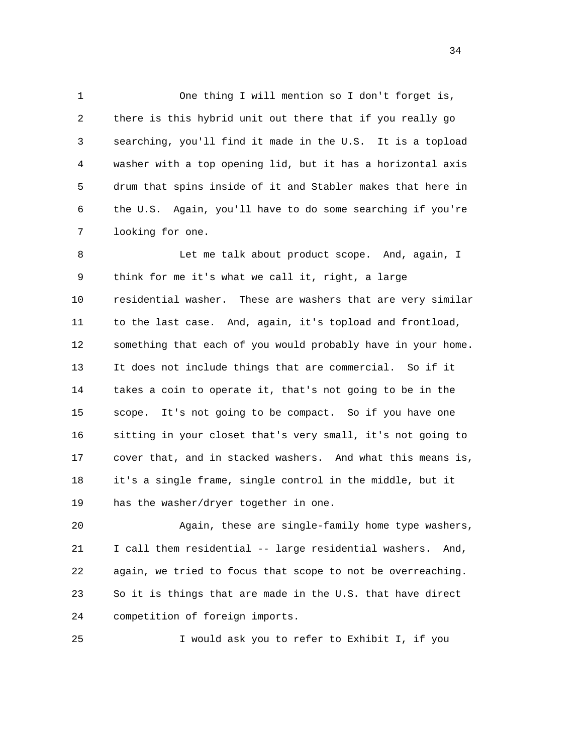One thing I will mention so I don't forget is, there is this hybrid unit out there that if you really go searching, you'll find it made in the U.S. It is a topload washer with a top opening lid, but it has a horizontal axis drum that spins inside of it and Stabler makes that here in the U.S. Again, you'll have to do some searching if you're looking for one.

Let me talk about product scope. And, again, I think for me it's what we call it, right, a large residential washer. These are washers that are very similar to the last case. And, again, it's topload and frontload, something that each of you would probably have in your home. It does not include things that are commercial. So if it takes a coin to operate it, that's not going to be in the scope. It's not going to be compact. So if you have one sitting in your closet that's very small, it's not going to cover that, and in stacked washers. And what this means is, it's a single frame, single control in the middle, but it has the washer/dryer together in one.

Again, these are single-family home type washers, I call them residential -- large residential washers. And, again, we tried to focus that scope to not be overreaching. So it is things that are made in the U.S. that have direct competition of foreign imports.

I would ask you to refer to Exhibit I, if you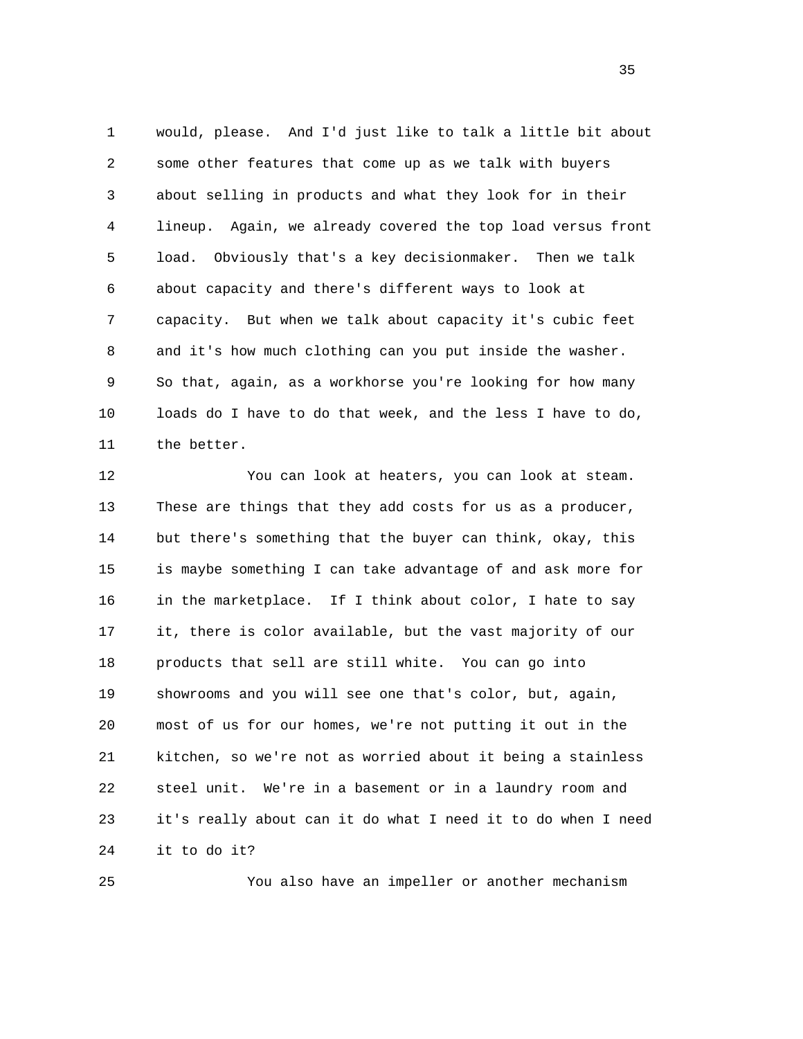would, please. And I'd just like to talk a little bit about some other features that come up as we talk with buyers about selling in products and what they look for in their lineup. Again, we already covered the top load versus front load. Obviously that's a key decisionmaker. Then we talk about capacity and there's different ways to look at capacity. But when we talk about capacity it's cubic feet and it's how much clothing can you put inside the washer. So that, again, as a workhorse you're looking for how many loads do I have to do that week, and the less I have to do, the better.

You can look at heaters, you can look at steam. These are things that they add costs for us as a producer, but there's something that the buyer can think, okay, this is maybe something I can take advantage of and ask more for in the marketplace. If I think about color, I hate to say it, there is color available, but the vast majority of our products that sell are still white. You can go into showrooms and you will see one that's color, but, again, most of us for our homes, we're not putting it out in the kitchen, so we're not as worried about it being a stainless steel unit. We're in a basement or in a laundry room and it's really about can it do what I need it to do when I need it to do it?

You also have an impeller or another mechanism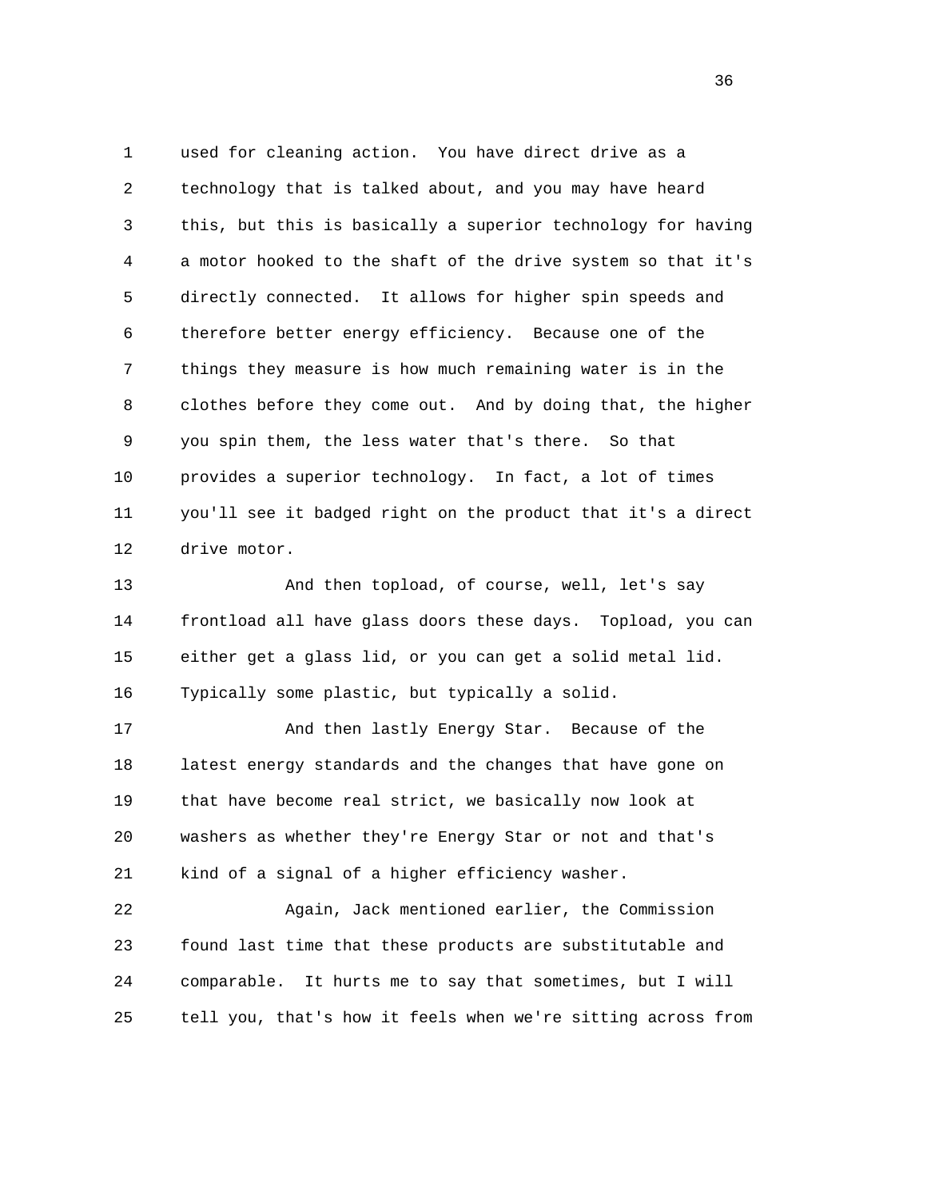used for cleaning action. You have direct drive as a technology that is talked about, and you may have heard this, but this is basically a superior technology for having a motor hooked to the shaft of the drive system so that it's directly connected. It allows for higher spin speeds and therefore better energy efficiency. Because one of the things they measure is how much remaining water is in the clothes before they come out. And by doing that, the higher you spin them, the less water that's there. So that provides a superior technology. In fact, a lot of times you'll see it badged right on the product that it's a direct drive motor.

And then topload, of course, well, let's say frontload all have glass doors these days. Topload, you can either get a glass lid, or you can get a solid metal lid. Typically some plastic, but typically a solid.

And then lastly Energy Star. Because of the latest energy standards and the changes that have gone on that have become real strict, we basically now look at washers as whether they're Energy Star or not and that's kind of a signal of a higher efficiency washer.

Again, Jack mentioned earlier, the Commission found last time that these products are substitutable and comparable. It hurts me to say that sometimes, but I will tell you, that's how it feels when we're sitting across from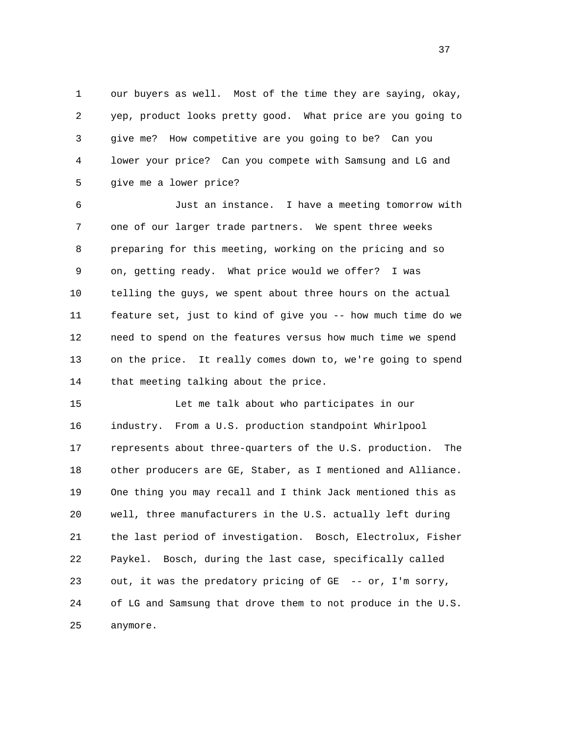our buyers as well. Most of the time they are saying, okay, yep, product looks pretty good. What price are you going to give me? How competitive are you going to be? Can you lower your price? Can you compete with Samsung and LG and give me a lower price?

Just an instance. I have a meeting tomorrow with one of our larger trade partners. We spent three weeks preparing for this meeting, working on the pricing and so on, getting ready. What price would we offer? I was telling the guys, we spent about three hours on the actual feature set, just to kind of give you -- how much time do we need to spend on the features versus how much time we spend on the price. It really comes down to, we're going to spend that meeting talking about the price.

Let me talk about who participates in our industry. From a U.S. production standpoint Whirlpool represents about three-quarters of the U.S. production. The other producers are GE, Staber, as I mentioned and Alliance. One thing you may recall and I think Jack mentioned this as well, three manufacturers in the U.S. actually left during the last period of investigation. Bosch, Electrolux, Fisher Paykel. Bosch, during the last case, specifically called out, it was the predatory pricing of GE -- or, I'm sorry, of LG and Samsung that drove them to not produce in the U.S. anymore.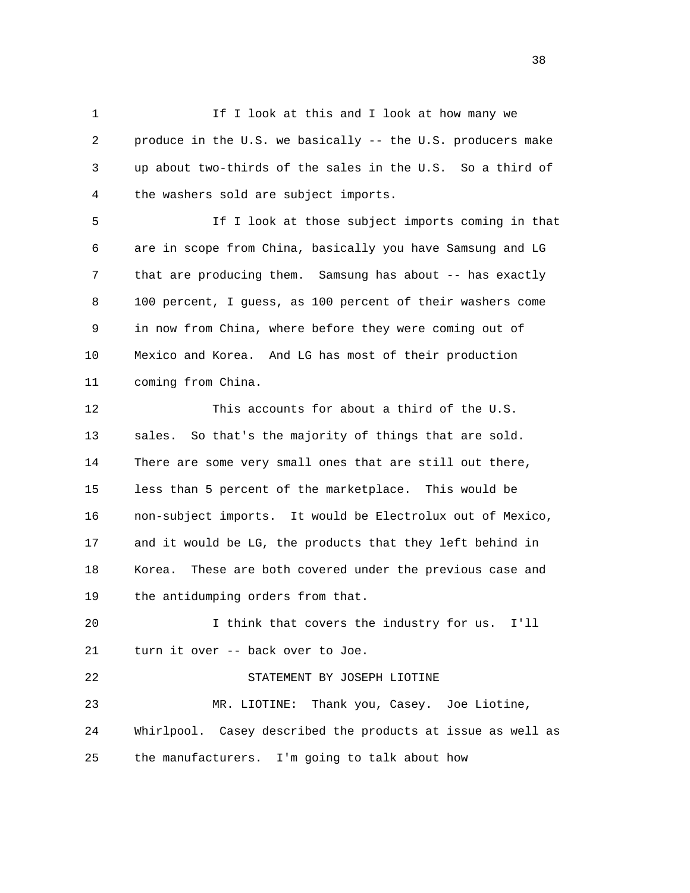If I look at this and I look at how many we produce in the U.S. we basically -- the U.S. producers make up about two-thirds of the sales in the U.S. So a third of the washers sold are subject imports.

If I look at those subject imports coming in that are in scope from China, basically you have Samsung and LG that are producing them. Samsung has about -- has exactly 100 percent, I guess, as 100 percent of their washers come in now from China, where before they were coming out of Mexico and Korea. And LG has most of their production coming from China.

This accounts for about a third of the U.S. sales. So that's the majority of things that are sold. There are some very small ones that are still out there, less than 5 percent of the marketplace. This would be non-subject imports. It would be Electrolux out of Mexico, and it would be LG, the products that they left behind in Korea. These are both covered under the previous case and the antidumping orders from that.

I think that covers the industry for us. I'll turn it over -- back over to Joe.

STATEMENT BY JOSEPH LIOTINE

MR. LIOTINE: Thank you, Casey. Joe Liotine, Whirlpool. Casey described the products at issue as well as the manufacturers. I'm going to talk about how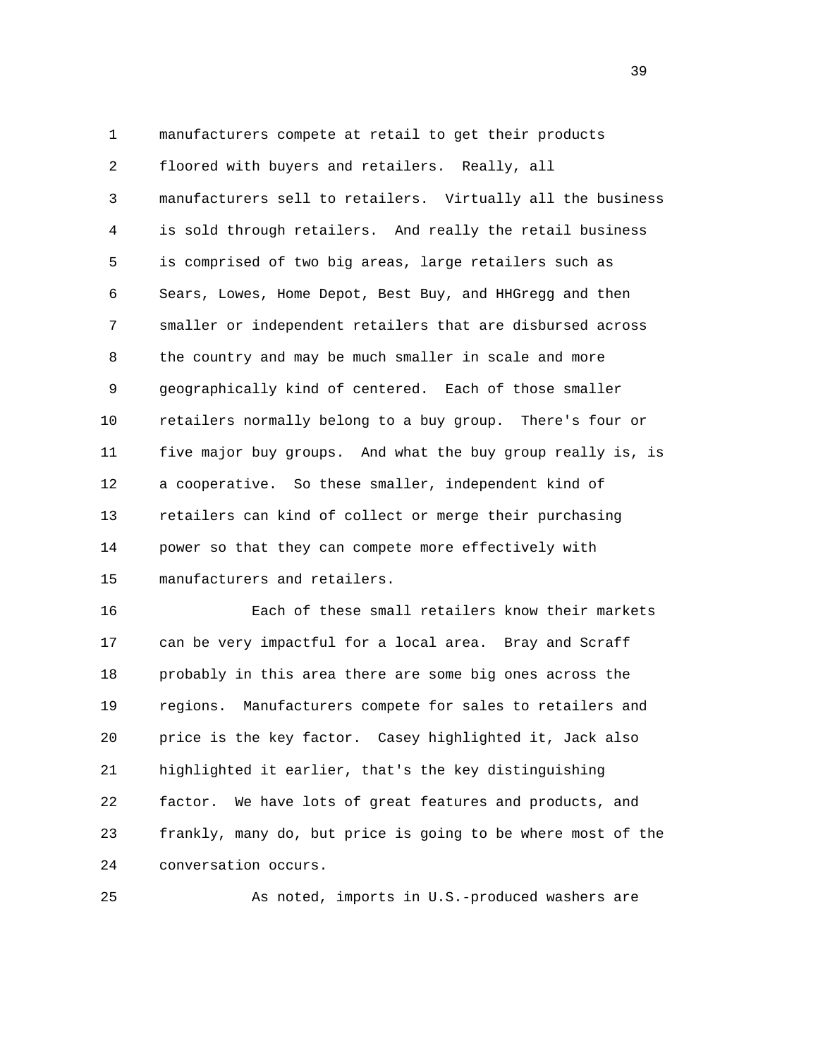manufacturers compete at retail to get their products floored with buyers and retailers. Really, all manufacturers sell to retailers. Virtually all the business is sold through retailers. And really the retail business is comprised of two big areas, large retailers such as Sears, Lowes, Home Depot, Best Buy, and HHGregg and then smaller or independent retailers that are disbursed across the country and may be much smaller in scale and more geographically kind of centered. Each of those smaller retailers normally belong to a buy group. There's four or five major buy groups. And what the buy group really is, is a cooperative. So these smaller, independent kind of retailers can kind of collect or merge their purchasing power so that they can compete more effectively with manufacturers and retailers.

Each of these small retailers know their markets can be very impactful for a local area. Bray and Scraff probably in this area there are some big ones across the regions. Manufacturers compete for sales to retailers and price is the key factor. Casey highlighted it, Jack also highlighted it earlier, that's the key distinguishing factor. We have lots of great features and products, and frankly, many do, but price is going to be where most of the conversation occurs.

As noted, imports in U.S.-produced washers are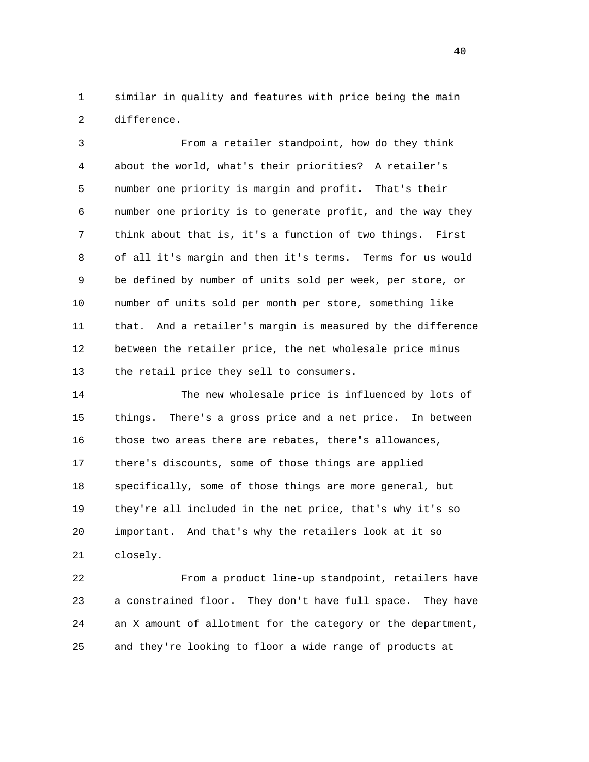similar in quality and features with price being the main difference.

From a retailer standpoint, how do they think about the world, what's their priorities? A retailer's number one priority is margin and profit. That's their number one priority is to generate profit, and the way they think about that is, it's a function of two things. First of all it's margin and then it's terms. Terms for us would be defined by number of units sold per week, per store, or number of units sold per month per store, something like that. And a retailer's margin is measured by the difference between the retailer price, the net wholesale price minus the retail price they sell to consumers.

The new wholesale price is influenced by lots of things. There's a gross price and a net price. In between those two areas there are rebates, there's allowances, there's discounts, some of those things are applied specifically, some of those things are more general, but they're all included in the net price, that's why it's so important. And that's why the retailers look at it so closely.

From a product line-up standpoint, retailers have a constrained floor. They don't have full space. They have an X amount of allotment for the category or the department, and they're looking to floor a wide range of products at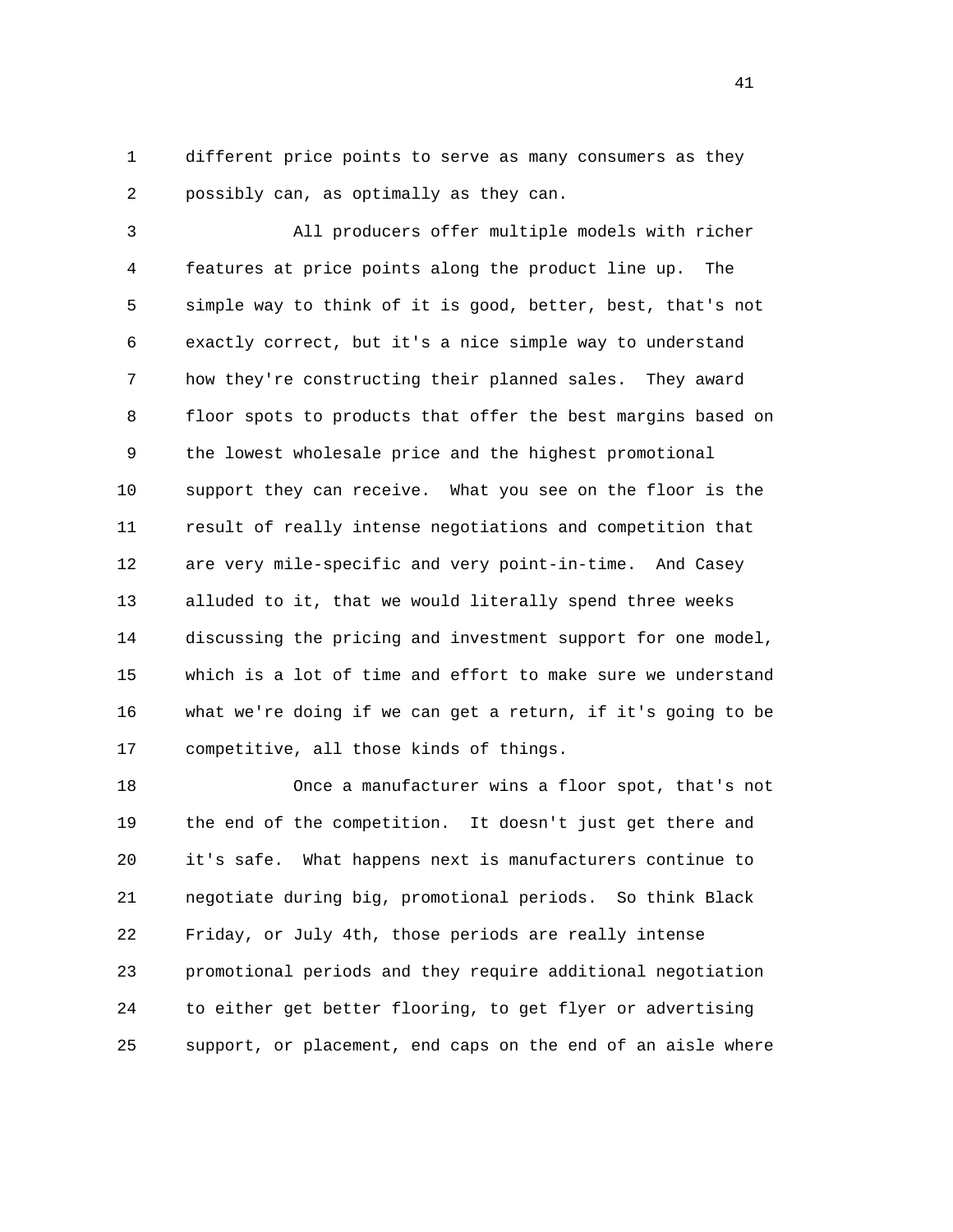different price points to serve as many consumers as they possibly can, as optimally as they can.

All producers offer multiple models with richer features at price points along the product line up. The simple way to think of it is good, better, best, that's not exactly correct, but it's a nice simple way to understand how they're constructing their planned sales. They award floor spots to products that offer the best margins based on the lowest wholesale price and the highest promotional support they can receive. What you see on the floor is the result of really intense negotiations and competition that are very mile-specific and very point-in-time. And Casey alluded to it, that we would literally spend three weeks discussing the pricing and investment support for one model, which is a lot of time and effort to make sure we understand what we're doing if we can get a return, if it's going to be competitive, all those kinds of things.

Once a manufacturer wins a floor spot, that's not the end of the competition. It doesn't just get there and it's safe. What happens next is manufacturers continue to negotiate during big, promotional periods. So think Black Friday, or July 4th, those periods are really intense promotional periods and they require additional negotiation to either get better flooring, to get flyer or advertising support, or placement, end caps on the end of an aisle where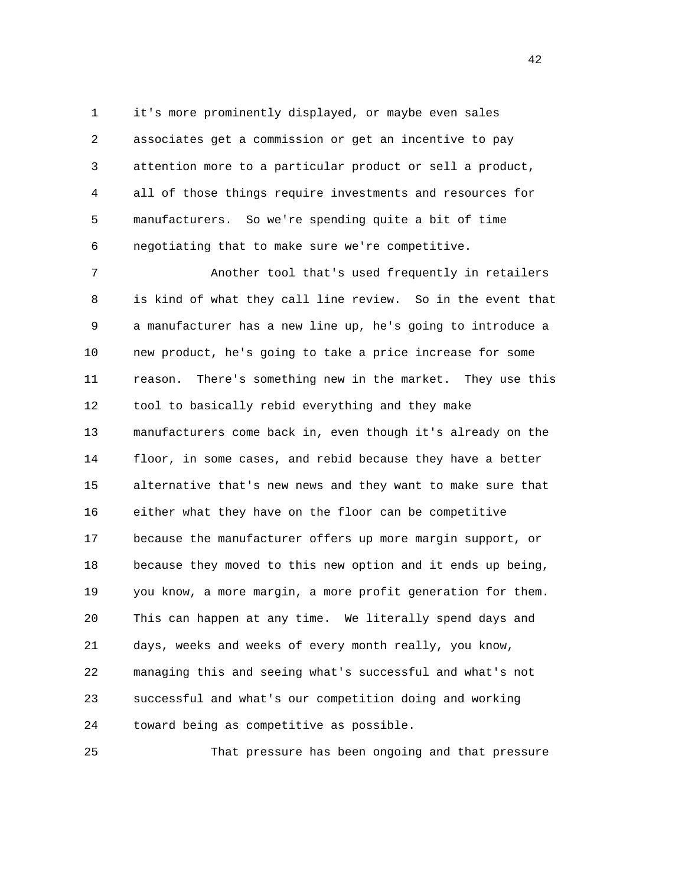it's more prominently displayed, or maybe even sales associates get a commission or get an incentive to pay attention more to a particular product or sell a product, all of those things require investments and resources for manufacturers. So we're spending quite a bit of time negotiating that to make sure we're competitive.

Another tool that's used frequently in retailers is kind of what they call line review. So in the event that a manufacturer has a new line up, he's going to introduce a new product, he's going to take a price increase for some reason. There's something new in the market. They use this tool to basically rebid everything and they make manufacturers come back in, even though it's already on the floor, in some cases, and rebid because they have a better alternative that's new news and they want to make sure that either what they have on the floor can be competitive because the manufacturer offers up more margin support, or because they moved to this new option and it ends up being, you know, a more margin, a more profit generation for them. This can happen at any time. We literally spend days and days, weeks and weeks of every month really, you know, managing this and seeing what's successful and what's not successful and what's our competition doing and working toward being as competitive as possible.

That pressure has been ongoing and that pressure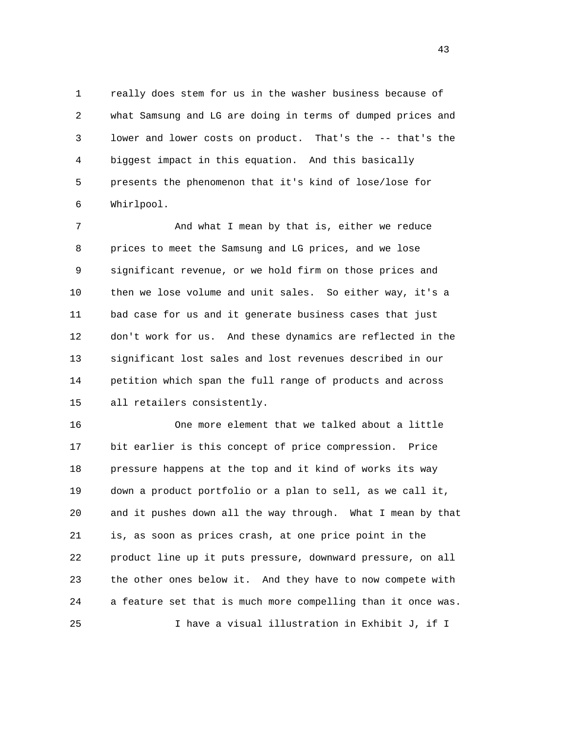really does stem for us in the washer business because of what Samsung and LG are doing in terms of dumped prices and lower and lower costs on product. That's the -- that's the biggest impact in this equation. And this basically presents the phenomenon that it's kind of lose/lose for Whirlpool.

And what I mean by that is, either we reduce prices to meet the Samsung and LG prices, and we lose significant revenue, or we hold firm on those prices and then we lose volume and unit sales. So either way, it's a bad case for us and it generate business cases that just don't work for us. And these dynamics are reflected in the significant lost sales and lost revenues described in our petition which span the full range of products and across all retailers consistently.

One more element that we talked about a little bit earlier is this concept of price compression. Price pressure happens at the top and it kind of works its way down a product portfolio or a plan to sell, as we call it, and it pushes down all the way through. What I mean by that is, as soon as prices crash, at one price point in the product line up it puts pressure, downward pressure, on all the other ones below it. And they have to now compete with a feature set that is much more compelling than it once was.

I have a visual illustration in Exhibit J, if I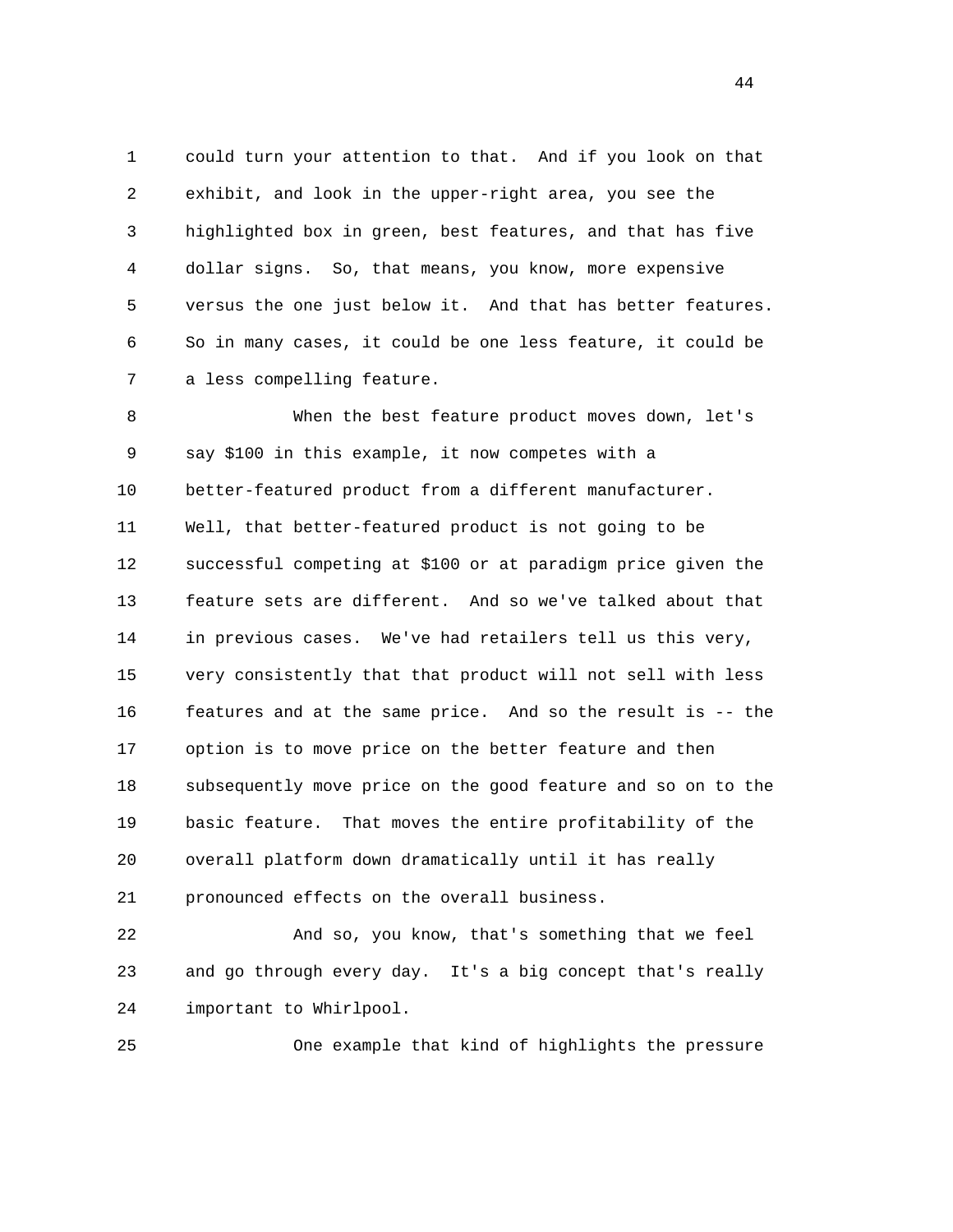could turn your attention to that. And if you look on that exhibit, and look in the upper-right area, you see the highlighted box in green, best features, and that has five dollar signs. So, that means, you know, more expensive versus the one just below it. And that has better features. So in many cases, it could be one less feature, it could be a less compelling feature.

When the best feature product moves down, let's say $100 in this example, it now competes with a better-featured product from a different manufacturer. Well, that better-featured product is not going to be successful competing at $100 or at paradigm price given the feature sets are different. And so we've talked about that in previous cases. We've had retailers tell us this very, very consistently that that product will not sell with less features and at the same price. And so the result is -- the option is to move price on the better feature and then subsequently move price on the good feature and so on to the basic feature. That moves the entire profitability of the overall platform down dramatically until it has really pronounced effects on the overall business.

And so, you know, that's something that we feel and go through every day. It's a big concept that's really important to Whirlpool.

One example that kind of highlights the pressure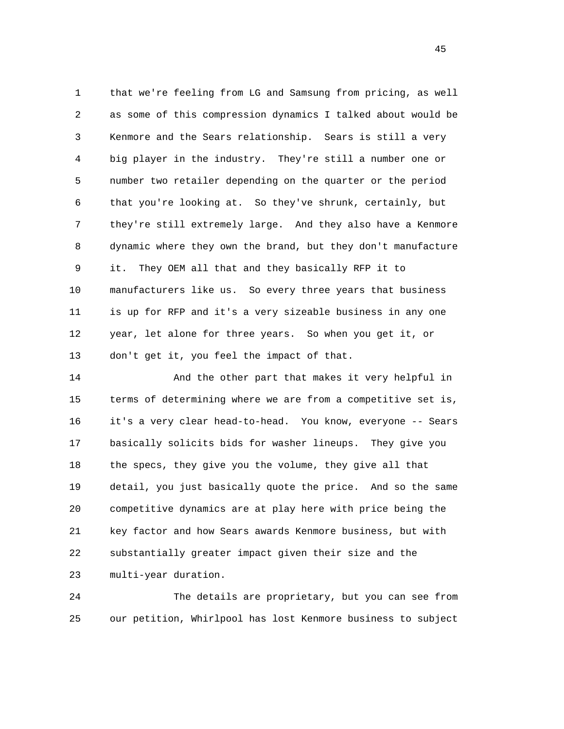that we're feeling from LG and Samsung from pricing, as well as some of this compression dynamics I talked about would be Kenmore and the Sears relationship. Sears is still a very big player in the industry. They're still a number one or number two retailer depending on the quarter or the period that you're looking at. So they've shrunk, certainly, but they're still extremely large. And they also have a Kenmore dynamic where they own the brand, but they don't manufacture it. They OEM all that and they basically RFP it to manufacturers like us. So every three years that business is up for RFP and it's a very sizeable business in any one year, let alone for three years. So when you get it, or don't get it, you feel the impact of that.

And the other part that makes it very helpful in terms of determining where we are from a competitive set is, it's a very clear head-to-head. You know, everyone -- Sears basically solicits bids for washer lineups. They give you the specs, they give you the volume, they give all that detail, you just basically quote the price. And so the same competitive dynamics are at play here with price being the key factor and how Sears awards Kenmore business, but with substantially greater impact given their size and the multi-year duration.

The details are proprietary, but you can see from our petition, Whirlpool has lost Kenmore business to subject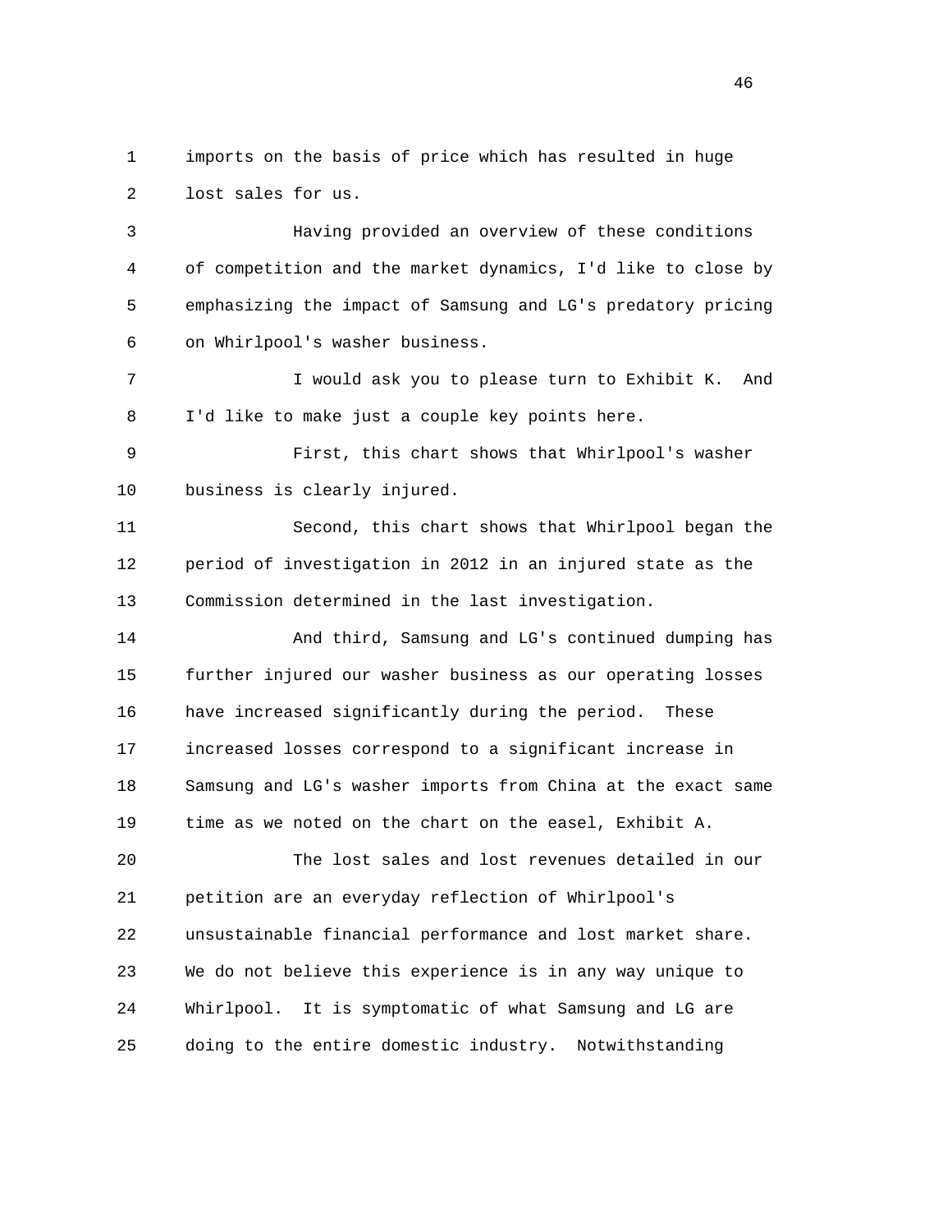imports on the basis of price which has resulted in huge lost sales for us.

Having provided an overview of these conditions of competition and the market dynamics, I'd like to close by emphasizing the impact of Samsung and LG's predatory pricing on Whirlpool's washer business.

I would ask you to please turn to Exhibit K. And I'd like to make just a couple key points here.

First, this chart shows that Whirlpool's washer business is clearly injured.

Second, this chart shows that Whirlpool began the period of investigation in 2012 in an injured state as the Commission determined in the last investigation.

And third, Samsung and LG's continued dumping has further injured our washer business as our operating losses have increased significantly during the period. These increased losses correspond to a significant increase in Samsung and LG's washer imports from China at the exact same time as we noted on the chart on the easel, Exhibit A.

The lost sales and lost revenues detailed in our petition are an everyday reflection of Whirlpool's unsustainable financial performance and lost market share. We do not believe this experience is in any way unique to Whirlpool. It is symptomatic of what Samsung and LG are doing to the entire domestic industry. Notwithstanding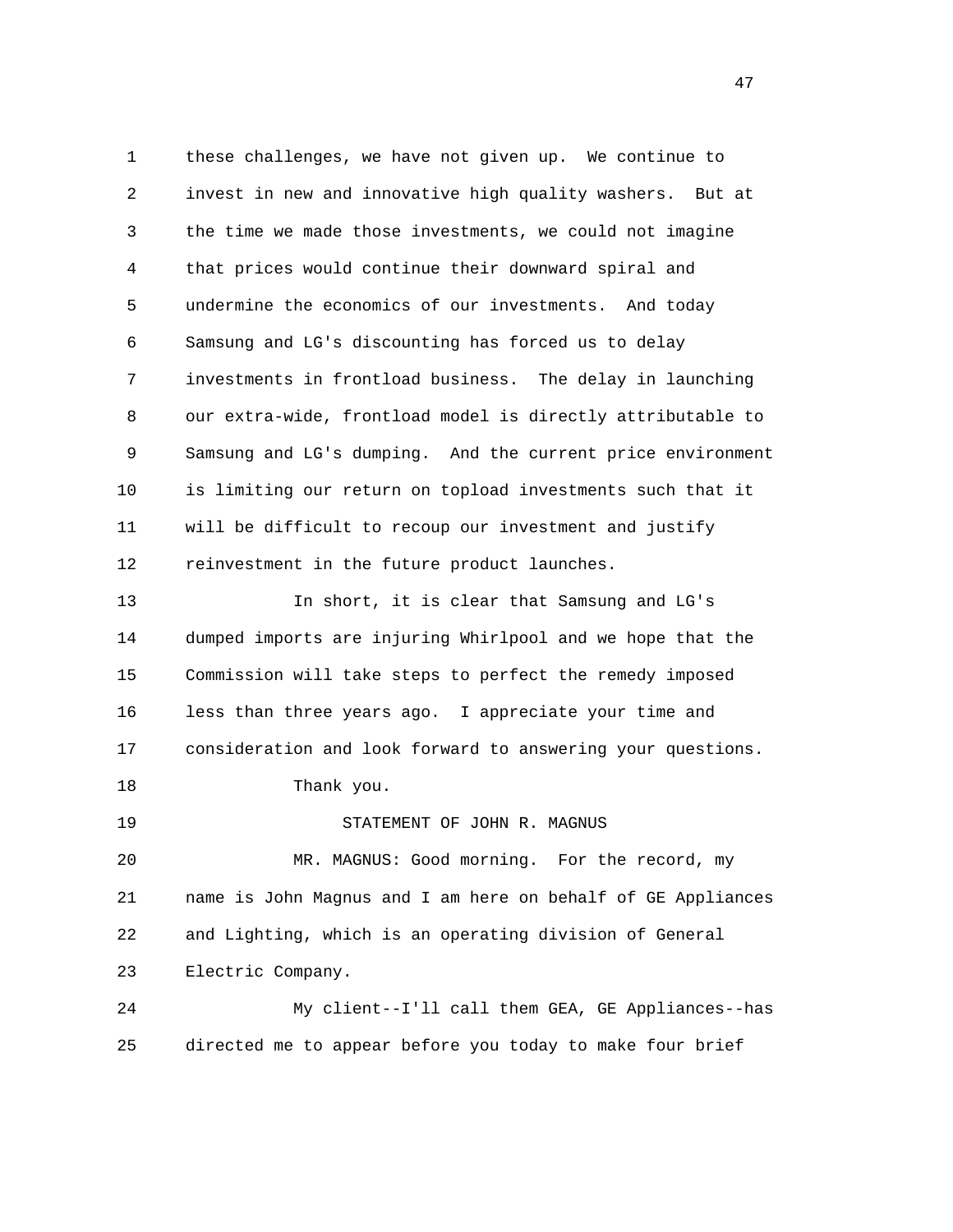these challenges, we have not given up. We continue to invest in new and innovative high quality washers. But at the time we made those investments, we could not imagine that prices would continue their downward spiral and undermine the economics of our investments. And today Samsung and LG's discounting has forced us to delay investments in frontload business. The delay in launching our extra-wide, frontload model is directly attributable to Samsung and LG's dumping. And the current price environment is limiting our return on topload investments such that it will be difficult to recoup our investment and justify reinvestment in the future product launches.

In short, it is clear that Samsung and LG's dumped imports are injuring Whirlpool and we hope that the Commission will take steps to perfect the remedy imposed less than three years ago. I appreciate your time and consideration and look forward to answering your questions.

Thank you.

STATEMENT OF JOHN R. MAGNUS

MR. MAGNUS: Good morning. For the record, my name is John Magnus and I am here on behalf of GE Appliances and Lighting, which is an operating division of General Electric Company.

My client--I'll call them GEA, GE Appliances--has directed me to appear before you today to make four brief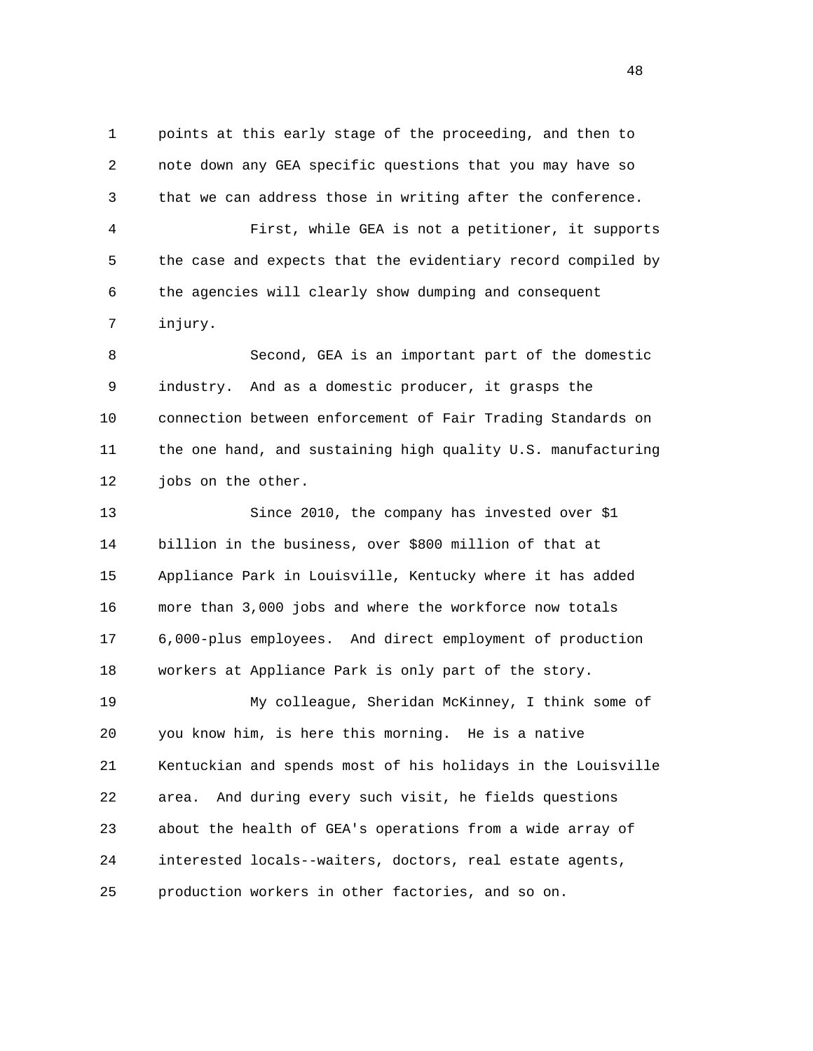points at this early stage of the proceeding, and then to note down any GEA specific questions that you may have so that we can address those in writing after the conference.

First, while GEA is not a petitioner, it supports the case and expects that the evidentiary record compiled by the agencies will clearly show dumping and consequent injury.

Second, GEA is an important part of the domestic industry. And as a domestic producer, it grasps the connection between enforcement of Fair Trading Standards on the one hand, and sustaining high quality U.S. manufacturing jobs on the other.

Since 2010, the company has invested over $1 billion in the business, over $800 million of that at Appliance Park in Louisville, Kentucky where it has added more than 3,000 jobs and where the workforce now totals 6,000-plus employees. And direct employment of production workers at Appliance Park is only part of the story.

My colleague, Sheridan McKinney, I think some of you know him, is here this morning. He is a native Kentuckian and spends most of his holidays in the Louisville area. And during every such visit, he fields questions about the health of GEA's operations from a wide array of interested locals--waiters, doctors, real estate agents, production workers in other factories, and so on.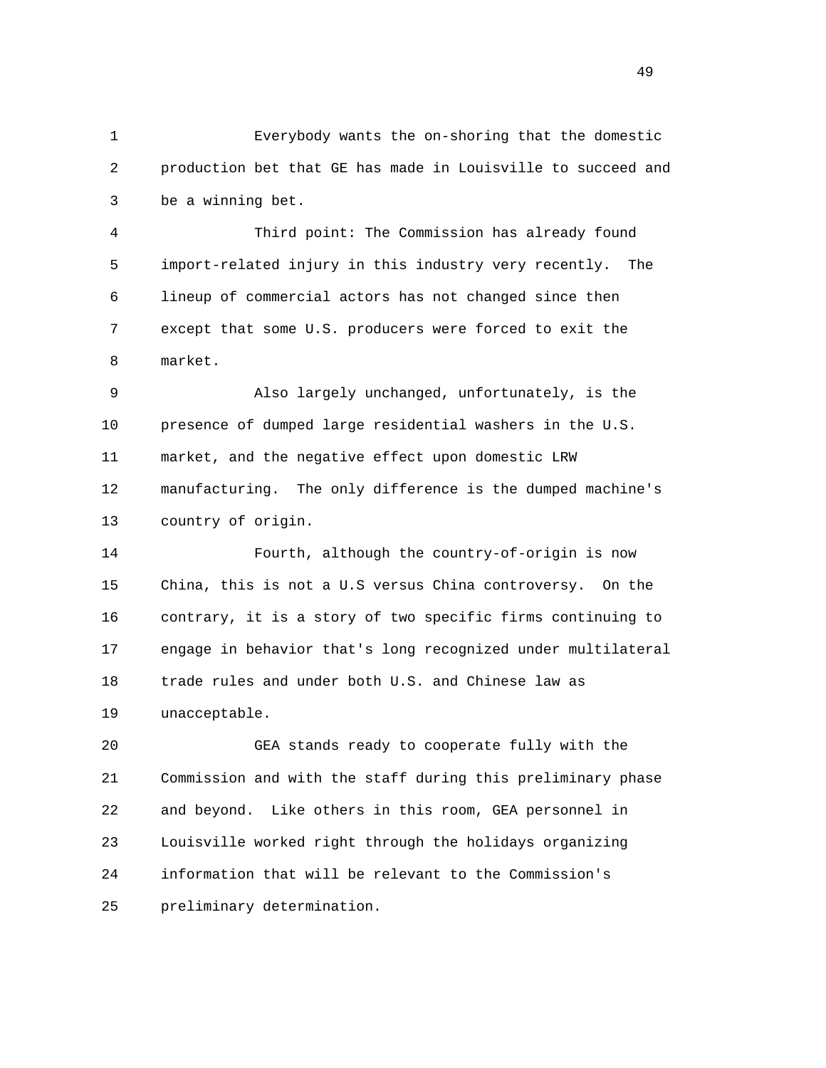Everybody wants the on-shoring that the domestic production bet that GE has made in Louisville to succeed and be a winning bet.

Third point: The Commission has already found import-related injury in this industry very recently. The lineup of commercial actors has not changed since then except that some U.S. producers were forced to exit the market.

Also largely unchanged, unfortunately, is the presence of dumped large residential washers in the U.S. market, and the negative effect upon domestic LRW manufacturing. The only difference is the dumped machine's country of origin.

Fourth, although the country-of-origin is now China, this is not a U.S versus China controversy. On the contrary, it is a story of two specific firms continuing to engage in behavior that's long recognized under multilateral trade rules and under both U.S. and Chinese law as unacceptable.

GEA stands ready to cooperate fully with the Commission and with the staff during this preliminary phase and beyond. Like others in this room, GEA personnel in Louisville worked right through the holidays organizing information that will be relevant to the Commission's preliminary determination.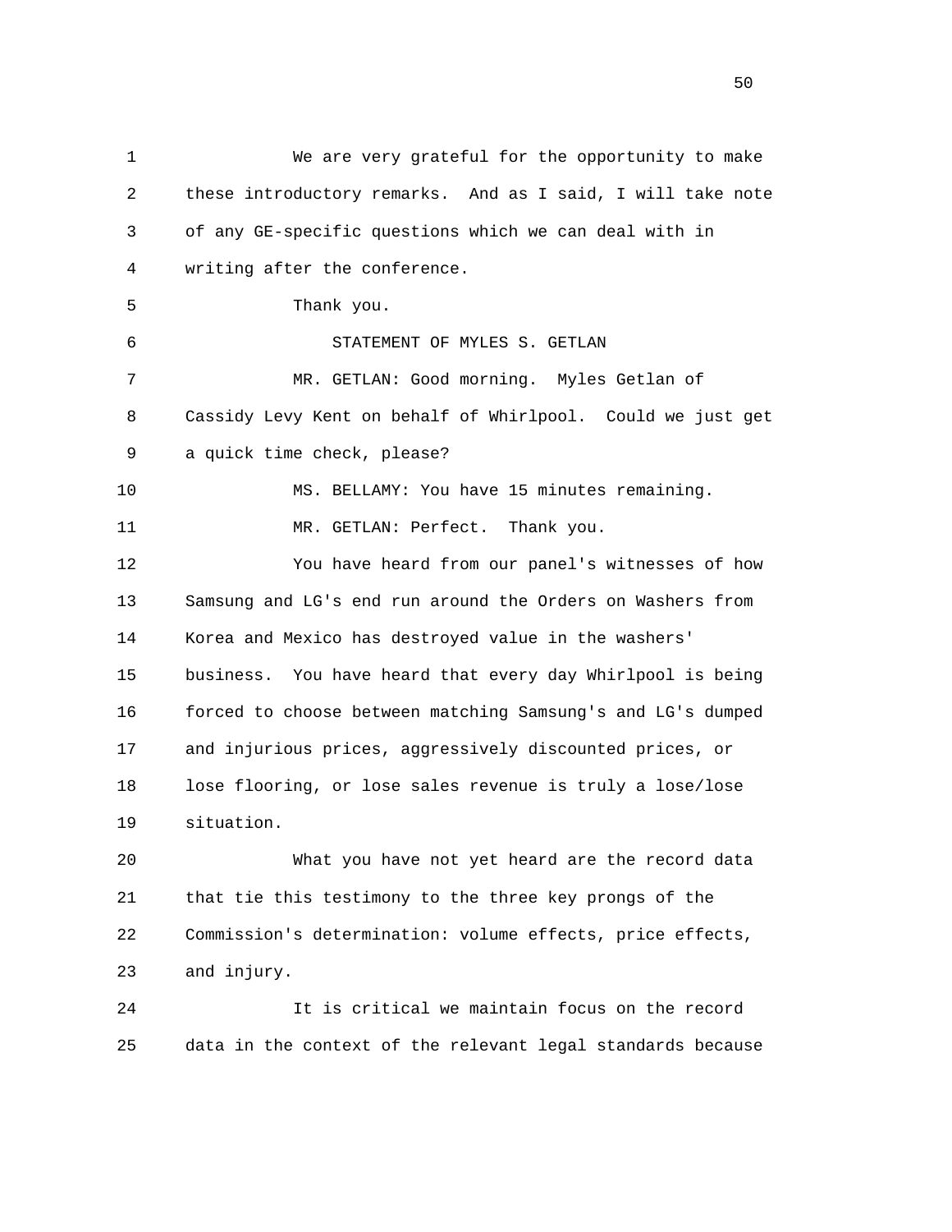We are very grateful for the opportunity to make these introductory remarks. And as I said, I will take note of any GE-specific questions which we can deal with in writing after the conference.

Thank you.

STATEMENT OF MYLES S. GETLAN

MR. GETLAN: Good morning. Myles Getlan of Cassidy Levy Kent on behalf of Whirlpool. Could we just get a quick time check, please?

MS. BELLAMY: You have 15 minutes remaining.

MR. GETLAN: Perfect. Thank you.

You have heard from our panel's witnesses of how Samsung and LG's end run around the Orders on Washers from Korea and Mexico has destroyed value in the washers' business. You have heard that every day Whirlpool is being forced to choose between matching Samsung's and LG's dumped and injurious prices, aggressively discounted prices, or lose flooring, or lose sales revenue is truly a lose/lose situation.

What you have not yet heard are the record data that tie this testimony to the three key prongs of the Commission's determination: volume effects, price effects, and injury.

It is critical we maintain focus on the record data in the context of the relevant legal standards because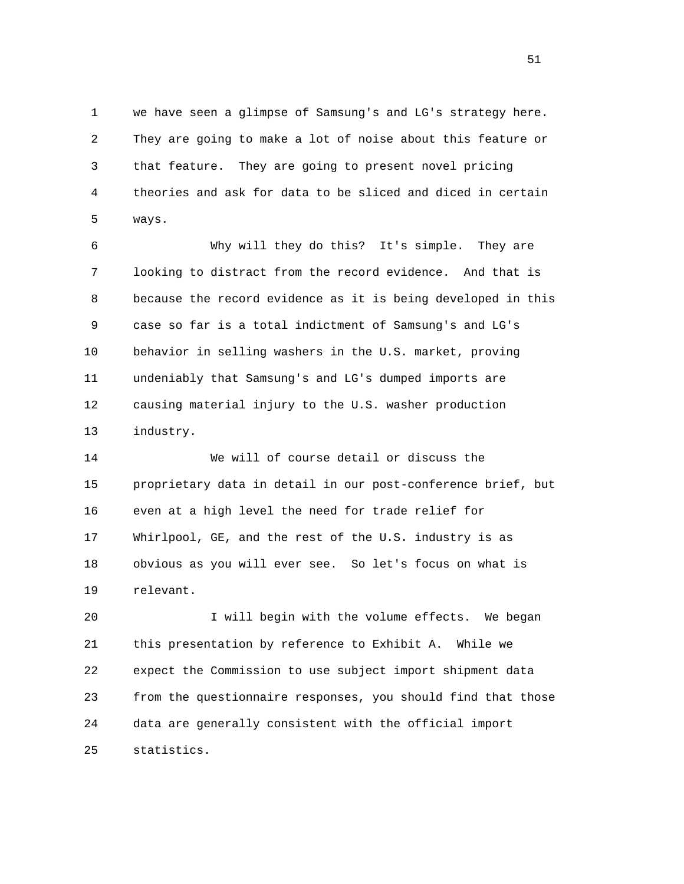we have seen a glimpse of Samsung's and LG's strategy here. They are going to make a lot of noise about this feature or that feature. They are going to present novel pricing theories and ask for data to be sliced and diced in certain ways.

Why will they do this? It's simple. They are looking to distract from the record evidence. And that is because the record evidence as it is being developed in this case so far is a total indictment of Samsung's and LG's behavior in selling washers in the U.S. market, proving undeniably that Samsung's and LG's dumped imports are causing material injury to the U.S. washer production industry.

We will of course detail or discuss the proprietary data in detail in our post-conference brief, but even at a high level the need for trade relief for Whirlpool, GE, and the rest of the U.S. industry is as obvious as you will ever see. So let's focus on what is relevant.

I will begin with the volume effects. We began this presentation by reference to Exhibit A. While we expect the Commission to use subject import shipment data from the questionnaire responses, you should find that those data are generally consistent with the official import statistics.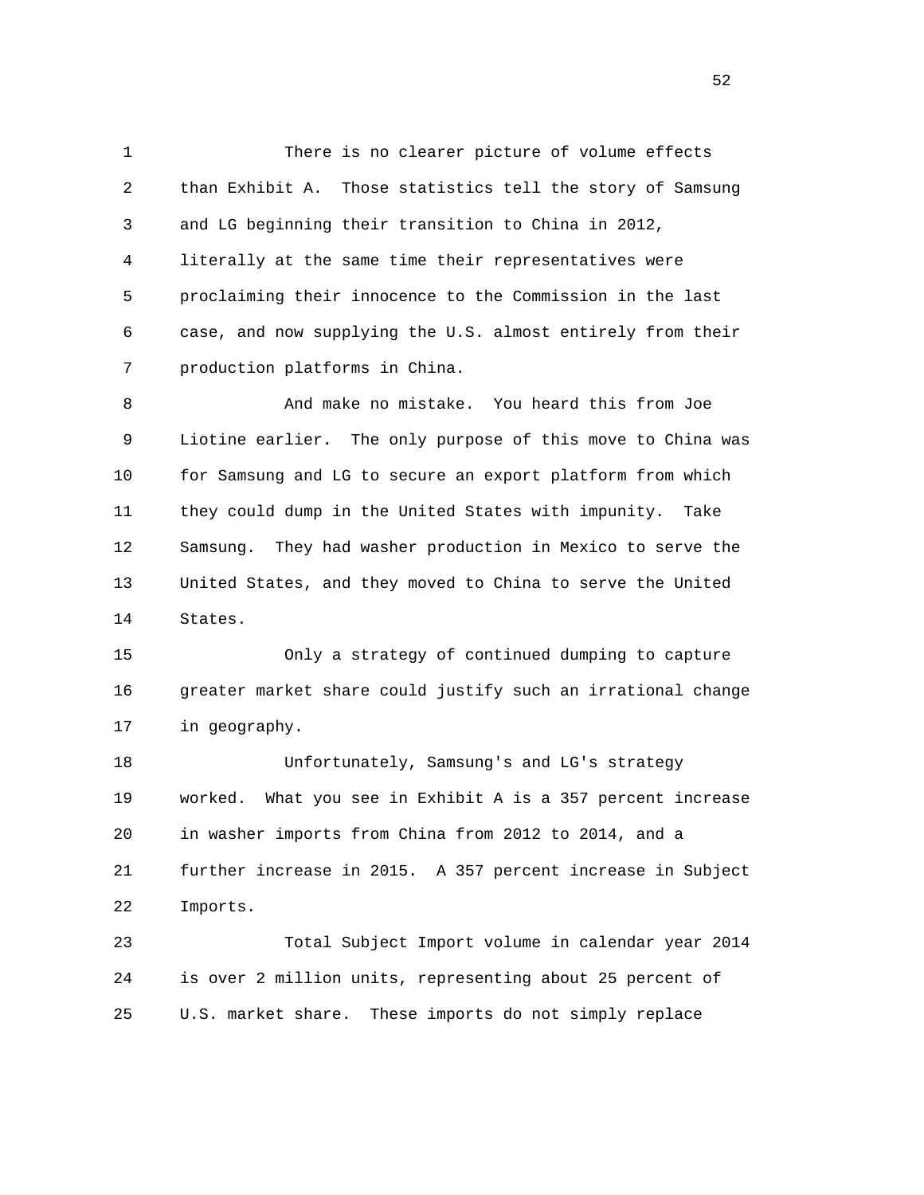There is no clearer picture of volume effects than Exhibit A. Those statistics tell the story of Samsung and LG beginning their transition to China in 2012, literally at the same time their representatives were proclaiming their innocence to the Commission in the last case, and now supplying the U.S. almost entirely from their production platforms in China.

And make no mistake. You heard this from Joe Liotine earlier. The only purpose of this move to China was for Samsung and LG to secure an export platform from which they could dump in the United States with impunity. Take Samsung. They had washer production in Mexico to serve the United States, and they moved to China to serve the United States.

Only a strategy of continued dumping to capture greater market share could justify such an irrational change in geography.

Unfortunately, Samsung's and LG's strategy worked. What you see in Exhibit A is a 357 percent increase in washer imports from China from 2012 to 2014, and a further increase in 2015. A 357 percent increase in Subject Imports.

Total Subject Import volume in calendar year 2014 is over 2 million units, representing about 25 percent of U.S. market share. These imports do not simply replace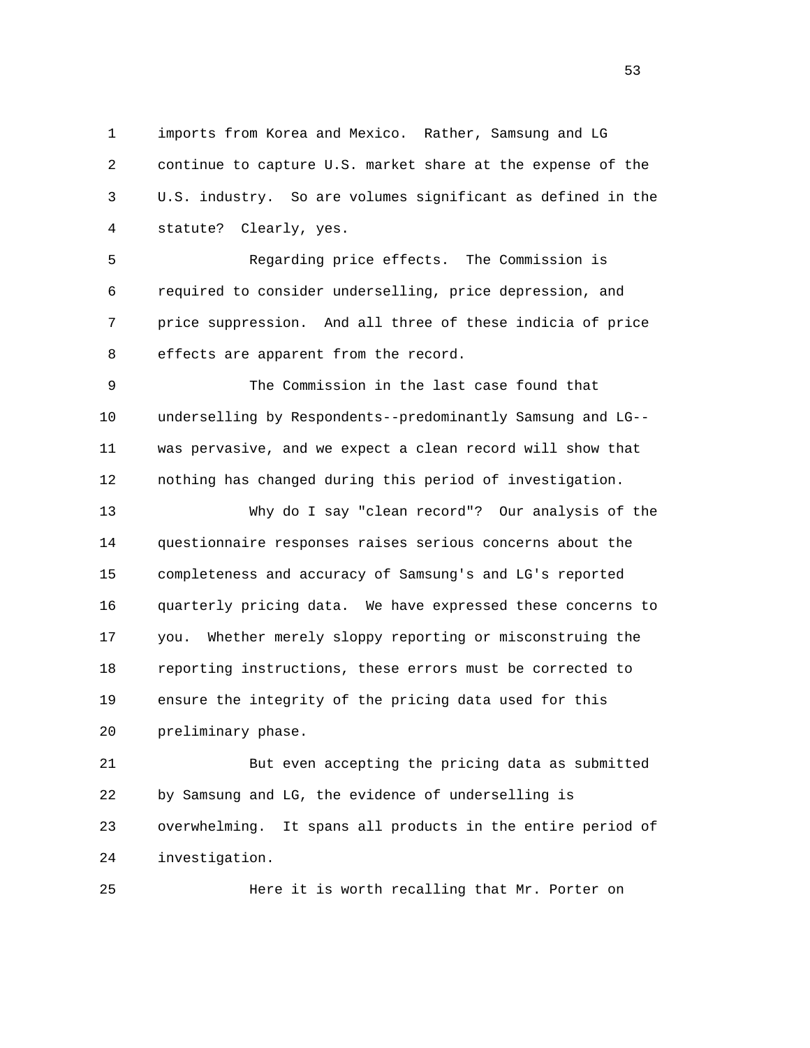imports from Korea and Mexico. Rather, Samsung and LG continue to capture U.S. market share at the expense of the U.S. industry. So are volumes significant as defined in the statute? Clearly, yes.

Regarding price effects. The Commission is required to consider underselling, price depression, and price suppression. And all three of these indicia of price effects are apparent from the record.

The Commission in the last case found that underselling by Respondents--predominantly Samsung and LG--was pervasive, and we expect a clean record will show that nothing has changed during this period of investigation.

Why do I say "clean record"? Our analysis of the questionnaire responses raises serious concerns about the completeness and accuracy of Samsung's and LG's reported quarterly pricing data. We have expressed these concerns to you. Whether merely sloppy reporting or misconstruing the reporting instructions, these errors must be corrected to ensure the integrity of the pricing data used for this preliminary phase.

But even accepting the pricing data as submitted by Samsung and LG, the evidence of underselling is overwhelming. It spans all products in the entire period of investigation.

Here it is worth recalling that Mr. Porter on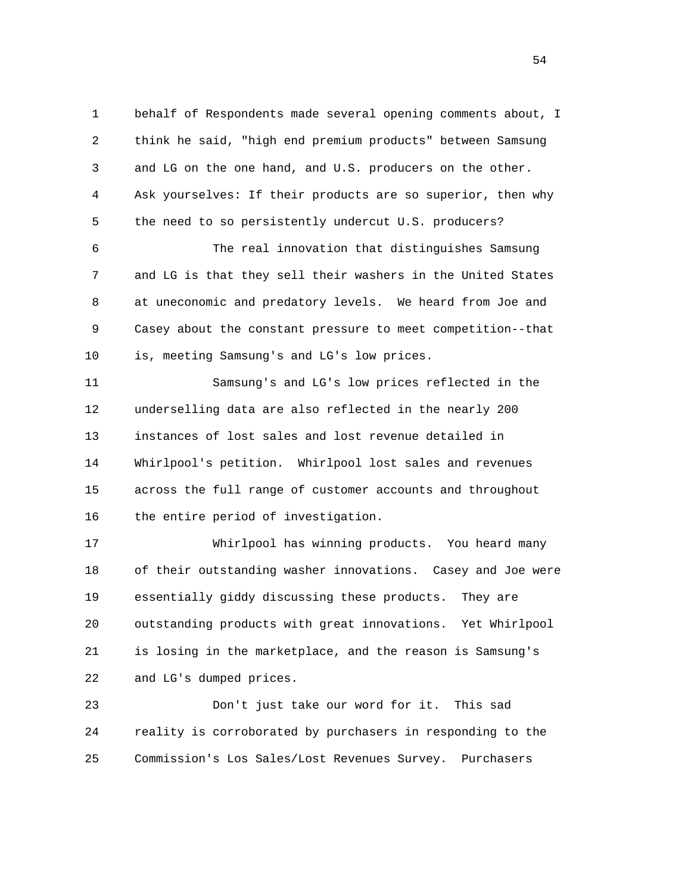behalf of Respondents made several opening comments about, I think he said, "high end premium products" between Samsung and LG on the one hand, and U.S. producers on the other. Ask yourselves: If their products are so superior, then why the need to so persistently undercut U.S. producers?

The real innovation that distinguishes Samsung and LG is that they sell their washers in the United States at uneconomic and predatory levels. We heard from Joe and Casey about the constant pressure to meet competition--that is, meeting Samsung's and LG's low prices.

Samsung's and LG's low prices reflected in the underselling data are also reflected in the nearly 200 instances of lost sales and lost revenue detailed in Whirlpool's petition. Whirlpool lost sales and revenues across the full range of customer accounts and throughout the entire period of investigation.

Whirlpool has winning products. You heard many of their outstanding washer innovations. Casey and Joe were essentially giddy discussing these products. They are outstanding products with great innovations. Yet Whirlpool is losing in the marketplace, and the reason is Samsung's and LG's dumped prices.

Don't just take our word for it. This sad reality is corroborated by purchasers in responding to the Commission's Los Sales/Lost Revenues Survey. Purchasers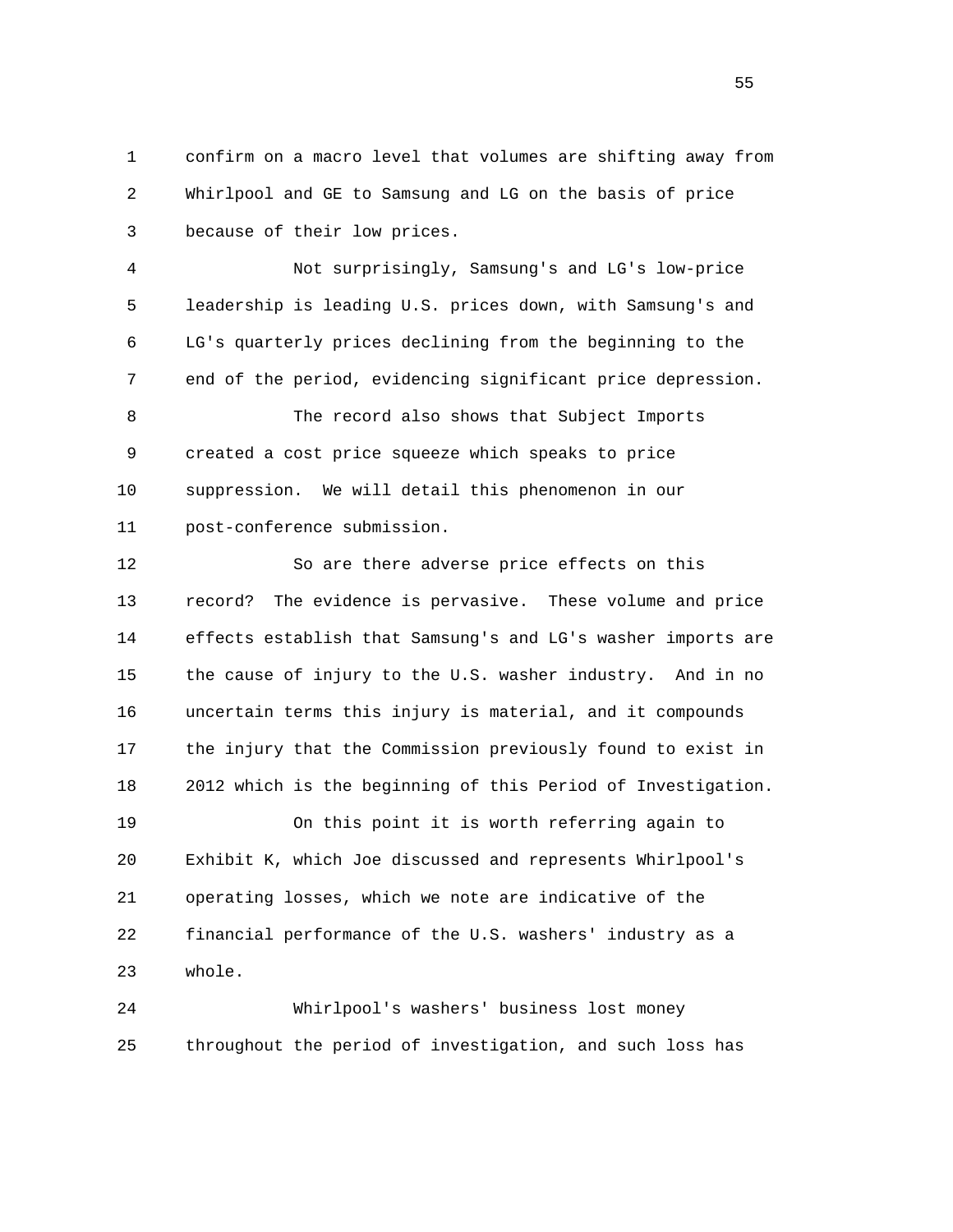confirm on a macro level that volumes are shifting away from Whirlpool and GE to Samsung and LG on the basis of price because of their low prices.

Not surprisingly, Samsung's and LG's low-price leadership is leading U.S. prices down, with Samsung's and LG's quarterly prices declining from the beginning to the end of the period, evidencing significant price depression.

The record also shows that Subject Imports created a cost price squeeze which speaks to price suppression. We will detail this phenomenon in our post-conference submission.

So are there adverse price effects on this record? The evidence is pervasive. These volume and price effects establish that Samsung's and LG's washer imports are the cause of injury to the U.S. washer industry. And in no uncertain terms this injury is material, and it compounds the injury that the Commission previously found to exist in 2012 which is the beginning of this Period of Investigation.

On this point it is worth referring again to Exhibit K, which Joe discussed and represents Whirlpool's operating losses, which we note are indicative of the financial performance of the U.S. washers' industry as a whole.

Whirlpool's washers' business lost money throughout the period of investigation, and such loss has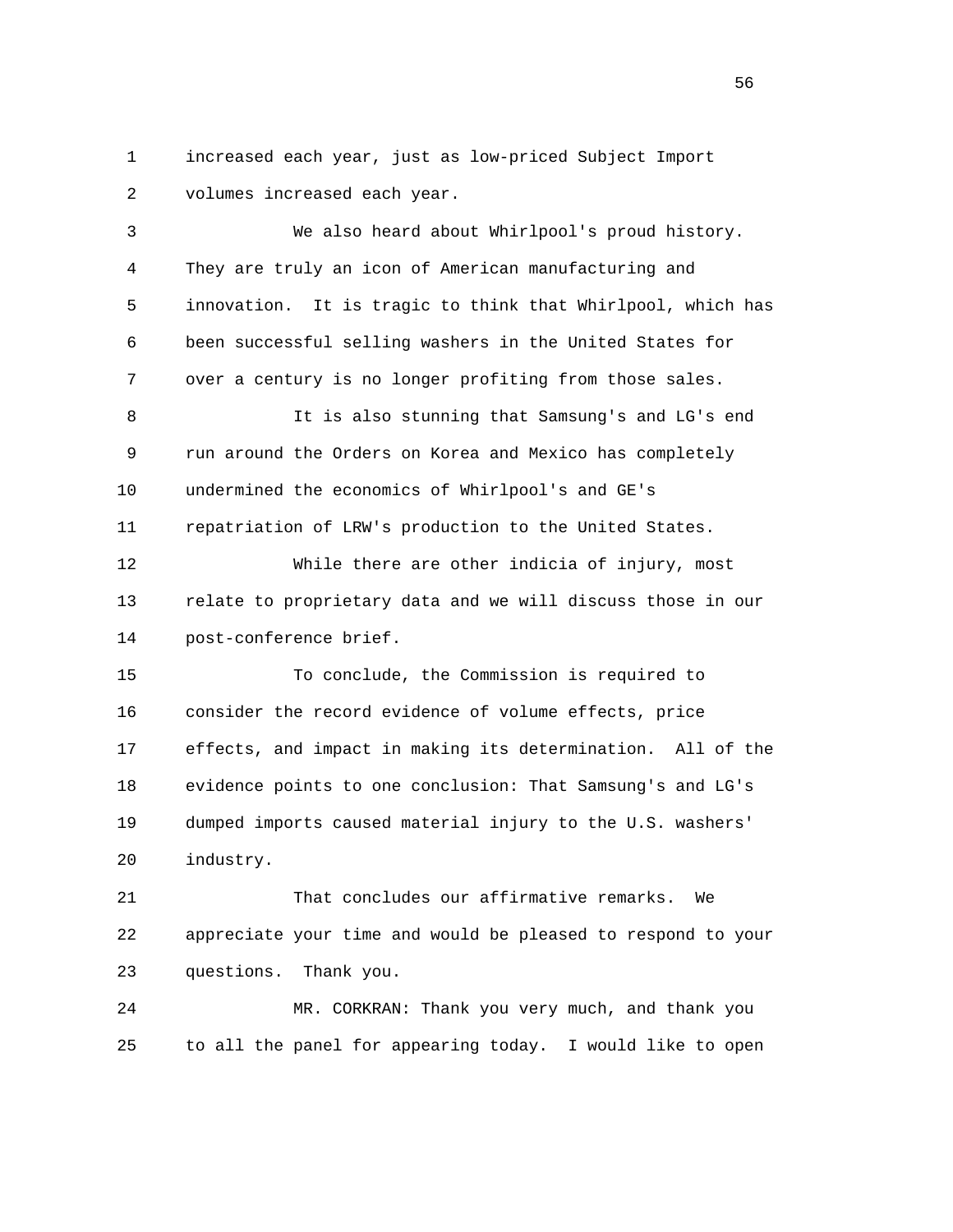increased each year, just as low-priced Subject Import volumes increased each year.

We also heard about Whirlpool's proud history. They are truly an icon of American manufacturing and innovation. It is tragic to think that Whirlpool, which has been successful selling washers in the United States for over a century is no longer profiting from those sales.

It is also stunning that Samsung's and LG's end run around the Orders on Korea and Mexico has completely undermined the economics of Whirlpool's and GE's repatriation of LRW's production to the United States.

While there are other indicia of injury, most relate to proprietary data and we will discuss those in our post-conference brief.

To conclude, the Commission is required to consider the record evidence of volume effects, price effects, and impact in making its determination. All of the evidence points to one conclusion: That Samsung's and LG's dumped imports caused material injury to the U.S. washers' industry.

That concludes our affirmative remarks. We appreciate your time and would be pleased to respond to your questions. Thank you.

MR. CORKRAN: Thank you very much, and thank you to all the panel for appearing today. I would like to open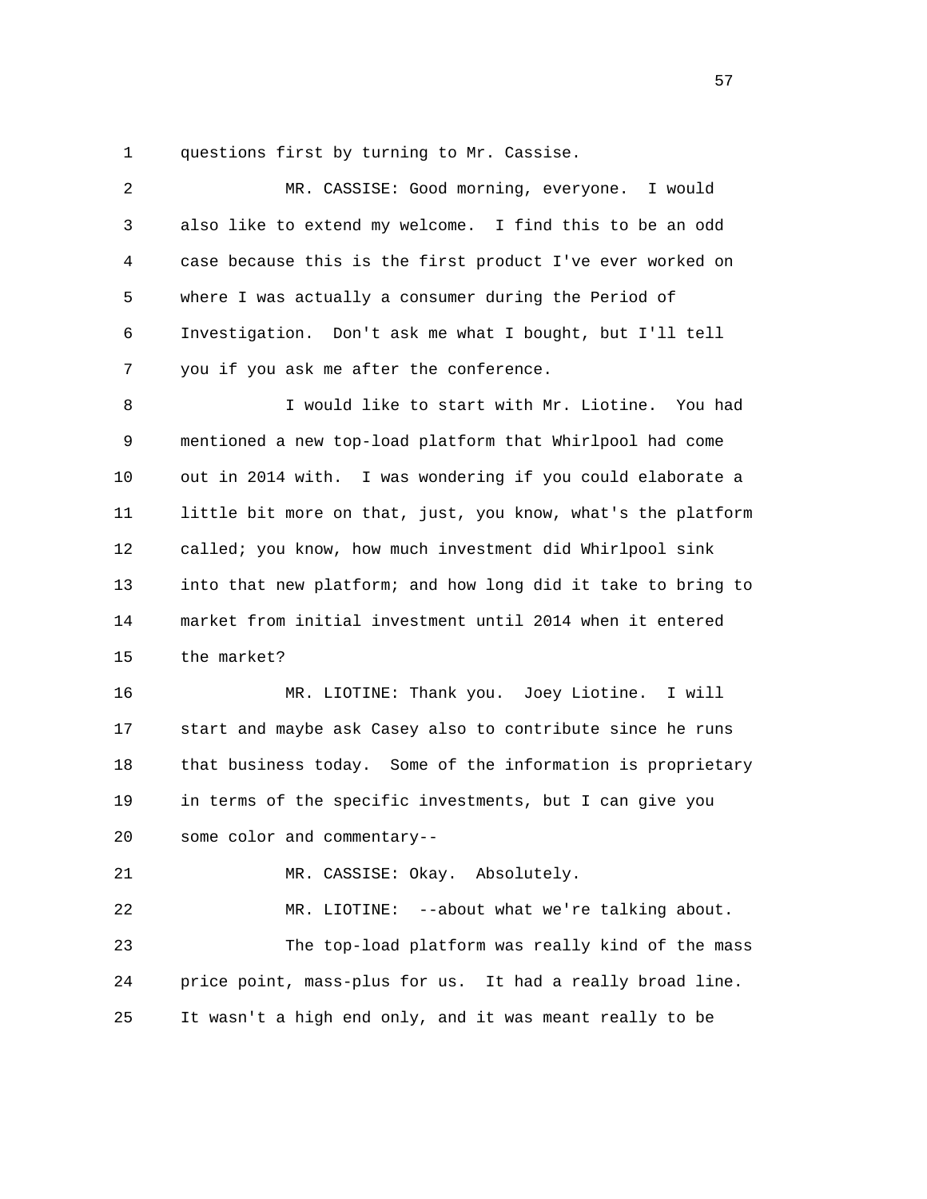questions first by turning to Mr. Cassise.

MR. CASSISE: Good morning, everyone. I would also like to extend my welcome. I find this to be an odd case because this is the first product I've ever worked on where I was actually a consumer during the Period of Investigation. Don't ask me what I bought, but I'll tell you if you ask me after the conference.

I would like to start with Mr. Liotine. You had mentioned a new top-load platform that Whirlpool had come out in 2014 with. I was wondering if you could elaborate a little bit more on that, just, you know, what's the platform called; you know, how much investment did Whirlpool sink into that new platform; and how long did it take to bring to market from initial investment until 2014 when it entered the market?

MR. LIOTINE: Thank you. Joey Liotine. I will start and maybe ask Casey also to contribute since he runs that business today. Some of the information is proprietary in terms of the specific investments, but I can give you some color and commentary--

MR. CASSISE: Okay. Absolutely.

MR. LIOTINE: --about what we're talking about.

The top-load platform was really kind of the mass price point, mass-plus for us. It had a really broad line. It wasn't a high end only, and it was meant really to be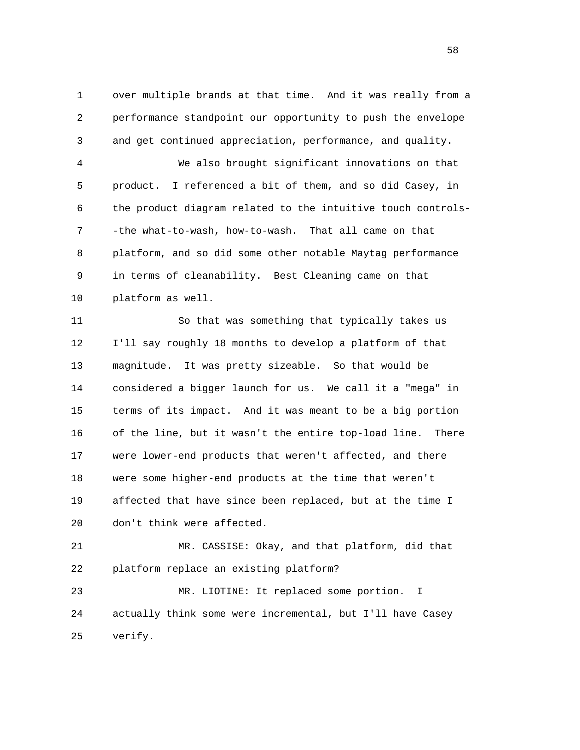over multiple brands at that time. And it was really from a performance standpoint our opportunity to push the envelope and get continued appreciation, performance, and quality.

We also brought significant innovations on that product. I referenced a bit of them, and so did Casey, in the product diagram related to the intuitive touch controls--the what-to-wash, how-to-wash. That all came on that platform, and so did some other notable Maytag performance in terms of cleanability. Best Cleaning came on that platform as well.

So that was something that typically takes us I'll say roughly 18 months to develop a platform of that magnitude. It was pretty sizeable. So that would be considered a bigger launch for us. We call it a "mega" in terms of its impact. And it was meant to be a big portion of the line, but it wasn't the entire top-load line. There were lower-end products that weren't affected, and there were some higher-end products at the time that weren't affected that have since been replaced, but at the time I don't think were affected.

MR. CASSISE: Okay, and that platform, did that platform replace an existing platform?

MR. LIOTINE: It replaced some portion. I actually think some were incremental, but I'll have Casey verify.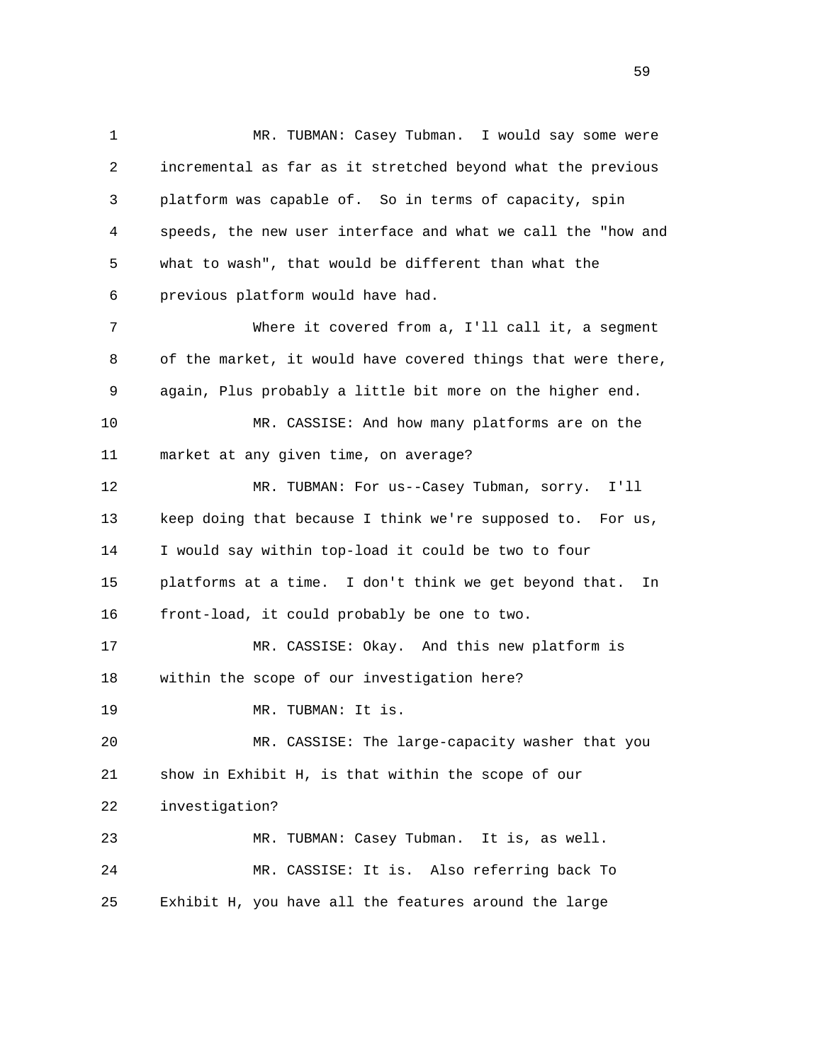MR. TUBMAN: Casey Tubman. I would say some were incremental as far as it stretched beyond what the previous platform was capable of. So in terms of capacity, spin speeds, the new user interface and what we call the "how and what to wash", that would be different than what the previous platform would have had.

Where it covered from a, I'll call it, a segment of the market, it would have covered things that were there, again, Plus probably a little bit more on the higher end.

MR. CASSISE: And how many platforms are on the market at any given time, on average?

MR. TUBMAN: For us--Casey Tubman, sorry. I'll keep doing that because I think we're supposed to. For us, I would say within top-load it could be two to four platforms at a time. I don't think we get beyond that. In front-load, it could probably be one to two.

MR. CASSISE: Okay. And this new platform is within the scope of our investigation here?

MR. TUBMAN: It is.

MR. CASSISE: The large-capacity washer that you show in Exhibit H, is that within the scope of our investigation?

MR. TUBMAN: Casey Tubman. It is, as well.

MR. CASSISE: It is. Also referring back To Exhibit H, you have all the features around the large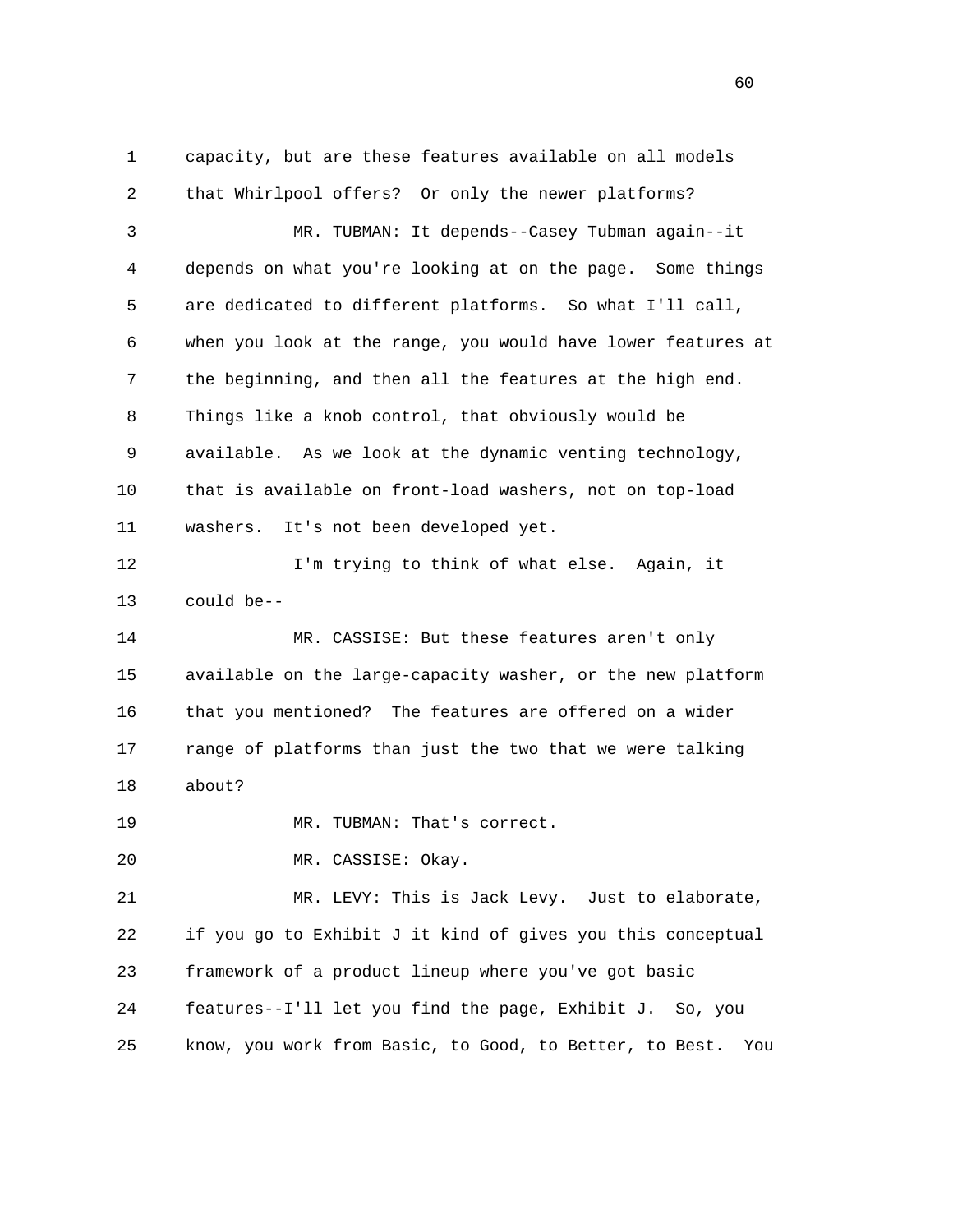capacity, but are these features available on all models that Whirlpool offers? Or only the newer platforms?

MR. TUBMAN: It depends--Casey Tubman again--it depends on what you're looking at on the page. Some things are dedicated to different platforms. So what I'll call, when you look at the range, you would have lower features at the beginning, and then all the features at the high end. Things like a knob control, that obviously would be available. As we look at the dynamic venting technology, that is available on front-load washers, not on top-load washers. It's not been developed yet.

I'm trying to think of what else. Again, it could be--

MR. CASSISE: But these features aren't only available on the large-capacity washer, or the new platform that you mentioned? The features are offered on a wider range of platforms than just the two that we were talking about?

MR. TUBMAN: That's correct.

MR. CASSISE: Okay.

MR. LEVY: This is Jack Levy. Just to elaborate, if you go to Exhibit J it kind of gives you this conceptual framework of a product lineup where you've got basic features--I'll let you find the page, Exhibit J. So, you know, you work from Basic, to Good, to Better, to Best. You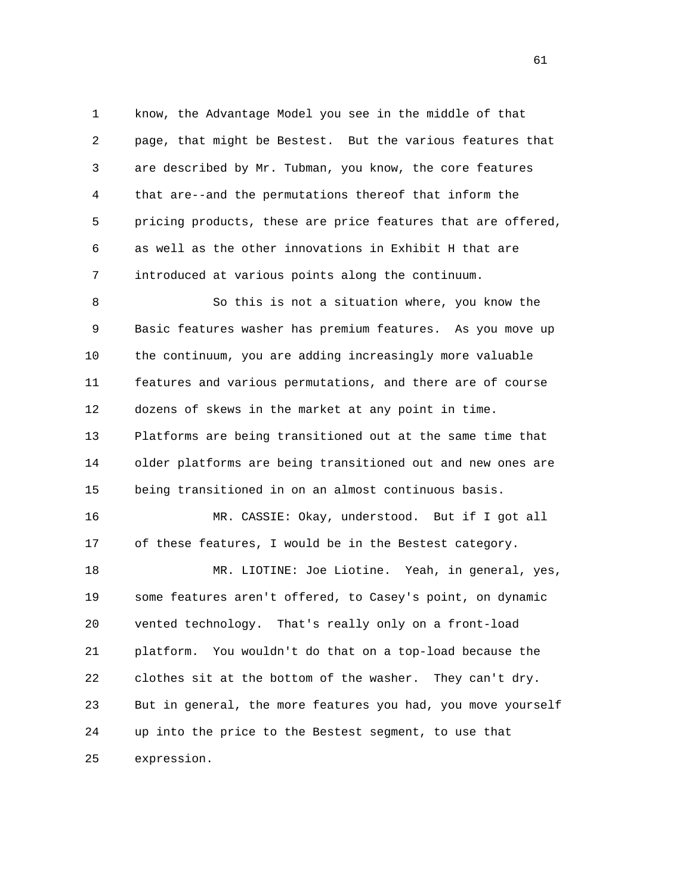know, the Advantage Model you see in the middle of that page, that might be Bestest. But the various features that are described by Mr. Tubman, you know, the core features that are--and the permutations thereof that inform the pricing products, these are price features that are offered, as well as the other innovations in Exhibit H that are introduced at various points along the continuum.

So this is not a situation where, you know the Basic features washer has premium features. As you move up the continuum, you are adding increasingly more valuable features and various permutations, and there are of course dozens of skews in the market at any point in time. Platforms are being transitioned out at the same time that older platforms are being transitioned out and new ones are being transitioned in on an almost continuous basis.

MR. CASSIE: Okay, understood. But if I got all of these features, I would be in the Bestest category.

MR. LIOTINE: Joe Liotine. Yeah, in general, yes, some features aren't offered, to Casey's point, on dynamic vented technology. That's really only on a front-load platform. You wouldn't do that on a top-load because the clothes sit at the bottom of the washer. They can't dry. But in general, the more features you had, you move yourself up into the price to the Bestest segment, to use that expression.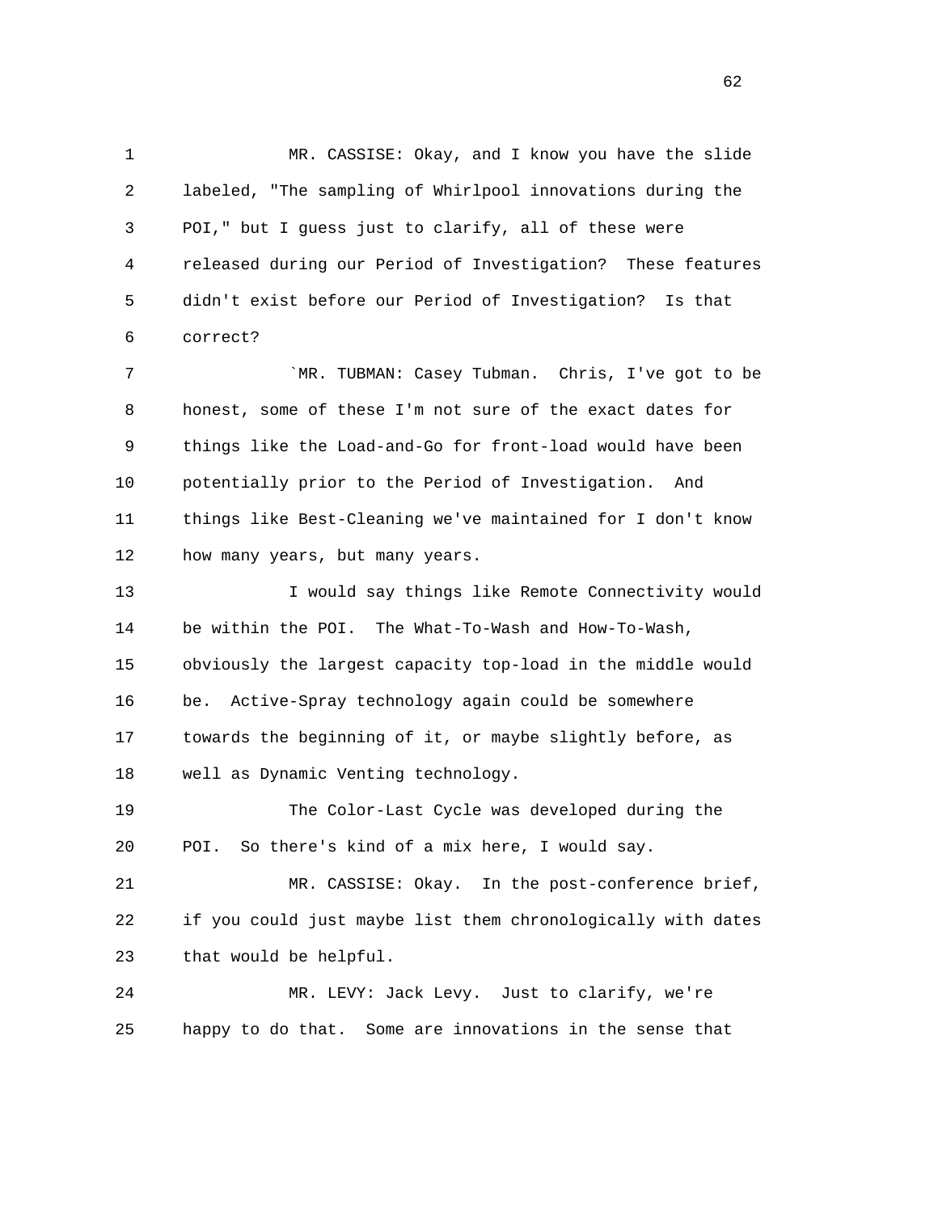MR. CASSISE: Okay, and I know you have the slide labeled, "The sampling of Whirlpool innovations during the POI," but I guess just to clarify, all of these were released during our Period of Investigation? These features didn't exist before our Period of Investigation? Is that correct?

`MR. TUBMAN: Casey Tubman. Chris, I've got to be honest, some of these I'm not sure of the exact dates for things like the Load-and-Go for front-load would have been potentially prior to the Period of Investigation. And things like Best-Cleaning we've maintained for I don't know how many years, but many years.

I would say things like Remote Connectivity would be within the POI. The What-To-Wash and How-To-Wash, obviously the largest capacity top-load in the middle would be. Active-Spray technology again could be somewhere towards the beginning of it, or maybe slightly before, as well as Dynamic Venting technology.

The Color-Last Cycle was developed during the POI. So there's kind of a mix here, I would say.

MR. CASSISE: Okay. In the post-conference brief, if you could just maybe list them chronologically with dates that would be helpful.

MR. LEVY: Jack Levy. Just to clarify, we're happy to do that. Some are innovations in the sense that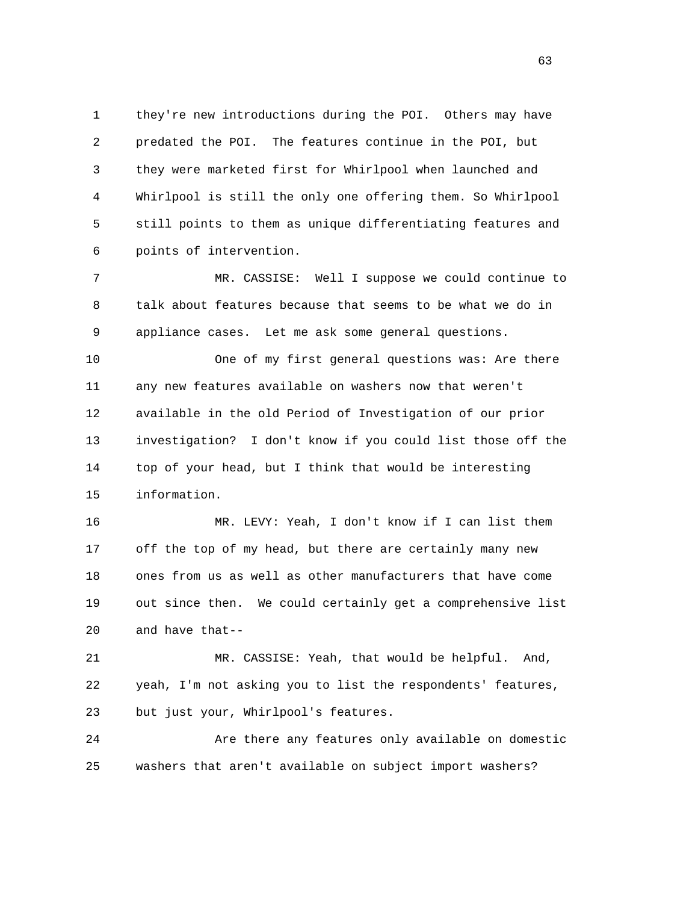they're new introductions during the POI. Others may have predated the POI. The features continue in the POI, but they were marketed first for Whirlpool when launched and Whirlpool is still the only one offering them. So Whirlpool still points to them as unique differentiating features and points of intervention.

MR. CASSISE: Well I suppose we could continue to talk about features because that seems to be what we do in appliance cases. Let me ask some general questions.

One of my first general questions was: Are there any new features available on washers now that weren't available in the old Period of Investigation of our prior investigation? I don't know if you could list those off the top of your head, but I think that would be interesting information.

MR. LEVY: Yeah, I don't know if I can list them off the top of my head, but there are certainly many new ones from us as well as other manufacturers that have come out since then. We could certainly get a comprehensive list and have that--

MR. CASSISE: Yeah, that would be helpful. And, yeah, I'm not asking you to list the respondents' features, but just your, Whirlpool's features.

Are there any features only available on domestic washers that aren't available on subject import washers?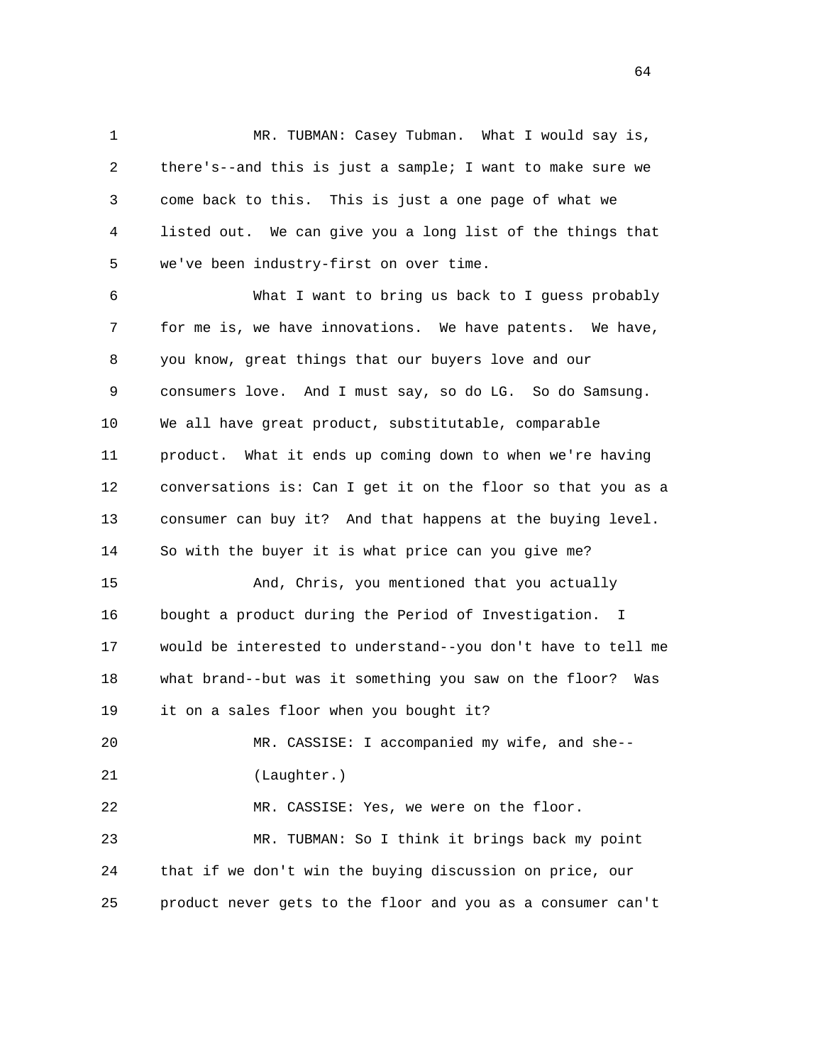MR. TUBMAN: Casey Tubman. What I would say is, there's--and this is just a sample; I want to make sure we come back to this. This is just a one page of what we listed out. We can give you a long list of the things that we've been industry-first on over time.

What I want to bring us back to I guess probably for me is, we have innovations. We have patents. We have, you know, great things that our buyers love and our consumers love. And I must say, so do LG. So do Samsung. We all have great product, substitutable, comparable product. What it ends up coming down to when we're having conversations is: Can I get it on the floor so that you as a consumer can buy it? And that happens at the buying level. So with the buyer it is what price can you give me?

And, Chris, you mentioned that you actually bought a product during the Period of Investigation. I would be interested to understand--you don't have to tell me what brand--but was it something you saw on the floor? Was it on a sales floor when you bought it?

MR. CASSISE: I accompanied my wife, and she--

(Laughter.)

MR. CASSISE: Yes, we were on the floor.

MR. TUBMAN: So I think it brings back my point that if we don't win the buying discussion on price, our product never gets to the floor and you as a consumer can't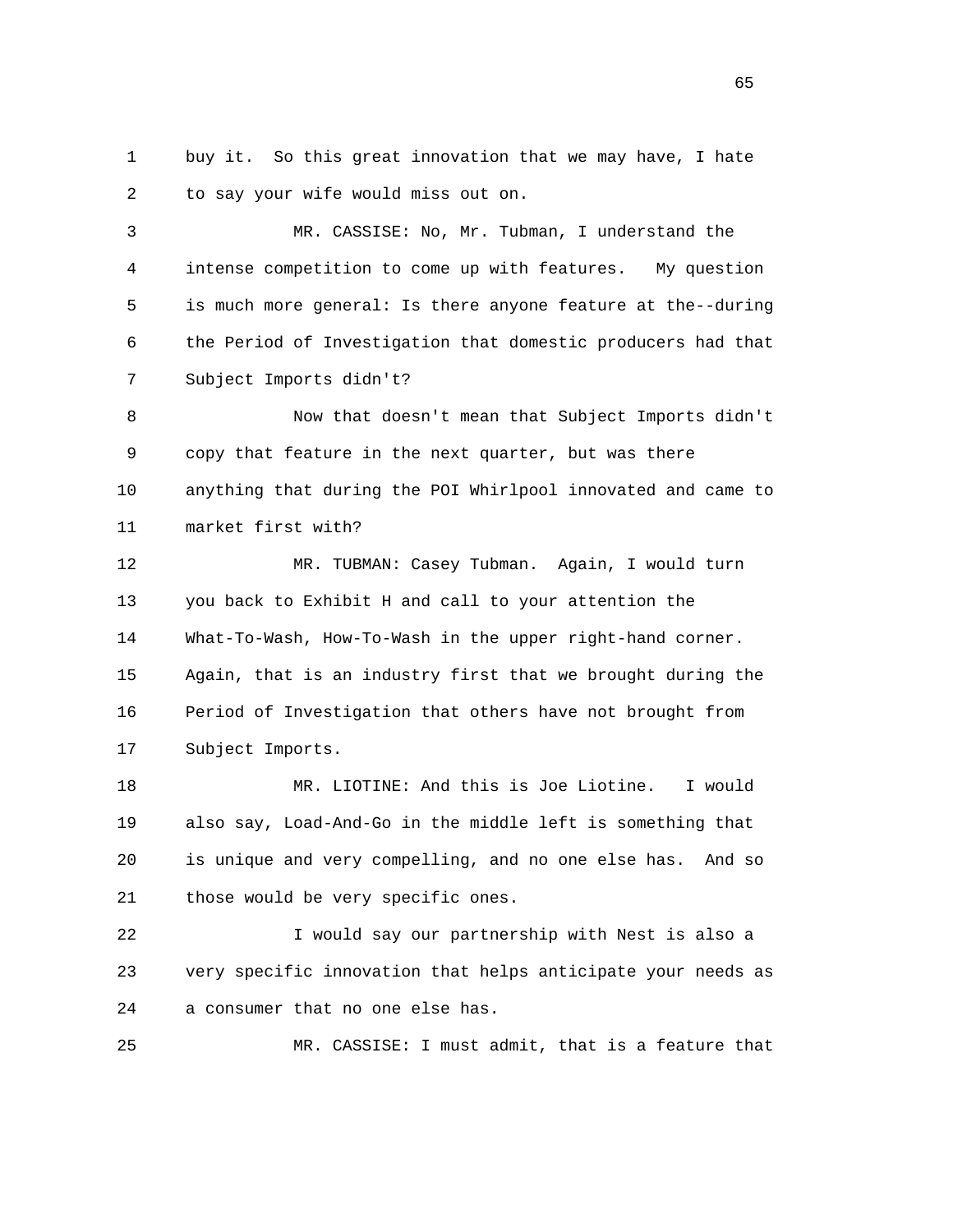buy it. So this great innovation that we may have, I hate to say your wife would miss out on.

MR. CASSISE: No, Mr. Tubman, I understand the intense competition to come up with features. My question is much more general: Is there anyone feature at the--during the Period of Investigation that domestic producers had that Subject Imports didn't?

Now that doesn't mean that Subject Imports didn't copy that feature in the next quarter, but was there anything that during the POI Whirlpool innovated and came to market first with?

MR. TUBMAN: Casey Tubman. Again, I would turn you back to Exhibit H and call to your attention the What-To-Wash, How-To-Wash in the upper right-hand corner. Again, that is an industry first that we brought during the Period of Investigation that others have not brought from Subject Imports.

MR. LIOTINE: And this is Joe Liotine. I would also say, Load-And-Go in the middle left is something that is unique and very compelling, and no one else has. And so those would be very specific ones.

I would say our partnership with Nest is also a very specific innovation that helps anticipate your needs as a consumer that no one else has.

MR. CASSISE: I must admit, that is a feature that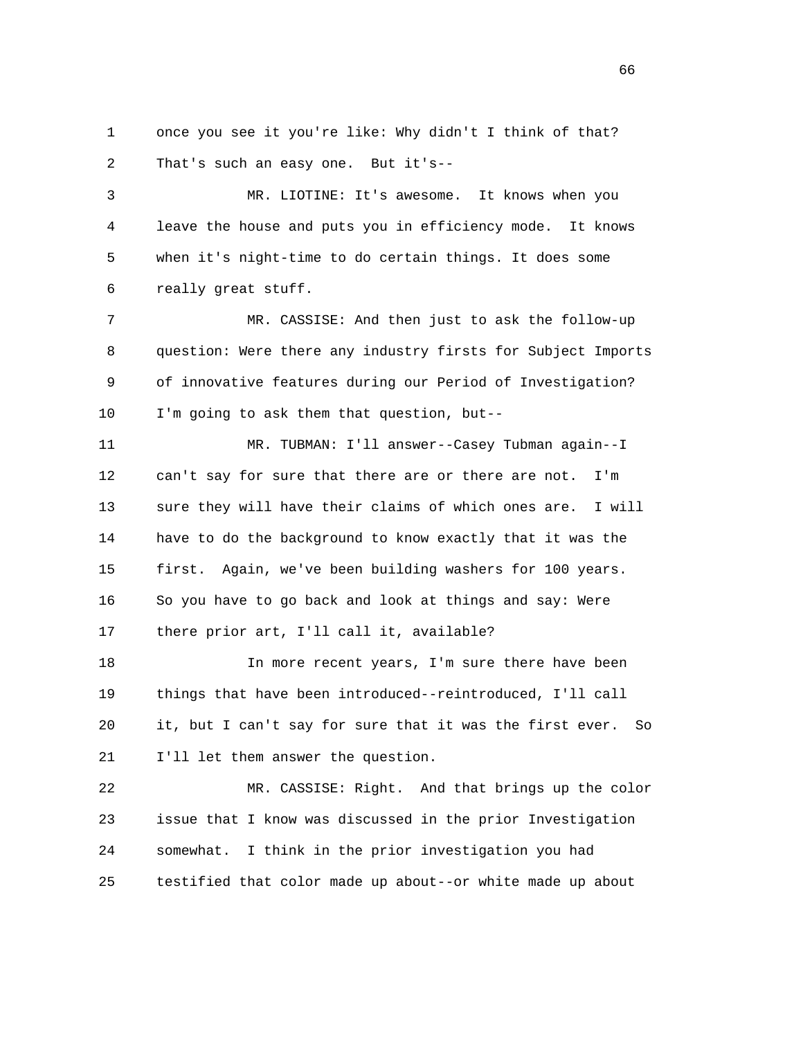once you see it you're like: Why didn't I think of that? That's such an easy one. But it's--

MR. LIOTINE: It's awesome. It knows when you leave the house and puts you in efficiency mode. It knows when it's night-time to do certain things. It does some really great stuff.

MR. CASSISE: And then just to ask the follow-up question: Were there any industry firsts for Subject Imports of innovative features during our Period of Investigation? I'm going to ask them that question, but--

MR. TUBMAN: I'll answer--Casey Tubman again--I can't say for sure that there are or there are not. I'm sure they will have their claims of which ones are. I will have to do the background to know exactly that it was the first. Again, we've been building washers for 100 years. So you have to go back and look at things and say: Were there prior art, I'll call it, available?

In more recent years, I'm sure there have been things that have been introduced--reintroduced, I'll call it, but I can't say for sure that it was the first ever. So I'll let them answer the question.

MR. CASSISE: Right. And that brings up the color issue that I know was discussed in the prior Investigation somewhat. I think in the prior investigation you had testified that color made up about--or white made up about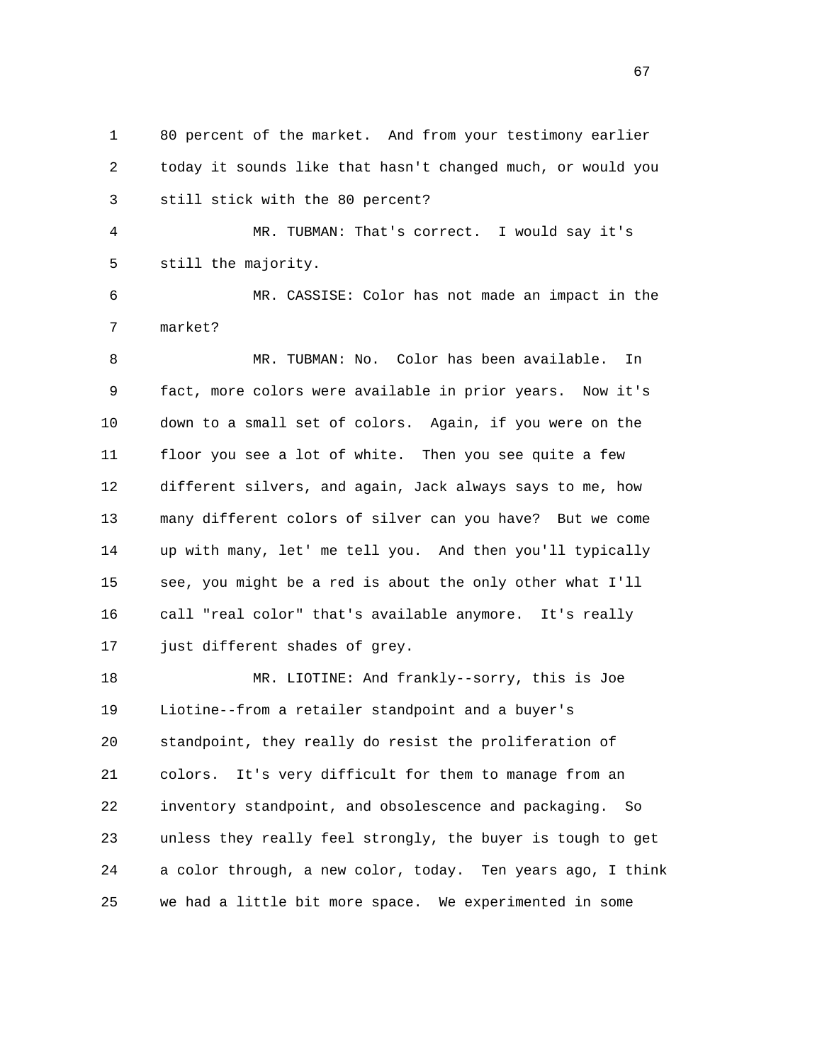80 percent of the market. And from your testimony earlier today it sounds like that hasn't changed much, or would you still stick with the 80 percent?

MR. TUBMAN: That's correct. I would say it's still the majority.

MR. CASSISE: Color has not made an impact in the market?

MR. TUBMAN: No. Color has been available. In fact, more colors were available in prior years. Now it's down to a small set of colors. Again, if you were on the floor you see a lot of white. Then you see quite a few different silvers, and again, Jack always says to me, how many different colors of silver can you have? But we come up with many, let' me tell you. And then you'll typically see, you might be a red is about the only other what I'll call "real color" that's available anymore. It's really just different shades of grey.

MR. LIOTINE: And frankly--sorry, this is Joe Liotine--from a retailer standpoint and a buyer's standpoint, they really do resist the proliferation of colors. It's very difficult for them to manage from an inventory standpoint, and obsolescence and packaging. So unless they really feel strongly, the buyer is tough to get a color through, a new color, today. Ten years ago, I think we had a little bit more space. We experimented in some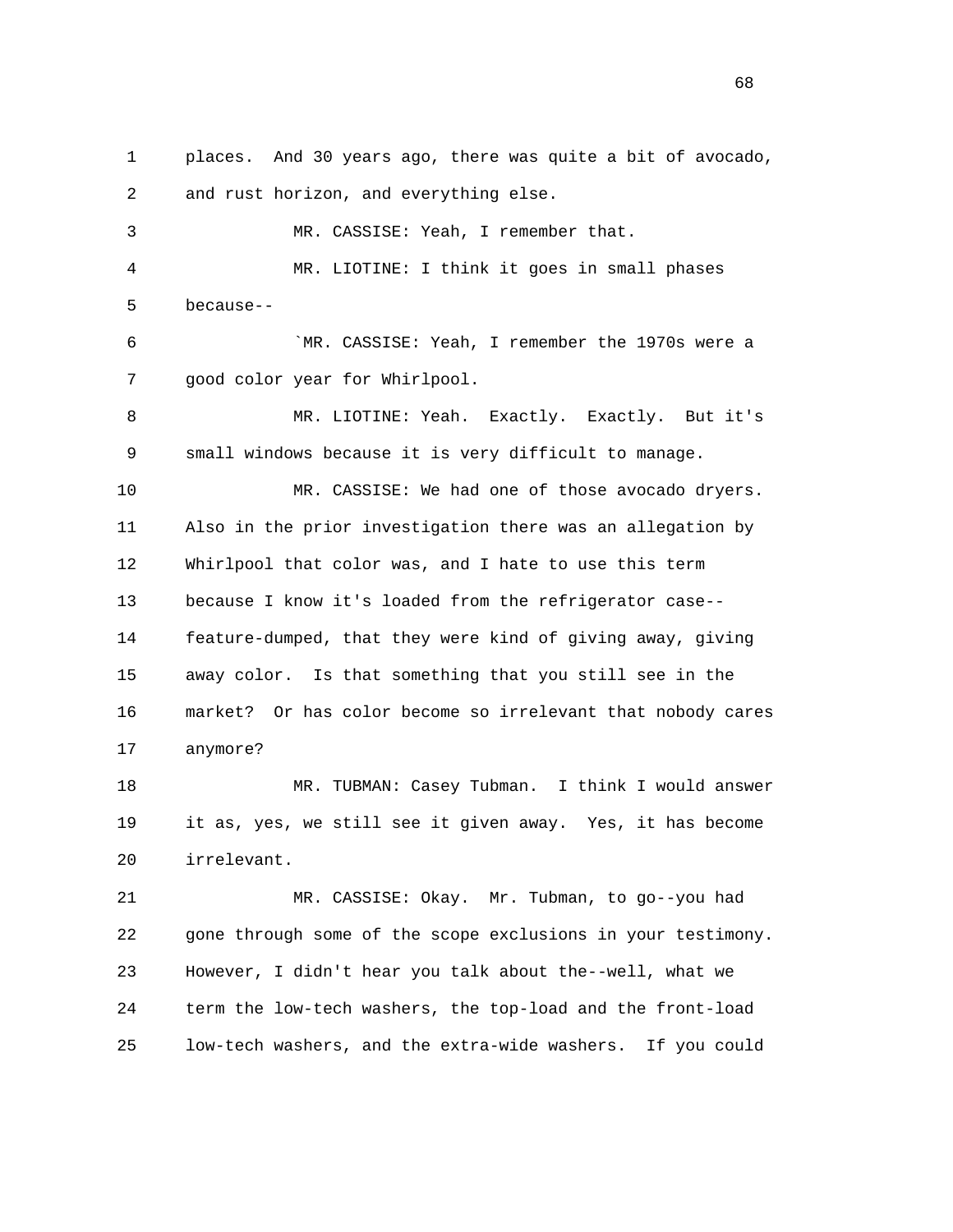places. And 30 years ago, there was quite a bit of avocado, and rust horizon, and everything else.

MR. CASSISE: Yeah, I remember that.

MR. LIOTINE: I think it goes in small phases because--

`MR. CASSISE: Yeah, I remember the 1970s were a good color year for Whirlpool.

MR. LIOTINE: Yeah. Exactly. Exactly. But it's small windows because it is very difficult to manage.

MR. CASSISE: We had one of those avocado dryers. Also in the prior investigation there was an allegation by Whirlpool that color was, and I hate to use this term because I know it's loaded from the refrigerator case--feature-dumped, that they were kind of giving away, giving away color. Is that something that you still see in the market? Or has color become so irrelevant that nobody cares anymore?

MR. TUBMAN: Casey Tubman. I think I would answer it as, yes, we still see it given away. Yes, it has become irrelevant.

MR. CASSISE: Okay. Mr. Tubman, to go--you had gone through some of the scope exclusions in your testimony. However, I didn't hear you talk about the--well, what we term the low-tech washers, the top-load and the front-load low-tech washers, and the extra-wide washers. If you could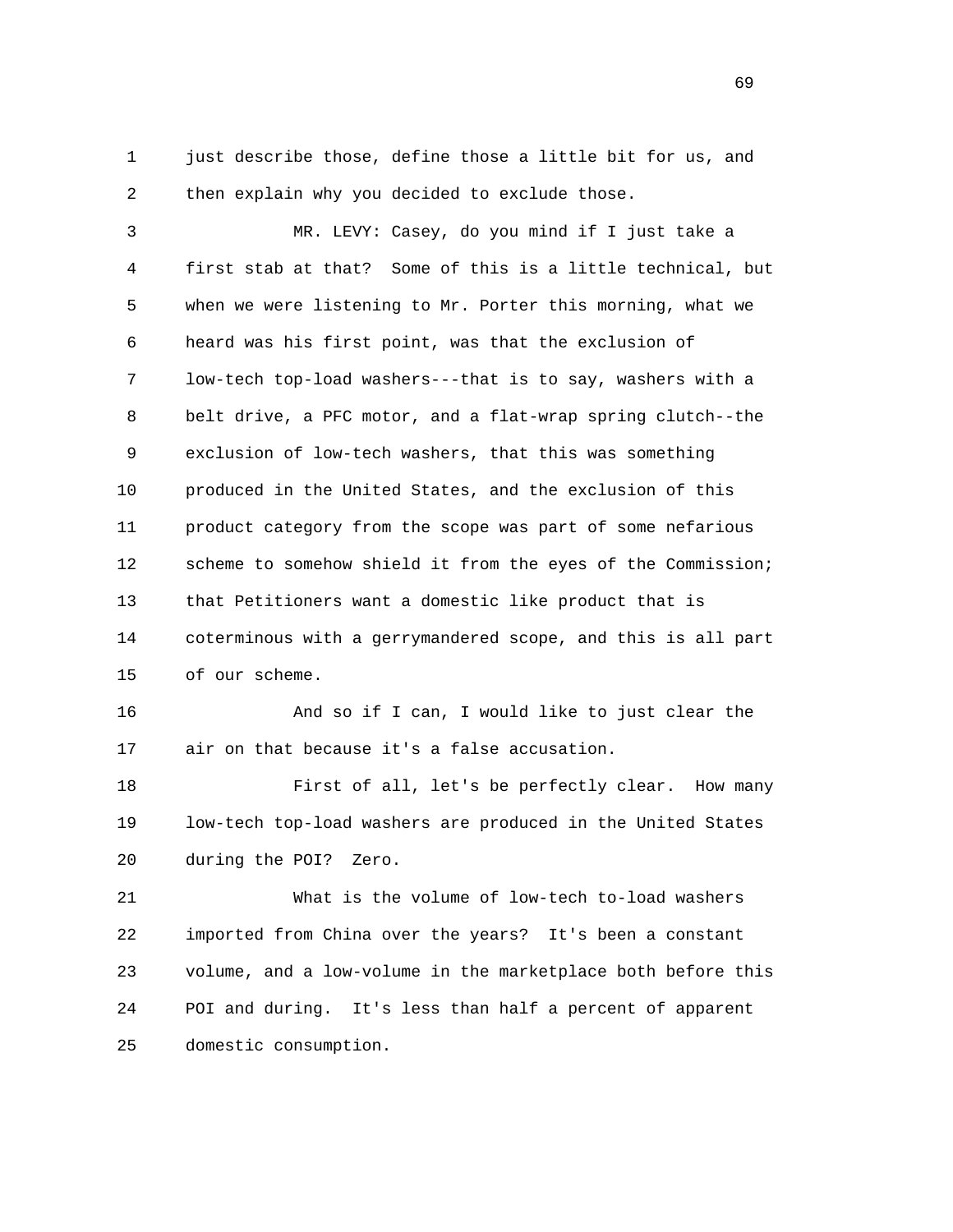just describe those, define those a little bit for us, and then explain why you decided to exclude those.

MR. LEVY: Casey, do you mind if I just take a first stab at that? Some of this is a little technical, but when we were listening to Mr. Porter this morning, what we heard was his first point, was that the exclusion of low-tech top-load washers---that is to say, washers with a belt drive, a PFC motor, and a flat-wrap spring clutch--the exclusion of low-tech washers, that this was something produced in the United States, and the exclusion of this product category from the scope was part of some nefarious scheme to somehow shield it from the eyes of the Commission; that Petitioners want a domestic like product that is coterminous with a gerrymandered scope, and this is all part of our scheme.

And so if I can, I would like to just clear the air on that because it's a false accusation.

First of all, let's be perfectly clear. How many low-tech top-load washers are produced in the United States during the POI? Zero.

What is the volume of low-tech to-load washers imported from China over the years? It's been a constant volume, and a low-volume in the marketplace both before this POI and during. It's less than half a percent of apparent domestic consumption.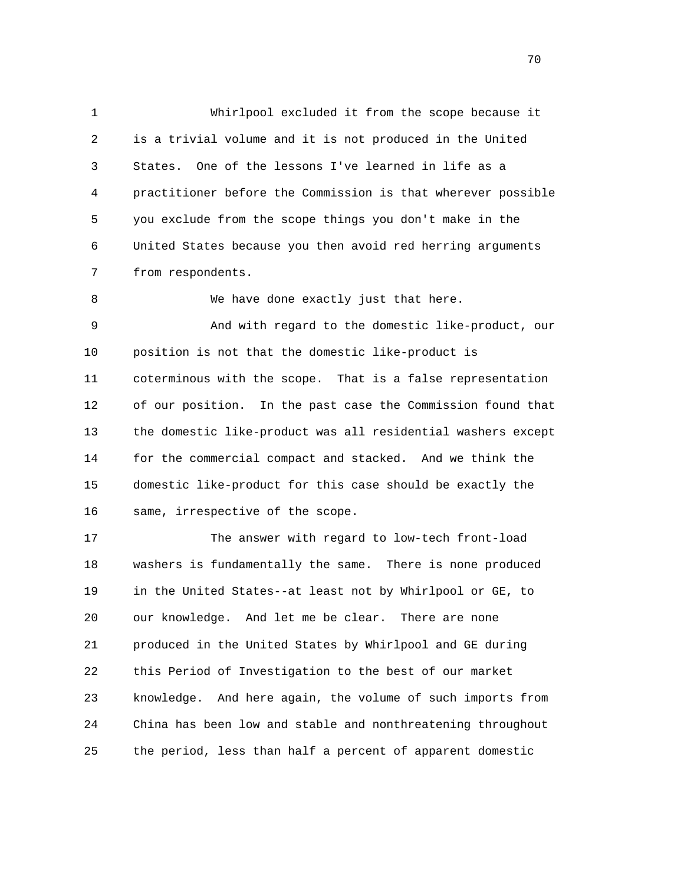Whirlpool excluded it from the scope because it is a trivial volume and it is not produced in the United States. One of the lessons I've learned in life as a practitioner before the Commission is that wherever possible you exclude from the scope things you don't make in the United States because you then avoid red herring arguments from respondents.

We have done exactly just that here.

And with regard to the domestic like-product, our position is not that the domestic like-product is coterminous with the scope. That is a false representation of our position. In the past case the Commission found that the domestic like-product was all residential washers except for the commercial compact and stacked. And we think the domestic like-product for this case should be exactly the same, irrespective of the scope.

The answer with regard to low-tech front-load washers is fundamentally the same. There is none produced in the United States--at least not by Whirlpool or GE, to our knowledge. And let me be clear. There are none produced in the United States by Whirlpool and GE during this Period of Investigation to the best of our market knowledge. And here again, the volume of such imports from China has been low and stable and nonthreatening throughout the period, less than half a percent of apparent domestic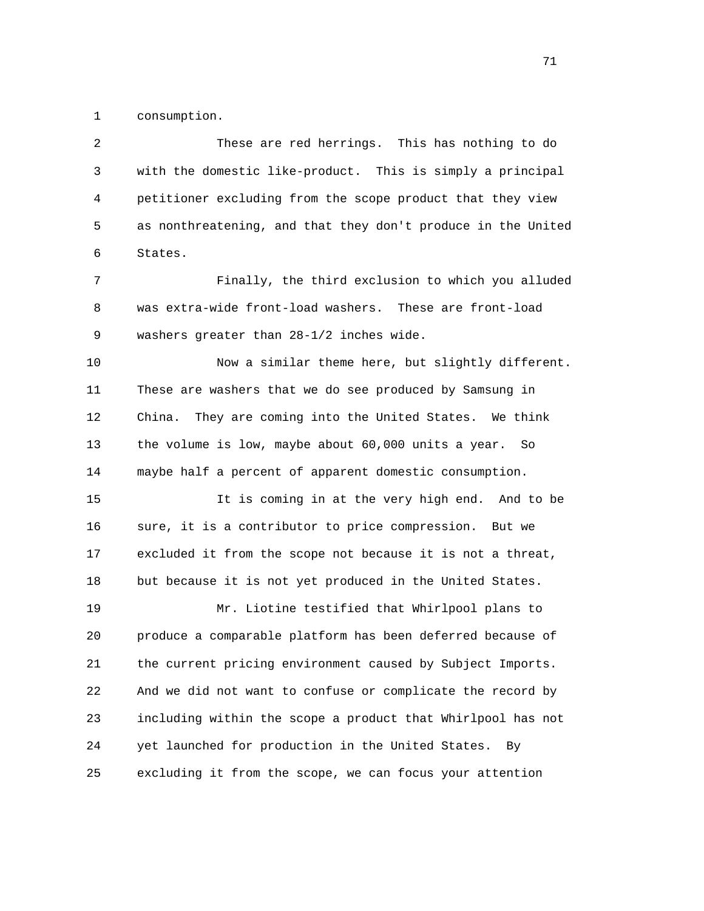consumption.

These are red herrings. This has nothing to do with the domestic like-product. This is simply a principal petitioner excluding from the scope product that they view as nonthreatening, and that they don't produce in the United States.

Finally, the third exclusion to which you alluded was extra-wide front-load washers. These are front-load washers greater than 28-1/2 inches wide.

Now a similar theme here, but slightly different. These are washers that we do see produced by Samsung in China. They are coming into the United States. We think the volume is low, maybe about 60,000 units a year. So maybe half a percent of apparent domestic consumption.

It is coming in at the very high end. And to be sure, it is a contributor to price compression. But we excluded it from the scope not because it is not a threat, but because it is not yet produced in the United States.

Mr. Liotine testified that Whirlpool plans to produce a comparable platform has been deferred because of the current pricing environment caused by Subject Imports. And we did not want to confuse or complicate the record by including within the scope a product that Whirlpool has not yet launched for production in the United States. By excluding it from the scope, we can focus your attention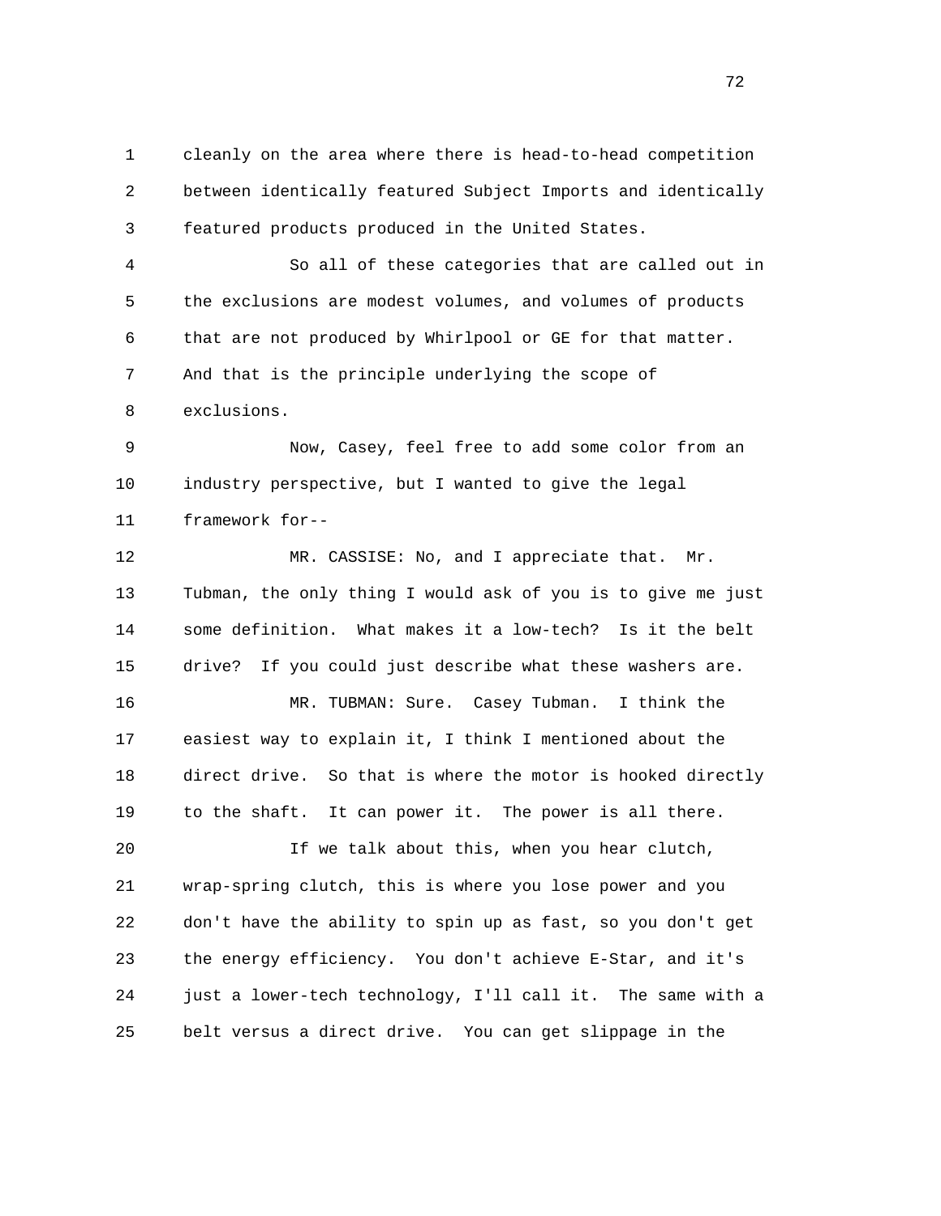cleanly on the area where there is head-to-head competition between identically featured Subject Imports and identically featured products produced in the United States.

So all of these categories that are called out in the exclusions are modest volumes, and volumes of products that are not produced by Whirlpool or GE for that matter. And that is the principle underlying the scope of exclusions.

Now, Casey, feel free to add some color from an industry perspective, but I wanted to give the legal framework for--

MR. CASSISE: No, and I appreciate that. Mr. Tubman, the only thing I would ask of you is to give me just some definition. What makes it a low-tech? Is it the belt drive? If you could just describe what these washers are.

MR. TUBMAN: Sure. Casey Tubman. I think the easiest way to explain it, I think I mentioned about the direct drive. So that is where the motor is hooked directly to the shaft. It can power it. The power is all there.

If we talk about this, when you hear clutch, wrap-spring clutch, this is where you lose power and you don't have the ability to spin up as fast, so you don't get the energy efficiency. You don't achieve E-Star, and it's just a lower-tech technology, I'll call it. The same with a belt versus a direct drive. You can get slippage in the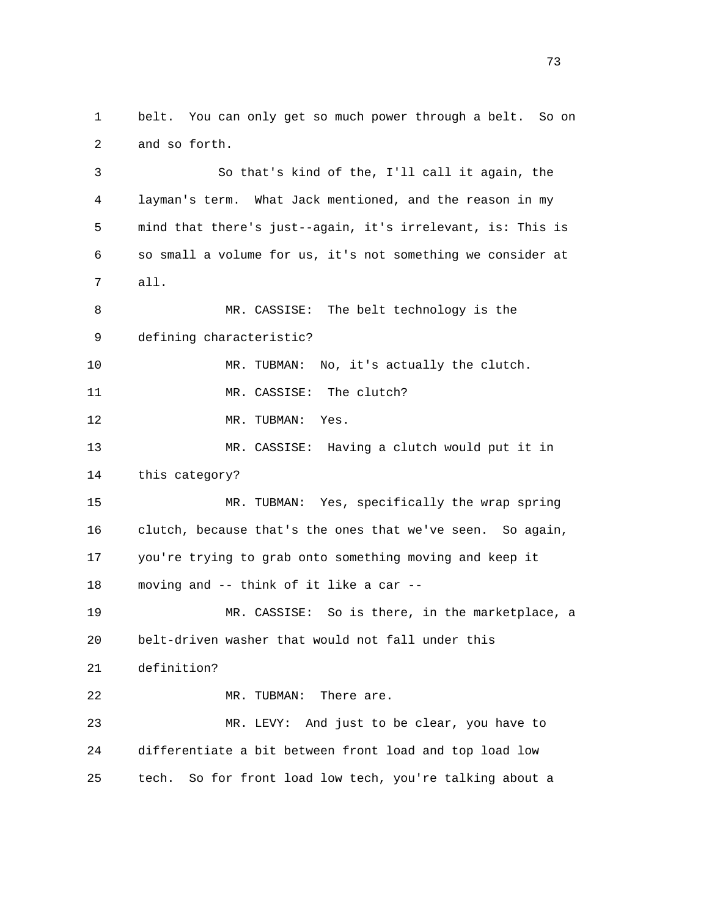belt. You can only get so much power through a belt. So on and so forth.

So that's kind of the, I'll call it again, the layman's term. What Jack mentioned, and the reason in my mind that there's just--again, it's irrelevant, is: This is so small a volume for us, it's not something we consider at all.

MR. CASSISE: The belt technology is the defining characteristic?

MR. TUBMAN: No, it's actually the clutch.

MR. CASSISE: The clutch?

MR. TUBMAN: Yes.

MR. CASSISE: Having a clutch would put it in this category?

MR. TUBMAN: Yes, specifically the wrap spring clutch, because that's the ones that we've seen. So again, you're trying to grab onto something moving and keep it moving and -- think of it like a car --

MR. CASSISE: So is there, in the marketplace, a belt-driven washer that would not fall under this definition?

MR. TUBMAN: There are.

MR. LEVY: And just to be clear, you have to differentiate a bit between front load and top load low tech. So for front load low tech, you're talking about a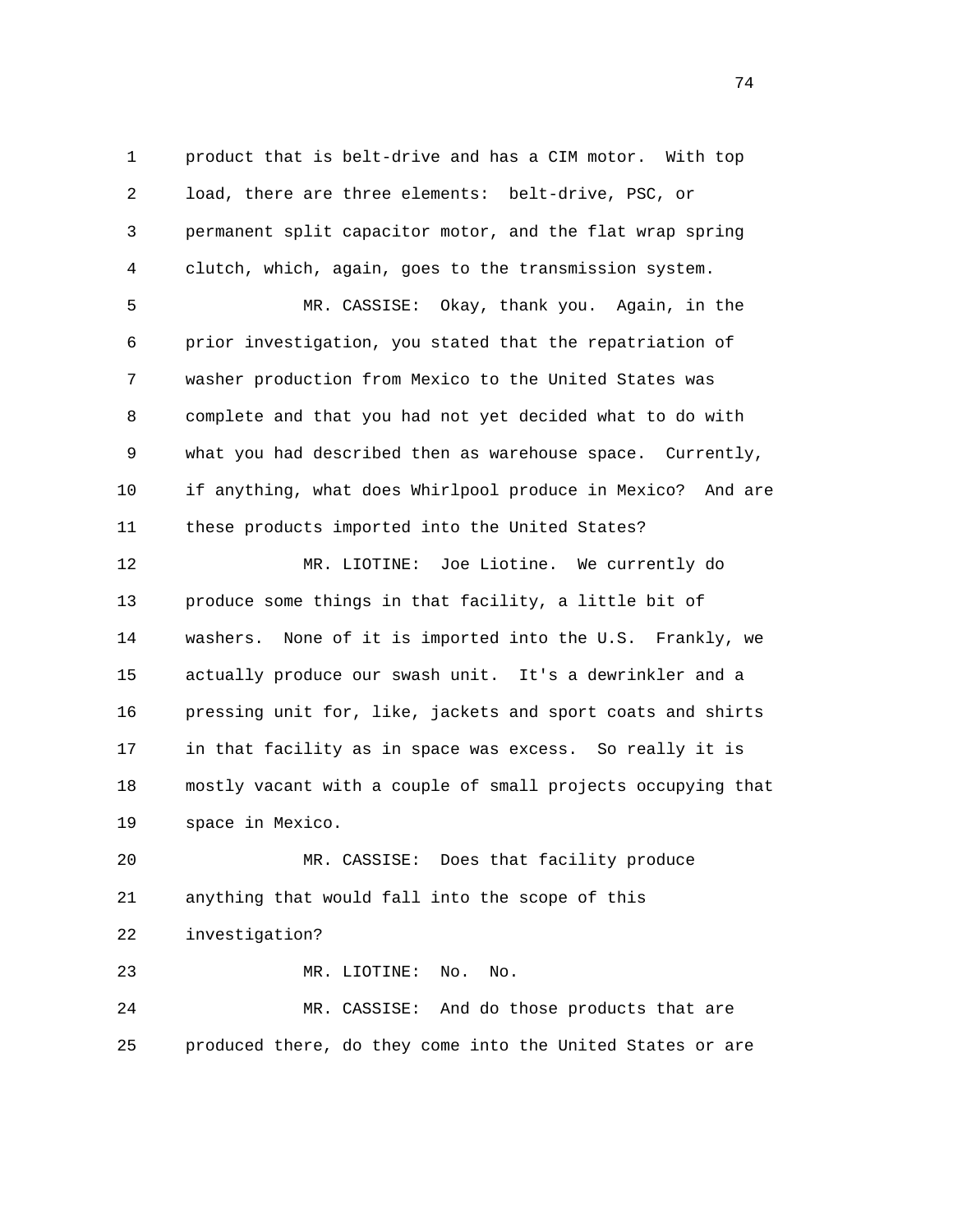product that is belt-drive and has a CIM motor. With top load, there are three elements: belt-drive, PSC, or permanent split capacitor motor, and the flat wrap spring clutch, which, again, goes to the transmission system.

MR. CASSISE: Okay, thank you. Again, in the prior investigation, you stated that the repatriation of washer production from Mexico to the United States was complete and that you had not yet decided what to do with what you had described then as warehouse space. Currently, if anything, what does Whirlpool produce in Mexico? And are these products imported into the United States?

MR. LIOTINE: Joe Liotine. We currently do produce some things in that facility, a little bit of washers. None of it is imported into the U.S. Frankly, we actually produce our swash unit. It's a dewrinkler and a pressing unit for, like, jackets and sport coats and shirts in that facility as in space was excess. So really it is mostly vacant with a couple of small projects occupying that space in Mexico.

MR. CASSISE: Does that facility produce anything that would fall into the scope of this investigation?

MR. LIOTINE: No. No.

MR. CASSISE: And do those products that are produced there, do they come into the United States or are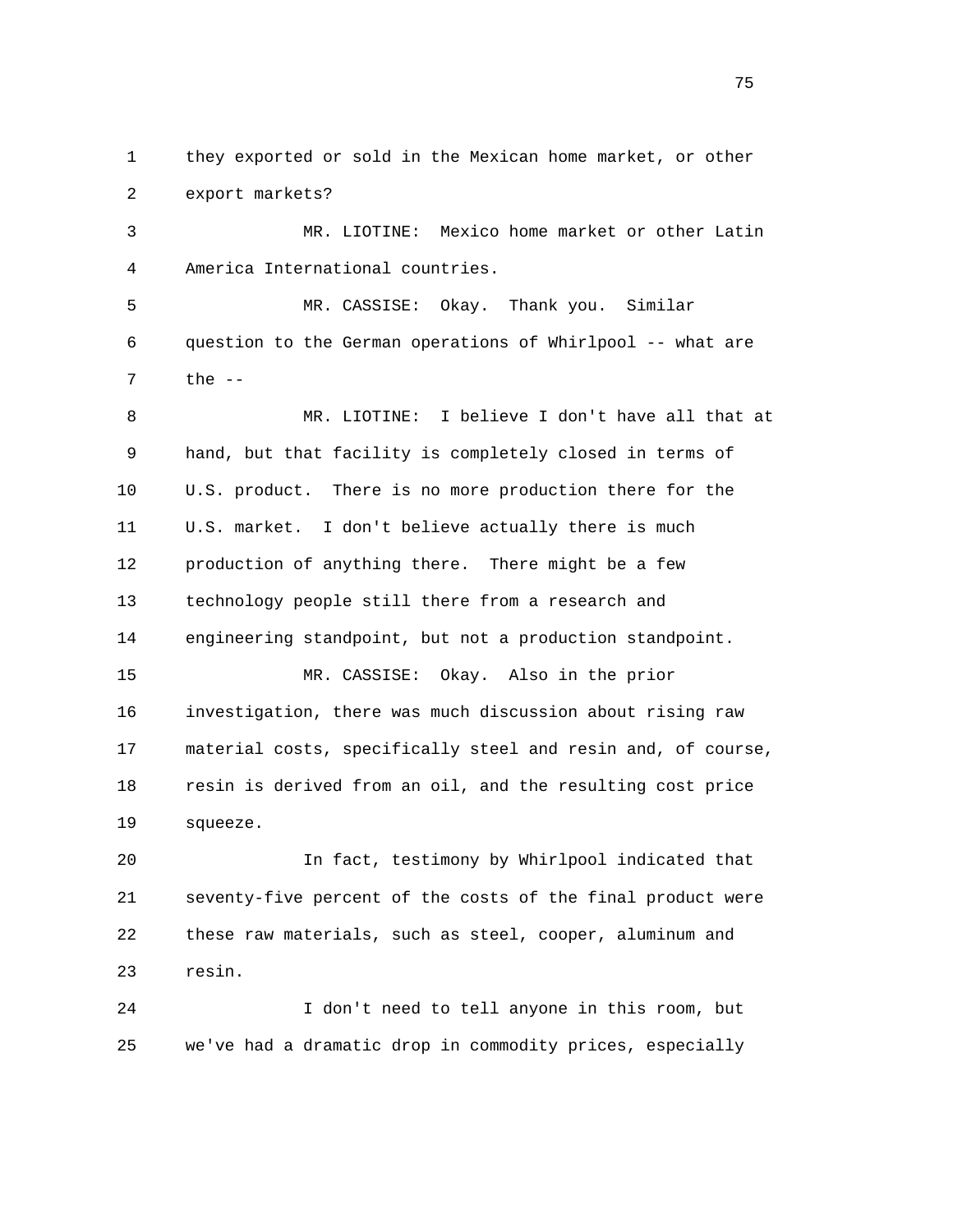they exported or sold in the Mexican home market, or other export markets?

MR. LIOTINE: Mexico home market or other Latin America International countries.

MR. CASSISE: Okay. Thank you. Similar question to the German operations of Whirlpool -- what are the --

MR. LIOTINE: I believe I don't have all that at hand, but that facility is completely closed in terms of U.S. product. There is no more production there for the U.S. market. I don't believe actually there is much production of anything there. There might be a few technology people still there from a research and engineering standpoint, but not a production standpoint.

MR. CASSISE: Okay. Also in the prior investigation, there was much discussion about rising raw material costs, specifically steel and resin and, of course, resin is derived from an oil, and the resulting cost price squeeze.

In fact, testimony by Whirlpool indicated that seventy-five percent of the costs of the final product were these raw materials, such as steel, cooper, aluminum and resin.

I don't need to tell anyone in this room, but we've had a dramatic drop in commodity prices, especially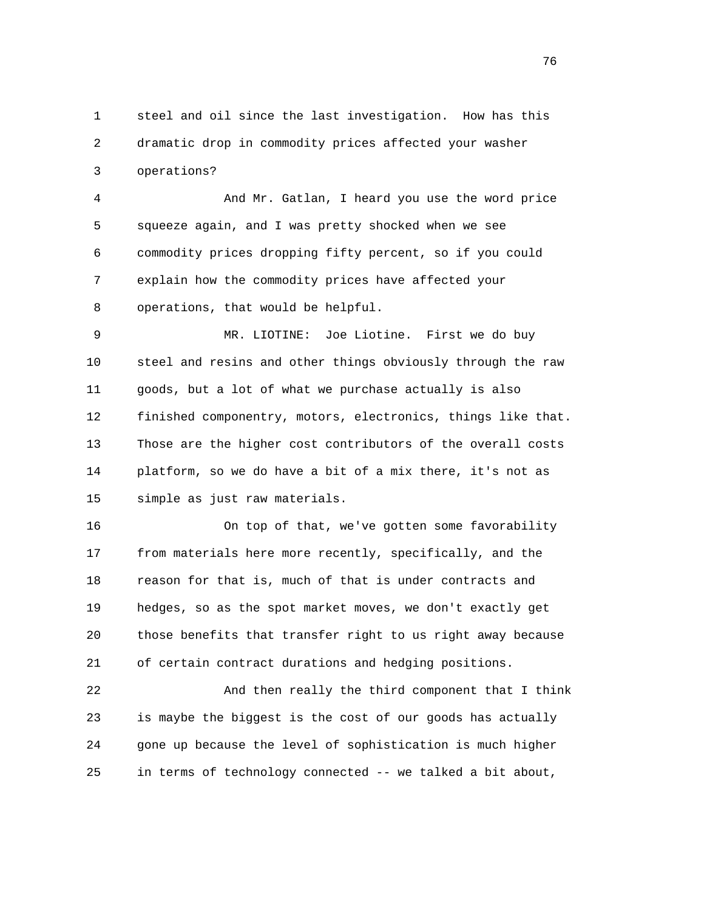steel and oil since the last investigation. How has this dramatic drop in commodity prices affected your washer operations?

And Mr. Gatlan, I heard you use the word price squeeze again, and I was pretty shocked when we see commodity prices dropping fifty percent, so if you could explain how the commodity prices have affected your operations, that would be helpful.

MR. LIOTINE: Joe Liotine. First we do buy steel and resins and other things obviously through the raw goods, but a lot of what we purchase actually is also finished componentry, motors, electronics, things like that. Those are the higher cost contributors of the overall costs platform, so we do have a bit of a mix there, it's not as simple as just raw materials.

On top of that, we've gotten some favorability from materials here more recently, specifically, and the reason for that is, much of that is under contracts and hedges, so as the spot market moves, we don't exactly get those benefits that transfer right to us right away because of certain contract durations and hedging positions.

And then really the third component that I think is maybe the biggest is the cost of our goods has actually gone up because the level of sophistication is much higher in terms of technology connected -- we talked a bit about,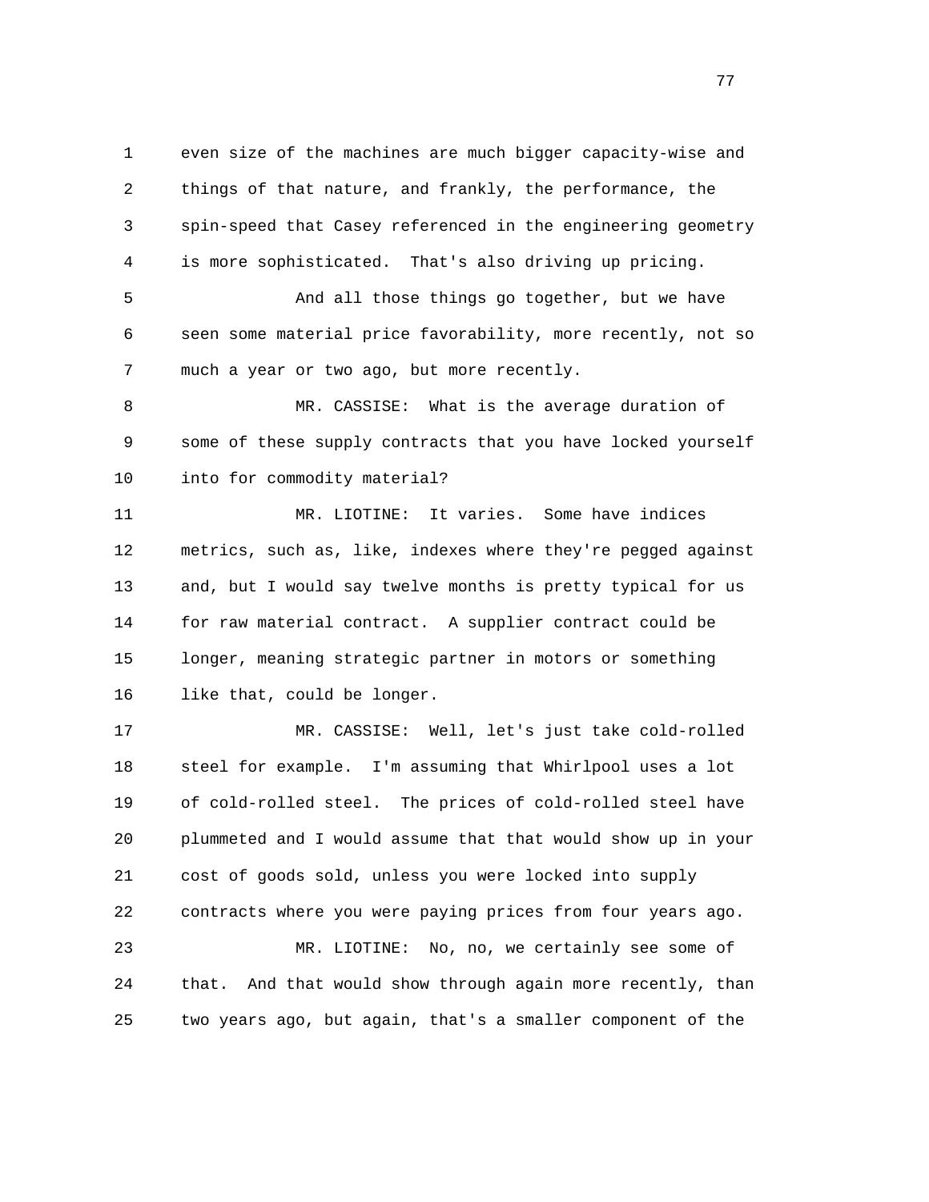even size of the machines are much bigger capacity-wise and things of that nature, and frankly, the performance, the spin-speed that Casey referenced in the engineering geometry is more sophisticated. That's also driving up pricing.

And all those things go together, but we have seen some material price favorability, more recently, not so much a year or two ago, but more recently.

MR. CASSISE: What is the average duration of some of these supply contracts that you have locked yourself into for commodity material?

MR. LIOTINE: It varies. Some have indices metrics, such as, like, indexes where they're pegged against and, but I would say twelve months is pretty typical for us for raw material contract. A supplier contract could be longer, meaning strategic partner in motors or something like that, could be longer.

MR. CASSISE: Well, let's just take cold-rolled steel for example. I'm assuming that Whirlpool uses a lot of cold-rolled steel. The prices of cold-rolled steel have plummeted and I would assume that that would show up in your cost of goods sold, unless you were locked into supply contracts where you were paying prices from four years ago.

MR. LIOTINE: No, no, we certainly see some of that. And that would show through again more recently, than two years ago, but again, that's a smaller component of the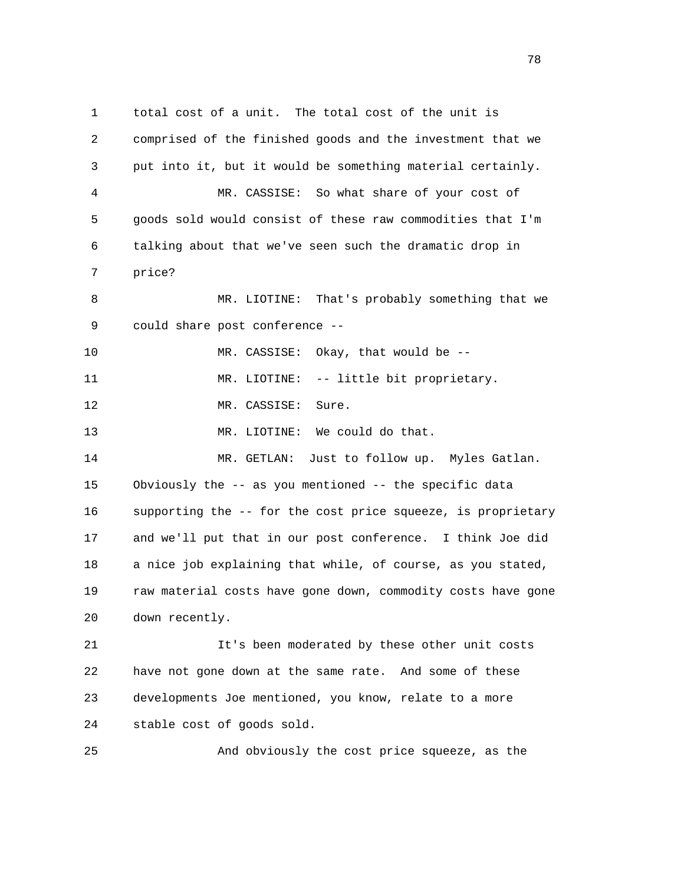1 total cost of a unit. The total cost of the unit is
2 comprised of the finished goods and the investment that we
3 put into it, but it would be something material certainly.
4 MR. CASSISE: So what share of your cost of
5 goods sold would consist of these raw commodities that I'm
6 talking about that we've seen such the dramatic drop in
7 price?
8 MR. LIOTINE: That's probably something that we
9 could share post conference --
10 MR. CASSISE: Okay, that would be --
11 MR. LIOTINE: -- little bit proprietary.
12 MR. CASSISE: Sure.
13 MR. LIOTINE: We could do that.
14 MR. GETLAN: Just to follow up. Myles Gatlan.
15 Obviously the -- as you mentioned -- the specific data
16 supporting the -- for the cost price squeeze, is proprietary
17 and we'll put that in our post conference. I think Joe did
18 a nice job explaining that while, of course, as you stated,
19 raw material costs have gone down, commodity costs have gone
20 down recently.
21 It's been moderated by these other unit costs
22 have not gone down at the same rate. And some of these
23 developments Joe mentioned, you know, relate to a more
24 stable cost of goods sold.
25 And obviously the cost price squeeze, as the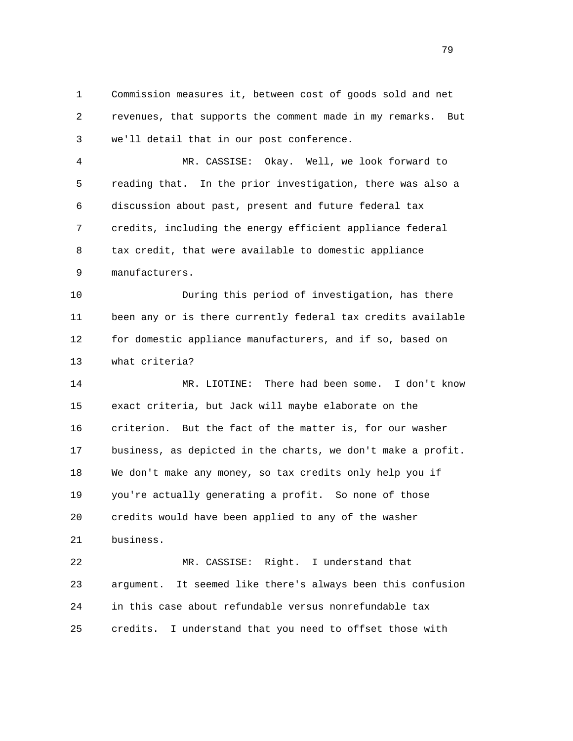Commission measures it, between cost of goods sold and net revenues, that supports the comment made in my remarks. But we'll detail that in our post conference.

MR. CASSISE: Okay. Well, we look forward to reading that. In the prior investigation, there was also a discussion about past, present and future federal tax credits, including the energy efficient appliance federal tax credit, that were available to domestic appliance manufacturers.

During this period of investigation, has there been any or is there currently federal tax credits available for domestic appliance manufacturers, and if so, based on what criteria?

MR. LIOTINE: There had been some. I don't know exact criteria, but Jack will maybe elaborate on the criterion. But the fact of the matter is, for our washer business, as depicted in the charts, we don't make a profit. We don't make any money, so tax credits only help you if you're actually generating a profit. So none of those credits would have been applied to any of the washer business.

MR. CASSISE: Right. I understand that argument. It seemed like there's always been this confusion in this case about refundable versus nonrefundable tax credits. I understand that you need to offset those with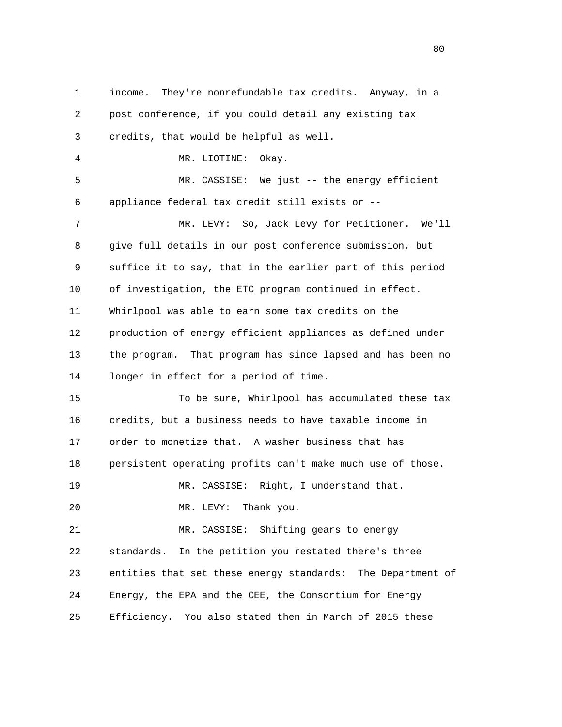1 income. They're nonrefundable tax credits. Anyway, in a
2 post conference, if you could detail any existing tax
3 credits, that would be helpful as well.
4 MR. LIOTINE: Okay.
5 MR. CASSISE: We just -- the energy efficient
6 appliance federal tax credit still exists or --
7 MR. LEVY: So, Jack Levy for Petitioner. We'll
8 give full details in our post conference submission, but
9 suffice it to say, that in the earlier part of this period
10 of investigation, the ETC program continued in effect.
11 Whirlpool was able to earn some tax credits on the
12 production of energy efficient appliances as defined under
13 the program. That program has since lapsed and has been no
14 longer in effect for a period of time.
15 To be sure, Whirlpool has accumulated these tax
16 credits, but a business needs to have taxable income in
17 order to monetize that. A washer business that has
18 persistent operating profits can't make much use of those.
19 MR. CASSISE: Right, I understand that.
20 MR. LEVY: Thank you.
21 MR. CASSISE: Shifting gears to energy
22 standards. In the petition you restated there's three
23 entities that set these energy standards: The Department of
24 Energy, the EPA and the CEE, the Consortium for Energy
25 Efficiency. You also stated then in March of 2015 these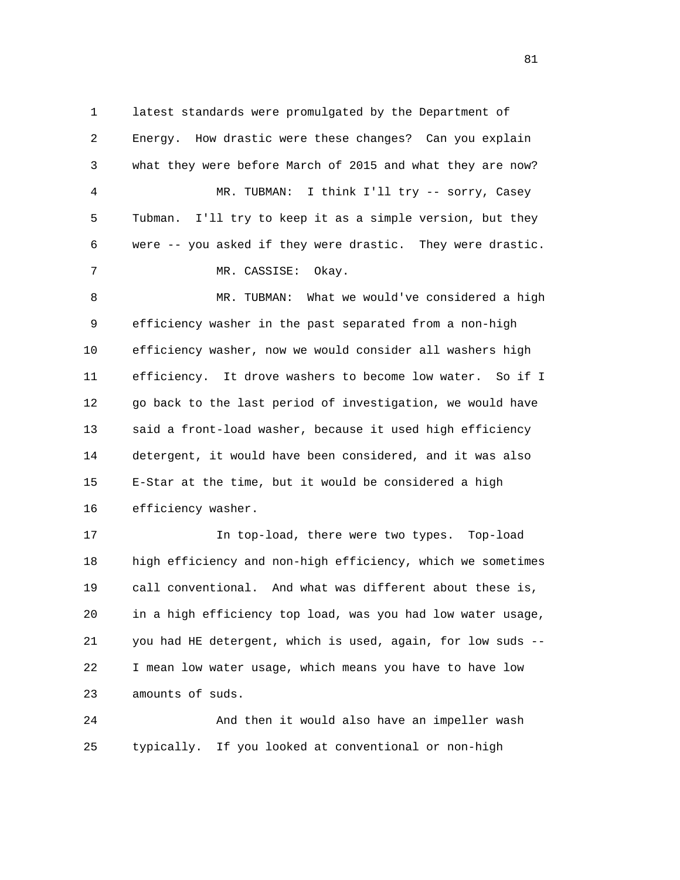latest standards were promulgated by the Department of Energy. How drastic were these changes? Can you explain what they were before March of 2015 and what they are now?

MR. TUBMAN: I think I'll try -- sorry, Casey Tubman. I'll try to keep it as a simple version, but they were -- you asked if they were drastic. They were drastic.

MR. CASSISE: Okay.

MR. TUBMAN: What we would've considered a high efficiency washer in the past separated from a non-high efficiency washer, now we would consider all washers high efficiency. It drove washers to become low water. So if I go back to the last period of investigation, we would have said a front-load washer, because it used high efficiency detergent, it would have been considered, and it was also E-Star at the time, but it would be considered a high efficiency washer.

In top-load, there were two types. Top-load high efficiency and non-high efficiency, which we sometimes call conventional. And what was different about these is, in a high efficiency top load, was you had low water usage, you had HE detergent, which is used, again, for low suds -- I mean low water usage, which means you have to have low amounts of suds.

And then it would also have an impeller wash typically. If you looked at conventional or non-high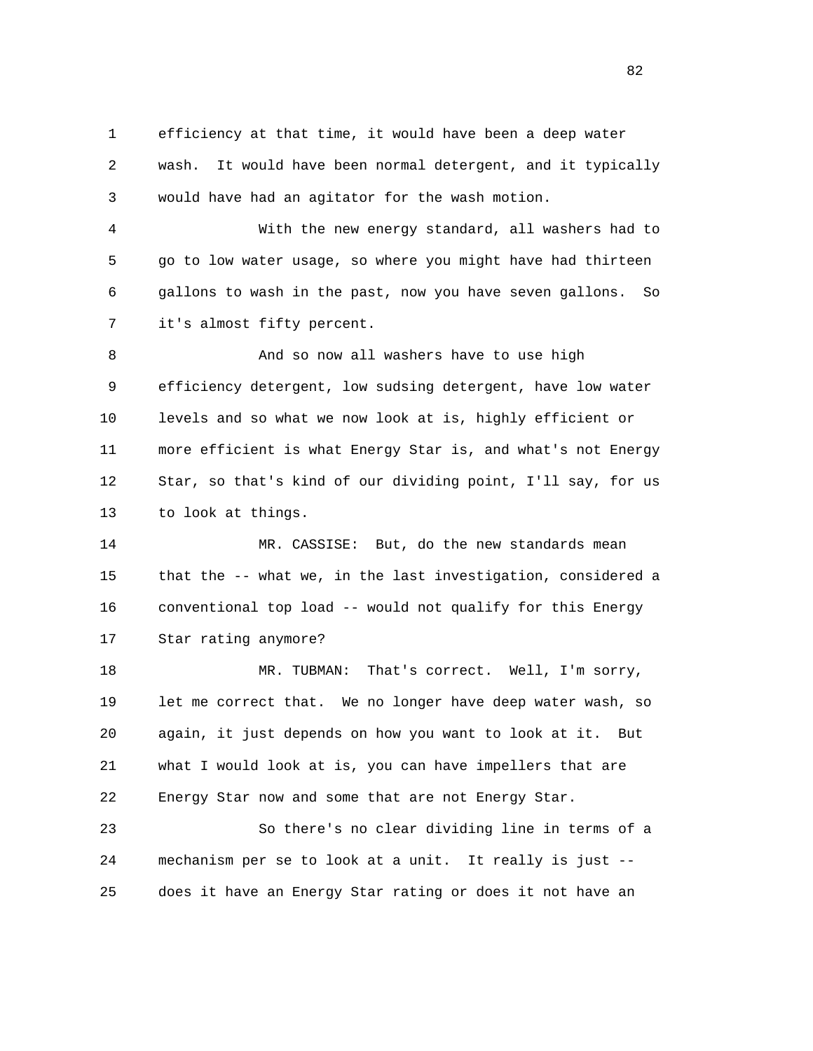efficiency at that time, it would have been a deep water wash. It would have been normal detergent, and it typically would have had an agitator for the wash motion.

With the new energy standard, all washers had to go to low water usage, so where you might have had thirteen gallons to wash in the past, now you have seven gallons. So it's almost fifty percent.

And so now all washers have to use high efficiency detergent, low sudsing detergent, have low water levels and so what we now look at is, highly efficient or more efficient is what Energy Star is, and what's not Energy Star, so that's kind of our dividing point, I'll say, for us to look at things.

MR. CASSISE: But, do the new standards mean that the -- what we, in the last investigation, considered a conventional top load -- would not qualify for this Energy Star rating anymore?

MR. TUBMAN: That's correct. Well, I'm sorry, let me correct that. We no longer have deep water wash, so again, it just depends on how you want to look at it. But what I would look at is, you can have impellers that are Energy Star now and some that are not Energy Star.

So there's no clear dividing line in terms of a mechanism per se to look at a unit. It really is just -- does it have an Energy Star rating or does it not have an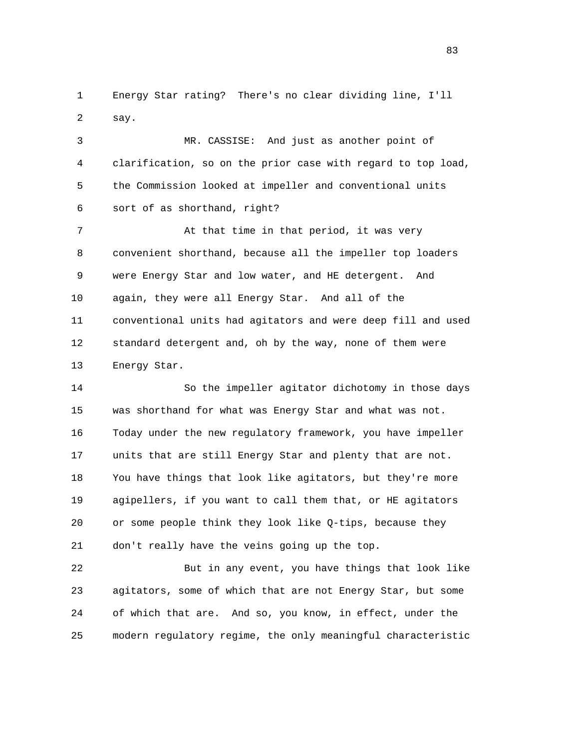Energy Star rating? There's no clear dividing line, I'll say.

MR. CASSISE: And just as another point of clarification, so on the prior case with regard to top load, the Commission looked at impeller and conventional units sort of as shorthand, right?

At that time in that period, it was very convenient shorthand, because all the impeller top loaders were Energy Star and low water, and HE detergent. And again, they were all Energy Star. And all of the conventional units had agitators and were deep fill and used standard detergent and, oh by the way, none of them were Energy Star.

So the impeller agitator dichotomy in those days was shorthand for what was Energy Star and what was not. Today under the new regulatory framework, you have impeller units that are still Energy Star and plenty that are not. You have things that look like agitators, but they're more agipellers, if you want to call them that, or HE agitators or some people think they look like Q-tips, because they don't really have the veins going up the top.

But in any event, you have things that look like agitators, some of which that are not Energy Star, but some of which that are. And so, you know, in effect, under the modern regulatory regime, the only meaningful characteristic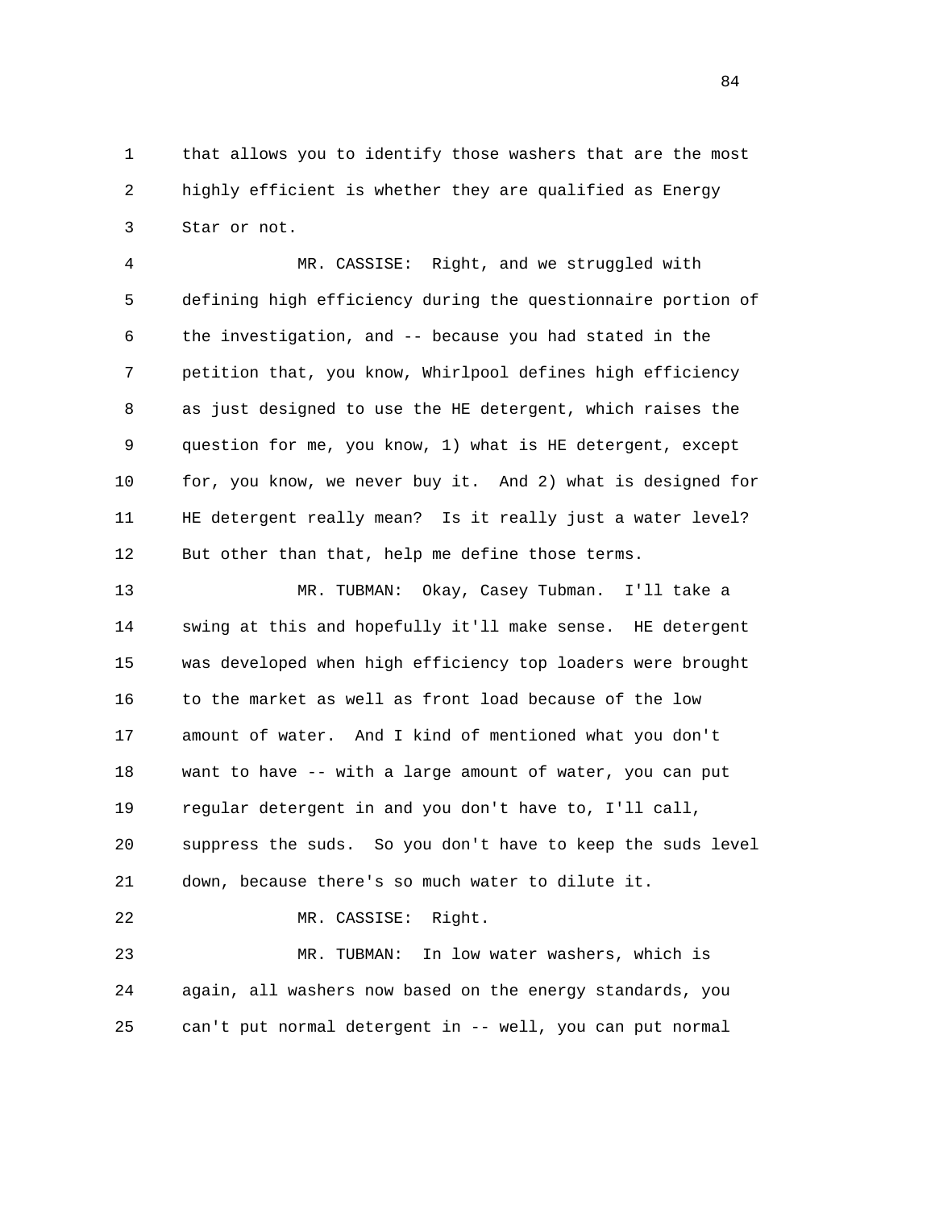1 that allows you to identify those washers that are the most
2 highly efficient is whether they are qualified as Energy
3 Star or not.

4 MR. CASSISE: Right, and we struggled with
5 defining high efficiency during the questionnaire portion of
6 the investigation, and -- because you had stated in the
7 petition that, you know, Whirlpool defines high efficiency
8 as just designed to use the HE detergent, which raises the
9 question for me, you know, 1) what is HE detergent, except
10 for, you know, we never buy it. And 2) what is designed for
11 HE detergent really mean? Is it really just a water level?
12 But other than that, help me define those terms.

13 MR. TUBMAN: Okay, Casey Tubman. I'll take a
14 swing at this and hopefully it'll make sense. HE detergent
15 was developed when high efficiency top loaders were brought
16 to the market as well as front load because of the low
17 amount of water. And I kind of mentioned what you don't
18 want to have -- with a large amount of water, you can put
19 regular detergent in and you don't have to, I'll call,
20 suppress the suds. So you don't have to keep the suds level
21 down, because there's so much water to dilute it.

22 MR. CASSISE: Right.

23 MR. TUBMAN: In low water washers, which is
24 again, all washers now based on the energy standards, you
25 can't put normal detergent in -- well, you can put normal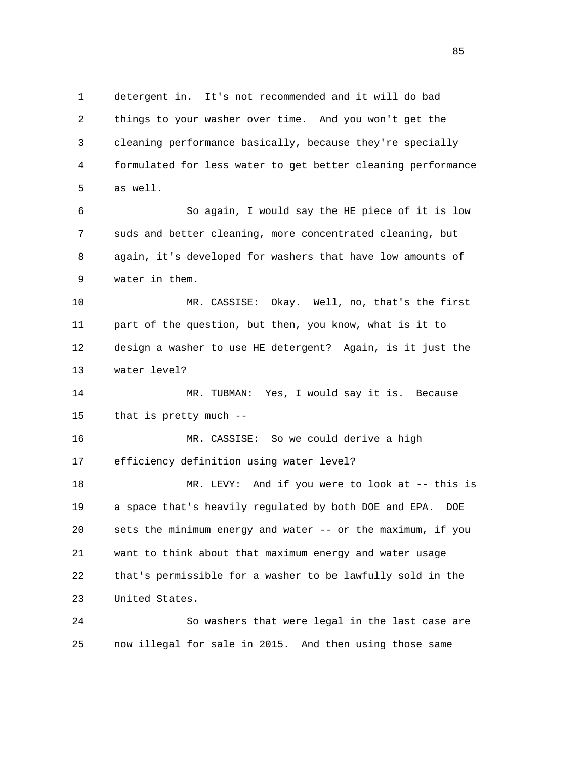detergent in. It's not recommended and it will do bad things to your washer over time. And you won't get the cleaning performance basically, because they're specially formulated for less water to get better cleaning performance as well.

So again, I would say the HE piece of it is low suds and better cleaning, more concentrated cleaning, but again, it's developed for washers that have low amounts of water in them.

MR. CASSISE: Okay. Well, no, that's the first part of the question, but then, you know, what is it to design a washer to use HE detergent? Again, is it just the water level?

MR. TUBMAN: Yes, I would say it is. Because that is pretty much --

MR. CASSISE: So we could derive a high efficiency definition using water level?

MR. LEVY: And if you were to look at -- this is a space that's heavily regulated by both DOE and EPA. DOE sets the minimum energy and water -- or the maximum, if you want to think about that maximum energy and water usage that's permissible for a washer to be lawfully sold in the United States.

So washers that were legal in the last case are now illegal for sale in 2015. And then using those same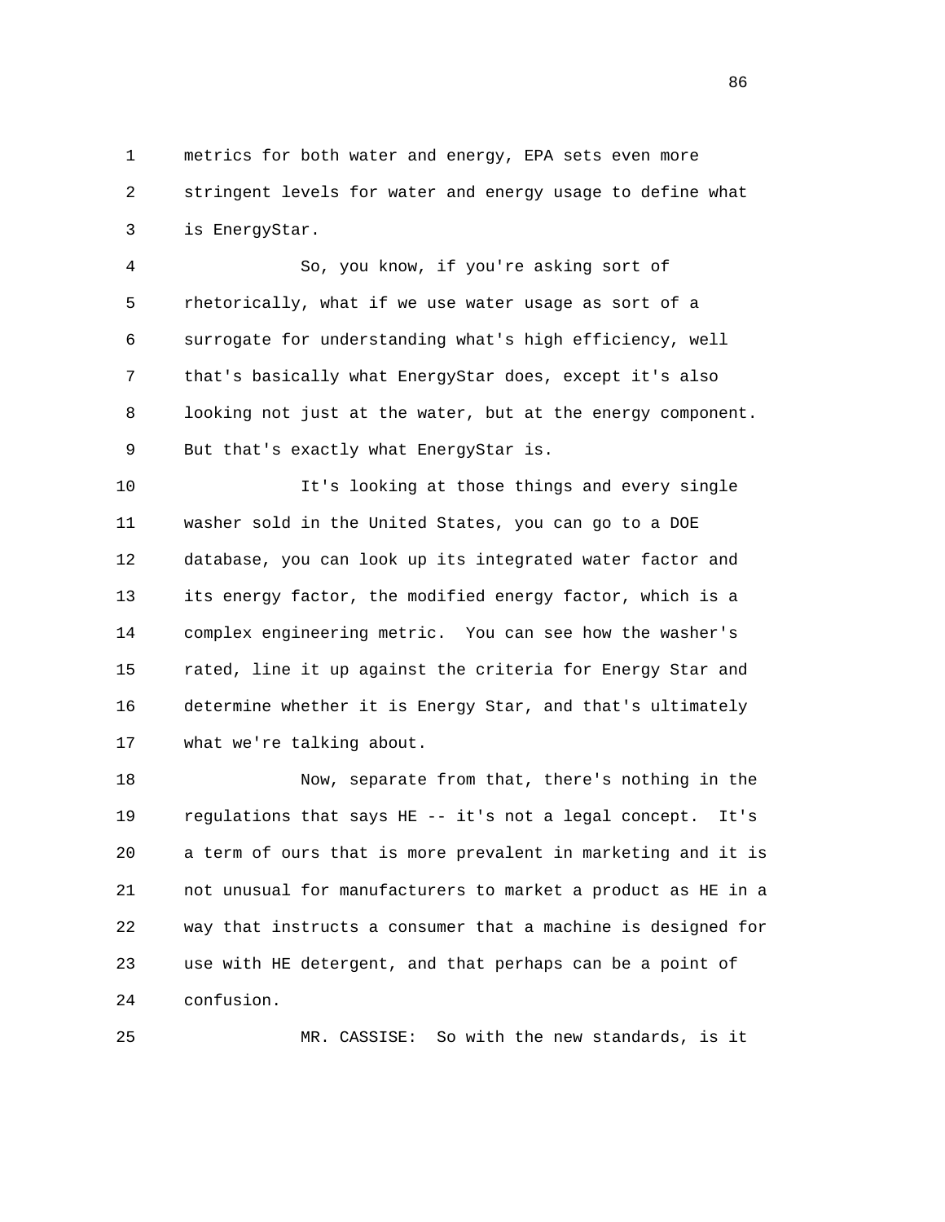metrics for both water and energy, EPA sets even more stringent levels for water and energy usage to define what is EnergyStar.

So, you know, if you're asking sort of rhetorically, what if we use water usage as sort of a surrogate for understanding what's high efficiency, well that's basically what EnergyStar does, except it's also looking not just at the water, but at the energy component. But that's exactly what EnergyStar is.

It's looking at those things and every single washer sold in the United States, you can go to a DOE database, you can look up its integrated water factor and its energy factor, the modified energy factor, which is a complex engineering metric. You can see how the washer's rated, line it up against the criteria for Energy Star and determine whether it is Energy Star, and that's ultimately what we're talking about.

Now, separate from that, there's nothing in the regulations that says HE -- it's not a legal concept. It's a term of ours that is more prevalent in marketing and it is not unusual for manufacturers to market a product as HE in a way that instructs a consumer that a machine is designed for use with HE detergent, and that perhaps can be a point of confusion.

MR. CASSISE: So with the new standards, is it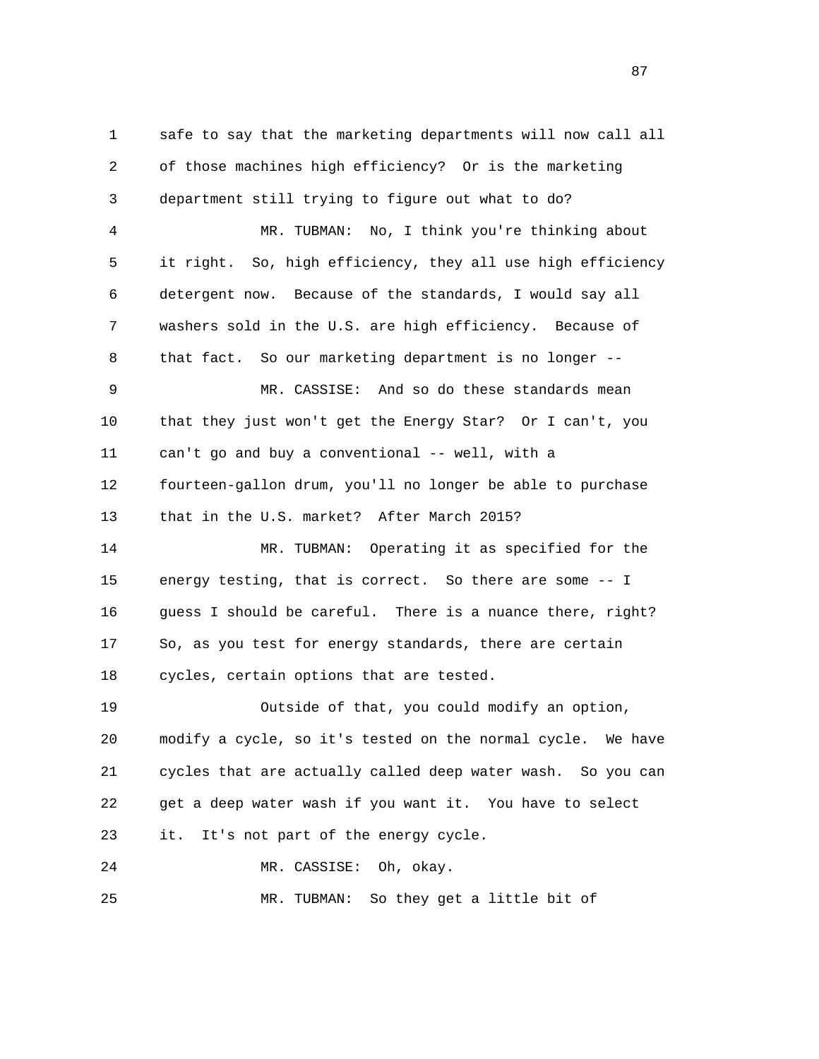safe to say that the marketing departments will now call all of those machines high efficiency? Or is the marketing department still trying to figure out what to do?

MR. TUBMAN: No, I think you're thinking about it right. So, high efficiency, they all use high efficiency detergent now. Because of the standards, I would say all washers sold in the U.S. are high efficiency. Because of that fact. So our marketing department is no longer --

MR. CASSISE: And so do these standards mean that they just won't get the Energy Star? Or I can't, you can't go and buy a conventional -- well, with a fourteen-gallon drum, you'll no longer be able to purchase that in the U.S. market? After March 2015?

MR. TUBMAN: Operating it as specified for the energy testing, that is correct. So there are some -- I guess I should be careful. There is a nuance there, right? So, as you test for energy standards, there are certain cycles, certain options that are tested.

Outside of that, you could modify an option, modify a cycle, so it's tested on the normal cycle. We have cycles that are actually called deep water wash. So you can get a deep water wash if you want it. You have to select it. It's not part of the energy cycle.

MR. CASSISE: Oh, okay.

MR. TUBMAN: So they get a little bit of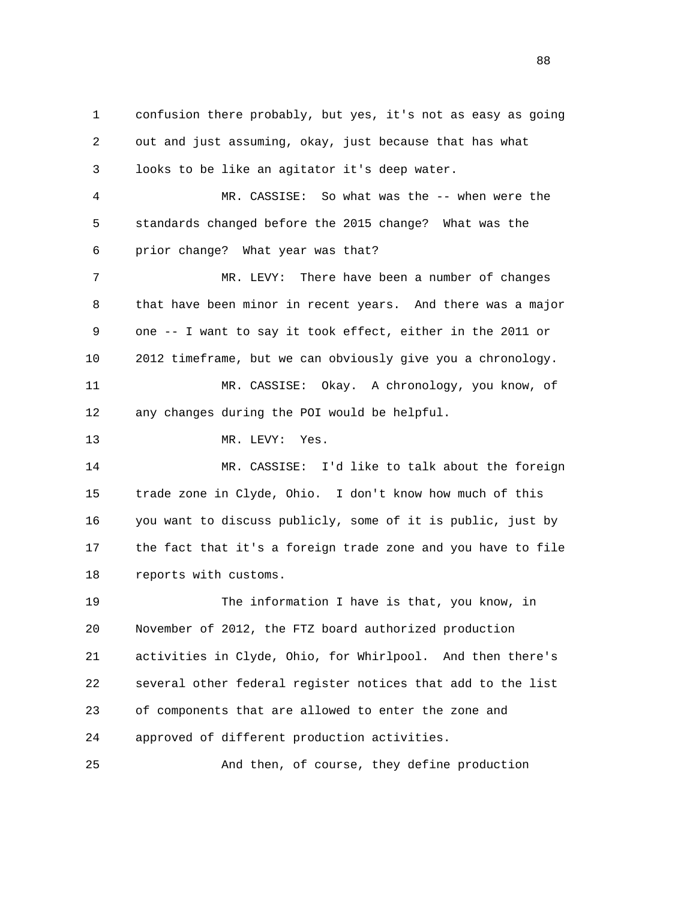confusion there probably, but yes, it's not as easy as going out and just assuming, okay, just because that has what looks to be like an agitator it's deep water.

MR. CASSISE: So what was the -- when were the standards changed before the 2015 change? What was the prior change? What year was that?

MR. LEVY: There have been a number of changes that have been minor in recent years. And there was a major one -- I want to say it took effect, either in the 2011 or 2012 timeframe, but we can obviously give you a chronology.

MR. CASSISE: Okay. A chronology, you know, of any changes during the POI would be helpful.

MR. LEVY: Yes.

MR. CASSISE: I'd like to talk about the foreign trade zone in Clyde, Ohio. I don't know how much of this you want to discuss publicly, some of it is public, just by the fact that it's a foreign trade zone and you have to file reports with customs.

The information I have is that, you know, in November of 2012, the FTZ board authorized production activities in Clyde, Ohio, for Whirlpool. And then there's several other federal register notices that add to the list of components that are allowed to enter the zone and approved of different production activities.

And then, of course, they define production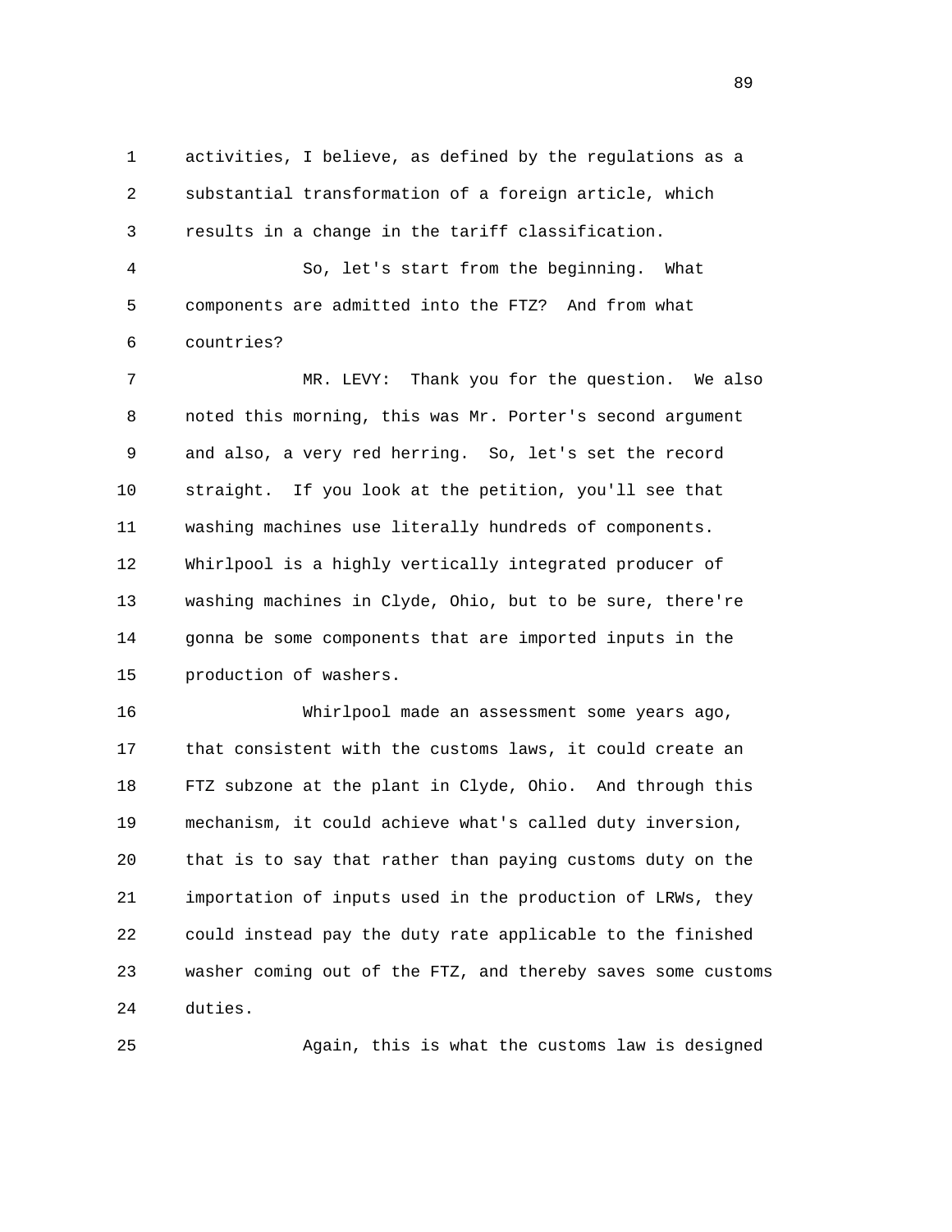activities, I believe, as defined by the regulations as a substantial transformation of a foreign article, which results in a change in the tariff classification.

So, let's start from the beginning. What components are admitted into the FTZ? And from what countries?

MR. LEVY: Thank you for the question. We also noted this morning, this was Mr. Porter's second argument and also, a very red herring. So, let's set the record straight. If you look at the petition, you'll see that washing machines use literally hundreds of components. Whirlpool is a highly vertically integrated producer of washing machines in Clyde, Ohio, but to be sure, there're gonna be some components that are imported inputs in the production of washers.

Whirlpool made an assessment some years ago, that consistent with the customs laws, it could create an FTZ subzone at the plant in Clyde, Ohio. And through this mechanism, it could achieve what's called duty inversion, that is to say that rather than paying customs duty on the importation of inputs used in the production of LRWs, they could instead pay the duty rate applicable to the finished washer coming out of the FTZ, and thereby saves some customs duties.

Again, this is what the customs law is designed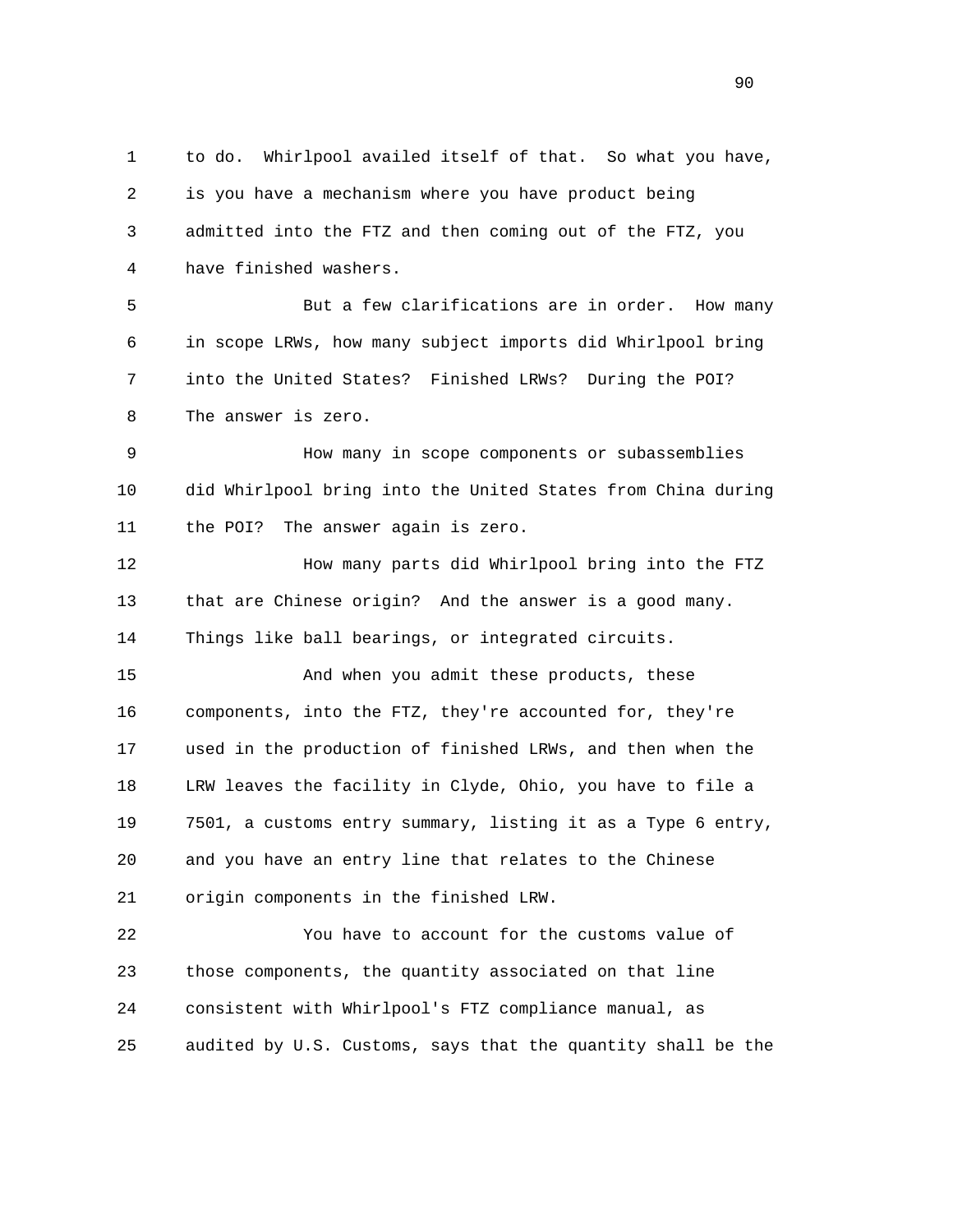to do. Whirlpool availed itself of that. So what you have, is you have a mechanism where you have product being admitted into the FTZ and then coming out of the FTZ, you have finished washers.

But a few clarifications are in order. How many in scope LRWs, how many subject imports did Whirlpool bring into the United States? Finished LRWs? During the POI? The answer is zero.

How many in scope components or subassemblies did Whirlpool bring into the United States from China during the POI? The answer again is zero.

How many parts did Whirlpool bring into the FTZ that are Chinese origin? And the answer is a good many. Things like ball bearings, or integrated circuits.

And when you admit these products, these components, into the FTZ, they're accounted for, they're used in the production of finished LRWs, and then when the LRW leaves the facility in Clyde, Ohio, you have to file a 7501, a customs entry summary, listing it as a Type 6 entry, and you have an entry line that relates to the Chinese origin components in the finished LRW.

You have to account for the customs value of those components, the quantity associated on that line consistent with Whirlpool's FTZ compliance manual, as audited by U.S. Customs, says that the quantity shall be the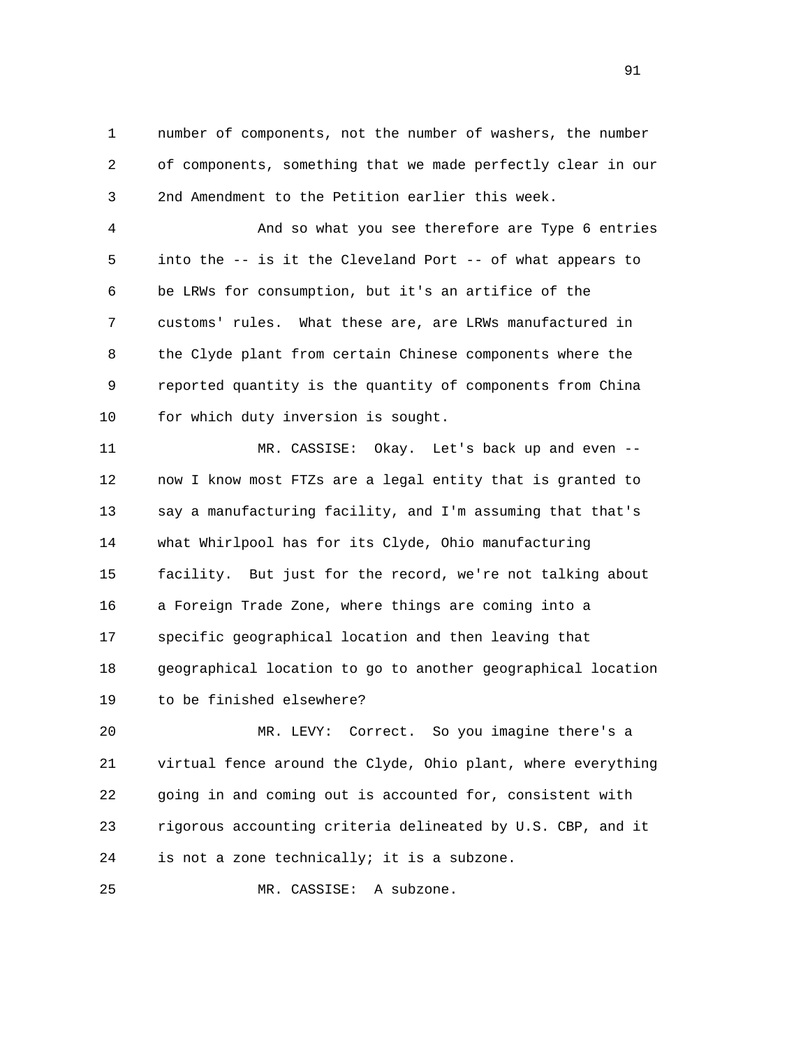number of components, not the number of washers, the number of components, something that we made perfectly clear in our 2nd Amendment to the Petition earlier this week.

And so what you see therefore are Type 6 entries into the -- is it the Cleveland Port -- of what appears to be LRWs for consumption, but it's an artifice of the customs' rules. What these are, are LRWs manufactured in the Clyde plant from certain Chinese components where the reported quantity is the quantity of components from China for which duty inversion is sought.

MR. CASSISE: Okay. Let's back up and even -- now I know most FTZs are a legal entity that is granted to say a manufacturing facility, and I'm assuming that that's what Whirlpool has for its Clyde, Ohio manufacturing facility. But just for the record, we're not talking about a Foreign Trade Zone, where things are coming into a specific geographical location and then leaving that geographical location to go to another geographical location to be finished elsewhere?

MR. LEVY: Correct. So you imagine there's a virtual fence around the Clyde, Ohio plant, where everything going in and coming out is accounted for, consistent with rigorous accounting criteria delineated by U.S. CBP, and it is not a zone technically; it is a subzone.

MR. CASSISE: A subzone.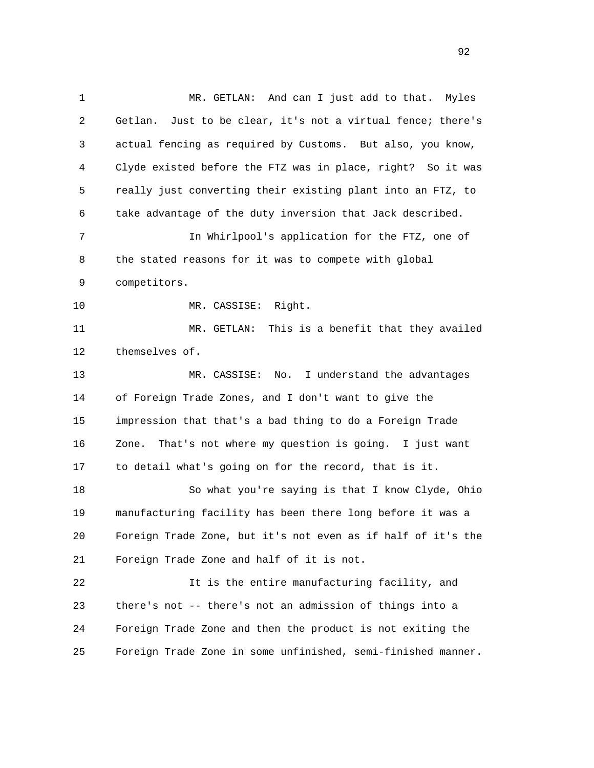MR. GETLAN: And can I just add to that. Myles Getlan. Just to be clear, it's not a virtual fence; there's actual fencing as required by Customs. But also, you know, Clyde existed before the FTZ was in place, right? So it was really just converting their existing plant into an FTZ, to take advantage of the duty inversion that Jack described.

In Whirlpool's application for the FTZ, one of the stated reasons for it was to compete with global competitors.

MR. CASSISE: Right.

MR. GETLAN: This is a benefit that they availed themselves of.

MR. CASSISE: No. I understand the advantages of Foreign Trade Zones, and I don't want to give the impression that that's a bad thing to do a Foreign Trade Zone. That's not where my question is going. I just want to detail what's going on for the record, that is it.

So what you're saying is that I know Clyde, Ohio manufacturing facility has been there long before it was a Foreign Trade Zone, but it's not even as if half of it's the Foreign Trade Zone and half of it is not.

It is the entire manufacturing facility, and there's not -- there's not an admission of things into a Foreign Trade Zone and then the product is not exiting the Foreign Trade Zone in some unfinished, semi-finished manner.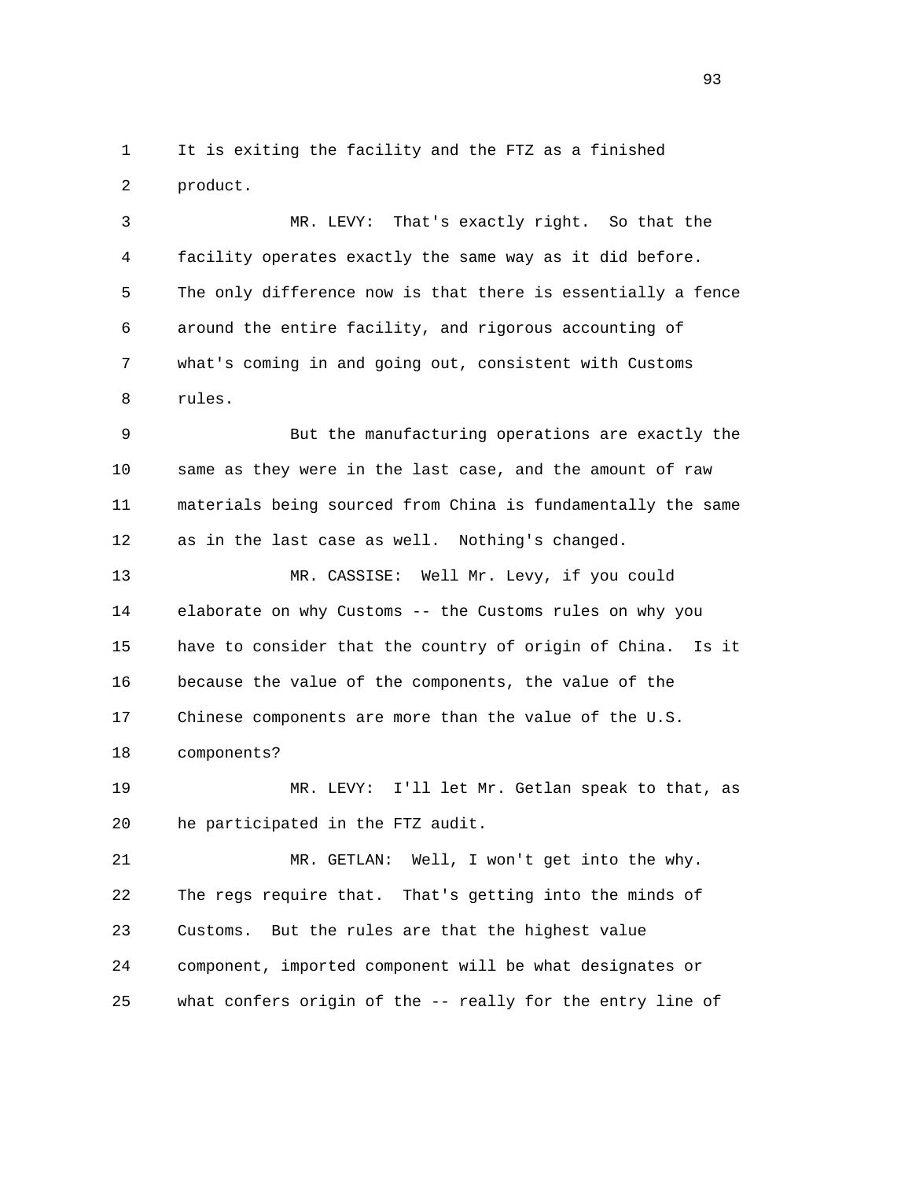It is exiting the facility and the FTZ as a finished product.

MR. LEVY: That's exactly right. So that the facility operates exactly the same way as it did before. The only difference now is that there is essentially a fence around the entire facility, and rigorous accounting of what's coming in and going out, consistent with Customs rules.

But the manufacturing operations are exactly the same as they were in the last case, and the amount of raw materials being sourced from China is fundamentally the same as in the last case as well. Nothing's changed.

MR. CASSISE: Well Mr. Levy, if you could elaborate on why Customs -- the Customs rules on why you have to consider that the country of origin of China. Is it because the value of the components, the value of the Chinese components are more than the value of the U.S. components?

MR. LEVY: I'll let Mr. Getlan speak to that, as he participated in the FTZ audit.

MR. GETLAN: Well, I won't get into the why. The regs require that. That's getting into the minds of Customs. But the rules are that the highest value component, imported component will be what designates or what confers origin of the -- really for the entry line of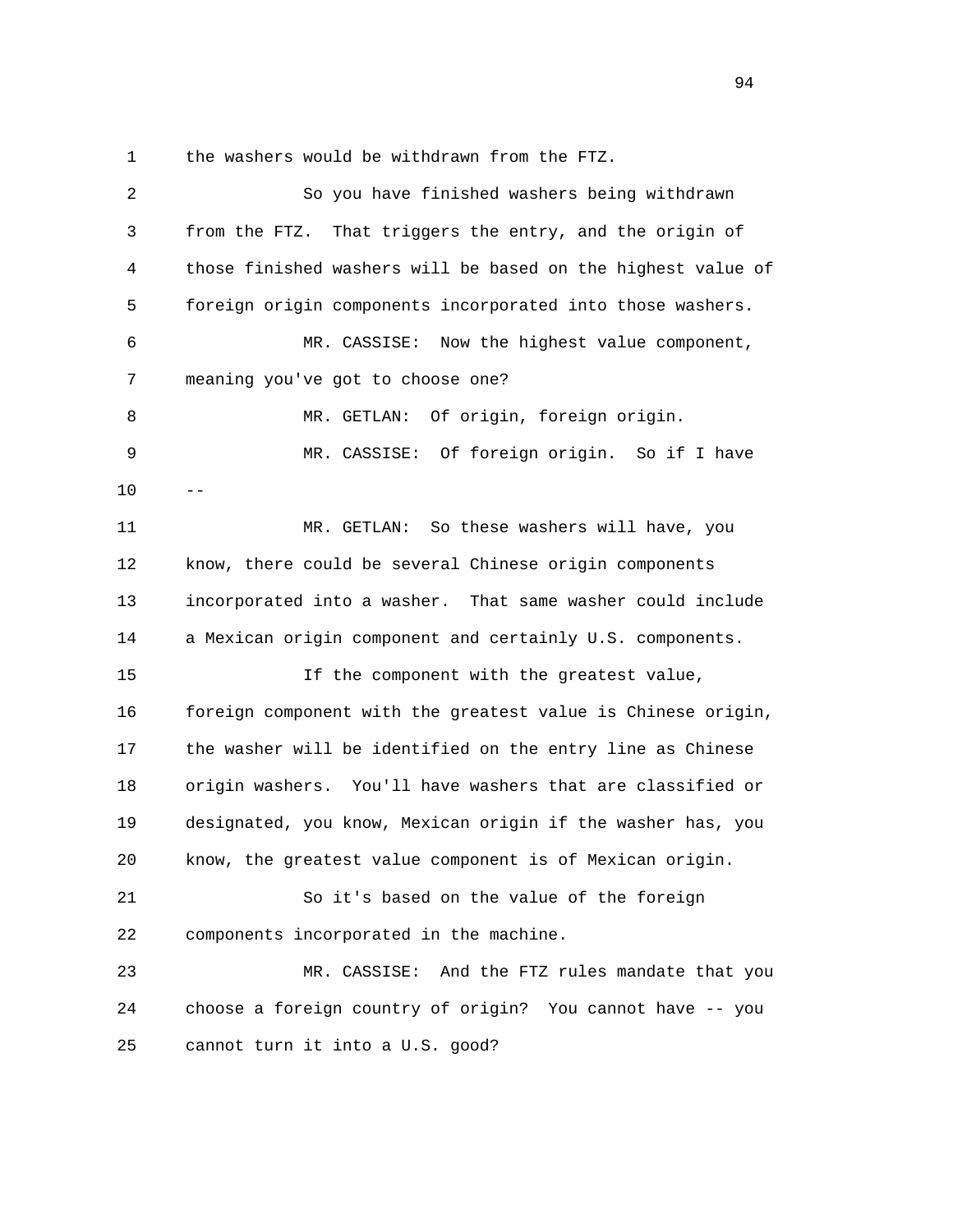the washers would be withdrawn from the FTZ.

So you have finished washers being withdrawn from the FTZ. That triggers the entry, and the origin of those finished washers will be based on the highest value of foreign origin components incorporated into those washers.

MR. CASSISE: Now the highest value component, meaning you've got to choose one?

MR. GETLAN: Of origin, foreign origin.

MR. CASSISE: Of foreign origin. So if I have --

MR. GETLAN: So these washers will have, you know, there could be several Chinese origin components incorporated into a washer. That same washer could include a Mexican origin component and certainly U.S. components.

If the component with the greatest value, foreign component with the greatest value is Chinese origin, the washer will be identified on the entry line as Chinese origin washers. You'll have washers that are classified or designated, you know, Mexican origin if the washer has, you know, the greatest value component is of Mexican origin.

So it's based on the value of the foreign components incorporated in the machine.

MR. CASSISE: And the FTZ rules mandate that you choose a foreign country of origin? You cannot have -- you cannot turn it into a U.S. good?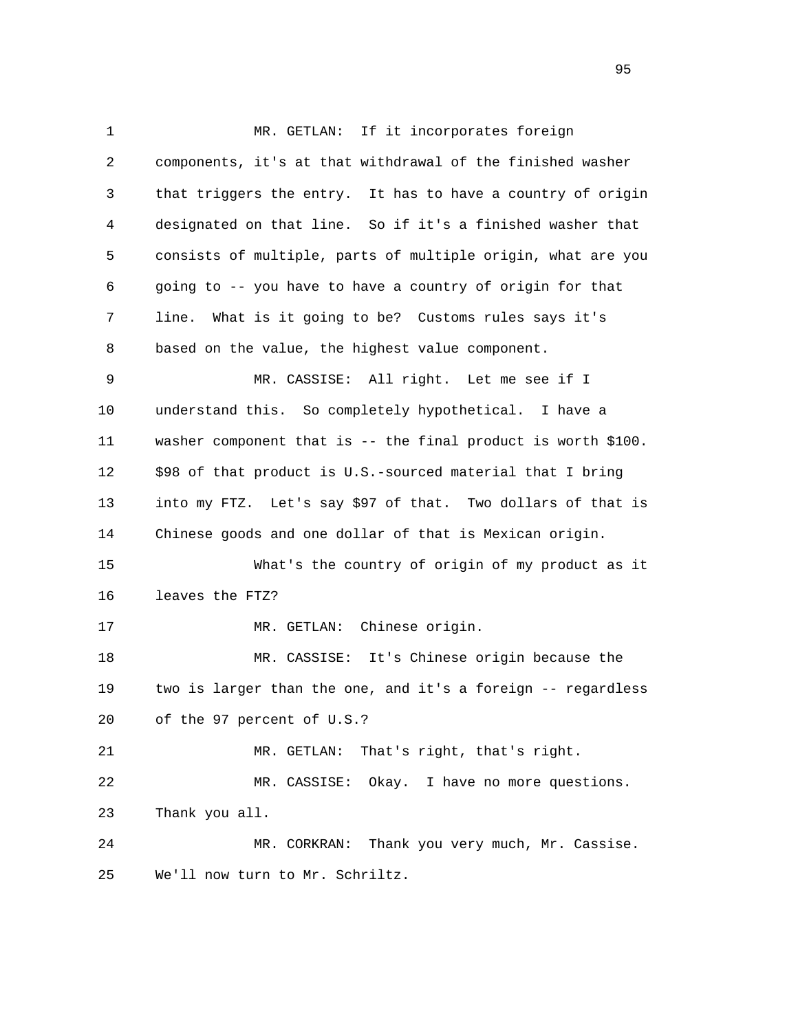MR. GETLAN: If it incorporates foreign components, it's at that withdrawal of the finished washer that triggers the entry. It has to have a country of origin designated on that line. So if it's a finished washer that consists of multiple, parts of multiple origin, what are you going to -- you have to have a country of origin for that line. What is it going to be? Customs rules says it's based on the value, the highest value component.

MR. CASSISE: All right. Let me see if I understand this. So completely hypothetical. I have a washer component that is -- the final product is worth $100. $98 of that product is U.S.-sourced material that I bring into my FTZ. Let's say $97 of that. Two dollars of that is Chinese goods and one dollar of that is Mexican origin.

What's the country of origin of my product as it leaves the FTZ?

MR. GETLAN: Chinese origin.

MR. CASSISE: It's Chinese origin because the two is larger than the one, and it's a foreign -- regardless of the 97 percent of U.S.?

MR. GETLAN: That's right, that's right.

MR. CASSISE: Okay. I have no more questions. Thank you all.

MR. CORKRAN: Thank you very much, Mr. Cassise. We'll now turn to Mr. Schriltz.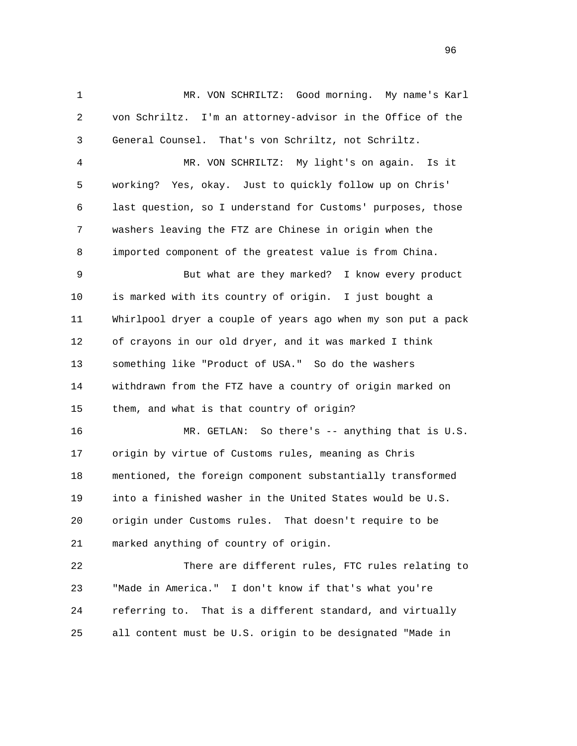MR. VON SCHRILTZ: Good morning. My name's Karl von Schriltz. I'm an attorney-advisor in the Office of the General Counsel. That's von Schriltz, not Schriltz.

MR. VON SCHRILTZ: My light's on again. Is it working? Yes, okay. Just to quickly follow up on Chris' last question, so I understand for Customs' purposes, those washers leaving the FTZ are Chinese in origin when the imported component of the greatest value is from China.

But what are they marked? I know every product is marked with its country of origin. I just bought a Whirlpool dryer a couple of years ago when my son put a pack of crayons in our old dryer, and it was marked I think something like "Product of USA." So do the washers withdrawn from the FTZ have a country of origin marked on them, and what is that country of origin?

MR. GETLAN: So there's -- anything that is U.S. origin by virtue of Customs rules, meaning as Chris mentioned, the foreign component substantially transformed into a finished washer in the United States would be U.S. origin under Customs rules. That doesn't require to be marked anything of country of origin.

There are different rules, FTC rules relating to "Made in America." I don't know if that's what you're referring to. That is a different standard, and virtually all content must be U.S. origin to be designated "Made in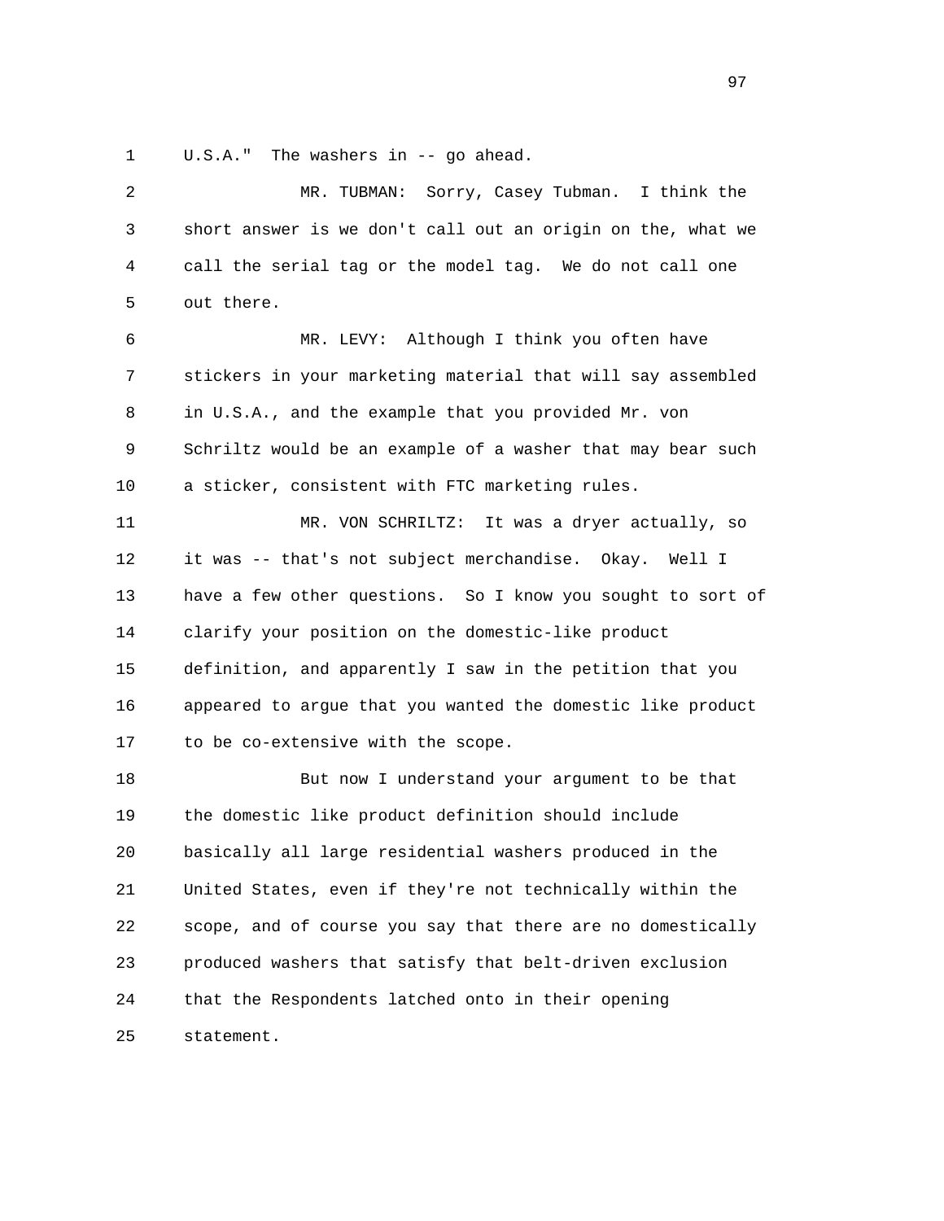U.S.A." The washers in -- go ahead.

MR. TUBMAN: Sorry, Casey Tubman. I think the short answer is we don't call out an origin on the, what we call the serial tag or the model tag. We do not call one out there.

MR. LEVY: Although I think you often have stickers in your marketing material that will say assembled in U.S.A., and the example that you provided Mr. von Schriltz would be an example of a washer that may bear such a sticker, consistent with FTC marketing rules.

MR. VON SCHRILTZ: It was a dryer actually, so it was -- that's not subject merchandise. Okay. Well I have a few other questions. So I know you sought to sort of clarify your position on the domestic-like product definition, and apparently I saw in the petition that you appeared to argue that you wanted the domestic like product to be co-extensive with the scope.

But now I understand your argument to be that the domestic like product definition should include basically all large residential washers produced in the United States, even if they're not technically within the scope, and of course you say that there are no domestically produced washers that satisfy that belt-driven exclusion that the Respondents latched onto in their opening statement.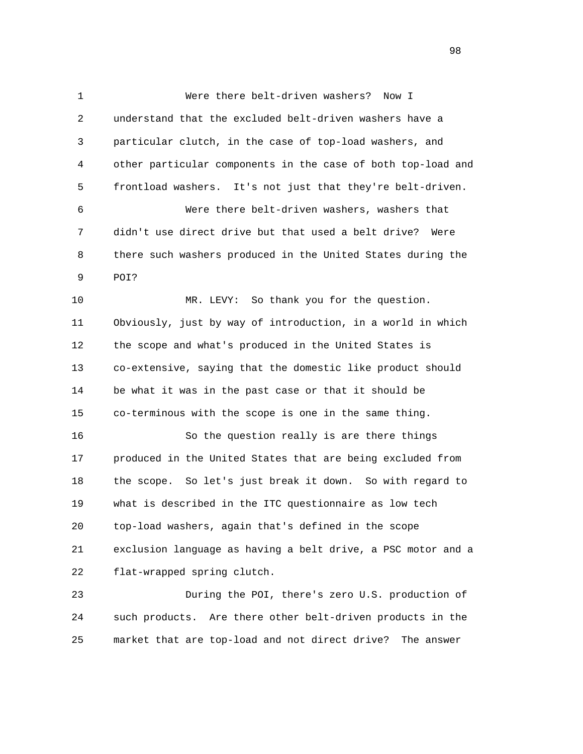Were there belt-driven washers? Now I understand that the excluded belt-driven washers have a particular clutch, in the case of top-load washers, and other particular components in the case of both top-load and frontload washers. It's not just that they're belt-driven.

Were there belt-driven washers, washers that didn't use direct drive but that used a belt drive? Were there such washers produced in the United States during the POI?

MR. LEVY: So thank you for the question. Obviously, just by way of introduction, in a world in which the scope and what's produced in the United States is co-extensive, saying that the domestic like product should be what it was in the past case or that it should be co-terminous with the scope is one in the same thing.

So the question really is are there things produced in the United States that are being excluded from the scope. So let's just break it down. So with regard to what is described in the ITC questionnaire as low tech top-load washers, again that's defined in the scope exclusion language as having a belt drive, a PSC motor and a flat-wrapped spring clutch.

During the POI, there's zero U.S. production of such products. Are there other belt-driven products in the market that are top-load and not direct drive? The answer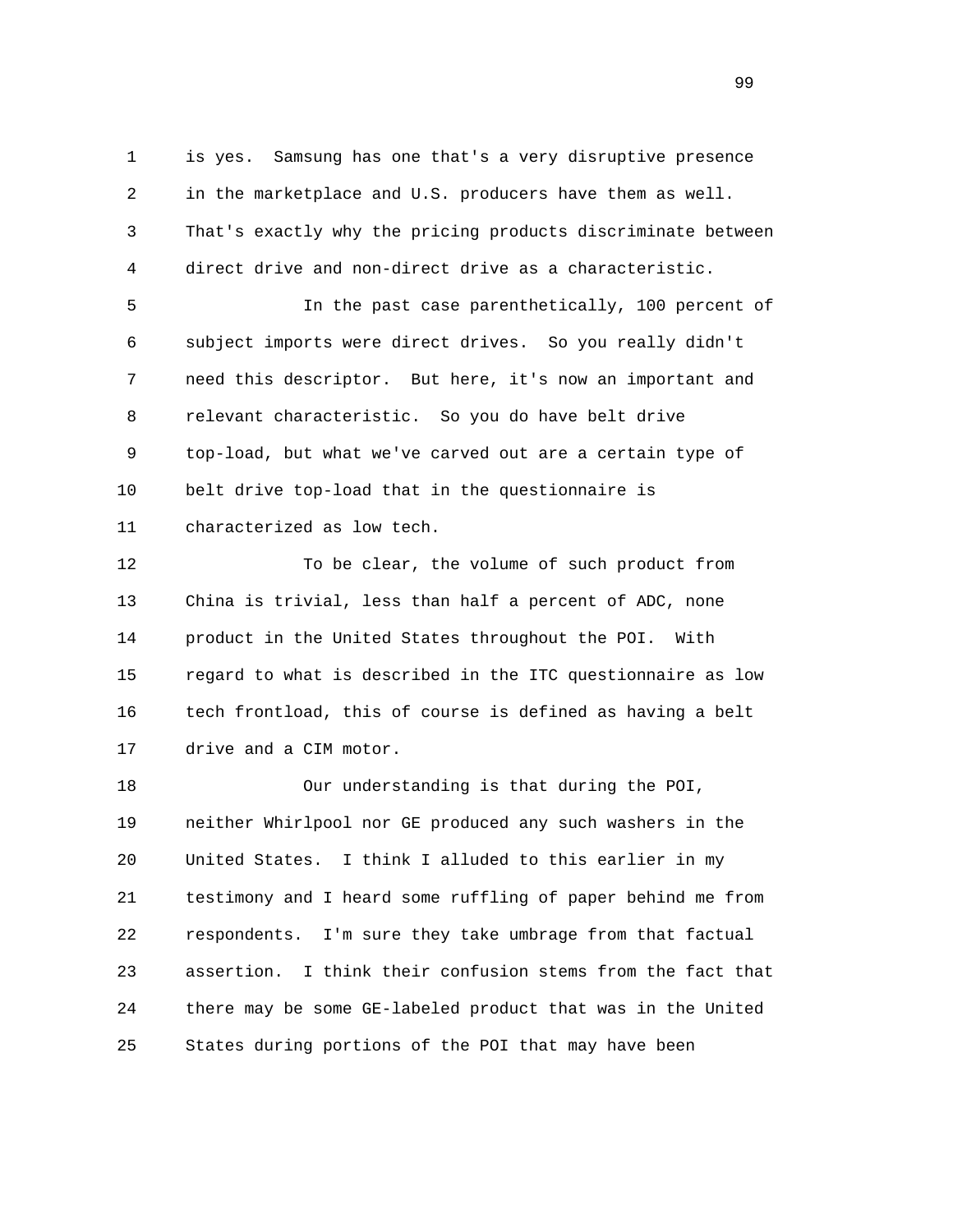is yes. Samsung has one that's a very disruptive presence in the marketplace and U.S. producers have them as well. That's exactly why the pricing products discriminate between direct drive and non-direct drive as a characteristic.

In the past case parenthetically, 100 percent of subject imports were direct drives. So you really didn't need this descriptor. But here, it's now an important and relevant characteristic. So you do have belt drive top-load, but what we've carved out are a certain type of belt drive top-load that in the questionnaire is characterized as low tech.

To be clear, the volume of such product from China is trivial, less than half a percent of ADC, none product in the United States throughout the POI. With regard to what is described in the ITC questionnaire as low tech frontload, this of course is defined as having a belt drive and a CIM motor.

Our understanding is that during the POI, neither Whirlpool nor GE produced any such washers in the United States. I think I alluded to this earlier in my testimony and I heard some ruffling of paper behind me from respondents. I'm sure they take umbrage from that factual assertion. I think their confusion stems from the fact that there may be some GE-labeled product that was in the United States during portions of the POI that may have been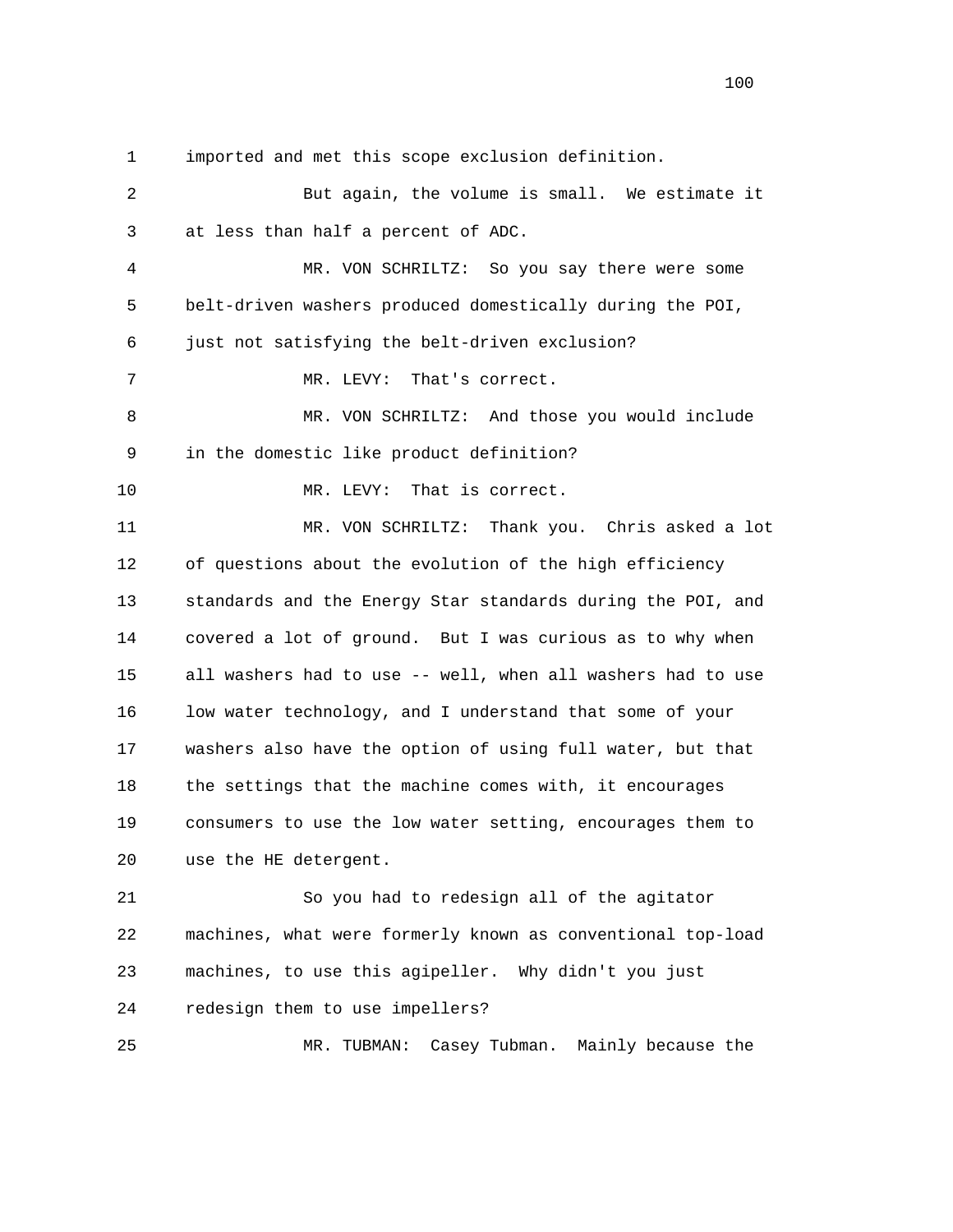1 imported and met this scope exclusion definition.

2 But again, the volume is small. We estimate it

3 at less than half a percent of ADC.

4 MR. VON SCHRILTZ: So you say there were some

5 belt-driven washers produced domestically during the POI,

6 just not satisfying the belt-driven exclusion?

7 MR. LEVY: That's correct.

8 MR. VON SCHRILTZ: And those you would include

9 in the domestic like product definition?

10 MR. LEVY: That is correct.

11 MR. VON SCHRILTZ: Thank you. Chris asked a lot

12 of questions about the evolution of the high efficiency

13 standards and the Energy Star standards during the POI, and

14 covered a lot of ground. But I was curious as to why when

15 all washers had to use -- well, when all washers had to use

16 low water technology, and I understand that some of your

17 washers also have the option of using full water, but that

18 the settings that the machine comes with, it encourages

19 consumers to use the low water setting, encourages them to

20 use the HE detergent.

21 So you had to redesign all of the agitator

22 machines, what were formerly known as conventional top-load

23 machines, to use this agipeller. Why didn't you just

24 redesign them to use impellers?

25 MR. TUBMAN: Casey Tubman. Mainly because the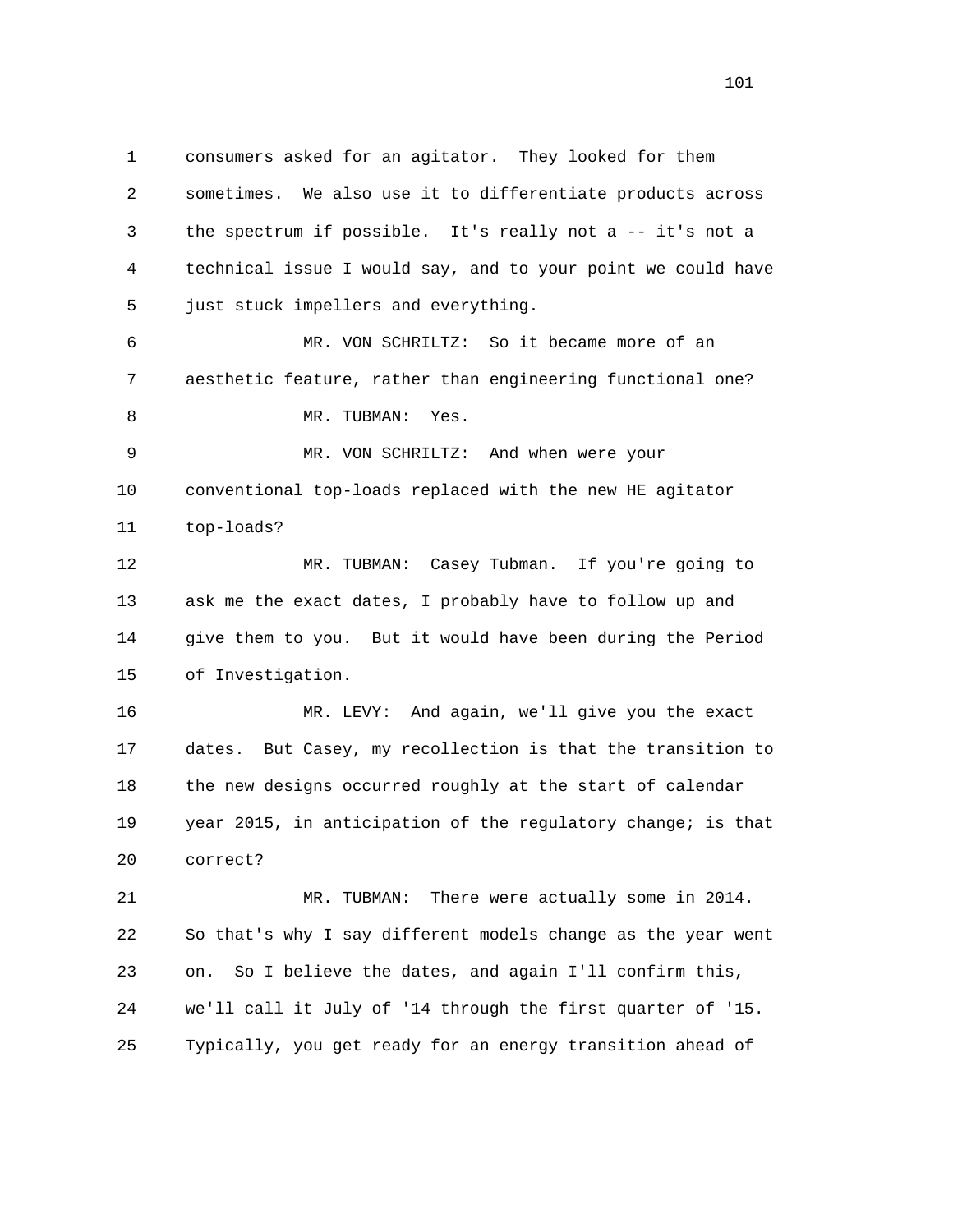consumers asked for an agitator. They looked for them sometimes. We also use it to differentiate products across the spectrum if possible. It's really not a -- it's not a technical issue I would say, and to your point we could have just stuck impellers and everything.

MR. VON SCHRILTZ: So it became more of an aesthetic feature, rather than engineering functional one?

MR. TUBMAN: Yes.

MR. VON SCHRILTZ: And when were your conventional top-loads replaced with the new HE agitator top-loads?

MR. TUBMAN: Casey Tubman. If you're going to ask me the exact dates, I probably have to follow up and give them to you. But it would have been during the Period of Investigation.

MR. LEVY: And again, we'll give you the exact dates. But Casey, my recollection is that the transition to the new designs occurred roughly at the start of calendar year 2015, in anticipation of the regulatory change; is that correct?

MR. TUBMAN: There were actually some in 2014. So that's why I say different models change as the year went on. So I believe the dates, and again I'll confirm this, we'll call it July of '14 through the first quarter of '15. Typically, you get ready for an energy transition ahead of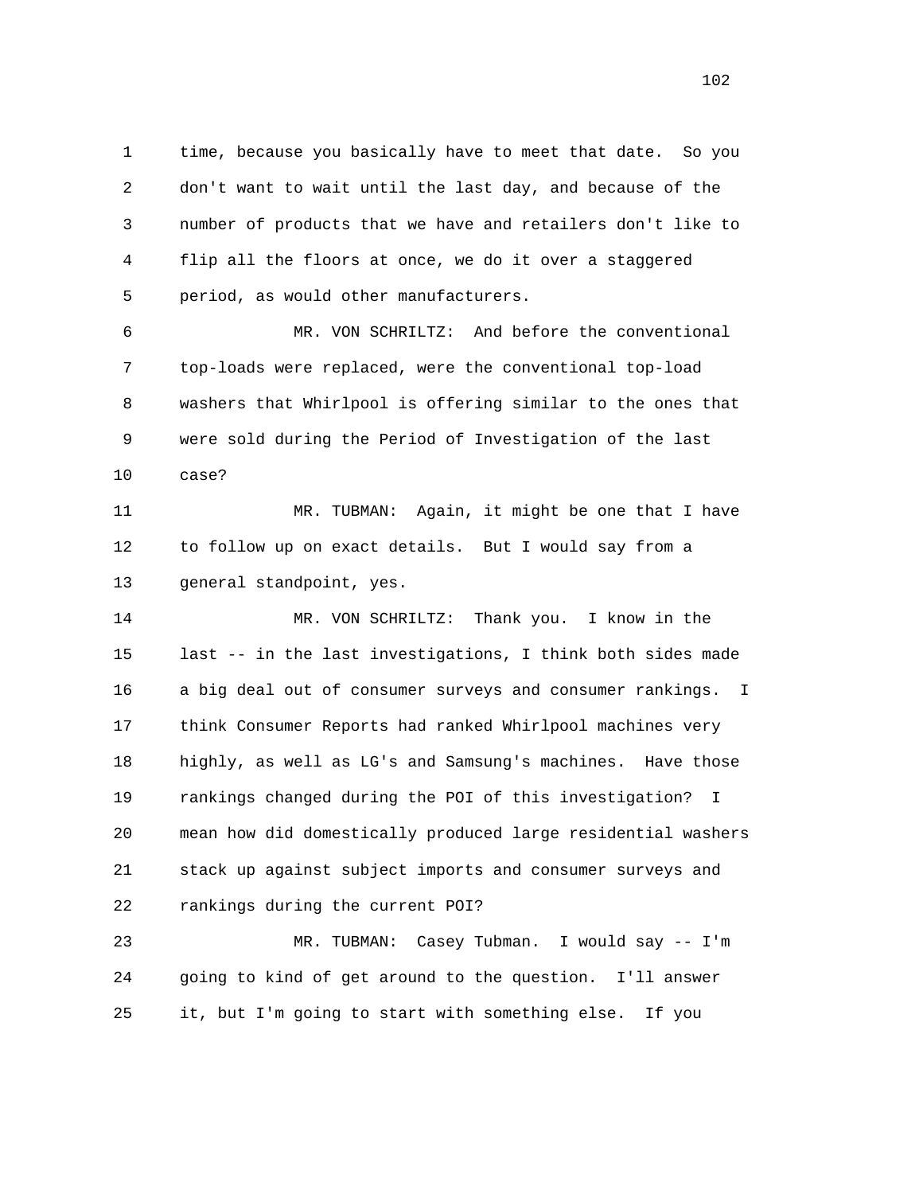time, because you basically have to meet that date. So you don't want to wait until the last day, and because of the number of products that we have and retailers don't like to flip all the floors at once, we do it over a staggered period, as would other manufacturers.

MR. VON SCHRILTZ: And before the conventional top-loads were replaced, were the conventional top-load washers that Whirlpool is offering similar to the ones that were sold during the Period of Investigation of the last case?

MR. TUBMAN: Again, it might be one that I have to follow up on exact details. But I would say from a general standpoint, yes.

MR. VON SCHRILTZ: Thank you. I know in the last -- in the last investigations, I think both sides made a big deal out of consumer surveys and consumer rankings. I think Consumer Reports had ranked Whirlpool machines very highly, as well as LG's and Samsung's machines. Have those rankings changed during the POI of this investigation? I mean how did domestically produced large residential washers stack up against subject imports and consumer surveys and rankings during the current POI?

MR. TUBMAN: Casey Tubman. I would say -- I'm going to kind of get around to the question. I'll answer it, but I'm going to start with something else. If you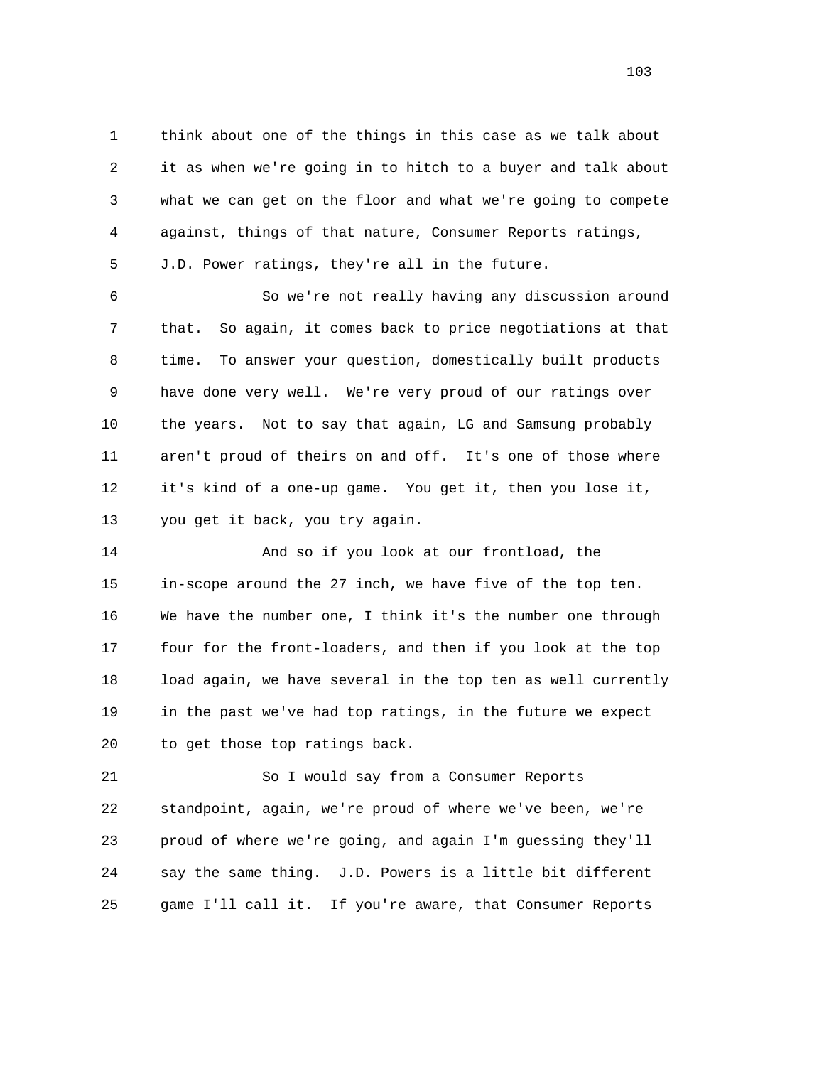1 think about one of the things in this case as we talk about
2 it as when we're going in to hitch to a buyer and talk about
3 what we can get on the floor and what we're going to compete
4 against, things of that nature, Consumer Reports ratings,
5 J.D. Power ratings, they're all in the future.

6 So we're not really having any discussion around
7 that. So again, it comes back to price negotiations at that
8 time. To answer your question, domestically built products
9 have done very well. We're very proud of our ratings over
10 the years. Not to say that again, LG and Samsung probably
11 aren't proud of theirs on and off. It's one of those where
12 it's kind of a one-up game. You get it, then you lose it,
13 you get it back, you try again.

14 And so if you look at our frontload, the
15 in-scope around the 27 inch, we have five of the top ten.
16 We have the number one, I think it's the number one through
17 four for the front-loaders, and then if you look at the top
18 load again, we have several in the top ten as well currently
19 in the past we've had top ratings, in the future we expect
20 to get those top ratings back.

21 So I would say from a Consumer Reports
22 standpoint, again, we're proud of where we've been, we're
23 proud of where we're going, and again I'm guessing they'll
24 say the same thing. J.D. Powers is a little bit different
25 game I'll call it. If you're aware, that Consumer Reports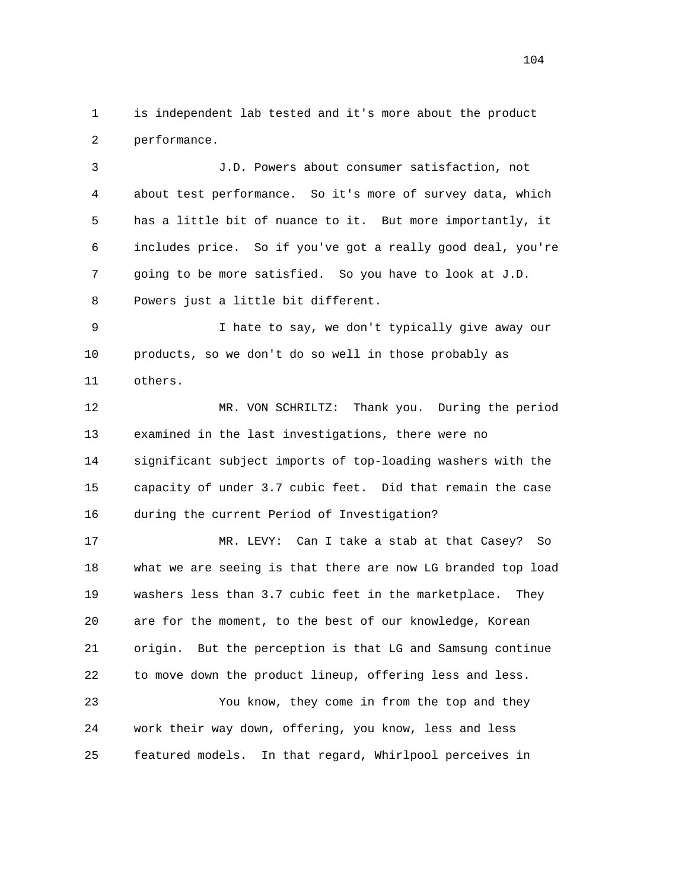is independent lab tested and it's more about the product performance.

J.D. Powers about consumer satisfaction, not about test performance. So it's more of survey data, which has a little bit of nuance to it. But more importantly, it includes price. So if you've got a really good deal, you're going to be more satisfied. So you have to look at J.D. Powers just a little bit different.

I hate to say, we don't typically give away our products, so we don't do so well in those probably as others.

MR. VON SCHRILTZ: Thank you. During the period examined in the last investigations, there were no significant subject imports of top-loading washers with the capacity of under 3.7 cubic feet. Did that remain the case during the current Period of Investigation?

MR. LEVY: Can I take a stab at that Casey? So what we are seeing is that there are now LG branded top load washers less than 3.7 cubic feet in the marketplace. They are for the moment, to the best of our knowledge, Korean origin. But the perception is that LG and Samsung continue to move down the product lineup, offering less and less.

You know, they come in from the top and they work their way down, offering, you know, less and less featured models. In that regard, Whirlpool perceives in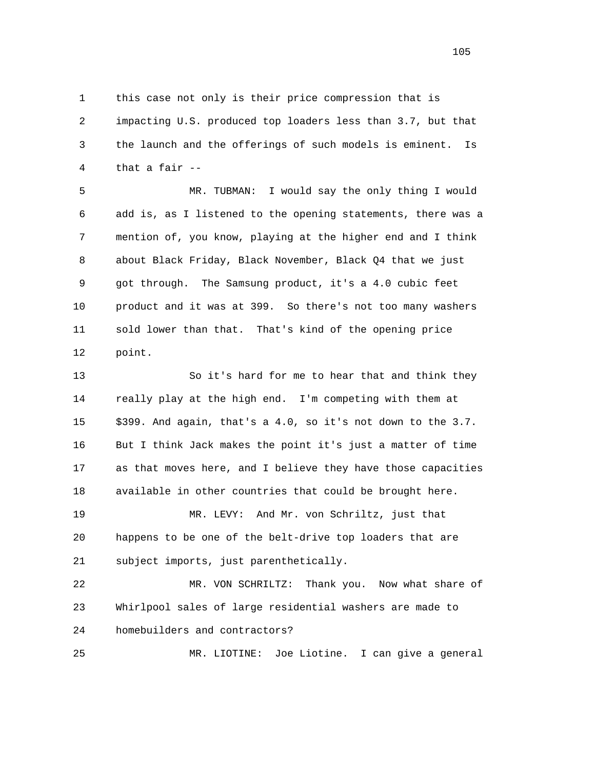this case not only is their price compression that is impacting U.S. produced top loaders less than 3.7, but that the launch and the offerings of such models is eminent. Is that a fair --

MR. TUBMAN: I would say the only thing I would add is, as I listened to the opening statements, there was a mention of, you know, playing at the higher end and I think about Black Friday, Black November, Black Q4 that we just got through. The Samsung product, it's a 4.0 cubic feet product and it was at 399. So there's not too many washers sold lower than that. That's kind of the opening price point.

So it's hard for me to hear that and think they really play at the high end. I'm competing with them at $399. And again, that's a 4.0, so it's not down to the 3.7. But I think Jack makes the point it's just a matter of time as that moves here, and I believe they have those capacities available in other countries that could be brought here.

MR. LEVY: And Mr. von Schriltz, just that happens to be one of the belt-drive top loaders that are subject imports, just parenthetically.

MR. VON SCHRILTZ: Thank you. Now what share of Whirlpool sales of large residential washers are made to homebuilders and contractors?

MR. LIOTINE: Joe Liotine. I can give a general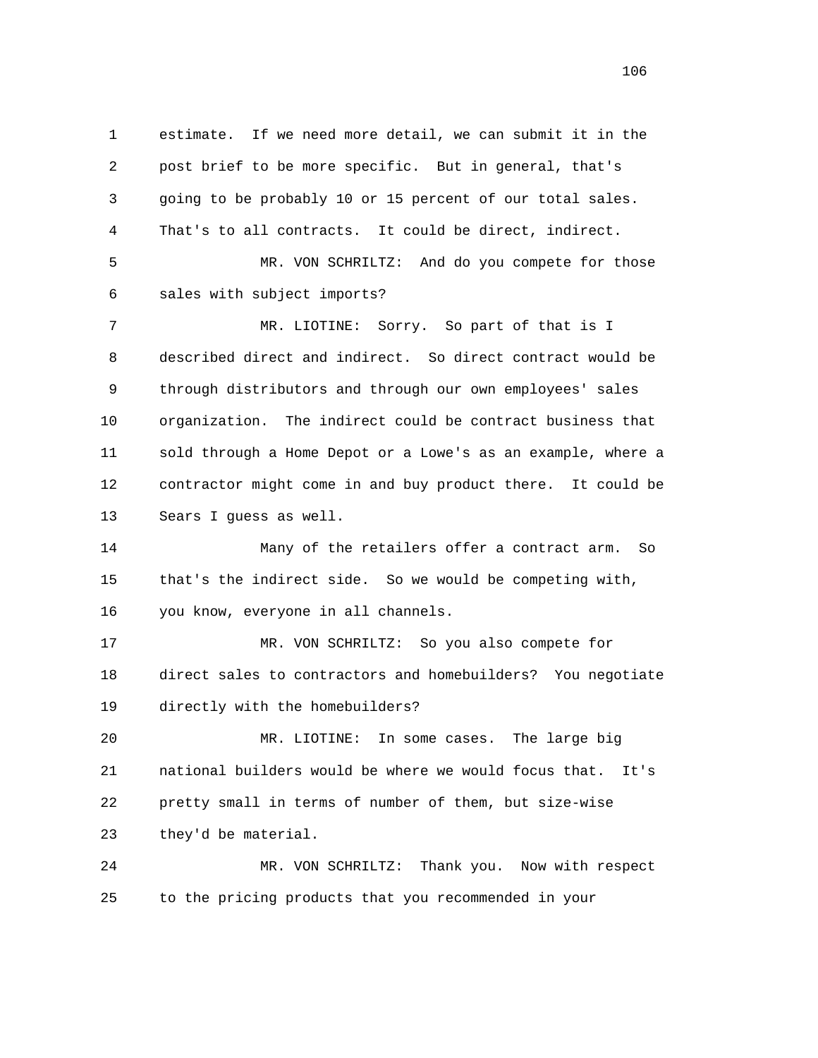1 estimate. If we need more detail, we can submit it in the
2 post brief to be more specific. But in general, that's
3 going to be probably 10 or 15 percent of our total sales.
4 That's to all contracts. It could be direct, indirect.
5 MR. VON SCHRILTZ: And do you compete for those
6 sales with subject imports?
7 MR. LIOTINE: Sorry. So part of that is I
8 described direct and indirect. So direct contract would be
9 through distributors and through our own employees' sales
10 organization. The indirect could be contract business that
11 sold through a Home Depot or a Lowe's as an example, where a
12 contractor might come in and buy product there. It could be
13 Sears I guess as well.
14 Many of the retailers offer a contract arm. So
15 that's the indirect side. So we would be competing with,
16 you know, everyone in all channels.
17 MR. VON SCHRILTZ: So you also compete for
18 direct sales to contractors and homebuilders? You negotiate
19 directly with the homebuilders?
20 MR. LIOTINE: In some cases. The large big
21 national builders would be where we would focus that. It's
22 pretty small in terms of number of them, but size-wise
23 they'd be material.
24 MR. VON SCHRILTZ: Thank you. Now with respect
25 to the pricing products that you recommended in your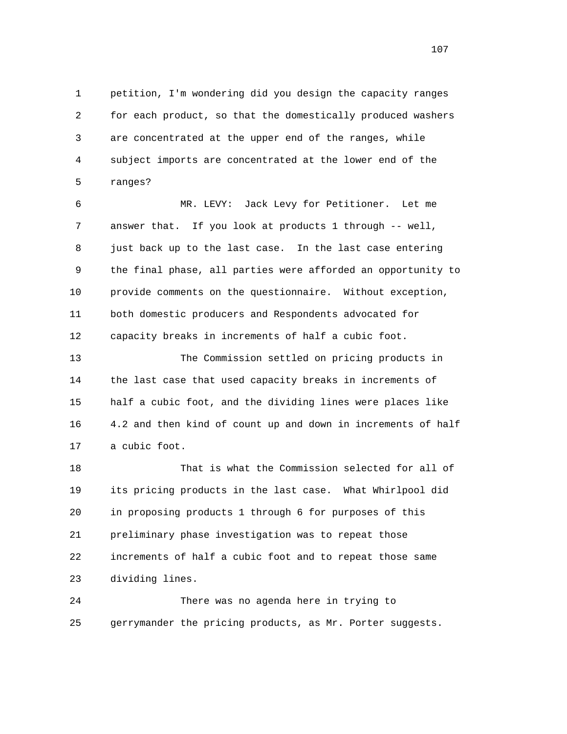1 petition, I'm wondering did you design the capacity ranges
2 for each product, so that the domestically produced washers
3 are concentrated at the upper end of the ranges, while
4 subject imports are concentrated at the lower end of the
5 ranges?

6 MR. LEVY: Jack Levy for Petitioner. Let me
7 answer that. If you look at products 1 through -- well,
8 just back up to the last case. In the last case entering
9 the final phase, all parties were afforded an opportunity to
10 provide comments on the questionnaire. Without exception,
11 both domestic producers and Respondents advocated for
12 capacity breaks in increments of half a cubic foot.

13 The Commission settled on pricing products in
14 the last case that used capacity breaks in increments of
15 half a cubic foot, and the dividing lines were places like
16 4.2 and then kind of count up and down in increments of half
17 a cubic foot.

18 That is what the Commission selected for all of
19 its pricing products in the last case. What Whirlpool did
20 in proposing products 1 through 6 for purposes of this
21 preliminary phase investigation was to repeat those
22 increments of half a cubic foot and to repeat those same
23 dividing lines.

24 There was no agenda here in trying to
25 gerrymander the pricing products, as Mr. Porter suggests.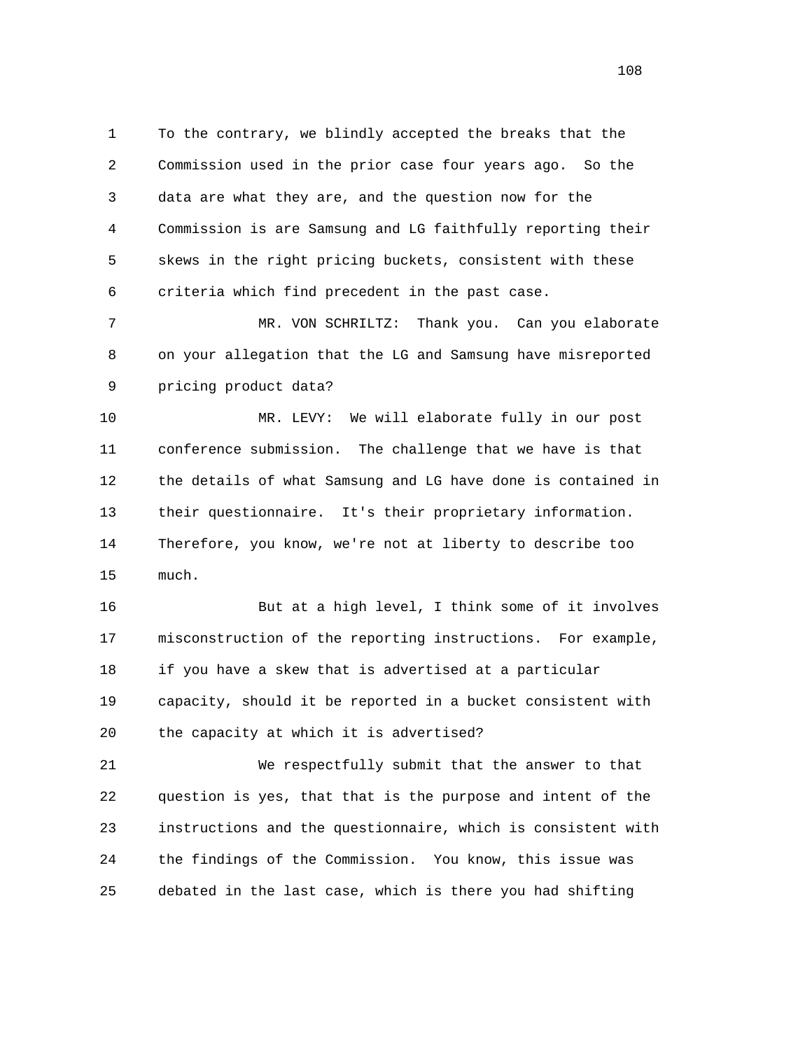1 To the contrary, we blindly accepted the breaks that the
2 Commission used in the prior case four years ago. So the
3 data are what they are, and the question now for the
4 Commission is are Samsung and LG faithfully reporting their
5 skews in the right pricing buckets, consistent with these
6 criteria which find precedent in the past case.
7 MR. VON SCHRILTZ: Thank you. Can you elaborate
8 on your allegation that the LG and Samsung have misreported
9 pricing product data?
10 MR. LEVY: We will elaborate fully in our post
11 conference submission. The challenge that we have is that
12 the details of what Samsung and LG have done is contained in
13 their questionnaire. It's their proprietary information.
14 Therefore, you know, we're not at liberty to describe too
15 much.
16 But at a high level, I think some of it involves
17 misconstruction of the reporting instructions. For example,
18 if you have a skew that is advertised at a particular
19 capacity, should it be reported in a bucket consistent with
20 the capacity at which it is advertised?
21 We respectfully submit that the answer to that
22 question is yes, that that is the purpose and intent of the
23 instructions and the questionnaire, which is consistent with
24 the findings of the Commission. You know, this issue was
25 debated in the last case, which is there you had shifting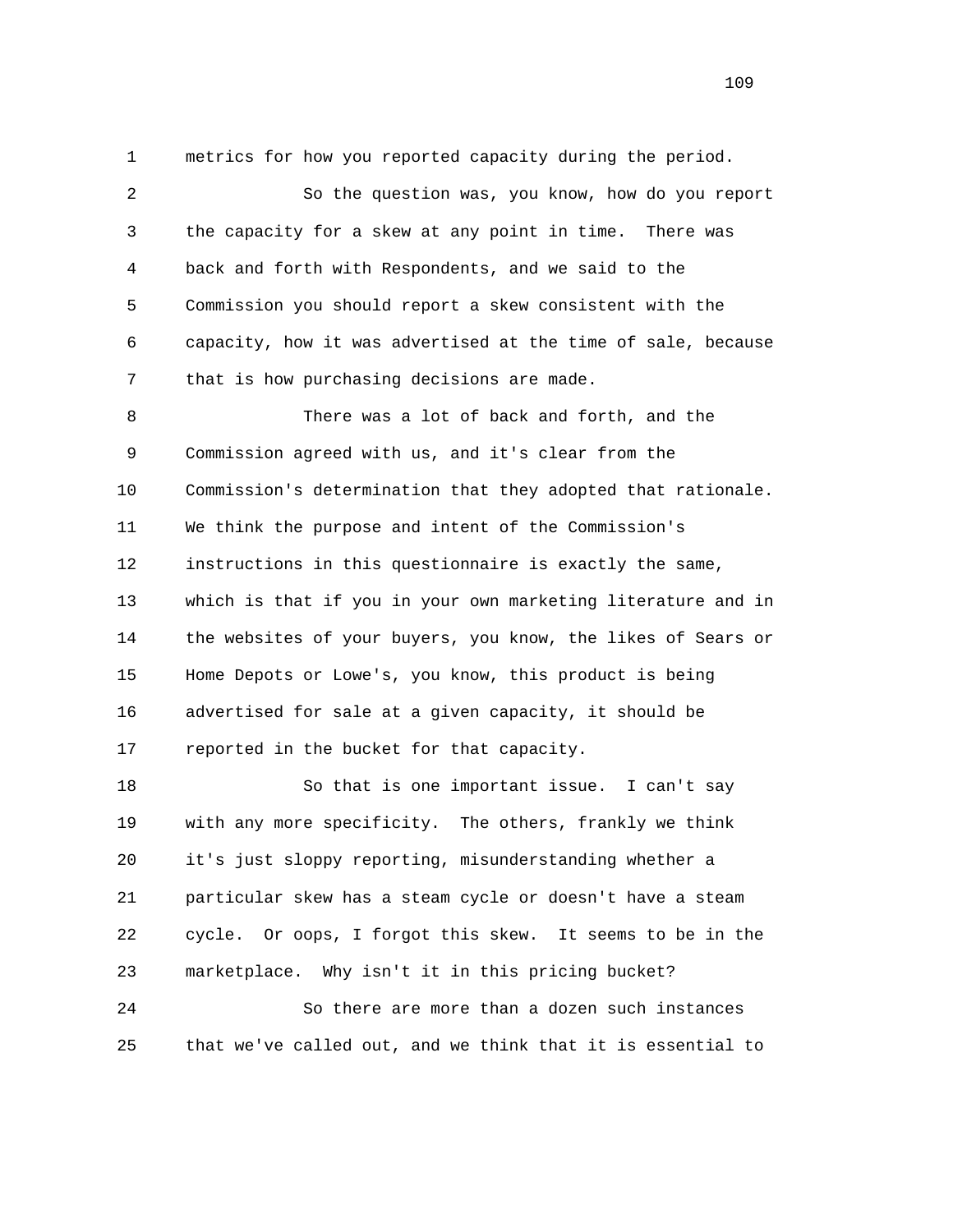1 metrics for how you reported capacity during the period.

2 So the question was, you know, how do you report

3 the capacity for a skew at any point in time. There was

4 back and forth with Respondents, and we said to the

5 Commission you should report a skew consistent with the

6 capacity, how it was advertised at the time of sale, because

7 that is how purchasing decisions are made.

8 There was a lot of back and forth, and the

9 Commission agreed with us, and it's clear from the

10 Commission's determination that they adopted that rationale.

11 We think the purpose and intent of the Commission's

12 instructions in this questionnaire is exactly the same,

13 which is that if you in your own marketing literature and in

14 the websites of your buyers, you know, the likes of Sears or

15 Home Depots or Lowe's, you know, this product is being

16 advertised for sale at a given capacity, it should be

17 reported in the bucket for that capacity.

18 So that is one important issue. I can't say

19 with any more specificity. The others, frankly we think

20 it's just sloppy reporting, misunderstanding whether a

21 particular skew has a steam cycle or doesn't have a steam

22 cycle. Or oops, I forgot this skew. It seems to be in the

23 marketplace. Why isn't it in this pricing bucket?

24 So there are more than a dozen such instances

25 that we've called out, and we think that it is essential to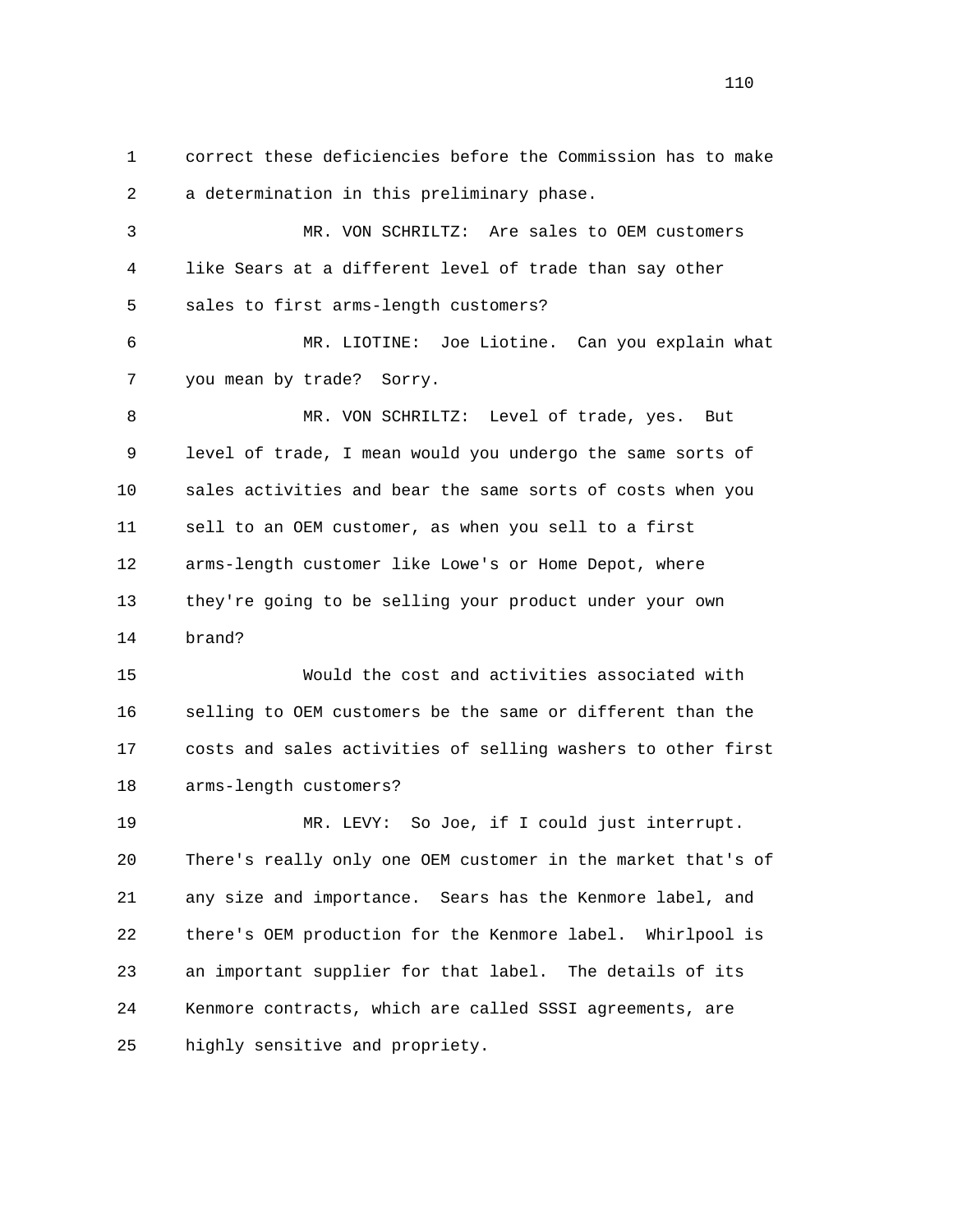correct these deficiencies before the Commission has to make a determination in this preliminary phase.

MR. VON SCHRILTZ: Are sales to OEM customers like Sears at a different level of trade than say other sales to first arms-length customers?

MR. LIOTINE: Joe Liotine. Can you explain what you mean by trade? Sorry.

MR. VON SCHRILTZ: Level of trade, yes. But level of trade, I mean would you undergo the same sorts of sales activities and bear the same sorts of costs when you sell to an OEM customer, as when you sell to a first arms-length customer like Lowe's or Home Depot, where they're going to be selling your product under your own brand?

Would the cost and activities associated with selling to OEM customers be the same or different than the costs and sales activities of selling washers to other first arms-length customers?

MR. LEVY: So Joe, if I could just interrupt. There's really only one OEM customer in the market that's of any size and importance. Sears has the Kenmore label, and there's OEM production for the Kenmore label. Whirlpool is an important supplier for that label. The details of its Kenmore contracts, which are called SSSI agreements, are highly sensitive and propriety.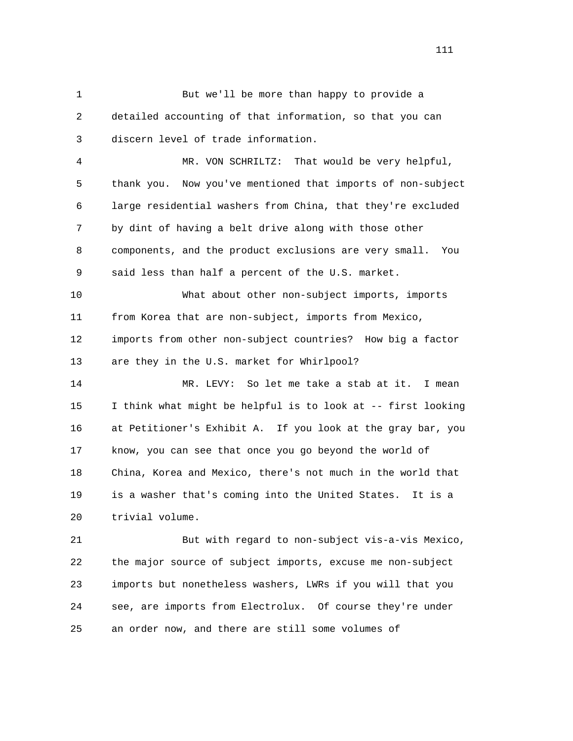1 But we'll be more than happy to provide a
2 detailed accounting of that information, so that you can
3 discern level of trade information.
4 MR. VON SCHRILTZ: That would be very helpful,
5 thank you. Now you've mentioned that imports of non-subject
6 large residential washers from China, that they're excluded
7 by dint of having a belt drive along with those other
8 components, and the product exclusions are very small. You
9 said less than half a percent of the U.S. market.
10 What about other non-subject imports, imports
11 from Korea that are non-subject, imports from Mexico,
12 imports from other non-subject countries? How big a factor
13 are they in the U.S. market for Whirlpool?
14 MR. LEVY: So let me take a stab at it. I mean
15 I think what might be helpful is to look at -- first looking
16 at Petitioner's Exhibit A. If you look at the gray bar, you
17 know, you can see that once you go beyond the world of
18 China, Korea and Mexico, there's not much in the world that
19 is a washer that's coming into the United States. It is a
20 trivial volume.
21 But with regard to non-subject vis-a-vis Mexico,
22 the major source of subject imports, excuse me non-subject
23 imports but nonetheless washers, LWRs if you will that you
24 see, are imports from Electrolux. Of course they're under
25 an order now, and there are still some volumes of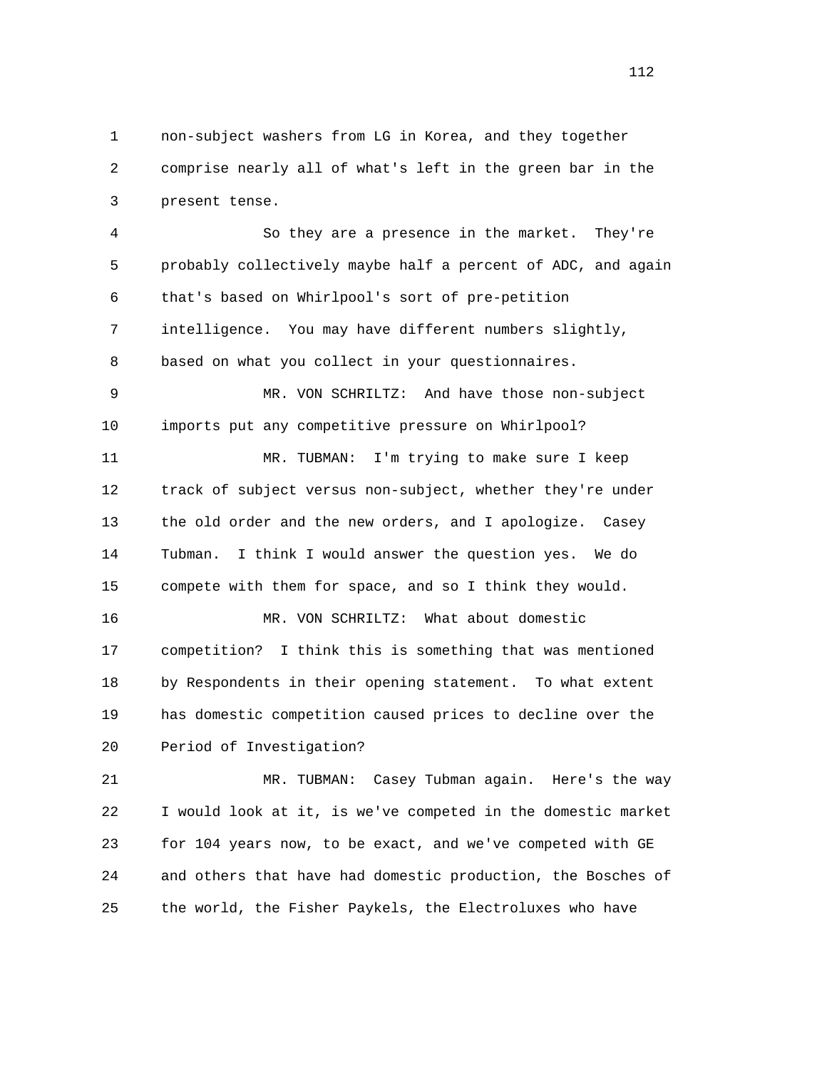non-subject washers from LG in Korea, and they together comprise nearly all of what's left in the green bar in the present tense.

So they are a presence in the market. They're probably collectively maybe half a percent of ADC, and again that's based on Whirlpool's sort of pre-petition intelligence. You may have different numbers slightly, based on what you collect in your questionnaires.

MR. VON SCHRILTZ: And have those non-subject imports put any competitive pressure on Whirlpool?

MR. TUBMAN: I'm trying to make sure I keep track of subject versus non-subject, whether they're under the old order and the new orders, and I apologize. Casey Tubman. I think I would answer the question yes. We do compete with them for space, and so I think they would.

MR. VON SCHRILTZ: What about domestic competition? I think this is something that was mentioned by Respondents in their opening statement. To what extent has domestic competition caused prices to decline over the Period of Investigation?

MR. TUBMAN: Casey Tubman again. Here's the way I would look at it, is we've competed in the domestic market for 104 years now, to be exact, and we've competed with GE and others that have had domestic production, the Bosches of the world, the Fisher Paykels, the Electroluxes who have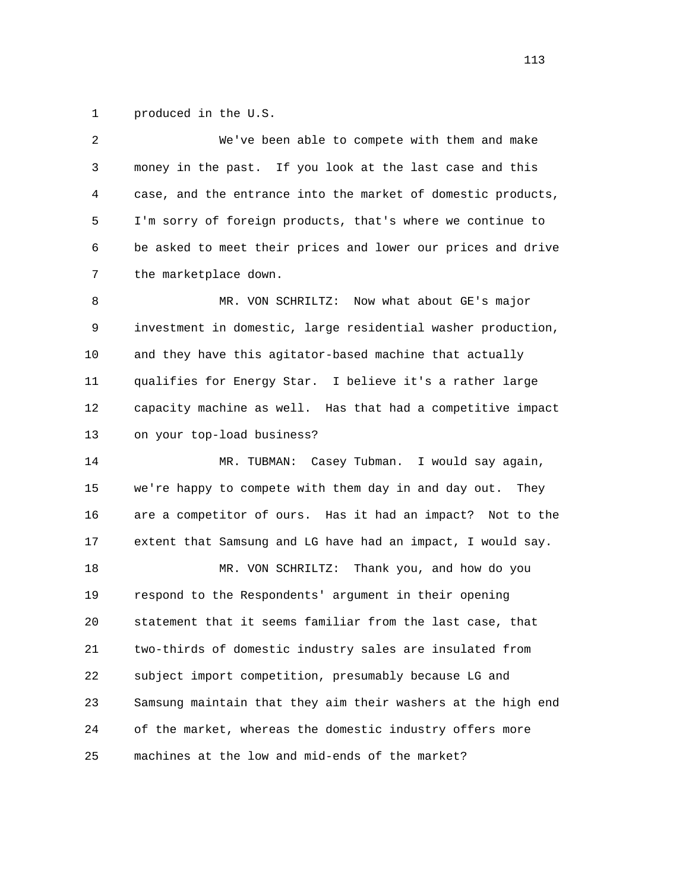produced in the U.S.

We've been able to compete with them and make money in the past. If you look at the last case and this case, and the entrance into the market of domestic products, I'm sorry of foreign products, that's where we continue to be asked to meet their prices and lower our prices and drive the marketplace down.

MR. VON SCHRILTZ: Now what about GE's major investment in domestic, large residential washer production, and they have this agitator-based machine that actually qualifies for Energy Star. I believe it's a rather large capacity machine as well. Has that had a competitive impact on your top-load business?

MR. TUBMAN: Casey Tubman. I would say again, we're happy to compete with them day in and day out. They are a competitor of ours. Has it had an impact? Not to the extent that Samsung and LG have had an impact, I would say.

MR. VON SCHRILTZ: Thank you, and how do you respond to the Respondents' argument in their opening statement that it seems familiar from the last case, that two-thirds of domestic industry sales are insulated from subject import competition, presumably because LG and Samsung maintain that they aim their washers at the high end of the market, whereas the domestic industry offers more machines at the low and mid-ends of the market?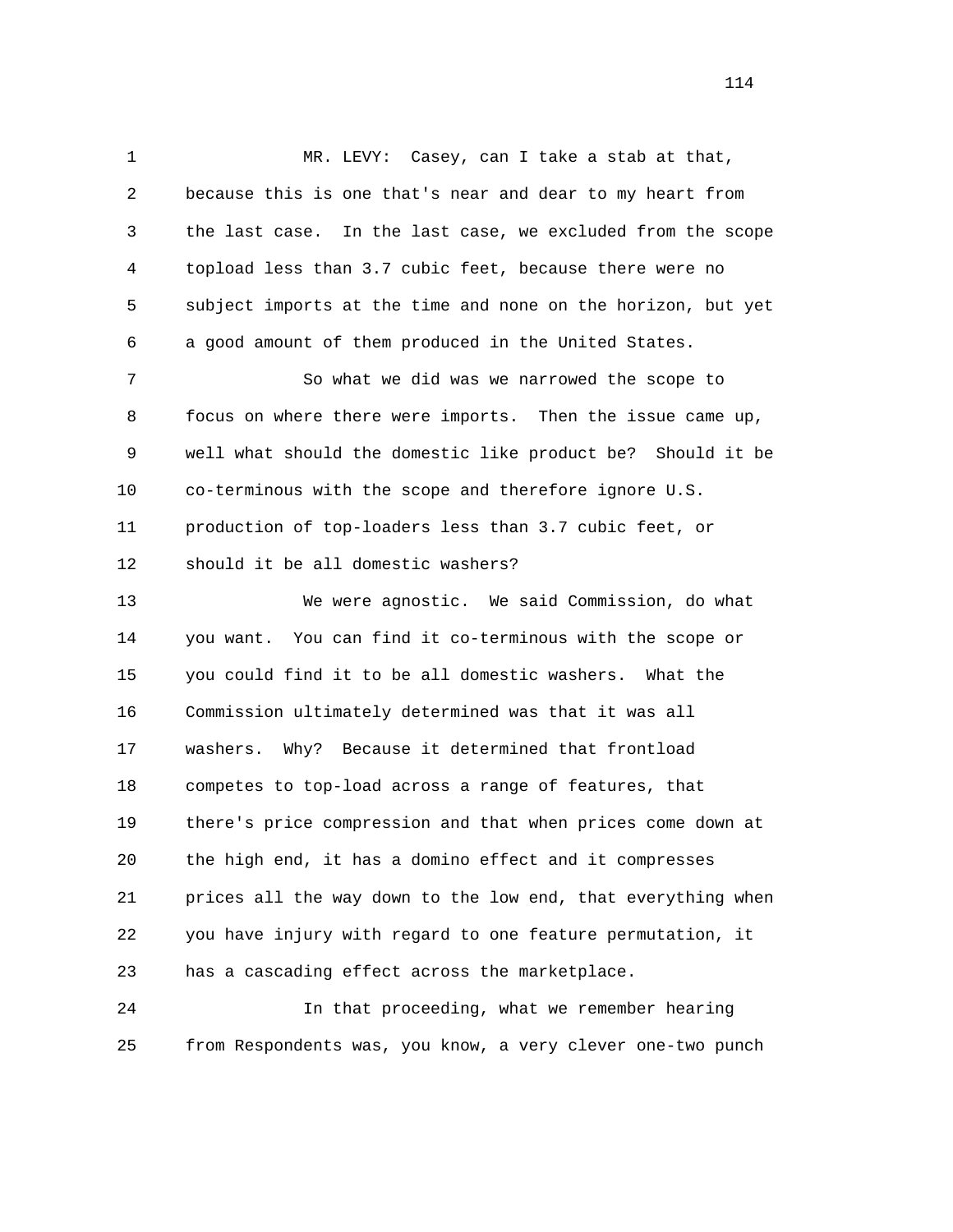MR. LEVY: Casey, can I take a stab at that, because this is one that's near and dear to my heart from the last case. In the last case, we excluded from the scope topload less than 3.7 cubic feet, because there were no subject imports at the time and none on the horizon, but yet a good amount of them produced in the United States.

So what we did was we narrowed the scope to focus on where there were imports. Then the issue came up, well what should the domestic like product be? Should it be co-terminous with the scope and therefore ignore U.S. production of top-loaders less than 3.7 cubic feet, or should it be all domestic washers?

We were agnostic. We said Commission, do what you want. You can find it co-terminous with the scope or you could find it to be all domestic washers. What the Commission ultimately determined was that it was all washers. Why? Because it determined that frontload competes to top-load across a range of features, that there's price compression and that when prices come down at the high end, it has a domino effect and it compresses prices all the way down to the low end, that everything when you have injury with regard to one feature permutation, it has a cascading effect across the marketplace.

In that proceeding, what we remember hearing from Respondents was, you know, a very clever one-two punch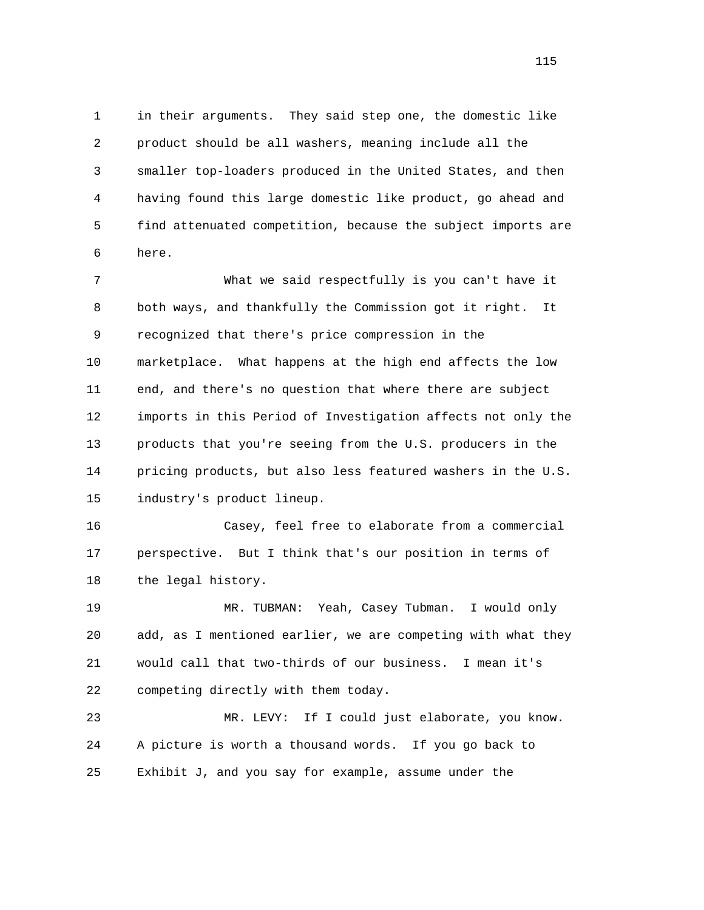in their arguments. They said step one, the domestic like product should be all washers, meaning include all the smaller top-loaders produced in the United States, and then having found this large domestic like product, go ahead and find attenuated competition, because the subject imports are here.

What we said respectfully is you can't have it both ways, and thankfully the Commission got it right. It recognized that there's price compression in the marketplace. What happens at the high end affects the low end, and there's no question that where there are subject imports in this Period of Investigation affects not only the products that you're seeing from the U.S. producers in the pricing products, but also less featured washers in the U.S. industry's product lineup.

Casey, feel free to elaborate from a commercial perspective. But I think that's our position in terms of the legal history.

MR. TUBMAN: Yeah, Casey Tubman. I would only add, as I mentioned earlier, we are competing with what they would call that two-thirds of our business. I mean it's competing directly with them today.

MR. LEVY: If I could just elaborate, you know. A picture is worth a thousand words. If you go back to Exhibit J, and you say for example, assume under the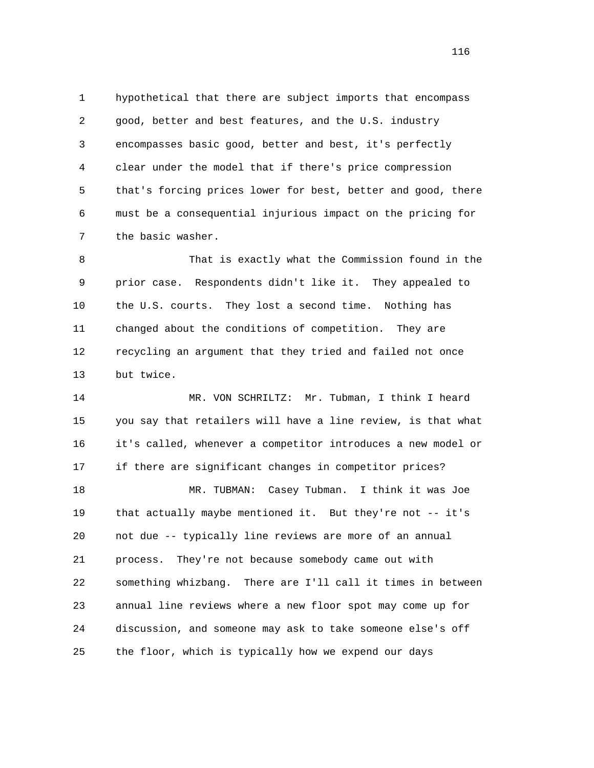1 hypothetical that there are subject imports that encompass
2 good, better and best features, and the U.S. industry
3 encompasses basic good, better and best, it's perfectly
4 clear under the model that if there's price compression
5 that's forcing prices lower for best, better and good, there
6 must be a consequential injurious impact on the pricing for
7 the basic washer.

8 That is exactly what the Commission found in the
9 prior case. Respondents didn't like it. They appealed to
10 the U.S. courts. They lost a second time. Nothing has
11 changed about the conditions of competition. They are
12 recycling an argument that they tried and failed not once
13 but twice.

14 MR. VON SCHRILTZ: Mr. Tubman, I think I heard
15 you say that retailers will have a line review, is that what
16 it's called, whenever a competitor introduces a new model or
17 if there are significant changes in competitor prices?

18 MR. TUBMAN: Casey Tubman. I think it was Joe
19 that actually maybe mentioned it. But they're not -- it's
20 not due -- typically line reviews are more of an annual
21 process. They're not because somebody came out with
22 something whizbang. There are I'll call it times in between
23 annual line reviews where a new floor spot may come up for
24 discussion, and someone may ask to take someone else's off
25 the floor, which is typically how we expend our days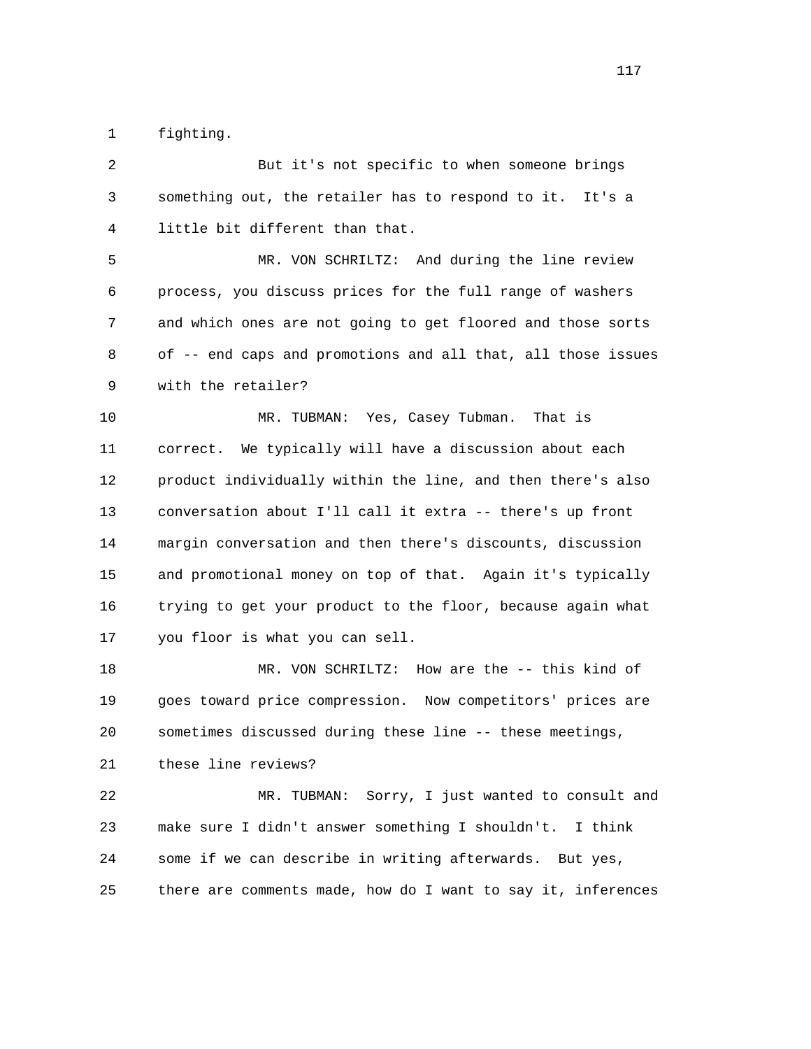fighting.

But it's not specific to when someone brings something out, the retailer has to respond to it. It's a little bit different than that.

MR. VON SCHRILTZ: And during the line review process, you discuss prices for the full range of washers and which ones are not going to get floored and those sorts of -- end caps and promotions and all that, all those issues with the retailer?

MR. TUBMAN: Yes, Casey Tubman. That is correct. We typically will have a discussion about each product individually within the line, and then there's also conversation about I'll call it extra -- there's up front margin conversation and then there's discounts, discussion and promotional money on top of that. Again it's typically trying to get your product to the floor, because again what you floor is what you can sell.

MR. VON SCHRILTZ: How are the -- this kind of goes toward price compression. Now competitors' prices are sometimes discussed during these line -- these meetings, these line reviews?

MR. TUBMAN: Sorry, I just wanted to consult and make sure I didn't answer something I shouldn't. I think some if we can describe in writing afterwards. But yes, there are comments made, how do I want to say it, inferences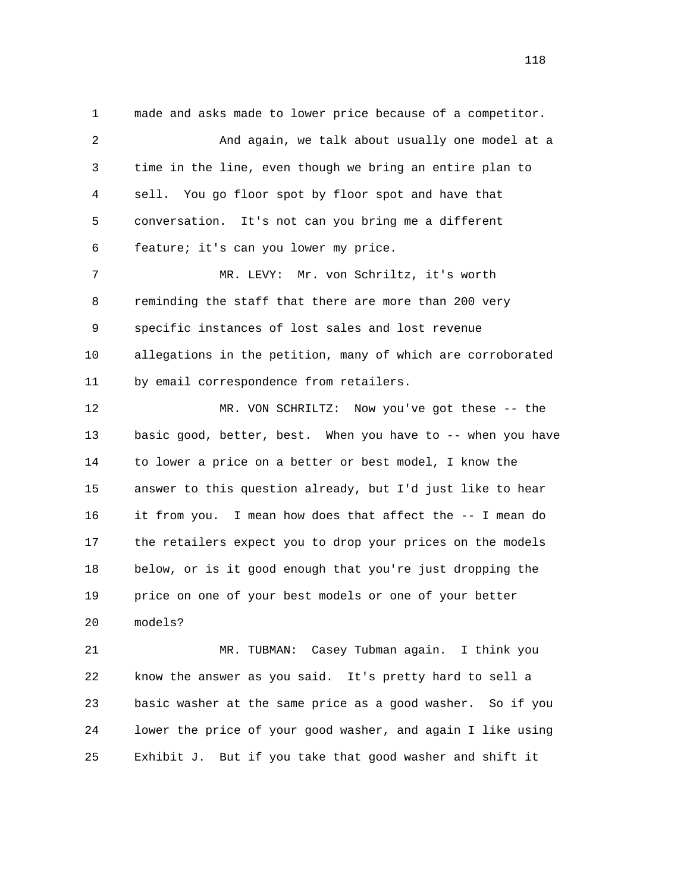made and asks made to lower price because of a competitor.

And again, we talk about usually one model at a time in the line, even though we bring an entire plan to sell. You go floor spot by floor spot and have that conversation. It's not can you bring me a different feature; it's can you lower my price.

MR. LEVY: Mr. von Schriltz, it's worth reminding the staff that there are more than 200 very specific instances of lost sales and lost revenue allegations in the petition, many of which are corroborated by email correspondence from retailers.

MR. VON SCHRILTZ: Now you've got these -- the basic good, better, best. When you have to -- when you have to lower a price on a better or best model, I know the answer to this question already, but I'd just like to hear it from you. I mean how does that affect the -- I mean do the retailers expect you to drop your prices on the models below, or is it good enough that you're just dropping the price on one of your best models or one of your better models?

MR. TUBMAN: Casey Tubman again. I think you know the answer as you said. It's pretty hard to sell a basic washer at the same price as a good washer. So if you lower the price of your good washer, and again I like using Exhibit J. But if you take that good washer and shift it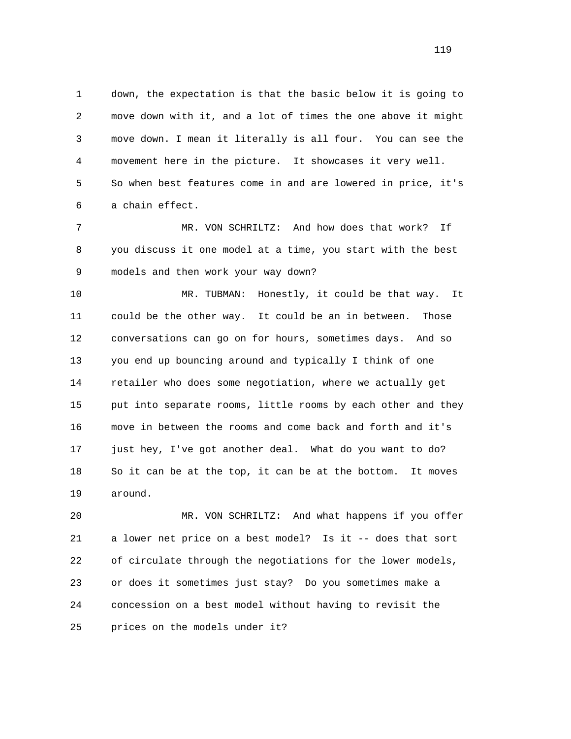down, the expectation is that the basic below it is going to move down with it, and a lot of times the one above it might move down. I mean it literally is all four. You can see the movement here in the picture. It showcases it very well. So when best features come in and are lowered in price, it's a chain effect.

MR. VON SCHRILTZ: And how does that work? If you discuss it one model at a time, you start with the best models and then work your way down?

MR. TUBMAN: Honestly, it could be that way. It could be the other way. It could be an in between. Those conversations can go on for hours, sometimes days. And so you end up bouncing around and typically I think of one retailer who does some negotiation, where we actually get put into separate rooms, little rooms by each other and they move in between the rooms and come back and forth and it's just hey, I've got another deal. What do you want to do? So it can be at the top, it can be at the bottom. It moves around.

MR. VON SCHRILTZ: And what happens if you offer a lower net price on a best model? Is it -- does that sort of circulate through the negotiations for the lower models, or does it sometimes just stay? Do you sometimes make a concession on a best model without having to revisit the prices on the models under it?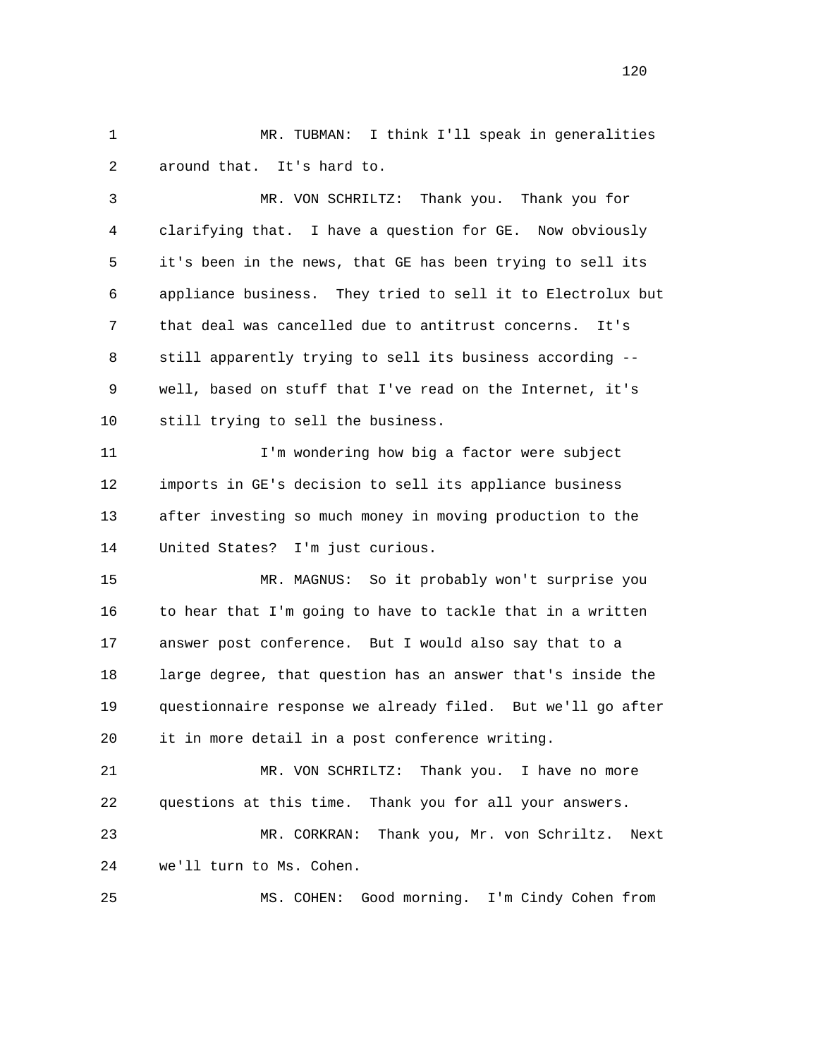1 MR. TUBMAN: I think I'll speak in generalities
2 around that. It's hard to.

3 MR. VON SCHRILTZ: Thank you. Thank you for
4 clarifying that. I have a question for GE. Now obviously
5 it's been in the news, that GE has been trying to sell its
6 appliance business. They tried to sell it to Electrolux but
7 that deal was cancelled due to antitrust concerns. It's
8 still apparently trying to sell its business according --
9 well, based on stuff that I've read on the Internet, it's
10 still trying to sell the business.

11 I'm wondering how big a factor were subject
12 imports in GE's decision to sell its appliance business
13 after investing so much money in moving production to the
14 United States? I'm just curious.

15 MR. MAGNUS: So it probably won't surprise you
16 to hear that I'm going to have to tackle that in a written
17 answer post conference. But I would also say that to a
18 large degree, that question has an answer that's inside the
19 questionnaire response we already filed. But we'll go after
20 it in more detail in a post conference writing.

21 MR. VON SCHRILTZ: Thank you. I have no more
22 questions at this time. Thank you for all your answers.

23 MR. CORKRAN: Thank you, Mr. von Schriltz. Next
24 we'll turn to Ms. Cohen.

25 MS. COHEN: Good morning. I'm Cindy Cohen from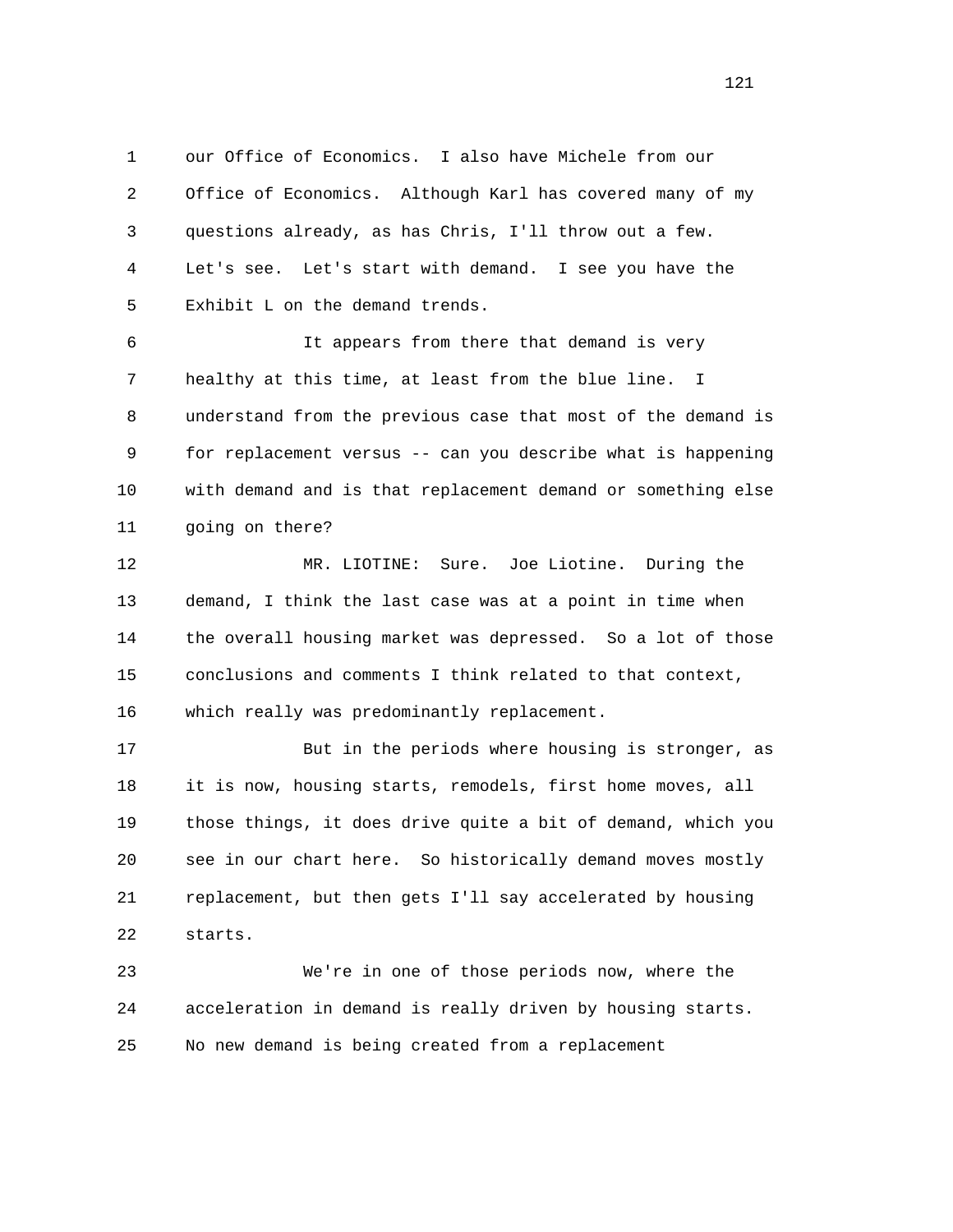1 our Office of Economics. I also have Michele from our
2 Office of Economics. Although Karl has covered many of my
3 questions already, as has Chris, I'll throw out a few.
4 Let's see. Let's start with demand. I see you have the
5 Exhibit L on the demand trends.

6 It appears from there that demand is very
7 healthy at this time, at least from the blue line. I
8 understand from the previous case that most of the demand is
9 for replacement versus -- can you describe what is happening
10 with demand and is that replacement demand or something else
11 going on there?

12 MR. LIOTINE: Sure. Joe Liotine. During the
13 demand, I think the last case was at a point in time when
14 the overall housing market was depressed. So a lot of those
15 conclusions and comments I think related to that context,
16 which really was predominantly replacement.

17 But in the periods where housing is stronger, as
18 it is now, housing starts, remodels, first home moves, all
19 those things, it does drive quite a bit of demand, which you
20 see in our chart here. So historically demand moves mostly
21 replacement, but then gets I'll say accelerated by housing
22 starts.

23 We're in one of those periods now, where the
24 acceleration in demand is really driven by housing starts.
25 No new demand is being created from a replacement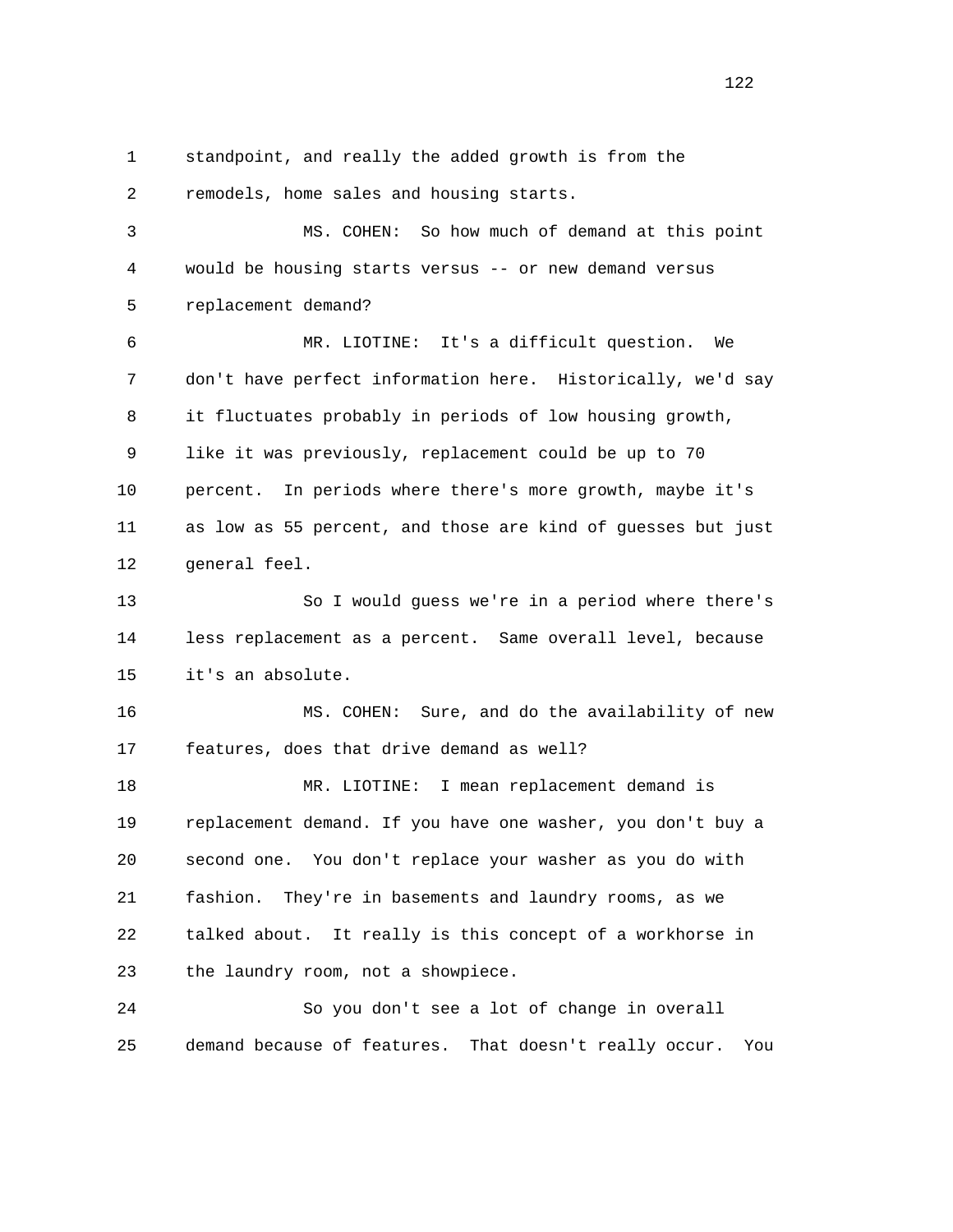standpoint, and really the added growth is from the remodels, home sales and housing starts.

MS. COHEN: So how much of demand at this point would be housing starts versus -- or new demand versus replacement demand?

MR. LIOTINE: It's a difficult question. We don't have perfect information here. Historically, we'd say it fluctuates probably in periods of low housing growth, like it was previously, replacement could be up to 70 percent. In periods where there's more growth, maybe it's as low as 55 percent, and those are kind of guesses but just general feel.

So I would guess we're in a period where there's less replacement as a percent. Same overall level, because it's an absolute.

MS. COHEN: Sure, and do the availability of new features, does that drive demand as well?

MR. LIOTINE: I mean replacement demand is replacement demand. If you have one washer, you don't buy a second one. You don't replace your washer as you do with fashion. They're in basements and laundry rooms, as we talked about. It really is this concept of a workhorse in the laundry room, not a showpiece.

So you don't see a lot of change in overall demand because of features. That doesn't really occur. You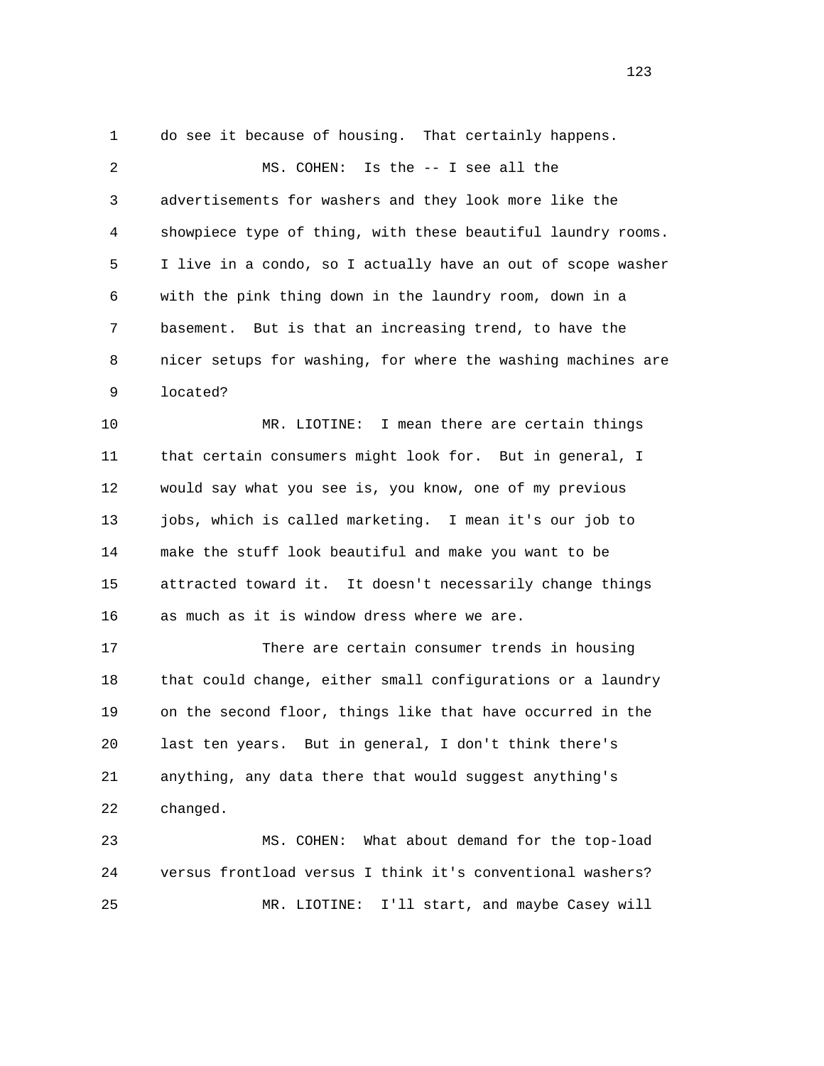do see it because of housing. That certainly happens.

MS. COHEN: Is the -- I see all the advertisements for washers and they look more like the showpiece type of thing, with these beautiful laundry rooms. I live in a condo, so I actually have an out of scope washer with the pink thing down in the laundry room, down in a basement. But is that an increasing trend, to have the nicer setups for washing, for where the washing machines are located?

MR. LIOTINE: I mean there are certain things that certain consumers might look for. But in general, I would say what you see is, you know, one of my previous jobs, which is called marketing. I mean it's our job to make the stuff look beautiful and make you want to be attracted toward it. It doesn't necessarily change things as much as it is window dress where we are.

There are certain consumer trends in housing that could change, either small configurations or a laundry on the second floor, things like that have occurred in the last ten years. But in general, I don't think there's anything, any data there that would suggest anything's changed.

MS. COHEN: What about demand for the top-load versus frontload versus I think it's conventional washers?

MR. LIOTINE: I'll start, and maybe Casey will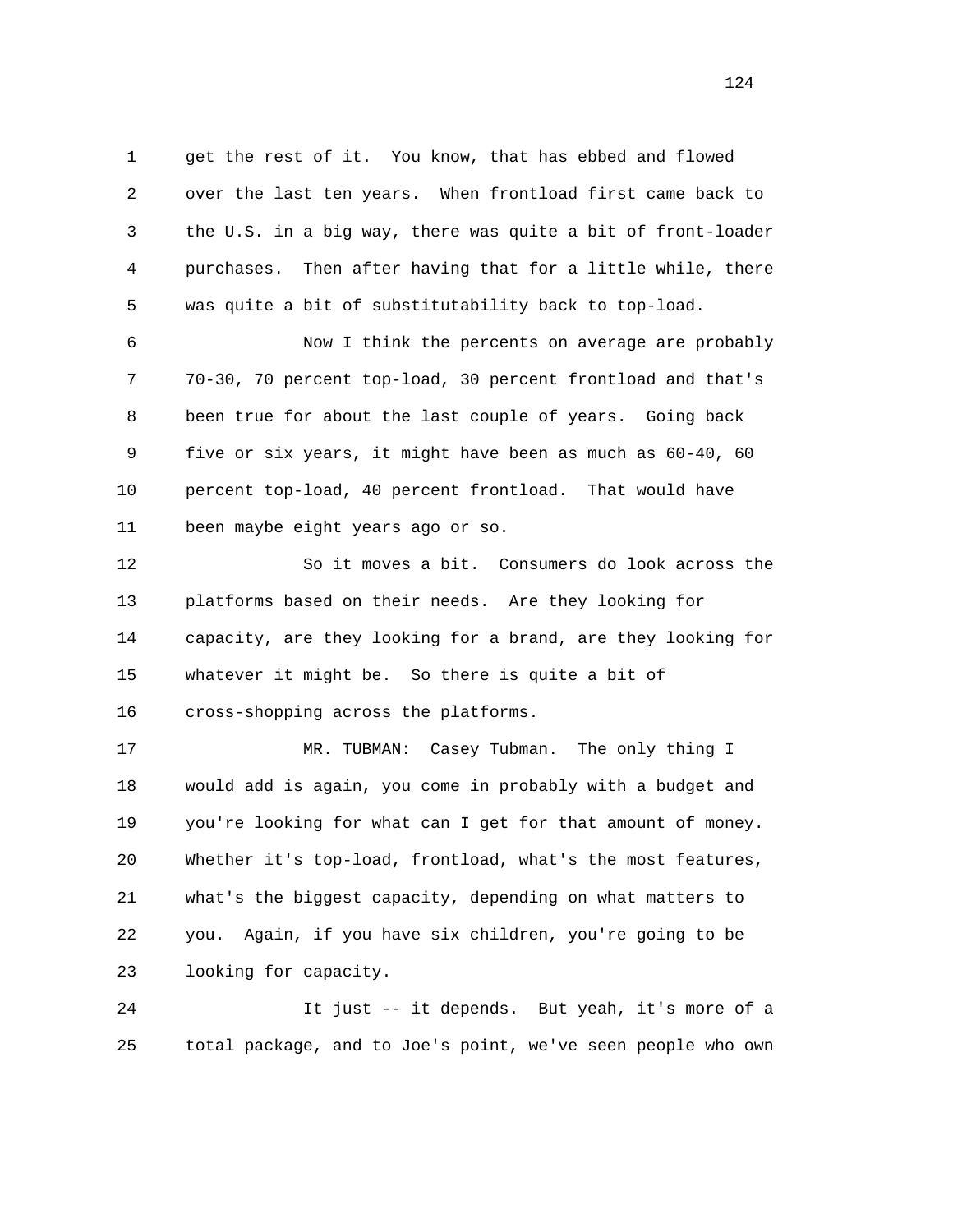get the rest of it. You know, that has ebbed and flowed over the last ten years. When frontload first came back to the U.S. in a big way, there was quite a bit of front-loader purchases. Then after having that for a little while, there was quite a bit of substitutability back to top-load.

Now I think the percents on average are probably 70-30, 70 percent top-load, 30 percent frontload and that's been true for about the last couple of years. Going back five or six years, it might have been as much as 60-40, 60 percent top-load, 40 percent frontload. That would have been maybe eight years ago or so.

So it moves a bit. Consumers do look across the platforms based on their needs. Are they looking for capacity, are they looking for a brand, are they looking for whatever it might be. So there is quite a bit of cross-shopping across the platforms.

MR. TUBMAN: Casey Tubman. The only thing I would add is again, you come in probably with a budget and you're looking for what can I get for that amount of money. Whether it's top-load, frontload, what's the most features, what's the biggest capacity, depending on what matters to you. Again, if you have six children, you're going to be looking for capacity.

It just -- it depends. But yeah, it's more of a total package, and to Joe's point, we've seen people who own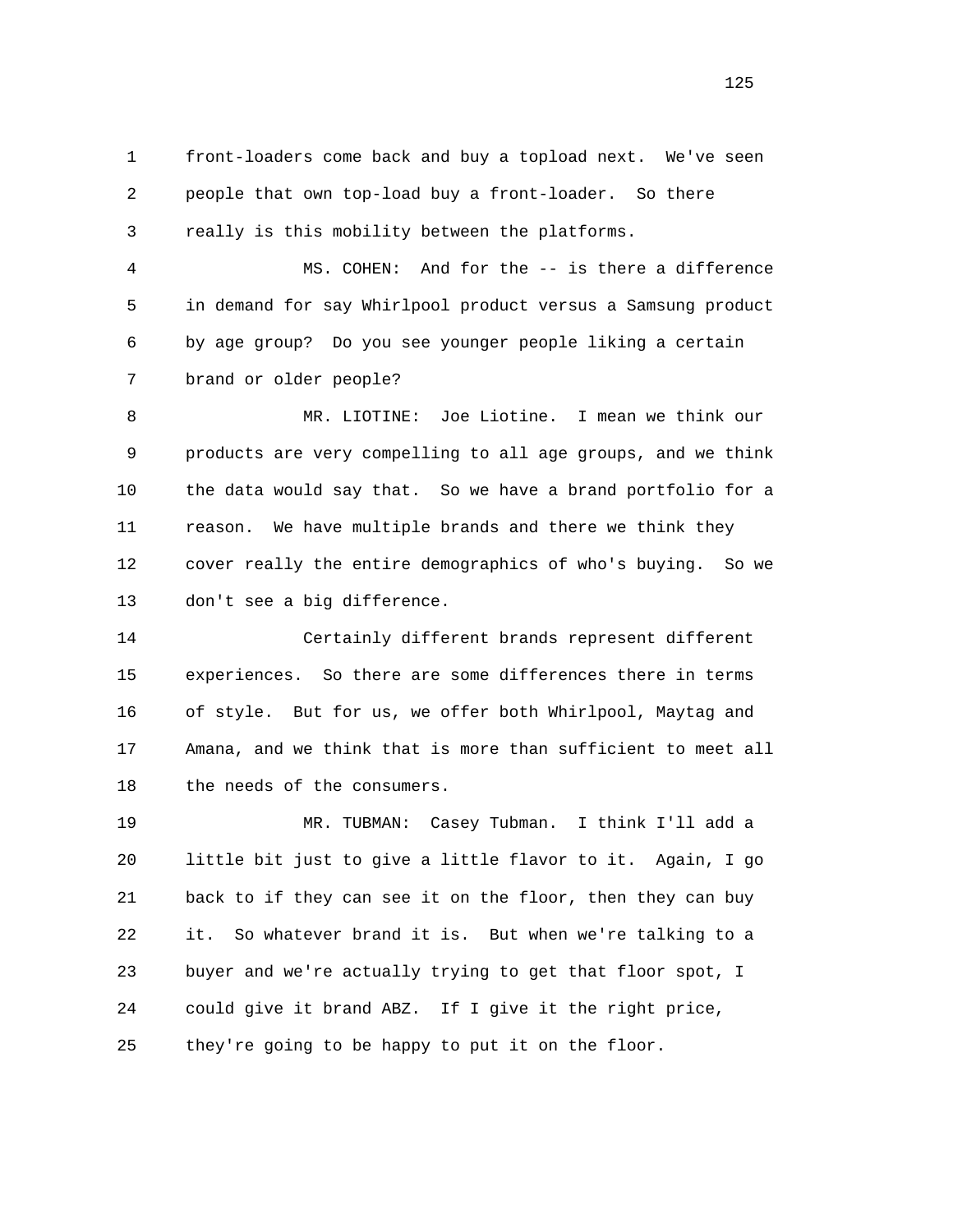front-loaders come back and buy a topload next. We've seen people that own top-load buy a front-loader. So there really is this mobility between the platforms.

MS. COHEN: And for the -- is there a difference in demand for say Whirlpool product versus a Samsung product by age group? Do you see younger people liking a certain brand or older people?

MR. LIOTINE: Joe Liotine. I mean we think our products are very compelling to all age groups, and we think the data would say that. So we have a brand portfolio for a reason. We have multiple brands and there we think they cover really the entire demographics of who's buying. So we don't see a big difference.

Certainly different brands represent different experiences. So there are some differences there in terms of style. But for us, we offer both Whirlpool, Maytag and Amana, and we think that is more than sufficient to meet all the needs of the consumers.

MR. TUBMAN: Casey Tubman. I think I'll add a little bit just to give a little flavor to it. Again, I go back to if they can see it on the floor, then they can buy it. So whatever brand it is. But when we're talking to a buyer and we're actually trying to get that floor spot, I could give it brand ABZ. If I give it the right price, they're going to be happy to put it on the floor.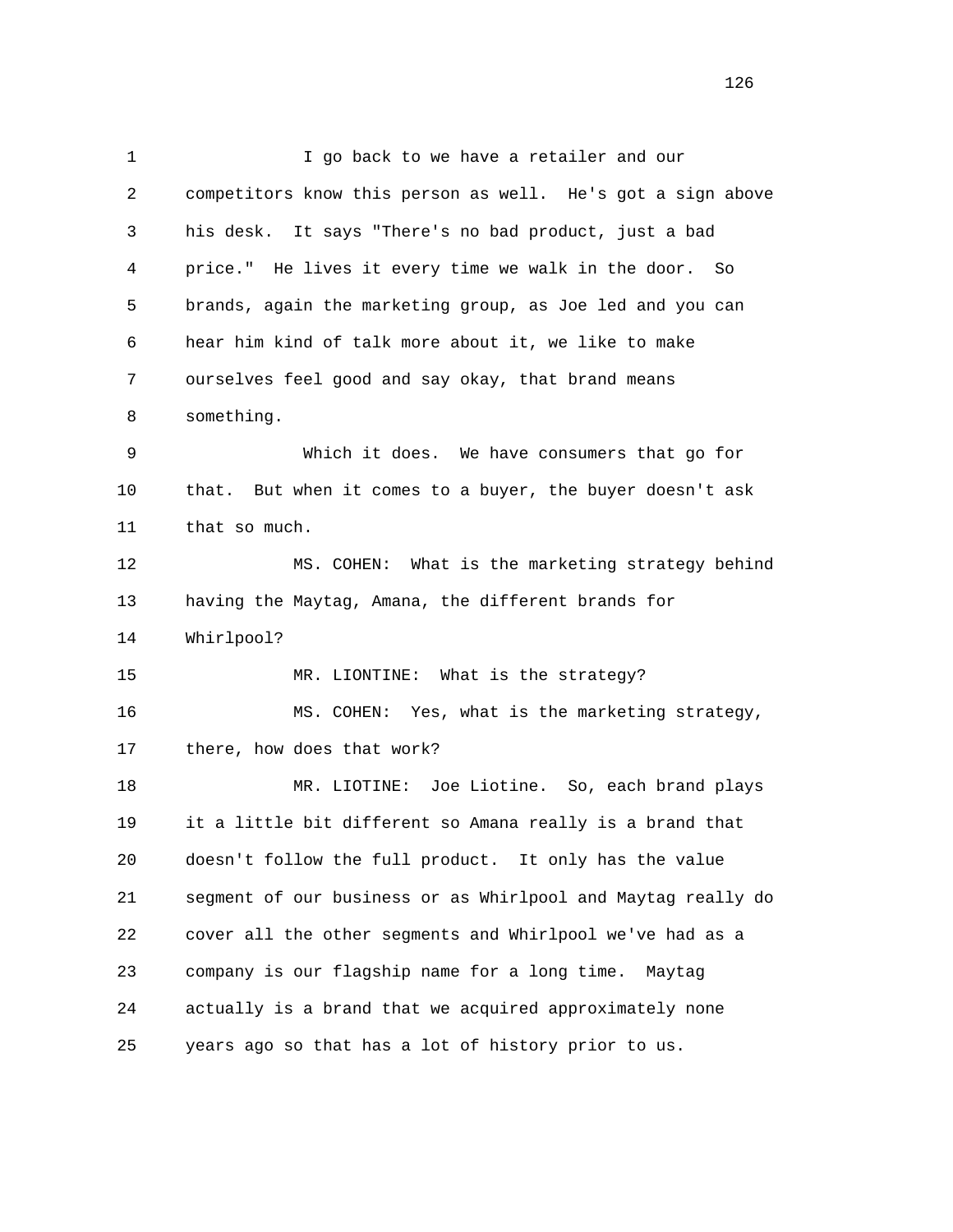I go back to we have a retailer and our competitors know this person as well. He's got a sign above his desk. It says "There's no bad product, just a bad price." He lives it every time we walk in the door. So brands, again the marketing group, as Joe led and you can hear him kind of talk more about it, we like to make ourselves feel good and say okay, that brand means something.

Which it does. We have consumers that go for that. But when it comes to a buyer, the buyer doesn't ask that so much.

MS. COHEN: What is the marketing strategy behind having the Maytag, Amana, the different brands for Whirlpool?

MR. LIONTINE: What is the strategy?

MS. COHEN: Yes, what is the marketing strategy, there, how does that work?

MR. LIOTINE: Joe Liotine. So, each brand plays it a little bit different so Amana really is a brand that doesn't follow the full product. It only has the value segment of our business or as Whirlpool and Maytag really do cover all the other segments and Whirlpool we've had as a company is our flagship name for a long time. Maytag actually is a brand that we acquired approximately none years ago so that has a lot of history prior to us.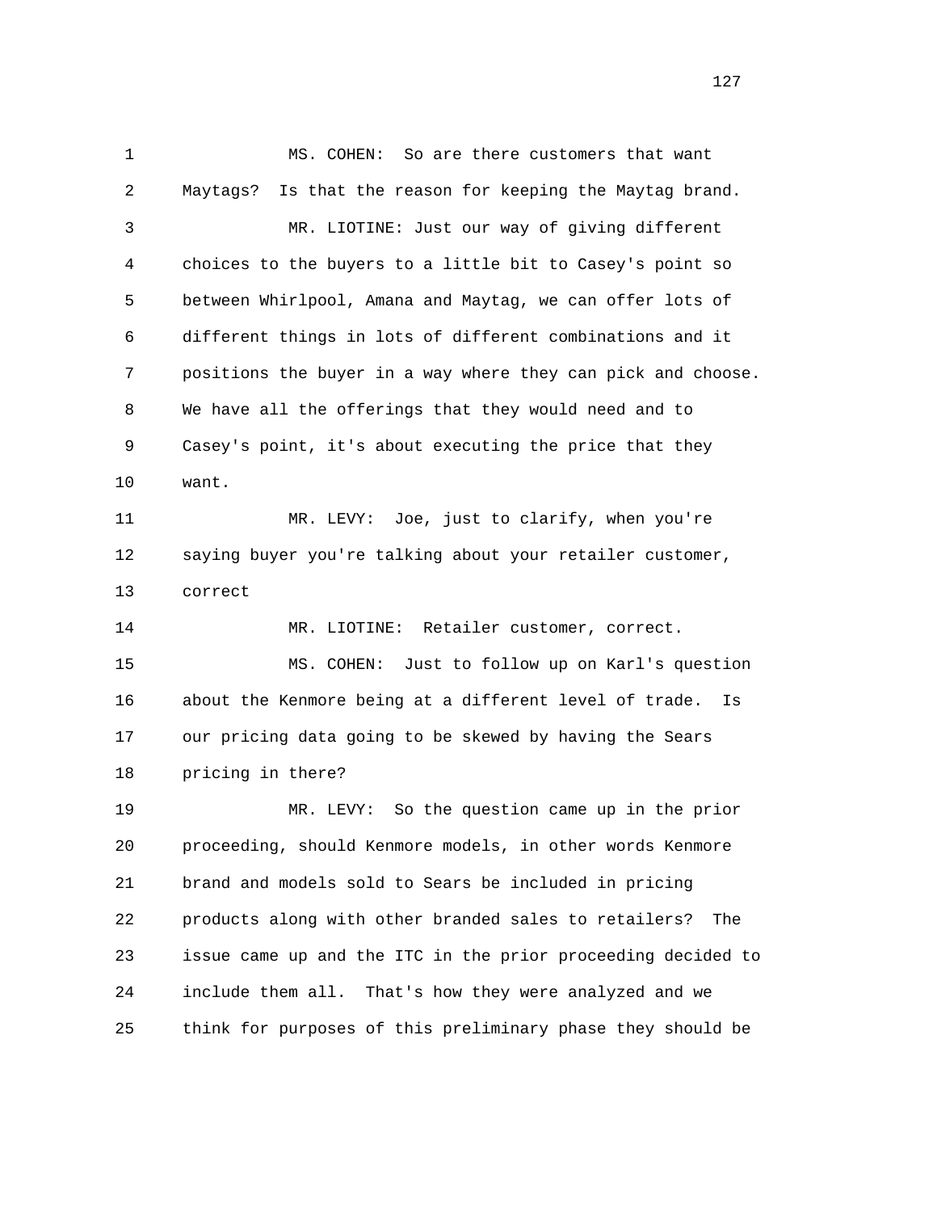MS. COHEN: So are there customers that want Maytags? Is that the reason for keeping the Maytag brand.

MR. LIOTINE: Just our way of giving different choices to the buyers to a little bit to Casey's point so between Whirlpool, Amana and Maytag, we can offer lots of different things in lots of different combinations and it positions the buyer in a way where they can pick and choose. We have all the offerings that they would need and to Casey's point, it's about executing the price that they want.

MR. LEVY: Joe, just to clarify, when you're saying buyer you're talking about your retailer customer, correct

MR. LIOTINE: Retailer customer, correct.

MS. COHEN: Just to follow up on Karl's question about the Kenmore being at a different level of trade. Is our pricing data going to be skewed by having the Sears pricing in there?

MR. LEVY: So the question came up in the prior proceeding, should Kenmore models, in other words Kenmore brand and models sold to Sears be included in pricing products along with other branded sales to retailers? The issue came up and the ITC in the prior proceeding decided to include them all. That's how they were analyzed and we think for purposes of this preliminary phase they should be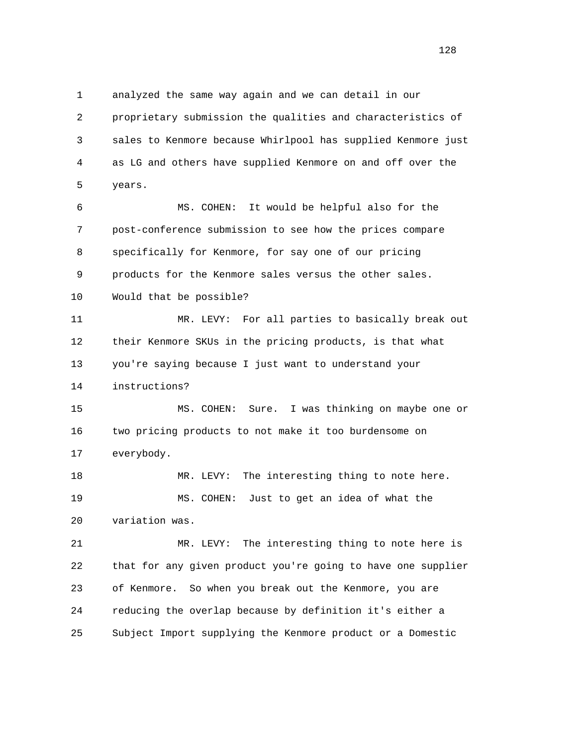analyzed the same way again and we can detail in our proprietary submission the qualities and characteristics of sales to Kenmore because Whirlpool has supplied Kenmore just as LG and others have supplied Kenmore on and off over the years.

MS. COHEN: It would be helpful also for the post-conference submission to see how the prices compare specifically for Kenmore, for say one of our pricing products for the Kenmore sales versus the other sales. Would that be possible?

MR. LEVY: For all parties to basically break out their Kenmore SKUs in the pricing products, is that what you're saying because I just want to understand your instructions?

MS. COHEN: Sure. I was thinking on maybe one or two pricing products to not make it too burdensome on everybody.

MR. LEVY: The interesting thing to note here.

MS. COHEN: Just to get an idea of what the variation was.

MR. LEVY: The interesting thing to note here is that for any given product you're going to have one supplier of Kenmore. So when you break out the Kenmore, you are reducing the overlap because by definition it's either a Subject Import supplying the Kenmore product or a Domestic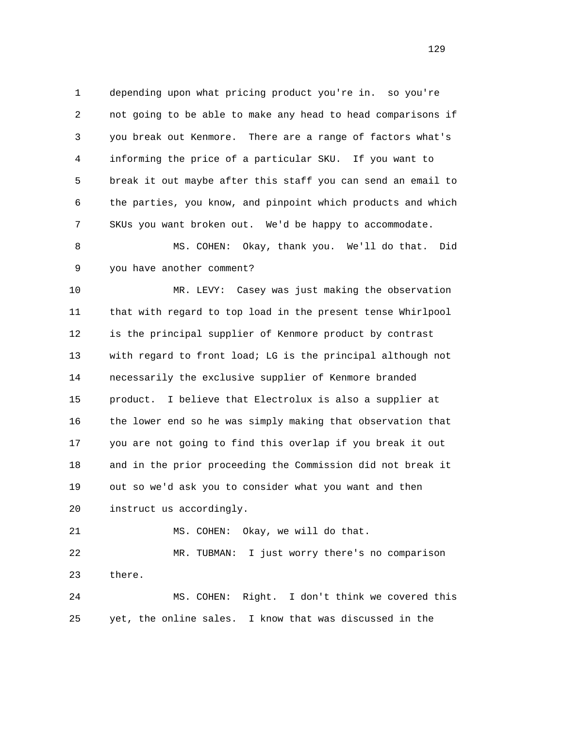depending upon what pricing product you're in. so you're not going to be able to make any head to head comparisons if you break out Kenmore. There are a range of factors what's informing the price of a particular SKU. If you want to break it out maybe after this staff you can send an email to the parties, you know, and pinpoint which products and which SKUs you want broken out. We'd be happy to accommodate.

MS. COHEN: Okay, thank you. We'll do that. Did you have another comment?

MR. LEVY: Casey was just making the observation that with regard to top load in the present tense Whirlpool is the principal supplier of Kenmore product by contrast with regard to front load; LG is the principal although not necessarily the exclusive supplier of Kenmore branded product. I believe that Electrolux is also a supplier at the lower end so he was simply making that observation that you are not going to find this overlap if you break it out and in the prior proceeding the Commission did not break it out so we'd ask you to consider what you want and then instruct us accordingly.

MS. COHEN: Okay, we will do that.

MR. TUBMAN: I just worry there's no comparison there.

MS. COHEN: Right. I don't think we covered this yet, the online sales. I know that was discussed in the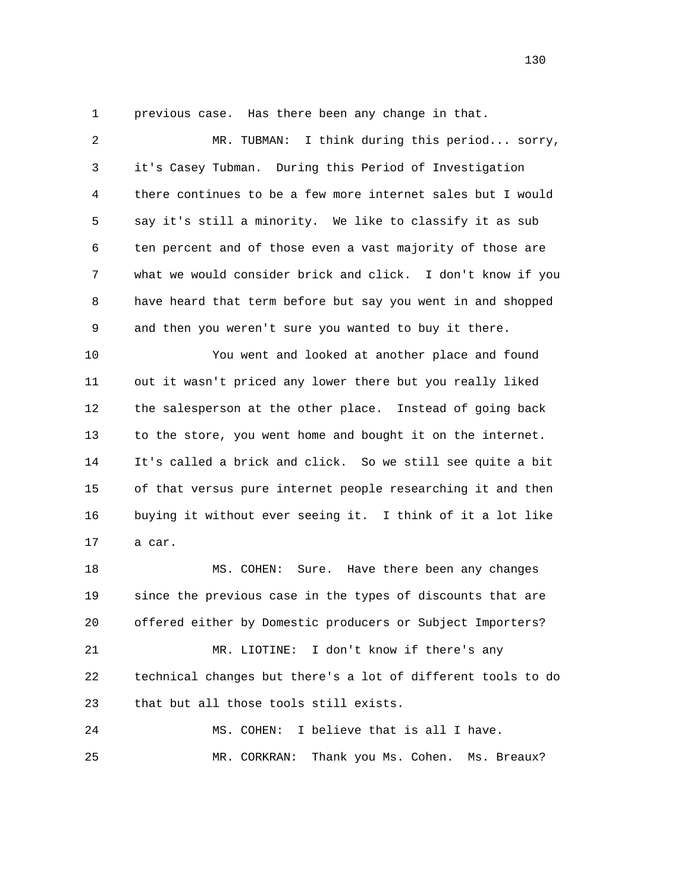previous case. Has there been any change in that.

MR. TUBMAN: I think during this period... sorry, it's Casey Tubman. During this Period of Investigation there continues to be a few more internet sales but I would say it's still a minority. We like to classify it as sub ten percent and of those even a vast majority of those are what we would consider brick and click. I don't know if you have heard that term before but say you went in and shopped and then you weren't sure you wanted to buy it there.

You went and looked at another place and found out it wasn't priced any lower there but you really liked the salesperson at the other place. Instead of going back to the store, you went home and bought it on the internet. It's called a brick and click. So we still see quite a bit of that versus pure internet people researching it and then buying it without ever seeing it. I think of it a lot like a car.

MS. COHEN: Sure. Have there been any changes since the previous case in the types of discounts that are offered either by Domestic producers or Subject Importers?

MR. LIOTINE: I don't know if there's any technical changes but there's a lot of different tools to do that but all those tools still exists.

MS. COHEN: I believe that is all I have.

MR. CORKRAN: Thank you Ms. Cohen. Ms. Breaux?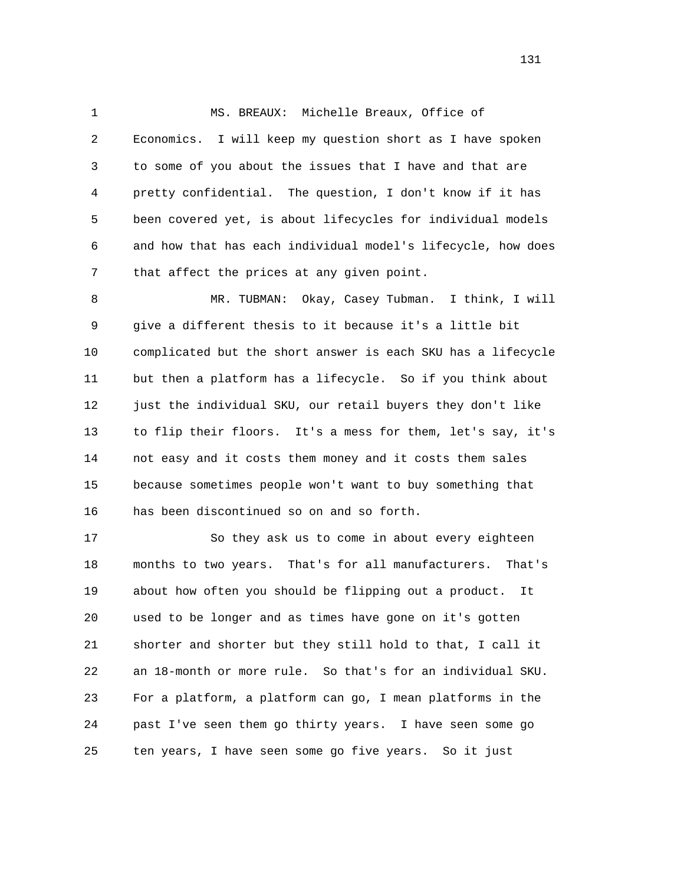MS. BREAUX: Michelle Breaux, Office of Economics. I will keep my question short as I have spoken to some of you about the issues that I have and that are pretty confidential. The question, I don't know if it has been covered yet, is about lifecycles for individual models and how that has each individual model's lifecycle, how does that affect the prices at any given point.

MR. TUBMAN: Okay, Casey Tubman. I think, I will give a different thesis to it because it's a little bit complicated but the short answer is each SKU has a lifecycle but then a platform has a lifecycle. So if you think about just the individual SKU, our retail buyers they don't like to flip their floors. It's a mess for them, let's say, it's not easy and it costs them money and it costs them sales because sometimes people won't want to buy something that has been discontinued so on and so forth.

So they ask us to come in about every eighteen months to two years. That's for all manufacturers. That's about how often you should be flipping out a product. It used to be longer and as times have gone on it's gotten shorter and shorter but they still hold to that, I call it an 18-month or more rule. So that's for an individual SKU. For a platform, a platform can go, I mean platforms in the past I've seen them go thirty years. I have seen some go ten years, I have seen some go five years. So it just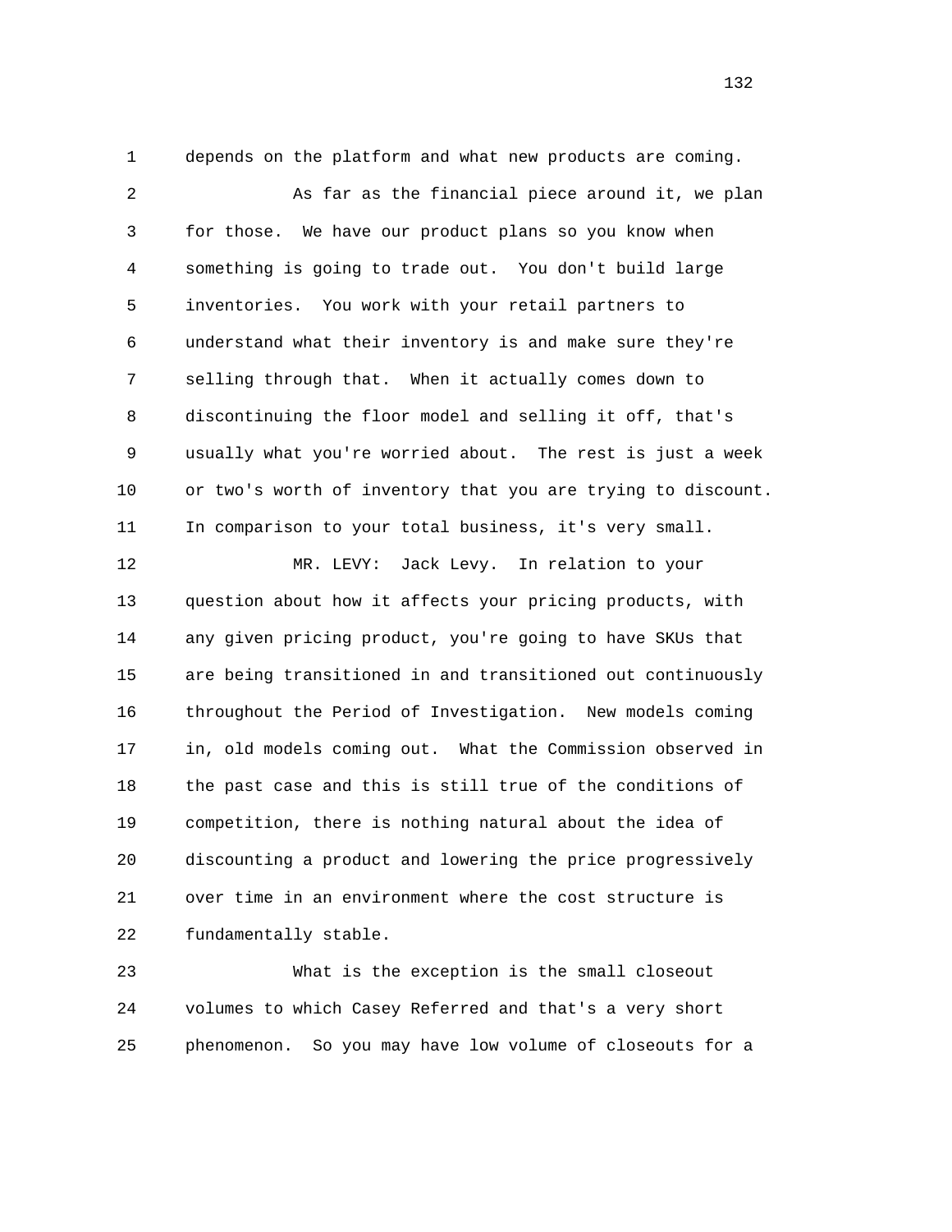depends on the platform and what new products are coming.

As far as the financial piece around it, we plan for those. We have our product plans so you know when something is going to trade out. You don't build large inventories. You work with your retail partners to understand what their inventory is and make sure they're selling through that. When it actually comes down to discontinuing the floor model and selling it off, that's usually what you're worried about. The rest is just a week or two's worth of inventory that you are trying to discount. In comparison to your total business, it's very small.

MR. LEVY: Jack Levy. In relation to your question about how it affects your pricing products, with any given pricing product, you're going to have SKUs that are being transitioned in and transitioned out continuously throughout the Period of Investigation. New models coming in, old models coming out. What the Commission observed in the past case and this is still true of the conditions of competition, there is nothing natural about the idea of discounting a product and lowering the price progressively over time in an environment where the cost structure is fundamentally stable.

What is the exception is the small closeout volumes to which Casey Referred and that's a very short phenomenon. So you may have low volume of closeouts for a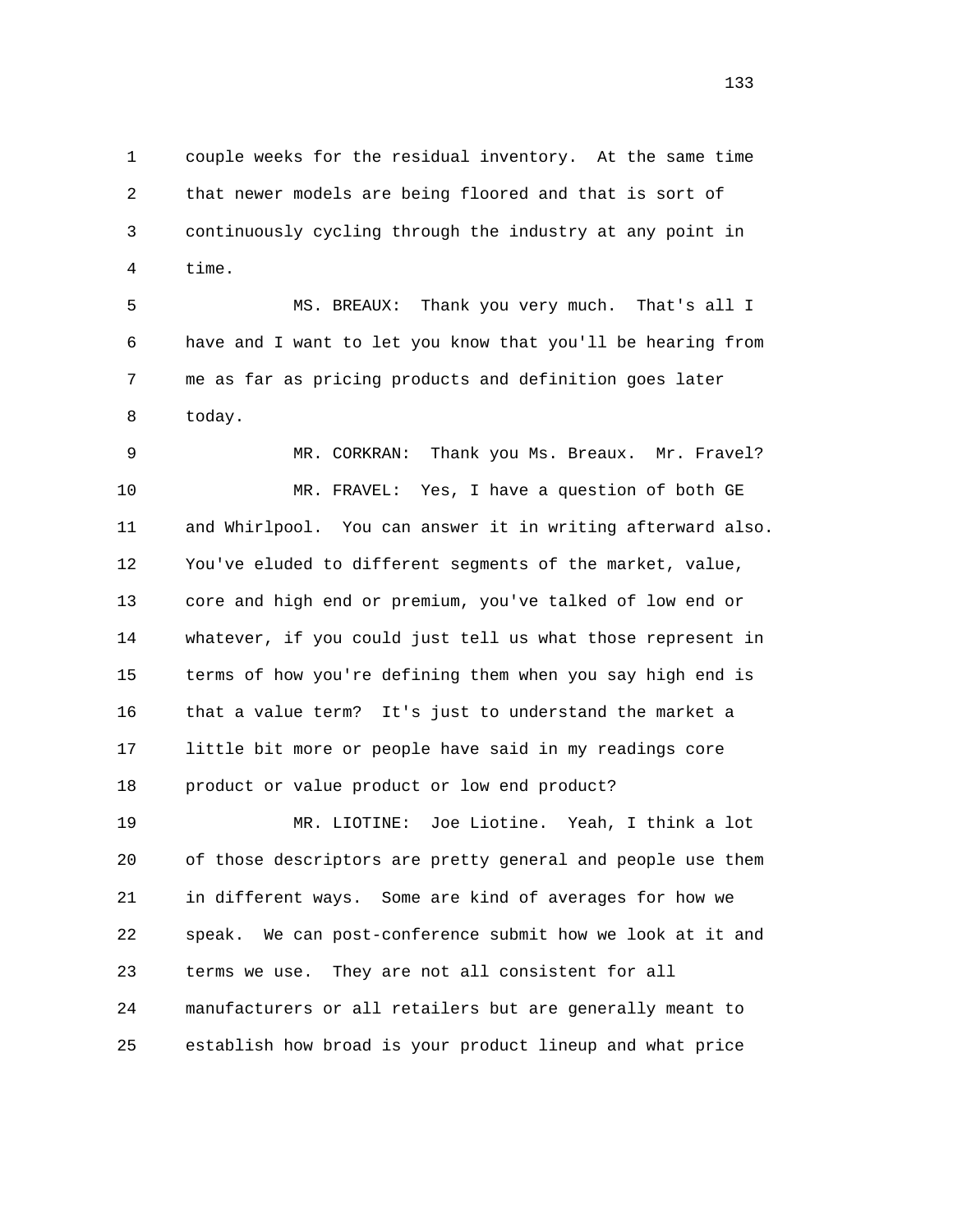1 couple weeks for the residual inventory. At the same time
2 that newer models are being floored and that is sort of
3 continuously cycling through the industry at any point in
4 time.

5 MS. BREAUX: Thank you very much. That's all I
6 have and I want to let you know that you'll be hearing from
7 me as far as pricing products and definition goes later
8 today.

9 MR. CORKRAN: Thank you Ms. Breaux. Mr. Fravel?

10 MR. FRAVEL: Yes, I have a question of both GE
11 and Whirlpool. You can answer it in writing afterward also.
12 You've eluded to different segments of the market, value,
13 core and high end or premium, you've talked of low end or
14 whatever, if you could just tell us what those represent in
15 terms of how you're defining them when you say high end is
16 that a value term? It's just to understand the market a
17 little bit more or people have said in my readings core
18 product or value product or low end product?

19 MR. LIOTINE: Joe Liotine. Yeah, I think a lot
20 of those descriptors are pretty general and people use them
21 in different ways. Some are kind of averages for how we
22 speak. We can post-conference submit how we look at it and
23 terms we use. They are not all consistent for all
24 manufacturers or all retailers but are generally meant to
25 establish how broad is your product lineup and what price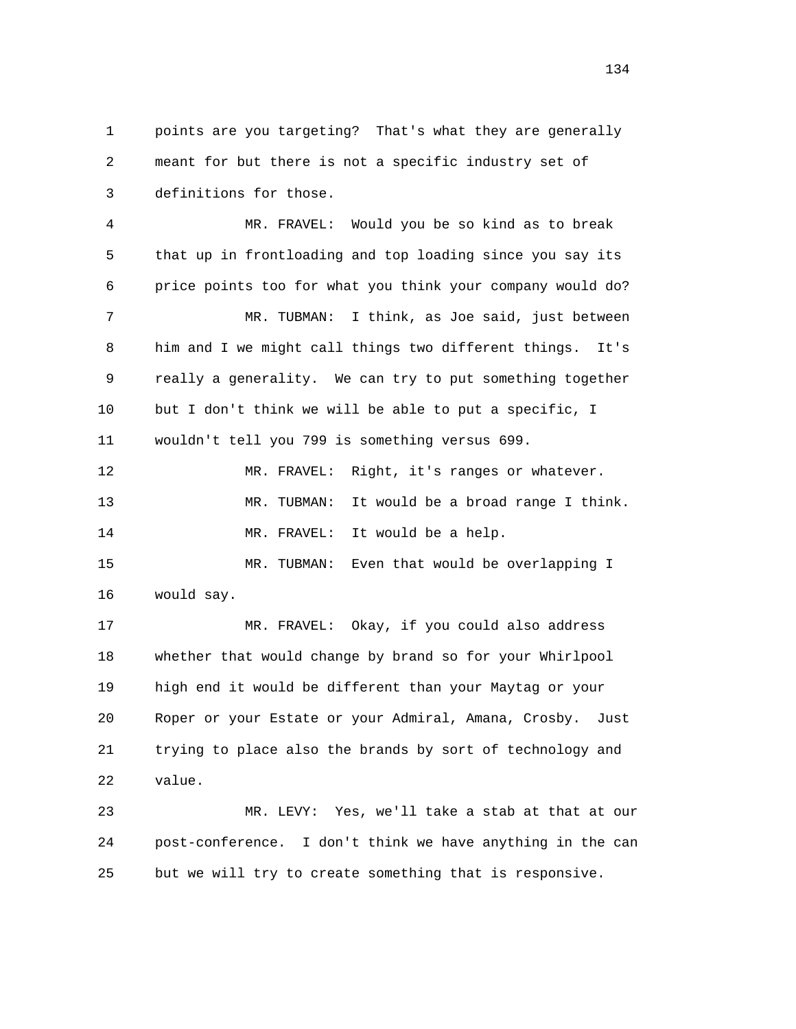points are you targeting? That's what they are generally meant for but there is not a specific industry set of definitions for those.

MR. FRAVEL: Would you be so kind as to break that up in frontloading and top loading since you say its price points too for what you think your company would do?

MR. TUBMAN: I think, as Joe said, just between him and I we might call things two different things. It's really a generality. We can try to put something together but I don't think we will be able to put a specific, I wouldn't tell you 799 is something versus 699.

MR. FRAVEL: Right, it's ranges or whatever.

MR. TUBMAN: It would be a broad range I think.

MR. FRAVEL: It would be a help.

MR. TUBMAN: Even that would be overlapping I would say.

MR. FRAVEL: Okay, if you could also address whether that would change by brand so for your Whirlpool high end it would be different than your Maytag or your Roper or your Estate or your Admiral, Amana, Crosby. Just trying to place also the brands by sort of technology and value.

MR. LEVY: Yes, we'll take a stab at that at our post-conference. I don't think we have anything in the can but we will try to create something that is responsive.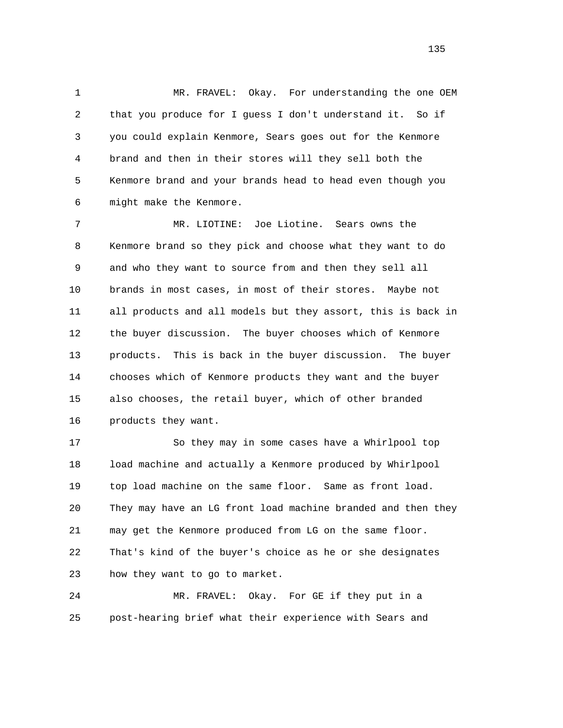MR. FRAVEL: Okay. For understanding the one OEM that you produce for I guess I don't understand it. So if you could explain Kenmore, Sears goes out for the Kenmore brand and then in their stores will they sell both the Kenmore brand and your brands head to head even though you might make the Kenmore.

MR. LIOTINE: Joe Liotine. Sears owns the Kenmore brand so they pick and choose what they want to do and who they want to source from and then they sell all brands in most cases, in most of their stores. Maybe not all products and all models but they assort, this is back in the buyer discussion. The buyer chooses which of Kenmore products. This is back in the buyer discussion. The buyer chooses which of Kenmore products they want and the buyer also chooses, the retail buyer, which of other branded products they want.

So they may in some cases have a Whirlpool top load machine and actually a Kenmore produced by Whirlpool top load machine on the same floor. Same as front load. They may have an LG front load machine branded and then they may get the Kenmore produced from LG on the same floor. That's kind of the buyer's choice as he or she designates how they want to go to market.

MR. FRAVEL: Okay. For GE if they put in a post-hearing brief what their experience with Sears and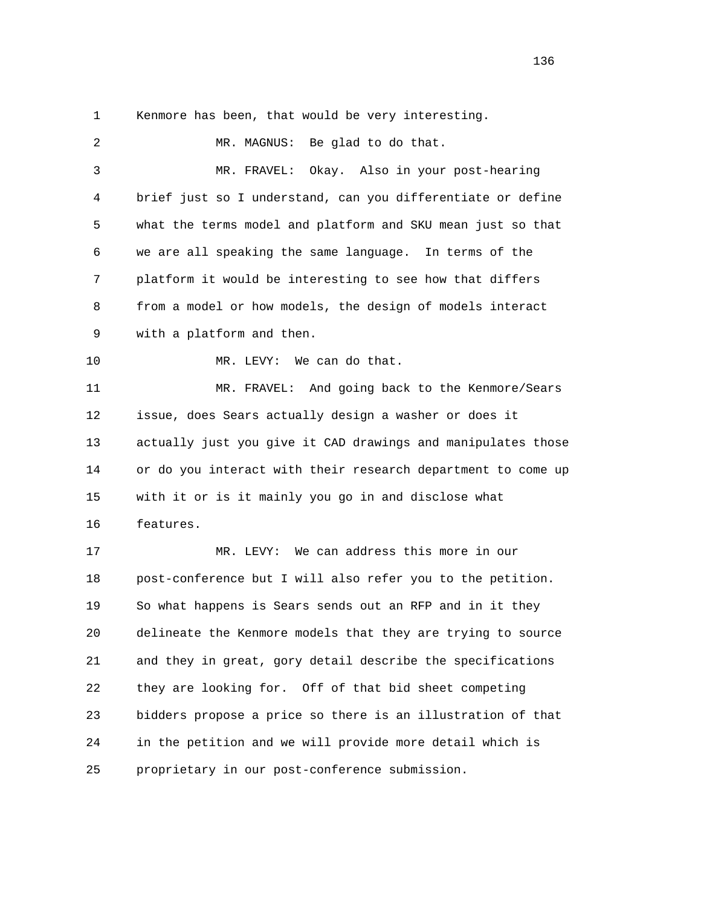1 Kenmore has been, that would be very interesting.

2 MR. MAGNUS: Be glad to do that.

3 MR. FRAVEL: Okay. Also in your post-hearing

4 brief just so I understand, can you differentiate or define

5 what the terms model and platform and SKU mean just so that

6 we are all speaking the same language. In terms of the

7 platform it would be interesting to see how that differs

8 from a model or how models, the design of models interact

9 with a platform and then.

10 MR. LEVY: We can do that.

11 MR. FRAVEL: And going back to the Kenmore/Sears

12 issue, does Sears actually design a washer or does it

13 actually just you give it CAD drawings and manipulates those

14 or do you interact with their research department to come up

15 with it or is it mainly you go in and disclose what

16 features.

17 MR. LEVY: We can address this more in our

18 post-conference but I will also refer you to the petition.

19 So what happens is Sears sends out an RFP and in it they

20 delineate the Kenmore models that they are trying to source

21 and they in great, gory detail describe the specifications

22 they are looking for. Off of that bid sheet competing

23 bidders propose a price so there is an illustration of that

24 in the petition and we will provide more detail which is

25 proprietary in our post-conference submission.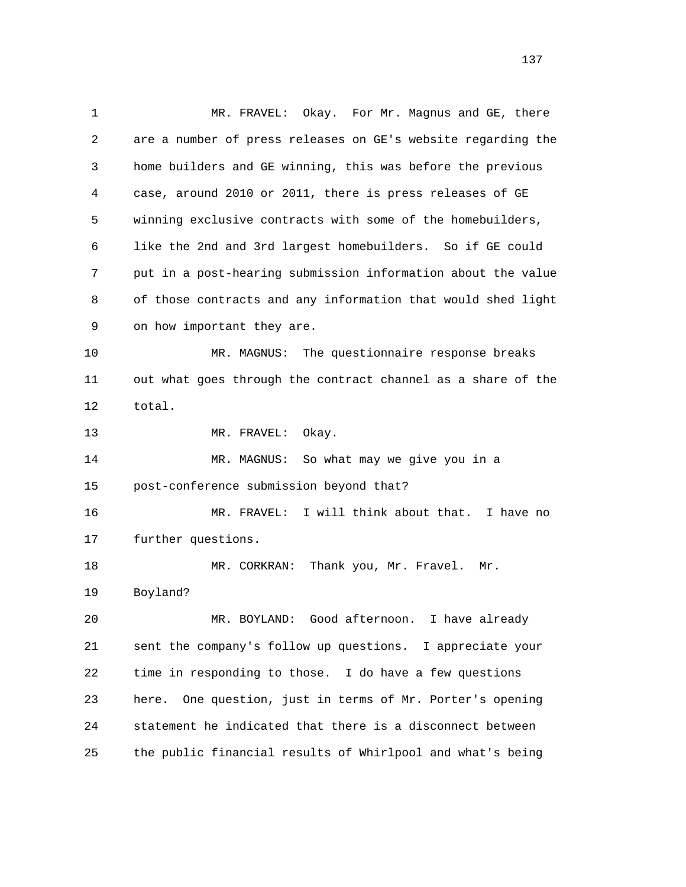MR. FRAVEL: Okay. For Mr. Magnus and GE, there are a number of press releases on GE's website regarding the home builders and GE winning, this was before the previous case, around 2010 or 2011, there is press releases of GE winning exclusive contracts with some of the homebuilders, like the 2nd and 3rd largest homebuilders. So if GE could put in a post-hearing submission information about the value of those contracts and any information that would shed light on how important they are.

MR. MAGNUS: The questionnaire response breaks out what goes through the contract channel as a share of the total.

MR. FRAVEL: Okay.

MR. MAGNUS: So what may we give you in a post-conference submission beyond that?

MR. FRAVEL: I will think about that. I have no further questions.

MR. CORKRAN: Thank you, Mr. Fravel. Mr. Boyland?

MR. BOYLAND: Good afternoon. I have already sent the company's follow up questions. I appreciate your time in responding to those. I do have a few questions here. One question, just in terms of Mr. Porter's opening statement he indicated that there is a disconnect between the public financial results of Whirlpool and what's being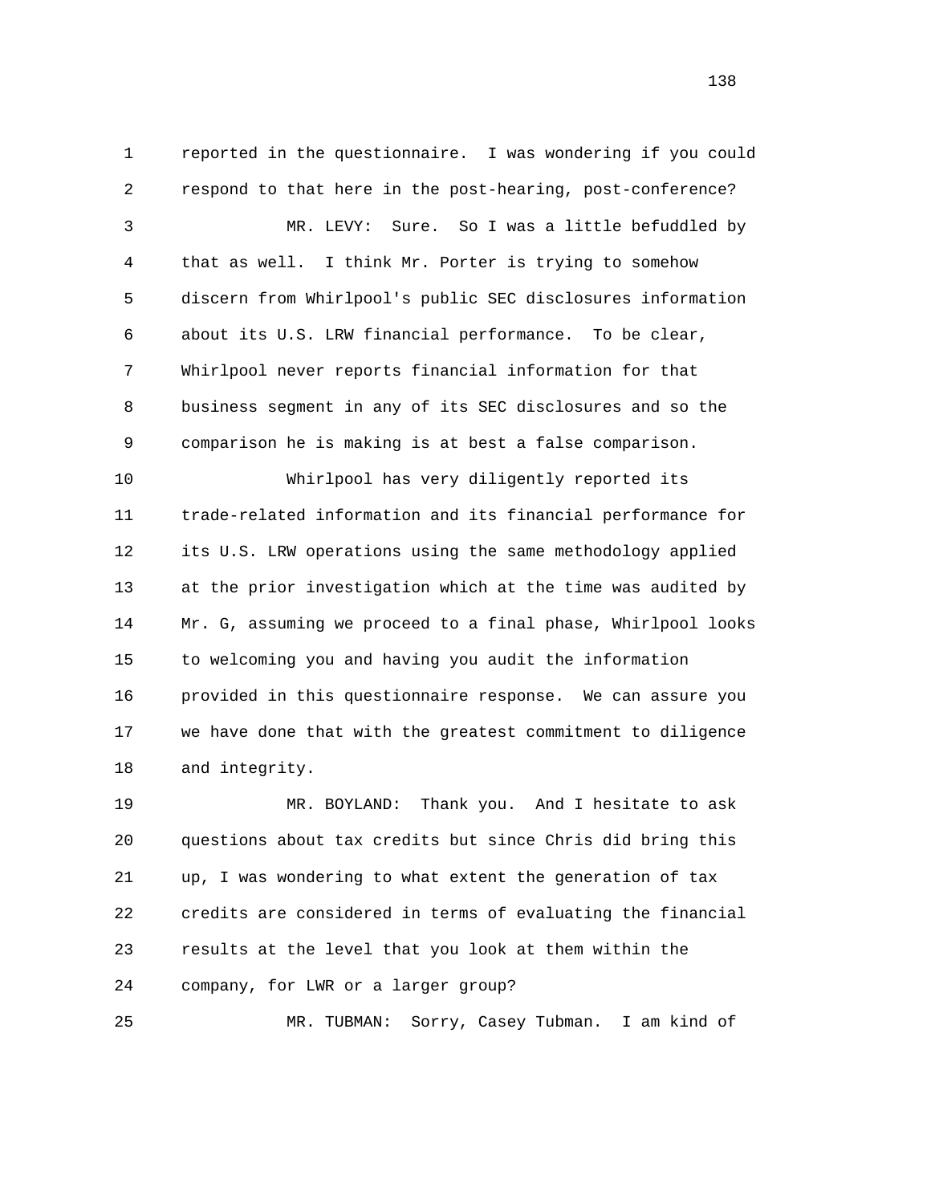1 reported in the questionnaire. I was wondering if you could
2 respond to that here in the post-hearing, post-conference?
3 MR. LEVY: Sure. So I was a little befuddled by
4 that as well. I think Mr. Porter is trying to somehow
5 discern from Whirlpool's public SEC disclosures information
6 about its U.S. LRW financial performance. To be clear,
7 Whirlpool never reports financial information for that
8 business segment in any of its SEC disclosures and so the
9 comparison he is making is at best a false comparison.
10 Whirlpool has very diligently reported its
11 trade-related information and its financial performance for
12 its U.S. LRW operations using the same methodology applied
13 at the prior investigation which at the time was audited by
14 Mr. G, assuming we proceed to a final phase, Whirlpool looks
15 to welcoming you and having you audit the information
16 provided in this questionnaire response. We can assure you
17 we have done that with the greatest commitment to diligence
18 and integrity.
19 MR. BOYLAND: Thank you. And I hesitate to ask
20 questions about tax credits but since Chris did bring this
21 up, I was wondering to what extent the generation of tax
22 credits are considered in terms of evaluating the financial
23 results at the level that you look at them within the
24 company, for LWR or a larger group?
25 MR. TUBMAN: Sorry, Casey Tubman. I am kind of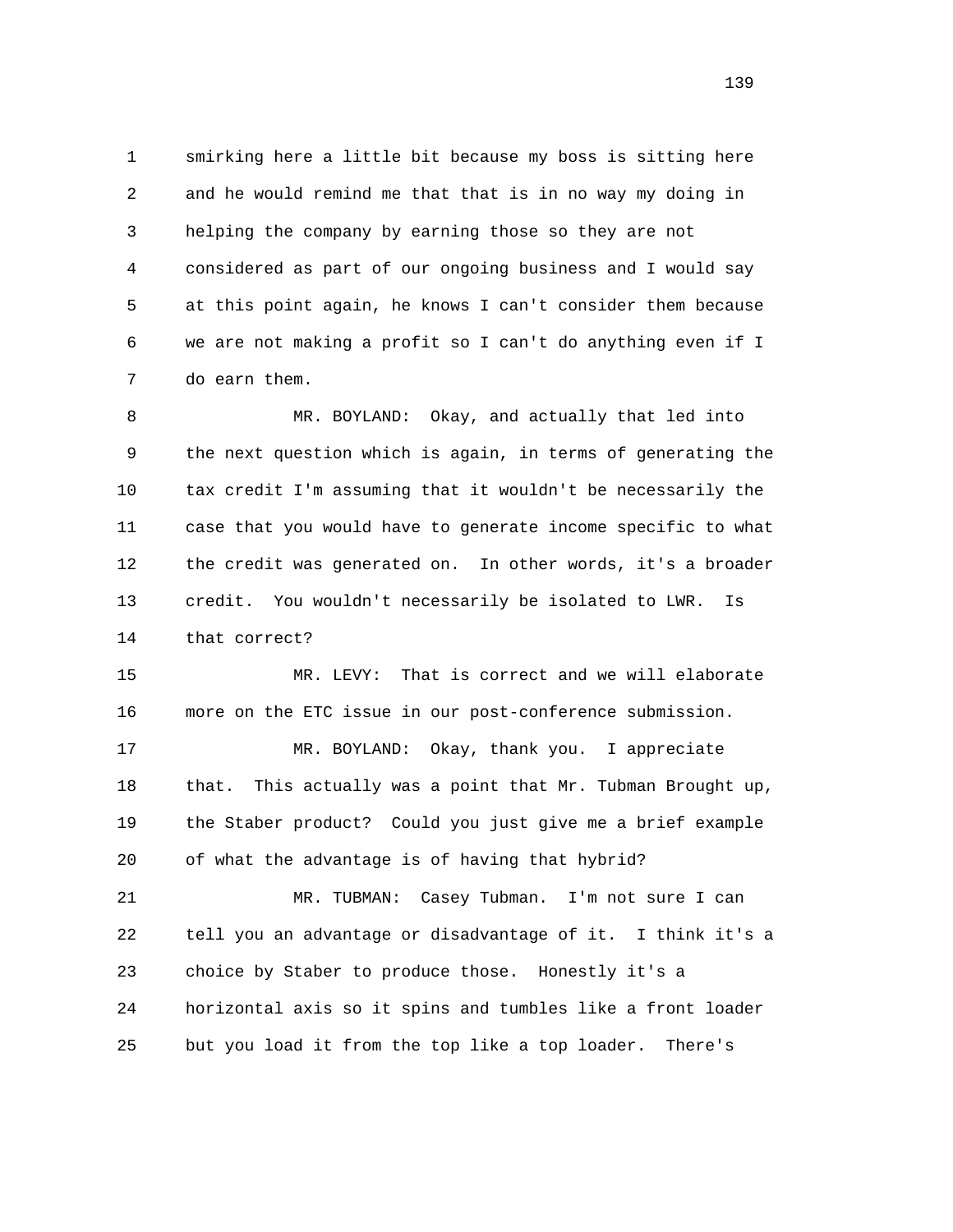1 smirking here a little bit because my boss is sitting here
2 and he would remind me that that is in no way my doing in
3 helping the company by earning those so they are not
4 considered as part of our ongoing business and I would say
5 at this point again, he knows I can't consider them because
6 we are not making a profit so I can't do anything even if I
7 do earn them.

8 MR. BOYLAND: Okay, and actually that led into
9 the next question which is again, in terms of generating the
10 tax credit I'm assuming that it wouldn't be necessarily the
11 case that you would have to generate income specific to what
12 the credit was generated on. In other words, it's a broader
13 credit. You wouldn't necessarily be isolated to LWR. Is
14 that correct?

15 MR. LEVY: That is correct and we will elaborate
16 more on the ETC issue in our post-conference submission.

17 MR. BOYLAND: Okay, thank you. I appreciate
18 that. This actually was a point that Mr. Tubman Brought up,
19 the Staber product? Could you just give me a brief example
20 of what the advantage is of having that hybrid?

21 MR. TUBMAN: Casey Tubman. I'm not sure I can
22 tell you an advantage or disadvantage of it. I think it's a
23 choice by Staber to produce those. Honestly it's a
24 horizontal axis so it spins and tumbles like a front loader
25 but you load it from the top like a top loader. There's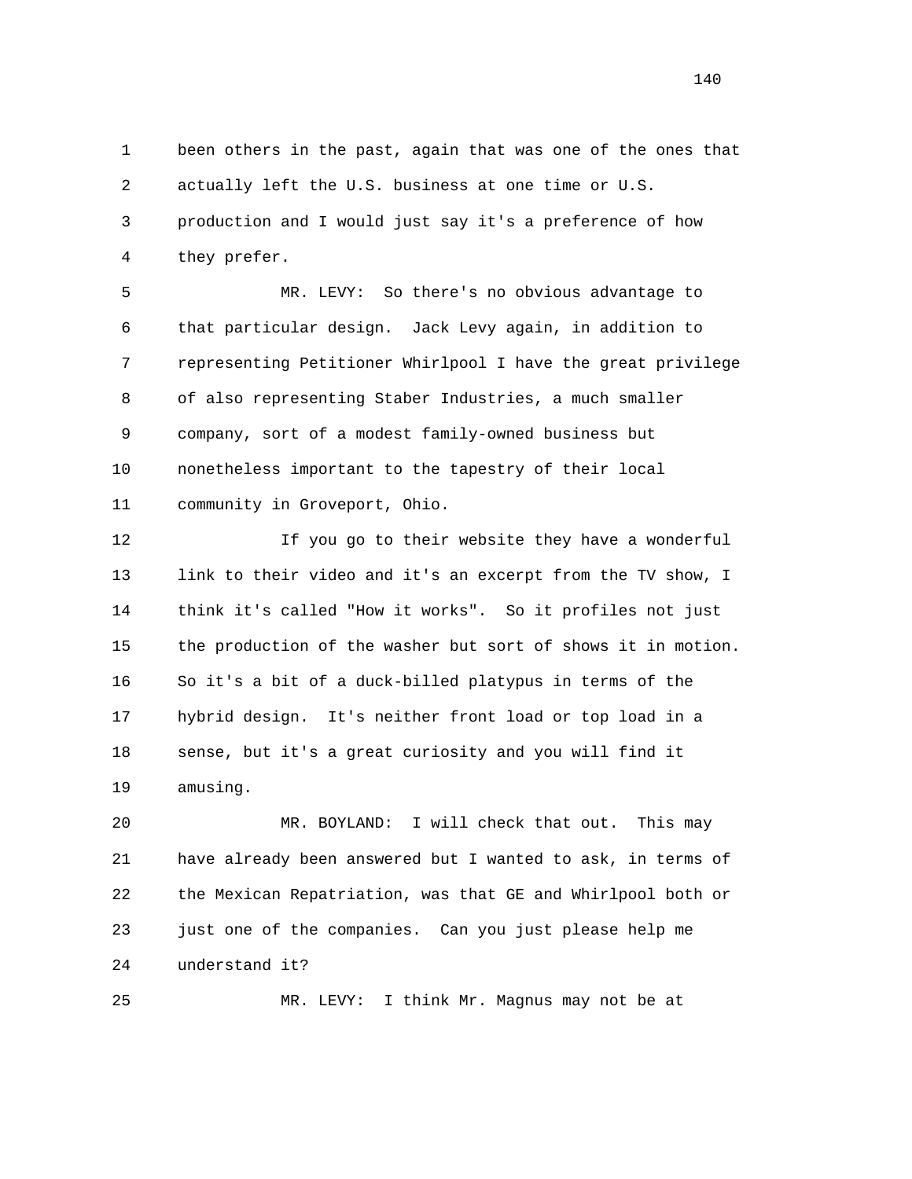been others in the past, again that was one of the ones that actually left the U.S. business at one time or U.S. production and I would just say it's a preference of how they prefer.

MR. LEVY: So there's no obvious advantage to that particular design. Jack Levy again, in addition to representing Petitioner Whirlpool I have the great privilege of also representing Staber Industries, a much smaller company, sort of a modest family-owned business but nonetheless important to the tapestry of their local community in Groveport, Ohio.

If you go to their website they have a wonderful link to their video and it's an excerpt from the TV show, I think it's called "How it works". So it profiles not just the production of the washer but sort of shows it in motion. So it's a bit of a duck-billed platypus in terms of the hybrid design. It's neither front load or top load in a sense, but it's a great curiosity and you will find it amusing.

MR. BOYLAND: I will check that out. This may have already been answered but I wanted to ask, in terms of the Mexican Repatriation, was that GE and Whirlpool both or just one of the companies. Can you just please help me understand it?

MR. LEVY: I think Mr. Magnus may not be at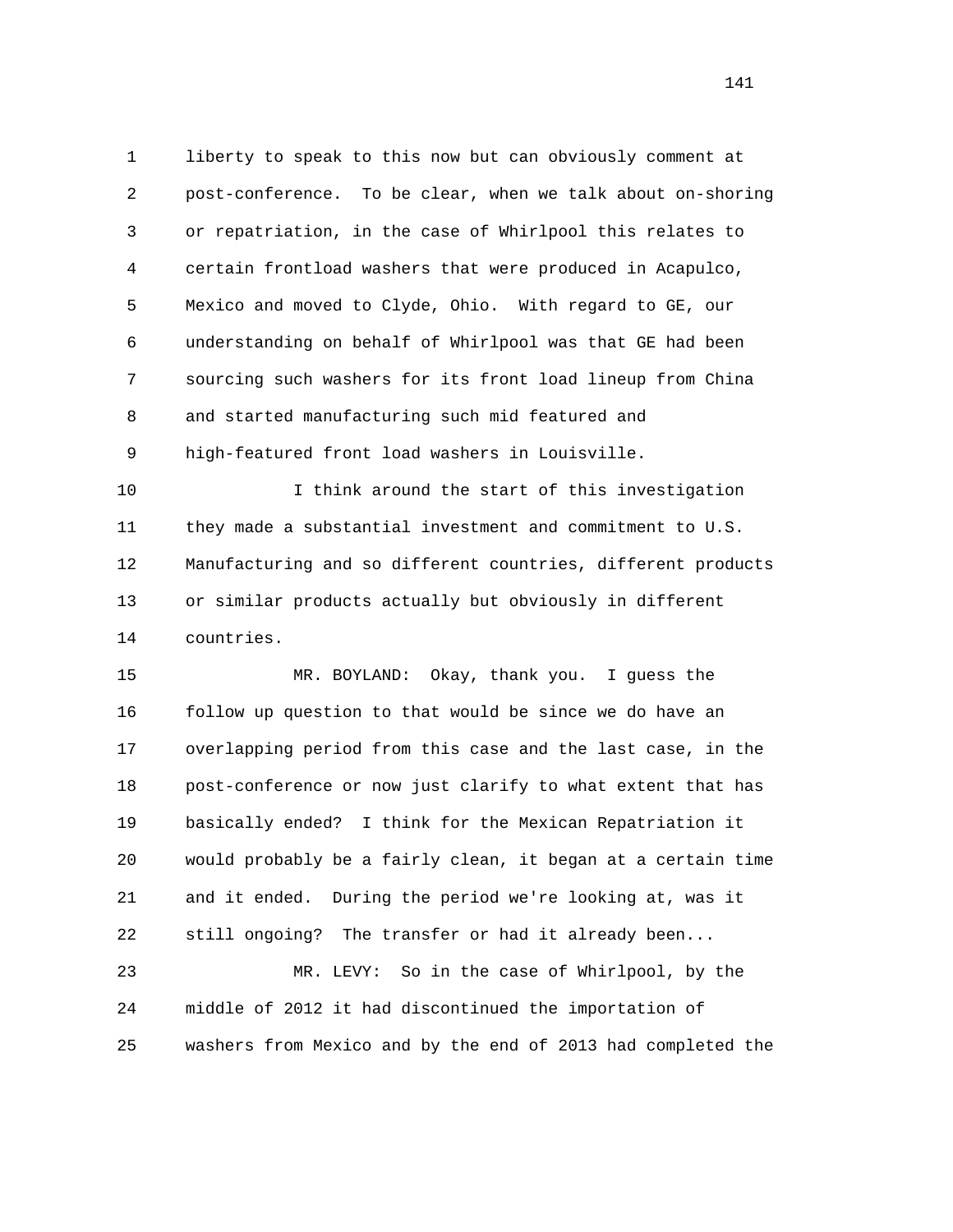liberty to speak to this now but can obviously comment at post-conference. To be clear, when we talk about on-shoring or repatriation, in the case of Whirlpool this relates to certain frontload washers that were produced in Acapulco, Mexico and moved to Clyde, Ohio. With regard to GE, our understanding on behalf of Whirlpool was that GE had been sourcing such washers for its front load lineup from China and started manufacturing such mid featured and high-featured front load washers in Louisville.

I think around the start of this investigation they made a substantial investment and commitment to U.S. Manufacturing and so different countries, different products or similar products actually but obviously in different countries.

MR. BOYLAND: Okay, thank you. I guess the follow up question to that would be since we do have an overlapping period from this case and the last case, in the post-conference or now just clarify to what extent that has basically ended? I think for the Mexican Repatriation it would probably be a fairly clean, it began at a certain time and it ended. During the period we're looking at, was it still ongoing? The transfer or had it already been...

MR. LEVY: So in the case of Whirlpool, by the middle of 2012 it had discontinued the importation of washers from Mexico and by the end of 2013 had completed the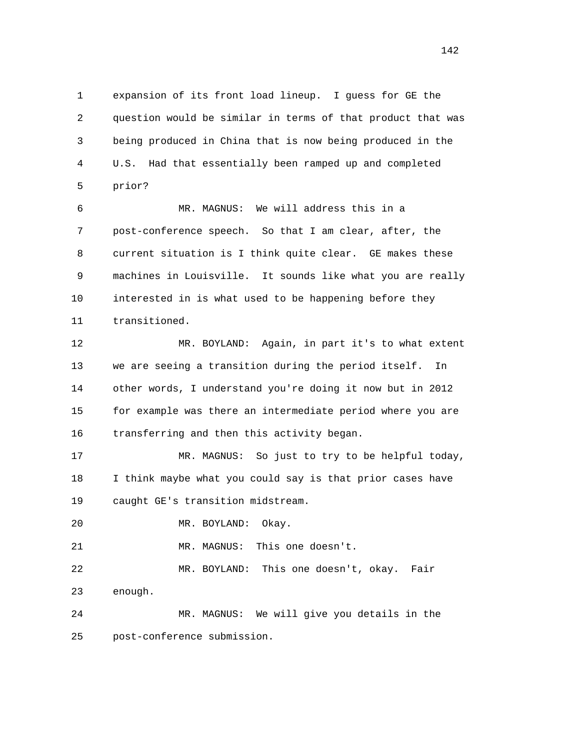1 expansion of its front load lineup. I guess for GE the
2 question would be similar in terms of that product that was
3 being produced in China that is now being produced in the
4 U.S. Had that essentially been ramped up and completed
5 prior?

6 MR. MAGNUS: We will address this in a
7 post-conference speech. So that I am clear, after, the
8 current situation is I think quite clear. GE makes these
9 machines in Louisville. It sounds like what you are really
10 interested in is what used to be happening before they
11 transitioned.

12 MR. BOYLAND: Again, in part it's to what extent
13 we are seeing a transition during the period itself. In
14 other words, I understand you're doing it now but in 2012
15 for example was there an intermediate period where you are
16 transferring and then this activity began.

17 MR. MAGNUS: So just to try to be helpful today,
18 I think maybe what you could say is that prior cases have
19 caught GE's transition midstream.

20 MR. BOYLAND: Okay.

21 MR. MAGNUS: This one doesn't.

22 MR. BOYLAND: This one doesn't, okay. Fair
23 enough.

24 MR. MAGNUS: We will give you details in the
25 post-conference submission.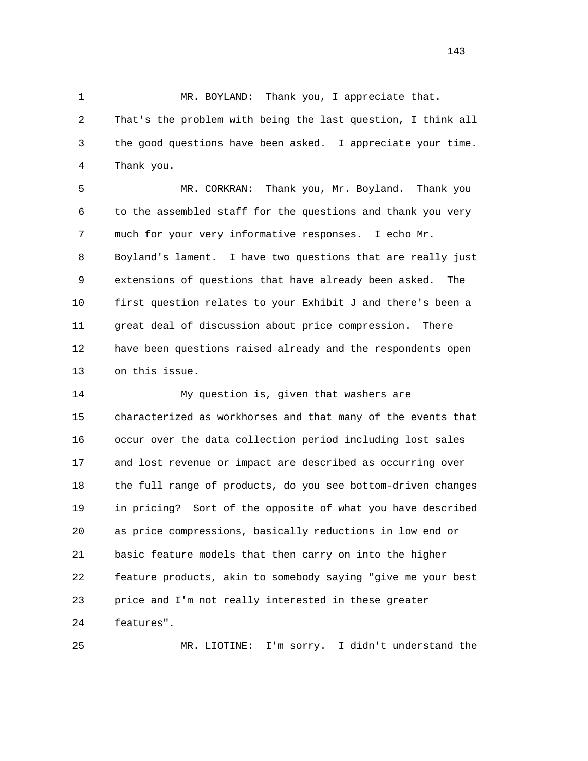MR. BOYLAND: Thank you, I appreciate that. That's the problem with being the last question, I think all the good questions have been asked. I appreciate your time. Thank you.

MR. CORKRAN: Thank you, Mr. Boyland. Thank you to the assembled staff for the questions and thank you very much for your very informative responses. I echo Mr. Boyland's lament. I have two questions that are really just extensions of questions that have already been asked. The first question relates to your Exhibit J and there's been a great deal of discussion about price compression. There have been questions raised already and the respondents open on this issue.

My question is, given that washers are characterized as workhorses and that many of the events that occur over the data collection period including lost sales and lost revenue or impact are described as occurring over the full range of products, do you see bottom-driven changes in pricing? Sort of the opposite of what you have described as price compressions, basically reductions in low end or basic feature models that then carry on into the higher feature products, akin to somebody saying "give me your best price and I'm not really interested in these greater features".

MR. LIOTINE: I'm sorry. I didn't understand the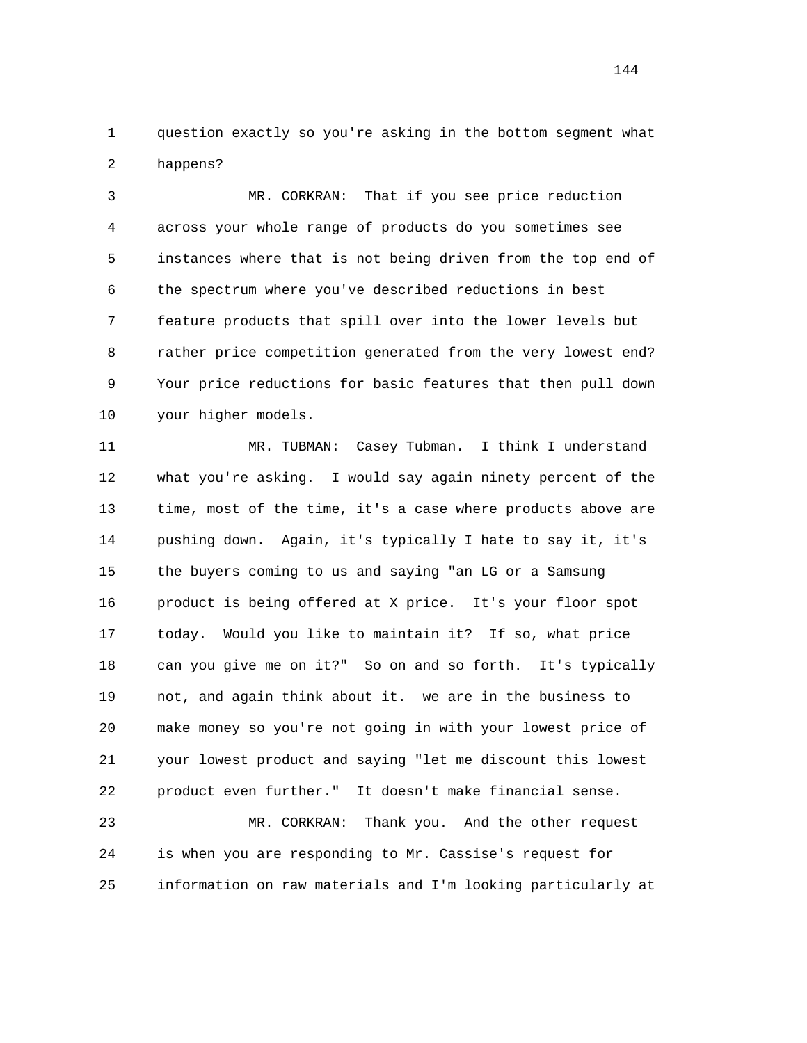question exactly so you're asking in the bottom segment what happens?

MR. CORKRAN: That if you see price reduction across your whole range of products do you sometimes see instances where that is not being driven from the top end of the spectrum where you've described reductions in best feature products that spill over into the lower levels but rather price competition generated from the very lowest end? Your price reductions for basic features that then pull down your higher models.

MR. TUBMAN: Casey Tubman. I think I understand what you're asking. I would say again ninety percent of the time, most of the time, it's a case where products above are pushing down. Again, it's typically I hate to say it, it's the buyers coming to us and saying "an LG or a Samsung product is being offered at X price. It's your floor spot today. Would you like to maintain it? If so, what price can you give me on it?" So on and so forth. It's typically not, and again think about it. we are in the business to make money so you're not going in with your lowest price of your lowest product and saying "let me discount this lowest product even further." It doesn't make financial sense.

MR. CORKRAN: Thank you. And the other request is when you are responding to Mr. Cassise's request for information on raw materials and I'm looking particularly at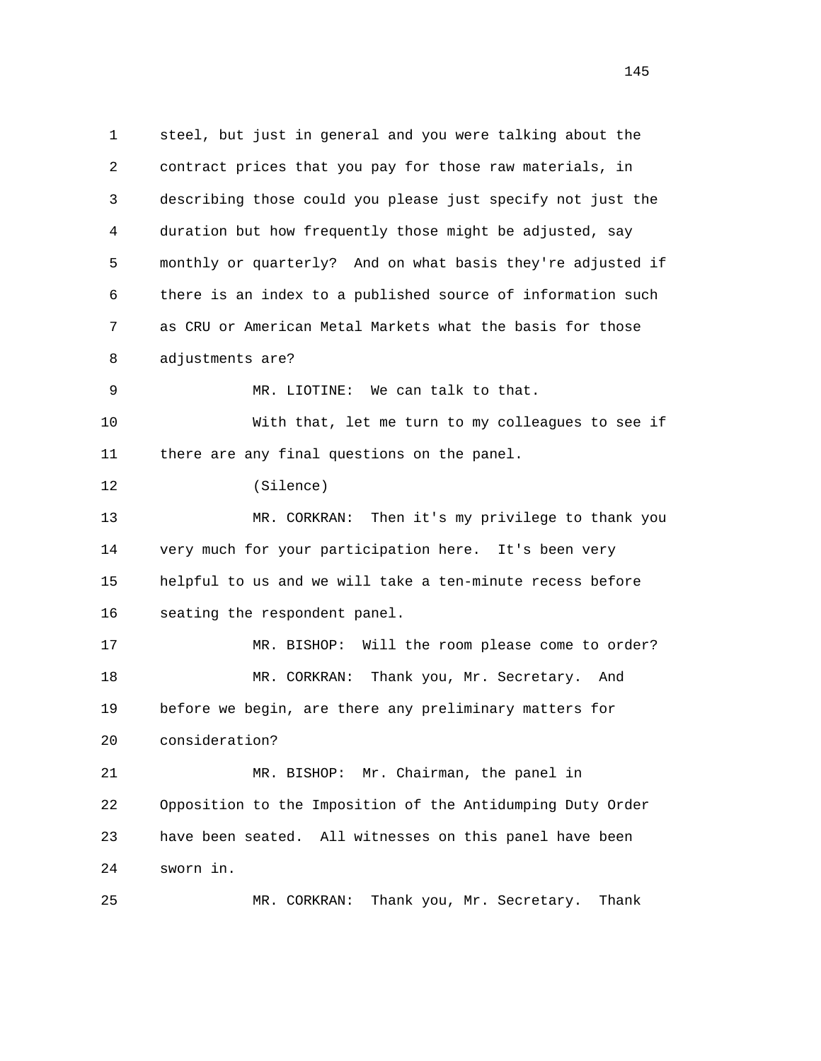1 steel, but just in general and you were talking about the
2 contract prices that you pay for those raw materials, in
3 describing those could you please just specify not just the
4 duration but how frequently those might be adjusted, say
5 monthly or quarterly? And on what basis they're adjusted if
6 there is an index to a published source of information such
7 as CRU or American Metal Markets what the basis for those
8 adjustments are?

9 MR. LIOTINE: We can talk to that.

10 With that, let me turn to my colleagues to see if
11 there are any final questions on the panel.

12 (Silence)

13 MR. CORKRAN: Then it's my privilege to thank you
14 very much for your participation here. It's been very
15 helpful to us and we will take a ten-minute recess before
16 seating the respondent panel.

17 MR. BISHOP: Will the room please come to order?

18 MR. CORKRAN: Thank you, Mr. Secretary. And
19 before we begin, are there any preliminary matters for
20 consideration?

21 MR. BISHOP: Mr. Chairman, the panel in
22 Opposition to the Imposition of the Antidumping Duty Order
23 have been seated. All witnesses on this panel have been
24 sworn in.

25 MR. CORKRAN: Thank you, Mr. Secretary. Thank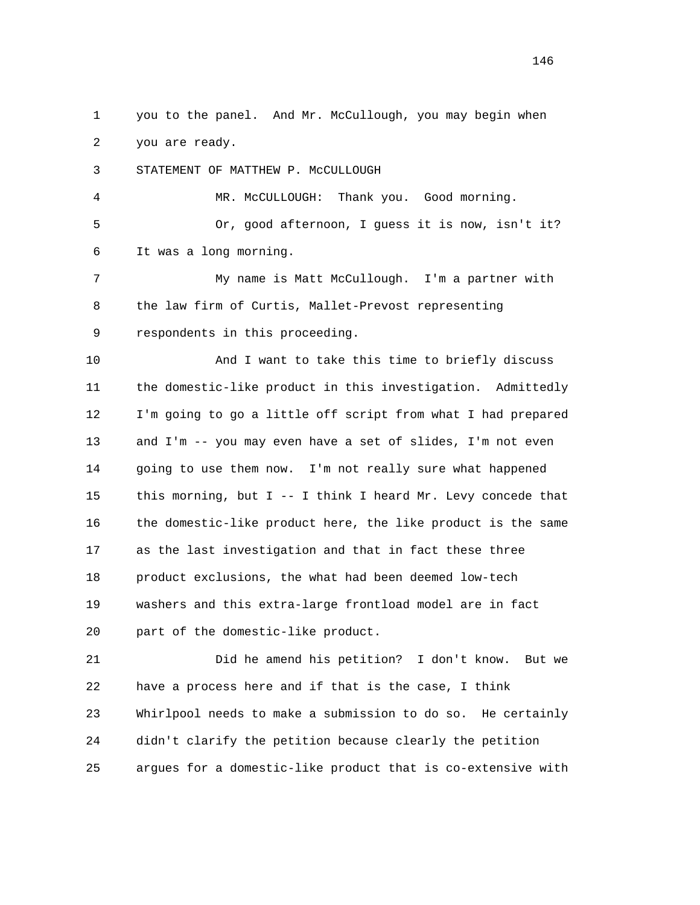you to the panel. And Mr. McCullough, you may begin when you are ready.

STATEMENT OF MATTHEW P. McCULLOUGH

MR. McCULLOUGH: Thank you. Good morning.

Or, good afternoon, I guess it is now, isn't it? It was a long morning.

My name is Matt McCullough. I'm a partner with the law firm of Curtis, Mallet-Prevost representing respondents in this proceeding.

And I want to take this time to briefly discuss the domestic-like product in this investigation. Admittedly I'm going to go a little off script from what I had prepared and I'm -- you may even have a set of slides, I'm not even going to use them now. I'm not really sure what happened this morning, but I -- I think I heard Mr. Levy concede that the domestic-like product here, the like product is the same as the last investigation and that in fact these three product exclusions, the what had been deemed low-tech washers and this extra-large frontload model are in fact part of the domestic-like product.

Did he amend his petition? I don't know. But we have a process here and if that is the case, I think Whirlpool needs to make a submission to do so. He certainly didn't clarify the petition because clearly the petition argues for a domestic-like product that is co-extensive with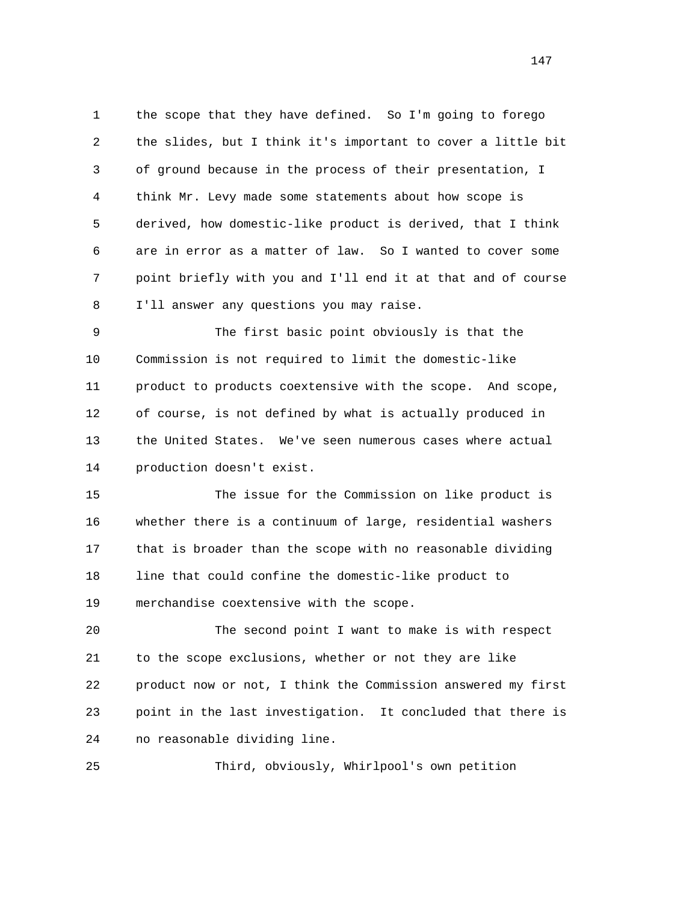the scope that they have defined. So I'm going to forego the slides, but I think it's important to cover a little bit of ground because in the process of their presentation, I think Mr. Levy made some statements about how scope is derived, how domestic-like product is derived, that I think are in error as a matter of law. So I wanted to cover some point briefly with you and I'll end it at that and of course I'll answer any questions you may raise.

The first basic point obviously is that the Commission is not required to limit the domestic-like product to products coextensive with the scope. And scope, of course, is not defined by what is actually produced in the United States. We've seen numerous cases where actual production doesn't exist.

The issue for the Commission on like product is whether there is a continuum of large, residential washers that is broader than the scope with no reasonable dividing line that could confine the domestic-like product to merchandise coextensive with the scope.

The second point I want to make is with respect to the scope exclusions, whether or not they are like product now or not, I think the Commission answered my first point in the last investigation. It concluded that there is no reasonable dividing line.

Third, obviously, Whirlpool's own petition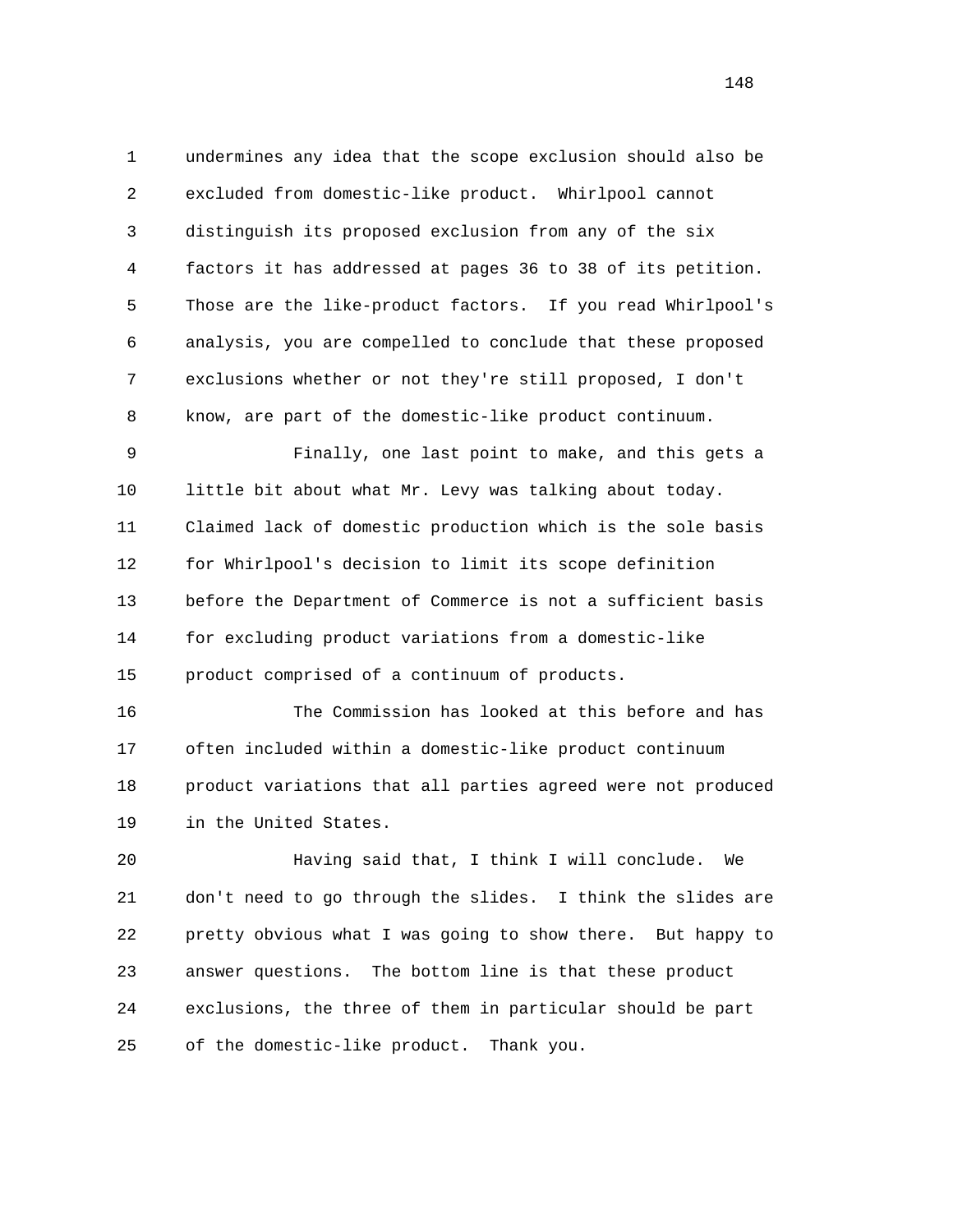undermines any idea that the scope exclusion should also be excluded from domestic-like product. Whirlpool cannot distinguish its proposed exclusion from any of the six factors it has addressed at pages 36 to 38 of its petition. Those are the like-product factors. If you read Whirlpool's analysis, you are compelled to conclude that these proposed exclusions whether or not they're still proposed, I don't know, are part of the domestic-like product continuum.

Finally, one last point to make, and this gets a little bit about what Mr. Levy was talking about today. Claimed lack of domestic production which is the sole basis for Whirlpool's decision to limit its scope definition before the Department of Commerce is not a sufficient basis for excluding product variations from a domestic-like product comprised of a continuum of products.

The Commission has looked at this before and has often included within a domestic-like product continuum product variations that all parties agreed were not produced in the United States.

Having said that, I think I will conclude. We don't need to go through the slides. I think the slides are pretty obvious what I was going to show there. But happy to answer questions. The bottom line is that these product exclusions, the three of them in particular should be part of the domestic-like product. Thank you.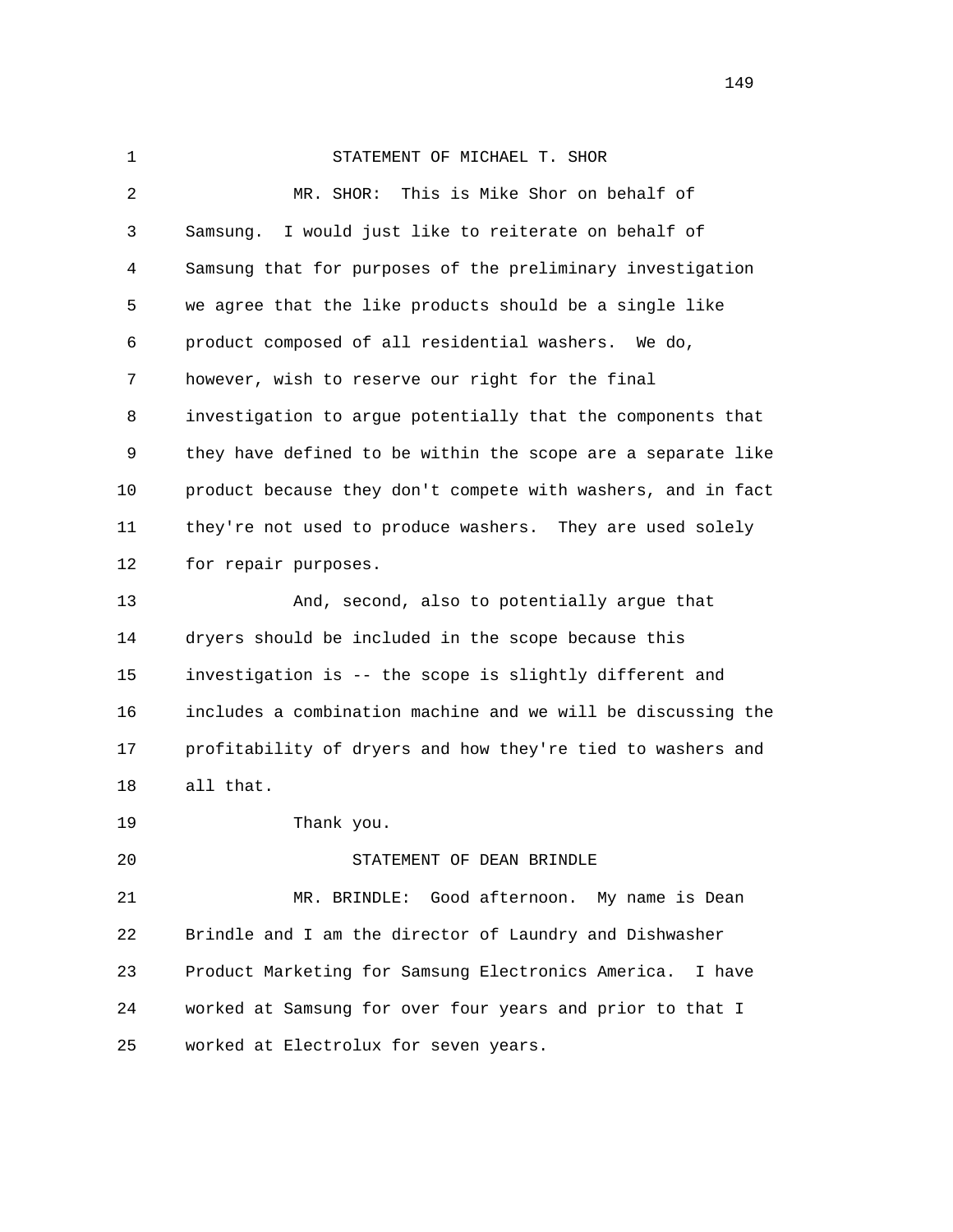STATEMENT OF MICHAEL T. SHOR

MR. SHOR: This is Mike Shor on behalf of Samsung. I would just like to reiterate on behalf of Samsung that for purposes of the preliminary investigation we agree that the like products should be a single like product composed of all residential washers. We do, however, wish to reserve our right for the final investigation to argue potentially that the components that they have defined to be within the scope are a separate like product because they don't compete with washers, and in fact they're not used to produce washers. They are used solely for repair purposes.

And, second, also to potentially argue that dryers should be included in the scope because this investigation is -- the scope is slightly different and includes a combination machine and we will be discussing the profitability of dryers and how they're tied to washers and all that.

Thank you.

STATEMENT OF DEAN BRINDLE

MR. BRINDLE: Good afternoon. My name is Dean Brindle and I am the director of Laundry and Dishwasher Product Marketing for Samsung Electronics America. I have worked at Samsung for over four years and prior to that I worked at Electrolux for seven years.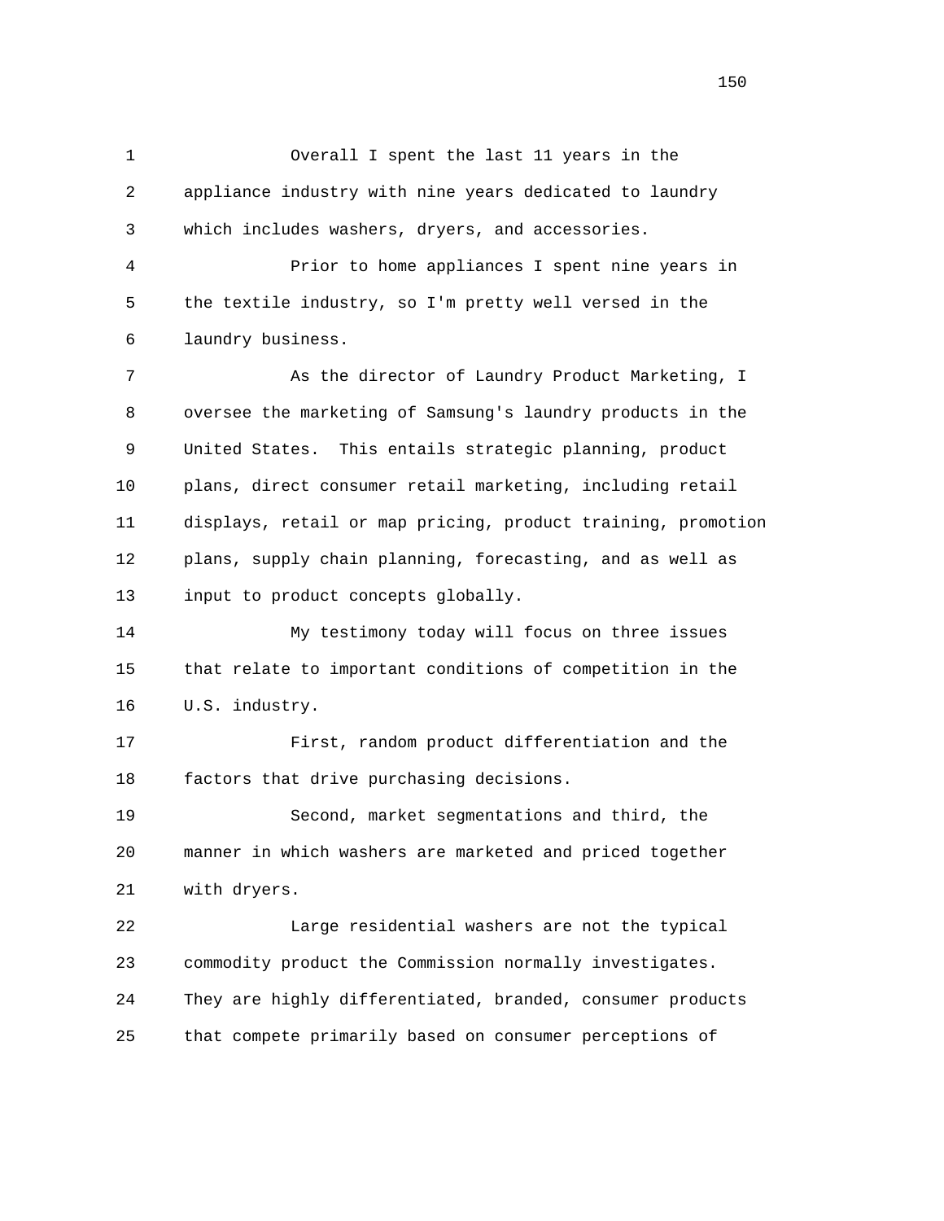Overall I spent the last 11 years in the appliance industry with nine years dedicated to laundry which includes washers, dryers, and accessories.

Prior to home appliances I spent nine years in the textile industry, so I'm pretty well versed in the laundry business.

As the director of Laundry Product Marketing, I oversee the marketing of Samsung's laundry products in the United States. This entails strategic planning, product plans, direct consumer retail marketing, including retail displays, retail or map pricing, product training, promotion plans, supply chain planning, forecasting, and as well as input to product concepts globally.

My testimony today will focus on three issues that relate to important conditions of competition in the U.S. industry.

First, random product differentiation and the factors that drive purchasing decisions.

Second, market segmentations and third, the manner in which washers are marketed and priced together with dryers.

Large residential washers are not the typical commodity product the Commission normally investigates. They are highly differentiated, branded, consumer products that compete primarily based on consumer perceptions of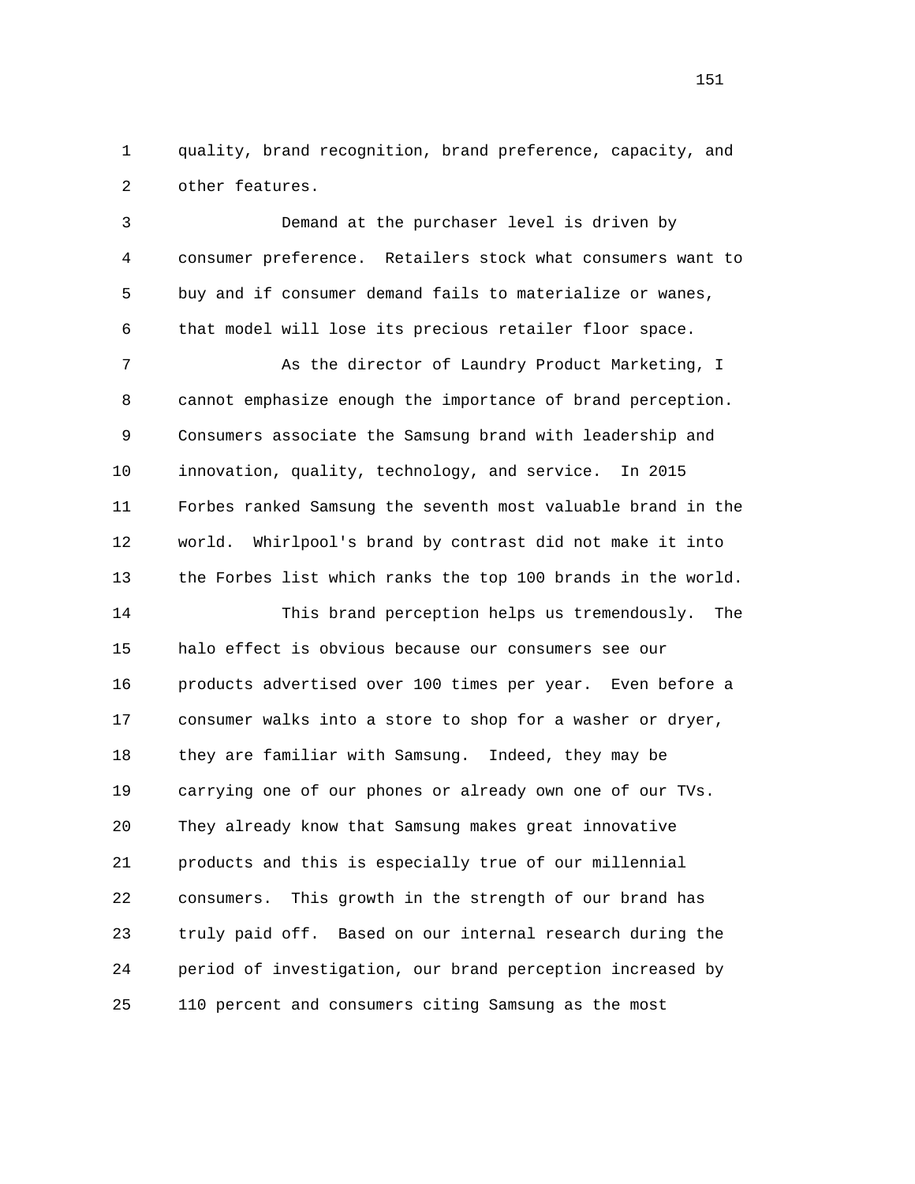quality, brand recognition, brand preference, capacity, and other features.

Demand at the purchaser level is driven by consumer preference. Retailers stock what consumers want to buy and if consumer demand fails to materialize or wanes, that model will lose its precious retailer floor space.

As the director of Laundry Product Marketing, I cannot emphasize enough the importance of brand perception. Consumers associate the Samsung brand with leadership and innovation, quality, technology, and service. In 2015 Forbes ranked Samsung the seventh most valuable brand in the world. Whirlpool's brand by contrast did not make it into the Forbes list which ranks the top 100 brands in the world.

This brand perception helps us tremendously. The halo effect is obvious because our consumers see our products advertised over 100 times per year. Even before a consumer walks into a store to shop for a washer or dryer, they are familiar with Samsung. Indeed, they may be carrying one of our phones or already own one of our TVs. They already know that Samsung makes great innovative products and this is especially true of our millennial consumers. This growth in the strength of our brand has truly paid off. Based on our internal research during the period of investigation, our brand perception increased by 110 percent and consumers citing Samsung as the most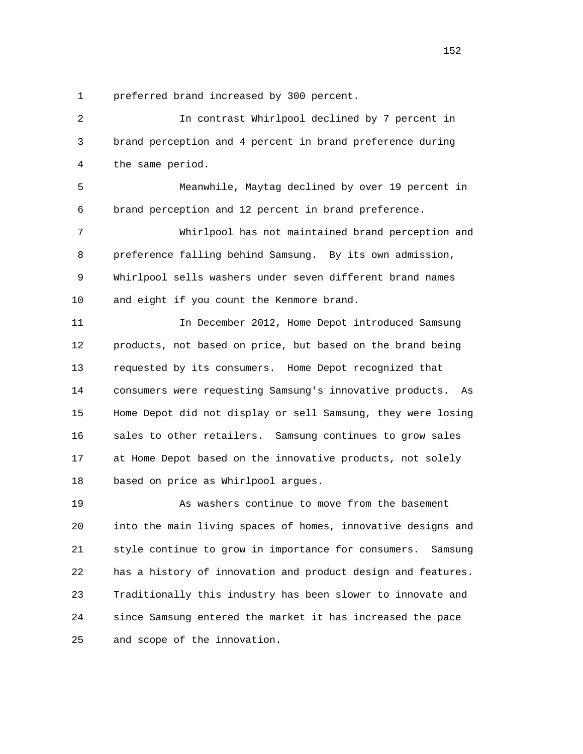preferred brand increased by 300 percent.

In contrast Whirlpool declined by 7 percent in brand perception and 4 percent in brand preference during the same period.

Meanwhile, Maytag declined by over 19 percent in brand perception and 12 percent in brand preference.

Whirlpool has not maintained brand perception and preference falling behind Samsung. By its own admission, Whirlpool sells washers under seven different brand names and eight if you count the Kenmore brand.

In December 2012, Home Depot introduced Samsung products, not based on price, but based on the brand being requested by its consumers. Home Depot recognized that consumers were requesting Samsung's innovative products. As Home Depot did not display or sell Samsung, they were losing sales to other retailers. Samsung continues to grow sales at Home Depot based on the innovative products, not solely based on price as Whirlpool argues.

As washers continue to move from the basement into the main living spaces of homes, innovative designs and style continue to grow in importance for consumers. Samsung has a history of innovation and product design and features. Traditionally this industry has been slower to innovate and since Samsung entered the market it has increased the pace and scope of the innovation.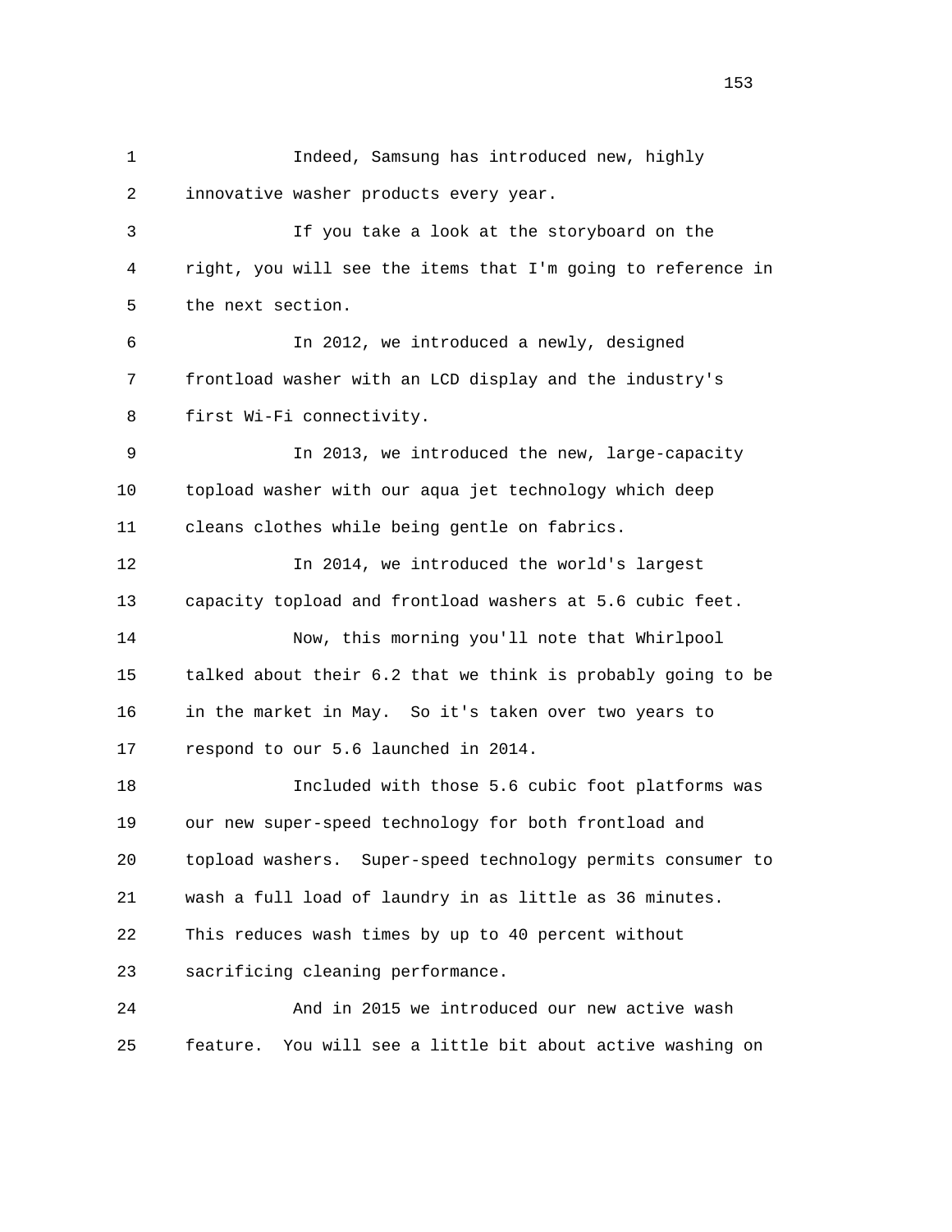1 Indeed, Samsung has introduced new, highly
2 innovative washer products every year.
3 If you take a look at the storyboard on the
4 right, you will see the items that I'm going to reference in
5 the next section.
6 In 2012, we introduced a newly, designed
7 frontload washer with an LCD display and the industry's
8 first Wi-Fi connectivity.
9 In 2013, we introduced the new, large-capacity
10 topload washer with our aqua jet technology which deep
11 cleans clothes while being gentle on fabrics.
12 In 2014, we introduced the world's largest
13 capacity topload and frontload washers at 5.6 cubic feet.
14 Now, this morning you'll note that Whirlpool
15 talked about their 6.2 that we think is probably going to be
16 in the market in May. So it's taken over two years to
17 respond to our 5.6 launched in 2014.
18 Included with those 5.6 cubic foot platforms was
19 our new super-speed technology for both frontload and
20 topload washers. Super-speed technology permits consumer to
21 wash a full load of laundry in as little as 36 minutes.
22 This reduces wash times by up to 40 percent without
23 sacrificing cleaning performance.
24 And in 2015 we introduced our new active wash
25 feature. You will see a little bit about active washing on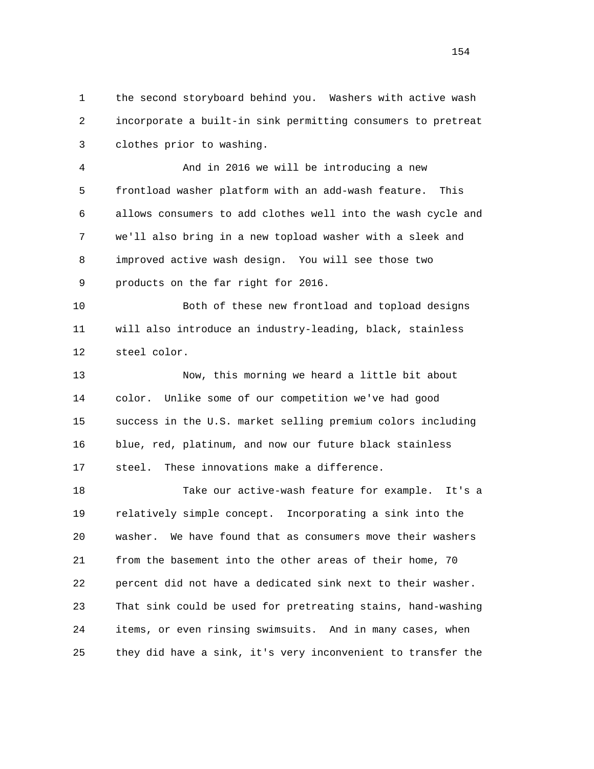the second storyboard behind you. Washers with active wash incorporate a built-in sink permitting consumers to pretreat clothes prior to washing.

And in 2016 we will be introducing a new frontload washer platform with an add-wash feature. This allows consumers to add clothes well into the wash cycle and we'll also bring in a new topload washer with a sleek and improved active wash design. You will see those two products on the far right for 2016.

Both of these new frontload and topload designs will also introduce an industry-leading, black, stainless steel color.

Now, this morning we heard a little bit about color. Unlike some of our competition we've had good success in the U.S. market selling premium colors including blue, red, platinum, and now our future black stainless steel. These innovations make a difference.

Take our active-wash feature for example. It's a relatively simple concept. Incorporating a sink into the washer. We have found that as consumers move their washers from the basement into the other areas of their home, 70 percent did not have a dedicated sink next to their washer. That sink could be used for pretreating stains, hand-washing items, or even rinsing swimsuits. And in many cases, when they did have a sink, it's very inconvenient to transfer the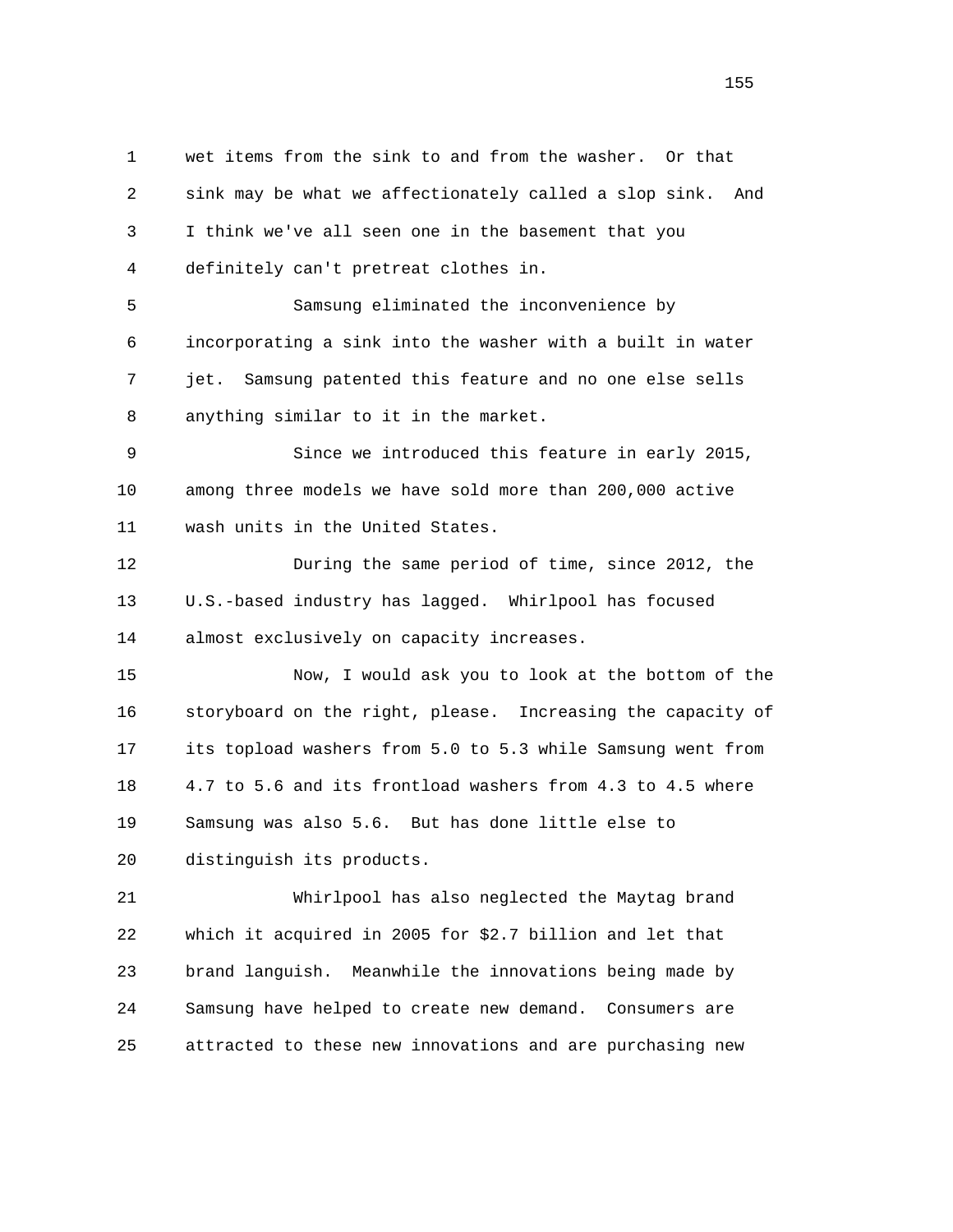wet items from the sink to and from the washer. Or that sink may be what we affectionately called a slop sink. And I think we've all seen one in the basement that you definitely can't pretreat clothes in.

Samsung eliminated the inconvenience by incorporating a sink into the washer with a built in water jet. Samsung patented this feature and no one else sells anything similar to it in the market.

Since we introduced this feature in early 2015, among three models we have sold more than 200,000 active wash units in the United States.

During the same period of time, since 2012, the U.S.-based industry has lagged. Whirlpool has focused almost exclusively on capacity increases.

Now, I would ask you to look at the bottom of the storyboard on the right, please. Increasing the capacity of its topload washers from 5.0 to 5.3 while Samsung went from 4.7 to 5.6 and its frontload washers from 4.3 to 4.5 where Samsung was also 5.6. But has done little else to distinguish its products.

Whirlpool has also neglected the Maytag brand which it acquired in 2005 for $2.7 billion and let that brand languish. Meanwhile the innovations being made by Samsung have helped to create new demand. Consumers are attracted to these new innovations and are purchasing new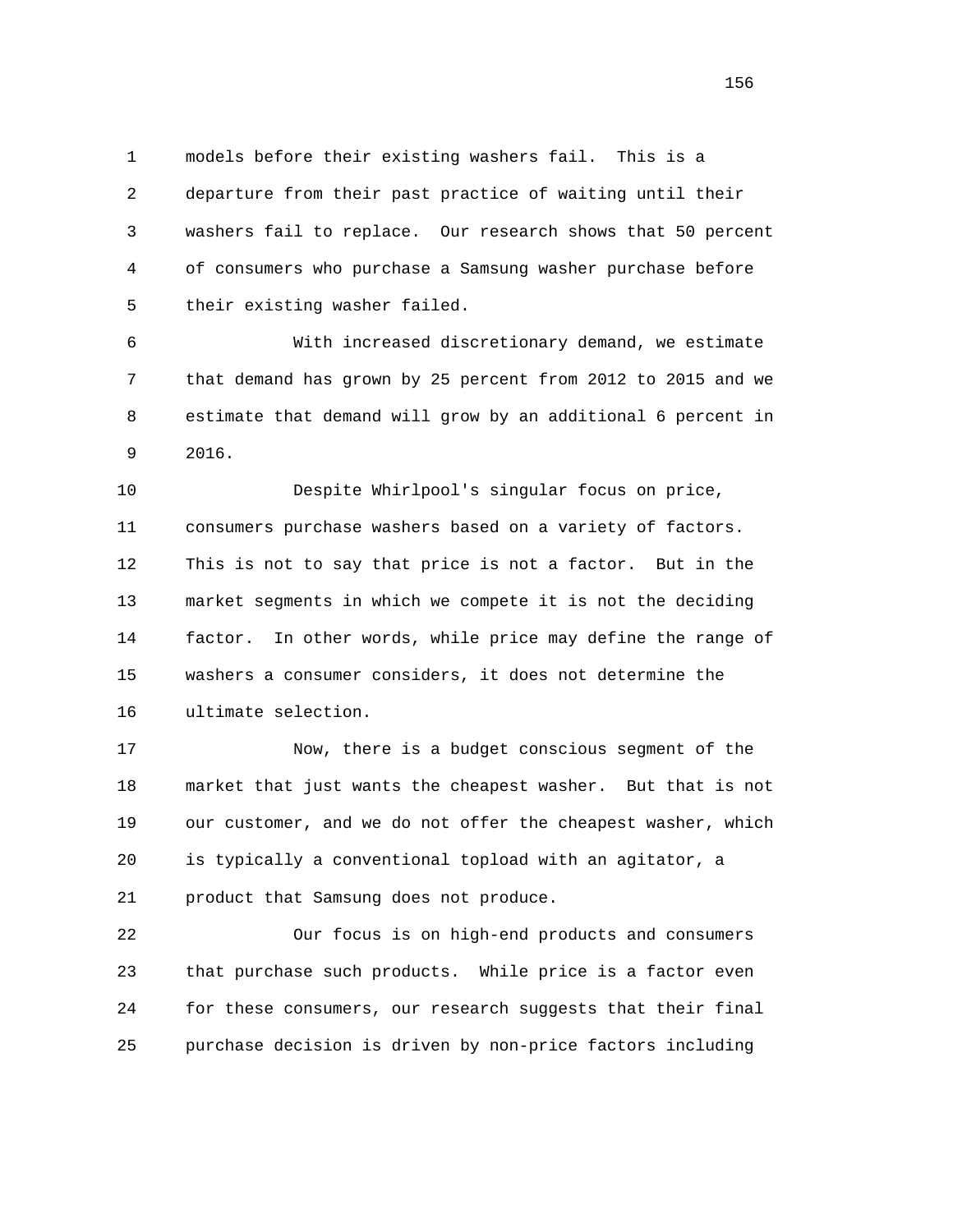models before their existing washers fail. This is a departure from their past practice of waiting until their washers fail to replace. Our research shows that 50 percent of consumers who purchase a Samsung washer purchase before their existing washer failed.

With increased discretionary demand, we estimate that demand has grown by 25 percent from 2012 to 2015 and we estimate that demand will grow by an additional 6 percent in 2016.

Despite Whirlpool's singular focus on price, consumers purchase washers based on a variety of factors. This is not to say that price is not a factor. But in the market segments in which we compete it is not the deciding factor. In other words, while price may define the range of washers a consumer considers, it does not determine the ultimate selection.

Now, there is a budget conscious segment of the market that just wants the cheapest washer. But that is not our customer, and we do not offer the cheapest washer, which is typically a conventional topload with an agitator, a product that Samsung does not produce.

Our focus is on high-end products and consumers that purchase such products. While price is a factor even for these consumers, our research suggests that their final purchase decision is driven by non-price factors including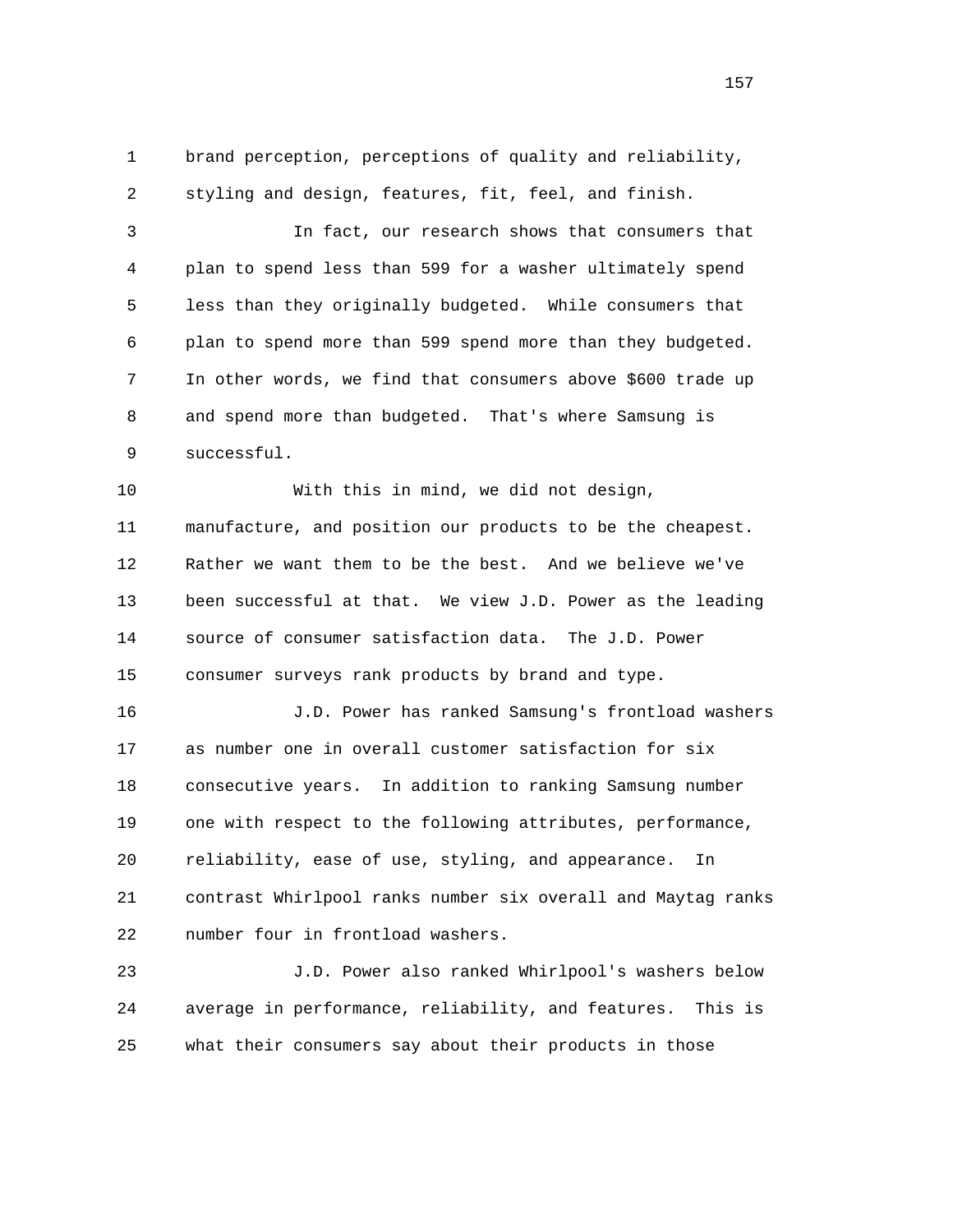brand perception, perceptions of quality and reliability, styling and design, features, fit, feel, and finish.

In fact, our research shows that consumers that plan to spend less than 599 for a washer ultimately spend less than they originally budgeted. While consumers that plan to spend more than 599 spend more than they budgeted. In other words, we find that consumers above $600 trade up and spend more than budgeted. That's where Samsung is successful.

With this in mind, we did not design, manufacture, and position our products to be the cheapest. Rather we want them to be the best. And we believe we've been successful at that. We view J.D. Power as the leading source of consumer satisfaction data. The J.D. Power consumer surveys rank products by brand and type.

J.D. Power has ranked Samsung's frontload washers as number one in overall customer satisfaction for six consecutive years. In addition to ranking Samsung number one with respect to the following attributes, performance, reliability, ease of use, styling, and appearance. In contrast Whirlpool ranks number six overall and Maytag ranks number four in frontload washers.

J.D. Power also ranked Whirlpool's washers below average in performance, reliability, and features. This is what their consumers say about their products in those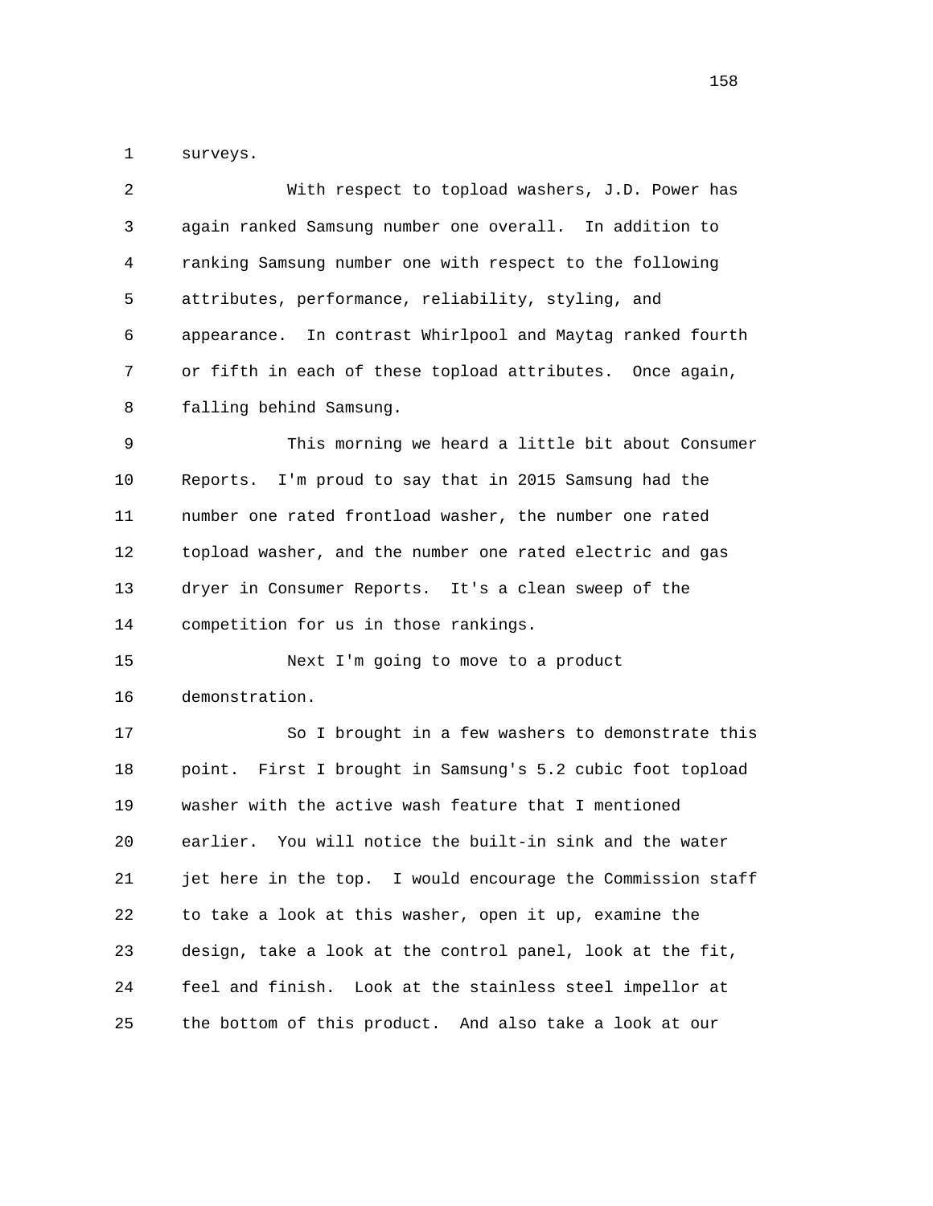surveys.

With respect to topload washers, J.D. Power has again ranked Samsung number one overall. In addition to ranking Samsung number one with respect to the following attributes, performance, reliability, styling, and appearance. In contrast Whirlpool and Maytag ranked fourth or fifth in each of these topload attributes. Once again, falling behind Samsung.

This morning we heard a little bit about Consumer Reports. I'm proud to say that in 2015 Samsung had the number one rated frontload washer, the number one rated topload washer, and the number one rated electric and gas dryer in Consumer Reports. It's a clean sweep of the competition for us in those rankings.

Next I'm going to move to a product demonstration.

So I brought in a few washers to demonstrate this point. First I brought in Samsung's 5.2 cubic foot topload washer with the active wash feature that I mentioned earlier. You will notice the built-in sink and the water jet here in the top. I would encourage the Commission staff to take a look at this washer, open it up, examine the design, take a look at the control panel, look at the fit, feel and finish. Look at the stainless steel impellor at the bottom of this product. And also take a look at our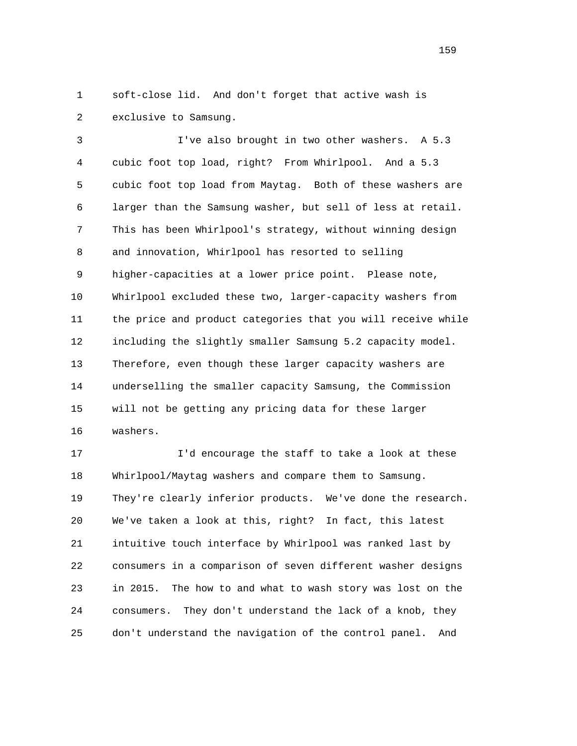1 soft-close lid. And don't forget that active wash is
2 exclusive to Samsung.

3 I've also brought in two other washers. A 5.3
4 cubic foot top load, right? From Whirlpool. And a 5.3
5 cubic foot top load from Maytag. Both of these washers are
6 larger than the Samsung washer, but sell of less at retail.
7 This has been Whirlpool's strategy, without winning design
8 and innovation, Whirlpool has resorted to selling
9 higher-capacities at a lower price point. Please note,
10 Whirlpool excluded these two, larger-capacity washers from
11 the price and product categories that you will receive while
12 including the slightly smaller Samsung 5.2 capacity model.
13 Therefore, even though these larger capacity washers are
14 underselling the smaller capacity Samsung, the Commission
15 will not be getting any pricing data for these larger
16 washers.

17 I'd encourage the staff to take a look at these
18 Whirlpool/Maytag washers and compare them to Samsung.
19 They're clearly inferior products. We've done the research.
20 We've taken a look at this, right? In fact, this latest
21 intuitive touch interface by Whirlpool was ranked last by
22 consumers in a comparison of seven different washer designs
23 in 2015. The how to and what to wash story was lost on the
24 consumers. They don't understand the lack of a knob, they
25 don't understand the navigation of the control panel. And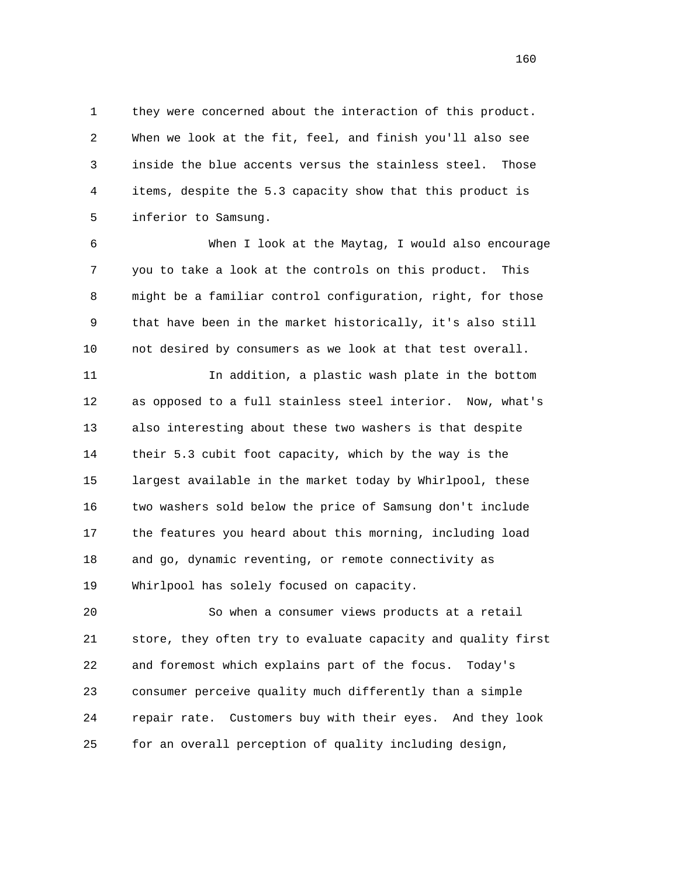they were concerned about the interaction of this product. When we look at the fit, feel, and finish you'll also see inside the blue accents versus the stainless steel. Those items, despite the 5.3 capacity show that this product is inferior to Samsung.

When I look at the Maytag, I would also encourage you to take a look at the controls on this product. This might be a familiar control configuration, right, for those that have been in the market historically, it's also still not desired by consumers as we look at that test overall.

In addition, a plastic wash plate in the bottom as opposed to a full stainless steel interior. Now, what's also interesting about these two washers is that despite their 5.3 cubit foot capacity, which by the way is the largest available in the market today by Whirlpool, these two washers sold below the price of Samsung don't include the features you heard about this morning, including load and go, dynamic reventing, or remote connectivity as Whirlpool has solely focused on capacity.

So when a consumer views products at a retail store, they often try to evaluate capacity and quality first and foremost which explains part of the focus. Today's consumer perceive quality much differently than a simple repair rate. Customers buy with their eyes. And they look for an overall perception of quality including design,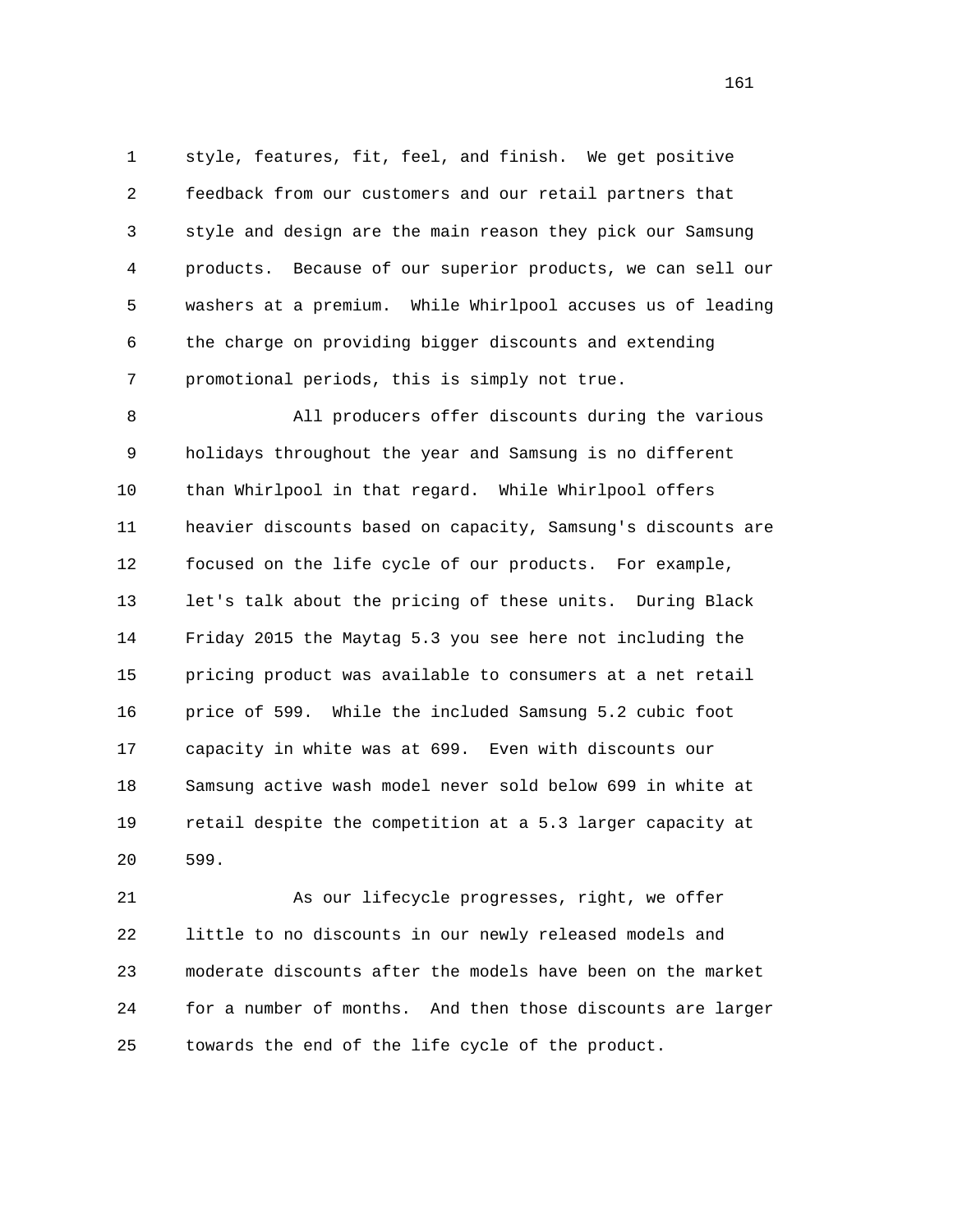style, features, fit, feel, and finish. We get positive feedback from our customers and our retail partners that style and design are the main reason they pick our Samsung products. Because of our superior products, we can sell our washers at a premium. While Whirlpool accuses us of leading the charge on providing bigger discounts and extending promotional periods, this is simply not true.

All producers offer discounts during the various holidays throughout the year and Samsung is no different than Whirlpool in that regard. While Whirlpool offers heavier discounts based on capacity, Samsung's discounts are focused on the life cycle of our products. For example, let's talk about the pricing of these units. During Black Friday 2015 the Maytag 5.3 you see here not including the pricing product was available to consumers at a net retail price of 599. While the included Samsung 5.2 cubic foot capacity in white was at 699. Even with discounts our Samsung active wash model never sold below 699 in white at retail despite the competition at a 5.3 larger capacity at 599.

As our lifecycle progresses, right, we offer little to no discounts in our newly released models and moderate discounts after the models have been on the market for a number of months. And then those discounts are larger towards the end of the life cycle of the product.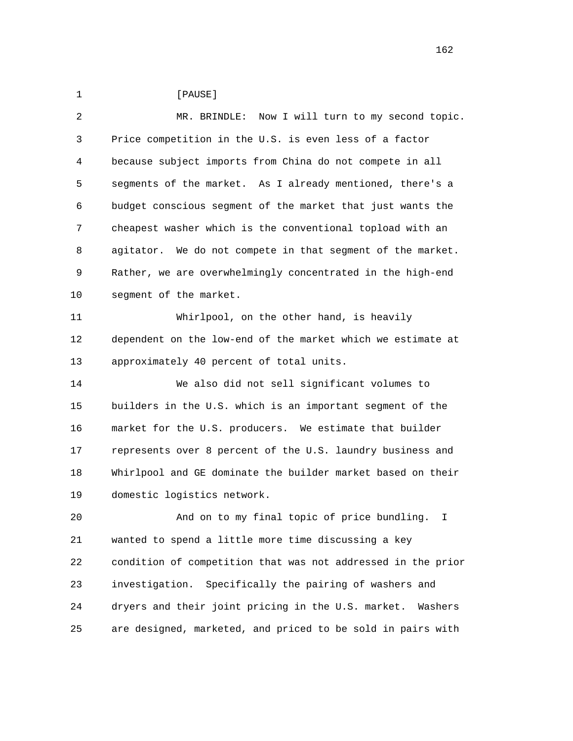[PAUSE]

MR. BRINDLE: Now I will turn to my second topic. Price competition in the U.S. is even less of a factor because subject imports from China do not compete in all segments of the market. As I already mentioned, there's a budget conscious segment of the market that just wants the cheapest washer which is the conventional topload with an agitator. We do not compete in that segment of the market. Rather, we are overwhelmingly concentrated in the high-end segment of the market.

Whirlpool, on the other hand, is heavily dependent on the low-end of the market which we estimate at approximately 40 percent of total units.

We also did not sell significant volumes to builders in the U.S. which is an important segment of the market for the U.S. producers. We estimate that builder represents over 8 percent of the U.S. laundry business and Whirlpool and GE dominate the builder market based on their domestic logistics network.

And on to my final topic of price bundling. I wanted to spend a little more time discussing a key condition of competition that was not addressed in the prior investigation. Specifically the pairing of washers and dryers and their joint pricing in the U.S. market. Washers are designed, marketed, and priced to be sold in pairs with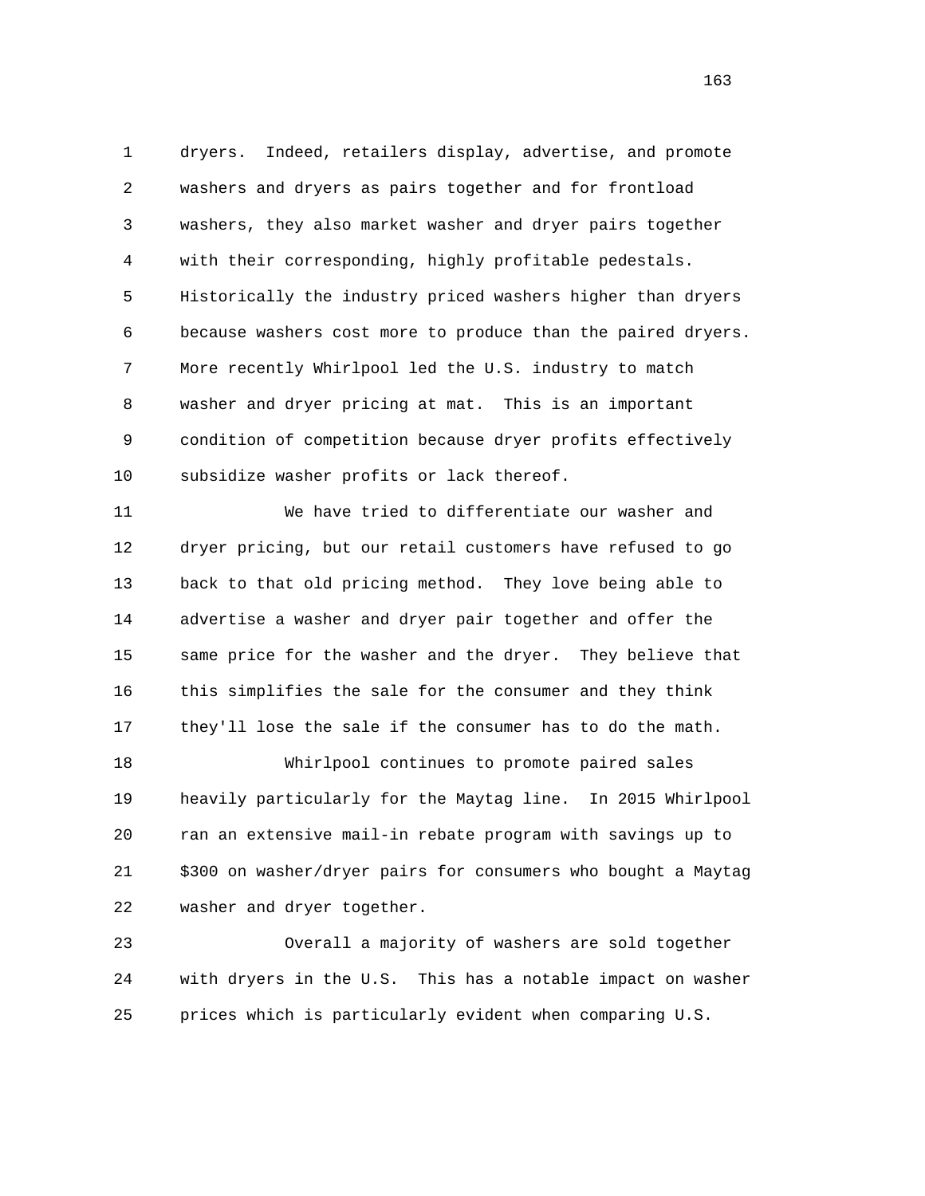dryers. Indeed, retailers display, advertise, and promote washers and dryers as pairs together and for frontload washers, they also market washer and dryer pairs together with their corresponding, highly profitable pedestals. Historically the industry priced washers higher than dryers because washers cost more to produce than the paired dryers. More recently Whirlpool led the U.S. industry to match washer and dryer pricing at mat. This is an important condition of competition because dryer profits effectively subsidize washer profits or lack thereof.

We have tried to differentiate our washer and dryer pricing, but our retail customers have refused to go back to that old pricing method. They love being able to advertise a washer and dryer pair together and offer the same price for the washer and the dryer. They believe that this simplifies the sale for the consumer and they think they'll lose the sale if the consumer has to do the math.

Whirlpool continues to promote paired sales heavily particularly for the Maytag line. In 2015 Whirlpool ran an extensive mail-in rebate program with savings up to $300 on washer/dryer pairs for consumers who bought a Maytag washer and dryer together.

Overall a majority of washers are sold together with dryers in the U.S. This has a notable impact on washer prices which is particularly evident when comparing U.S.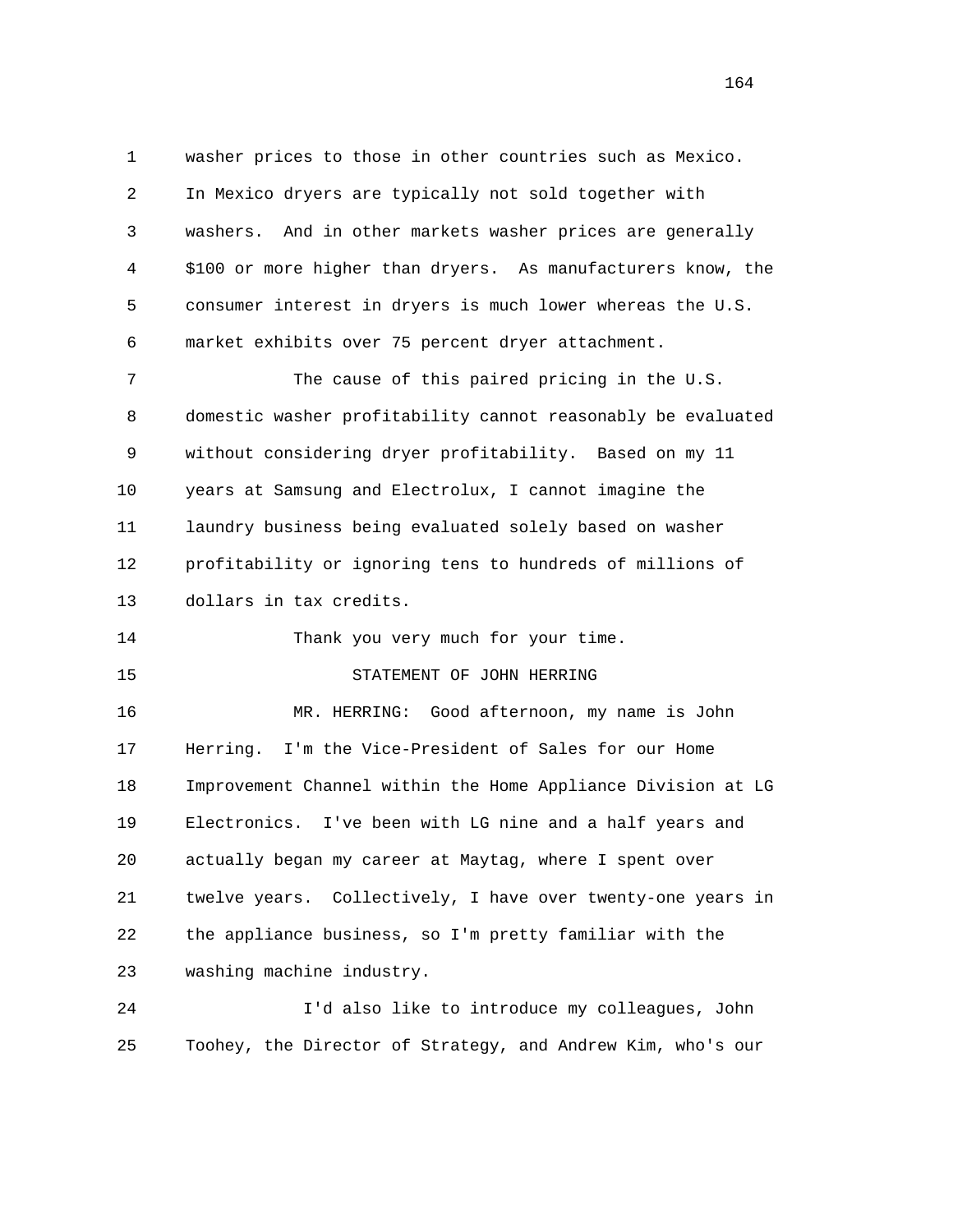washer prices to those in other countries such as Mexico. In Mexico dryers are typically not sold together with washers. And in other markets washer prices are generally $100 or more higher than dryers. As manufacturers know, the consumer interest in dryers is much lower whereas the U.S. market exhibits over 75 percent dryer attachment.

The cause of this paired pricing in the U.S. domestic washer profitability cannot reasonably be evaluated without considering dryer profitability. Based on my 11 years at Samsung and Electrolux, I cannot imagine the laundry business being evaluated solely based on washer profitability or ignoring tens to hundreds of millions of dollars in tax credits.

Thank you very much for your time.

STATEMENT OF JOHN HERRING

MR. HERRING: Good afternoon, my name is John Herring. I'm the Vice-President of Sales for our Home Improvement Channel within the Home Appliance Division at LG Electronics. I've been with LG nine and a half years and actually began my career at Maytag, where I spent over twelve years. Collectively, I have over twenty-one years in the appliance business, so I'm pretty familiar with the washing machine industry.

I'd also like to introduce my colleagues, John Toohey, the Director of Strategy, and Andrew Kim, who's our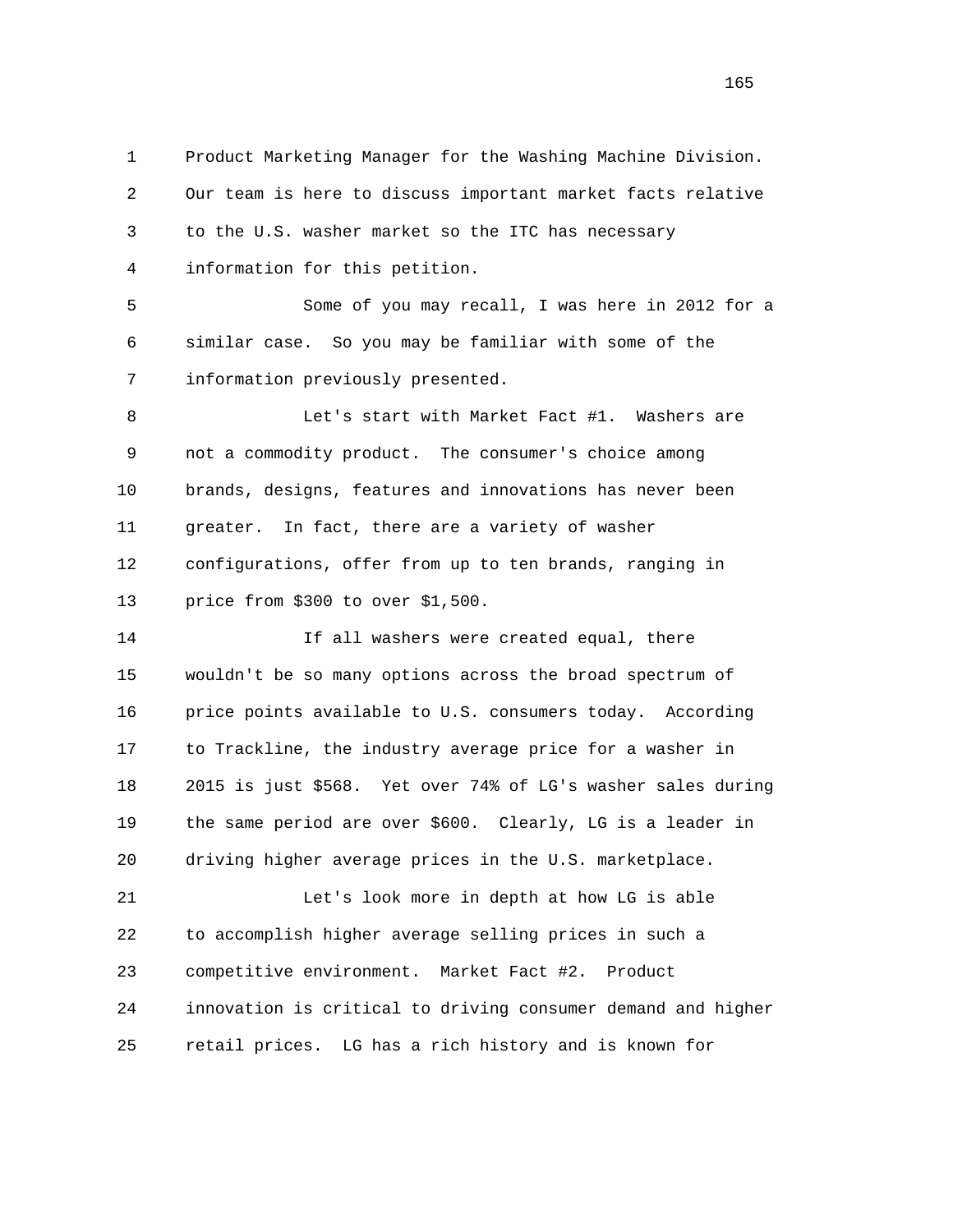Product Marketing Manager for the Washing Machine Division. Our team is here to discuss important market facts relative to the U.S. washer market so the ITC has necessary information for this petition.

Some of you may recall, I was here in 2012 for a similar case. So you may be familiar with some of the information previously presented.

Let's start with Market Fact #1. Washers are not a commodity product. The consumer's choice among brands, designs, features and innovations has never been greater. In fact, there are a variety of washer configurations, offer from up to ten brands, ranging in price from $300 to over $1,500.

If all washers were created equal, there wouldn't be so many options across the broad spectrum of price points available to U.S. consumers today. According to Trackline, the industry average price for a washer in 2015 is just $568. Yet over 74% of LG's washer sales during the same period are over $600. Clearly, LG is a leader in driving higher average prices in the U.S. marketplace.

Let's look more in depth at how LG is able to accomplish higher average selling prices in such a competitive environment. Market Fact #2. Product innovation is critical to driving consumer demand and higher retail prices. LG has a rich history and is known for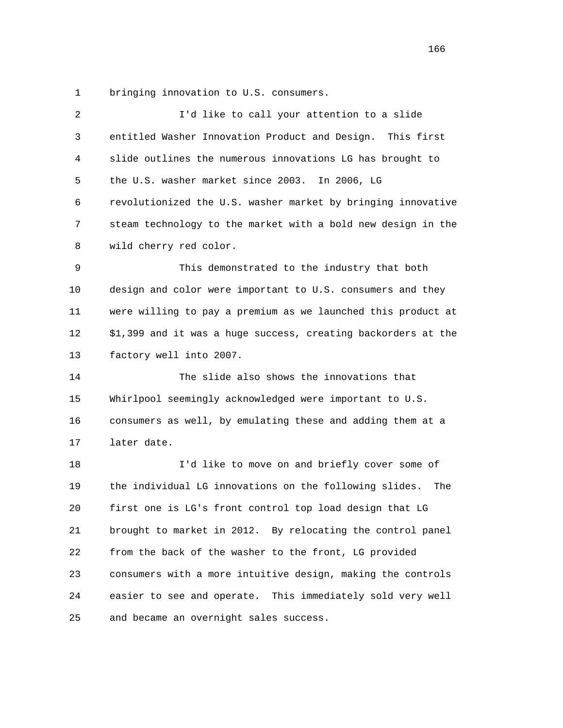bringing innovation to U.S. consumers.

I'd like to call your attention to a slide entitled Washer Innovation Product and Design. This first slide outlines the numerous innovations LG has brought to the U.S. washer market since 2003. In 2006, LG revolutionized the U.S. washer market by bringing innovative steam technology to the market with a bold new design in the wild cherry red color.

This demonstrated to the industry that both design and color were important to U.S. consumers and they were willing to pay a premium as we launched this product at $1,399 and it was a huge success, creating backorders at the factory well into 2007.

The slide also shows the innovations that Whirlpool seemingly acknowledged were important to U.S. consumers as well, by emulating these and adding them at a later date.

I'd like to move on and briefly cover some of the individual LG innovations on the following slides. The first one is LG's front control top load design that LG brought to market in 2012. By relocating the control panel from the back of the washer to the front, LG provided consumers with a more intuitive design, making the controls easier to see and operate. This immediately sold very well and became an overnight sales success.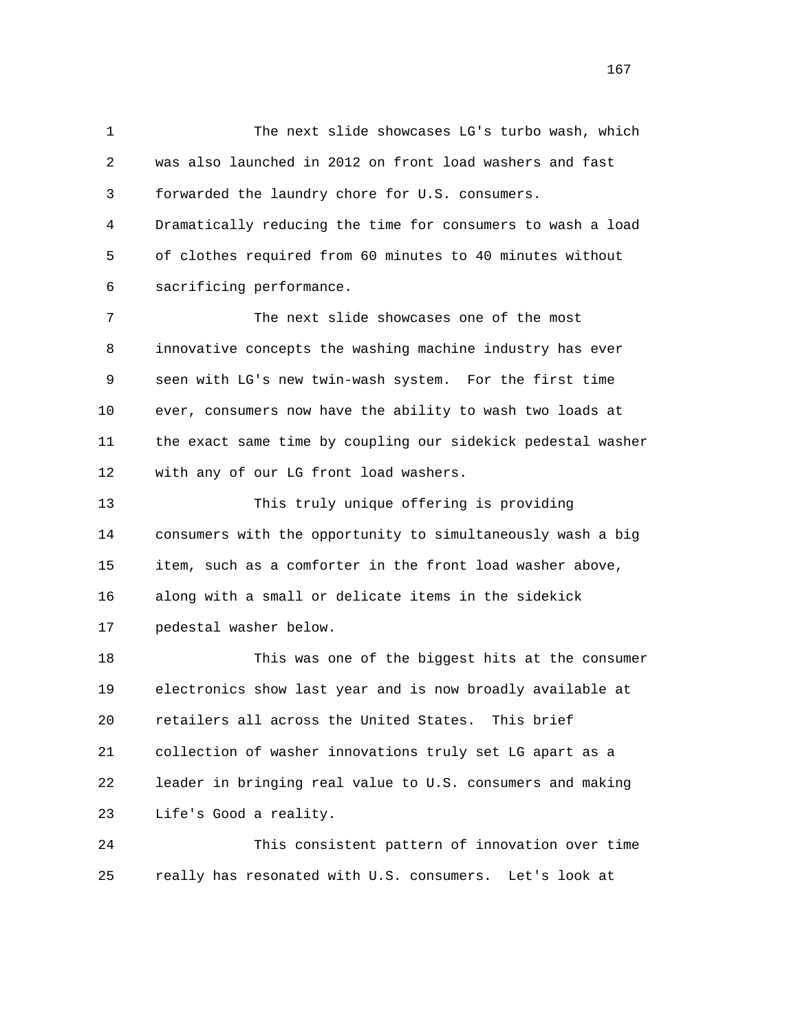The next slide showcases LG's turbo wash, which was also launched in 2012 on front load washers and fast forwarded the laundry chore for U.S. consumers. Dramatically reducing the time for consumers to wash a load of clothes required from 60 minutes to 40 minutes without sacrificing performance.

The next slide showcases one of the most innovative concepts the washing machine industry has ever seen with LG's new twin-wash system. For the first time ever, consumers now have the ability to wash two loads at the exact same time by coupling our sidekick pedestal washer with any of our LG front load washers.

This truly unique offering is providing consumers with the opportunity to simultaneously wash a big item, such as a comforter in the front load washer above, along with a small or delicate items in the sidekick pedestal washer below.

This was one of the biggest hits at the consumer electronics show last year and is now broadly available at retailers all across the United States. This brief collection of washer innovations truly set LG apart as a leader in bringing real value to U.S. consumers and making Life's Good a reality.

This consistent pattern of innovation over time really has resonated with U.S. consumers. Let's look at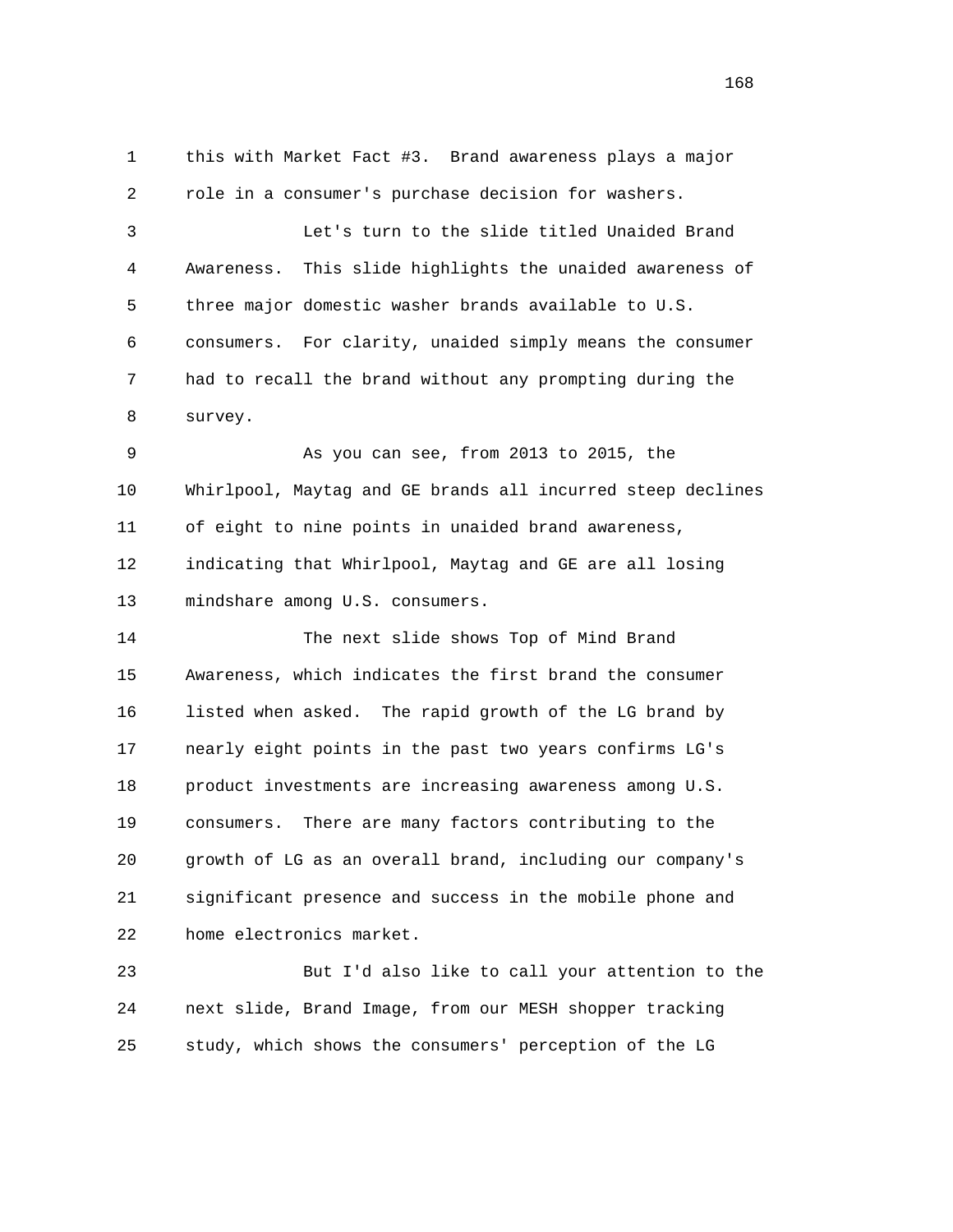1 this with Market Fact #3. Brand awareness plays a major
2 role in a consumer's purchase decision for washers.

3 Let's turn to the slide titled Unaided Brand
4 Awareness. This slide highlights the unaided awareness of
5 three major domestic washer brands available to U.S.
6 consumers. For clarity, unaided simply means the consumer
7 had to recall the brand without any prompting during the
8 survey.

9 As you can see, from 2013 to 2015, the
10 Whirlpool, Maytag and GE brands all incurred steep declines
11 of eight to nine points in unaided brand awareness,
12 indicating that Whirlpool, Maytag and GE are all losing
13 mindshare among U.S. consumers.

14 The next slide shows Top of Mind Brand
15 Awareness, which indicates the first brand the consumer
16 listed when asked. The rapid growth of the LG brand by
17 nearly eight points in the past two years confirms LG's
18 product investments are increasing awareness among U.S.
19 consumers. There are many factors contributing to the
20 growth of LG as an overall brand, including our company's
21 significant presence and success in the mobile phone and
22 home electronics market.

23 But I'd also like to call your attention to the
24 next slide, Brand Image, from our MESH shopper tracking
25 study, which shows the consumers' perception of the LG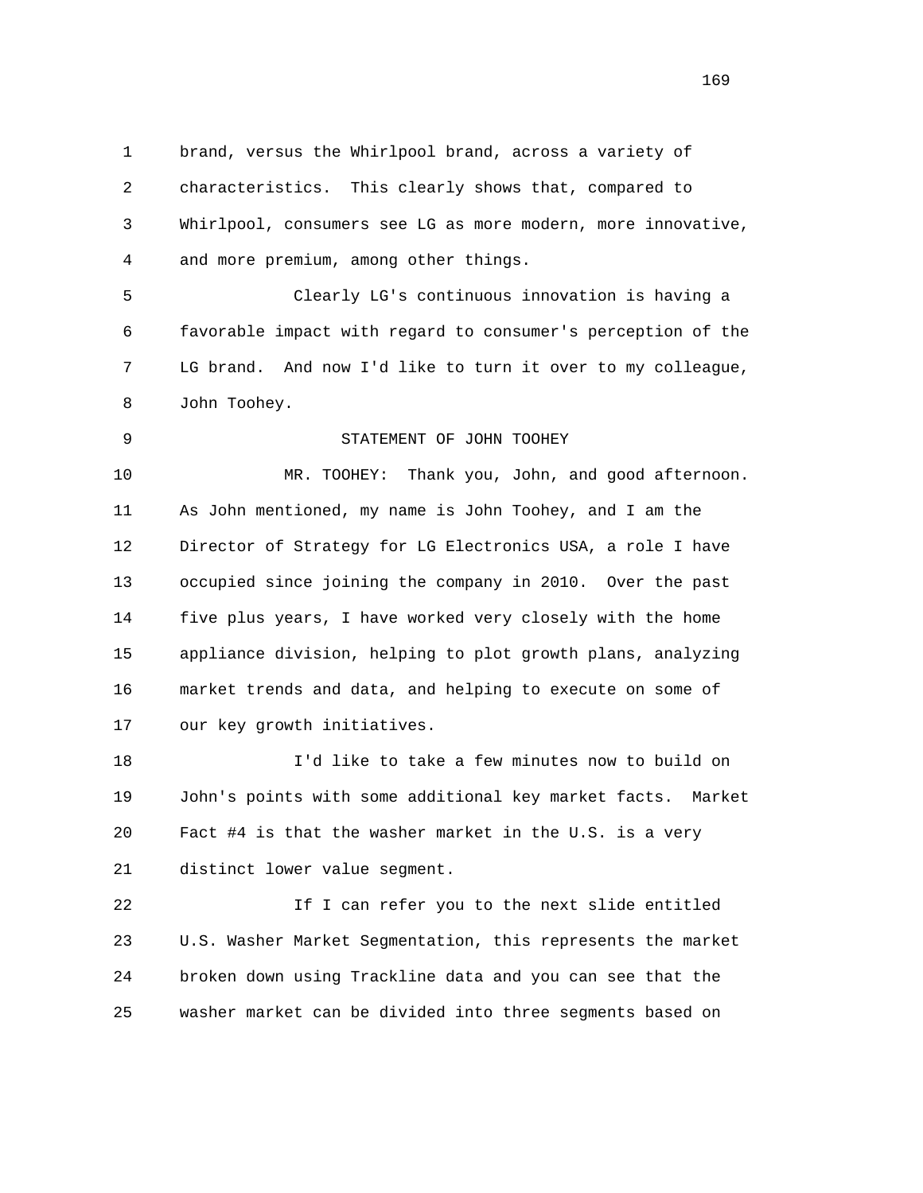brand, versus the Whirlpool brand, across a variety of characteristics. This clearly shows that, compared to Whirlpool, consumers see LG as more modern, more innovative, and more premium, among other things.

Clearly LG's continuous innovation is having a favorable impact with regard to consumer's perception of the LG brand. And now I'd like to turn it over to my colleague, John Toohey.

STATEMENT OF JOHN TOOHEY

MR. TOOHEY: Thank you, John, and good afternoon. As John mentioned, my name is John Toohey, and I am the Director of Strategy for LG Electronics USA, a role I have occupied since joining the company in 2010. Over the past five plus years, I have worked very closely with the home appliance division, helping to plot growth plans, analyzing market trends and data, and helping to execute on some of our key growth initiatives.

I'd like to take a few minutes now to build on John's points with some additional key market facts. Market Fact #4 is that the washer market in the U.S. is a very distinct lower value segment.

If I can refer you to the next slide entitled U.S. Washer Market Segmentation, this represents the market broken down using Trackline data and you can see that the washer market can be divided into three segments based on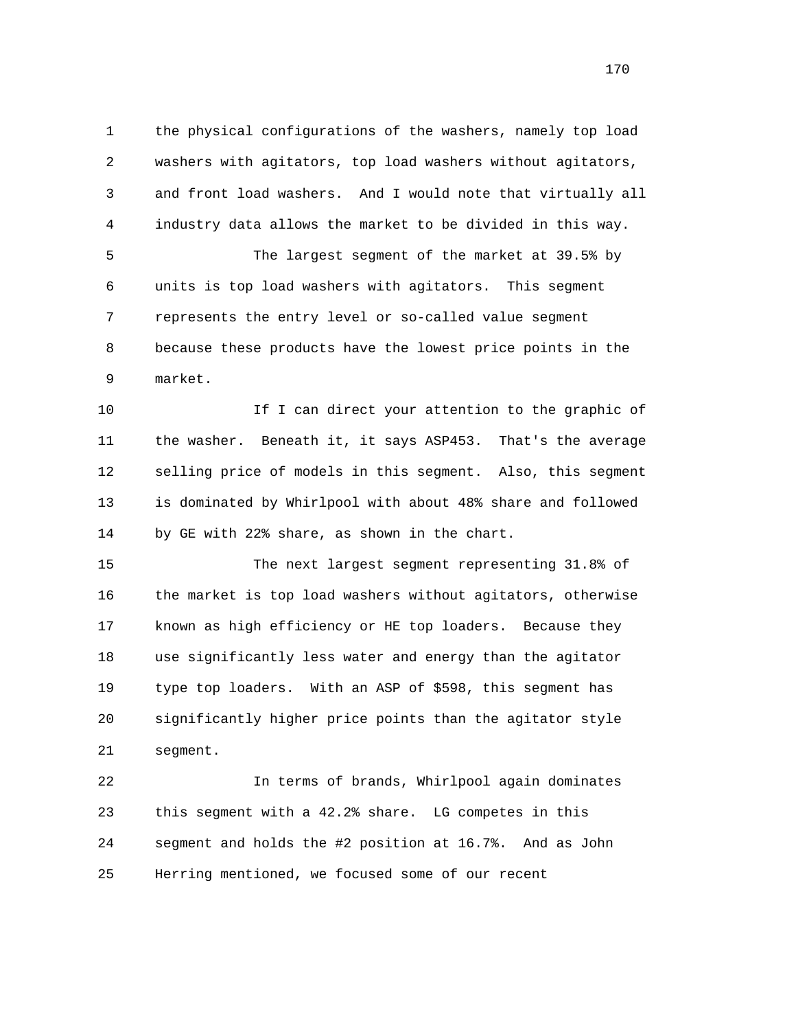1 the physical configurations of the washers, namely top load
2 washers with agitators, top load washers without agitators,
3 and front load washers. And I would note that virtually all
4 industry data allows the market to be divided in this way.
5 The largest segment of the market at 39.5% by
6 units is top load washers with agitators. This segment
7 represents the entry level or so-called value segment
8 because these products have the lowest price points in the
9 market.
10 If I can direct your attention to the graphic of
11 the washer. Beneath it, it says ASP453. That's the average
12 selling price of models in this segment. Also, this segment
13 is dominated by Whirlpool with about 48% share and followed
14 by GE with 22% share, as shown in the chart.
15 The next largest segment representing 31.8% of
16 the market is top load washers without agitators, otherwise
17 known as high efficiency or HE top loaders. Because they
18 use significantly less water and energy than the agitator
19 type top loaders. With an ASP of $598, this segment has
20 significantly higher price points than the agitator style
21 segment.
22 In terms of brands, Whirlpool again dominates
23 this segment with a 42.2% share. LG competes in this
24 segment and holds the #2 position at 16.7%. And as John
25 Herring mentioned, we focused some of our recent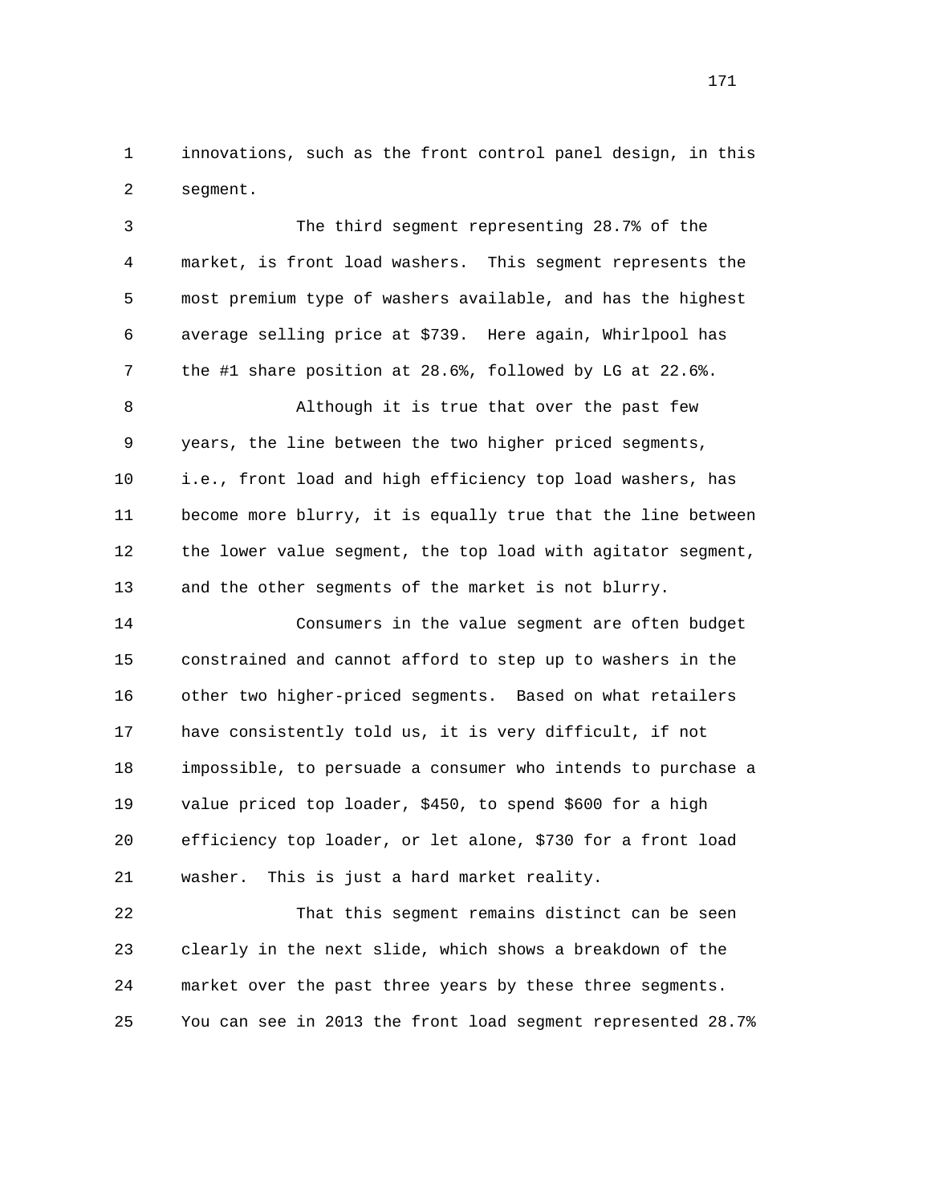innovations, such as the front control panel design, in this segment.

The third segment representing 28.7% of the market, is front load washers. This segment represents the most premium type of washers available, and has the highest average selling price at $739. Here again, Whirlpool has the #1 share position at 28.6%, followed by LG at 22.6%.

Although it is true that over the past few years, the line between the two higher priced segments, i.e., front load and high efficiency top load washers, has become more blurry, it is equally true that the line between the lower value segment, the top load with agitator segment, and the other segments of the market is not blurry.

Consumers in the value segment are often budget constrained and cannot afford to step up to washers in the other two higher-priced segments. Based on what retailers have consistently told us, it is very difficult, if not impossible, to persuade a consumer who intends to purchase a value priced top loader, $450, to spend $600 for a high efficiency top loader, or let alone, $730 for a front load washer. This is just a hard market reality.

That this segment remains distinct can be seen clearly in the next slide, which shows a breakdown of the market over the past three years by these three segments. You can see in 2013 the front load segment represented 28.7%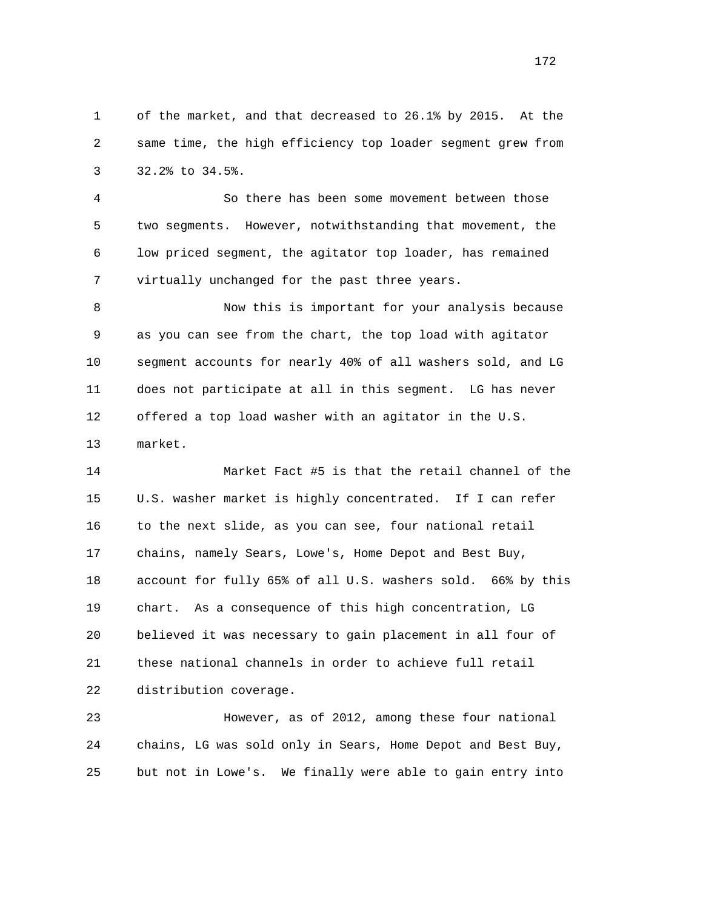of the market, and that decreased to 26.1% by 2015. At the same time, the high efficiency top loader segment grew from 32.2% to 34.5%.

So there has been some movement between those two segments. However, notwithstanding that movement, the low priced segment, the agitator top loader, has remained virtually unchanged for the past three years.

Now this is important for your analysis because as you can see from the chart, the top load with agitator segment accounts for nearly 40% of all washers sold, and LG does not participate at all in this segment. LG has never offered a top load washer with an agitator in the U.S. market.

Market Fact #5 is that the retail channel of the U.S. washer market is highly concentrated. If I can refer to the next slide, as you can see, four national retail chains, namely Sears, Lowe's, Home Depot and Best Buy, account for fully 65% of all U.S. washers sold. 66% by this chart. As a consequence of this high concentration, LG believed it was necessary to gain placement in all four of these national channels in order to achieve full retail distribution coverage.

However, as of 2012, among these four national chains, LG was sold only in Sears, Home Depot and Best Buy, but not in Lowe's. We finally were able to gain entry into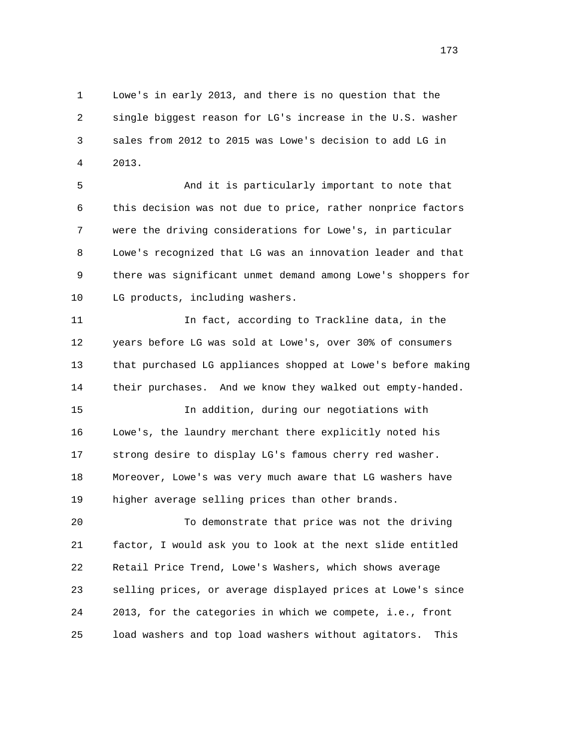Lowe's in early 2013, and there is no question that the single biggest reason for LG's increase in the U.S. washer sales from 2012 to 2015 was Lowe's decision to add LG in 2013.

And it is particularly important to note that this decision was not due to price, rather nonprice factors were the driving considerations for Lowe's, in particular Lowe's recognized that LG was an innovation leader and that there was significant unmet demand among Lowe's shoppers for LG products, including washers.

In fact, according to Trackline data, in the years before LG was sold at Lowe's, over 30% of consumers that purchased LG appliances shopped at Lowe's before making their purchases. And we know they walked out empty-handed.

In addition, during our negotiations with Lowe's, the laundry merchant there explicitly noted his strong desire to display LG's famous cherry red washer. Moreover, Lowe's was very much aware that LG washers have higher average selling prices than other brands.

To demonstrate that price was not the driving factor, I would ask you to look at the next slide entitled Retail Price Trend, Lowe's Washers, which shows average selling prices, or average displayed prices at Lowe's since 2013, for the categories in which we compete, i.e., front load washers and top load washers without agitators. This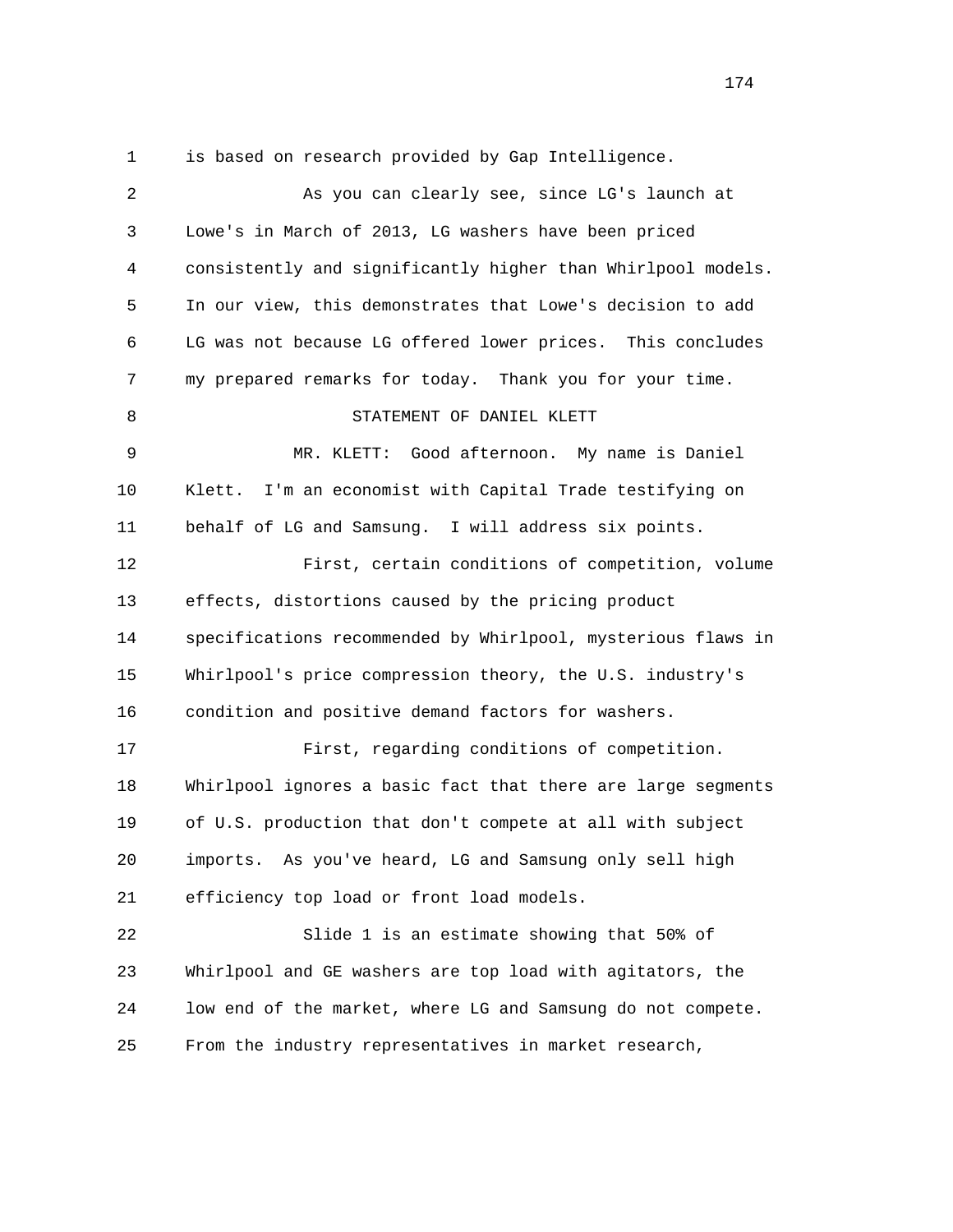is based on research provided by Gap Intelligence.

As you can clearly see, since LG's launch at Lowe's in March of 2013, LG washers have been priced consistently and significantly higher than Whirlpool models. In our view, this demonstrates that Lowe's decision to add LG was not because LG offered lower prices. This concludes my prepared remarks for today. Thank you for your time.

STATEMENT OF DANIEL KLETT

MR. KLETT: Good afternoon. My name is Daniel Klett. I'm an economist with Capital Trade testifying on behalf of LG and Samsung. I will address six points.

First, certain conditions of competition, volume effects, distortions caused by the pricing product specifications recommended by Whirlpool, mysterious flaws in Whirlpool's price compression theory, the U.S. industry's condition and positive demand factors for washers.

First, regarding conditions of competition. Whirlpool ignores a basic fact that there are large segments of U.S. production that don't compete at all with subject imports. As you've heard, LG and Samsung only sell high efficiency top load or front load models.

Slide 1 is an estimate showing that 50% of Whirlpool and GE washers are top load with agitators, the low end of the market, where LG and Samsung do not compete. From the industry representatives in market research,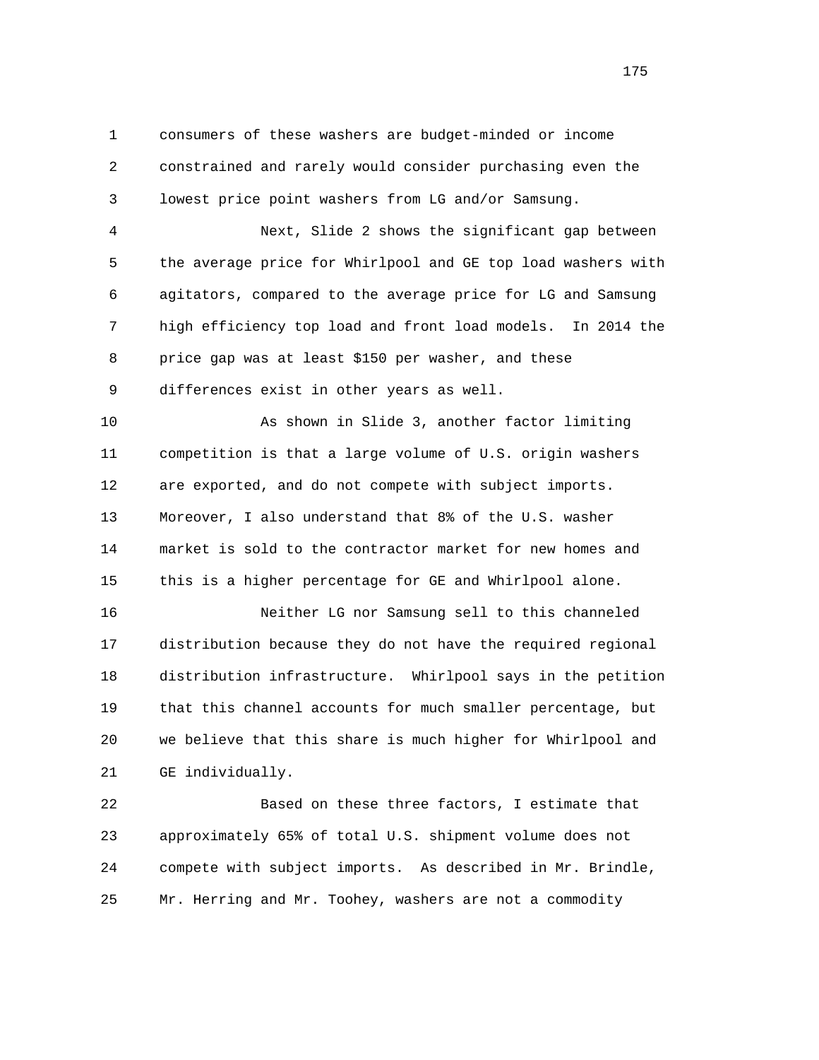consumers of these washers are budget-minded or income constrained and rarely would consider purchasing even the lowest price point washers from LG and/or Samsung.

Next, Slide 2 shows the significant gap between the average price for Whirlpool and GE top load washers with agitators, compared to the average price for LG and Samsung high efficiency top load and front load models. In 2014 the price gap was at least $150 per washer, and these differences exist in other years as well.

As shown in Slide 3, another factor limiting competition is that a large volume of U.S. origin washers are exported, and do not compete with subject imports. Moreover, I also understand that 8% of the U.S. washer market is sold to the contractor market for new homes and this is a higher percentage for GE and Whirlpool alone.

Neither LG nor Samsung sell to this channeled distribution because they do not have the required regional distribution infrastructure. Whirlpool says in the petition that this channel accounts for much smaller percentage, but we believe that this share is much higher for Whirlpool and GE individually.

Based on these three factors, I estimate that approximately 65% of total U.S. shipment volume does not compete with subject imports. As described in Mr. Brindle, Mr. Herring and Mr. Toohey, washers are not a commodity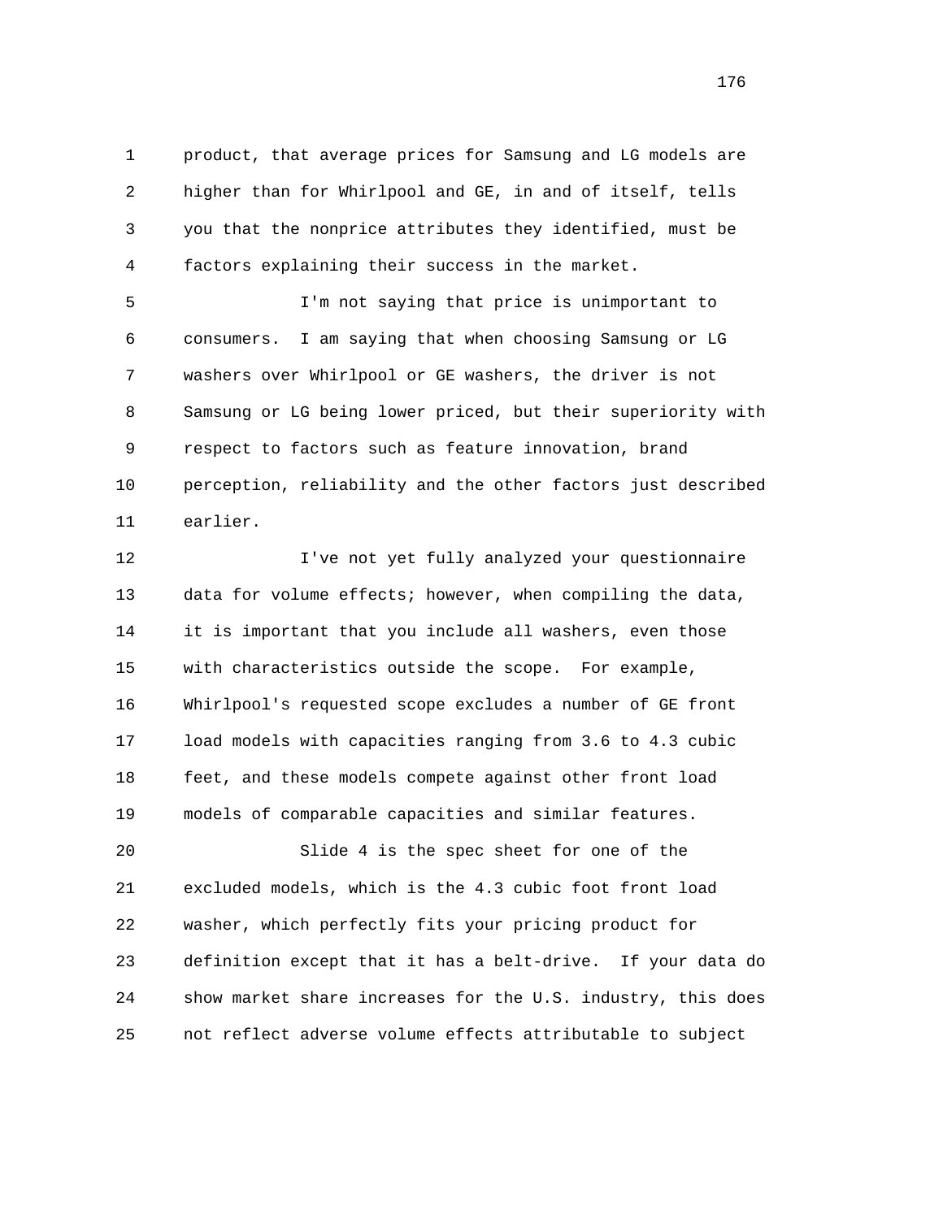product, that average prices for Samsung and LG models are higher than for Whirlpool and GE, in and of itself, tells you that the nonprice attributes they identified, must be factors explaining their success in the market.

I'm not saying that price is unimportant to consumers. I am saying that when choosing Samsung or LG washers over Whirlpool or GE washers, the driver is not Samsung or LG being lower priced, but their superiority with respect to factors such as feature innovation, brand perception, reliability and the other factors just described earlier.

I've not yet fully analyzed your questionnaire data for volume effects; however, when compiling the data, it is important that you include all washers, even those with characteristics outside the scope. For example, Whirlpool's requested scope excludes a number of GE front load models with capacities ranging from 3.6 to 4.3 cubic feet, and these models compete against other front load models of comparable capacities and similar features.

Slide 4 is the spec sheet for one of the excluded models, which is the 4.3 cubic foot front load washer, which perfectly fits your pricing product for definition except that it has a belt-drive. If your data do show market share increases for the U.S. industry, this does not reflect adverse volume effects attributable to subject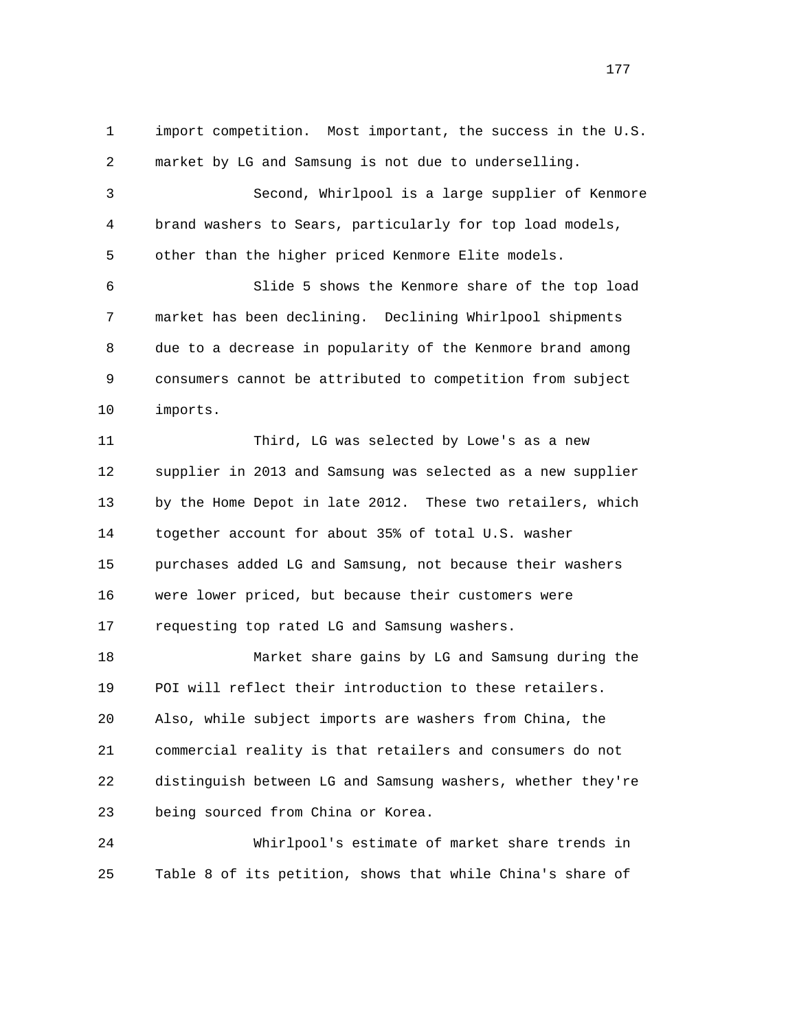import competition. Most important, the success in the U.S. market by LG and Samsung is not due to underselling.

Second, Whirlpool is a large supplier of Kenmore brand washers to Sears, particularly for top load models, other than the higher priced Kenmore Elite models.

Slide 5 shows the Kenmore share of the top load market has been declining. Declining Whirlpool shipments due to a decrease in popularity of the Kenmore brand among consumers cannot be attributed to competition from subject imports.

Third, LG was selected by Lowe's as a new supplier in 2013 and Samsung was selected as a new supplier by the Home Depot in late 2012. These two retailers, which together account for about 35% of total U.S. washer purchases added LG and Samsung, not because their washers were lower priced, but because their customers were requesting top rated LG and Samsung washers.

Market share gains by LG and Samsung during the POI will reflect their introduction to these retailers. Also, while subject imports are washers from China, the commercial reality is that retailers and consumers do not distinguish between LG and Samsung washers, whether they're being sourced from China or Korea.

Whirlpool's estimate of market share trends in Table 8 of its petition, shows that while China's share of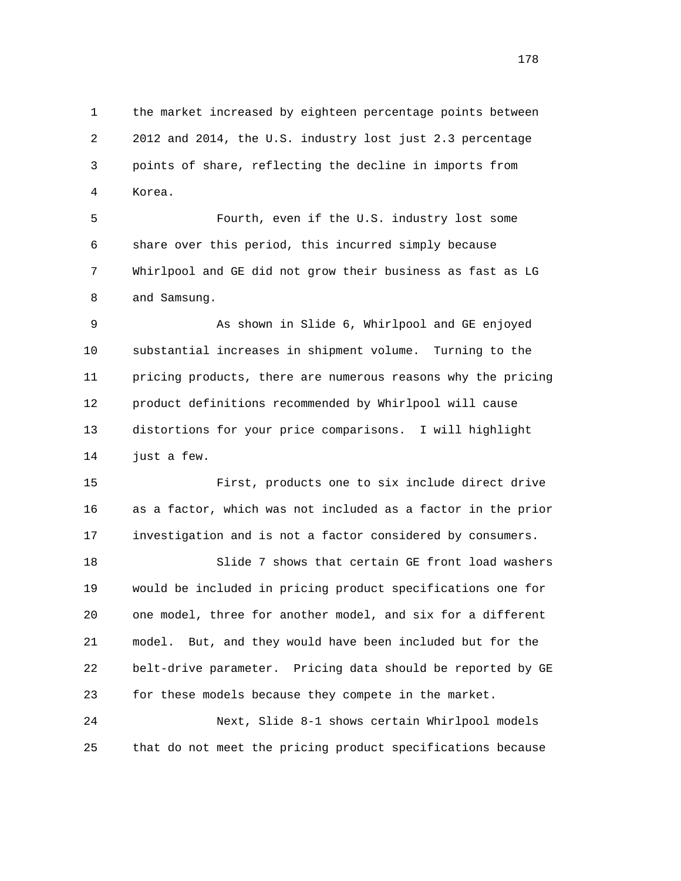the market increased by eighteen percentage points between 2012 and 2014, the U.S. industry lost just 2.3 percentage points of share, reflecting the decline in imports from Korea.

Fourth, even if the U.S. industry lost some share over this period, this incurred simply because Whirlpool and GE did not grow their business as fast as LG and Samsung.

As shown in Slide 6, Whirlpool and GE enjoyed substantial increases in shipment volume. Turning to the pricing products, there are numerous reasons why the pricing product definitions recommended by Whirlpool will cause distortions for your price comparisons. I will highlight just a few.

First, products one to six include direct drive as a factor, which was not included as a factor in the prior investigation and is not a factor considered by consumers.

Slide 7 shows that certain GE front load washers would be included in pricing product specifications one for one model, three for another model, and six for a different model. But, and they would have been included but for the belt-drive parameter. Pricing data should be reported by GE for these models because they compete in the market.

Next, Slide 8-1 shows certain Whirlpool models that do not meet the pricing product specifications because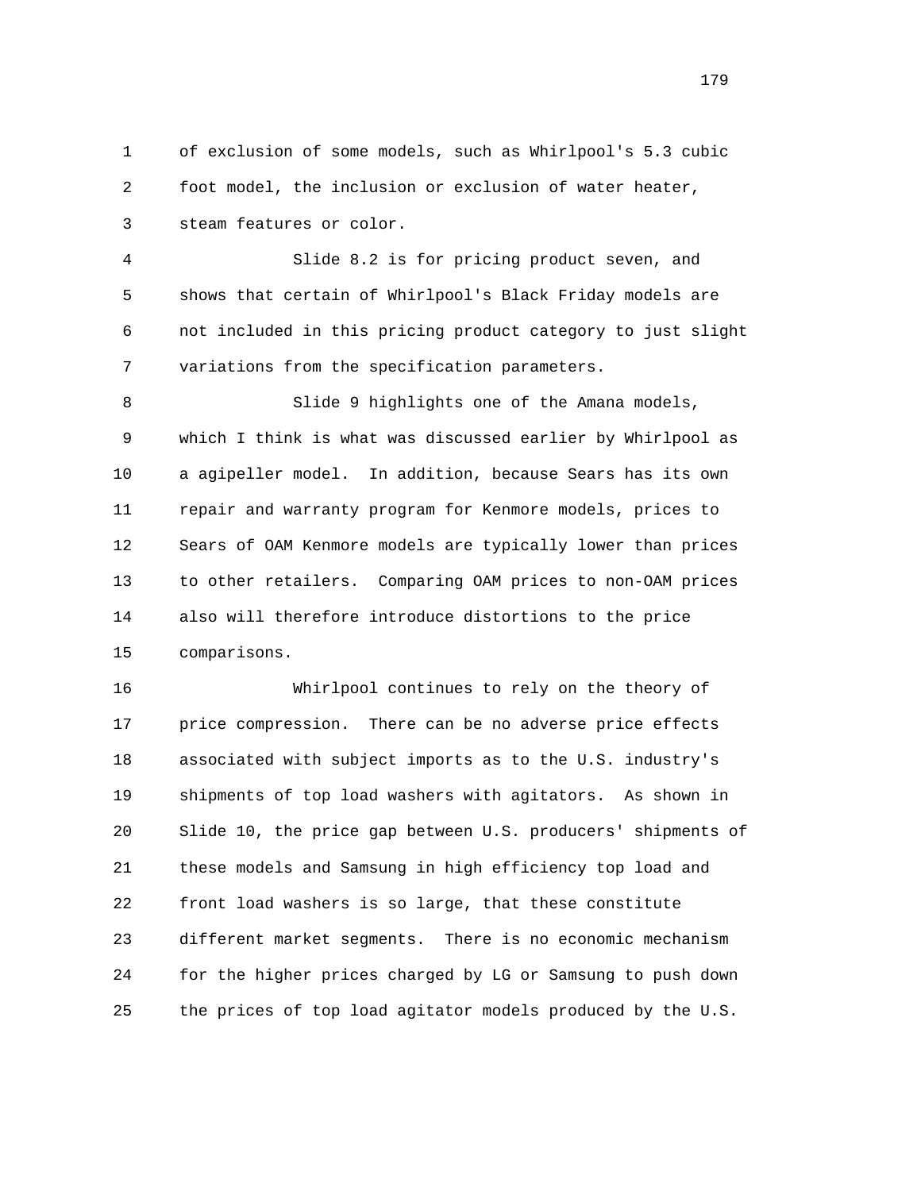of exclusion of some models, such as Whirlpool's 5.3 cubic foot model, the inclusion or exclusion of water heater, steam features or color.

Slide 8.2 is for pricing product seven, and shows that certain of Whirlpool's Black Friday models are not included in this pricing product category to just slight variations from the specification parameters.

Slide 9 highlights one of the Amana models, which I think is what was discussed earlier by Whirlpool as a agipeller model. In addition, because Sears has its own repair and warranty program for Kenmore models, prices to Sears of OAM Kenmore models are typically lower than prices to other retailers. Comparing OAM prices to non-OAM prices also will therefore introduce distortions to the price comparisons.

Whirlpool continues to rely on the theory of price compression. There can be no adverse price effects associated with subject imports as to the U.S. industry's shipments of top load washers with agitators. As shown in Slide 10, the price gap between U.S. producers' shipments of these models and Samsung in high efficiency top load and front load washers is so large, that these constitute different market segments. There is no economic mechanism for the higher prices charged by LG or Samsung to push down the prices of top load agitator models produced by the U.S.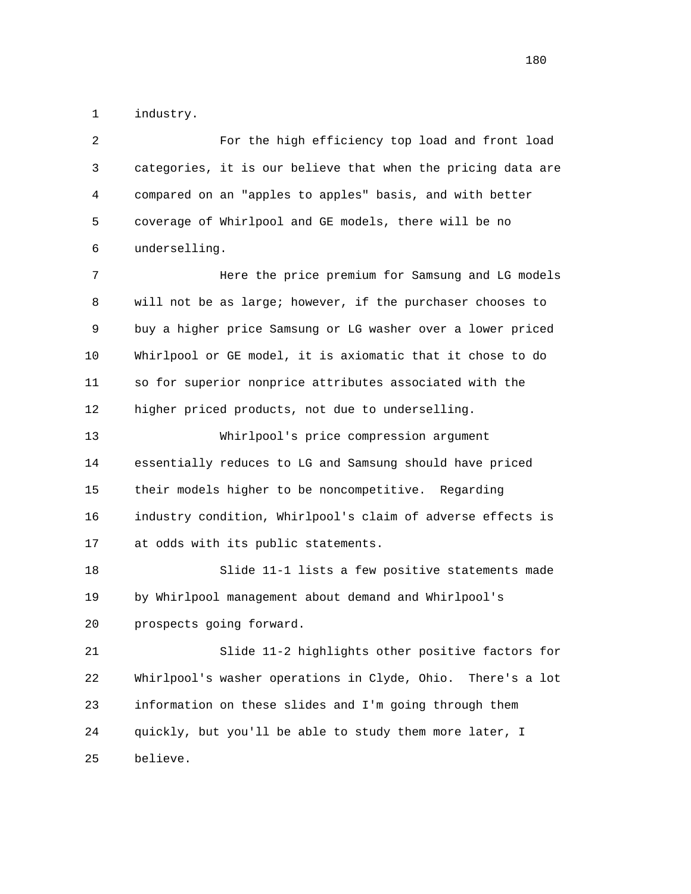industry.

For the high efficiency top load and front load categories, it is our believe that when the pricing data are compared on an "apples to apples" basis, and with better coverage of Whirlpool and GE models, there will be no underselling.

Here the price premium for Samsung and LG models will not be as large; however, if the purchaser chooses to buy a higher price Samsung or LG washer over a lower priced Whirlpool or GE model, it is axiomatic that it chose to do so for superior nonprice attributes associated with the higher priced products, not due to underselling.

Whirlpool's price compression argument essentially reduces to LG and Samsung should have priced their models higher to be noncompetitive. Regarding industry condition, Whirlpool's claim of adverse effects is at odds with its public statements.

Slide 11-1 lists a few positive statements made by Whirlpool management about demand and Whirlpool's prospects going forward.

Slide 11-2 highlights other positive factors for Whirlpool's washer operations in Clyde, Ohio. There's a lot information on these slides and I'm going through them quickly, but you'll be able to study them more later, I believe.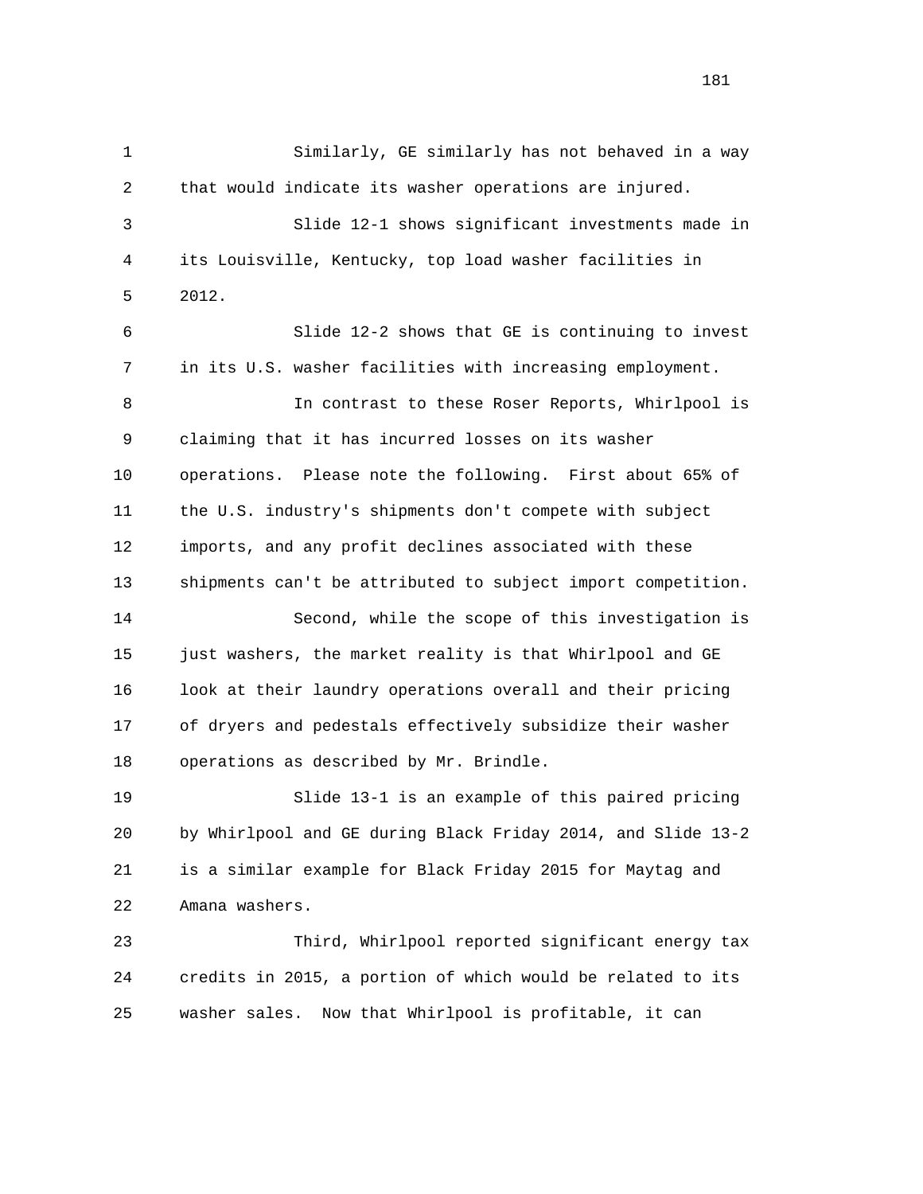Similarly, GE similarly has not behaved in a way that would indicate its washer operations are injured.

Slide 12-1 shows significant investments made in its Louisville, Kentucky, top load washer facilities in 2012.

Slide 12-2 shows that GE is continuing to invest in its U.S. washer facilities with increasing employment.

In contrast to these Roser Reports, Whirlpool is claiming that it has incurred losses on its washer operations. Please note the following. First about 65% of the U.S. industry's shipments don't compete with subject imports, and any profit declines associated with these shipments can't be attributed to subject import competition.

Second, while the scope of this investigation is just washers, the market reality is that Whirlpool and GE look at their laundry operations overall and their pricing of dryers and pedestals effectively subsidize their washer operations as described by Mr. Brindle.

Slide 13-1 is an example of this paired pricing by Whirlpool and GE during Black Friday 2014, and Slide 13-2 is a similar example for Black Friday 2015 for Maytag and Amana washers.

Third, Whirlpool reported significant energy tax credits in 2015, a portion of which would be related to its washer sales. Now that Whirlpool is profitable, it can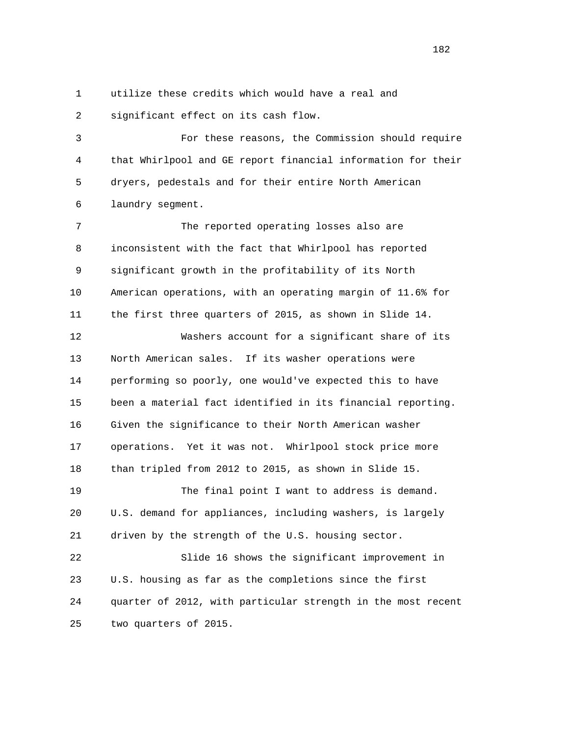utilize these credits which would have a real and significant effect on its cash flow.

For these reasons, the Commission should require that Whirlpool and GE report financial information for their dryers, pedestals and for their entire North American laundry segment.

The reported operating losses also are inconsistent with the fact that Whirlpool has reported significant growth in the profitability of its North American operations, with an operating margin of 11.6% for the first three quarters of 2015, as shown in Slide 14.

Washers account for a significant share of its North American sales. If its washer operations were performing so poorly, one would've expected this to have been a material fact identified in its financial reporting. Given the significance to their North American washer operations. Yet it was not. Whirlpool stock price more than tripled from 2012 to 2015, as shown in Slide 15.

The final point I want to address is demand. U.S. demand for appliances, including washers, is largely driven by the strength of the U.S. housing sector.

Slide 16 shows the significant improvement in U.S. housing as far as the completions since the first quarter of 2012, with particular strength in the most recent two quarters of 2015.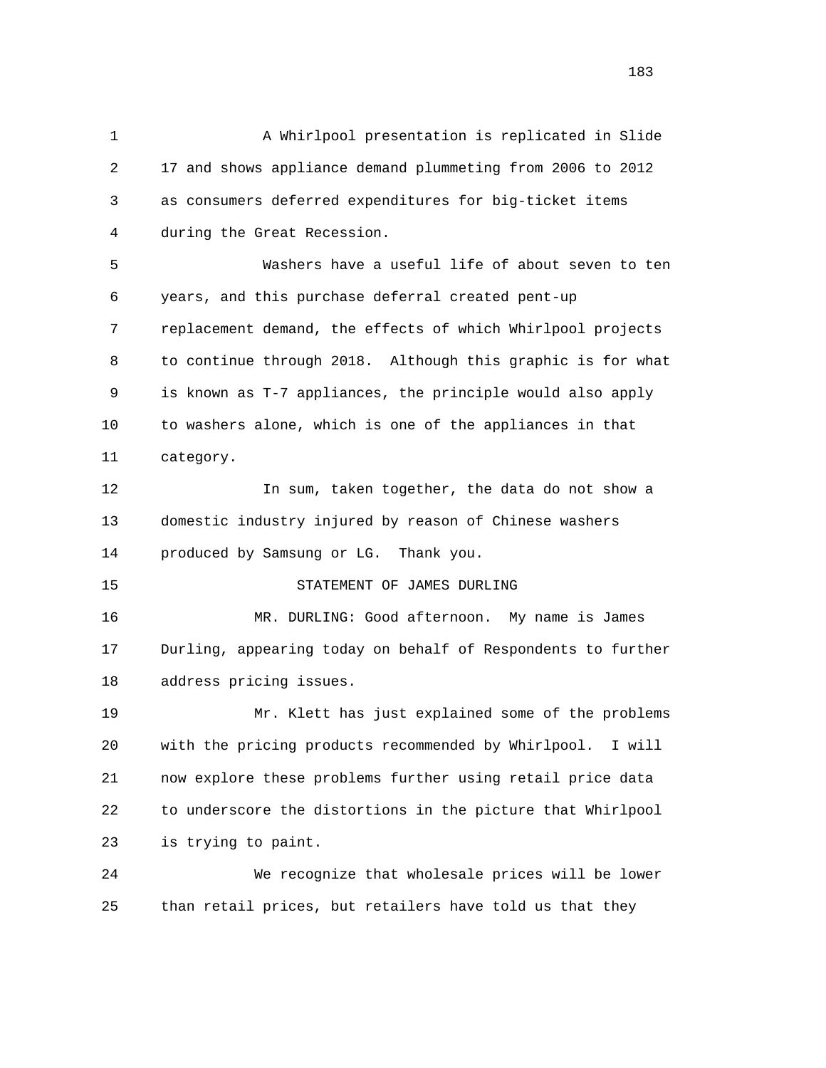A Whirlpool presentation is replicated in Slide 17 and shows appliance demand plummeting from 2006 to 2012 as consumers deferred expenditures for big-ticket items during the Great Recession.

Washers have a useful life of about seven to ten years, and this purchase deferral created pent-up replacement demand, the effects of which Whirlpool projects to continue through 2018. Although this graphic is for what is known as T-7 appliances, the principle would also apply to washers alone, which is one of the appliances in that category.

In sum, taken together, the data do not show a domestic industry injured by reason of Chinese washers produced by Samsung or LG. Thank you.

STATEMENT OF JAMES DURLING

MR. DURLING: Good afternoon. My name is James Durling, appearing today on behalf of Respondents to further address pricing issues.

Mr. Klett has just explained some of the problems with the pricing products recommended by Whirlpool. I will now explore these problems further using retail price data to underscore the distortions in the picture that Whirlpool is trying to paint.

We recognize that wholesale prices will be lower than retail prices, but retailers have told us that they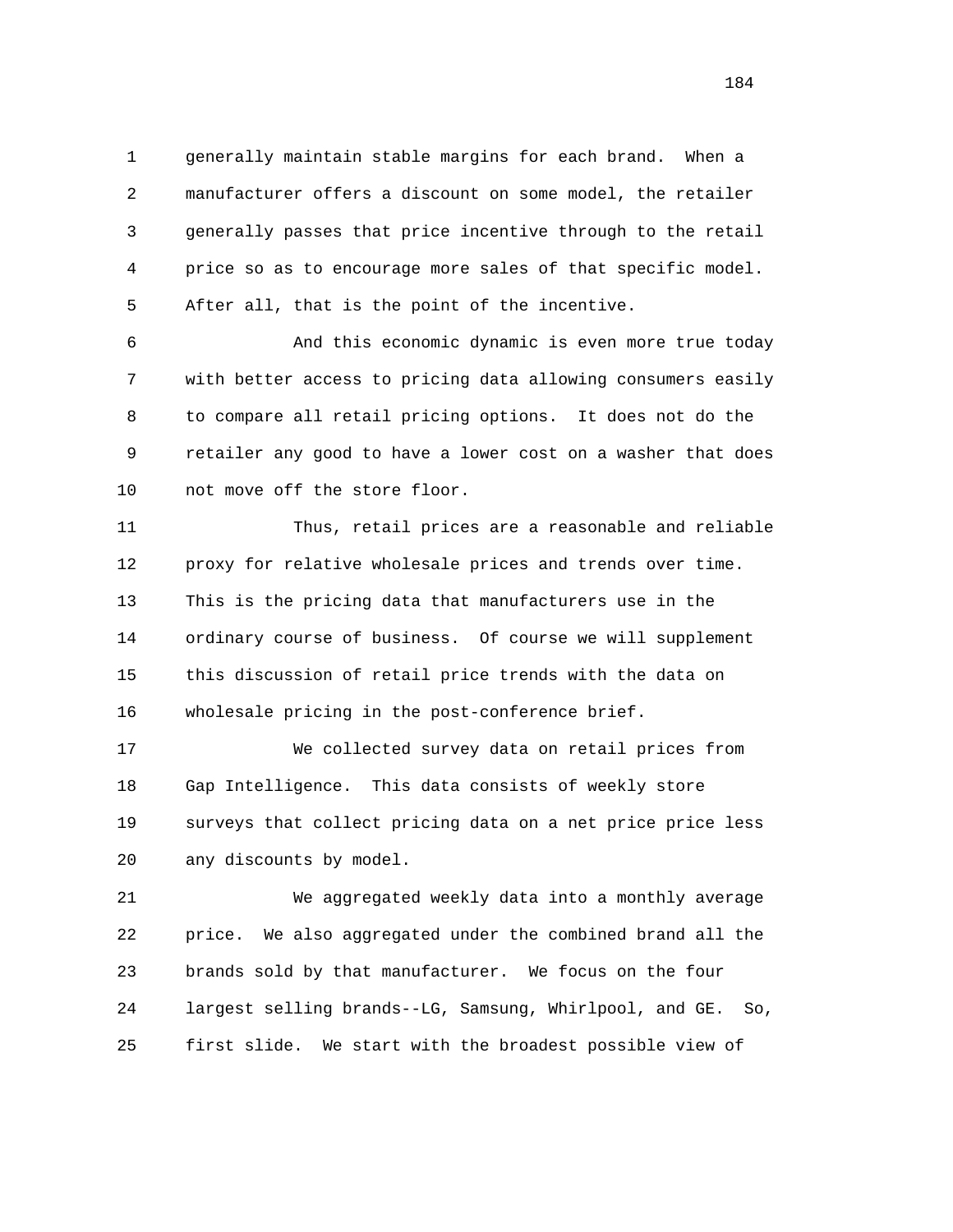generally maintain stable margins for each brand. When a manufacturer offers a discount on some model, the retailer generally passes that price incentive through to the retail price so as to encourage more sales of that specific model. After all, that is the point of the incentive.

And this economic dynamic is even more true today with better access to pricing data allowing consumers easily to compare all retail pricing options. It does not do the retailer any good to have a lower cost on a washer that does not move off the store floor.

Thus, retail prices are a reasonable and reliable proxy for relative wholesale prices and trends over time. This is the pricing data that manufacturers use in the ordinary course of business. Of course we will supplement this discussion of retail price trends with the data on wholesale pricing in the post-conference brief.

We collected survey data on retail prices from Gap Intelligence. This data consists of weekly store surveys that collect pricing data on a net price price less any discounts by model.

We aggregated weekly data into a monthly average price. We also aggregated under the combined brand all the brands sold by that manufacturer. We focus on the four largest selling brands--LG, Samsung, Whirlpool, and GE. So, first slide. We start with the broadest possible view of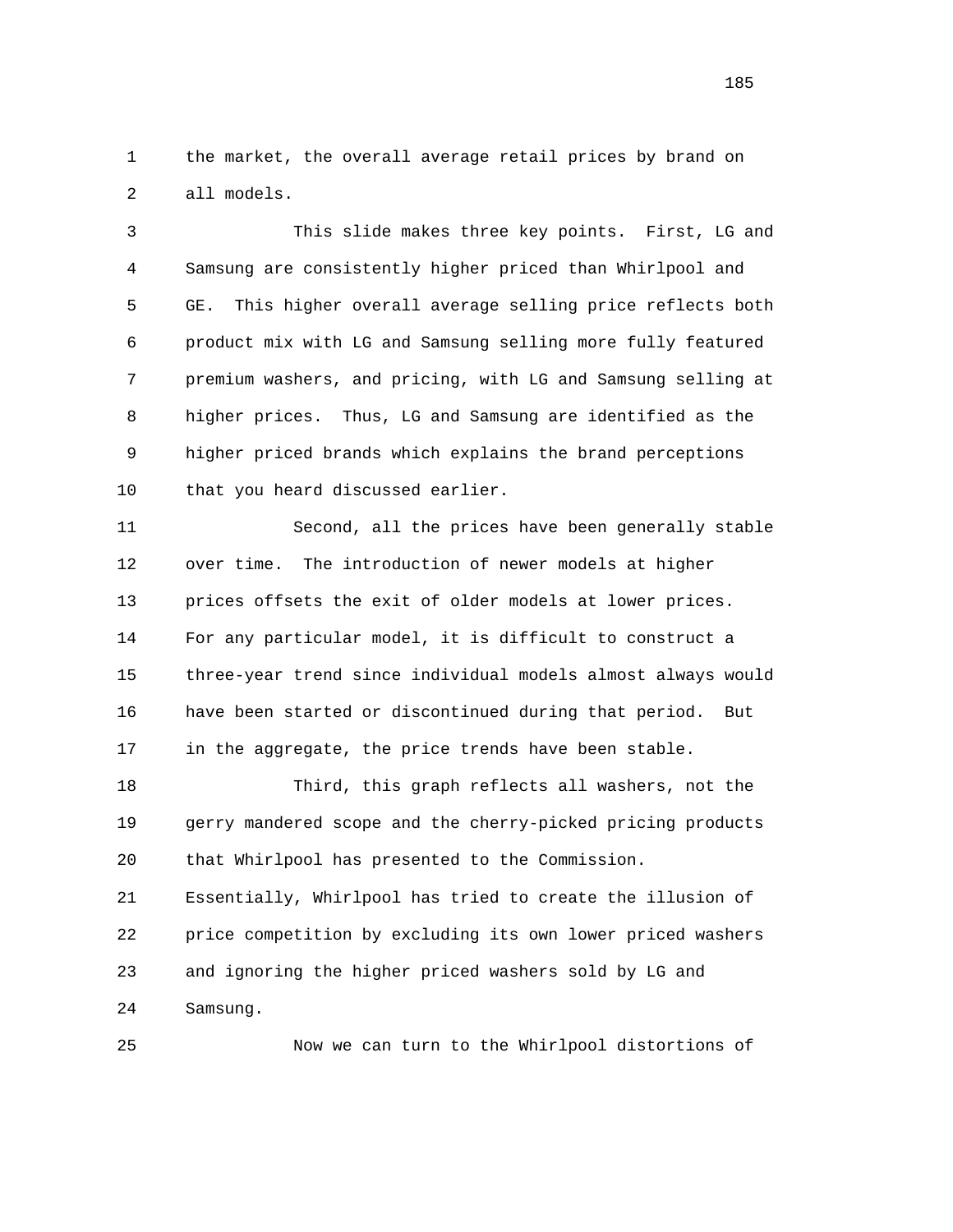the market, the overall average retail prices by brand on all models.

This slide makes three key points. First, LG and Samsung are consistently higher priced than Whirlpool and GE. This higher overall average selling price reflects both product mix with LG and Samsung selling more fully featured premium washers, and pricing, with LG and Samsung selling at higher prices. Thus, LG and Samsung are identified as the higher priced brands which explains the brand perceptions that you heard discussed earlier.

Second, all the prices have been generally stable over time. The introduction of newer models at higher prices offsets the exit of older models at lower prices. For any particular model, it is difficult to construct a three-year trend since individual models almost always would have been started or discontinued during that period. But in the aggregate, the price trends have been stable.

Third, this graph reflects all washers, not the gerry mandered scope and the cherry-picked pricing products that Whirlpool has presented to the Commission. Essentially, Whirlpool has tried to create the illusion of price competition by excluding its own lower priced washers and ignoring the higher priced washers sold by LG and Samsung.

Now we can turn to the Whirlpool distortions of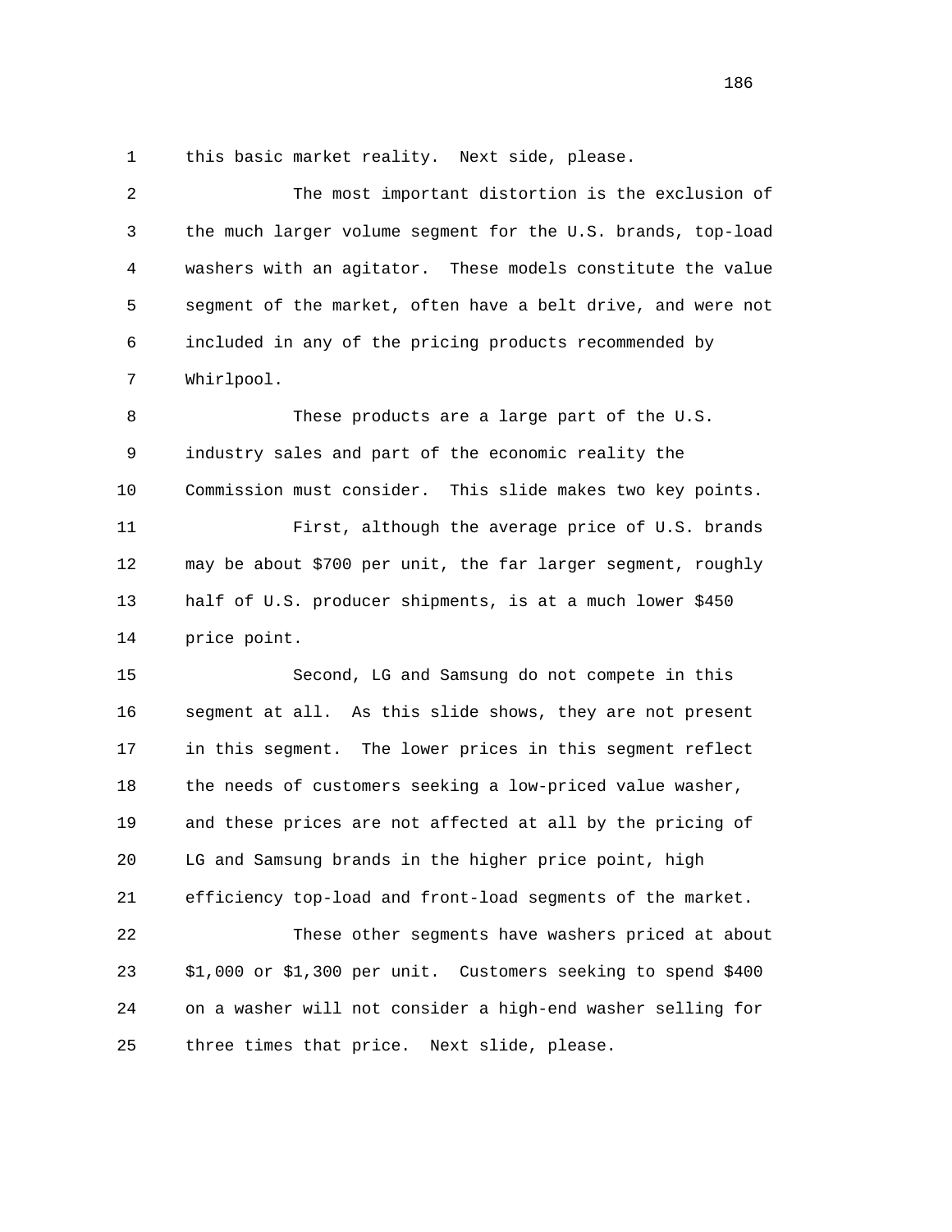this basic market reality. Next side, please.

The most important distortion is the exclusion of the much larger volume segment for the U.S. brands, top-load washers with an agitator. These models constitute the value segment of the market, often have a belt drive, and were not included in any of the pricing products recommended by Whirlpool.

These products are a large part of the U.S. industry sales and part of the economic reality the Commission must consider. This slide makes two key points.

First, although the average price of U.S. brands may be about $700 per unit, the far larger segment, roughly half of U.S. producer shipments, is at a much lower $450 price point.

Second, LG and Samsung do not compete in this segment at all. As this slide shows, they are not present in this segment. The lower prices in this segment reflect the needs of customers seeking a low-priced value washer, and these prices are not affected at all by the pricing of LG and Samsung brands in the higher price point, high efficiency top-load and front-load segments of the market.

These other segments have washers priced at about $1,000 or $1,300 per unit. Customers seeking to spend $400 on a washer will not consider a high-end washer selling for three times that price. Next slide, please.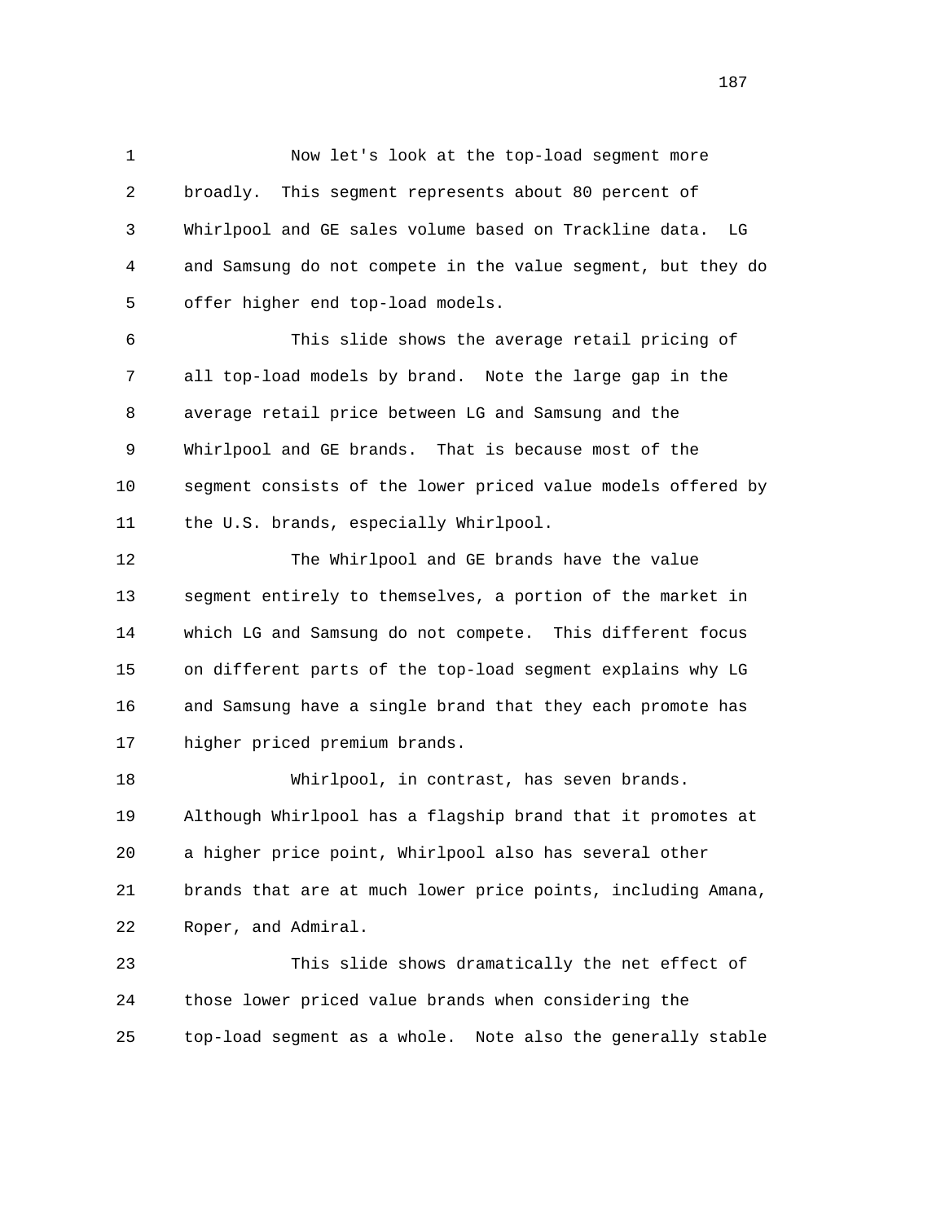Now let's look at the top-load segment more broadly. This segment represents about 80 percent of Whirlpool and GE sales volume based on Trackline data. LG and Samsung do not compete in the value segment, but they do offer higher end top-load models.

This slide shows the average retail pricing of all top-load models by brand. Note the large gap in the average retail price between LG and Samsung and the Whirlpool and GE brands. That is because most of the segment consists of the lower priced value models offered by the U.S. brands, especially Whirlpool.

The Whirlpool and GE brands have the value segment entirely to themselves, a portion of the market in which LG and Samsung do not compete. This different focus on different parts of the top-load segment explains why LG and Samsung have a single brand that they each promote has higher priced premium brands.

Whirlpool, in contrast, has seven brands. Although Whirlpool has a flagship brand that it promotes at a higher price point, Whirlpool also has several other brands that are at much lower price points, including Amana, Roper, and Admiral.

This slide shows dramatically the net effect of those lower priced value brands when considering the top-load segment as a whole. Note also the generally stable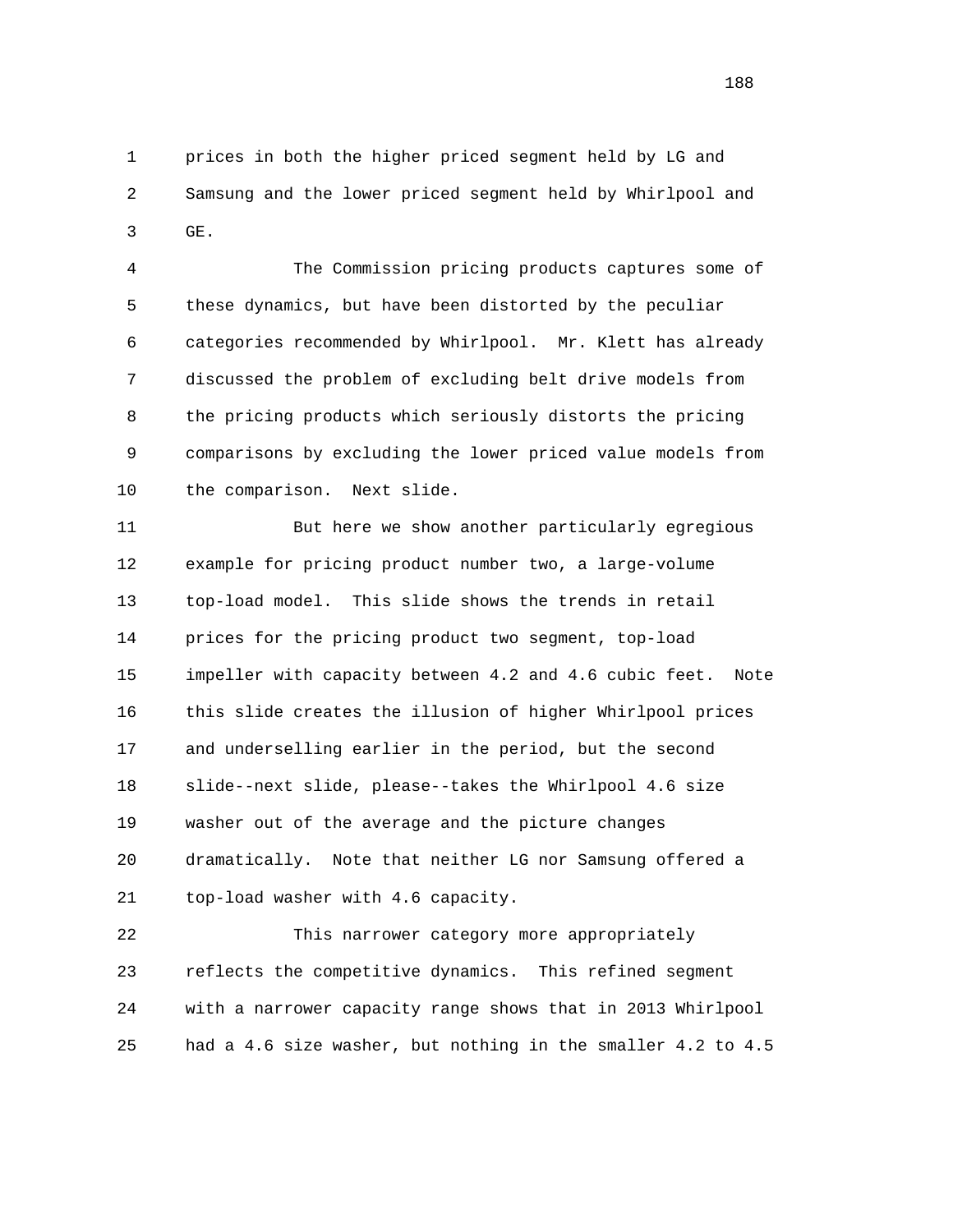prices in both the higher priced segment held by LG and Samsung and the lower priced segment held by Whirlpool and GE.

The Commission pricing products captures some of these dynamics, but have been distorted by the peculiar categories recommended by Whirlpool. Mr. Klett has already discussed the problem of excluding belt drive models from the pricing products which seriously distorts the pricing comparisons by excluding the lower priced value models from the comparison. Next slide.

But here we show another particularly egregious example for pricing product number two, a large-volume top-load model. This slide shows the trends in retail prices for the pricing product two segment, top-load impeller with capacity between 4.2 and 4.6 cubic feet. Note this slide creates the illusion of higher Whirlpool prices and underselling earlier in the period, but the second slide--next slide, please--takes the Whirlpool 4.6 size washer out of the average and the picture changes dramatically. Note that neither LG nor Samsung offered a top-load washer with 4.6 capacity.

This narrower category more appropriately reflects the competitive dynamics. This refined segment with a narrower capacity range shows that in 2013 Whirlpool had a 4.6 size washer, but nothing in the smaller 4.2 to 4.5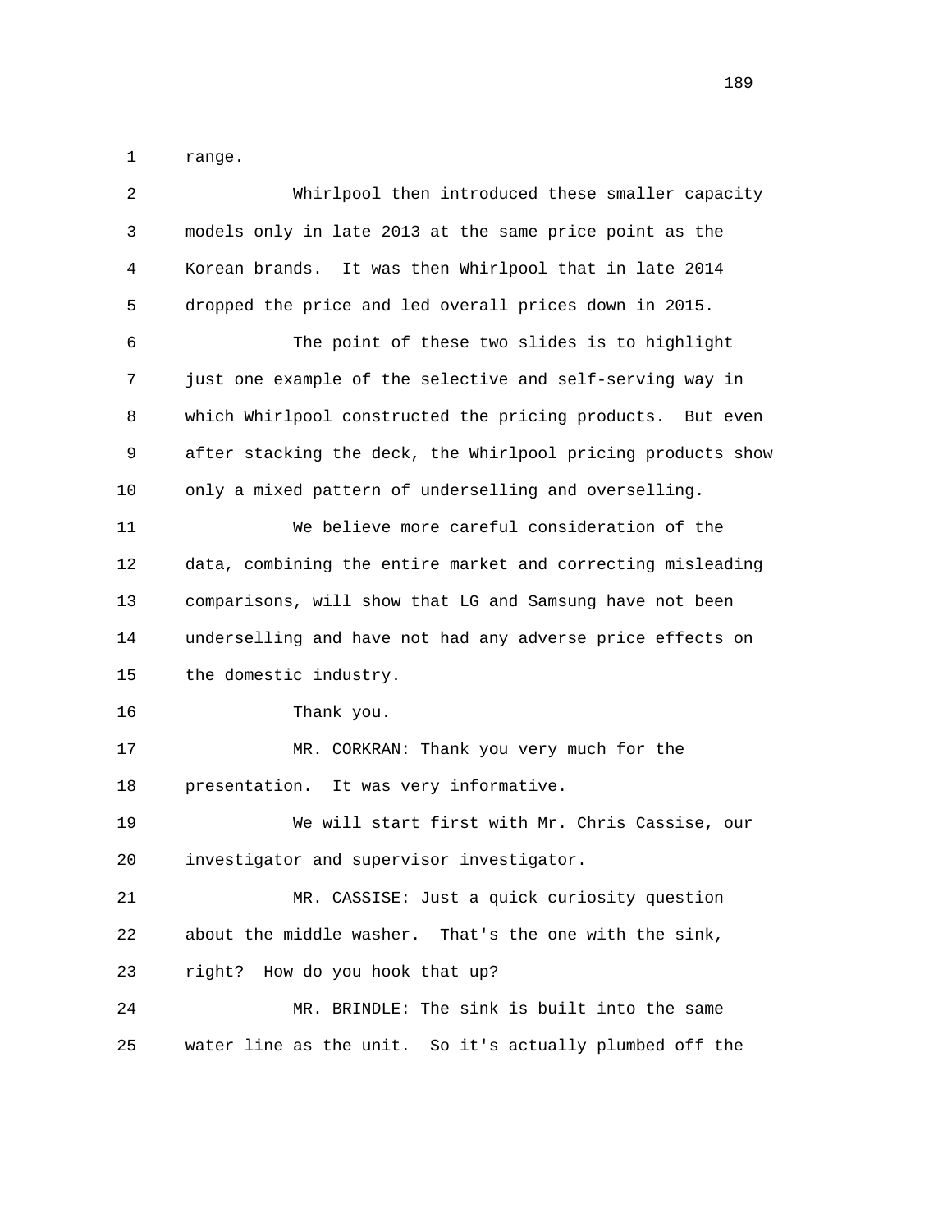range.

Whirlpool then introduced these smaller capacity models only in late 2013 at the same price point as the Korean brands. It was then Whirlpool that in late 2014 dropped the price and led overall prices down in 2015.

The point of these two slides is to highlight just one example of the selective and self-serving way in which Whirlpool constructed the pricing products. But even after stacking the deck, the Whirlpool pricing products show only a mixed pattern of underselling and overselling.

We believe more careful consideration of the data, combining the entire market and correcting misleading comparisons, will show that LG and Samsung have not been underselling and have not had any adverse price effects on the domestic industry.

Thank you.

MR. CORKRAN: Thank you very much for the presentation. It was very informative.

We will start first with Mr. Chris Cassise, our investigator and supervisor investigator.

MR. CASSISE: Just a quick curiosity question about the middle washer. That's the one with the sink, right? How do you hook that up?

MR. BRINDLE: The sink is built into the same water line as the unit. So it's actually plumbed off the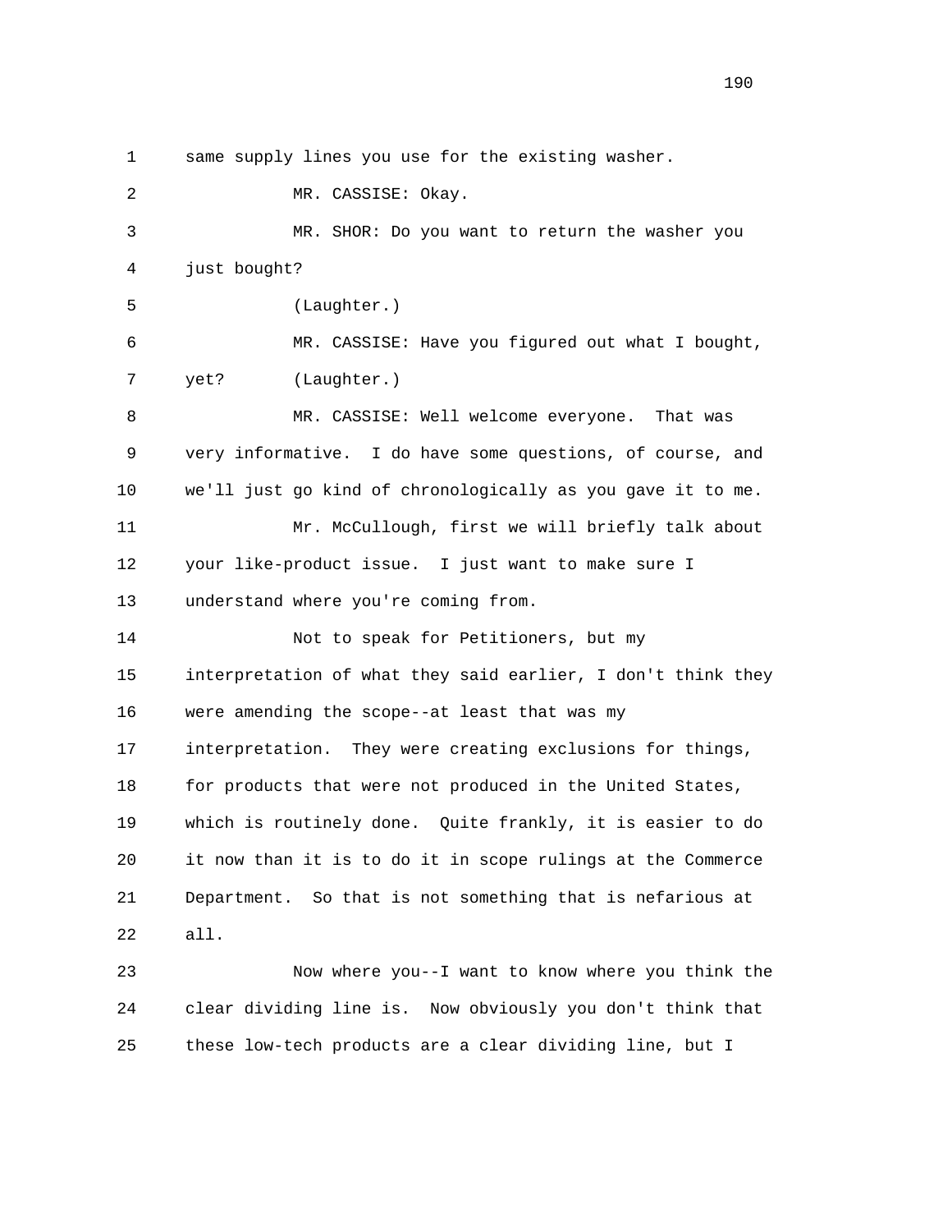same supply lines you use for the existing washer.

MR. CASSISE: Okay.

MR. SHOR: Do you want to return the washer you just bought?

(Laughter.)

MR. CASSISE: Have you figured out what I bought, yet? (Laughter.)

MR. CASSISE: Well welcome everyone. That was very informative. I do have some questions, of course, and we'll just go kind of chronologically as you gave it to me.

Mr. McCullough, first we will briefly talk about your like-product issue. I just want to make sure I understand where you're coming from.

Not to speak for Petitioners, but my interpretation of what they said earlier, I don't think they were amending the scope--at least that was my interpretation. They were creating exclusions for things, for products that were not produced in the United States, which is routinely done. Quite frankly, it is easier to do it now than it is to do it in scope rulings at the Commerce Department. So that is not something that is nefarious at all.

Now where you--I want to know where you think the clear dividing line is. Now obviously you don't think that these low-tech products are a clear dividing line, but I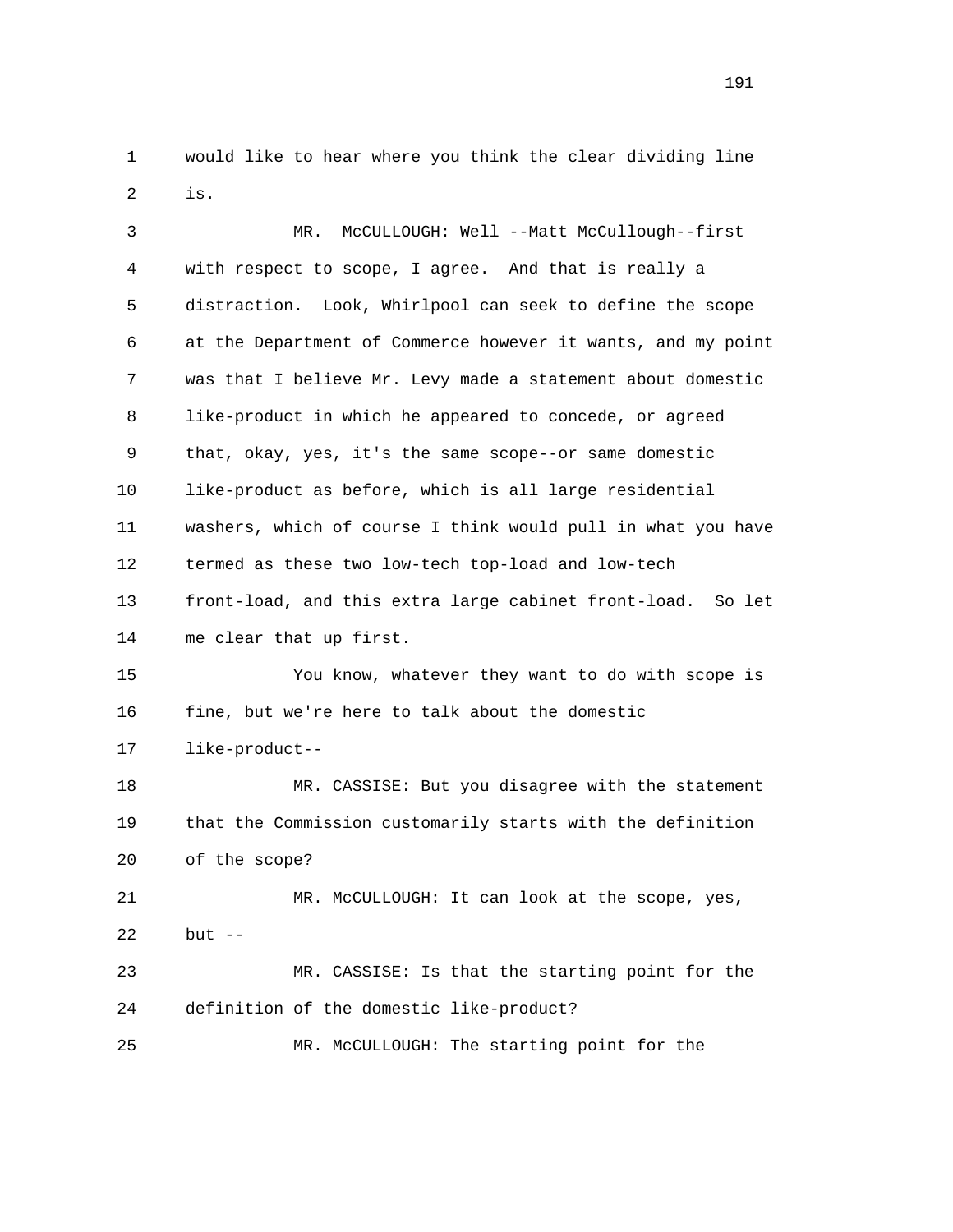would like to hear where you think the clear dividing line is.

MR. McCULLOUGH: Well --Matt McCullough--first with respect to scope, I agree. And that is really a distraction. Look, Whirlpool can seek to define the scope at the Department of Commerce however it wants, and my point was that I believe Mr. Levy made a statement about domestic like-product in which he appeared to concede, or agreed that, okay, yes, it's the same scope--or same domestic like-product as before, which is all large residential washers, which of course I think would pull in what you have termed as these two low-tech top-load and low-tech front-load, and this extra large cabinet front-load. So let me clear that up first.

You know, whatever they want to do with scope is fine, but we're here to talk about the domestic like-product--

MR. CASSISE: But you disagree with the statement that the Commission customarily starts with the definition of the scope?

MR. McCULLOUGH: It can look at the scope, yes, but --

MR. CASSISE: Is that the starting point for the definition of the domestic like-product?

MR. McCULLOUGH: The starting point for the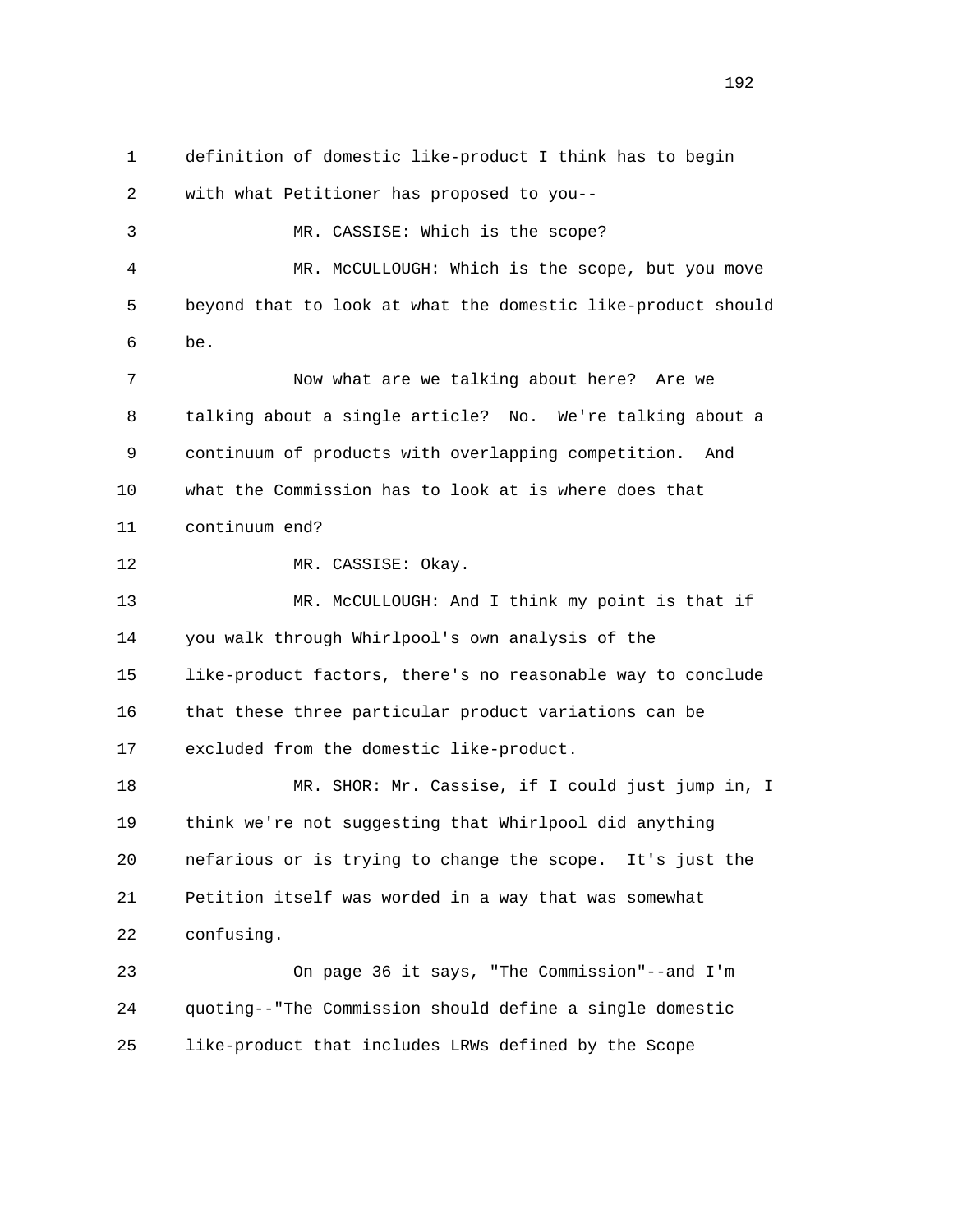definition of domestic like-product I think has to begin with what Petitioner has proposed to you--

MR. CASSISE: Which is the scope?

MR. McCULLOUGH: Which is the scope, but you move beyond that to look at what the domestic like-product should be.

Now what are we talking about here? Are we talking about a single article? No. We're talking about a continuum of products with overlapping competition. And what the Commission has to look at is where does that continuum end?

MR. CASSISE: Okay.

MR. McCULLOUGH: And I think my point is that if you walk through Whirlpool's own analysis of the like-product factors, there's no reasonable way to conclude that these three particular product variations can be excluded from the domestic like-product.

MR. SHOR: Mr. Cassise, if I could just jump in, I think we're not suggesting that Whirlpool did anything nefarious or is trying to change the scope. It's just the Petition itself was worded in a way that was somewhat confusing.

On page 36 it says, "The Commission"--and I'm quoting--"The Commission should define a single domestic like-product that includes LRWs defined by the Scope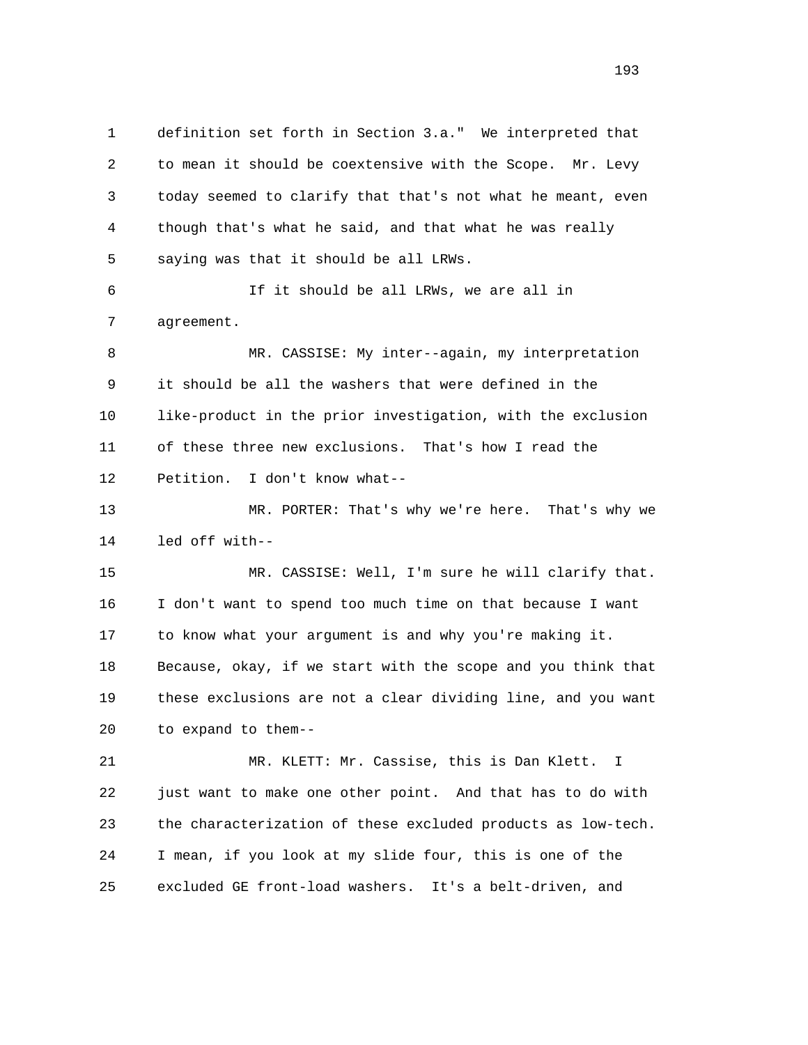definition set forth in Section 3.a." We interpreted that to mean it should be coextensive with the Scope. Mr. Levy today seemed to clarify that that's not what he meant, even though that's what he said, and that what he was really saying was that it should be all LRWs.

If it should be all LRWs, we are all in agreement.

MR. CASSISE: My inter--again, my interpretation it should be all the washers that were defined in the like-product in the prior investigation, with the exclusion of these three new exclusions. That's how I read the Petition. I don't know what--

MR. PORTER: That's why we're here. That's why we led off with--

MR. CASSISE: Well, I'm sure he will clarify that. I don't want to spend too much time on that because I want to know what your argument is and why you're making it. Because, okay, if we start with the scope and you think that these exclusions are not a clear dividing line, and you want to expand to them--

MR. KLETT: Mr. Cassise, this is Dan Klett. I just want to make one other point. And that has to do with the characterization of these excluded products as low-tech. I mean, if you look at my slide four, this is one of the excluded GE front-load washers. It's a belt-driven, and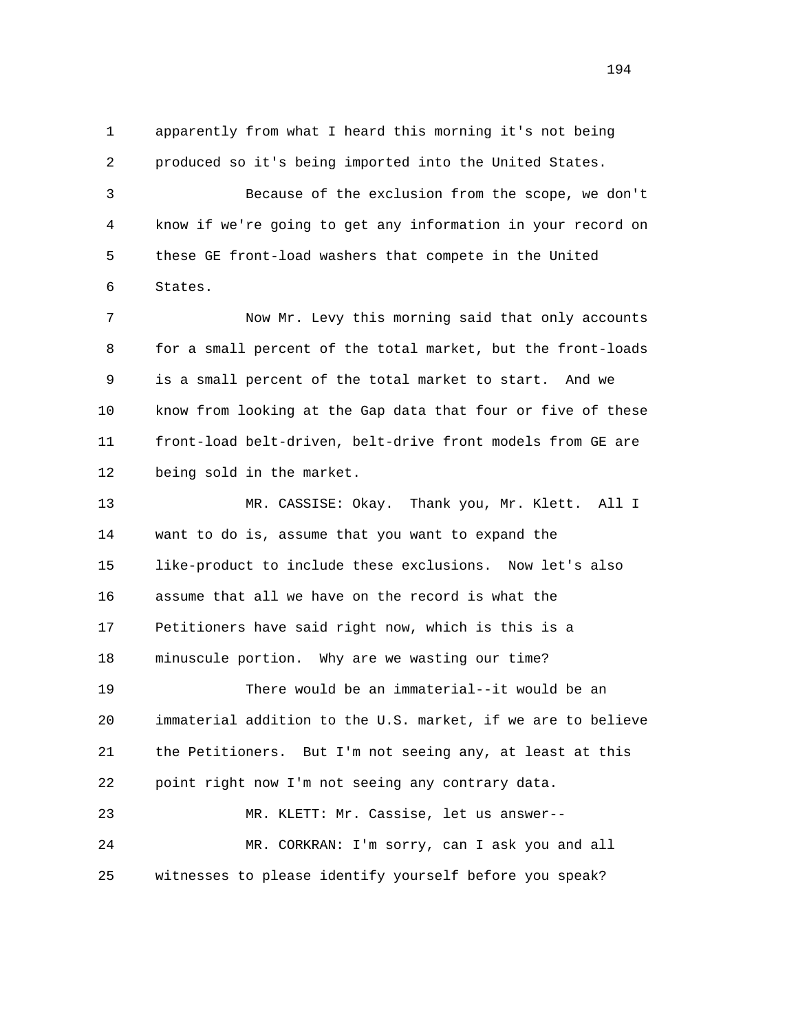apparently from what I heard this morning it's not being produced so it's being imported into the United States.

Because of the exclusion from the scope, we don't know if we're going to get any information in your record on these GE front-load washers that compete in the United States.

Now Mr. Levy this morning said that only accounts for a small percent of the total market, but the front-loads is a small percent of the total market to start. And we know from looking at the Gap data that four or five of these front-load belt-driven, belt-drive front models from GE are being sold in the market.

MR. CASSISE: Okay. Thank you, Mr. Klett. All I want to do is, assume that you want to expand the like-product to include these exclusions. Now let's also assume that all we have on the record is what the Petitioners have said right now, which is this is a minuscule portion. Why are we wasting our time?

There would be an immaterial--it would be an immaterial addition to the U.S. market, if we are to believe the Petitioners. But I'm not seeing any, at least at this point right now I'm not seeing any contrary data.

MR. KLETT: Mr. Cassise, let us answer--

MR. CORKRAN: I'm sorry, can I ask you and all witnesses to please identify yourself before you speak?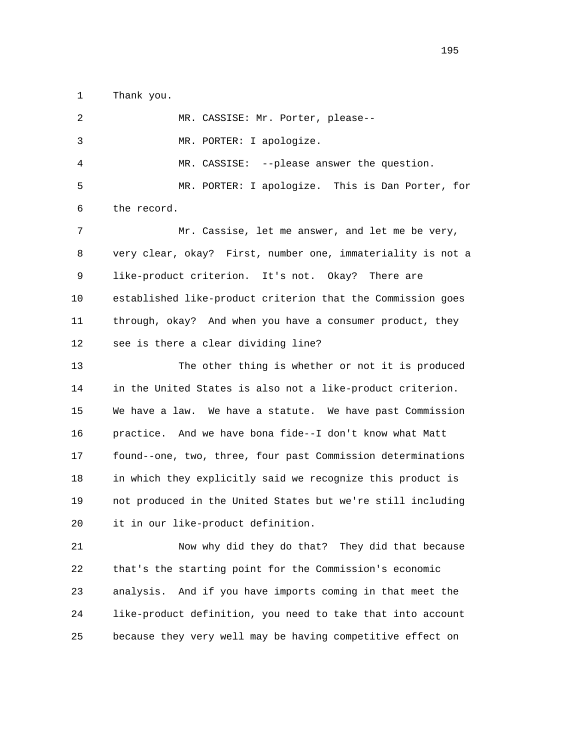Thank you.

MR. CASSISE: Mr. Porter, please--

MR. PORTER: I apologize.

MR. CASSISE: --please answer the question.

MR. PORTER: I apologize. This is Dan Porter, for the record.

Mr. Cassise, let me answer, and let me be very, very clear, okay? First, number one, immateriality is not a like-product criterion. It's not. Okay? There are established like-product criterion that the Commission goes through, okay? And when you have a consumer product, they see is there a clear dividing line?

The other thing is whether or not it is produced in the United States is also not a like-product criterion. We have a law. We have a statute. We have past Commission practice. And we have bona fide--I don't know what Matt found--one, two, three, four past Commission determinations in which they explicitly said we recognize this product is not produced in the United States but we're still including it in our like-product definition.

Now why did they do that? They did that because that's the starting point for the Commission's economic analysis. And if you have imports coming in that meet the like-product definition, you need to take that into account because they very well may be having competitive effect on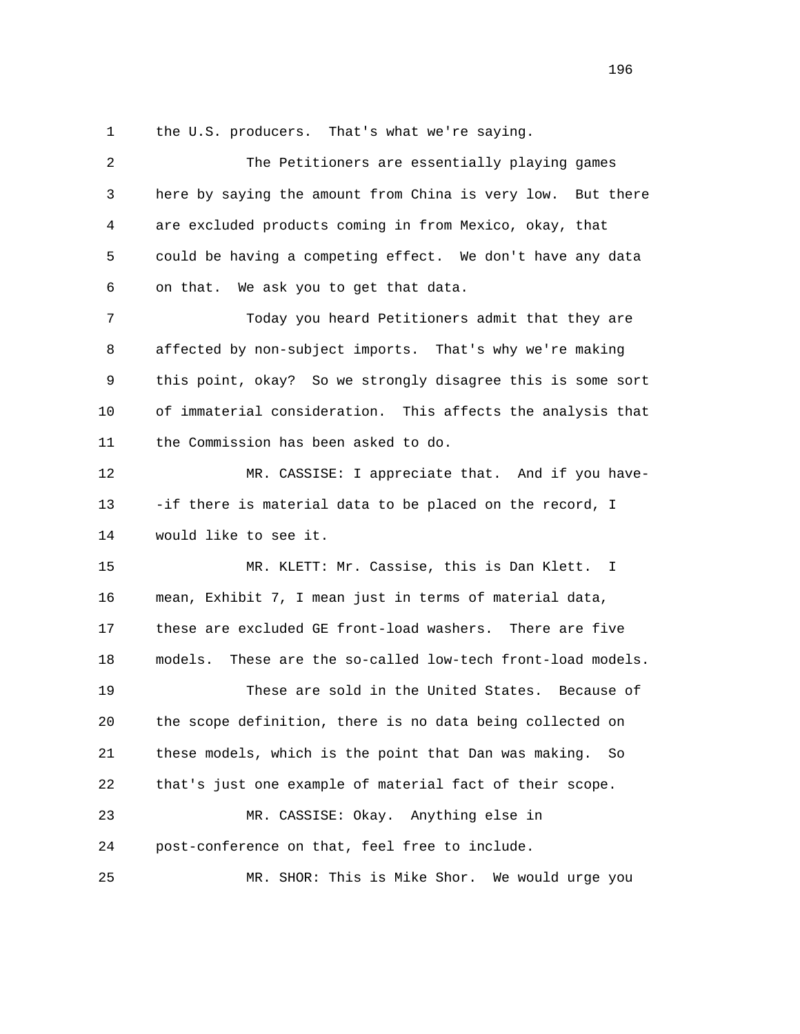the U.S. producers. That's what we're saying.

The Petitioners are essentially playing games here by saying the amount from China is very low. But there are excluded products coming in from Mexico, okay, that could be having a competing effect. We don't have any data on that. We ask you to get that data.

Today you heard Petitioners admit that they are affected by non-subject imports. That's why we're making this point, okay? So we strongly disagree this is some sort of immaterial consideration. This affects the analysis that the Commission has been asked to do.

MR. CASSISE: I appreciate that. And if you have--if there is material data to be placed on the record, I would like to see it.

MR. KLETT: Mr. Cassise, this is Dan Klett. I mean, Exhibit 7, I mean just in terms of material data, these are excluded GE front-load washers. There are five models. These are the so-called low-tech front-load models.

These are sold in the United States. Because of the scope definition, there is no data being collected on these models, which is the point that Dan was making. So that's just one example of material fact of their scope.

MR. CASSISE: Okay. Anything else in post-conference on that, feel free to include.

MR. SHOR: This is Mike Shor. We would urge you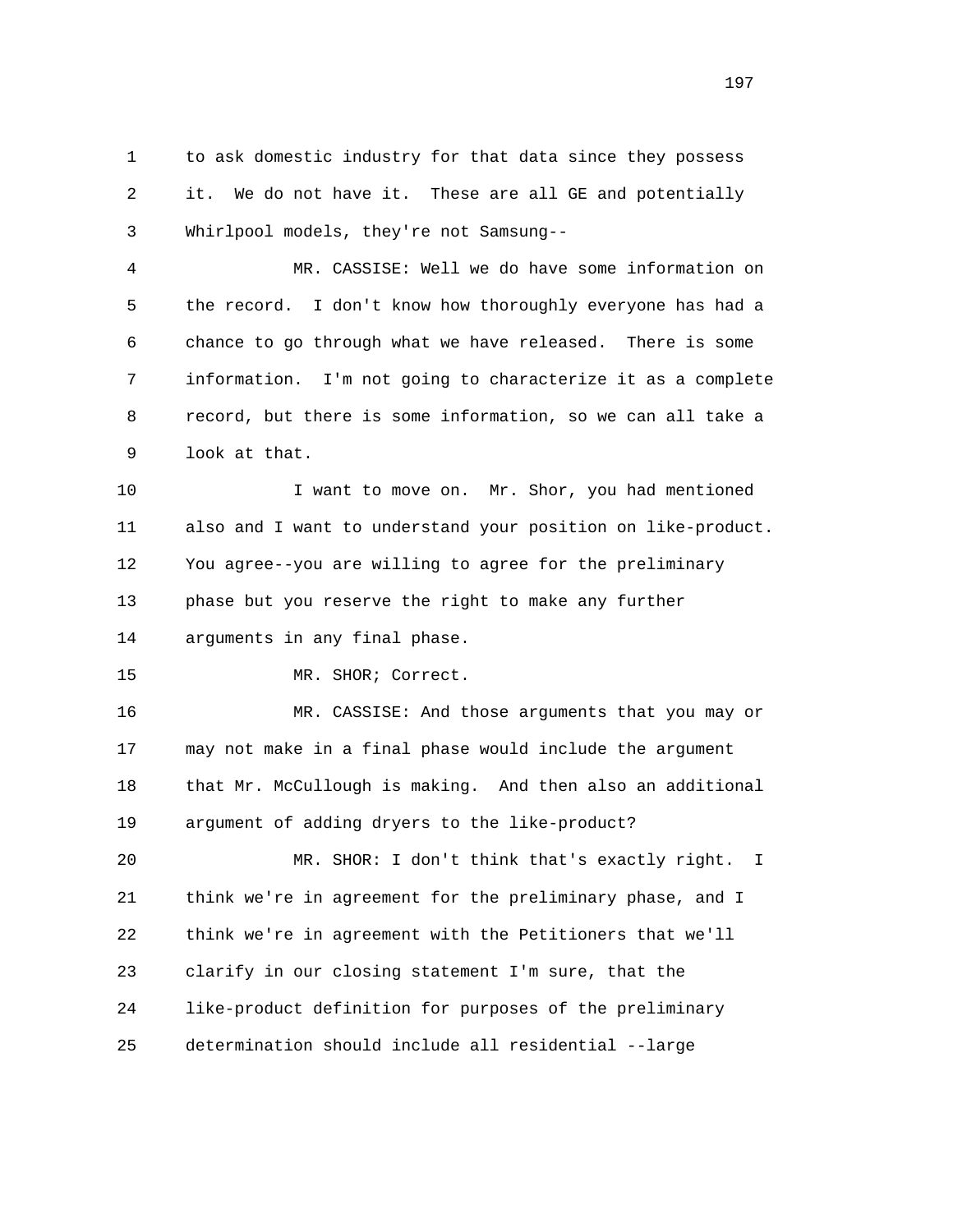to ask domestic industry for that data since they possess it. We do not have it. These are all GE and potentially Whirlpool models, they're not Samsung--

MR. CASSISE: Well we do have some information on the record. I don't know how thoroughly everyone has had a chance to go through what we have released. There is some information. I'm not going to characterize it as a complete record, but there is some information, so we can all take a look at that.

I want to move on. Mr. Shor, you had mentioned also and I want to understand your position on like-product. You agree--you are willing to agree for the preliminary phase but you reserve the right to make any further arguments in any final phase.

MR. SHOR; Correct.

MR. CASSISE: And those arguments that you may or may not make in a final phase would include the argument that Mr. McCullough is making. And then also an additional argument of adding dryers to the like-product?

MR. SHOR: I don't think that's exactly right. I think we're in agreement for the preliminary phase, and I think we're in agreement with the Petitioners that we'll clarify in our closing statement I'm sure, that the like-product definition for purposes of the preliminary determination should include all residential --large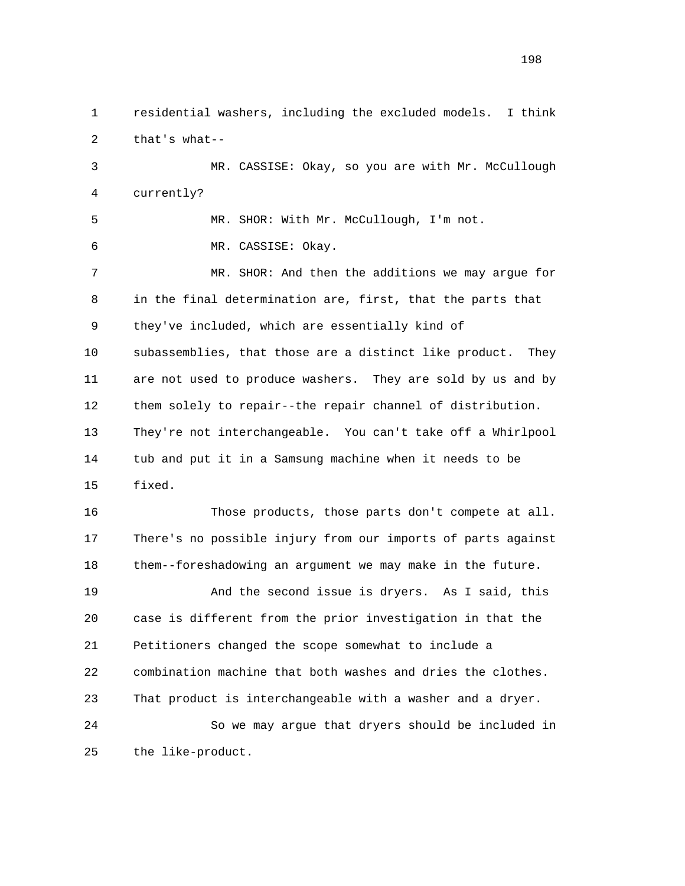residential washers, including the excluded models. I think that's what--

MR. CASSISE: Okay, so you are with Mr. McCullough currently?

MR. SHOR: With Mr. McCullough, I'm not.

MR. CASSISE: Okay.

MR. SHOR: And then the additions we may argue for in the final determination are, first, that the parts that they've included, which are essentially kind of subassemblies, that those are a distinct like product. They are not used to produce washers. They are sold by us and by them solely to repair--the repair channel of distribution. They're not interchangeable. You can't take off a Whirlpool tub and put it in a Samsung machine when it needs to be fixed.

Those products, those parts don't compete at all. There's no possible injury from our imports of parts against them--foreshadowing an argument we may make in the future.

And the second issue is dryers. As I said, this case is different from the prior investigation in that the Petitioners changed the scope somewhat to include a combination machine that both washes and dries the clothes. That product is interchangeable with a washer and a dryer.

So we may argue that dryers should be included in the like-product.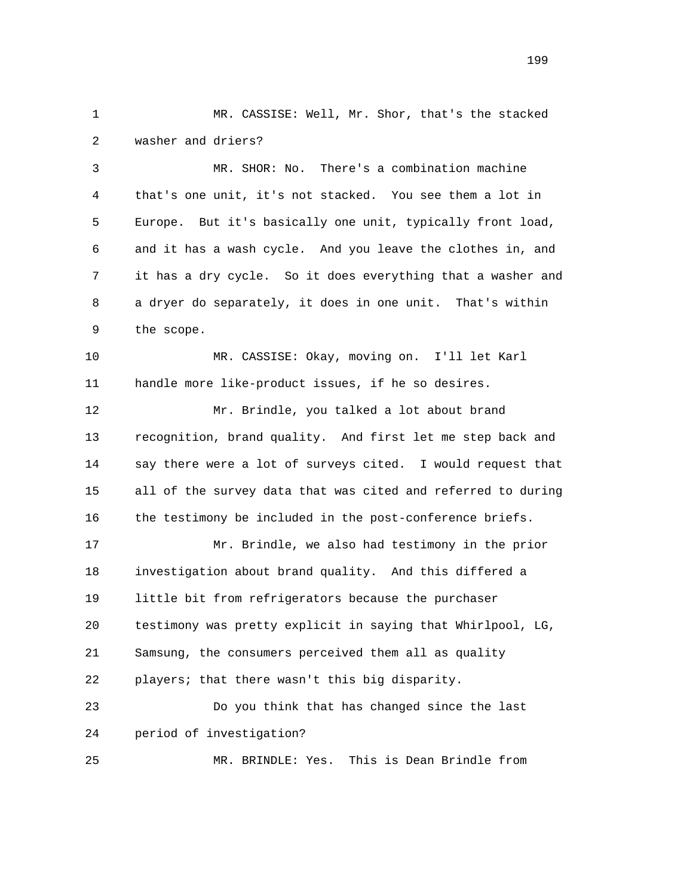1 MR. CASSISE: Well, Mr. Shor, that's the stacked
2 washer and driers?

3 MR. SHOR: No. There's a combination machine
4 that's one unit, it's not stacked. You see them a lot in
5 Europe. But it's basically one unit, typically front load,
6 and it has a wash cycle. And you leave the clothes in, and
7 it has a dry cycle. So it does everything that a washer and
8 a dryer do separately, it does in one unit. That's within
9 the scope.

10 MR. CASSISE: Okay, moving on. I'll let Karl
11 handle more like-product issues, if he so desires.

12 Mr. Brindle, you talked a lot about brand
13 recognition, brand quality. And first let me step back and
14 say there were a lot of surveys cited. I would request that
15 all of the survey data that was cited and referred to during
16 the testimony be included in the post-conference briefs.

17 Mr. Brindle, we also had testimony in the prior
18 investigation about brand quality. And this differed a
19 little bit from refrigerators because the purchaser
20 testimony was pretty explicit in saying that Whirlpool, LG,
21 Samsung, the consumers perceived them all as quality
22 players; that there wasn't this big disparity.

23 Do you think that has changed since the last
24 period of investigation?

25 MR. BRINDLE: Yes. This is Dean Brindle from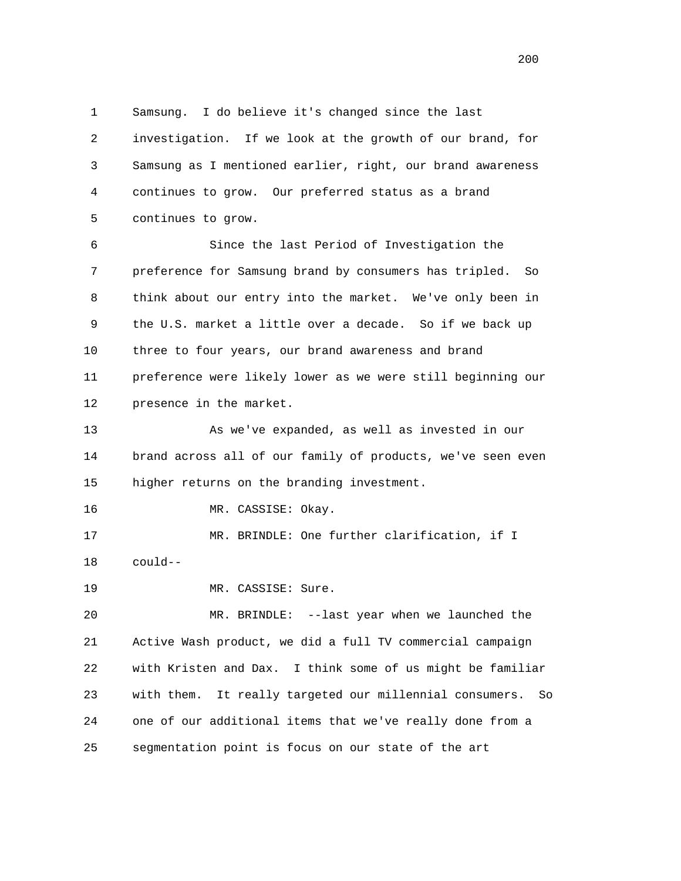Samsung. I do believe it's changed since the last investigation. If we look at the growth of our brand, for Samsung as I mentioned earlier, right, our brand awareness continues to grow. Our preferred status as a brand continues to grow.

Since the last Period of Investigation the preference for Samsung brand by consumers has tripled. So think about our entry into the market. We've only been in the U.S. market a little over a decade. So if we back up three to four years, our brand awareness and brand preference were likely lower as we were still beginning our presence in the market.

As we've expanded, as well as invested in our brand across all of our family of products, we've seen even higher returns on the branding investment.

MR. CASSISE: Okay.

MR. BRINDLE: One further clarification, if I could--

MR. CASSISE: Sure.

MR. BRINDLE: --last year when we launched the Active Wash product, we did a full TV commercial campaign with Kristen and Dax. I think some of us might be familiar with them. It really targeted our millennial consumers. So one of our additional items that we've really done from a segmentation point is focus on our state of the art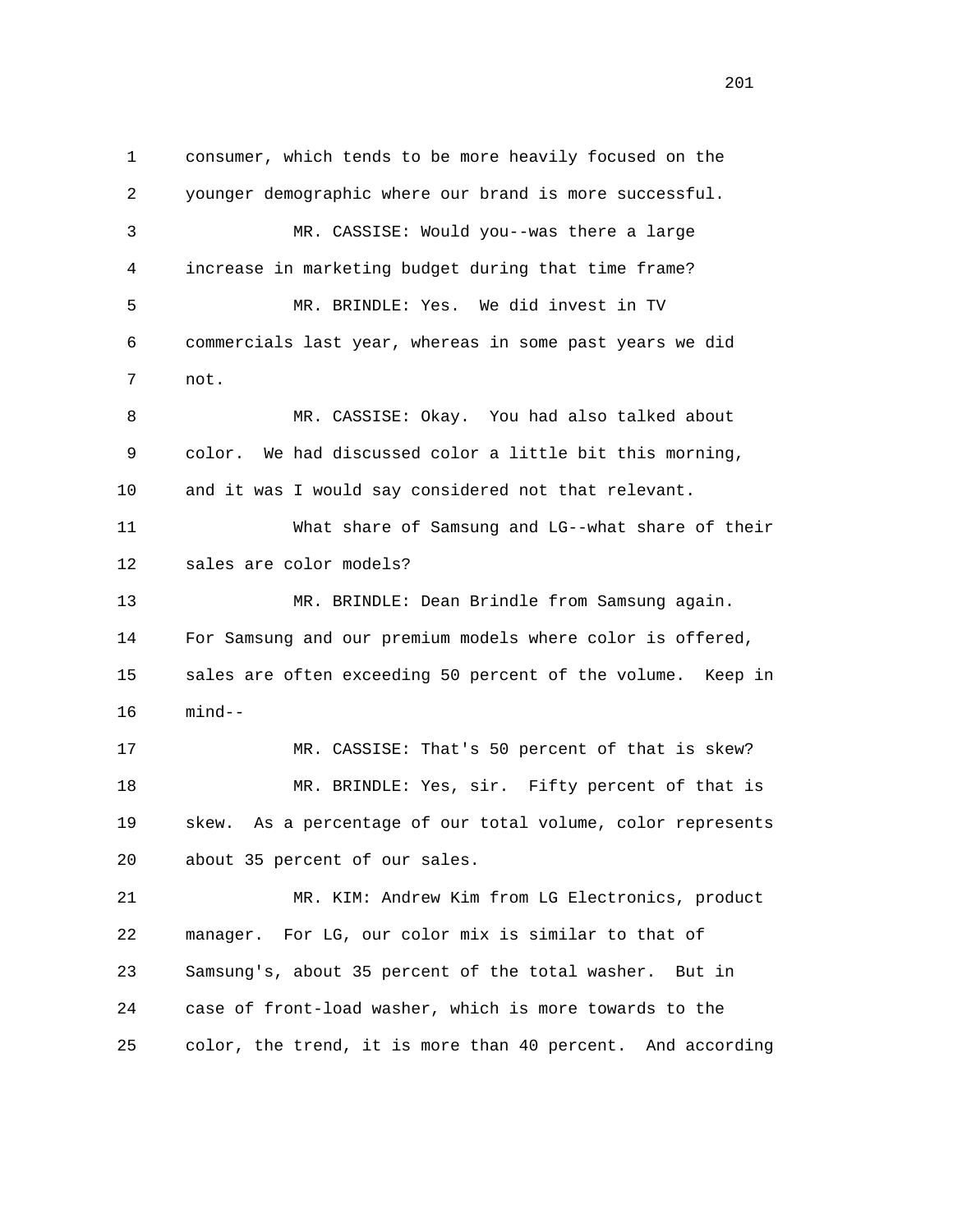consumer, which tends to be more heavily focused on the younger demographic where our brand is more successful.

MR. CASSISE: Would you--was there a large increase in marketing budget during that time frame?

MR. BRINDLE: Yes. We did invest in TV commercials last year, whereas in some past years we did not.

MR. CASSISE: Okay. You had also talked about color. We had discussed color a little bit this morning, and it was I would say considered not that relevant.

What share of Samsung and LG--what share of their sales are color models?

MR. BRINDLE: Dean Brindle from Samsung again. For Samsung and our premium models where color is offered, sales are often exceeding 50 percent of the volume. Keep in mind--

MR. CASSISE: That's 50 percent of that is skew?

MR. BRINDLE: Yes, sir. Fifty percent of that is skew. As a percentage of our total volume, color represents about 35 percent of our sales.

MR. KIM: Andrew Kim from LG Electronics, product manager. For LG, our color mix is similar to that of Samsung's, about 35 percent of the total washer. But in case of front-load washer, which is more towards to the color, the trend, it is more than 40 percent. And according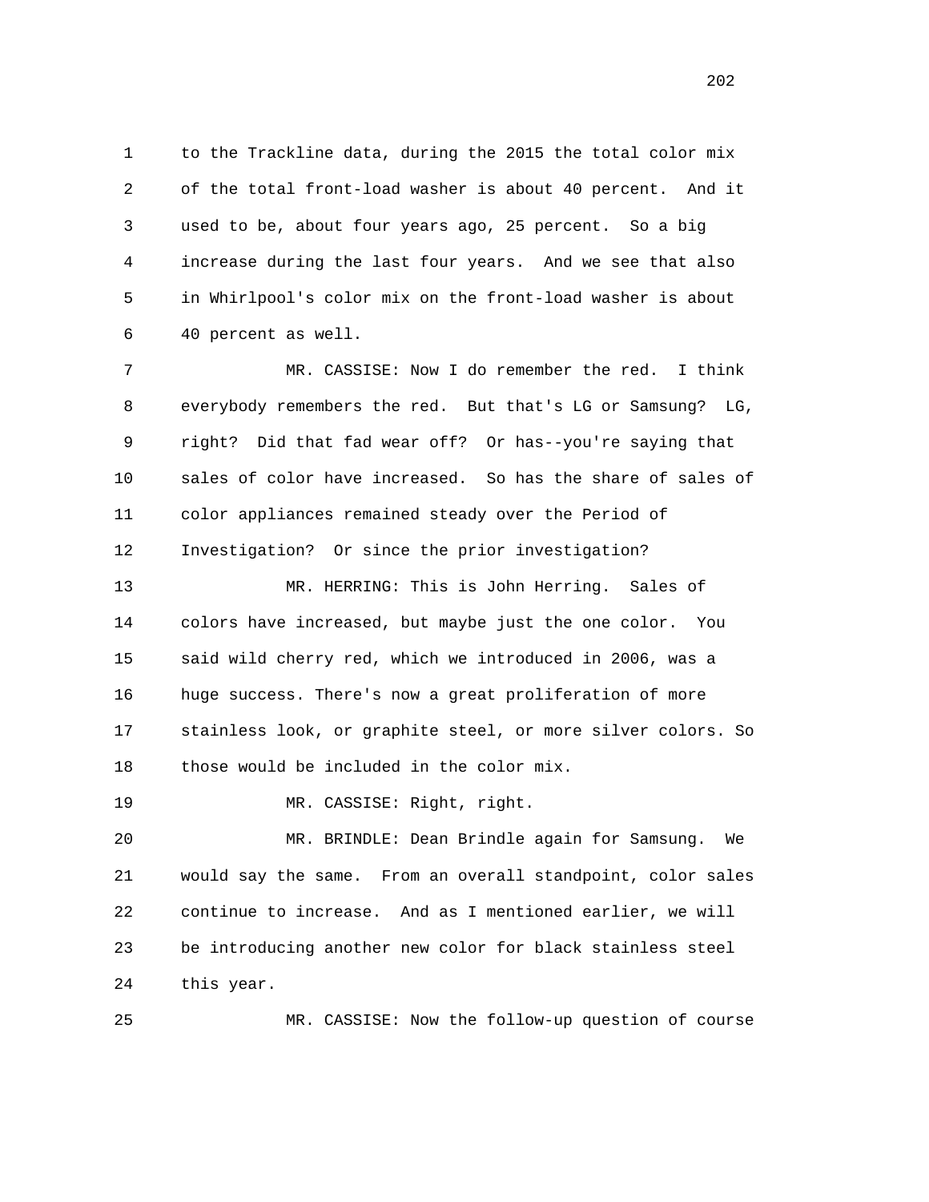to the Trackline data, during the 2015 the total color mix of the total front-load washer is about 40 percent. And it used to be, about four years ago, 25 percent. So a big increase during the last four years. And we see that also in Whirlpool's color mix on the front-load washer is about 40 percent as well.

MR. CASSISE: Now I do remember the red. I think everybody remembers the red. But that's LG or Samsung? LG, right? Did that fad wear off? Or has--you're saying that sales of color have increased. So has the share of sales of color appliances remained steady over the Period of Investigation? Or since the prior investigation?

MR. HERRING: This is John Herring. Sales of colors have increased, but maybe just the one color. You said wild cherry red, which we introduced in 2006, was a huge success. There's now a great proliferation of more stainless look, or graphite steel, or more silver colors. So those would be included in the color mix.

MR. CASSISE: Right, right.

MR. BRINDLE: Dean Brindle again for Samsung. We would say the same. From an overall standpoint, color sales continue to increase. And as I mentioned earlier, we will be introducing another new color for black stainless steel this year.

MR. CASSISE: Now the follow-up question of course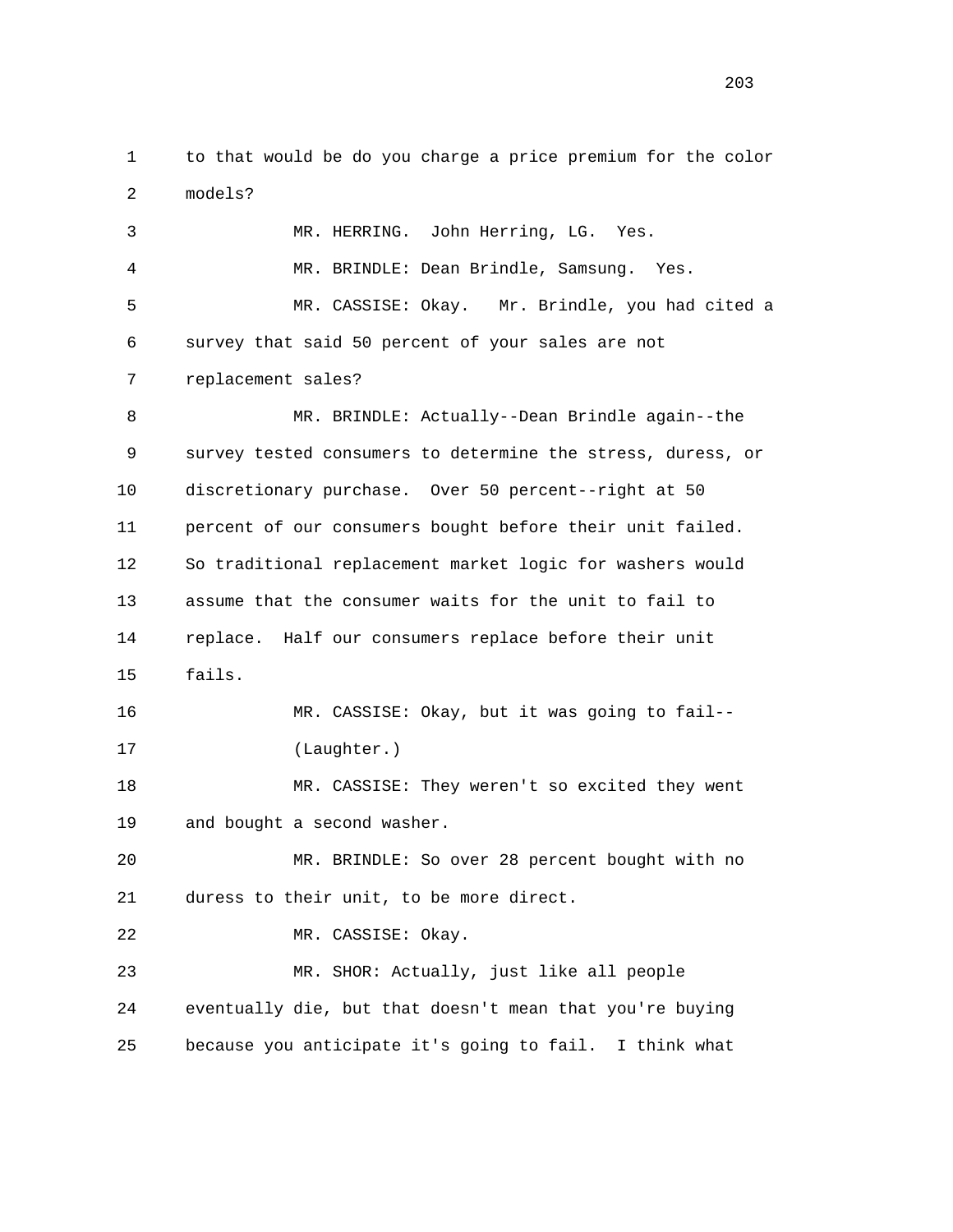to that would be do you charge a price premium for the color models?

MR. HERRING. John Herring, LG. Yes.

MR. BRINDLE: Dean Brindle, Samsung. Yes.

MR. CASSISE: Okay. Mr. Brindle, you had cited a survey that said 50 percent of your sales are not replacement sales?

MR. BRINDLE: Actually--Dean Brindle again--the survey tested consumers to determine the stress, duress, or discretionary purchase. Over 50 percent--right at 50 percent of our consumers bought before their unit failed. So traditional replacement market logic for washers would assume that the consumer waits for the unit to fail to replace. Half our consumers replace before their unit fails.

MR. CASSISE: Okay, but it was going to fail--

(Laughter.)

MR. CASSISE: They weren't so excited they went and bought a second washer.

MR. BRINDLE: So over 28 percent bought with no duress to their unit, to be more direct.

MR. CASSISE: Okay.

MR. SHOR: Actually, just like all people eventually die, but that doesn't mean that you're buying because you anticipate it's going to fail. I think what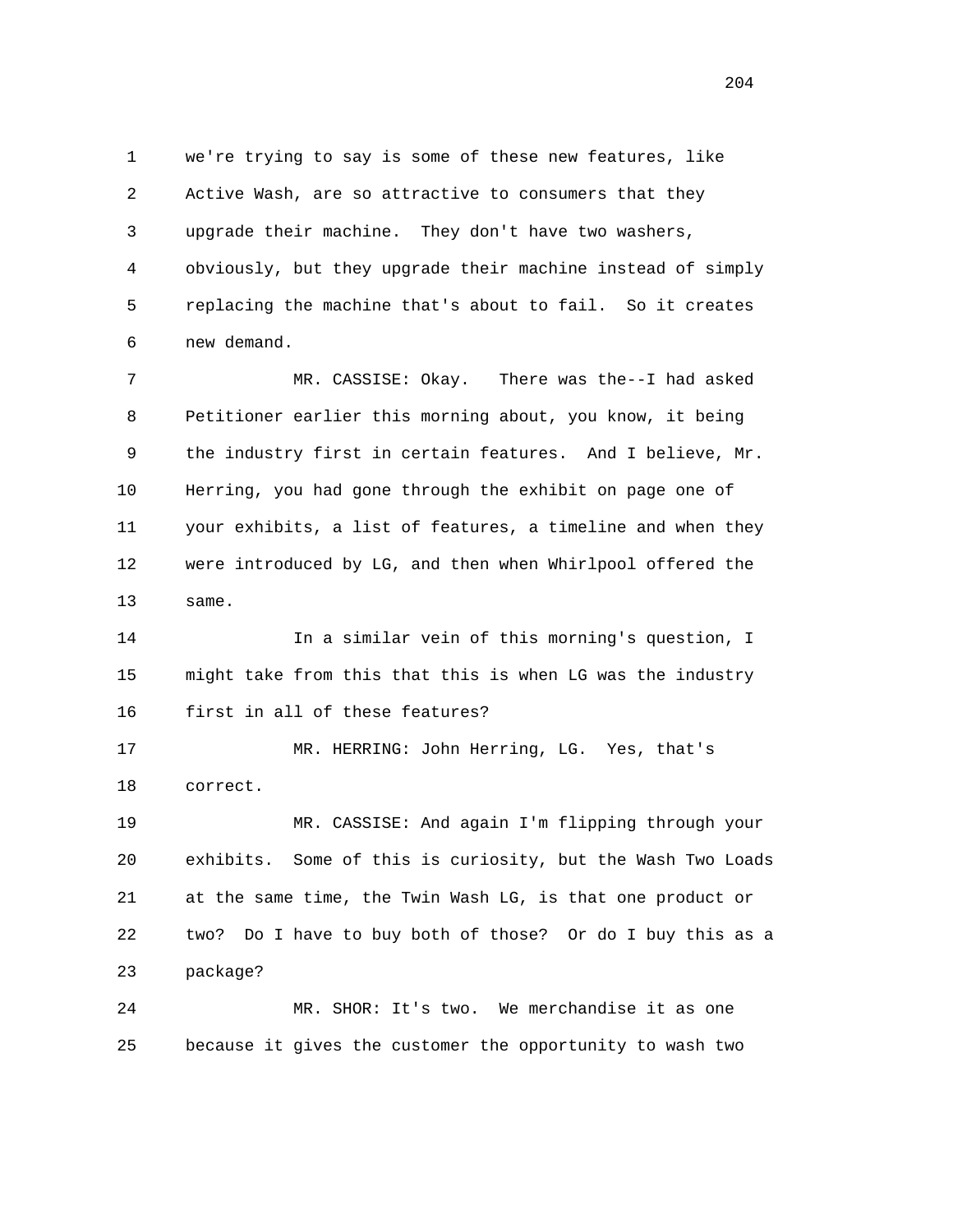we're trying to say is some of these new features, like Active Wash, are so attractive to consumers that they upgrade their machine. They don't have two washers, obviously, but they upgrade their machine instead of simply replacing the machine that's about to fail. So it creates new demand.

MR. CASSISE: Okay. There was the--I had asked Petitioner earlier this morning about, you know, it being the industry first in certain features. And I believe, Mr. Herring, you had gone through the exhibit on page one of your exhibits, a list of features, a timeline and when they were introduced by LG, and then when Whirlpool offered the same.

In a similar vein of this morning's question, I might take from this that this is when LG was the industry first in all of these features?

MR. HERRING: John Herring, LG. Yes, that's correct.

MR. CASSISE: And again I'm flipping through your exhibits. Some of this is curiosity, but the Wash Two Loads at the same time, the Twin Wash LG, is that one product or two? Do I have to buy both of those? Or do I buy this as a package?

MR. SHOR: It's two. We merchandise it as one because it gives the customer the opportunity to wash two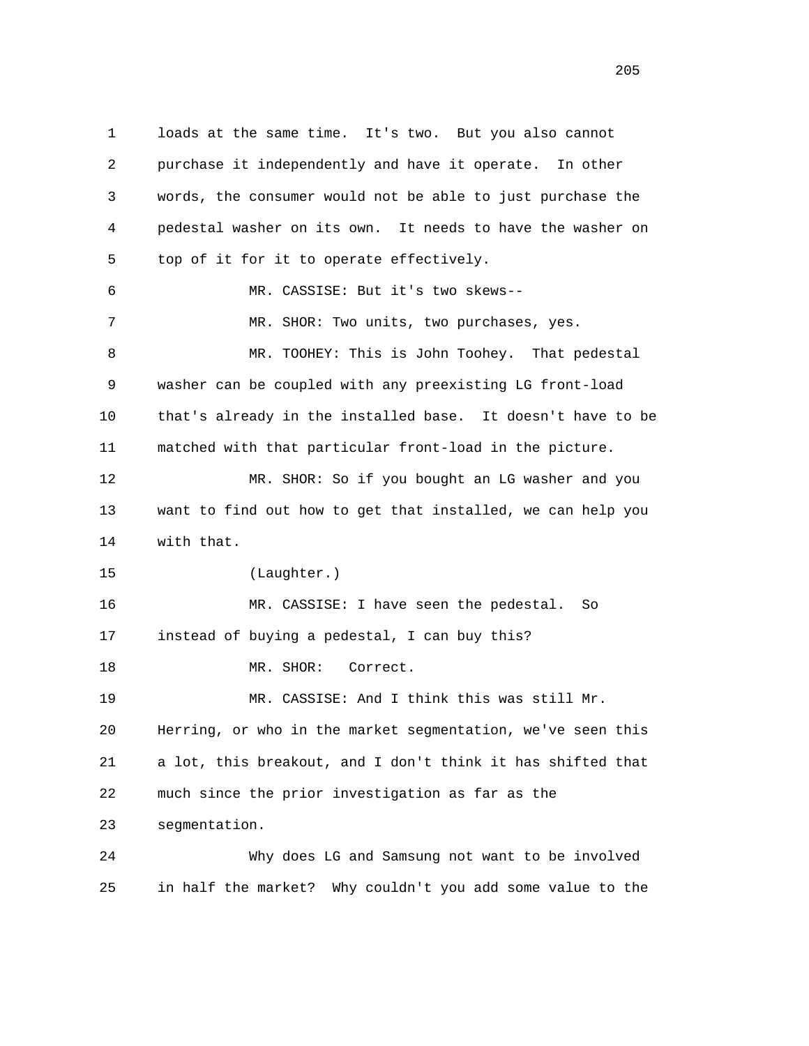loads at the same time. It's two. But you also cannot purchase it independently and have it operate. In other words, the consumer would not be able to just purchase the pedestal washer on its own. It needs to have the washer on top of it for it to operate effectively.

MR. CASSISE: But it's two skews--

MR. SHOR: Two units, two purchases, yes.

MR. TOOHEY: This is John Toohey. That pedestal washer can be coupled with any preexisting LG front-load that's already in the installed base. It doesn't have to be matched with that particular front-load in the picture.

MR. SHOR: So if you bought an LG washer and you want to find out how to get that installed, we can help you with that.

(Laughter.)

MR. CASSISE: I have seen the pedestal. So instead of buying a pedestal, I can buy this?

MR. SHOR: Correct.

MR. CASSISE: And I think this was still Mr. Herring, or who in the market segmentation, we've seen this a lot, this breakout, and I don't think it has shifted that much since the prior investigation as far as the segmentation.

Why does LG and Samsung not want to be involved in half the market? Why couldn't you add some value to the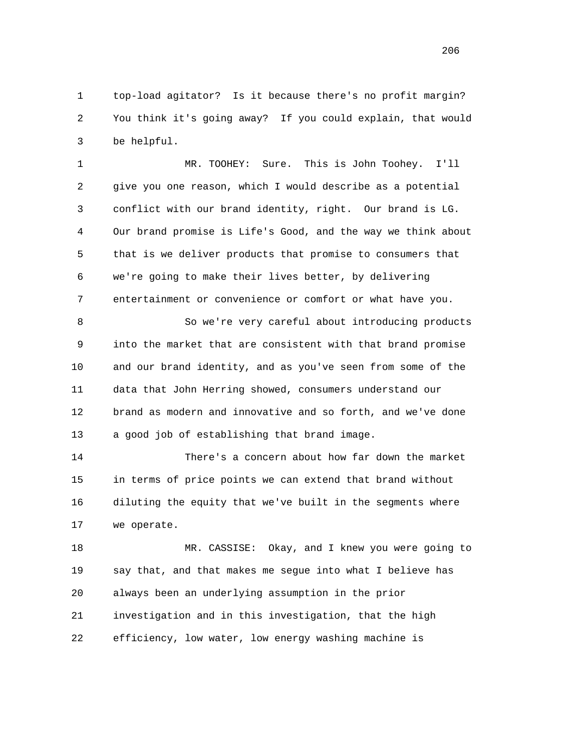top-load agitator? Is it because there's no profit margin? You think it's going away? If you could explain, that would be helpful.

MR. TOOHEY: Sure. This is John Toohey. I'll give you one reason, which I would describe as a potential conflict with our brand identity, right. Our brand is LG. Our brand promise is Life's Good, and the way we think about that is we deliver products that promise to consumers that we're going to make their lives better, by delivering entertainment or convenience or comfort or what have you.

So we're very careful about introducing products into the market that are consistent with that brand promise and our brand identity, and as you've seen from some of the data that John Herring showed, consumers understand our brand as modern and innovative and so forth, and we've done a good job of establishing that brand image.

There's a concern about how far down the market in terms of price points we can extend that brand without diluting the equity that we've built in the segments where we operate.

MR. CASSISE: Okay, and I knew you were going to say that, and that makes me segue into what I believe has always been an underlying assumption in the prior investigation and in this investigation, that the high efficiency, low water, low energy washing machine is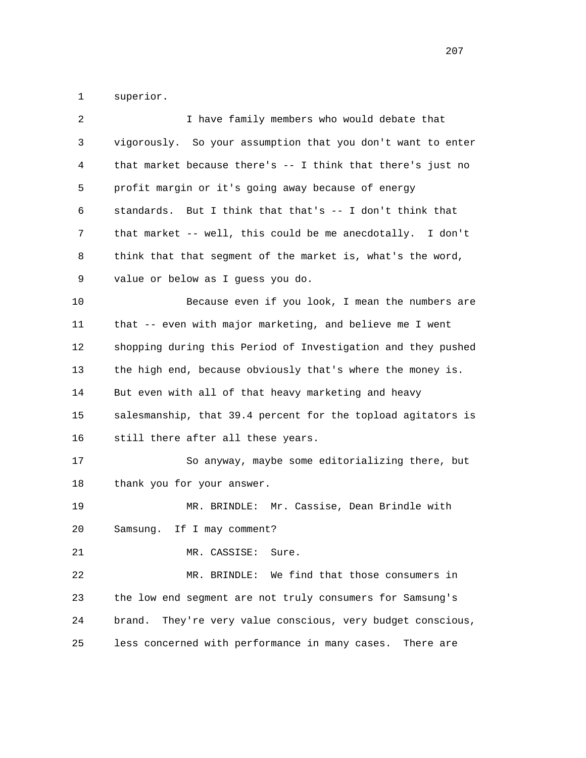superior.

I have family members who would debate that vigorously. So your assumption that you don't want to enter that market because there's -- I think that there's just no profit margin or it's going away because of energy standards. But I think that that's -- I don't think that that market -- well, this could be me anecdotally. I don't think that that segment of the market is, what's the word, value or below as I guess you do.

Because even if you look, I mean the numbers are that -- even with major marketing, and believe me I went shopping during this Period of Investigation and they pushed the high end, because obviously that's where the money is. But even with all of that heavy marketing and heavy salesmanship, that 39.4 percent for the topload agitators is still there after all these years.

So anyway, maybe some editorializing there, but thank you for your answer.

MR. BRINDLE: Mr. Cassise, Dean Brindle with Samsung. If I may comment?

MR. CASSISE: Sure.

MR. BRINDLE: We find that those consumers in the low end segment are not truly consumers for Samsung's brand. They're very value conscious, very budget conscious, less concerned with performance in many cases. There are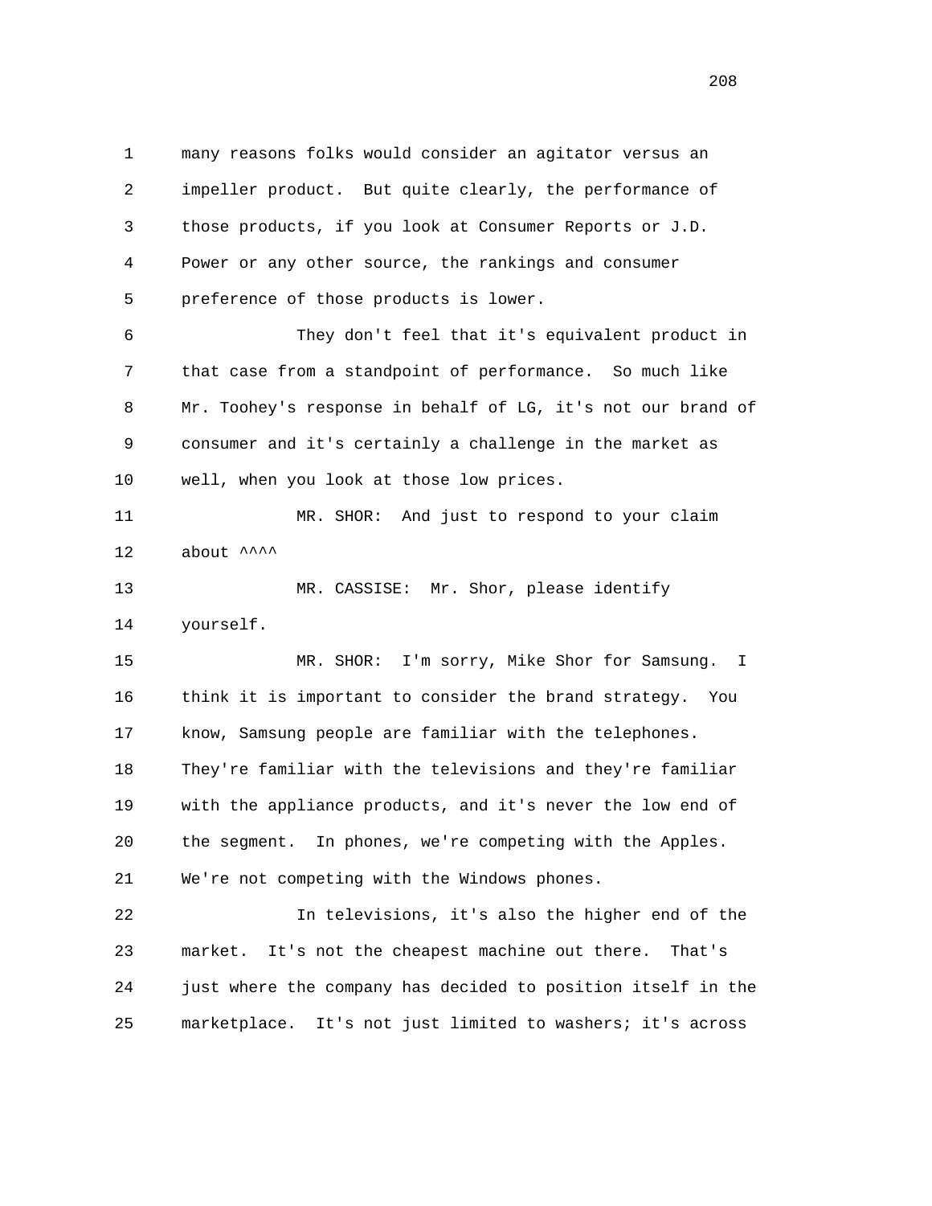many reasons folks would consider an agitator versus an impeller product. But quite clearly, the performance of those products, if you look at Consumer Reports or J.D. Power or any other source, the rankings and consumer preference of those products is lower.

They don't feel that it's equivalent product in that case from a standpoint of performance. So much like Mr. Toohey's response in behalf of LG, it's not our brand of consumer and it's certainly a challenge in the market as well, when you look at those low prices.

MR. SHOR: And just to respond to your claim about ^^^^

MR. CASSISE: Mr. Shor, please identify yourself.

MR. SHOR: I'm sorry, Mike Shor for Samsung. I think it is important to consider the brand strategy. You know, Samsung people are familiar with the telephones. They're familiar with the televisions and they're familiar with the appliance products, and it's never the low end of the segment. In phones, we're competing with the Apples. We're not competing with the Windows phones.

In televisions, it's also the higher end of the market. It's not the cheapest machine out there. That's just where the company has decided to position itself in the marketplace. It's not just limited to washers; it's across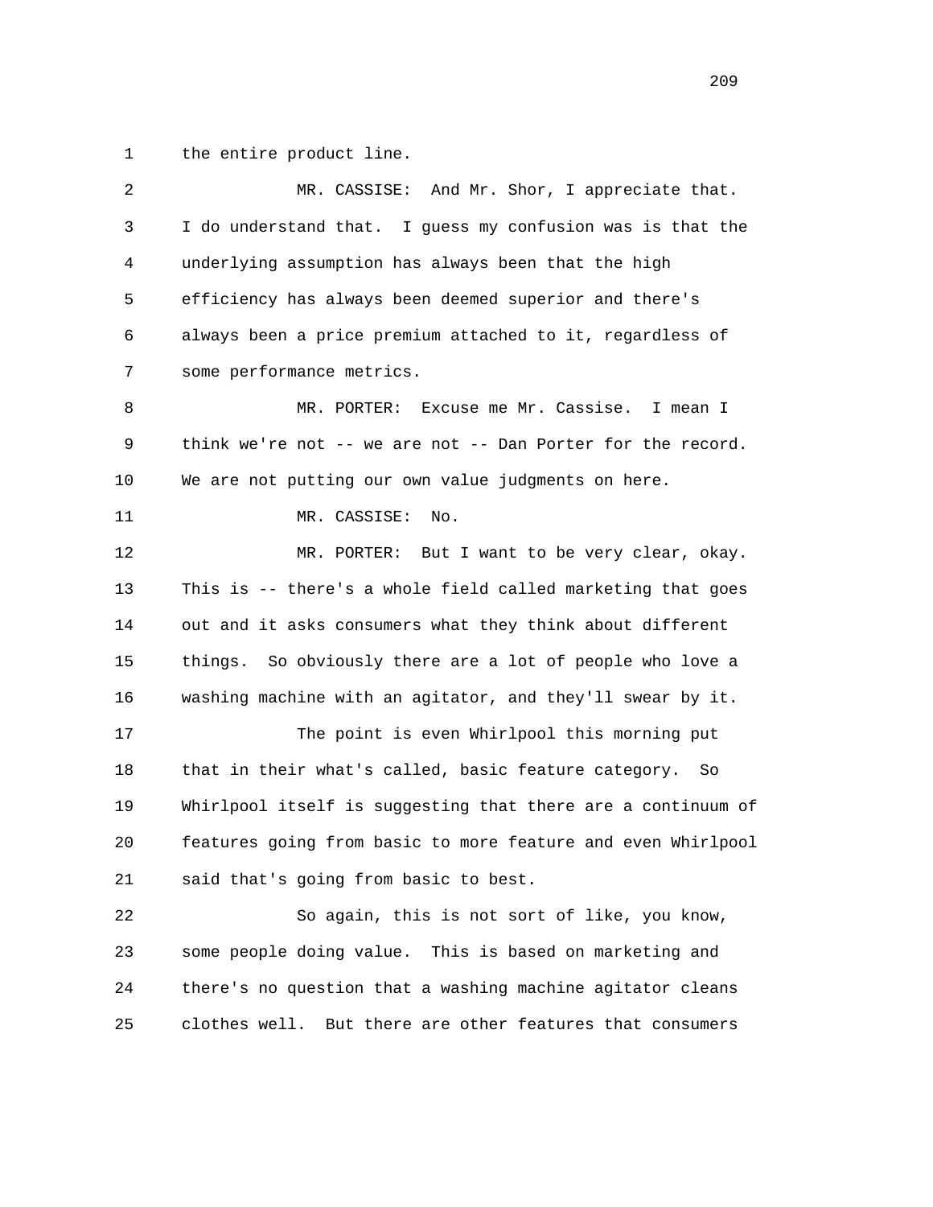1 the entire product line.

2 MR. CASSISE: And Mr. Shor, I appreciate that.

3 I do understand that. I guess my confusion was is that the

4 underlying assumption has always been that the high

5 efficiency has always been deemed superior and there's

6 always been a price premium attached to it, regardless of

7 some performance metrics.

8 MR. PORTER: Excuse me Mr. Cassise. I mean I

9 think we're not -- we are not -- Dan Porter for the record.

10 We are not putting our own value judgments on here.

11 MR. CASSISE: No.

12 MR. PORTER: But I want to be very clear, okay.

13 This is -- there's a whole field called marketing that goes

14 out and it asks consumers what they think about different

15 things. So obviously there are a lot of people who love a

16 washing machine with an agitator, and they'll swear by it.

17 The point is even Whirlpool this morning put

18 that in their what's called, basic feature category. So

19 Whirlpool itself is suggesting that there are a continuum of

20 features going from basic to more feature and even Whirlpool

21 said that's going from basic to best.

22 So again, this is not sort of like, you know,

23 some people doing value. This is based on marketing and

24 there's no question that a washing machine agitator cleans

25 clothes well. But there are other features that consumers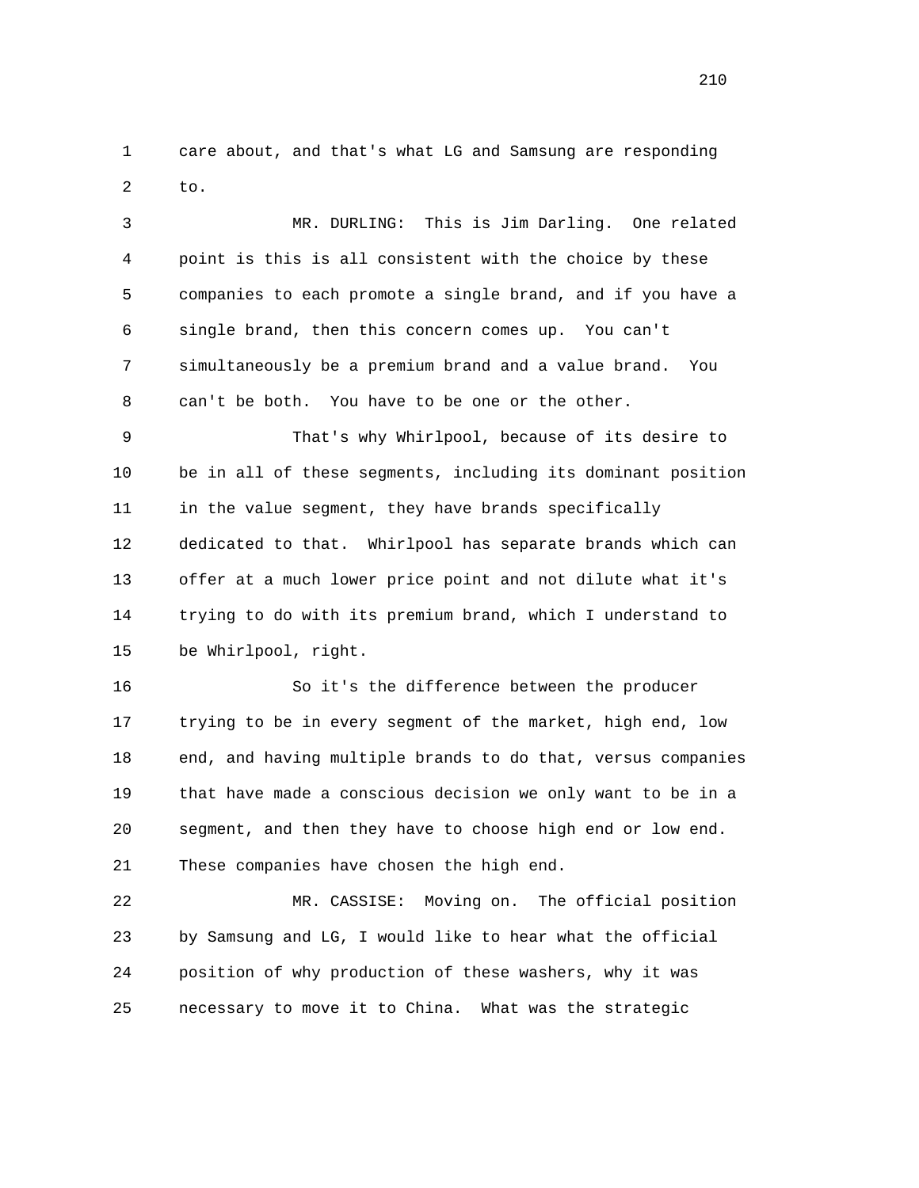care about, and that's what LG and Samsung are responding to.

MR. DURLING: This is Jim Darling. One related point is this is all consistent with the choice by these companies to each promote a single brand, and if you have a single brand, then this concern comes up. You can't simultaneously be a premium brand and a value brand. You can't be both. You have to be one or the other.

That's why Whirlpool, because of its desire to be in all of these segments, including its dominant position in the value segment, they have brands specifically dedicated to that. Whirlpool has separate brands which can offer at a much lower price point and not dilute what it's trying to do with its premium brand, which I understand to be Whirlpool, right.

So it's the difference between the producer trying to be in every segment of the market, high end, low end, and having multiple brands to do that, versus companies that have made a conscious decision we only want to be in a segment, and then they have to choose high end or low end. These companies have chosen the high end.

MR. CASSISE: Moving on. The official position by Samsung and LG, I would like to hear what the official position of why production of these washers, why it was necessary to move it to China. What was the strategic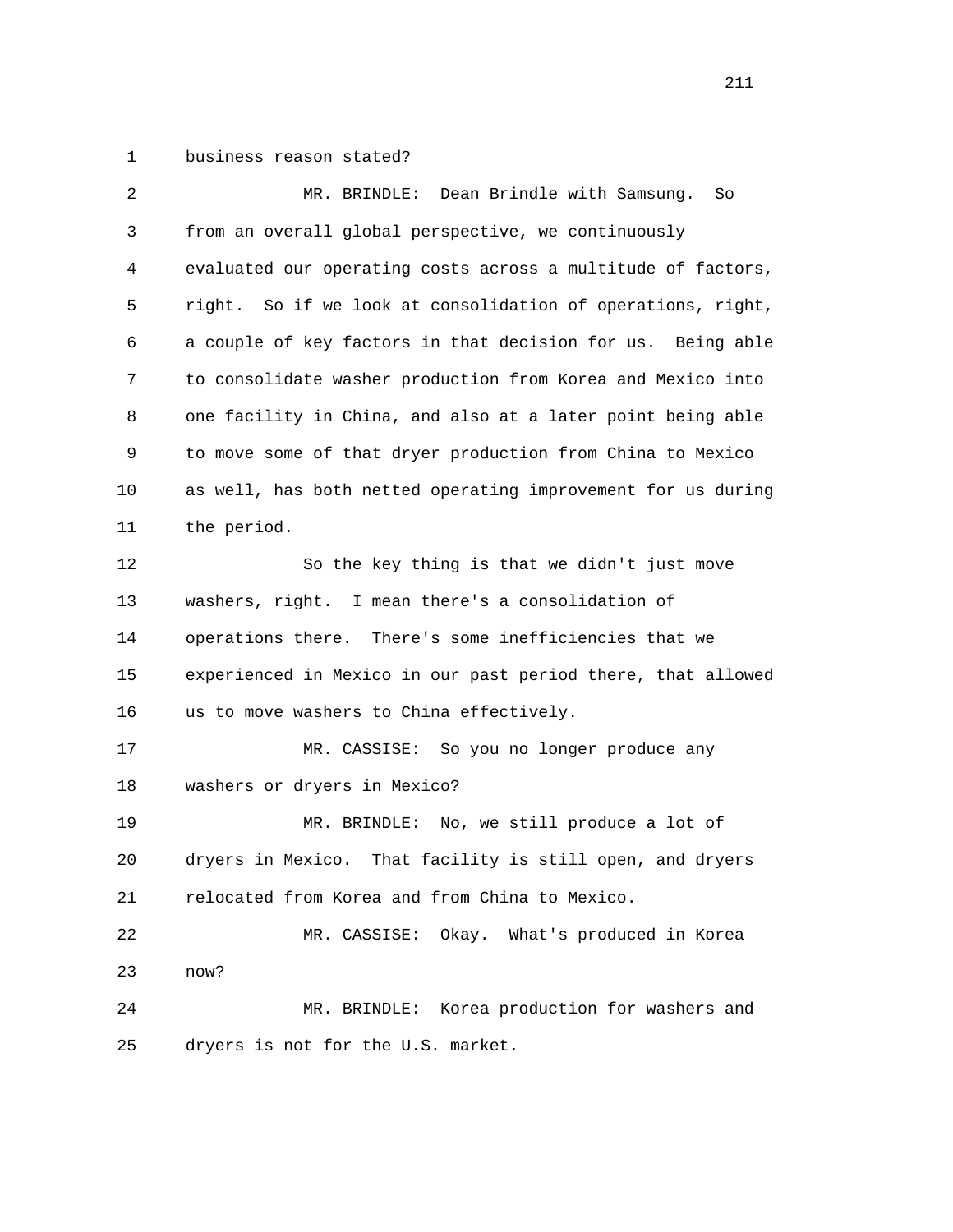business reason stated?

MR. BRINDLE: Dean Brindle with Samsung. So from an overall global perspective, we continuously evaluated our operating costs across a multitude of factors, right. So if we look at consolidation of operations, right, a couple of key factors in that decision for us. Being able to consolidate washer production from Korea and Mexico into one facility in China, and also at a later point being able to move some of that dryer production from China to Mexico as well, has both netted operating improvement for us during the period.

So the key thing is that we didn't just move washers, right. I mean there's a consolidation of operations there. There's some inefficiencies that we experienced in Mexico in our past period there, that allowed us to move washers to China effectively.

MR. CASSISE: So you no longer produce any washers or dryers in Mexico?

MR. BRINDLE: No, we still produce a lot of dryers in Mexico. That facility is still open, and dryers relocated from Korea and from China to Mexico.

MR. CASSISE: Okay. What's produced in Korea now?

MR. BRINDLE: Korea production for washers and dryers is not for the U.S. market.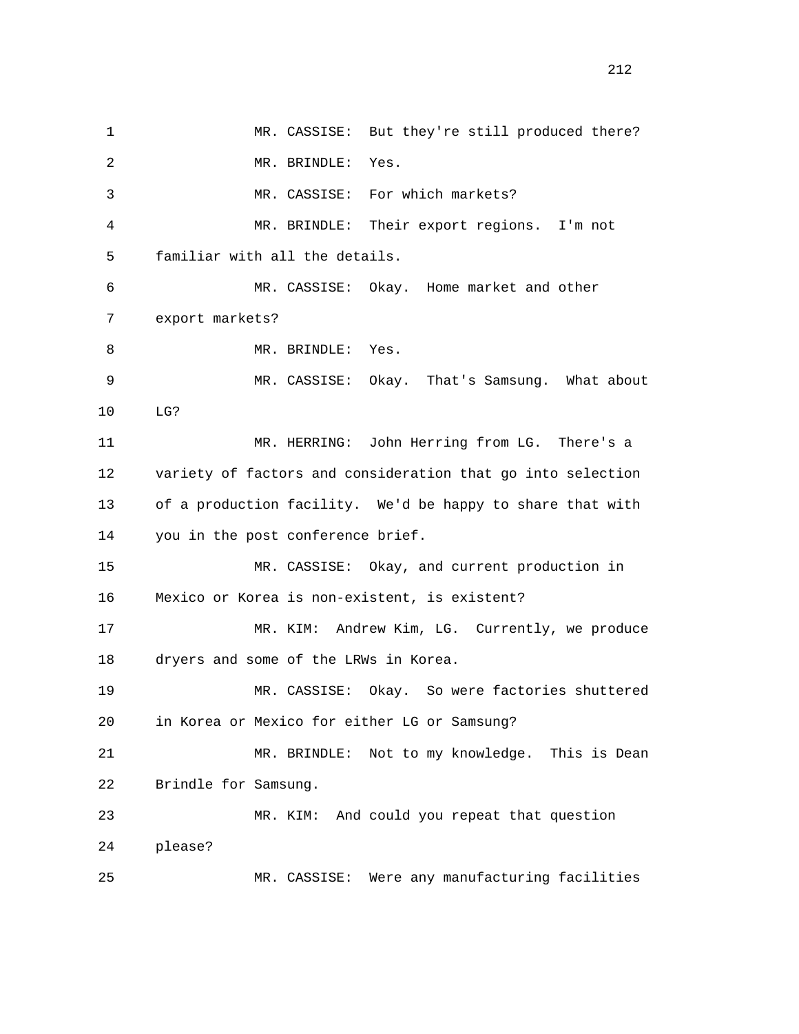MR. CASSISE: But they're still produced there?

MR. BRINDLE: Yes.

MR. CASSISE: For which markets?

MR. BRINDLE: Their export regions. I'm not familiar with all the details.

MR. CASSISE: Okay. Home market and other export markets?

MR. BRINDLE: Yes.

MR. CASSISE: Okay. That's Samsung. What about LG?

MR. HERRING: John Herring from LG. There's a variety of factors and consideration that go into selection of a production facility. We'd be happy to share that with you in the post conference brief.

MR. CASSISE: Okay, and current production in Mexico or Korea is non-existent, is existent?

MR. KIM: Andrew Kim, LG. Currently, we produce dryers and some of the LRWs in Korea.

MR. CASSISE: Okay. So were factories shuttered in Korea or Mexico for either LG or Samsung?

MR. BRINDLE: Not to my knowledge. This is Dean Brindle for Samsung.

MR. KIM: And could you repeat that question please?

MR. CASSISE: Were any manufacturing facilities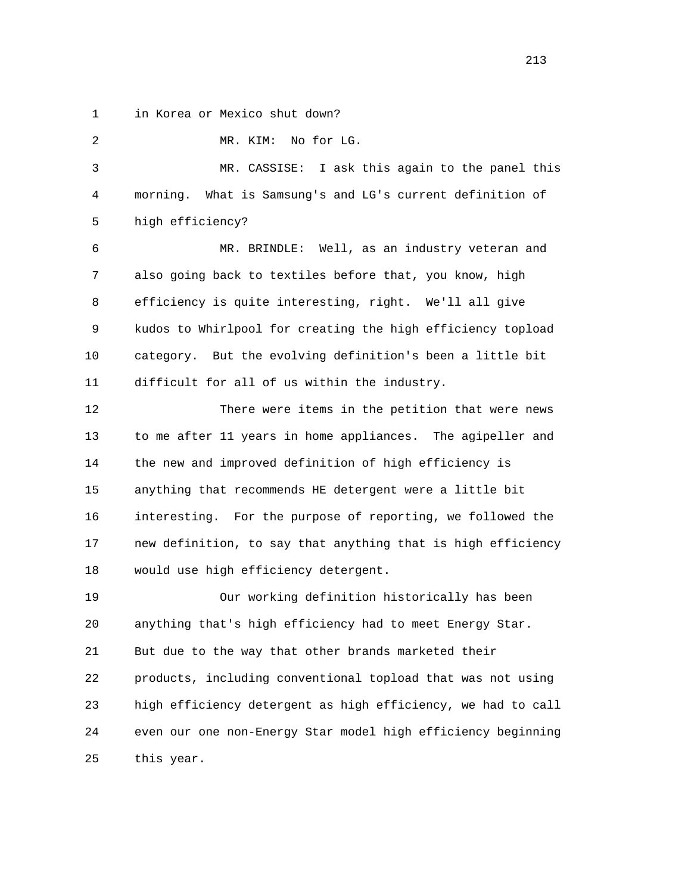in Korea or Mexico shut down?

MR. KIM: No for LG.

MR. CASSISE: I ask this again to the panel this morning. What is Samsung's and LG's current definition of high efficiency?

MR. BRINDLE: Well, as an industry veteran and also going back to textiles before that, you know, high efficiency is quite interesting, right. We'll all give kudos to Whirlpool for creating the high efficiency topload category. But the evolving definition's been a little bit difficult for all of us within the industry.

There were items in the petition that were news to me after 11 years in home appliances. The agipeller and the new and improved definition of high efficiency is anything that recommends HE detergent were a little bit interesting. For the purpose of reporting, we followed the new definition, to say that anything that is high efficiency would use high efficiency detergent.

Our working definition historically has been anything that's high efficiency had to meet Energy Star. But due to the way that other brands marketed their products, including conventional topload that was not using high efficiency detergent as high efficiency, we had to call even our one non-Energy Star model high efficiency beginning this year.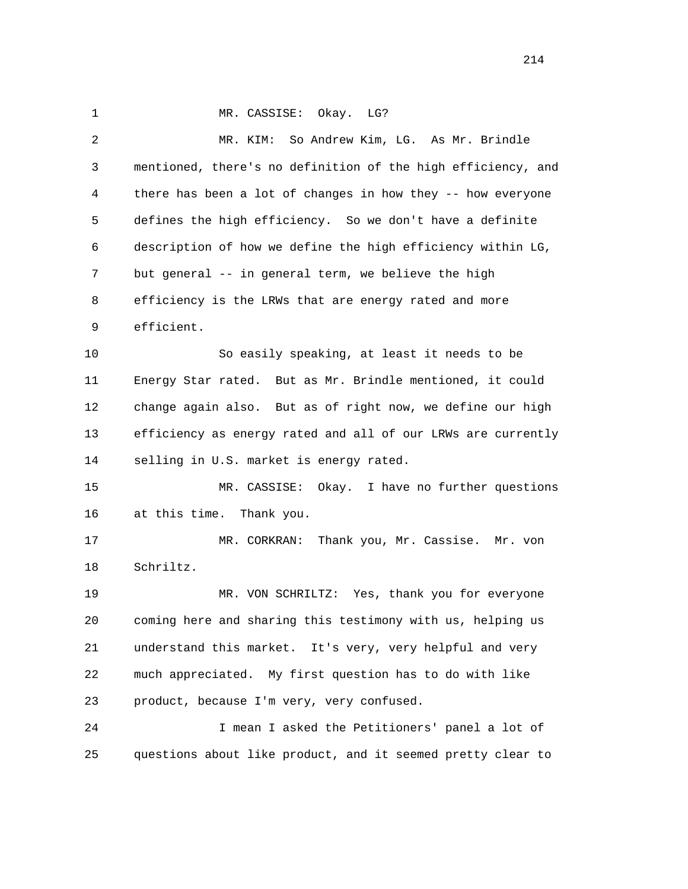MR. CASSISE: Okay. LG?

MR. KIM: So Andrew Kim, LG. As Mr. Brindle mentioned, there's no definition of the high efficiency, and there has been a lot of changes in how they -- how everyone defines the high efficiency. So we don't have a definite description of how we define the high efficiency within LG, but general -- in general term, we believe the high efficiency is the LRWs that are energy rated and more efficient.

So easily speaking, at least it needs to be Energy Star rated. But as Mr. Brindle mentioned, it could change again also. But as of right now, we define our high efficiency as energy rated and all of our LRWs are currently selling in U.S. market is energy rated.

MR. CASSISE: Okay. I have no further questions at this time. Thank you.

MR. CORKRAN: Thank you, Mr. Cassise. Mr. von Schriltz.

MR. VON SCHRILTZ: Yes, thank you for everyone coming here and sharing this testimony with us, helping us understand this market. It's very, very helpful and very much appreciated. My first question has to do with like product, because I'm very, very confused.

I mean I asked the Petitioners' panel a lot of questions about like product, and it seemed pretty clear to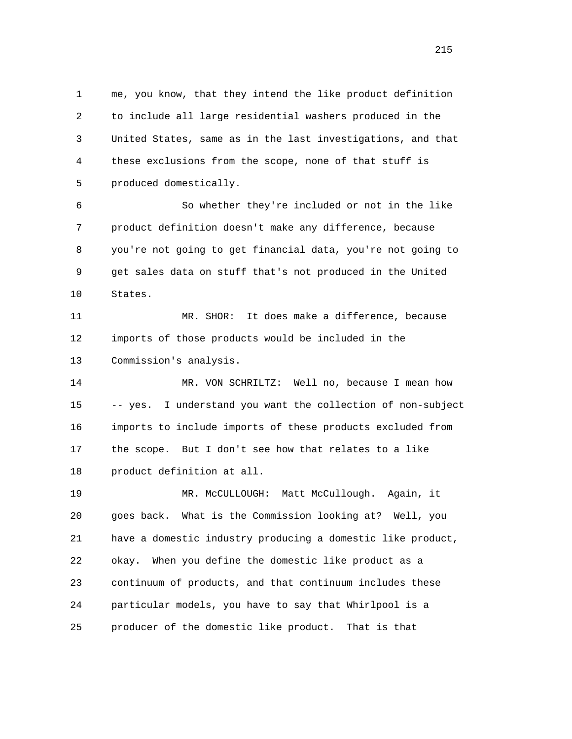me, you know, that they intend the like product definition to include all large residential washers produced in the United States, same as in the last investigations, and that these exclusions from the scope, none of that stuff is produced domestically.

So whether they're included or not in the like product definition doesn't make any difference, because you're not going to get financial data, you're not going to get sales data on stuff that's not produced in the United States.

MR. SHOR: It does make a difference, because imports of those products would be included in the Commission's analysis.

MR. VON SCHRILTZ: Well no, because I mean how -- yes. I understand you want the collection of non-subject imports to include imports of these products excluded from the scope. But I don't see how that relates to a like product definition at all.

MR. McCULLOUGH: Matt McCullough. Again, it goes back. What is the Commission looking at? Well, you have a domestic industry producing a domestic like product, okay. When you define the domestic like product as a continuum of products, and that continuum includes these particular models, you have to say that Whirlpool is a producer of the domestic like product. That is that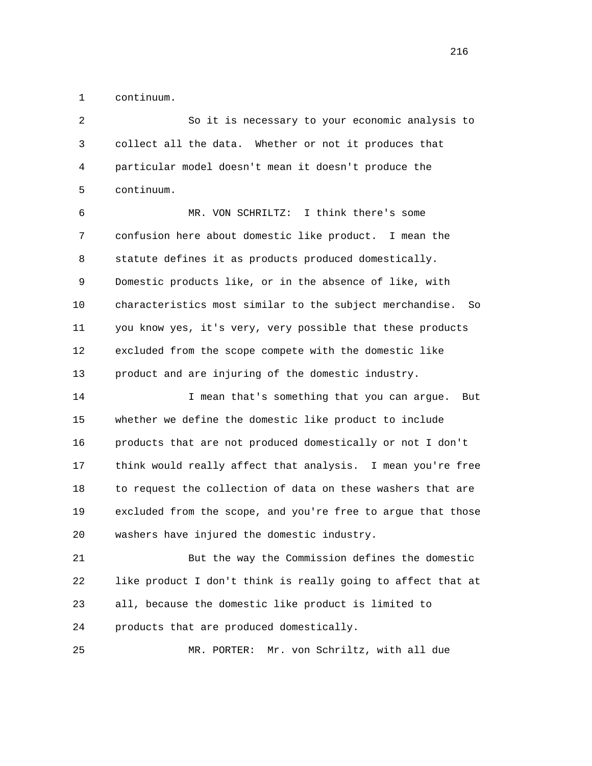continuum.

So it is necessary to your economic analysis to collect all the data. Whether or not it produces that particular model doesn't mean it doesn't produce the continuum.

MR. VON SCHRILTZ: I think there's some confusion here about domestic like product. I mean the statute defines it as products produced domestically. Domestic products like, or in the absence of like, with characteristics most similar to the subject merchandise. So you know yes, it's very, very possible that these products excluded from the scope compete with the domestic like product and are injuring of the domestic industry.

I mean that's something that you can argue. But whether we define the domestic like product to include products that are not produced domestically or not I don't think would really affect that analysis. I mean you're free to request the collection of data on these washers that are excluded from the scope, and you're free to argue that those washers have injured the domestic industry.

But the way the Commission defines the domestic like product I don't think is really going to affect that at all, because the domestic like product is limited to products that are produced domestically.

MR. PORTER: Mr. von Schriltz, with all due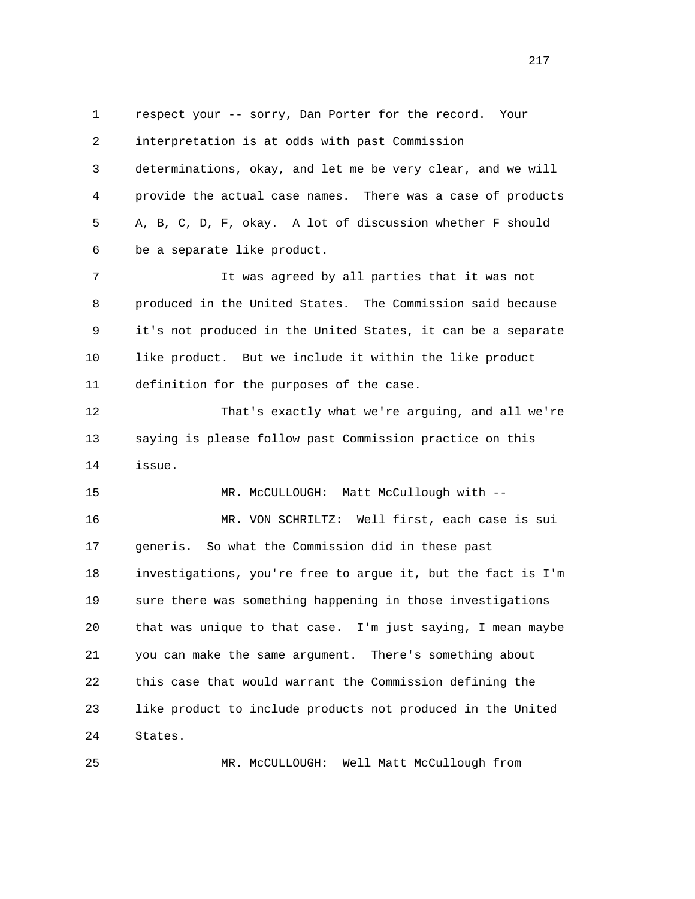respect your -- sorry, Dan Porter for the record. Your interpretation is at odds with past Commission determinations, okay, and let me be very clear, and we will provide the actual case names. There was a case of products A, B, C, D, F, okay. A lot of discussion whether F should be a separate like product.

It was agreed by all parties that it was not produced in the United States. The Commission said because it's not produced in the United States, it can be a separate like product. But we include it within the like product definition for the purposes of the case.

That's exactly what we're arguing, and all we're saying is please follow past Commission practice on this issue.

MR. McCULLOUGH: Matt McCullough with --

MR. VON SCHRILTZ: Well first, each case is sui generis. So what the Commission did in these past investigations, you're free to argue it, but the fact is I'm sure there was something happening in those investigations that was unique to that case. I'm just saying, I mean maybe you can make the same argument. There's something about this case that would warrant the Commission defining the like product to include products not produced in the United States.

MR. McCULLOUGH: Well Matt McCullough from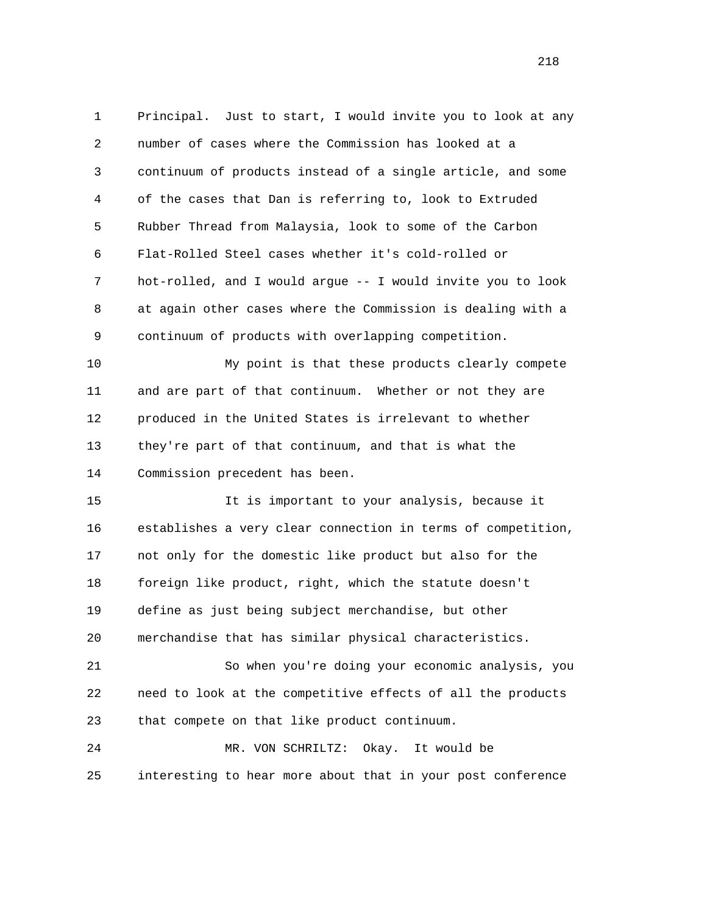Principal. Just to start, I would invite you to look at any number of cases where the Commission has looked at a continuum of products instead of a single article, and some of the cases that Dan is referring to, look to Extruded Rubber Thread from Malaysia, look to some of the Carbon Flat-Rolled Steel cases whether it's cold-rolled or hot-rolled, and I would argue -- I would invite you to look at again other cases where the Commission is dealing with a continuum of products with overlapping competition.

My point is that these products clearly compete and are part of that continuum. Whether or not they are produced in the United States is irrelevant to whether they're part of that continuum, and that is what the Commission precedent has been.

It is important to your analysis, because it establishes a very clear connection in terms of competition, not only for the domestic like product but also for the foreign like product, right, which the statute doesn't define as just being subject merchandise, but other merchandise that has similar physical characteristics.

So when you're doing your economic analysis, you need to look at the competitive effects of all the products that compete on that like product continuum.

MR. VON SCHRILTZ: Okay. It would be interesting to hear more about that in your post conference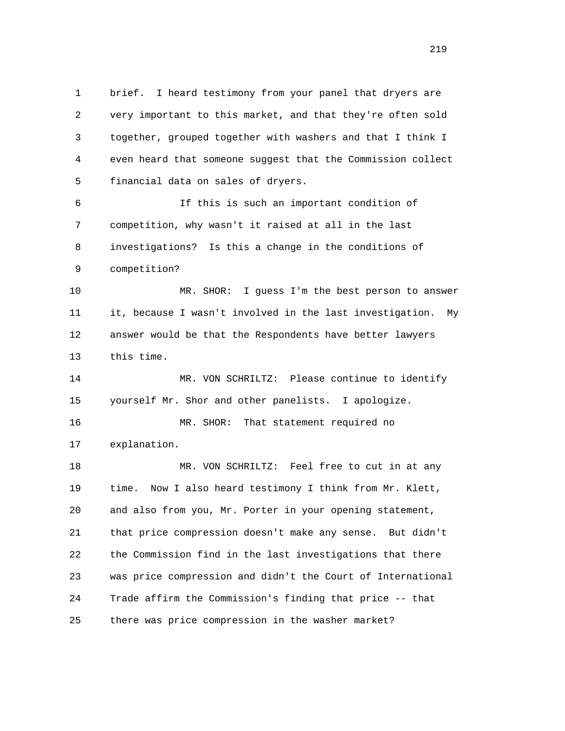brief. I heard testimony from your panel that dryers are very important to this market, and that they're often sold together, grouped together with washers and that I think I even heard that someone suggest that the Commission collect financial data on sales of dryers.

If this is such an important condition of competition, why wasn't it raised at all in the last investigations? Is this a change in the conditions of competition?

MR. SHOR: I guess I'm the best person to answer it, because I wasn't involved in the last investigation. My answer would be that the Respondents have better lawyers this time.

MR. VON SCHRILTZ: Please continue to identify yourself Mr. Shor and other panelists. I apologize.

MR. SHOR: That statement required no explanation.

MR. VON SCHRILTZ: Feel free to cut in at any time. Now I also heard testimony I think from Mr. Klett, and also from you, Mr. Porter in your opening statement, that price compression doesn't make any sense. But didn't the Commission find in the last investigations that there was price compression and didn't the Court of International Trade affirm the Commission's finding that price -- that there was price compression in the washer market?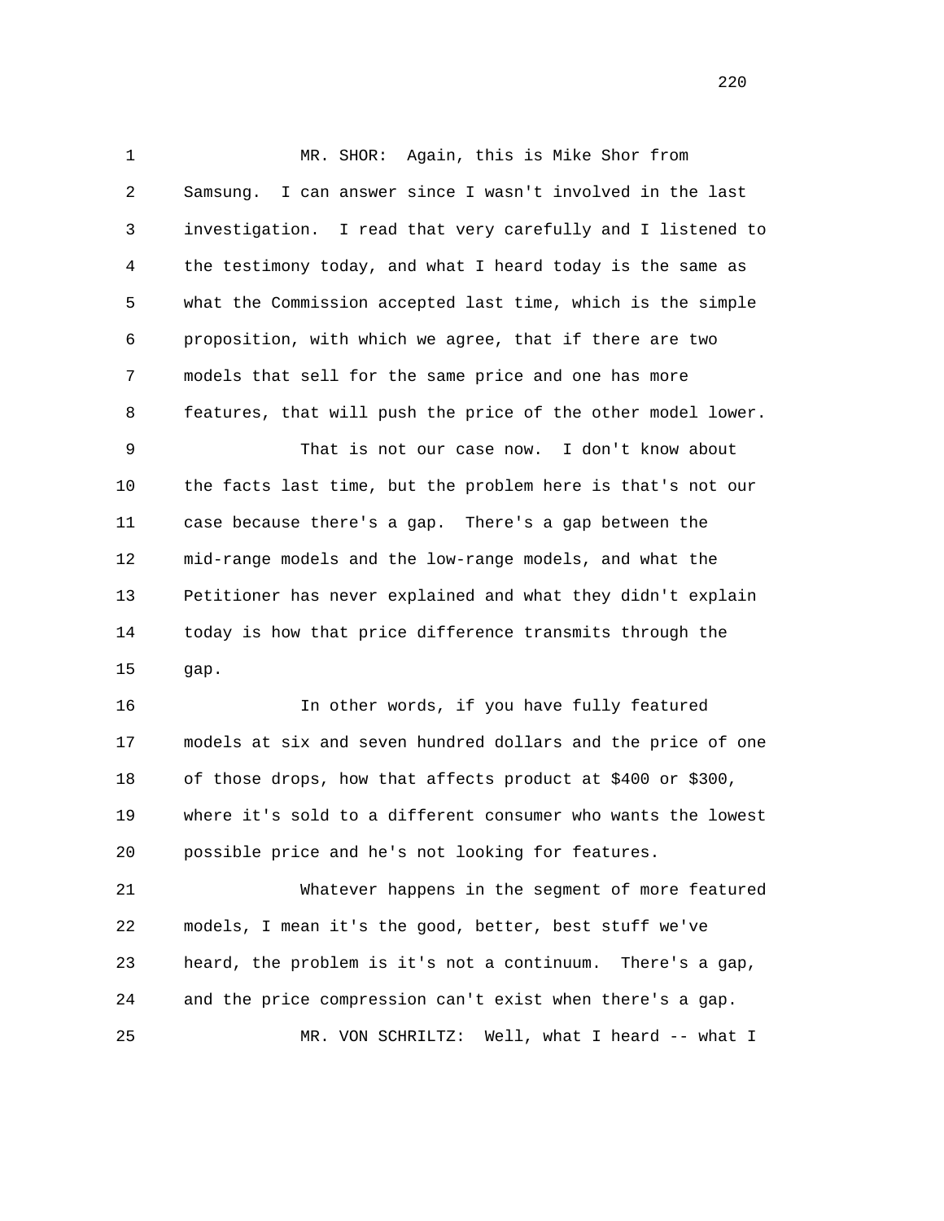MR. SHOR: Again, this is Mike Shor from Samsung. I can answer since I wasn't involved in the last investigation. I read that very carefully and I listened to the testimony today, and what I heard today is the same as what the Commission accepted last time, which is the simple proposition, with which we agree, that if there are two models that sell for the same price and one has more features, that will push the price of the other model lower.

That is not our case now. I don't know about the facts last time, but the problem here is that's not our case because there's a gap. There's a gap between the mid-range models and the low-range models, and what the Petitioner has never explained and what they didn't explain today is how that price difference transmits through the gap.

In other words, if you have fully featured models at six and seven hundred dollars and the price of one of those drops, how that affects product at $400 or $300, where it's sold to a different consumer who wants the lowest possible price and he's not looking for features.

Whatever happens in the segment of more featured models, I mean it's the good, better, best stuff we've heard, the problem is it's not a continuum. There's a gap, and the price compression can't exist when there's a gap.

MR. VON SCHRILTZ: Well, what I heard -- what I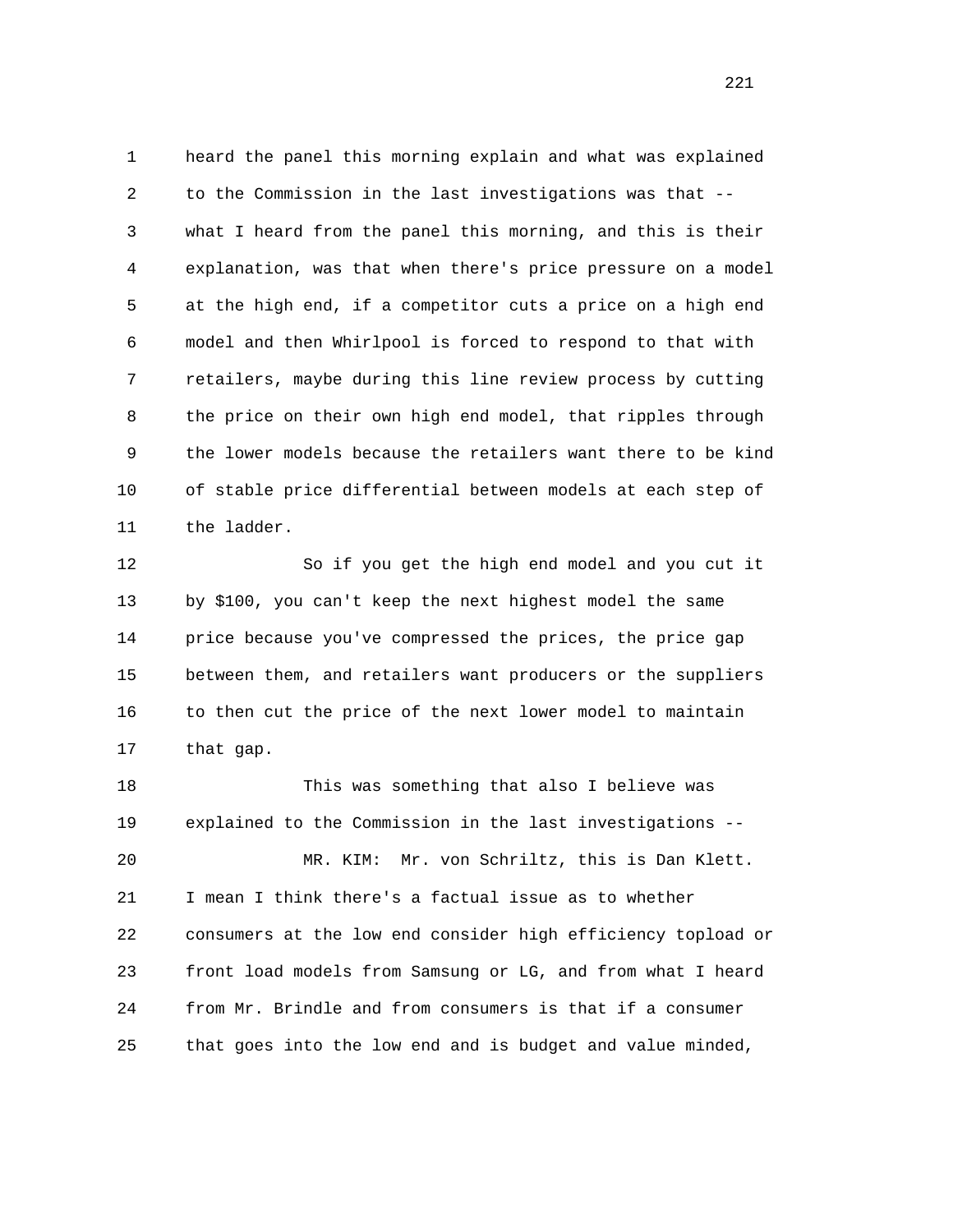heard the panel this morning explain and what was explained to the Commission in the last investigations was that -- what I heard from the panel this morning, and this is their explanation, was that when there's price pressure on a model at the high end, if a competitor cuts a price on a high end model and then Whirlpool is forced to respond to that with retailers, maybe during this line review process by cutting the price on their own high end model, that ripples through the lower models because the retailers want there to be kind of stable price differential between models at each step of the ladder.

So if you get the high end model and you cut it by $100, you can't keep the next highest model the same price because you've compressed the prices, the price gap between them, and retailers want producers or the suppliers to then cut the price of the next lower model to maintain that gap.

This was something that also I believe was explained to the Commission in the last investigations --

MR. KIM: Mr. von Schriltz, this is Dan Klett. I mean I think there's a factual issue as to whether consumers at the low end consider high efficiency topload or front load models from Samsung or LG, and from what I heard from Mr. Brindle and from consumers is that if a consumer that goes into the low end and is budget and value minded,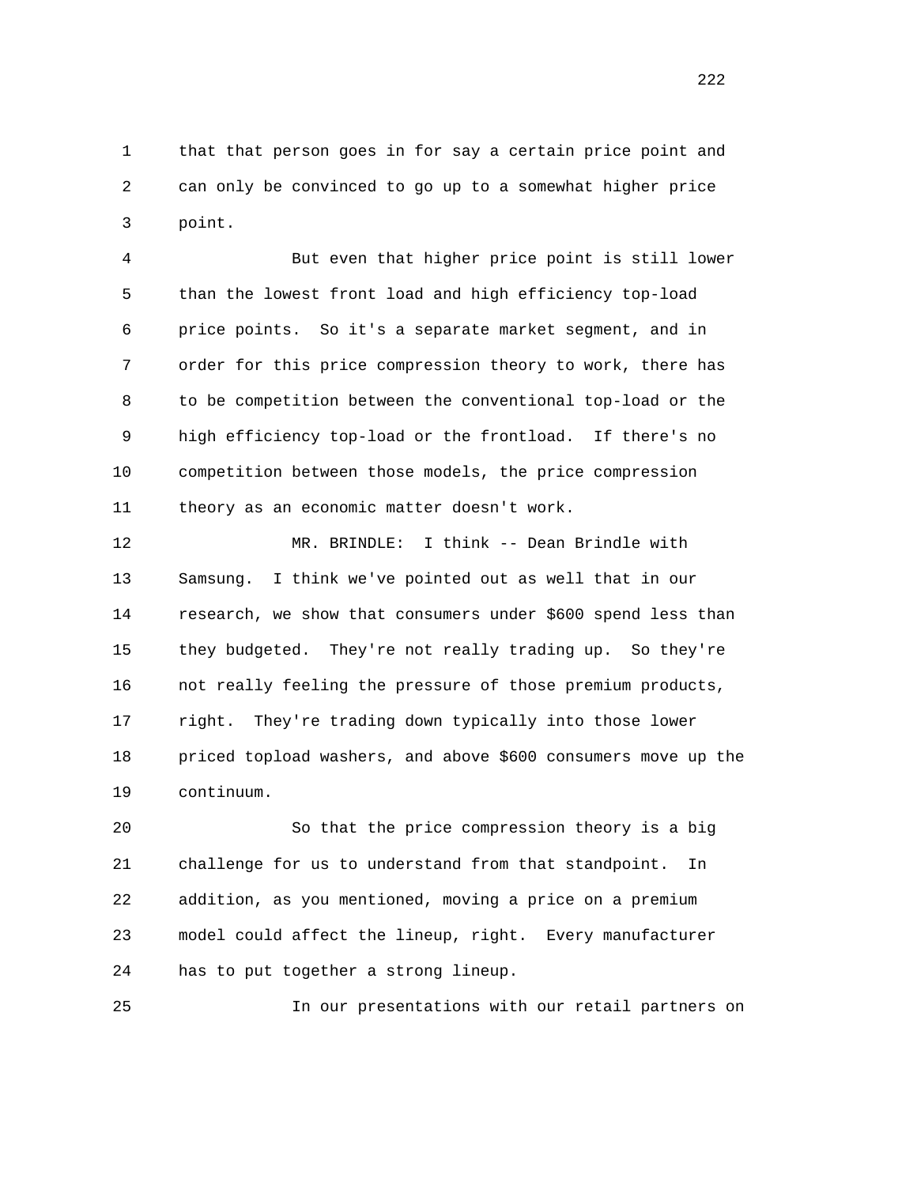that that person goes in for say a certain price point and can only be convinced to go up to a somewhat higher price point.

But even that higher price point is still lower than the lowest front load and high efficiency top-load price points. So it's a separate market segment, and in order for this price compression theory to work, there has to be competition between the conventional top-load or the high efficiency top-load or the frontload. If there's no competition between those models, the price compression theory as an economic matter doesn't work.

MR. BRINDLE: I think -- Dean Brindle with Samsung. I think we've pointed out as well that in our research, we show that consumers under $600 spend less than they budgeted. They're not really trading up. So they're not really feeling the pressure of those premium products, right. They're trading down typically into those lower priced topload washers, and above $600 consumers move up the continuum.

So that the price compression theory is a big challenge for us to understand from that standpoint. In addition, as you mentioned, moving a price on a premium model could affect the lineup, right. Every manufacturer has to put together a strong lineup.

In our presentations with our retail partners on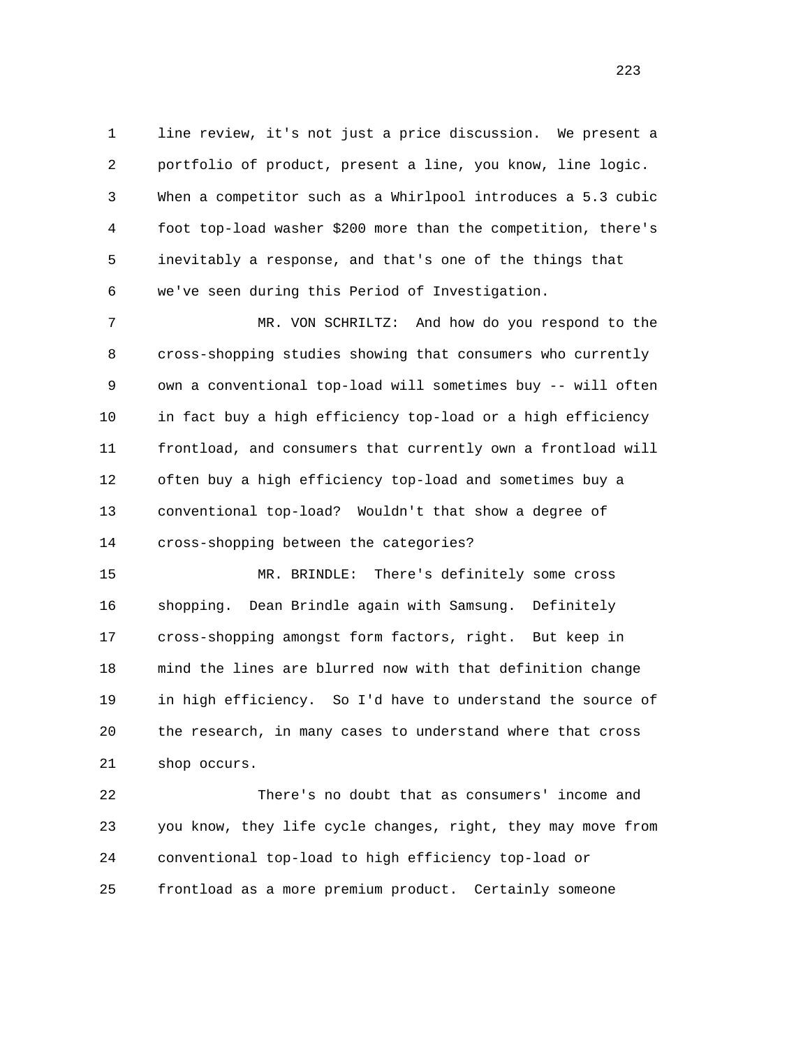line review, it's not just a price discussion. We present a portfolio of product, present a line, you know, line logic. When a competitor such as a Whirlpool introduces a 5.3 cubic foot top-load washer $200 more than the competition, there's inevitably a response, and that's one of the things that we've seen during this Period of Investigation.

MR. VON SCHRILTZ: And how do you respond to the cross-shopping studies showing that consumers who currently own a conventional top-load will sometimes buy -- will often in fact buy a high efficiency top-load or a high efficiency frontload, and consumers that currently own a frontload will often buy a high efficiency top-load and sometimes buy a conventional top-load? Wouldn't that show a degree of cross-shopping between the categories?

MR. BRINDLE: There's definitely some cross shopping. Dean Brindle again with Samsung. Definitely cross-shopping amongst form factors, right. But keep in mind the lines are blurred now with that definition change in high efficiency. So I'd have to understand the source of the research, in many cases to understand where that cross shop occurs.

There's no doubt that as consumers' income and you know, they life cycle changes, right, they may move from conventional top-load to high efficiency top-load or frontload as a more premium product. Certainly someone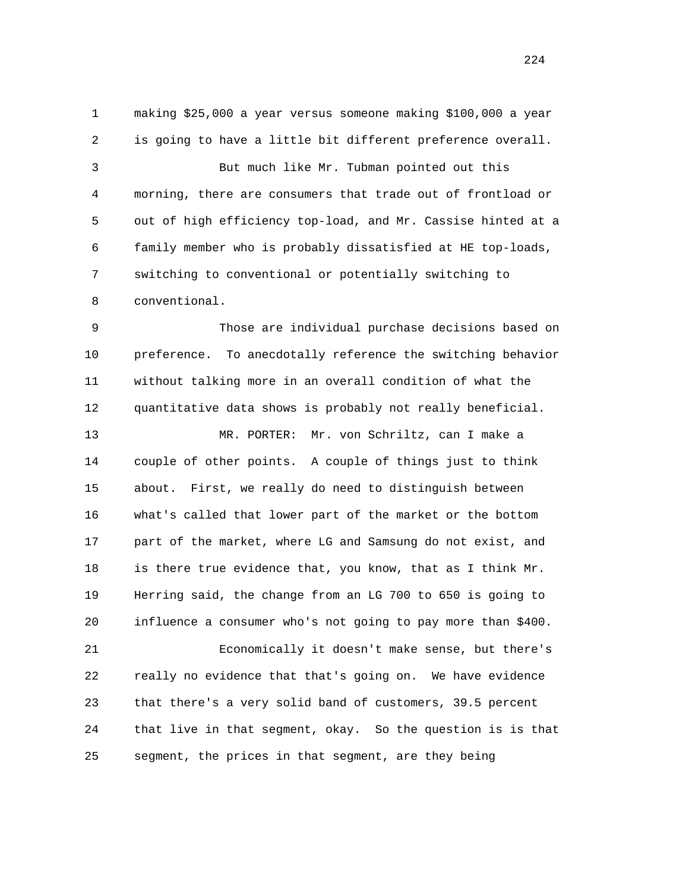making $25,000 a year versus someone making $100,000 a year is going to have a little bit different preference overall.

But much like Mr. Tubman pointed out this morning, there are consumers that trade out of frontload or out of high efficiency top-load, and Mr. Cassise hinted at a family member who is probably dissatisfied at HE top-loads, switching to conventional or potentially switching to conventional.

Those are individual purchase decisions based on preference. To anecdotally reference the switching behavior without talking more in an overall condition of what the quantitative data shows is probably not really beneficial.

MR. PORTER: Mr. von Schriltz, can I make a couple of other points. A couple of things just to think about. First, we really do need to distinguish between what's called that lower part of the market or the bottom part of the market, where LG and Samsung do not exist, and is there true evidence that, you know, that as I think Mr. Herring said, the change from an LG 700 to 650 is going to influence a consumer who's not going to pay more than $400.

Economically it doesn't make sense, but there's really no evidence that that's going on. We have evidence that there's a very solid band of customers, 39.5 percent that live in that segment, okay. So the question is is that segment, the prices in that segment, are they being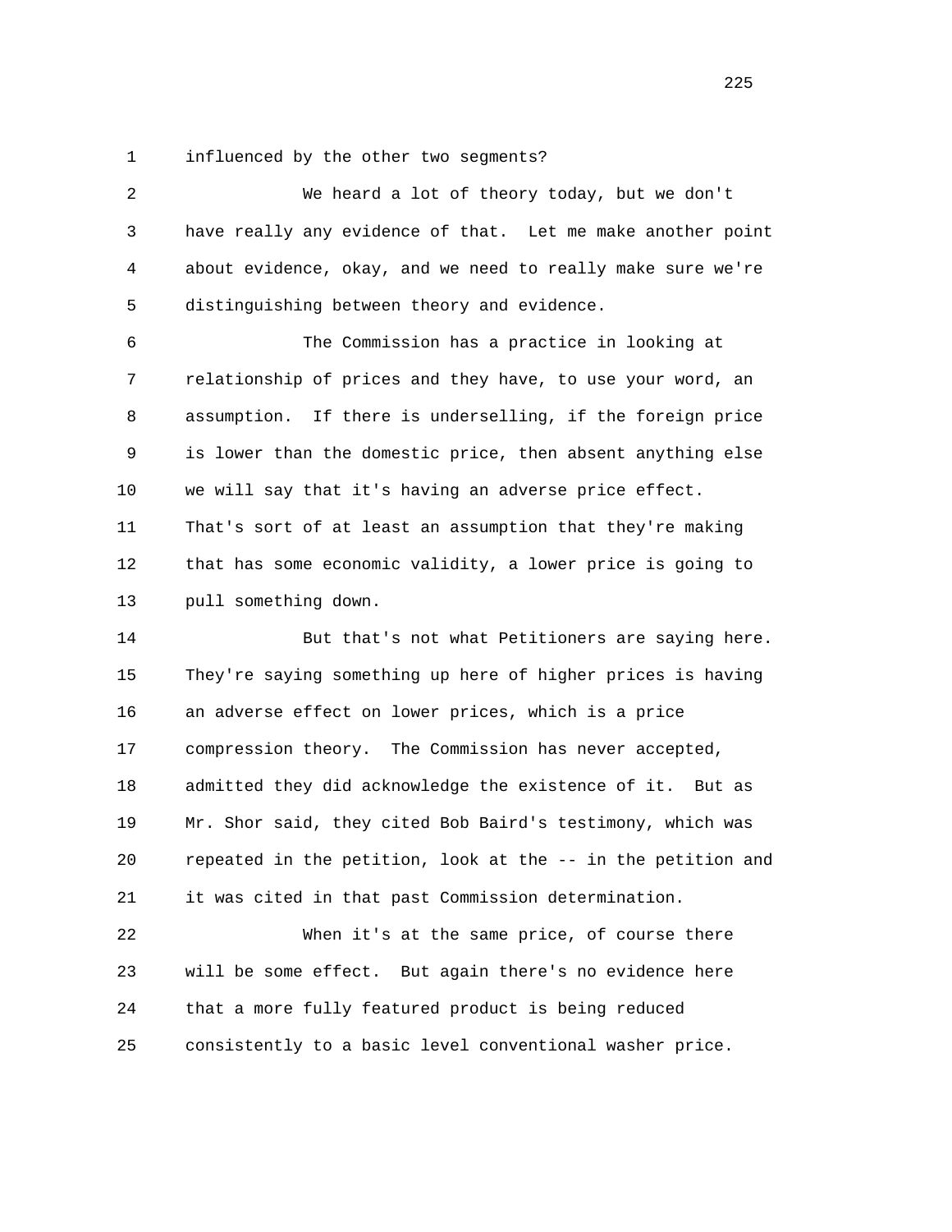1 influenced by the other two segments?

2 We heard a lot of theory today, but we don't
3 have really any evidence of that. Let me make another point
4 about evidence, okay, and we need to really make sure we're
5 distinguishing between theory and evidence.

6 The Commission has a practice in looking at
7 relationship of prices and they have, to use your word, an
8 assumption. If there is underselling, if the foreign price
9 is lower than the domestic price, then absent anything else
10 we will say that it's having an adverse price effect.
11 That's sort of at least an assumption that they're making
12 that has some economic validity, a lower price is going to
13 pull something down.

14 But that's not what Petitioners are saying here.
15 They're saying something up here of higher prices is having
16 an adverse effect on lower prices, which is a price
17 compression theory. The Commission has never accepted,
18 admitted they did acknowledge the existence of it. But as
19 Mr. Shor said, they cited Bob Baird's testimony, which was
20 repeated in the petition, look at the -- in the petition and
21 it was cited in that past Commission determination.

22 When it's at the same price, of course there
23 will be some effect. But again there's no evidence here
24 that a more fully featured product is being reduced
25 consistently to a basic level conventional washer price.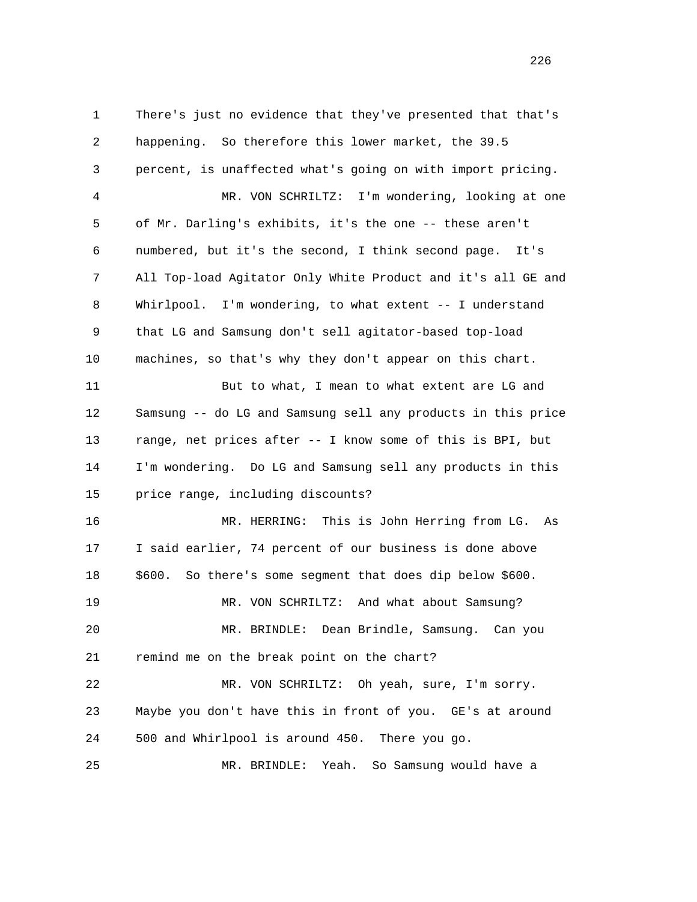1 There's just no evidence that they've presented that that's
2 happening. So therefore this lower market, the 39.5
3 percent, is unaffected what's going on with import pricing.
4 MR. VON SCHRILTZ: I'm wondering, looking at one
5 of Mr. Darling's exhibits, it's the one -- these aren't
6 numbered, but it's the second, I think second page. It's
7 All Top-load Agitator Only White Product and it's all GE and
8 Whirlpool. I'm wondering, to what extent -- I understand
9 that LG and Samsung don't sell agitator-based top-load
10 machines, so that's why they don't appear on this chart.
11 But to what, I mean to what extent are LG and
12 Samsung -- do LG and Samsung sell any products in this price
13 range, net prices after -- I know some of this is BPI, but
14 I'm wondering. Do LG and Samsung sell any products in this
15 price range, including discounts?
16 MR. HERRING: This is John Herring from LG. As
17 I said earlier, 74 percent of our business is done above
18 $600. So there's some segment that does dip below $600.
19 MR. VON SCHRILTZ: And what about Samsung?
20 MR. BRINDLE: Dean Brindle, Samsung. Can you
21 remind me on the break point on the chart?
22 MR. VON SCHRILTZ: Oh yeah, sure, I'm sorry.
23 Maybe you don't have this in front of you. GE's at around
24 500 and Whirlpool is around 450. There you go.
25 MR. BRINDLE: Yeah. So Samsung would have a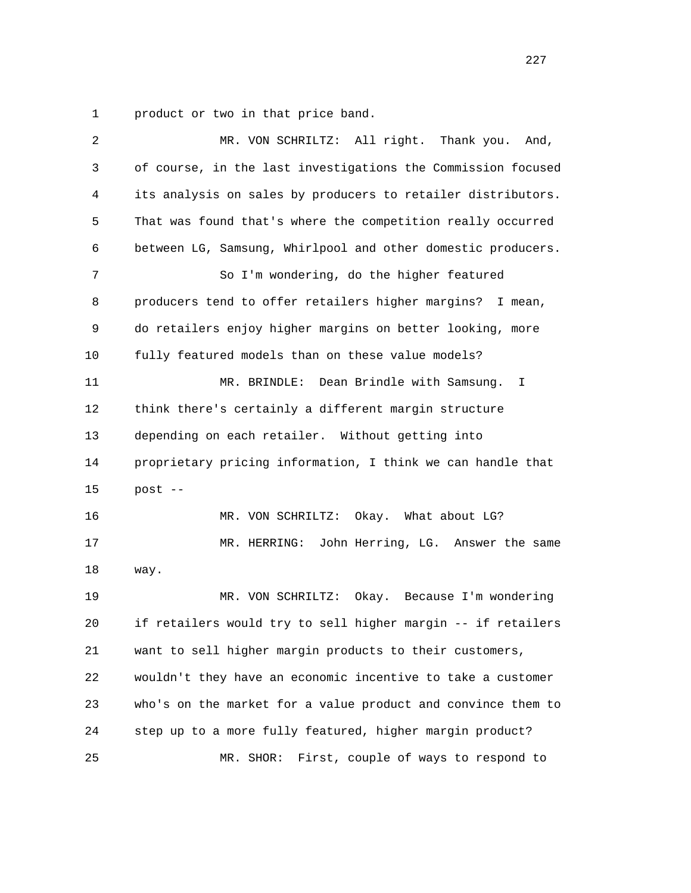product or two in that price band.

MR. VON SCHRILTZ: All right. Thank you. And, of course, in the last investigations the Commission focused its analysis on sales by producers to retailer distributors. That was found that's where the competition really occurred between LG, Samsung, Whirlpool and other domestic producers.

So I'm wondering, do the higher featured producers tend to offer retailers higher margins? I mean, do retailers enjoy higher margins on better looking, more fully featured models than on these value models?

MR. BRINDLE: Dean Brindle with Samsung. I think there's certainly a different margin structure depending on each retailer. Without getting into proprietary pricing information, I think we can handle that post --

MR. VON SCHRILTZ: Okay. What about LG?

MR. HERRING: John Herring, LG. Answer the same way.

MR. VON SCHRILTZ: Okay. Because I'm wondering if retailers would try to sell higher margin -- if retailers want to sell higher margin products to their customers, wouldn't they have an economic incentive to take a customer who's on the market for a value product and convince them to step up to a more fully featured, higher margin product?

MR. SHOR: First, couple of ways to respond to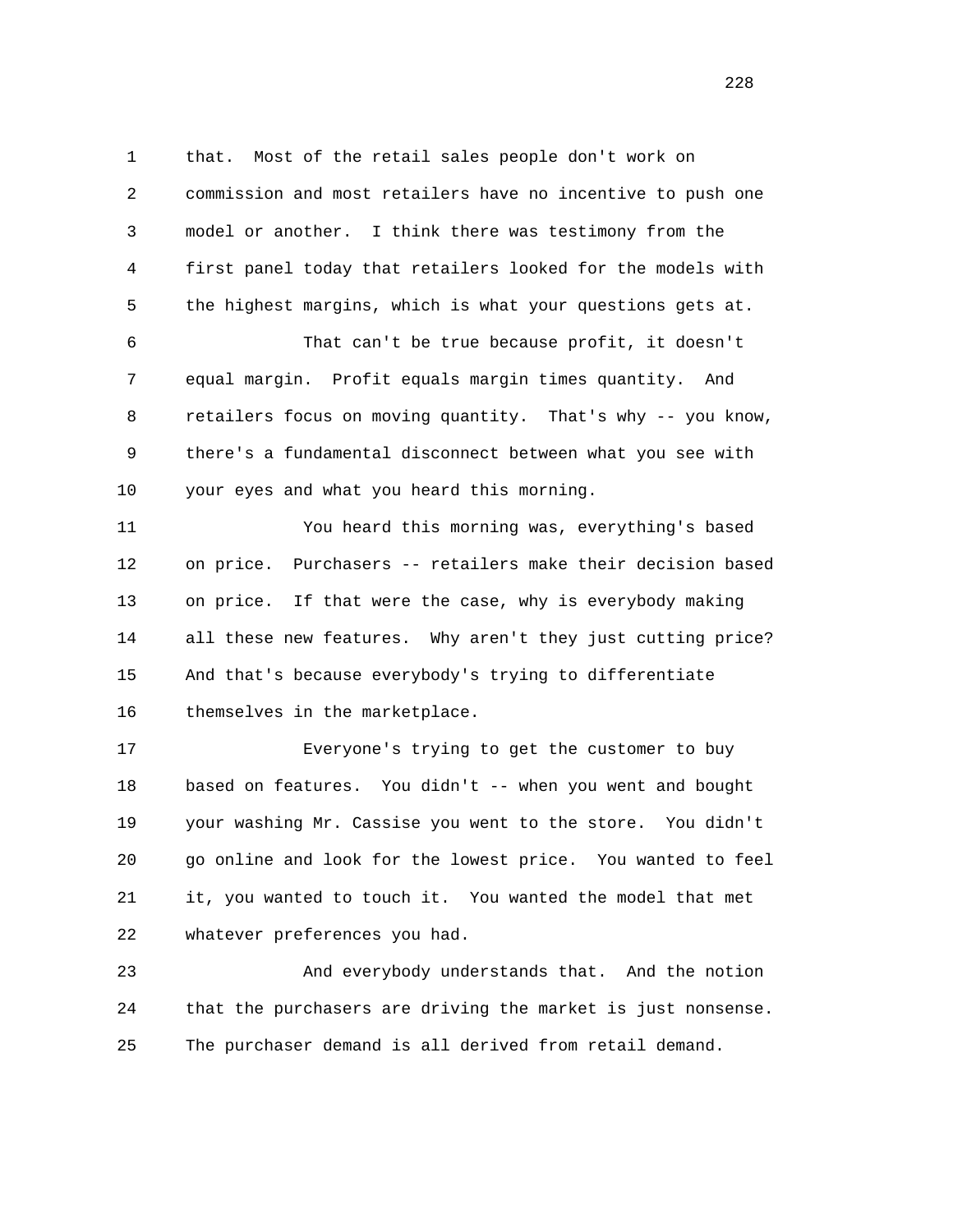that. Most of the retail sales people don't work on commission and most retailers have no incentive to push one model or another. I think there was testimony from the first panel today that retailers looked for the models with the highest margins, which is what your questions gets at.

That can't be true because profit, it doesn't equal margin. Profit equals margin times quantity. And retailers focus on moving quantity. That's why -- you know, there's a fundamental disconnect between what you see with your eyes and what you heard this morning.

You heard this morning was, everything's based on price. Purchasers -- retailers make their decision based on price. If that were the case, why is everybody making all these new features. Why aren't they just cutting price? And that's because everybody's trying to differentiate themselves in the marketplace.

Everyone's trying to get the customer to buy based on features. You didn't -- when you went and bought your washing Mr. Cassise you went to the store. You didn't go online and look for the lowest price. You wanted to feel it, you wanted to touch it. You wanted the model that met whatever preferences you had.

And everybody understands that. And the notion that the purchasers are driving the market is just nonsense. The purchaser demand is all derived from retail demand.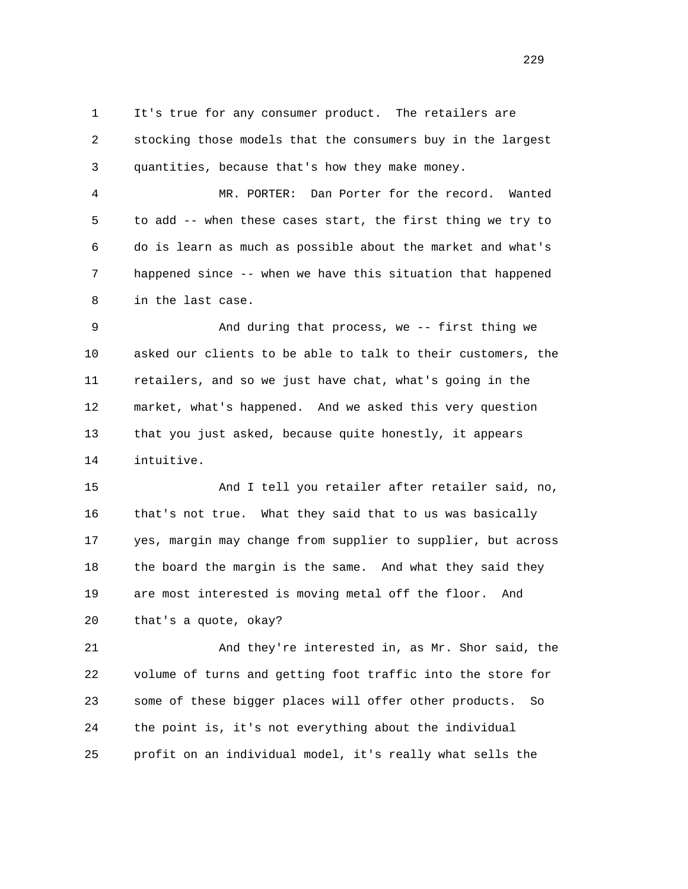It's true for any consumer product. The retailers are stocking those models that the consumers buy in the largest quantities, because that's how they make money.

MR. PORTER: Dan Porter for the record. Wanted to add -- when these cases start, the first thing we try to do is learn as much as possible about the market and what's happened since -- when we have this situation that happened in the last case.

And during that process, we -- first thing we asked our clients to be able to talk to their customers, the retailers, and so we just have chat, what's going in the market, what's happened. And we asked this very question that you just asked, because quite honestly, it appears intuitive.

And I tell you retailer after retailer said, no, that's not true. What they said that to us was basically yes, margin may change from supplier to supplier, but across the board the margin is the same. And what they said they are most interested is moving metal off the floor. And that's a quote, okay?

And they're interested in, as Mr. Shor said, the volume of turns and getting foot traffic into the store for some of these bigger places will offer other products. So the point is, it's not everything about the individual profit on an individual model, it's really what sells the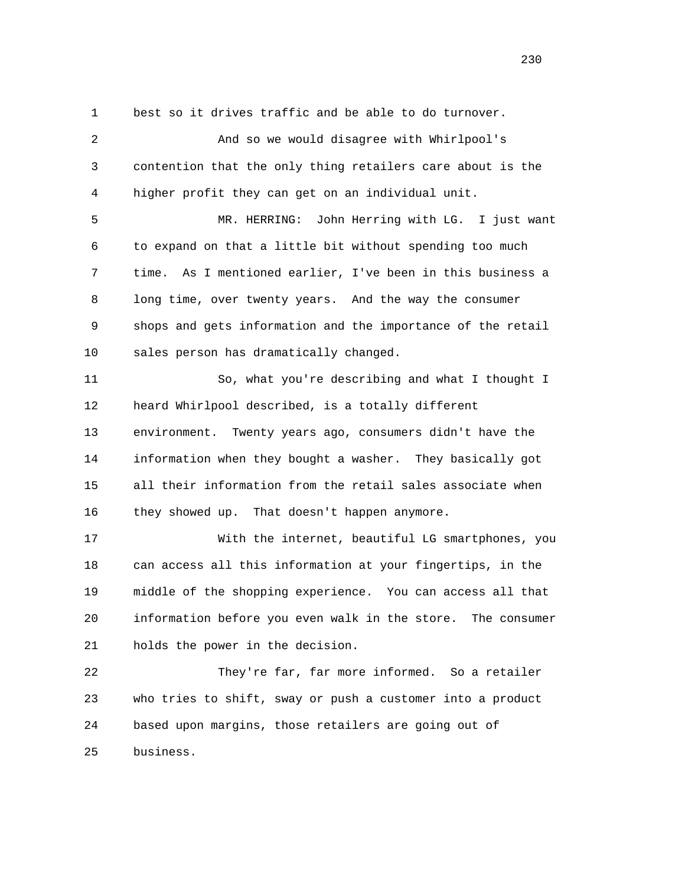best so it drives traffic and be able to do turnover.

And so we would disagree with Whirlpool's contention that the only thing retailers care about is the higher profit they can get on an individual unit.

MR. HERRING: John Herring with LG. I just want to expand on that a little bit without spending too much time. As I mentioned earlier, I've been in this business a long time, over twenty years. And the way the consumer shops and gets information and the importance of the retail sales person has dramatically changed.

So, what you're describing and what I thought I heard Whirlpool described, is a totally different environment. Twenty years ago, consumers didn't have the information when they bought a washer. They basically got all their information from the retail sales associate when they showed up. That doesn't happen anymore.

With the internet, beautiful LG smartphones, you can access all this information at your fingertips, in the middle of the shopping experience. You can access all that information before you even walk in the store. The consumer holds the power in the decision.

They're far, far more informed. So a retailer who tries to shift, sway or push a customer into a product based upon margins, those retailers are going out of business.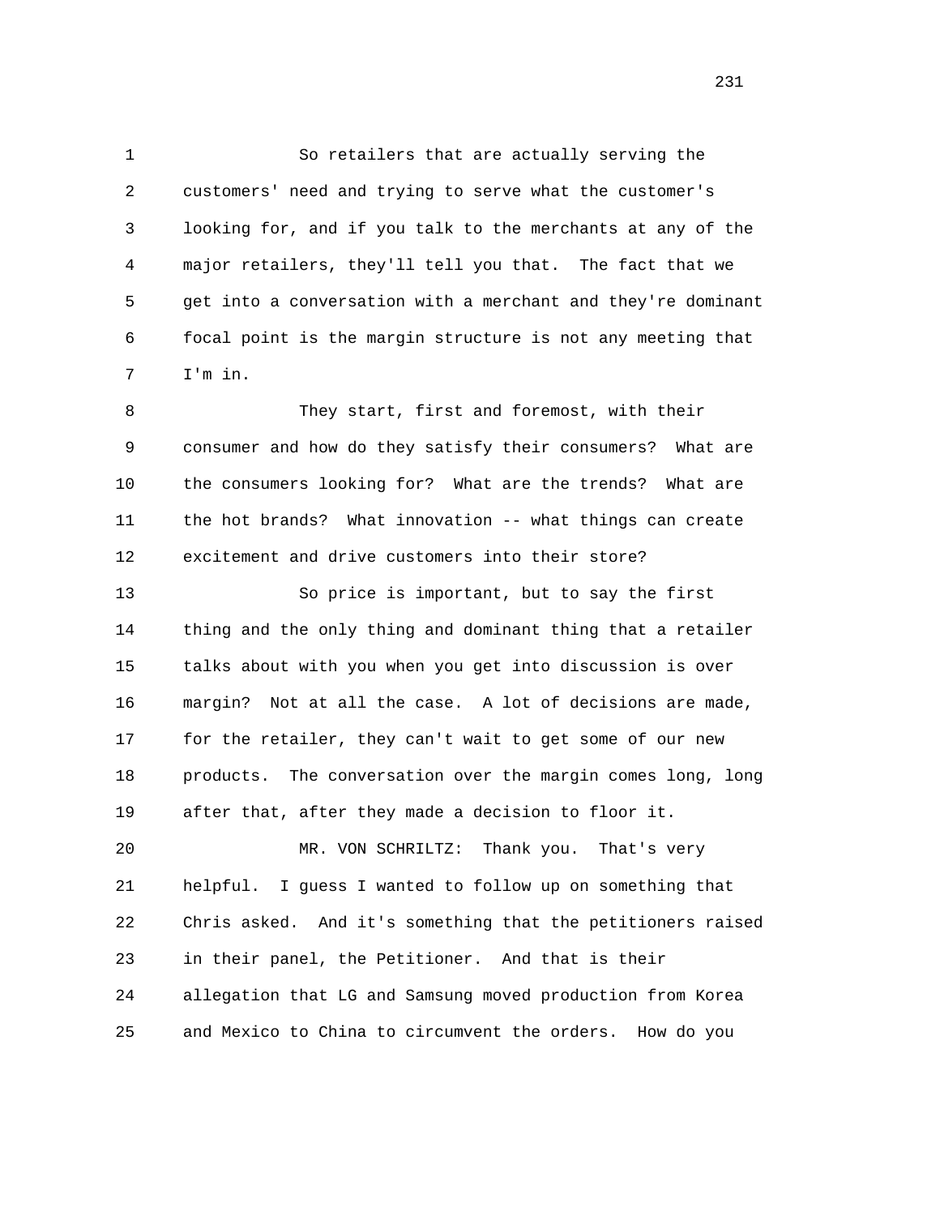So retailers that are actually serving the customers' need and trying to serve what the customer's looking for, and if you talk to the merchants at any of the major retailers, they'll tell you that. The fact that we get into a conversation with a merchant and they're dominant focal point is the margin structure is not any meeting that I'm in.

They start, first and foremost, with their consumer and how do they satisfy their consumers? What are the consumers looking for? What are the trends? What are the hot brands? What innovation -- what things can create excitement and drive customers into their store?

So price is important, but to say the first thing and the only thing and dominant thing that a retailer talks about with you when you get into discussion is over margin? Not at all the case. A lot of decisions are made, for the retailer, they can't wait to get some of our new products. The conversation over the margin comes long, long after that, after they made a decision to floor it.

MR. VON SCHRILTZ: Thank you. That's very helpful. I guess I wanted to follow up on something that Chris asked. And it's something that the petitioners raised in their panel, the Petitioner. And that is their allegation that LG and Samsung moved production from Korea and Mexico to China to circumvent the orders. How do you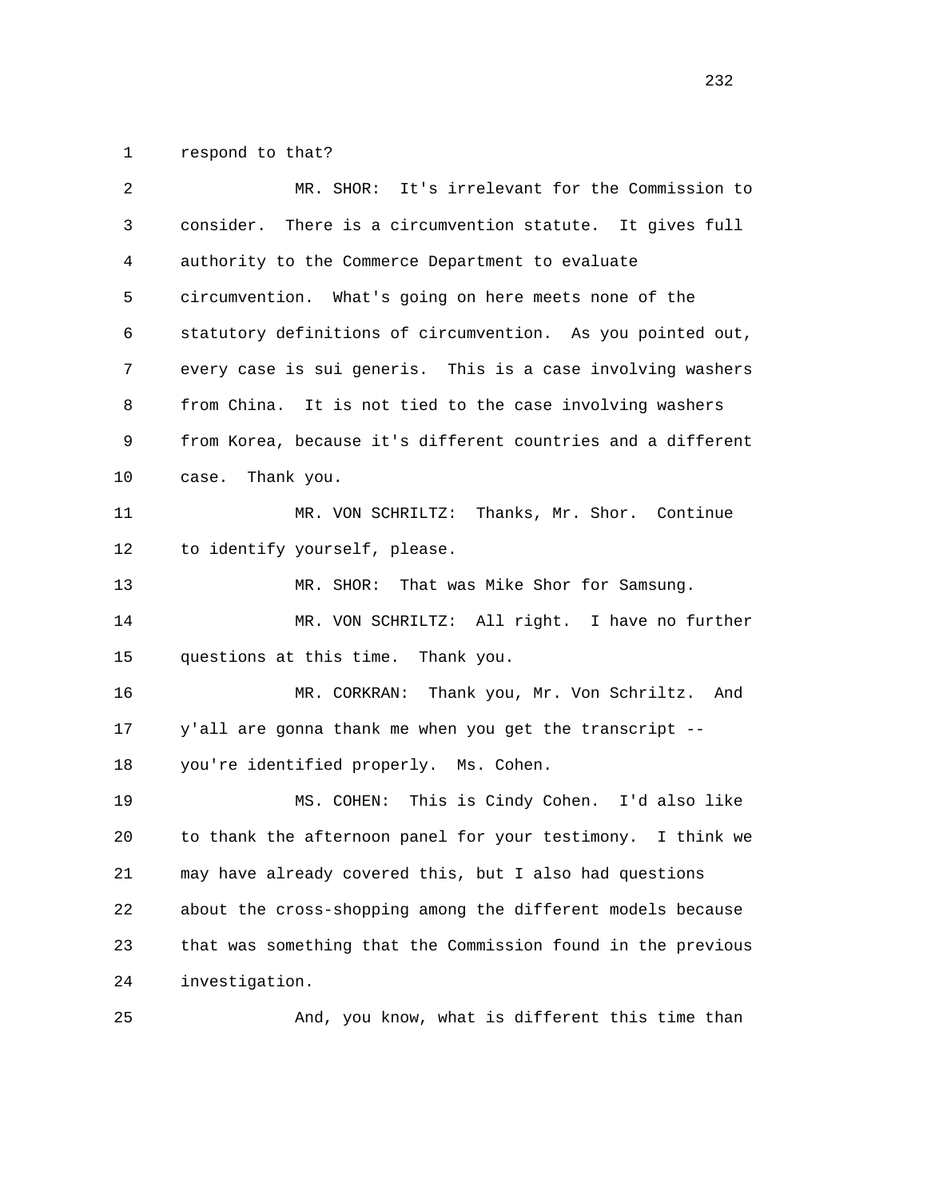1 respond to that?

2 MR. SHOR: It's irrelevant for the Commission to

3 consider. There is a circumvention statute. It gives full

4 authority to the Commerce Department to evaluate

5 circumvention. What's going on here meets none of the

6 statutory definitions of circumvention. As you pointed out,

7 every case is sui generis. This is a case involving washers

8 from China. It is not tied to the case involving washers

9 from Korea, because it's different countries and a different

10 case. Thank you.

11 MR. VON SCHRILTZ: Thanks, Mr. Shor. Continue

12 to identify yourself, please.

13 MR. SHOR: That was Mike Shor for Samsung.

14 MR. VON SCHRILTZ: All right. I have no further

15 questions at this time. Thank you.

16 MR. CORKRAN: Thank you, Mr. Von Schriltz. And

17 y'all are gonna thank me when you get the transcript --

18 you're identified properly. Ms. Cohen.

19 MS. COHEN: This is Cindy Cohen. I'd also like

20 to thank the afternoon panel for your testimony. I think we

21 may have already covered this, but I also had questions

22 about the cross-shopping among the different models because

23 that was something that the Commission found in the previous

24 investigation.

25 And, you know, what is different this time than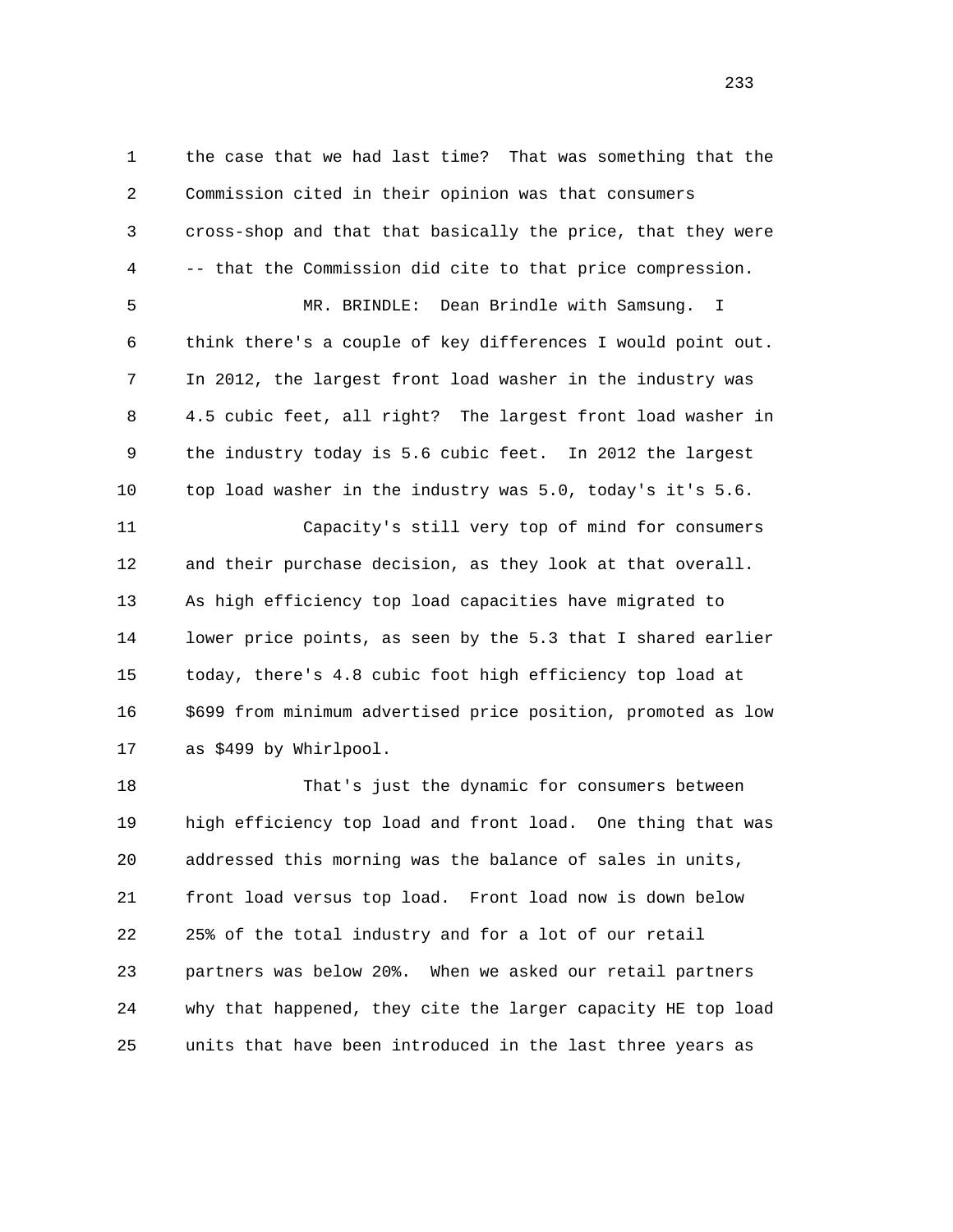1 the case that we had last time? That was something that the
2 Commission cited in their opinion was that consumers
3 cross-shop and that that basically the price, that they were
4 -- that the Commission did cite to that price compression.
5 MR. BRINDLE: Dean Brindle with Samsung. I
6 think there's a couple of key differences I would point out.
7 In 2012, the largest front load washer in the industry was
8 4.5 cubic feet, all right? The largest front load washer in
9 the industry today is 5.6 cubic feet. In 2012 the largest
10 top load washer in the industry was 5.0, today's it's 5.6.
11 Capacity's still very top of mind for consumers
12 and their purchase decision, as they look at that overall.
13 As high efficiency top load capacities have migrated to
14 lower price points, as seen by the 5.3 that I shared earlier
15 today, there's 4.8 cubic foot high efficiency top load at
16 $699 from minimum advertised price position, promoted as low
17 as $499 by Whirlpool.
18 That's just the dynamic for consumers between
19 high efficiency top load and front load. One thing that was
20 addressed this morning was the balance of sales in units,
21 front load versus top load. Front load now is down below
22 25% of the total industry and for a lot of our retail
23 partners was below 20%. When we asked our retail partners
24 why that happened, they cite the larger capacity HE top load
25 units that have been introduced in the last three years as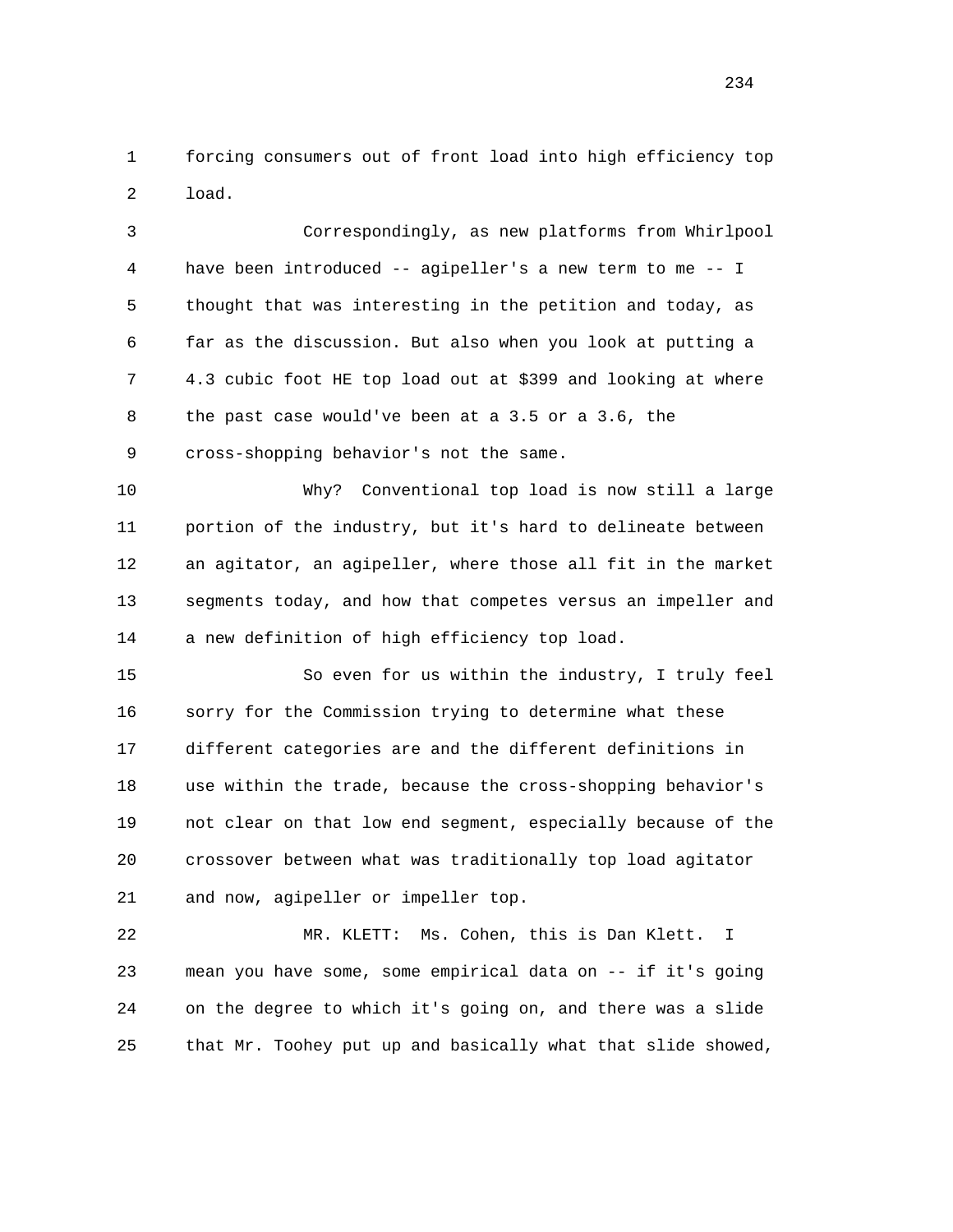forcing consumers out of front load into high efficiency top load.

Correspondingly, as new platforms from Whirlpool have been introduced -- agipeller's a new term to me -- I thought that was interesting in the petition and today, as far as the discussion. But also when you look at putting a 4.3 cubic foot HE top load out at $399 and looking at where the past case would've been at a 3.5 or a 3.6, the cross-shopping behavior's not the same.

Why? Conventional top load is now still a large portion of the industry, but it's hard to delineate between an agitator, an agipeller, where those all fit in the market segments today, and how that competes versus an impeller and a new definition of high efficiency top load.

So even for us within the industry, I truly feel sorry for the Commission trying to determine what these different categories are and the different definitions in use within the trade, because the cross-shopping behavior's not clear on that low end segment, especially because of the crossover between what was traditionally top load agitator and now, agipeller or impeller top.

MR. KLETT: Ms. Cohen, this is Dan Klett. I mean you have some, some empirical data on -- if it's going on the degree to which it's going on, and there was a slide that Mr. Toohey put up and basically what that slide showed,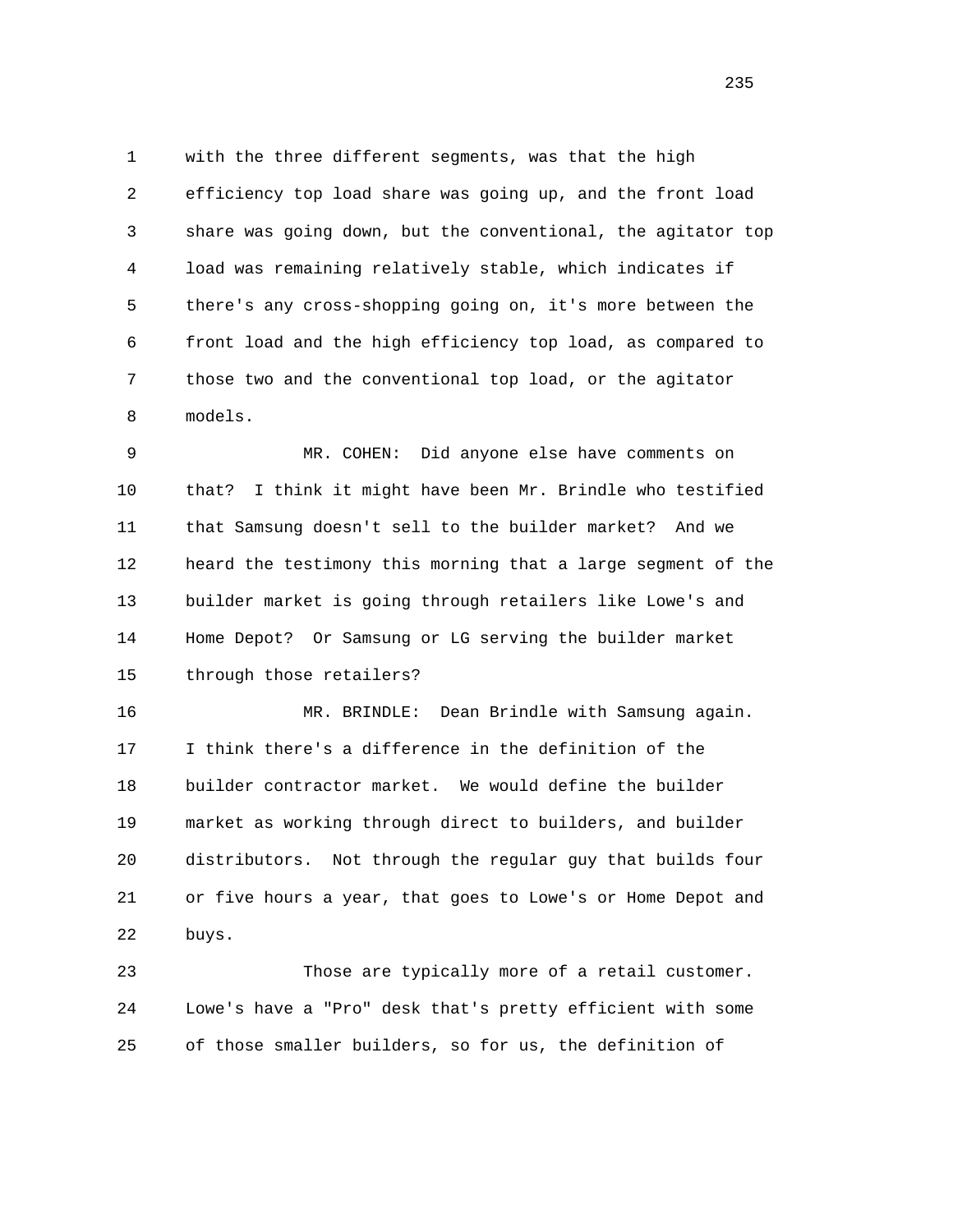with the three different segments, was that the high efficiency top load share was going up, and the front load share was going down, but the conventional, the agitator top load was remaining relatively stable, which indicates if there's any cross-shopping going on, it's more between the front load and the high efficiency top load, as compared to those two and the conventional top load, or the agitator models.

MR. COHEN: Did anyone else have comments on that? I think it might have been Mr. Brindle who testified that Samsung doesn't sell to the builder market? And we heard the testimony this morning that a large segment of the builder market is going through retailers like Lowe's and Home Depot? Or Samsung or LG serving the builder market through those retailers?

MR. BRINDLE: Dean Brindle with Samsung again. I think there's a difference in the definition of the builder contractor market. We would define the builder market as working through direct to builders, and builder distributors. Not through the regular guy that builds four or five hours a year, that goes to Lowe's or Home Depot and buys.

Those are typically more of a retail customer. Lowe's have a "Pro" desk that's pretty efficient with some of those smaller builders, so for us, the definition of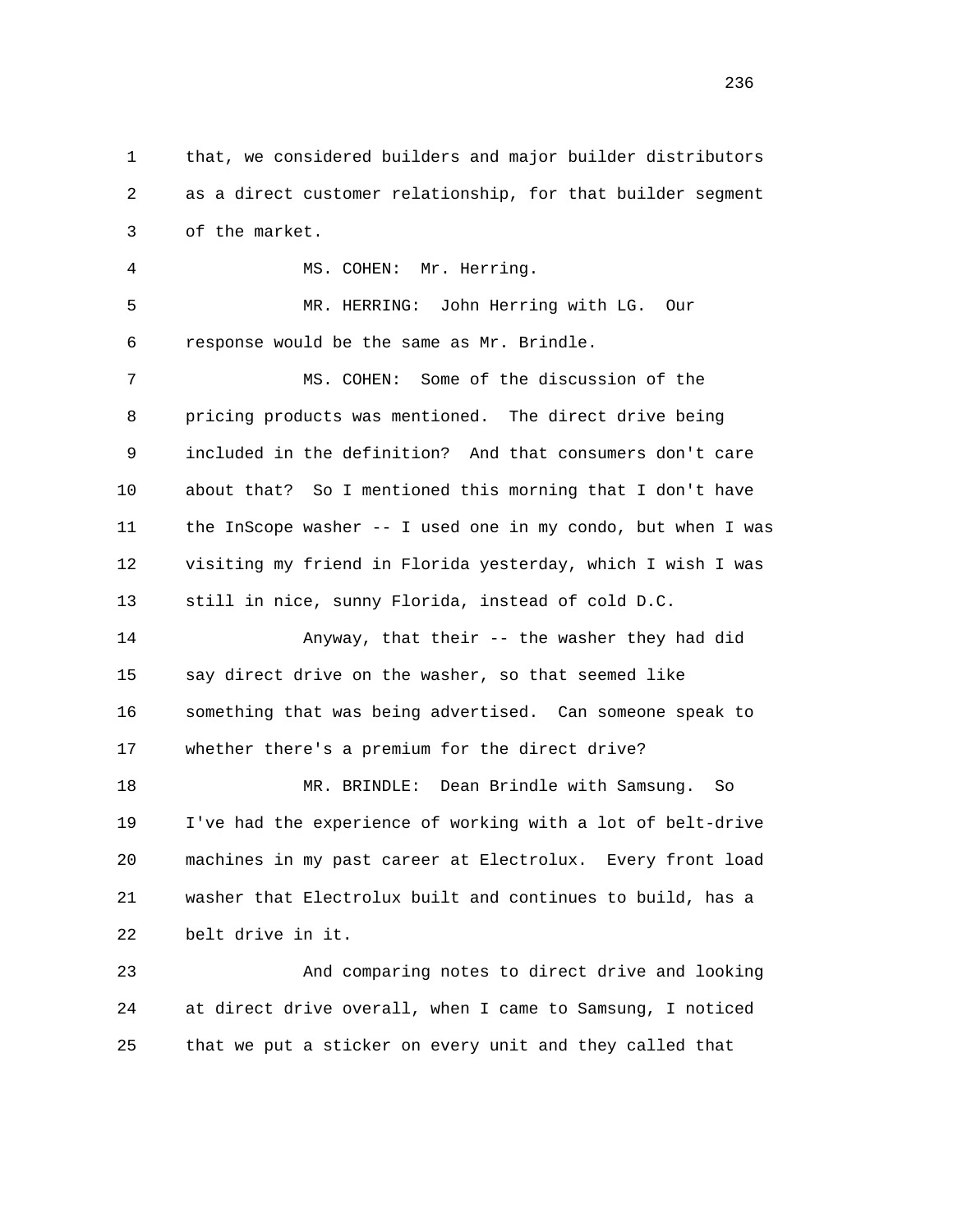that, we considered builders and major builder distributors as a direct customer relationship, for that builder segment of the market.

MS. COHEN: Mr. Herring.

MR. HERRING: John Herring with LG. Our response would be the same as Mr. Brindle.

MS. COHEN: Some of the discussion of the pricing products was mentioned. The direct drive being included in the definition? And that consumers don't care about that? So I mentioned this morning that I don't have the InScope washer -- I used one in my condo, but when I was visiting my friend in Florida yesterday, which I wish I was still in nice, sunny Florida, instead of cold D.C.

Anyway, that their -- the washer they had did say direct drive on the washer, so that seemed like something that was being advertised. Can someone speak to whether there's a premium for the direct drive?

MR. BRINDLE: Dean Brindle with Samsung. So I've had the experience of working with a lot of belt-drive machines in my past career at Electrolux. Every front load washer that Electrolux built and continues to build, has a belt drive in it.

And comparing notes to direct drive and looking at direct drive overall, when I came to Samsung, I noticed that we put a sticker on every unit and they called that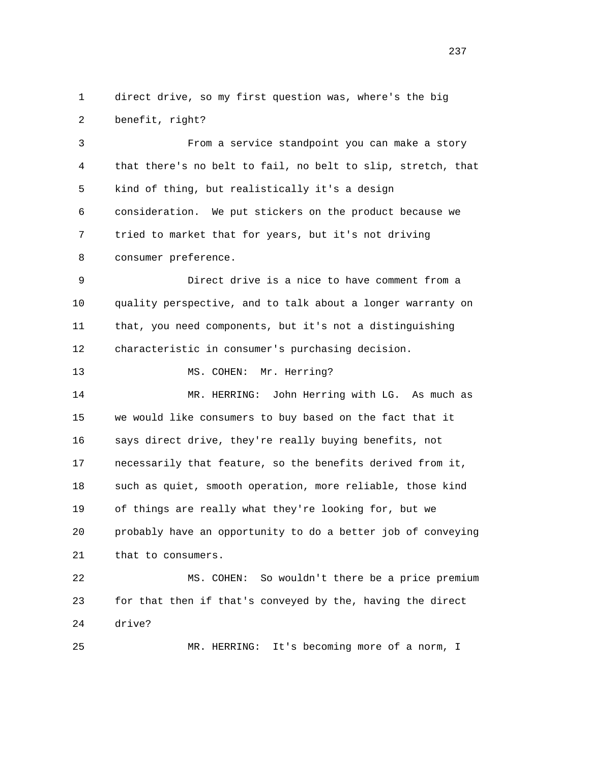direct drive, so my first question was, where's the big benefit, right?

From a service standpoint you can make a story that there's no belt to fail, no belt to slip, stretch, that kind of thing, but realistically it's a design consideration. We put stickers on the product because we tried to market that for years, but it's not driving consumer preference.

Direct drive is a nice to have comment from a quality perspective, and to talk about a longer warranty on that, you need components, but it's not a distinguishing characteristic in consumer's purchasing decision.

MS. COHEN: Mr. Herring?

MR. HERRING: John Herring with LG. As much as we would like consumers to buy based on the fact that it says direct drive, they're really buying benefits, not necessarily that feature, so the benefits derived from it, such as quiet, smooth operation, more reliable, those kind of things are really what they're looking for, but we probably have an opportunity to do a better job of conveying that to consumers.

MS. COHEN: So wouldn't there be a price premium for that then if that's conveyed by the, having the direct drive?

MR. HERRING: It's becoming more of a norm, I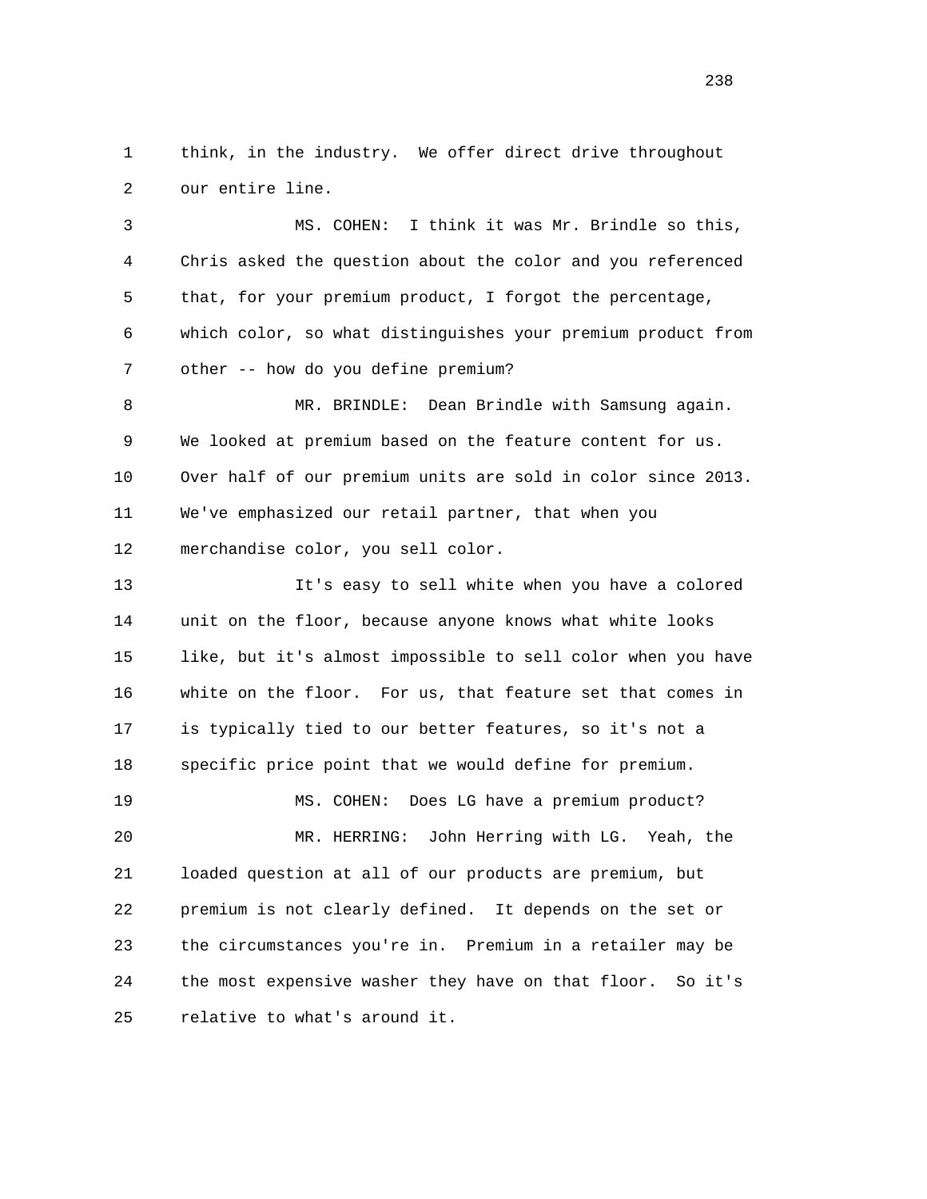think, in the industry. We offer direct drive throughout our entire line.

MS. COHEN: I think it was Mr. Brindle so this, Chris asked the question about the color and you referenced that, for your premium product, I forgot the percentage, which color, so what distinguishes your premium product from other -- how do you define premium?

MR. BRINDLE: Dean Brindle with Samsung again. We looked at premium based on the feature content for us. Over half of our premium units are sold in color since 2013. We've emphasized our retail partner, that when you merchandise color, you sell color.

It's easy to sell white when you have a colored unit on the floor, because anyone knows what white looks like, but it's almost impossible to sell color when you have white on the floor. For us, that feature set that comes in is typically tied to our better features, so it's not a specific price point that we would define for premium.

MS. COHEN: Does LG have a premium product?

MR. HERRING: John Herring with LG. Yeah, the loaded question at all of our products are premium, but premium is not clearly defined. It depends on the set or the circumstances you're in. Premium in a retailer may be the most expensive washer they have on that floor. So it's relative to what's around it.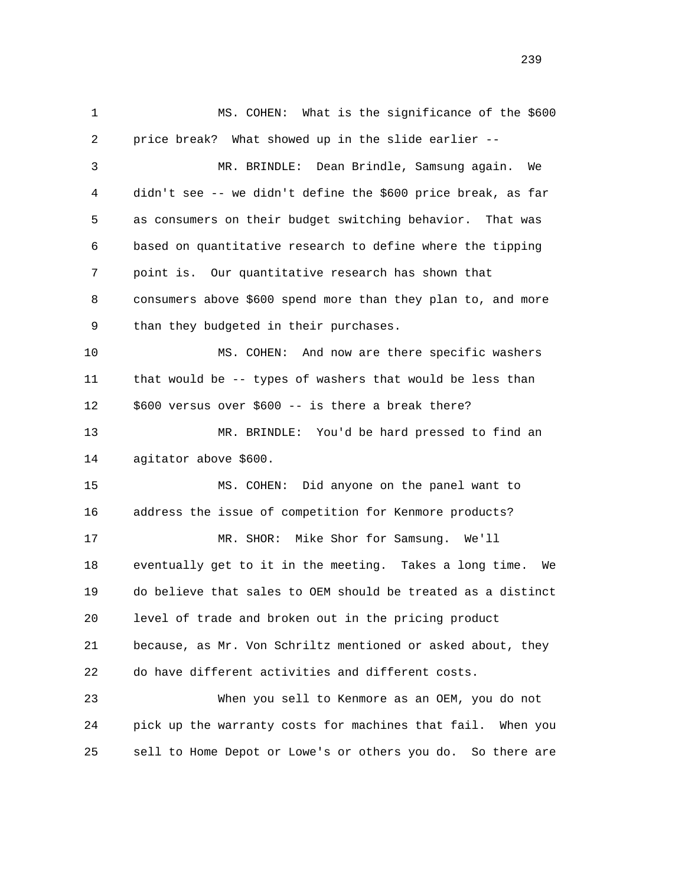MS. COHEN: What is the significance of the $600 price break? What showed up in the slide earlier --

MR. BRINDLE: Dean Brindle, Samsung again. We didn't see -- we didn't define the $600 price break, as far as consumers on their budget switching behavior. That was based on quantitative research to define where the tipping point is. Our quantitative research has shown that consumers above $600 spend more than they plan to, and more than they budgeted in their purchases.

MS. COHEN: And now are there specific washers that would be -- types of washers that would be less than $600 versus over $600 -- is there a break there?

MR. BRINDLE: You'd be hard pressed to find an agitator above $600.

MS. COHEN: Did anyone on the panel want to address the issue of competition for Kenmore products?

MR. SHOR: Mike Shor for Samsung. We'll eventually get to it in the meeting. Takes a long time. We do believe that sales to OEM should be treated as a distinct level of trade and broken out in the pricing product because, as Mr. Von Schriltz mentioned or asked about, they do have different activities and different costs.

When you sell to Kenmore as an OEM, you do not pick up the warranty costs for machines that fail. When you sell to Home Depot or Lowe's or others you do. So there are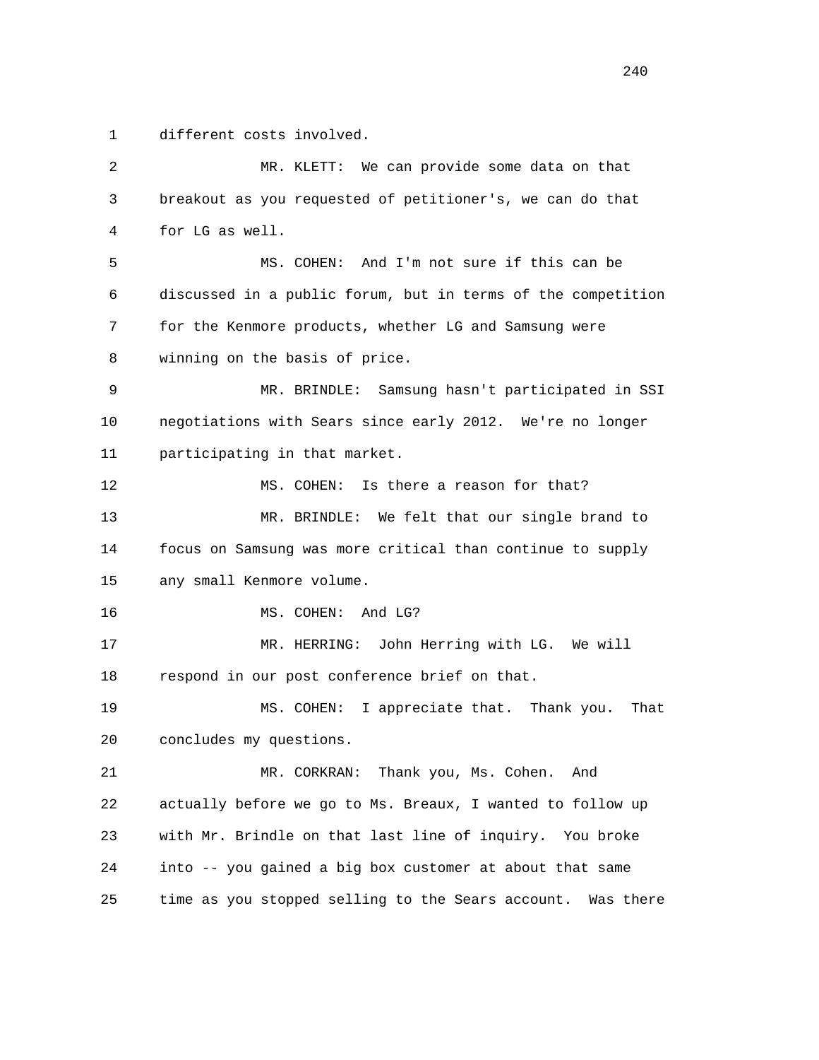1 different costs involved.

2 MR. KLETT: We can provide some data on that

3 breakout as you requested of petitioner's, we can do that

4 for LG as well.

5 MS. COHEN: And I'm not sure if this can be

6 discussed in a public forum, but in terms of the competition

7 for the Kenmore products, whether LG and Samsung were

8 winning on the basis of price.

9 MR. BRINDLE: Samsung hasn't participated in SSI

10 negotiations with Sears since early 2012. We're no longer

11 participating in that market.

12 MS. COHEN: Is there a reason for that?

13 MR. BRINDLE: We felt that our single brand to

14 focus on Samsung was more critical than continue to supply

15 any small Kenmore volume.

16 MS. COHEN: And LG?

17 MR. HERRING: John Herring with LG. We will

18 respond in our post conference brief on that.

19 MS. COHEN: I appreciate that. Thank you. That

20 concludes my questions.

21 MR. CORKRAN: Thank you, Ms. Cohen. And

22 actually before we go to Ms. Breaux, I wanted to follow up

23 with Mr. Brindle on that last line of inquiry. You broke

24 into -- you gained a big box customer at about that same

25 time as you stopped selling to the Sears account. Was there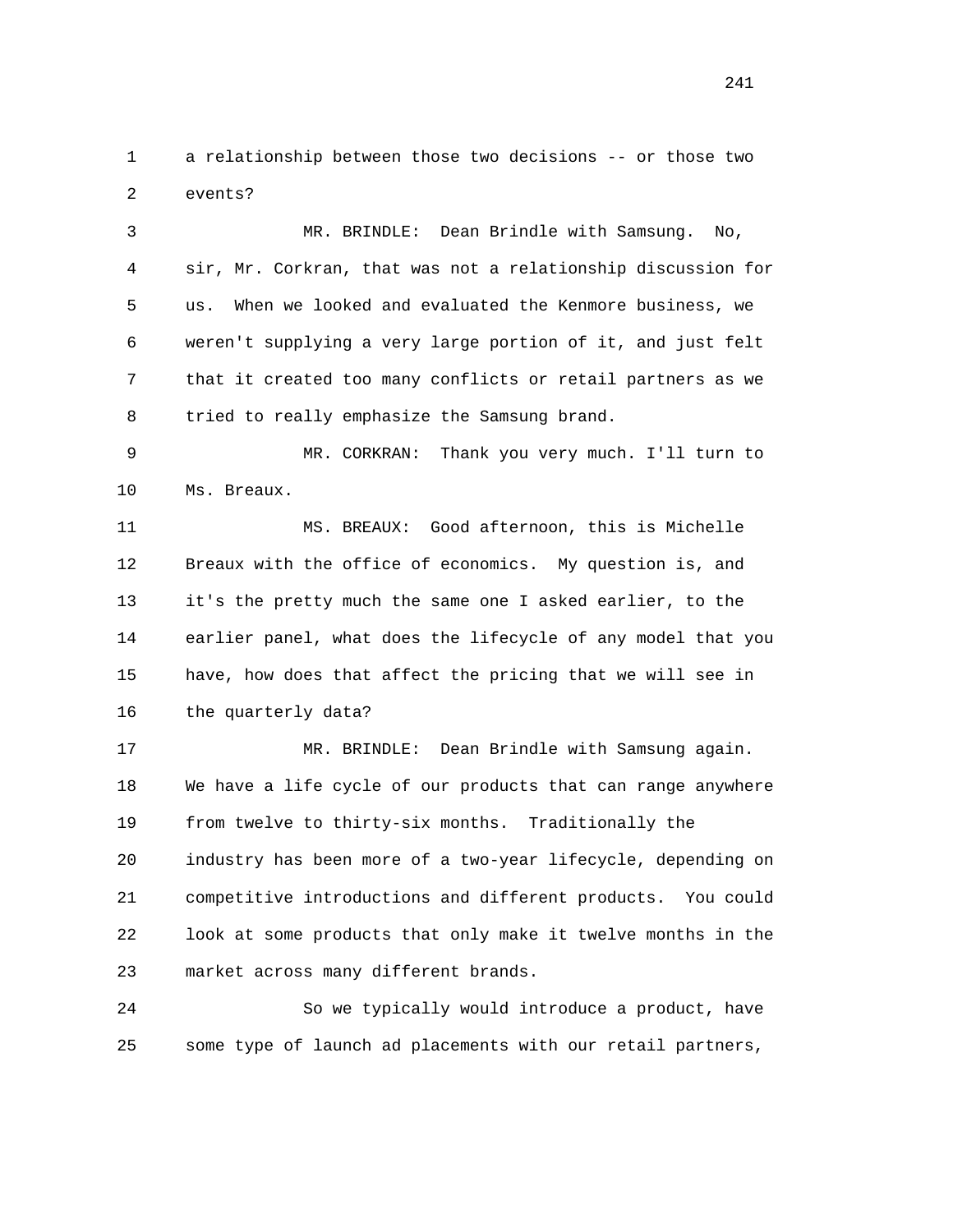a relationship between those two decisions -- or those two events?

MR. BRINDLE: Dean Brindle with Samsung. No, sir, Mr. Corkran, that was not a relationship discussion for us. When we looked and evaluated the Kenmore business, we weren't supplying a very large portion of it, and just felt that it created too many conflicts or retail partners as we tried to really emphasize the Samsung brand.

MR. CORKRAN: Thank you very much. I'll turn to Ms. Breaux.

MS. BREAUX: Good afternoon, this is Michelle Breaux with the office of economics. My question is, and it's the pretty much the same one I asked earlier, to the earlier panel, what does the lifecycle of any model that you have, how does that affect the pricing that we will see in the quarterly data?

MR. BRINDLE: Dean Brindle with Samsung again. We have a life cycle of our products that can range anywhere from twelve to thirty-six months. Traditionally the industry has been more of a two-year lifecycle, depending on competitive introductions and different products. You could look at some products that only make it twelve months in the market across many different brands.

So we typically would introduce a product, have some type of launch ad placements with our retail partners,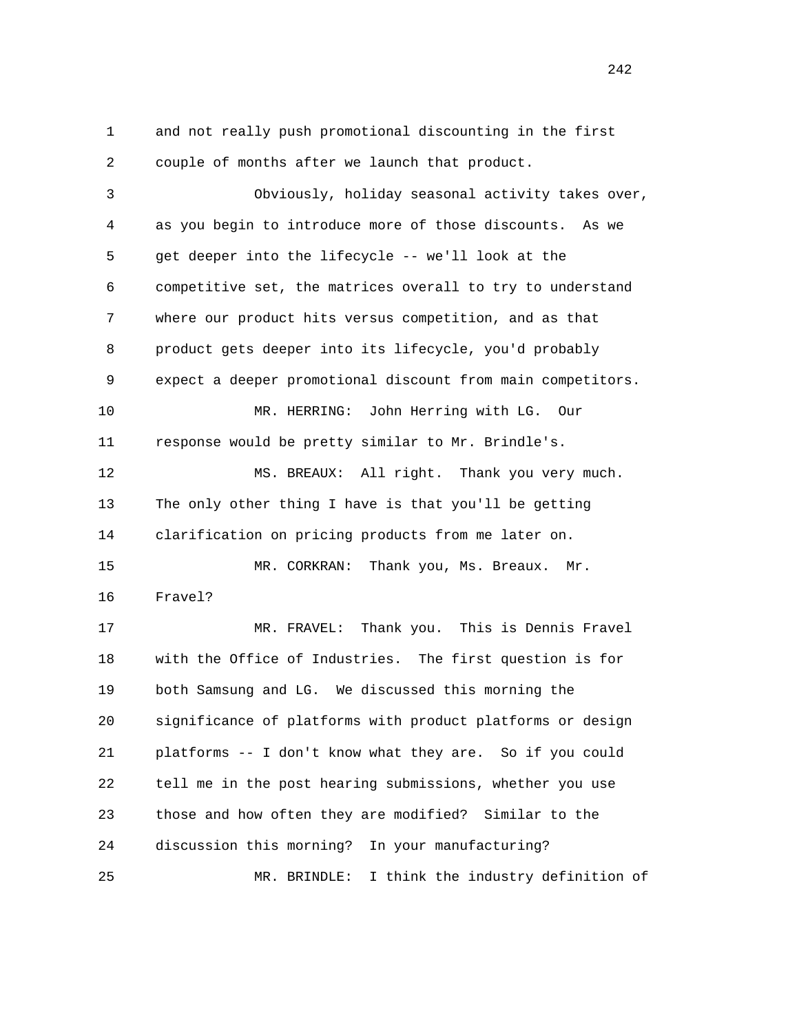1 and not really push promotional discounting in the first
2 couple of months after we launch that product.

3 Obviously, holiday seasonal activity takes over,
4 as you begin to introduce more of those discounts. As we
5 get deeper into the lifecycle -- we'll look at the
6 competitive set, the matrices overall to try to understand
7 where our product hits versus competition, and as that
8 product gets deeper into its lifecycle, you'd probably
9 expect a deeper promotional discount from main competitors.

10 MR. HERRING: John Herring with LG. Our
11 response would be pretty similar to Mr. Brindle's.

12 MS. BREAUX: All right. Thank you very much.
13 The only other thing I have is that you'll be getting
14 clarification on pricing products from me later on.

15 MR. CORKRAN: Thank you, Ms. Breaux. Mr.
16 Fravel?

17 MR. FRAVEL: Thank you. This is Dennis Fravel
18 with the Office of Industries. The first question is for
19 both Samsung and LG. We discussed this morning the
20 significance of platforms with product platforms or design
21 platforms -- I don't know what they are. So if you could
22 tell me in the post hearing submissions, whether you use
23 those and how often they are modified? Similar to the
24 discussion this morning? In your manufacturing?

25 MR. BRINDLE: I think the industry definition of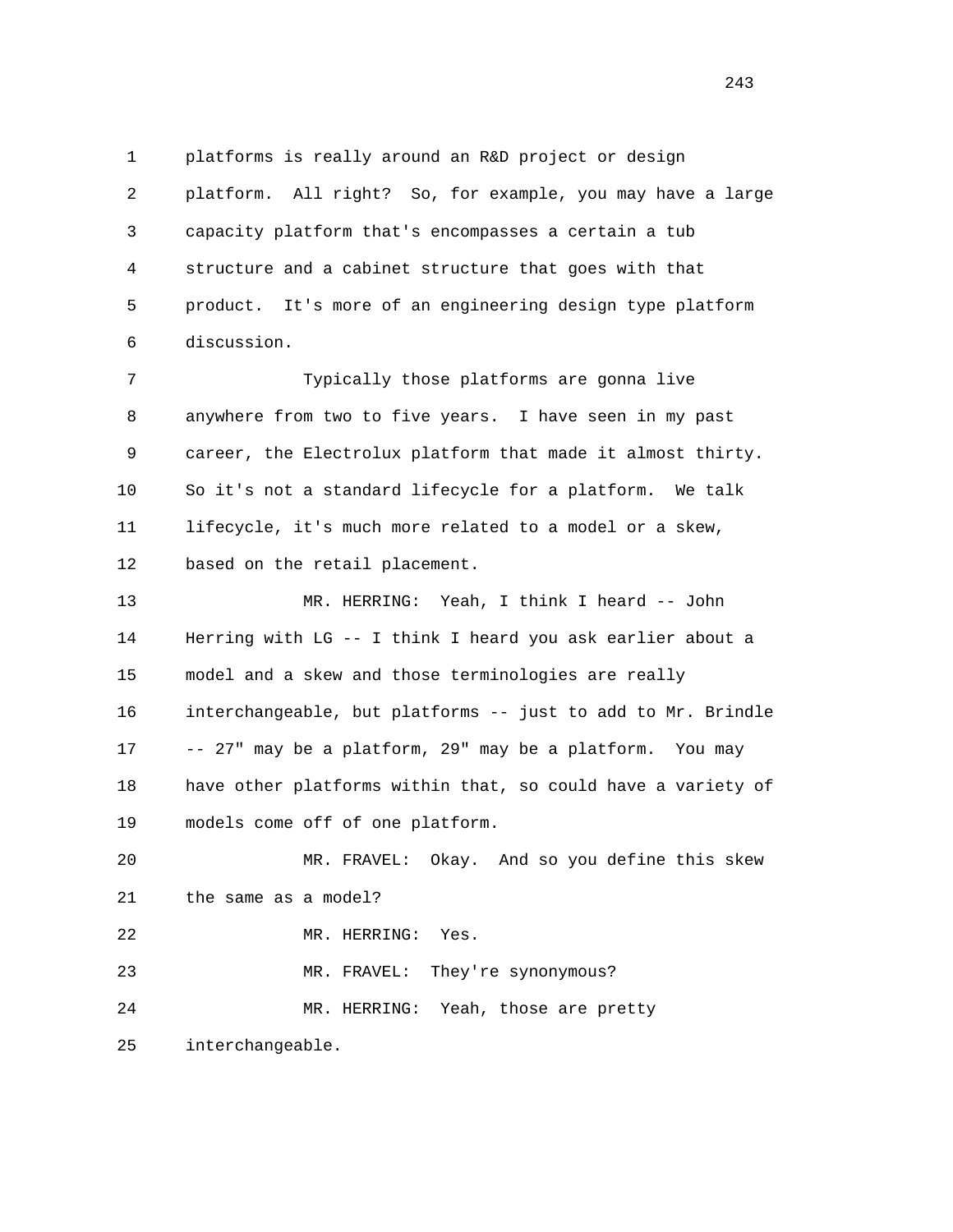platforms is really around an R&D project or design platform. All right? So, for example, you may have a large capacity platform that's encompasses a certain a tub structure and a cabinet structure that goes with that product. It's more of an engineering design type platform discussion.

Typically those platforms are gonna live anywhere from two to five years. I have seen in my past career, the Electrolux platform that made it almost thirty. So it's not a standard lifecycle for a platform. We talk lifecycle, it's much more related to a model or a skew, based on the retail placement.

MR. HERRING: Yeah, I think I heard -- John Herring with LG -- I think I heard you ask earlier about a model and a skew and those terminologies are really interchangeable, but platforms -- just to add to Mr. Brindle -- 27" may be a platform, 29" may be a platform. You may have other platforms within that, so could have a variety of models come off of one platform.

MR. FRAVEL: Okay. And so you define this skew the same as a model?

MR. HERRING: Yes.

MR. FRAVEL: They're synonymous?

MR. HERRING: Yeah, those are pretty interchangeable.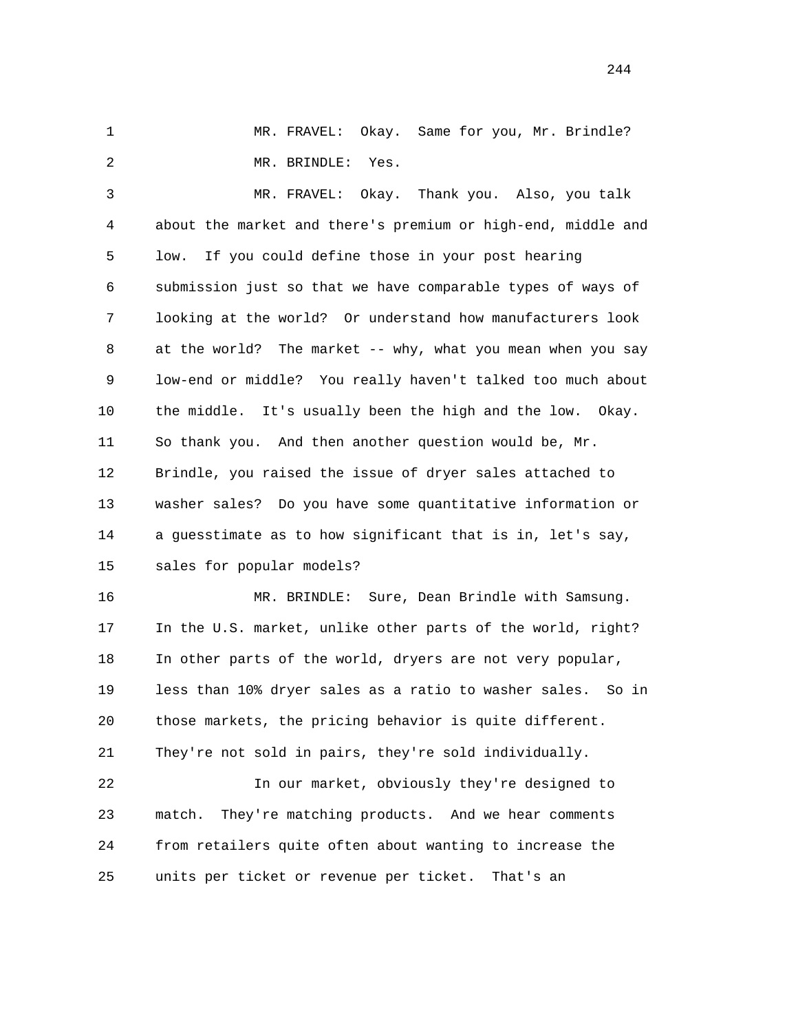MR. FRAVEL: Okay. Same for you, Mr. Brindle?

MR. BRINDLE: Yes.

MR. FRAVEL: Okay. Thank you. Also, you talk about the market and there's premium or high-end, middle and low. If you could define those in your post hearing submission just so that we have comparable types of ways of looking at the world? Or understand how manufacturers look at the world? The market -- why, what you mean when you say low-end or middle? You really haven't talked too much about the middle. It's usually been the high and the low. Okay. So thank you. And then another question would be, Mr. Brindle, you raised the issue of dryer sales attached to washer sales? Do you have some quantitative information or a guesstimate as to how significant that is in, let's say, sales for popular models?

MR. BRINDLE: Sure, Dean Brindle with Samsung. In the U.S. market, unlike other parts of the world, right? In other parts of the world, dryers are not very popular, less than 10% dryer sales as a ratio to washer sales. So in those markets, the pricing behavior is quite different. They're not sold in pairs, they're sold individually.

In our market, obviously they're designed to match. They're matching products. And we hear comments from retailers quite often about wanting to increase the units per ticket or revenue per ticket. That's an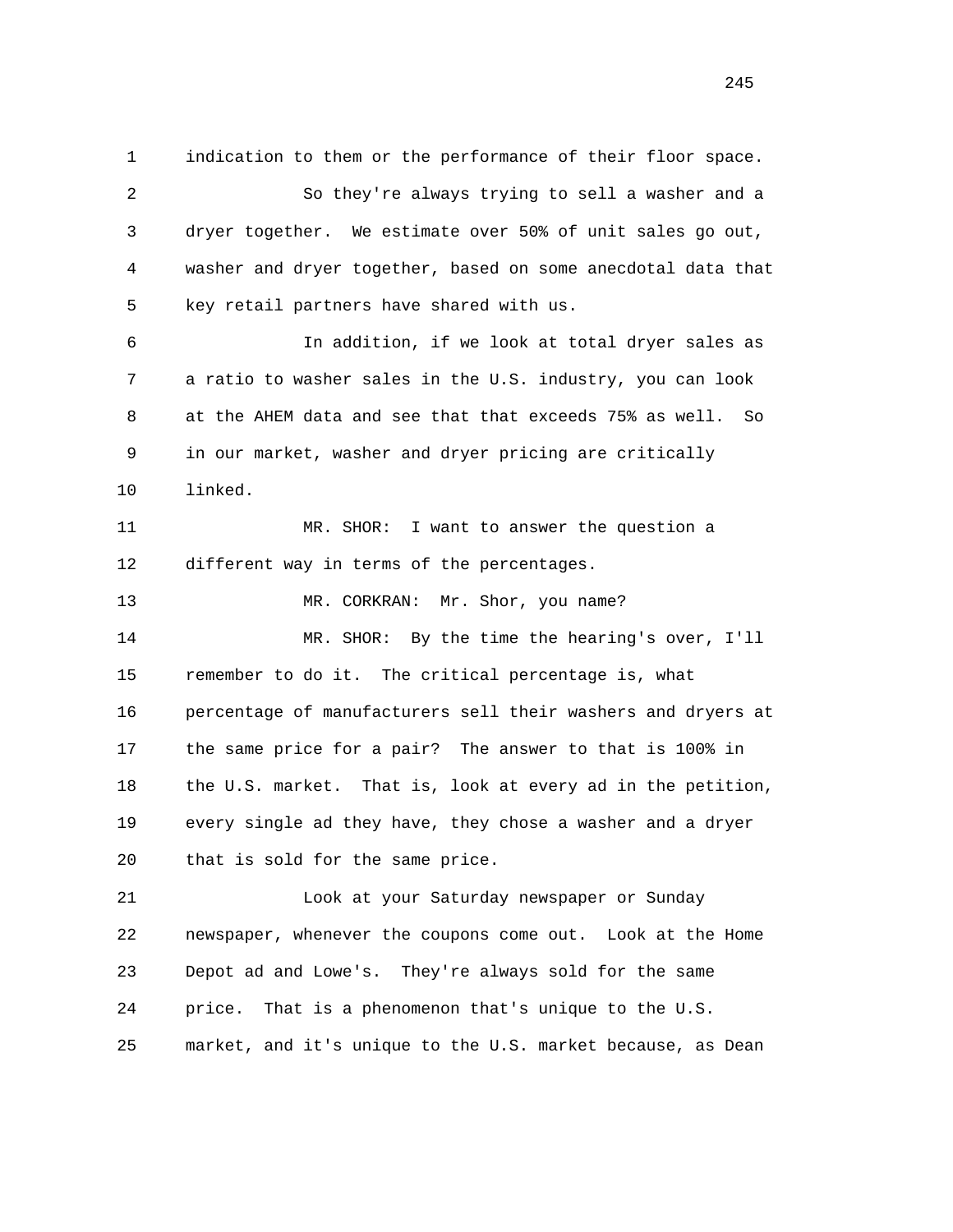1 indication to them or the performance of their floor space.

2 So they're always trying to sell a washer and a

3 dryer together. We estimate over 50% of unit sales go out,

4 washer and dryer together, based on some anecdotal data that

5 key retail partners have shared with us.

6 In addition, if we look at total dryer sales as

7 a ratio to washer sales in the U.S. industry, you can look

8 at the AHEM data and see that that exceeds 75% as well. So

9 in our market, washer and dryer pricing are critically

10 linked.

11 MR. SHOR: I want to answer the question a

12 different way in terms of the percentages.

13 MR. CORKRAN: Mr. Shor, you name?

14 MR. SHOR: By the time the hearing's over, I'll

15 remember to do it. The critical percentage is, what

16 percentage of manufacturers sell their washers and dryers at

17 the same price for a pair? The answer to that is 100% in

18 the U.S. market. That is, look at every ad in the petition,

19 every single ad they have, they chose a washer and a dryer

20 that is sold for the same price.

21 Look at your Saturday newspaper or Sunday

22 newspaper, whenever the coupons come out. Look at the Home

23 Depot ad and Lowe's. They're always sold for the same

24 price. That is a phenomenon that's unique to the U.S.

25 market, and it's unique to the U.S. market because, as Dean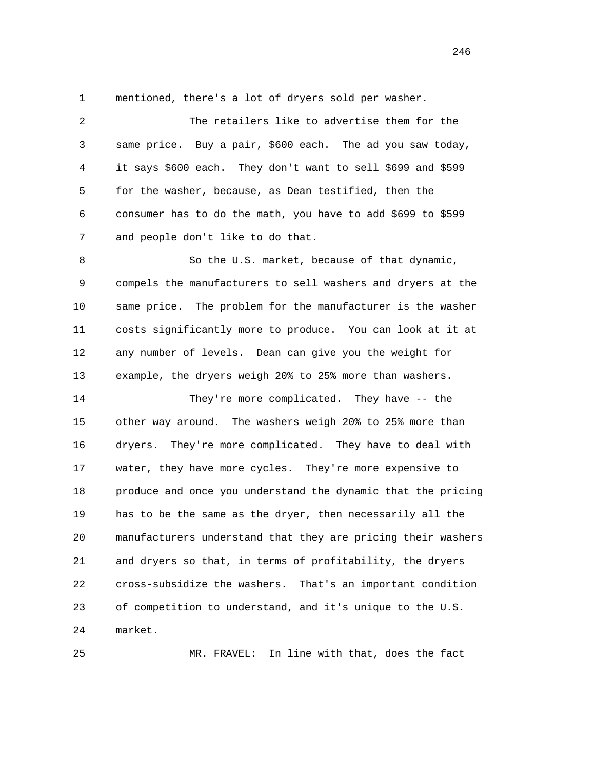mentioned, there's a lot of dryers sold per washer.

The retailers like to advertise them for the same price. Buy a pair, $600 each. The ad you saw today, it says $600 each. They don't want to sell $699 and $599 for the washer, because, as Dean testified, then the consumer has to do the math, you have to add $699 to $599 and people don't like to do that.

So the U.S. market, because of that dynamic, compels the manufacturers to sell washers and dryers at the same price. The problem for the manufacturer is the washer costs significantly more to produce. You can look at it at any number of levels. Dean can give you the weight for example, the dryers weigh 20% to 25% more than washers.

They're more complicated. They have -- the other way around. The washers weigh 20% to 25% more than dryers. They're more complicated. They have to deal with water, they have more cycles. They're more expensive to produce and once you understand the dynamic that the pricing has to be the same as the dryer, then necessarily all the manufacturers understand that they are pricing their washers and dryers so that, in terms of profitability, the dryers cross-subsidize the washers. That's an important condition of competition to understand, and it's unique to the U.S. market.

MR. FRAVEL: In line with that, does the fact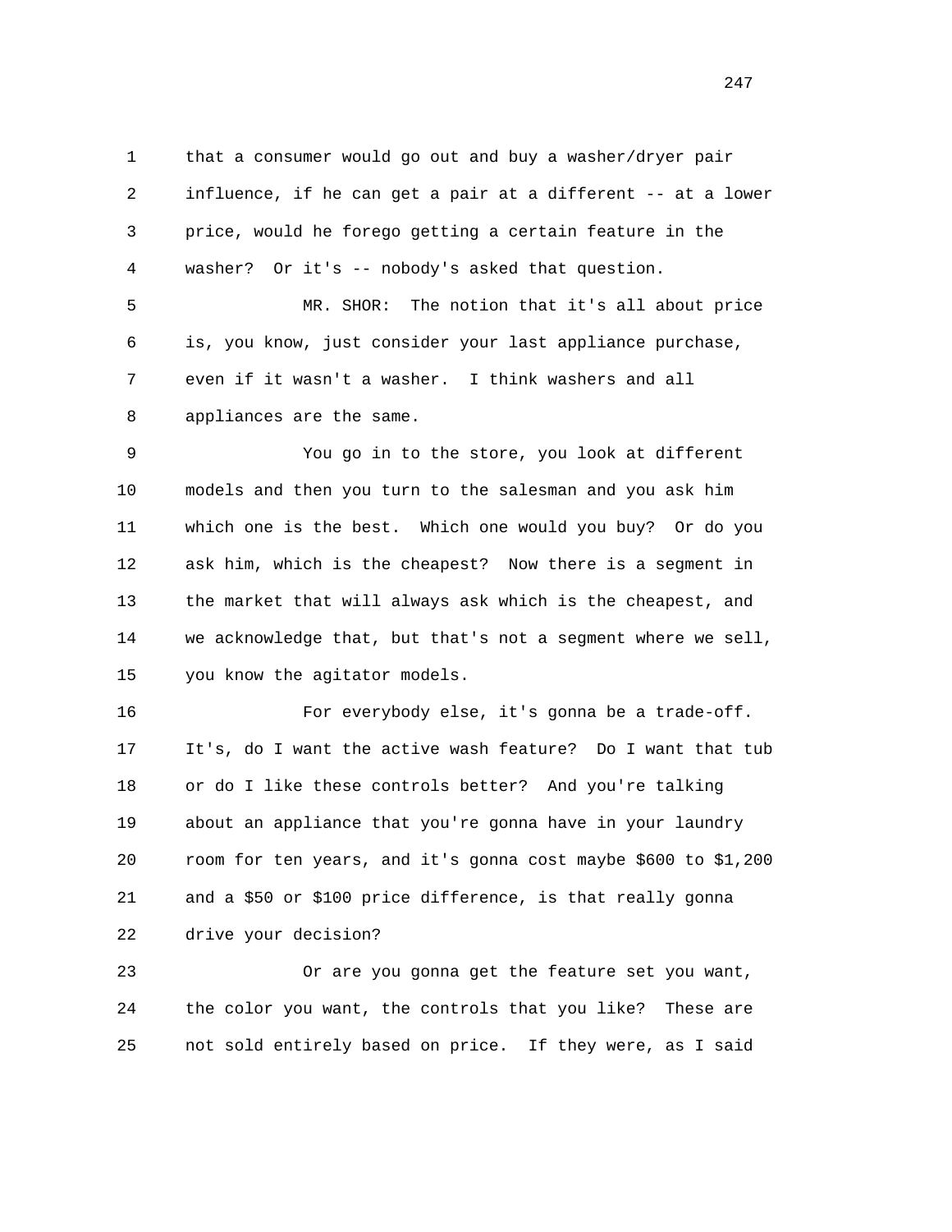that a consumer would go out and buy a washer/dryer pair influence, if he can get a pair at a different -- at a lower price, would he forego getting a certain feature in the washer? Or it's -- nobody's asked that question.

MR. SHOR: The notion that it's all about price is, you know, just consider your last appliance purchase, even if it wasn't a washer. I think washers and all appliances are the same.

You go in to the store, you look at different models and then you turn to the salesman and you ask him which one is the best. Which one would you buy? Or do you ask him, which is the cheapest? Now there is a segment in the market that will always ask which is the cheapest, and we acknowledge that, but that's not a segment where we sell, you know the agitator models.

For everybody else, it's gonna be a trade-off. It's, do I want the active wash feature? Do I want that tub or do I like these controls better? And you're talking about an appliance that you're gonna have in your laundry room for ten years, and it's gonna cost maybe $600 to $1,200 and a $50 or $100 price difference, is that really gonna drive your decision?

Or are you gonna get the feature set you want, the color you want, the controls that you like? These are not sold entirely based on price. If they were, as I said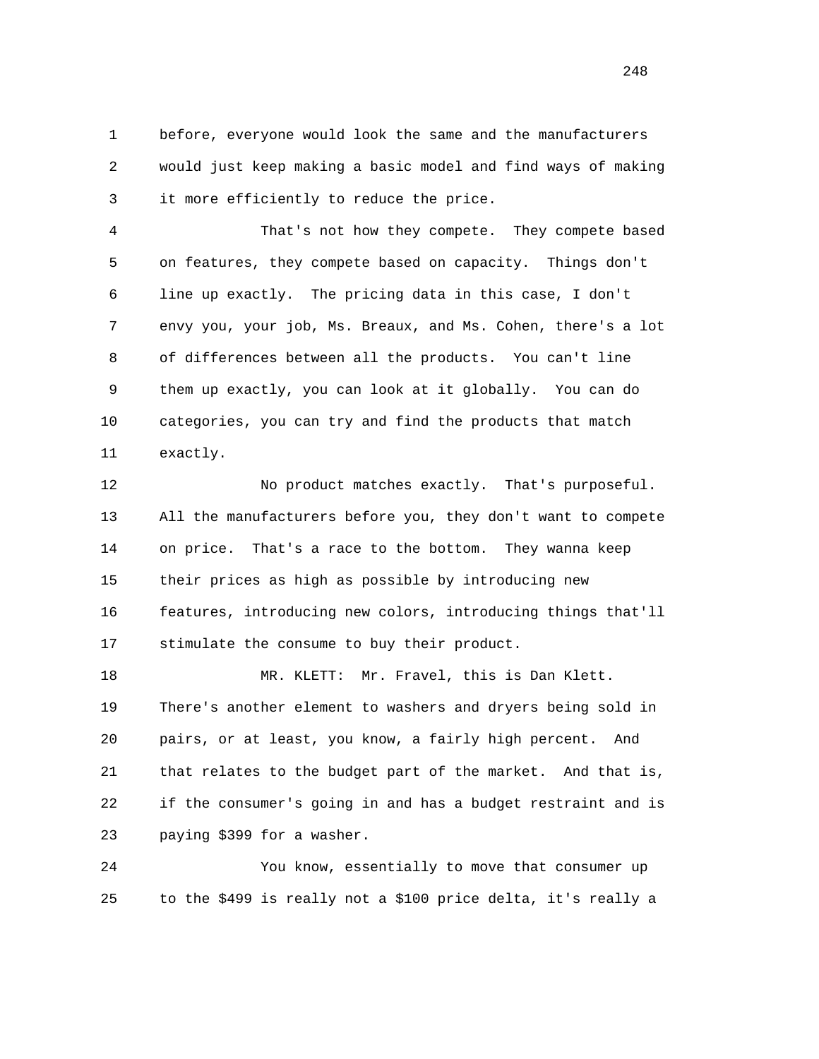before, everyone would look the same and the manufacturers would just keep making a basic model and find ways of making it more efficiently to reduce the price.

That's not how they compete. They compete based on features, they compete based on capacity. Things don't line up exactly. The pricing data in this case, I don't envy you, your job, Ms. Breaux, and Ms. Cohen, there's a lot of differences between all the products. You can't line them up exactly, you can look at it globally. You can do categories, you can try and find the products that match exactly.

No product matches exactly. That's purposeful. All the manufacturers before you, they don't want to compete on price. That's a race to the bottom. They wanna keep their prices as high as possible by introducing new features, introducing new colors, introducing things that'll stimulate the consume to buy their product.

MR. KLETT: Mr. Fravel, this is Dan Klett. There's another element to washers and dryers being sold in pairs, or at least, you know, a fairly high percent. And that relates to the budget part of the market. And that is, if the consumer's going in and has a budget restraint and is paying $399 for a washer.

You know, essentially to move that consumer up to the $499 is really not a $100 price delta, it's really a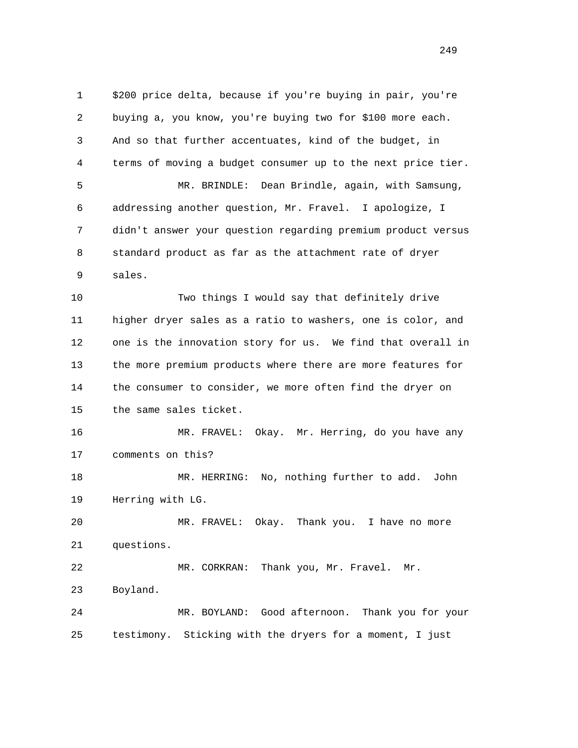$200 price delta, because if you're buying in pair, you're buying a, you know, you're buying two for $100 more each. And so that further accentuates, kind of the budget, in terms of moving a budget consumer up to the next price tier.

MR. BRINDLE: Dean Brindle, again, with Samsung, addressing another question, Mr. Fravel. I apologize, I didn't answer your question regarding premium product versus standard product as far as the attachment rate of dryer sales.

Two things I would say that definitely drive higher dryer sales as a ratio to washers, one is color, and one is the innovation story for us. We find that overall in the more premium products where there are more features for the consumer to consider, we more often find the dryer on the same sales ticket.

MR. FRAVEL: Okay. Mr. Herring, do you have any comments on this?

MR. HERRING: No, nothing further to add. John Herring with LG.

MR. FRAVEL: Okay. Thank you. I have no more questions.

MR. CORKRAN: Thank you, Mr. Fravel. Mr. Boyland.

MR. BOYLAND: Good afternoon. Thank you for your testimony. Sticking with the dryers for a moment, I just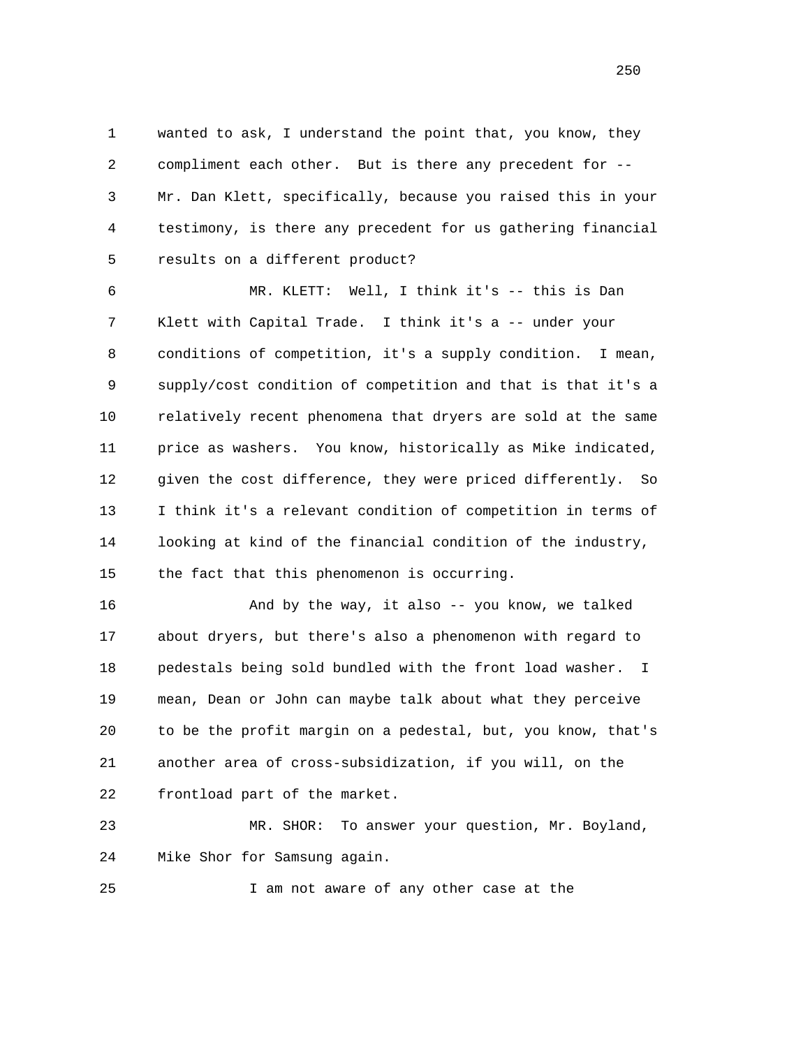1 wanted to ask, I understand the point that, you know, they
2 compliment each other. But is there any precedent for --
3 Mr. Dan Klett, specifically, because you raised this in your
4 testimony, is there any precedent for us gathering financial
5 results on a different product?

6 MR. KLETT: Well, I think it's -- this is Dan
7 Klett with Capital Trade. I think it's a -- under your
8 conditions of competition, it's a supply condition. I mean,
9 supply/cost condition of competition and that is that it's a
10 relatively recent phenomena that dryers are sold at the same
11 price as washers. You know, historically as Mike indicated,
12 given the cost difference, they were priced differently. So
13 I think it's a relevant condition of competition in terms of
14 looking at kind of the financial condition of the industry,
15 the fact that this phenomenon is occurring.

16 And by the way, it also -- you know, we talked
17 about dryers, but there's also a phenomenon with regard to
18 pedestals being sold bundled with the front load washer. I
19 mean, Dean or John can maybe talk about what they perceive
20 to be the profit margin on a pedestal, but, you know, that's
21 another area of cross-subsidization, if you will, on the
22 frontload part of the market.

23 MR. SHOR: To answer your question, Mr. Boyland,
24 Mike Shor for Samsung again.

25 I am not aware of any other case at the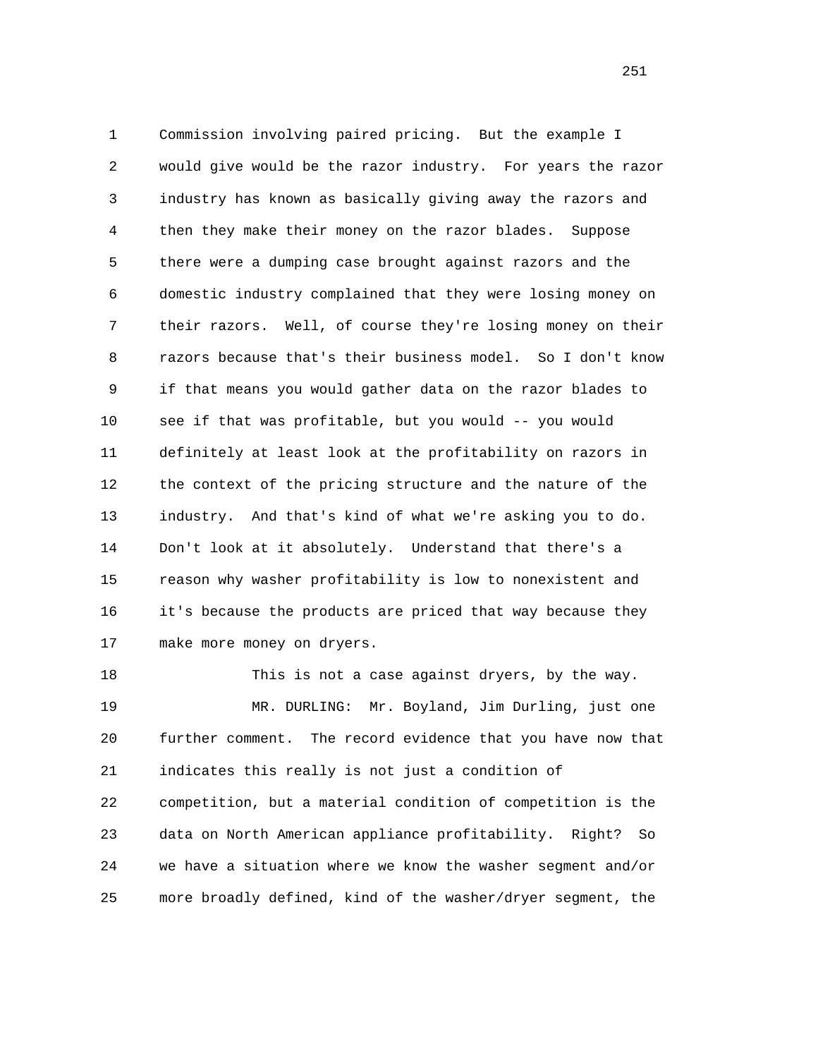Commission involving paired pricing. But the example I would give would be the razor industry. For years the razor industry has known as basically giving away the razors and then they make their money on the razor blades. Suppose there were a dumping case brought against razors and the domestic industry complained that they were losing money on their razors. Well, of course they're losing money on their razors because that's their business model. So I don't know if that means you would gather data on the razor blades to see if that was profitable, but you would -- you would definitely at least look at the profitability on razors in the context of the pricing structure and the nature of the industry. And that's kind of what we're asking you to do. Don't look at it absolutely. Understand that there's a reason why washer profitability is low to nonexistent and it's because the products are priced that way because they make more money on dryers.

This is not a case against dryers, by the way.

MR. DURLING: Mr. Boyland, Jim Durling, just one further comment. The record evidence that you have now that indicates this really is not just a condition of competition, but a material condition of competition is the data on North American appliance profitability. Right? So we have a situation where we know the washer segment and/or more broadly defined, kind of the washer/dryer segment, the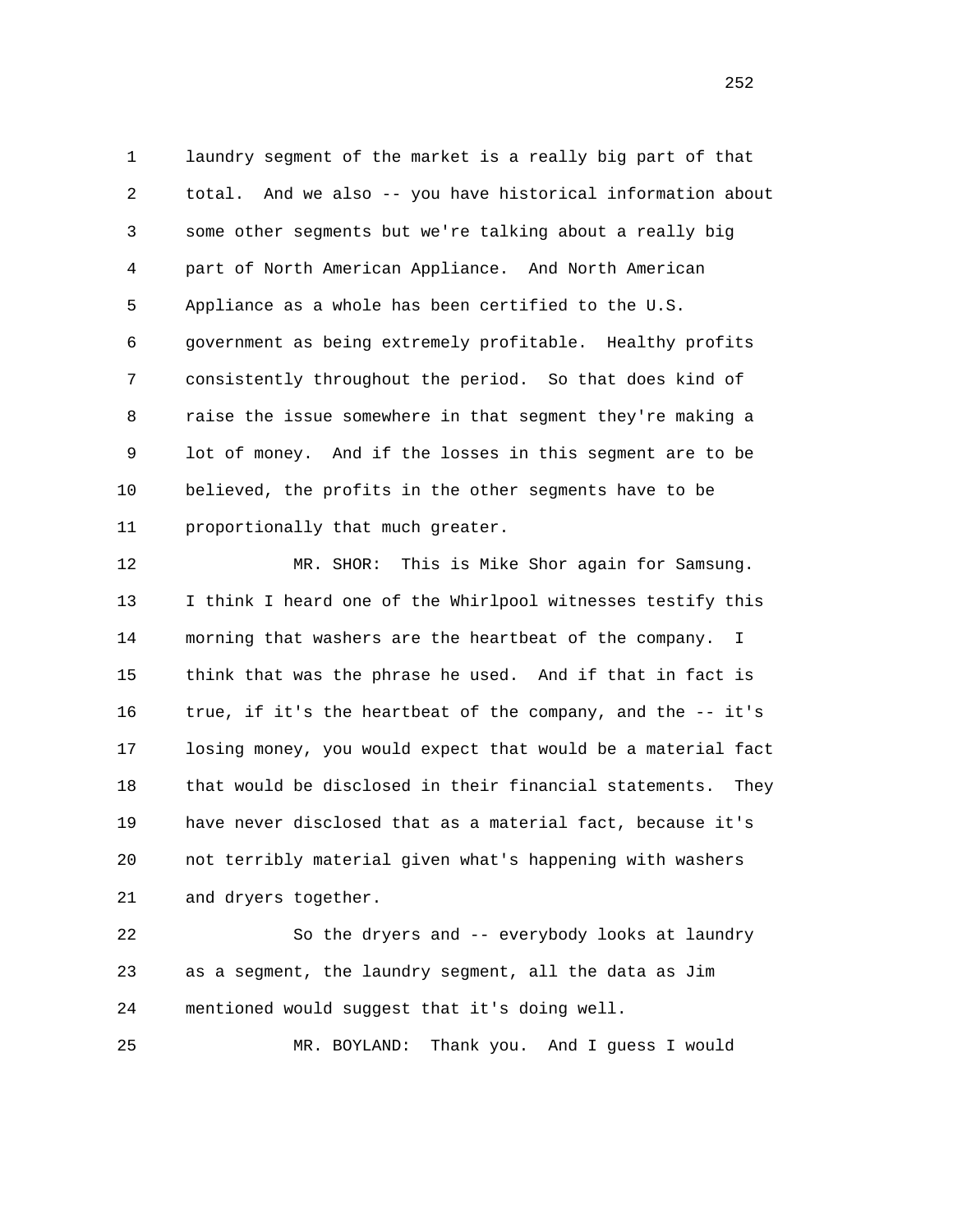laundry segment of the market is a really big part of that total. And we also -- you have historical information about some other segments but we're talking about a really big part of North American Appliance. And North American Appliance as a whole has been certified to the U.S. government as being extremely profitable. Healthy profits consistently throughout the period. So that does kind of raise the issue somewhere in that segment they're making a lot of money. And if the losses in this segment are to be believed, the profits in the other segments have to be proportionally that much greater.

MR. SHOR: This is Mike Shor again for Samsung. I think I heard one of the Whirlpool witnesses testify this morning that washers are the heartbeat of the company. I think that was the phrase he used. And if that in fact is true, if it's the heartbeat of the company, and the -- it's losing money, you would expect that would be a material fact that would be disclosed in their financial statements. They have never disclosed that as a material fact, because it's not terribly material given what's happening with washers and dryers together.

So the dryers and -- everybody looks at laundry as a segment, the laundry segment, all the data as Jim mentioned would suggest that it's doing well.

MR. BOYLAND: Thank you. And I guess I would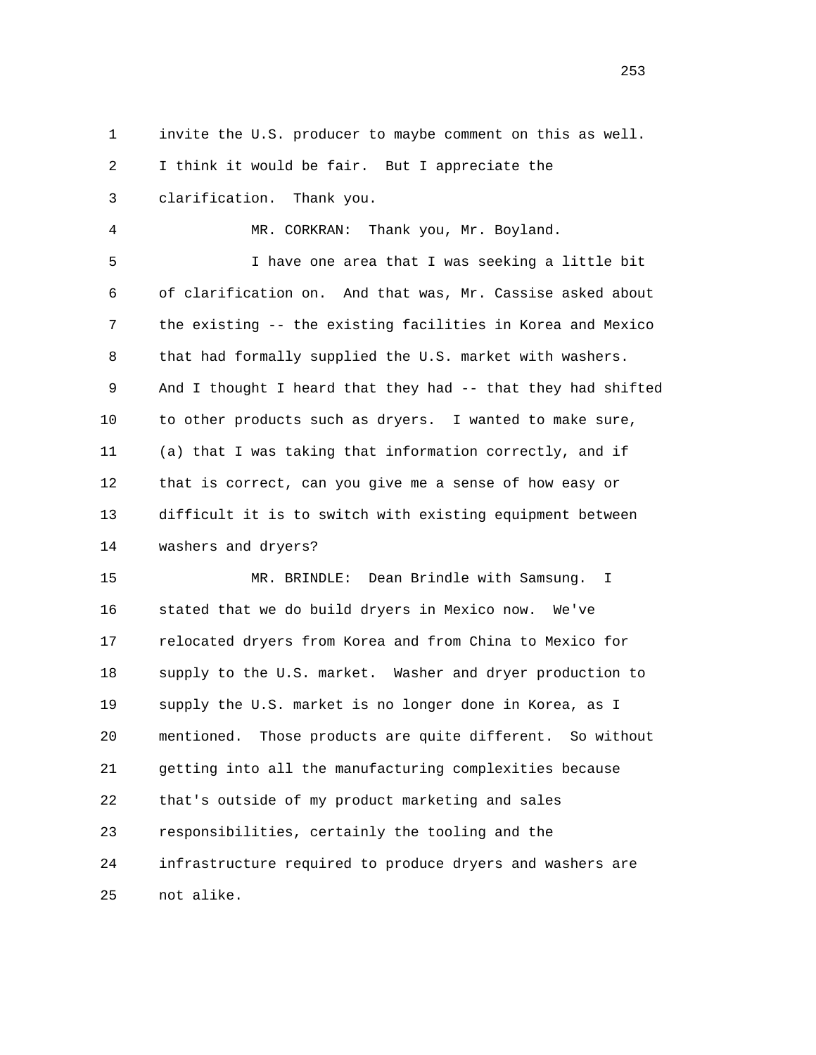invite the U.S. producer to maybe comment on this as well. I think it would be fair. But I appreciate the clarification. Thank you.

MR. CORKRAN: Thank you, Mr. Boyland.

I have one area that I was seeking a little bit of clarification on. And that was, Mr. Cassise asked about the existing -- the existing facilities in Korea and Mexico that had formally supplied the U.S. market with washers. And I thought I heard that they had -- that they had shifted to other products such as dryers. I wanted to make sure, (a) that I was taking that information correctly, and if that is correct, can you give me a sense of how easy or difficult it is to switch with existing equipment between washers and dryers?

MR. BRINDLE: Dean Brindle with Samsung. I stated that we do build dryers in Mexico now. We've relocated dryers from Korea and from China to Mexico for supply to the U.S. market. Washer and dryer production to supply the U.S. market is no longer done in Korea, as I mentioned. Those products are quite different. So without getting into all the manufacturing complexities because that's outside of my product marketing and sales responsibilities, certainly the tooling and the infrastructure required to produce dryers and washers are not alike.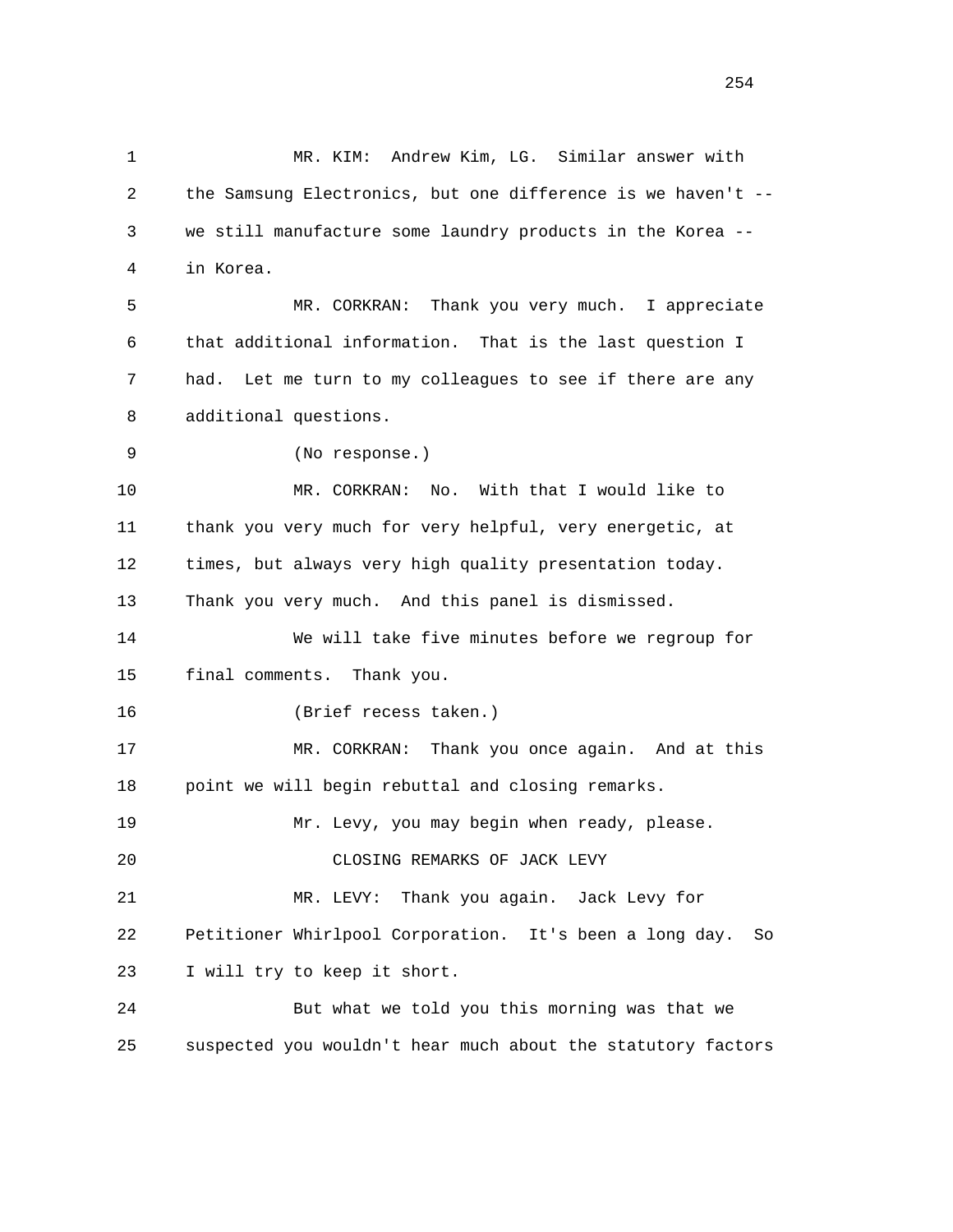MR. KIM: Andrew Kim, LG. Similar answer with the Samsung Electronics, but one difference is we haven't -- we still manufacture some laundry products in the Korea -- in Korea.

MR. CORKRAN: Thank you very much. I appreciate that additional information. That is the last question I had. Let me turn to my colleagues to see if there are any additional questions.

(No response.)

MR. CORKRAN: No. With that I would like to thank you very much for very helpful, very energetic, at times, but always very high quality presentation today. Thank you very much. And this panel is dismissed.

We will take five minutes before we regroup for final comments. Thank you.

(Brief recess taken.)

MR. CORKRAN: Thank you once again. And at this point we will begin rebuttal and closing remarks.

Mr. Levy, you may begin when ready, please.

## CLOSING REMARKS OF JACK LEVY

MR. LEVY: Thank you again. Jack Levy for Petitioner Whirlpool Corporation. It's been a long day. So I will try to keep it short.

But what we told you this morning was that we suspected you wouldn't hear much about the statutory factors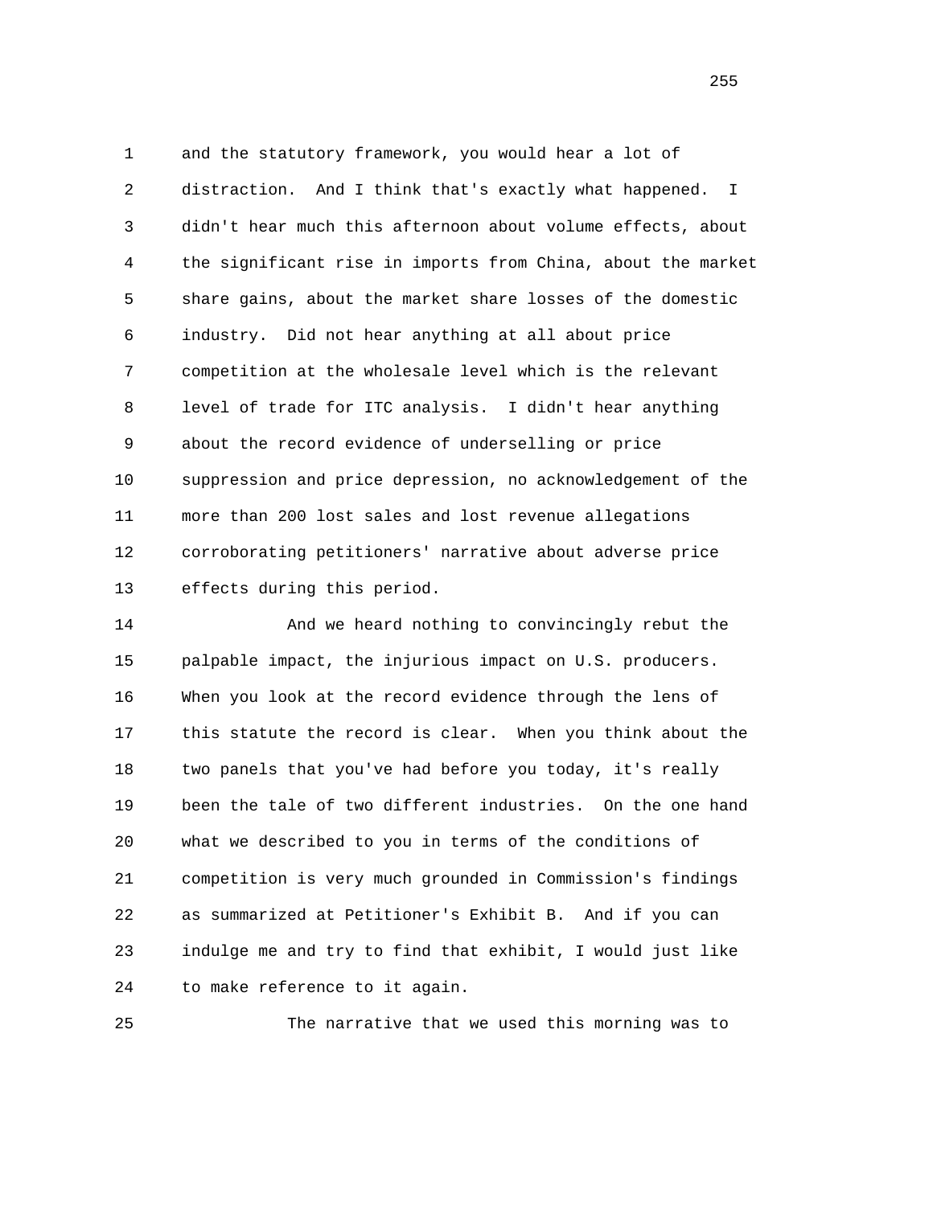1 and the statutory framework, you would hear a lot of
2 distraction. And I think that's exactly what happened. I
3 didn't hear much this afternoon about volume effects, about
4 the significant rise in imports from China, about the market
5 share gains, about the market share losses of the domestic
6 industry. Did not hear anything at all about price
7 competition at the wholesale level which is the relevant
8 level of trade for ITC analysis. I didn't hear anything
9 about the record evidence of underselling or price
10 suppression and price depression, no acknowledgement of the
11 more than 200 lost sales and lost revenue allegations
12 corroborating petitioners' narrative about adverse price
13 effects during this period.

14 And we heard nothing to convincingly rebut the
15 palpable impact, the injurious impact on U.S. producers.
16 When you look at the record evidence through the lens of
17 this statute the record is clear. When you think about the
18 two panels that you've had before you today, it's really
19 been the tale of two different industries. On the one hand
20 what we described to you in terms of the conditions of
21 competition is very much grounded in Commission's findings
22 as summarized at Petitioner's Exhibit B. And if you can
23 indulge me and try to find that exhibit, I would just like
24 to make reference to it again.

25 The narrative that we used this morning was to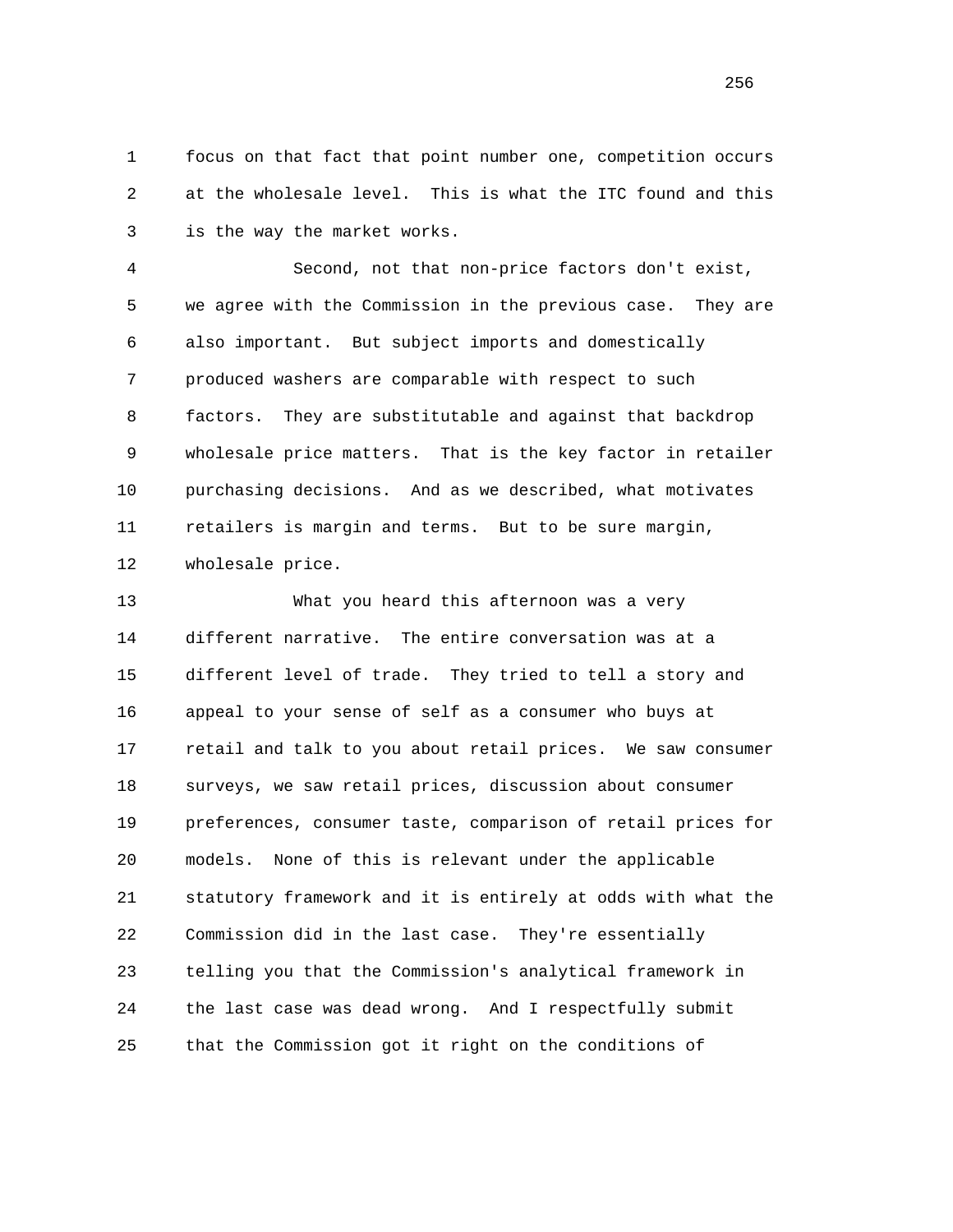focus on that fact that point number one, competition occurs at the wholesale level. This is what the ITC found and this is the way the market works.

Second, not that non-price factors don't exist, we agree with the Commission in the previous case. They are also important. But subject imports and domestically produced washers are comparable with respect to such factors. They are substitutable and against that backdrop wholesale price matters. That is the key factor in retailer purchasing decisions. And as we described, what motivates retailers is margin and terms. But to be sure margin, wholesale price.

What you heard this afternoon was a very different narrative. The entire conversation was at a different level of trade. They tried to tell a story and appeal to your sense of self as a consumer who buys at retail and talk to you about retail prices. We saw consumer surveys, we saw retail prices, discussion about consumer preferences, consumer taste, comparison of retail prices for models. None of this is relevant under the applicable statutory framework and it is entirely at odds with what the Commission did in the last case. They're essentially telling you that the Commission's analytical framework in the last case was dead wrong. And I respectfully submit that the Commission got it right on the conditions of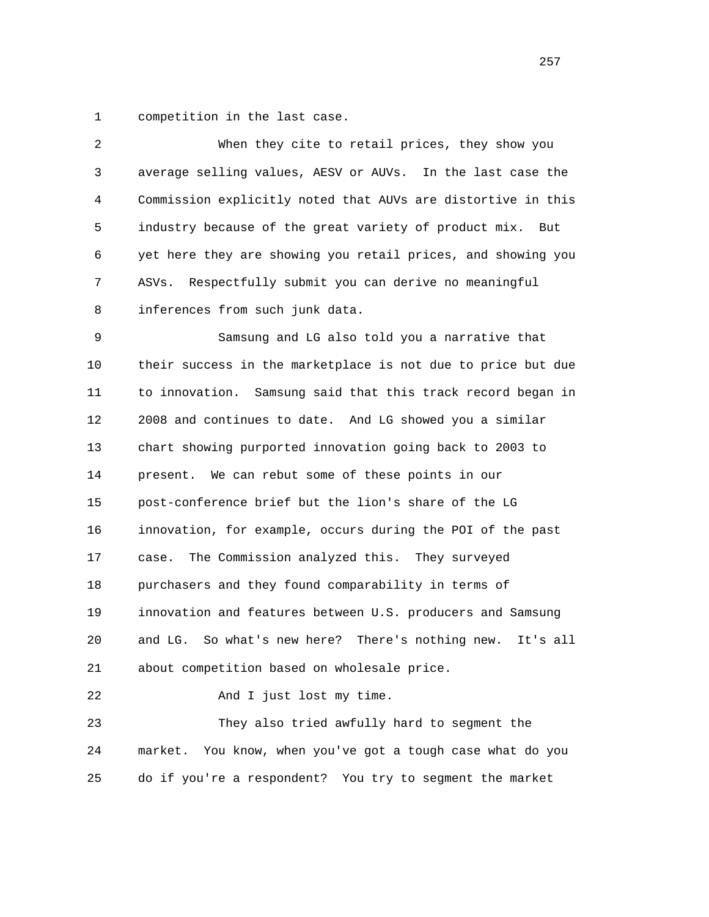competition in the last case.

When they cite to retail prices, they show you average selling values, AESV or AUVs. In the last case the Commission explicitly noted that AUVs are distortive in this industry because of the great variety of product mix. But yet here they are showing you retail prices, and showing you ASVs. Respectfully submit you can derive no meaningful inferences from such junk data.

Samsung and LG also told you a narrative that their success in the marketplace is not due to price but due to innovation. Samsung said that this track record began in 2008 and continues to date. And LG showed you a similar chart showing purported innovation going back to 2003 to present. We can rebut some of these points in our post-conference brief but the lion's share of the LG innovation, for example, occurs during the POI of the past case. The Commission analyzed this. They surveyed purchasers and they found comparability in terms of innovation and features between U.S. producers and Samsung and LG. So what's new here? There's nothing new. It's all about competition based on wholesale price.

And I just lost my time.

They also tried awfully hard to segment the market. You know, when you've got a tough case what do you do if you're a respondent? You try to segment the market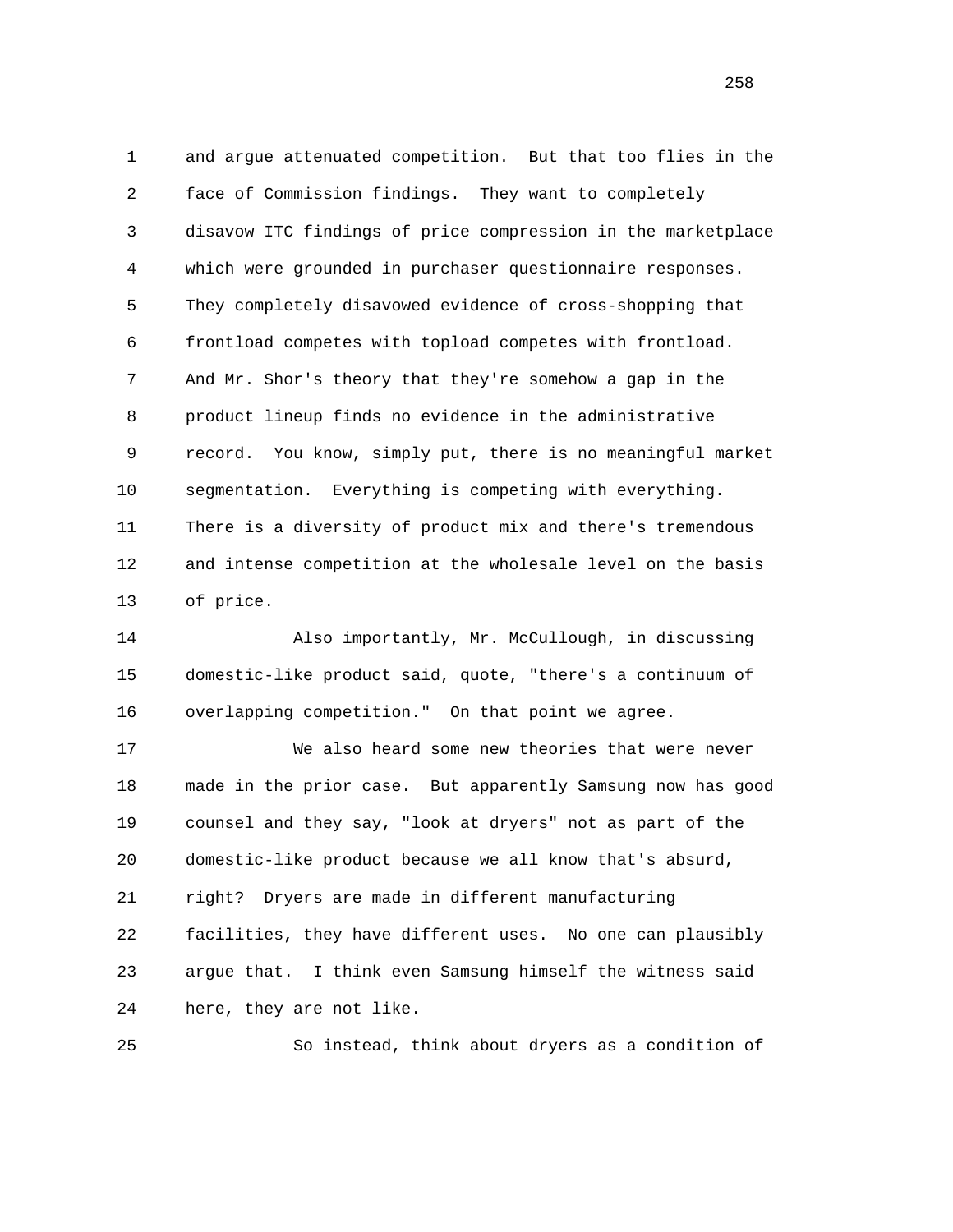and argue attenuated competition. But that too flies in the face of Commission findings. They want to completely disavow ITC findings of price compression in the marketplace which were grounded in purchaser questionnaire responses. They completely disavowed evidence of cross-shopping that frontload competes with topload competes with frontload. And Mr. Shor's theory that they're somehow a gap in the product lineup finds no evidence in the administrative record. You know, simply put, there is no meaningful market segmentation. Everything is competing with everything. There is a diversity of product mix and there's tremendous and intense competition at the wholesale level on the basis of price.

Also importantly, Mr. McCullough, in discussing domestic-like product said, quote, "there's a continuum of overlapping competition." On that point we agree.

We also heard some new theories that were never made in the prior case. But apparently Samsung now has good counsel and they say, "look at dryers" not as part of the domestic-like product because we all know that's absurd, right? Dryers are made in different manufacturing facilities, they have different uses. No one can plausibly argue that. I think even Samsung himself the witness said here, they are not like.

So instead, think about dryers as a condition of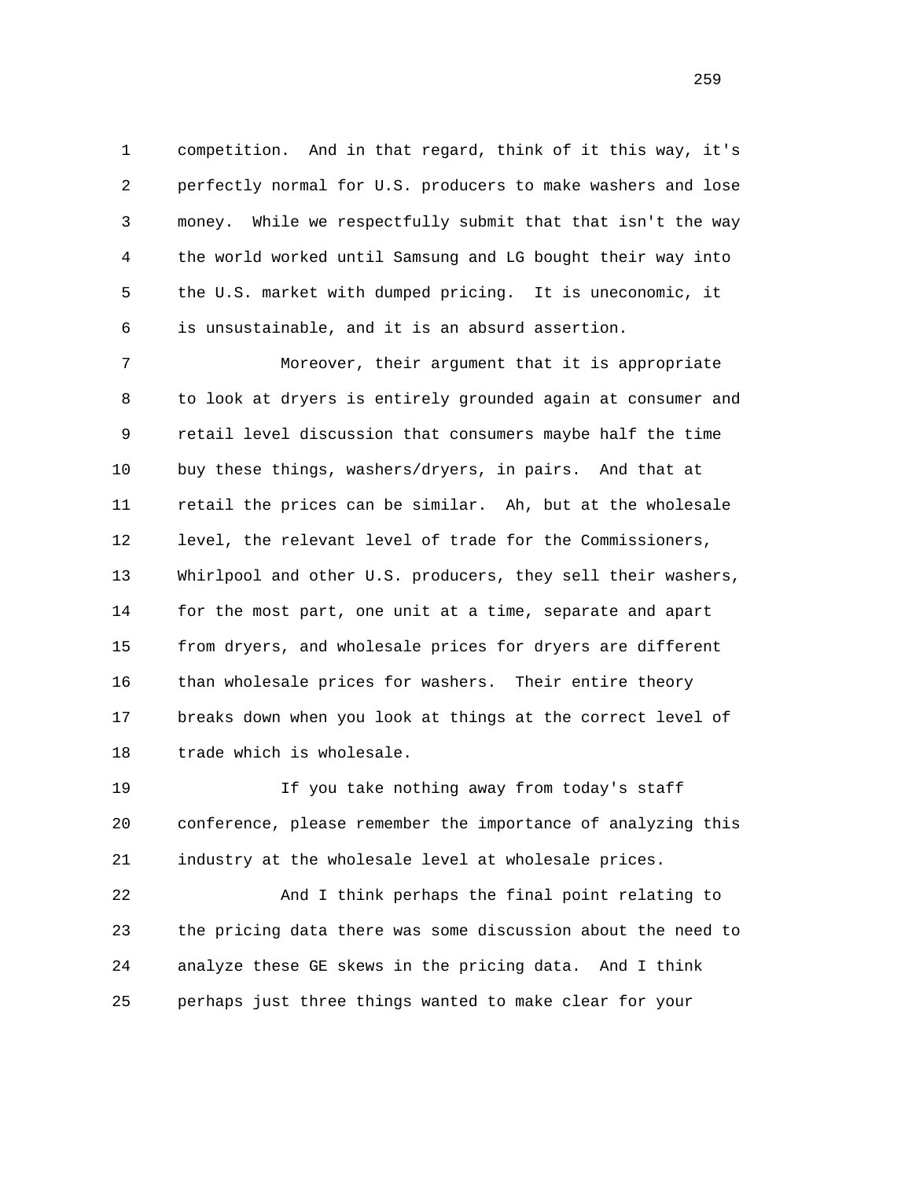competition. And in that regard, think of it this way, it's perfectly normal for U.S. producers to make washers and lose money. While we respectfully submit that that isn't the way the world worked until Samsung and LG bought their way into the U.S. market with dumped pricing. It is uneconomic, it is unsustainable, and it is an absurd assertion.

Moreover, their argument that it is appropriate to look at dryers is entirely grounded again at consumer and retail level discussion that consumers maybe half the time buy these things, washers/dryers, in pairs. And that at retail the prices can be similar. Ah, but at the wholesale level, the relevant level of trade for the Commissioners, Whirlpool and other U.S. producers, they sell their washers, for the most part, one unit at a time, separate and apart from dryers, and wholesale prices for dryers are different than wholesale prices for washers. Their entire theory breaks down when you look at things at the correct level of trade which is wholesale.

If you take nothing away from today's staff conference, please remember the importance of analyzing this industry at the wholesale level at wholesale prices.

And I think perhaps the final point relating to the pricing data there was some discussion about the need to analyze these GE skews in the pricing data. And I think perhaps just three things wanted to make clear for your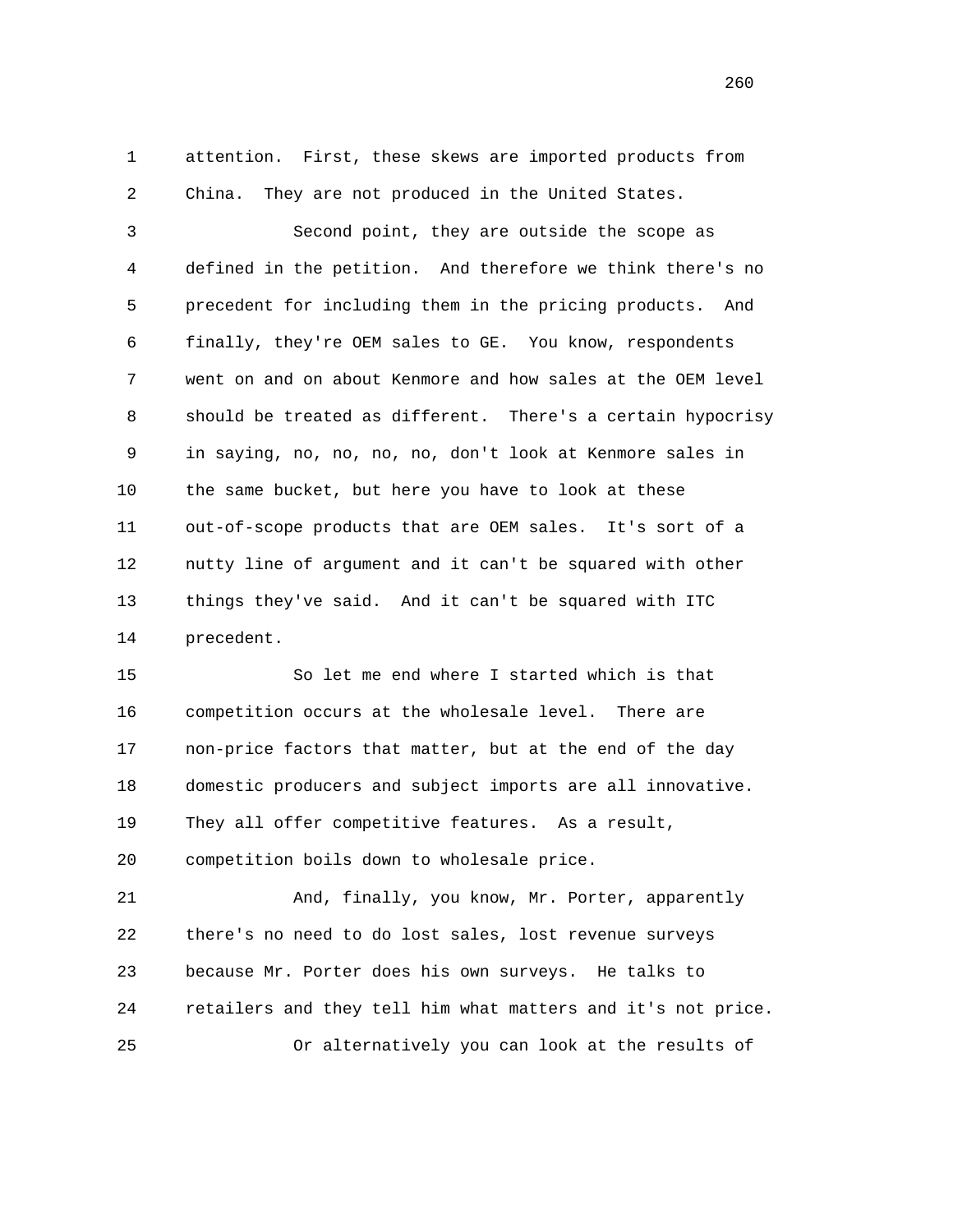attention. First, these skews are imported products from China. They are not produced in the United States.

Second point, they are outside the scope as defined in the petition. And therefore we think there's no precedent for including them in the pricing products. And finally, they're OEM sales to GE. You know, respondents went on and on about Kenmore and how sales at the OEM level should be treated as different. There's a certain hypocrisy in saying, no, no, no, no, don't look at Kenmore sales in the same bucket, but here you have to look at these out-of-scope products that are OEM sales. It's sort of a nutty line of argument and it can't be squared with other things they've said. And it can't be squared with ITC precedent.

So let me end where I started which is that competition occurs at the wholesale level. There are non-price factors that matter, but at the end of the day domestic producers and subject imports are all innovative. They all offer competitive features. As a result, competition boils down to wholesale price.

And, finally, you know, Mr. Porter, apparently there's no need to do lost sales, lost revenue surveys because Mr. Porter does his own surveys. He talks to retailers and they tell him what matters and it's not price.

Or alternatively you can look at the results of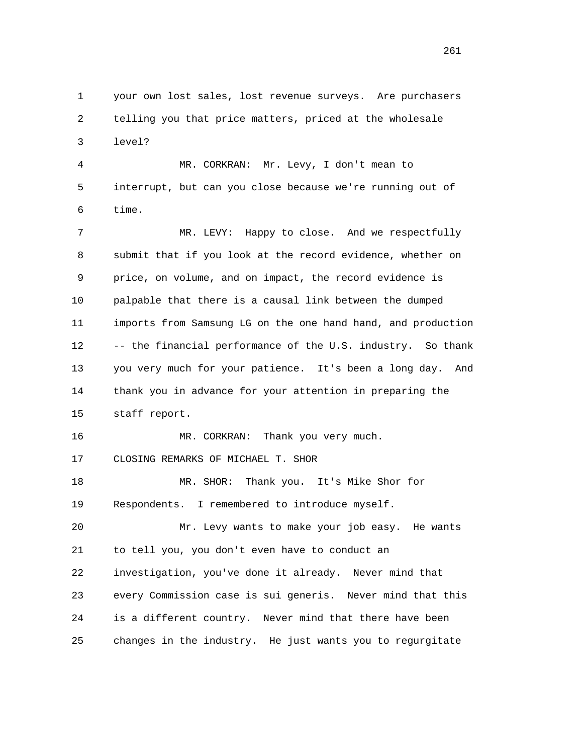your own lost sales, lost revenue surveys. Are purchasers telling you that price matters, priced at the wholesale level?

MR. CORKRAN: Mr. Levy, I don't mean to interrupt, but can you close because we're running out of time.

MR. LEVY: Happy to close. And we respectfully submit that if you look at the record evidence, whether on price, on volume, and on impact, the record evidence is palpable that there is a causal link between the dumped imports from Samsung LG on the one hand hand, and production -- the financial performance of the U.S. industry. So thank you very much for your patience. It's been a long day. And thank you in advance for your attention in preparing the staff report.

MR. CORKRAN: Thank you very much.

CLOSING REMARKS OF MICHAEL T. SHOR

MR. SHOR: Thank you. It's Mike Shor for Respondents. I remembered to introduce myself.

Mr. Levy wants to make your job easy. He wants to tell you, you don't even have to conduct an investigation, you've done it already. Never mind that every Commission case is sui generis. Never mind that this is a different country. Never mind that there have been changes in the industry. He just wants you to regurgitate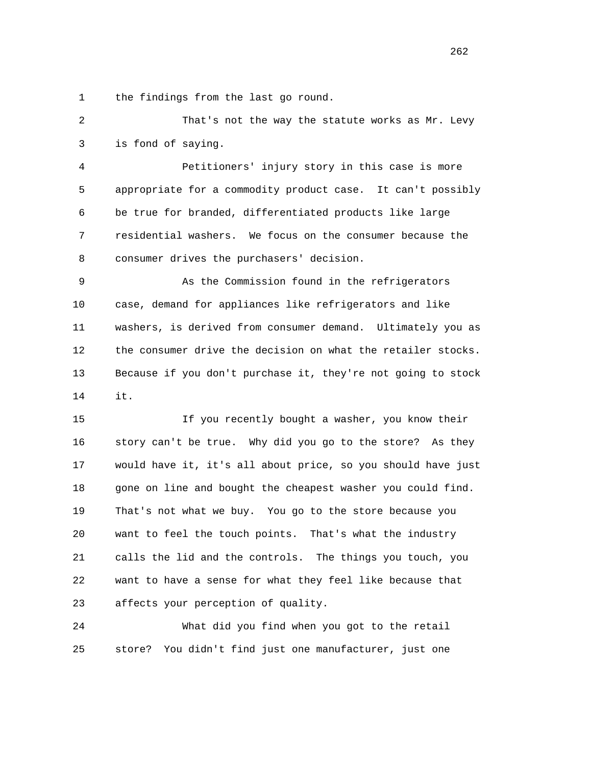the findings from the last go round.

That's not the way the statute works as Mr. Levy is fond of saying.

Petitioners' injury story in this case is more appropriate for a commodity product case. It can't possibly be true for branded, differentiated products like large residential washers. We focus on the consumer because the consumer drives the purchasers' decision.

As the Commission found in the refrigerators case, demand for appliances like refrigerators and like washers, is derived from consumer demand. Ultimately you as the consumer drive the decision on what the retailer stocks. Because if you don't purchase it, they're not going to stock it.

If you recently bought a washer, you know their story can't be true. Why did you go to the store? As they would have it, it's all about price, so you should have just gone on line and bought the cheapest washer you could find. That's not what we buy. You go to the store because you want to feel the touch points. That's what the industry calls the lid and the controls. The things you touch, you want to have a sense for what they feel like because that affects your perception of quality.

What did you find when you got to the retail store? You didn't find just one manufacturer, just one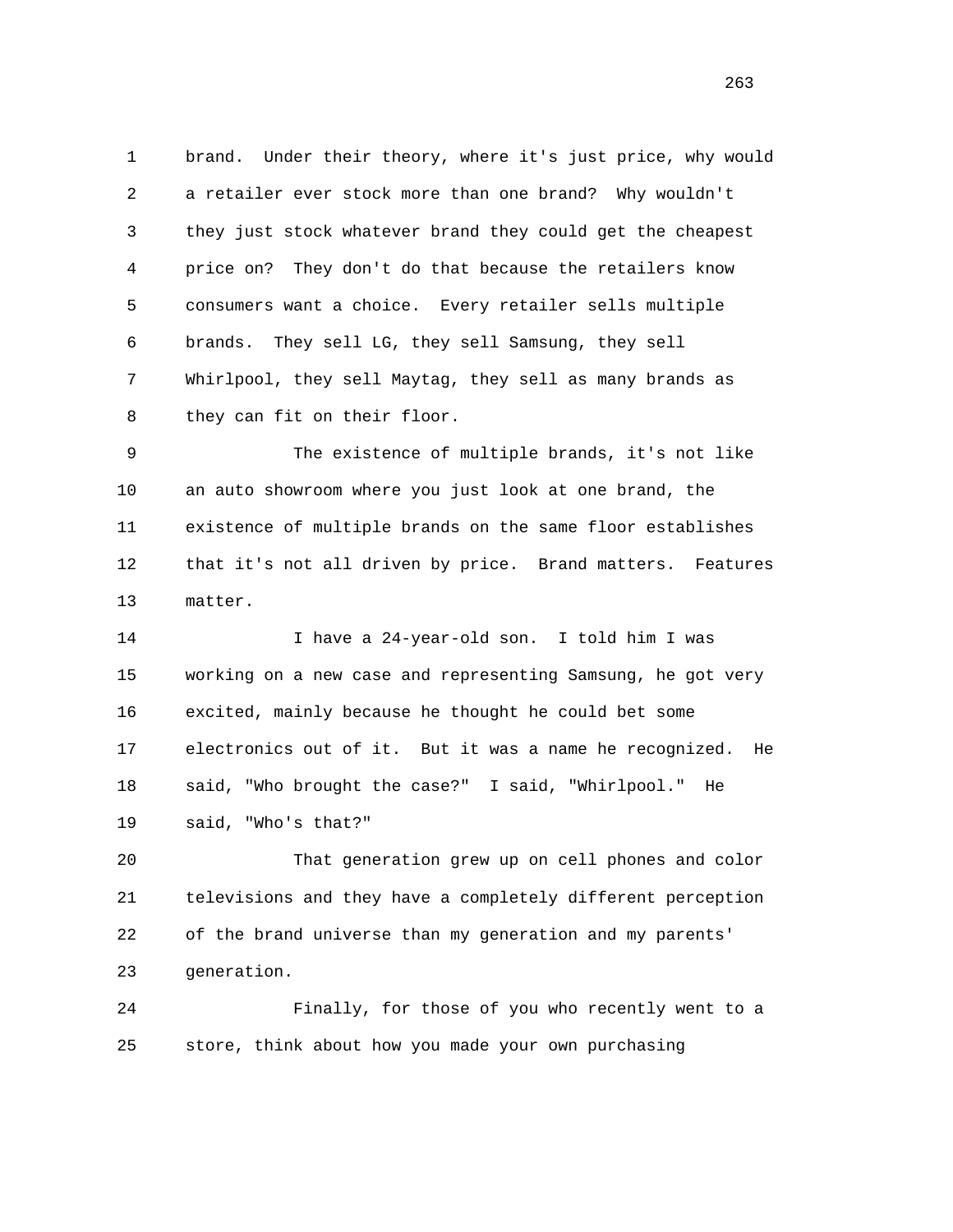brand. Under their theory, where it's just price, why would a retailer ever stock more than one brand? Why wouldn't they just stock whatever brand they could get the cheapest price on? They don't do that because the retailers know consumers want a choice. Every retailer sells multiple brands. They sell LG, they sell Samsung, they sell Whirlpool, they sell Maytag, they sell as many brands as they can fit on their floor.

The existence of multiple brands, it's not like an auto showroom where you just look at one brand, the existence of multiple brands on the same floor establishes that it's not all driven by price. Brand matters. Features matter.

I have a 24-year-old son. I told him I was working on a new case and representing Samsung, he got very excited, mainly because he thought he could bet some electronics out of it. But it was a name he recognized. He said, "Who brought the case?" I said, "Whirlpool." He said, "Who's that?"

That generation grew up on cell phones and color televisions and they have a completely different perception of the brand universe than my generation and my parents' generation.

Finally, for those of you who recently went to a store, think about how you made your own purchasing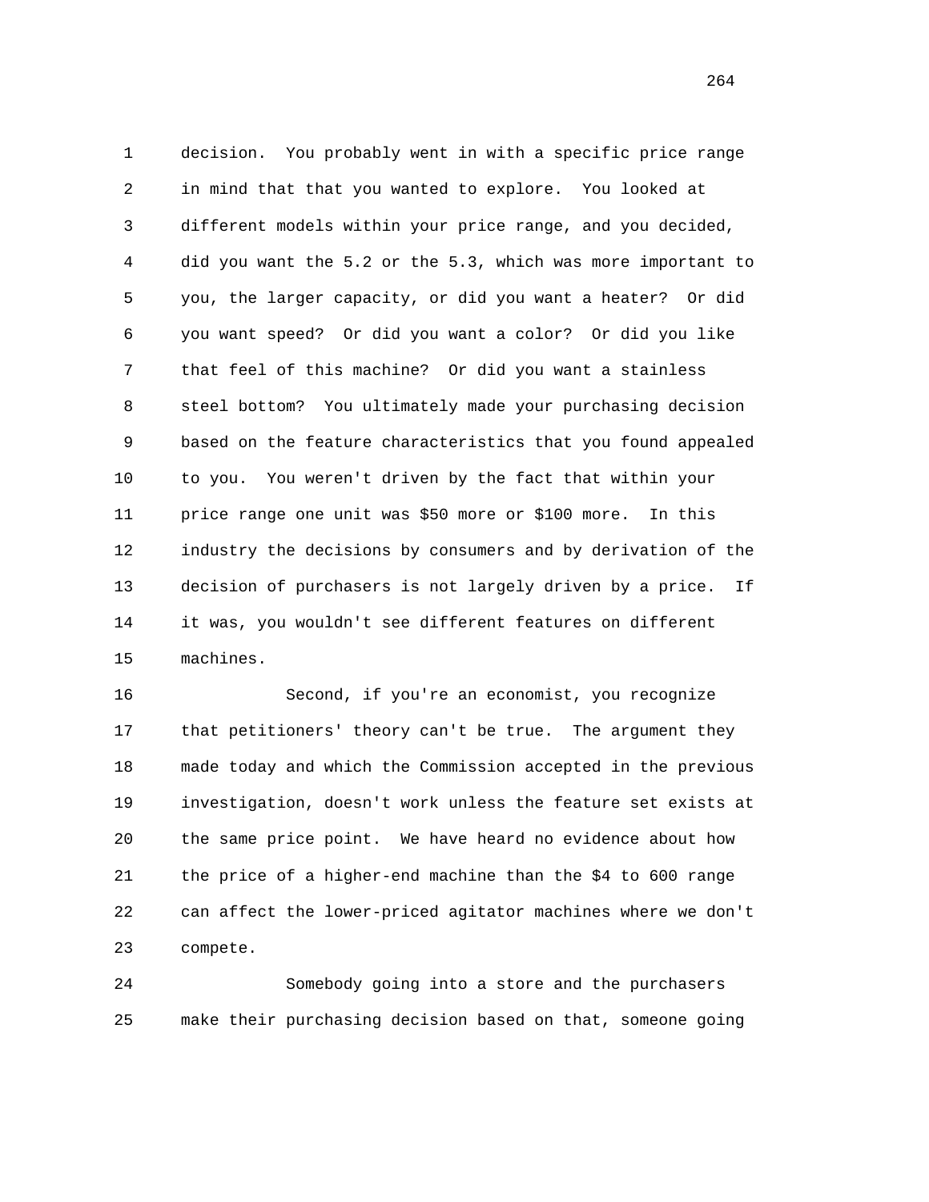decision. You probably went in with a specific price range in mind that that you wanted to explore. You looked at different models within your price range, and you decided, did you want the 5.2 or the 5.3, which was more important to you, the larger capacity, or did you want a heater? Or did you want speed? Or did you want a color? Or did you like that feel of this machine? Or did you want a stainless steel bottom? You ultimately made your purchasing decision based on the feature characteristics that you found appealed to you. You weren't driven by the fact that within your price range one unit was $50 more or $100 more. In this industry the decisions by consumers and by derivation of the decision of purchasers is not largely driven by a price. If it was, you wouldn't see different features on different machines.

Second, if you're an economist, you recognize that petitioners' theory can't be true. The argument they made today and which the Commission accepted in the previous investigation, doesn't work unless the feature set exists at the same price point. We have heard no evidence about how the price of a higher-end machine than the $4 to 600 range can affect the lower-priced agitator machines where we don't compete.

Somebody going into a store and the purchasers make their purchasing decision based on that, someone going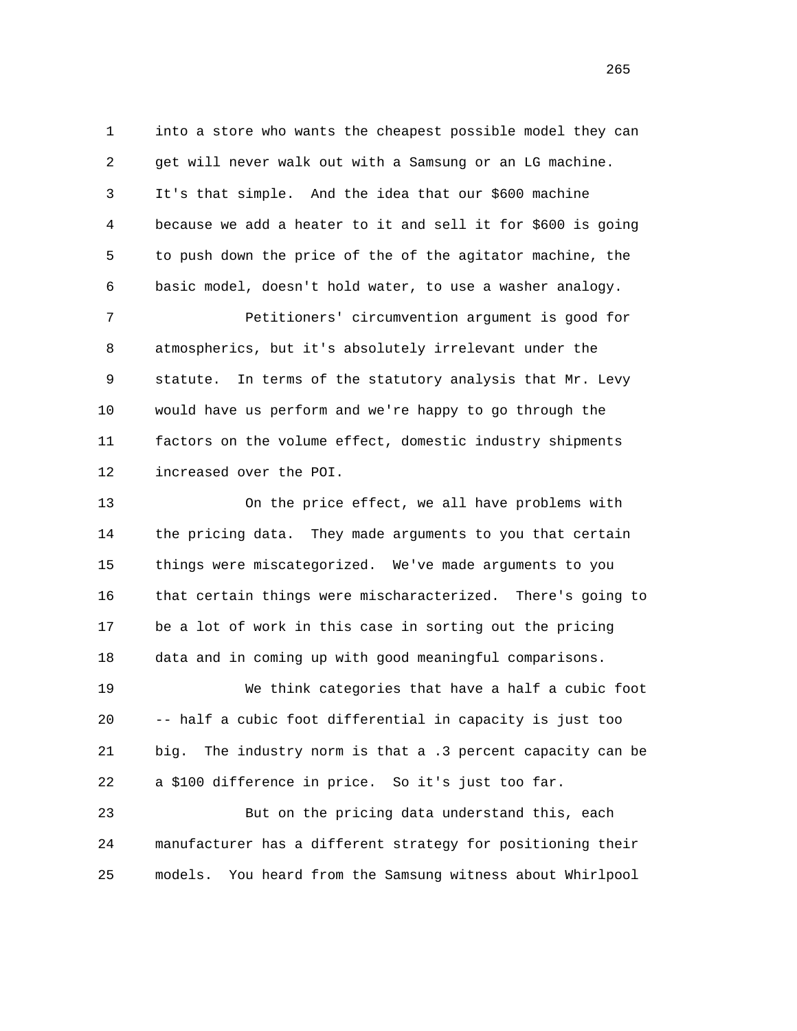into a store who wants the cheapest possible model they can get will never walk out with a Samsung or an LG machine. It's that simple. And the idea that our $600 machine because we add a heater to it and sell it for $600 is going to push down the price of the of the agitator machine, the basic model, doesn't hold water, to use a washer analogy.

Petitioners' circumvention argument is good for atmospherics, but it's absolutely irrelevant under the statute. In terms of the statutory analysis that Mr. Levy would have us perform and we're happy to go through the factors on the volume effect, domestic industry shipments increased over the POI.

On the price effect, we all have problems with the pricing data. They made arguments to you that certain things were miscategorized. We've made arguments to you that certain things were mischaracterized. There's going to be a lot of work in this case in sorting out the pricing data and in coming up with good meaningful comparisons.

We think categories that have a half a cubic foot -- half a cubic foot differential in capacity is just too big. The industry norm is that a .3 percent capacity can be a $100 difference in price. So it's just too far.

But on the pricing data understand this, each manufacturer has a different strategy for positioning their models. You heard from the Samsung witness about Whirlpool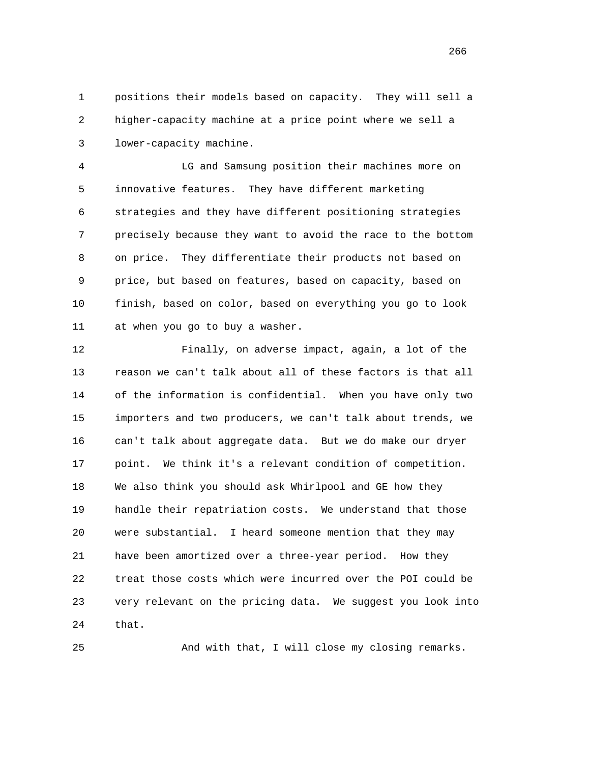positions their models based on capacity. They will sell a higher-capacity machine at a price point where we sell a lower-capacity machine.

LG and Samsung position their machines more on innovative features. They have different marketing strategies and they have different positioning strategies precisely because they want to avoid the race to the bottom on price. They differentiate their products not based on price, but based on features, based on capacity, based on finish, based on color, based on everything you go to look at when you go to buy a washer.

Finally, on adverse impact, again, a lot of the reason we can't talk about all of these factors is that all of the information is confidential. When you have only two importers and two producers, we can't talk about trends, we can't talk about aggregate data. But we do make our dryer point. We think it's a relevant condition of competition. We also think you should ask Whirlpool and GE how they handle their repatriation costs. We understand that those were substantial. I heard someone mention that they may have been amortized over a three-year period. How they treat those costs which were incurred over the POI could be very relevant on the pricing data. We suggest you look into that.

And with that, I will close my closing remarks.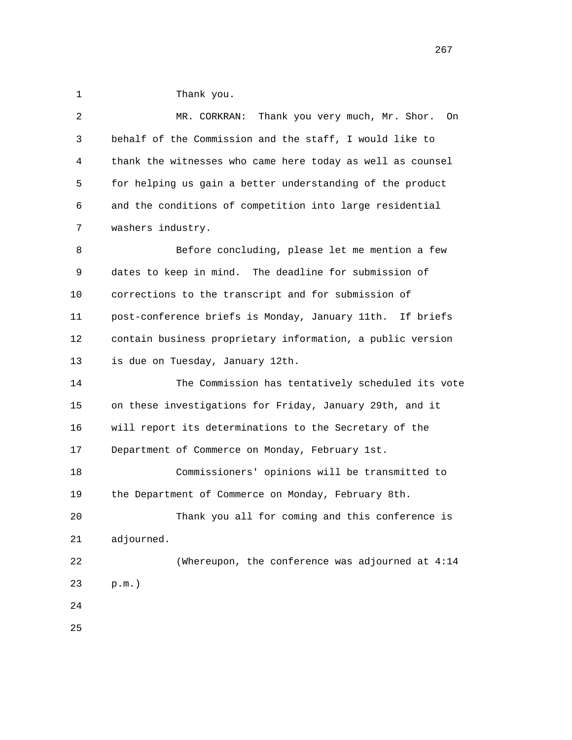1 Thank you.

2 MR. CORKRAN: Thank you very much, Mr. Shor. On

3 behalf of the Commission and the staff, I would like to

4 thank the witnesses who came here today as well as counsel

5 for helping us gain a better understanding of the product

6 and the conditions of competition into large residential

7 washers industry.

8 Before concluding, please let me mention a few

9 dates to keep in mind. The deadline for submission of

10 corrections to the transcript and for submission of

11 post-conference briefs is Monday, January 11th. If briefs

12 contain business proprietary information, a public version

13 is due on Tuesday, January 12th.

14 The Commission has tentatively scheduled its vote

15 on these investigations for Friday, January 29th, and it

16 will report its determinations to the Secretary of the

17 Department of Commerce on Monday, February 1st.

18 Commissioners' opinions will be transmitted to

19 the Department of Commerce on Monday, February 8th.

20 Thank you all for coming and this conference is

21 adjourned.

22 (Whereupon, the conference was adjourned at 4:14

23 p.m.)

24

25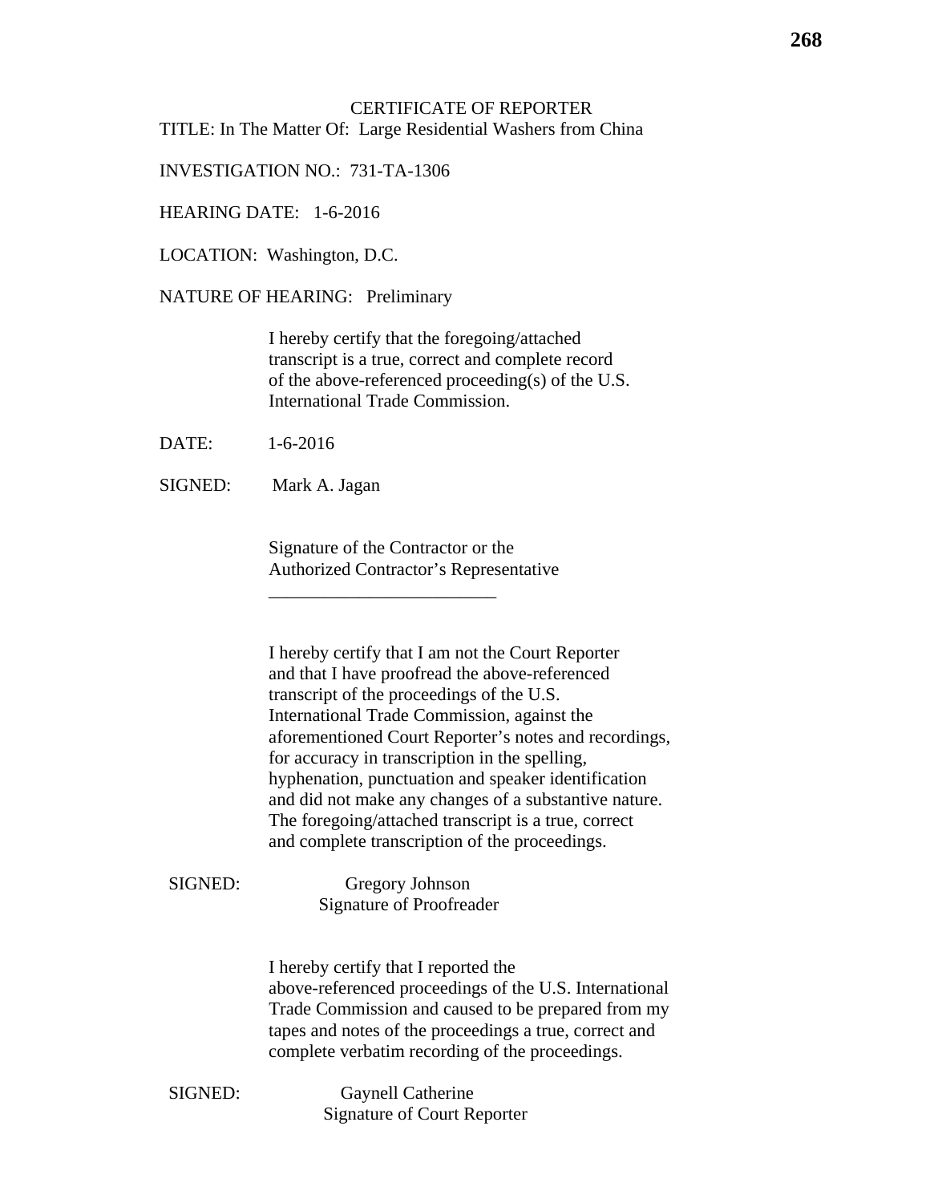# CERTIFICATE OF REPORTER

TITLE: In The Matter Of: Large Residential Washers from China

INVESTIGATION NO.: 731-TA-1306

HEARING DATE: 1-6-2016

LOCATION: Washington, D.C.

NATURE OF HEARING: Preliminary

I hereby certify that the foregoing/attached transcript is a true, correct and complete record of the above-referenced proceeding(s) of the U.S. International Trade Commission.

DATE: 1-6-2016

SIGNED: Mark A. Jagan

Signature of the Contractor or the Authorized Contractor's Representative

\_\_\_\_\_\_\_\_\_\_\_\_\_\_\_\_\_\_\_\_\_\_\_\_\_\_\_\_

I hereby certify that I am not the Court Reporter and that I have proofread the above-referenced transcript of the proceedings of the U.S. International Trade Commission, against the aforementioned Court Reporter's notes and recordings, for accuracy in transcription in the spelling, hyphenation, punctuation and speaker identification and did not make any changes of a substantive nature. The foregoing/attached transcript is a true, correct and complete transcription of the proceedings.

SIGNED: Gregory Johnson
Signature of Proofreader

I hereby certify that I reported the above-referenced proceedings of the U.S. International Trade Commission and caused to be prepared from my tapes and notes of the proceedings a true, correct and complete verbatim recording of the proceedings.

SIGNED: Gaynell Catherine
Signature of Court Reporter